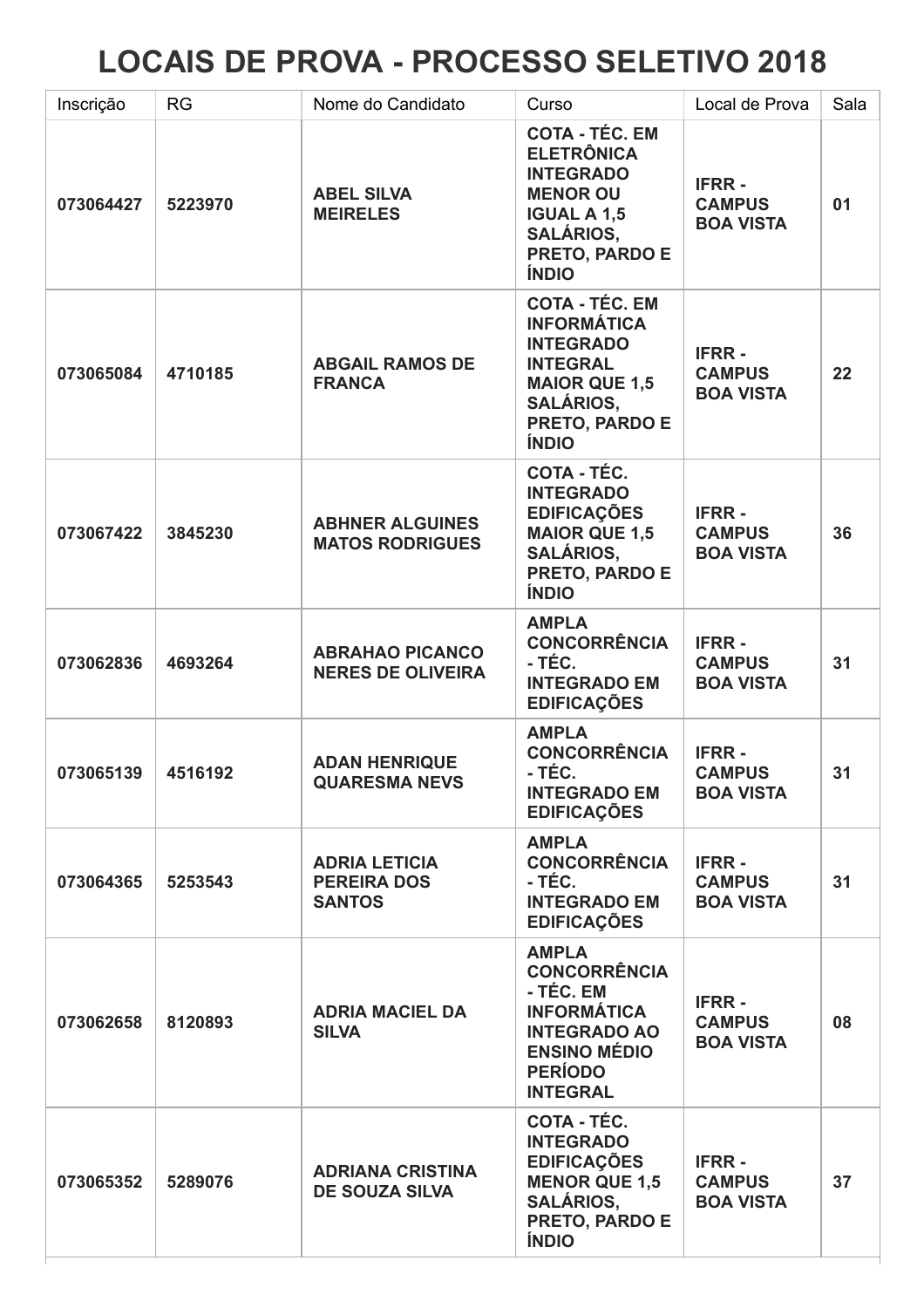# LOCAIS DE PROVA - PROCESSO SELETIVO 2018

| Inscrição | RG | Nome do Candidato | Curso | Local de Prova | Sala |
|---|---|---|---|---|---|
| **073064427** | **5223970** | **ABEL SILVA MEIRELES** | **COTA - TÉC. EM ELETRÔNICA INTEGRADO MENOR OU IGUAL A 1,5 SALÁRIOS, PRETO, PARDO E ÍNDIO** | **IFRR - CAMPUS BOA VISTA** | **01** |
| **073065084** | **4710185** | **ABGAIL RAMOS DE FRANCA** | **COTA - TÉC. EM INFORMÁTICA INTEGRADO INTEGRAL MAIOR QUE 1,5 SALÁRIOS, PRETO, PARDO E ÍNDIO** | **IFRR - CAMPUS BOA VISTA** | **22** |
| **073067422** | **3845230** | **ABHNER ALGUINES MATOS RODRIGUES** | **COTA - TÉC. INTEGRADO EDIFICAÇÕES MAIOR QUE 1,5 SALÁRIOS, PRETO, PARDO E ÍNDIO** | **IFRR - CAMPUS BOA VISTA** | **36** |
| **073062836** | **4693264** | **ABRAHAO PICANCO NERES DE OLIVEIRA** | **AMPLA CONCORRÊNCIA - TÉC. INTEGRADO EM EDIFICAÇÕES** | **IFRR - CAMPUS BOA VISTA** | **31** |
| **073065139** | **4516192** | **ADAN HENRIQUE QUARESMA NEVS** | **AMPLA CONCORRÊNCIA - TÉC. INTEGRADO EM EDIFICAÇÕES** | **IFRR - CAMPUS BOA VISTA** | **31** |
| **073064365** | **5253543** | **ADRIA LETICIA PEREIRA DOS SANTOS** | **AMPLA CONCORRÊNCIA - TÉC. INTEGRADO EM EDIFICAÇÕES** | **IFRR - CAMPUS BOA VISTA** | **31** |
| **073062658** | **8120893** | **ADRIA MACIEL DA SILVA** | **AMPLA CONCORRÊNCIA - TÉC. EM INFORMÁTICA INTEGRADO AO ENSINO MÉDIO PERÍODO INTEGRAL** | **IFRR - CAMPUS BOA VISTA** | **08** |
| **073065352** | **5289076** | **ADRIANA CRISTINA DE SOUZA SILVA** | **COTA - TÉC. INTEGRADO EDIFICAÇÕES MENOR QUE 1,5 SALÁRIOS, PRETO, PARDO E ÍNDIO** | **IFRR - CAMPUS BOA VISTA** | **37** |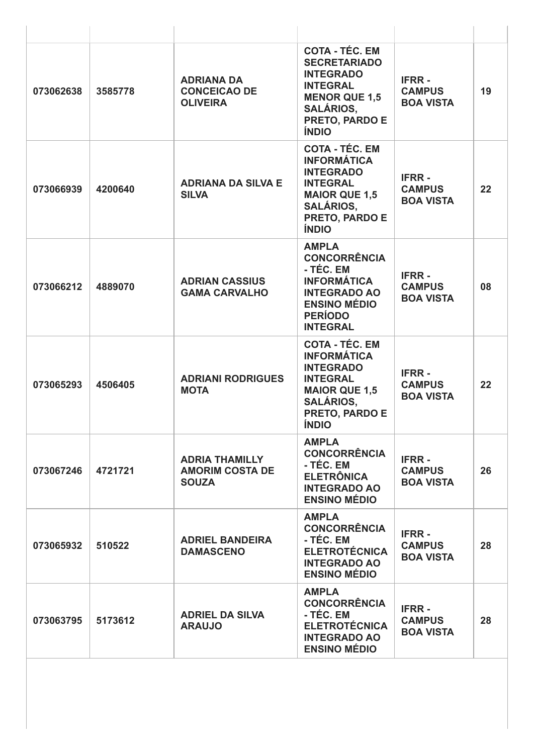| | | | | | |
|---|---|---|---|---|---|
| 073062638 | 3585778 | ADRIANA DA CONCEICAO DE OLIVEIRA | COTA - TÉC. EM SECRETARIADO INTEGRADO INTEGRAL MENOR QUE 1,5 SALÁRIOS, PRETO, PARDO E ÍNDIO | IFRR - CAMPUS BOA VISTA | 19 |
| 073066939 | 4200640 | ADRIANA DA SILVA E SILVA | COTA - TÉC. EM INFORMÁTICA INTEGRADO INTEGRAL MAIOR QUE 1,5 SALÁRIOS, PRETO, PARDO E ÍNDIO | IFRR - CAMPUS BOA VISTA | 22 |
| 073066212 | 4889070 | ADRIAN CASSIUS GAMA CARVALHO | AMPLA CONCORRÊNCIA - TÉC. EM INFORMÁTICA INTEGRADO AO ENSINO MÉDIO PERÍODO INTEGRAL | IFRR - CAMPUS BOA VISTA | 08 |
| 073065293 | 4506405 | ADRIANI RODRIGUES MOTA | COTA - TÉC. EM INFORMÁTICA INTEGRADO INTEGRAL MAIOR QUE 1,5 SALÁRIOS, PRETO, PARDO E ÍNDIO | IFRR - CAMPUS BOA VISTA | 22 |
| 073067246 | 4721721 | ADRIA THAMILLY AMORIM COSTA DE SOUZA | AMPLA CONCORRÊNCIA - TÉC. EM ELETRÔNICA INTEGRADO AO ENSINO MÉDIO | IFRR - CAMPUS BOA VISTA | 26 |
| 073065932 | 510522 | ADRIEL BANDEIRA DAMASCENO | AMPLA CONCORRÊNCIA - TÉC. EM ELETROTÉCNICA INTEGRADO AO ENSINO MÉDIO | IFRR - CAMPUS BOA VISTA | 28 |
| 073063795 | 5173612 | ADRIEL DA SILVA ARAUJO | AMPLA CONCORRÊNCIA - TÉC. EM ELETROTÉCNICA INTEGRADO AO ENSINO MÉDIO | IFRR - CAMPUS BOA VISTA | 28 |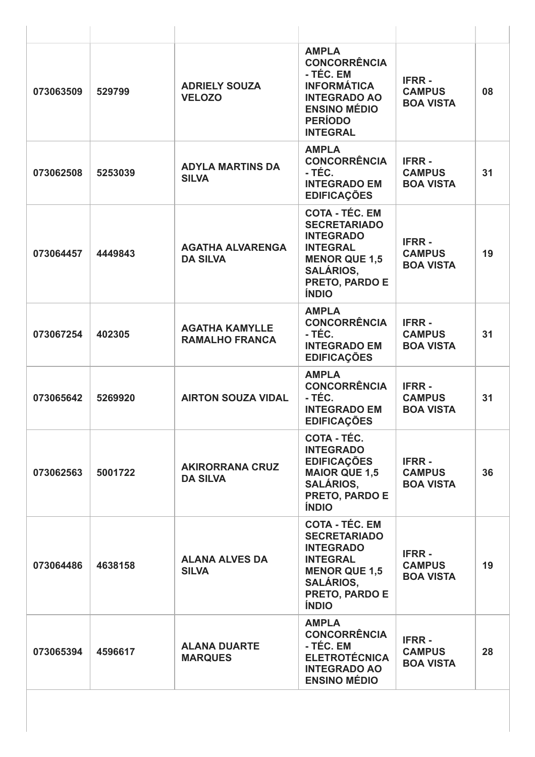| | | | | | |
|---|---|---|---|---|---|
| **073063509** | **529799** | **ADRIELY SOUZA VELOZO** | **AMPLA CONCORRÊNCIA - TÉC. EM INFORMÁTICA INTEGRADO AO ENSINO MÉDIO PERÍODO INTEGRAL** | **IFRR - CAMPUS BOA VISTA** | **08** |
| **073062508** | **5253039** | **ADYLA MARTINS DA SILVA** | **AMPLA CONCORRÊNCIA - TÉC. INTEGRADO EM EDIFICAÇÕES** | **IFRR - CAMPUS BOA VISTA** | **31** |
| **073064457** | **4449843** | **AGATHA ALVARENGA DA SILVA** | **COTA - TÉC. EM SECRETARIADO INTEGRADO INTEGRAL MENOR QUE 1,5 SALÁRIOS, PRETO, PARDO E ÍNDIO** | **IFRR - CAMPUS BOA VISTA** | **19** |
| **073067254** | **402305** | **AGATHA KAMYLLE RAMALHO FRANCA** | **AMPLA CONCORRÊNCIA - TÉC. INTEGRADO EM EDIFICAÇÕES** | **IFRR - CAMPUS BOA VISTA** | **31** |
| **073065642** | **5269920** | **AIRTON SOUZA VIDAL** | **AMPLA CONCORRÊNCIA - TÉC. INTEGRADO EM EDIFICAÇÕES** | **IFRR - CAMPUS BOA VISTA** | **31** |
| **073062563** | **5001722** | **AKIRORRANA CRUZ DA SILVA** | **COTA - TÉC. INTEGRADO EDIFICAÇÕES MAIOR QUE 1,5 SALÁRIOS, PRETO, PARDO E ÍNDIO** | **IFRR - CAMPUS BOA VISTA** | **36** |
| **073064486** | **4638158** | **ALANA ALVES DA SILVA** | **COTA - TÉC. EM SECRETARIADO INTEGRADO INTEGRAL MENOR QUE 1,5 SALÁRIOS, PRETO, PARDO E ÍNDIO** | **IFRR - CAMPUS BOA VISTA** | **19** |
| **073065394** | **4596617** | **ALANA DUARTE MARQUES** | **AMPLA CONCORRÊNCIA - TÉC. EM ELETROTÉCNICA INTEGRADO AO ENSINO MÉDIO** | **IFRR - CAMPUS BOA VISTA** | **28** |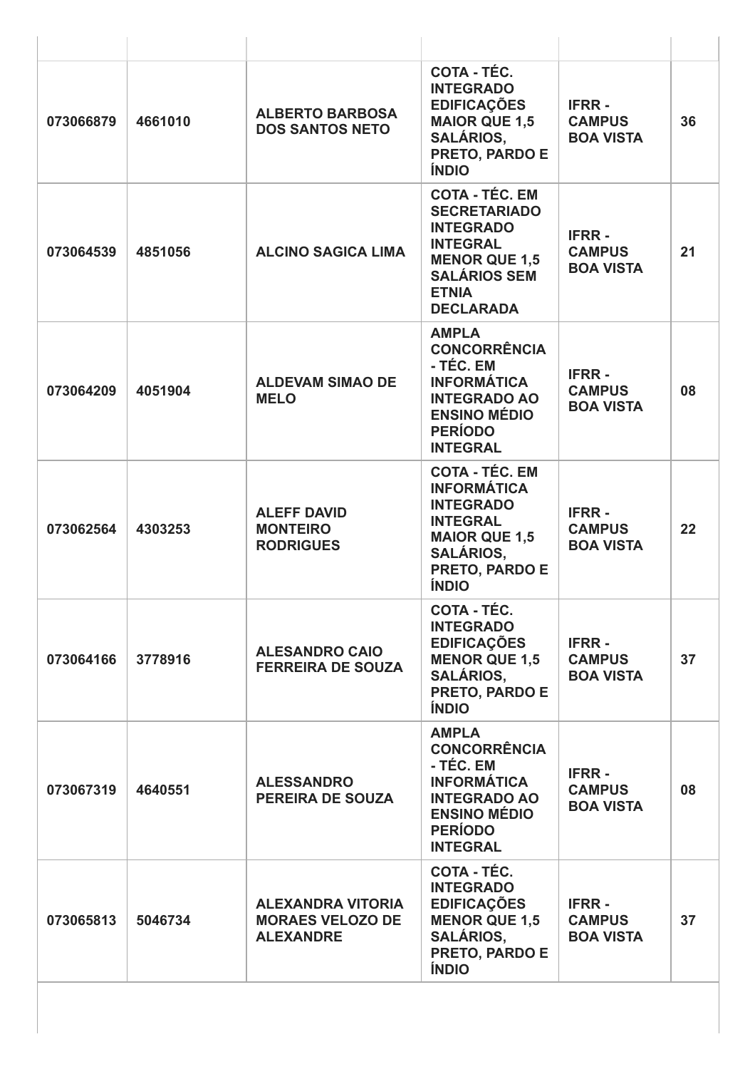| | | | | | |
|---|---|---|---|---|---|
| 073066879 | 4661010 | ALBERTO BARBOSA DOS SANTOS NETO | COTA - TÉC. INTEGRADO EDIFICAÇÕES MAIOR QUE 1,5 SALÁRIOS, PRETO, PARDO E ÍNDIO | IFRR - CAMPUS BOA VISTA | 36 |
| 073064539 | 4851056 | ALCINO SAGICA LIMA | COTA - TÉC. EM SECRETARIADO INTEGRADO INTEGRAL MENOR QUE 1,5 SALÁRIOS SEM ETNIA DECLARADA | IFRR - CAMPUS BOA VISTA | 21 |
| 073064209 | 4051904 | ALDEVAM SIMAO DE MELO | AMPLA CONCORRÊNCIA - TÉC. EM INFORMÁTICA INTEGRADO AO ENSINO MÉDIO PERÍODO INTEGRAL | IFRR - CAMPUS BOA VISTA | 08 |
| 073062564 | 4303253 | ALEFF DAVID MONTEIRO RODRIGUES | COTA - TÉC. EM INFORMÁTICA INTEGRADO INTEGRAL MAIOR QUE 1,5 SALÁRIOS, PRETO, PARDO E ÍNDIO | IFRR - CAMPUS BOA VISTA | 22 |
| 073064166 | 3778916 | ALESANDRO CAIO FERREIRA DE SOUZA | COTA - TÉC. INTEGRADO EDIFICAÇÕES MENOR QUE 1,5 SALÁRIOS, PRETO, PARDO E ÍNDIO | IFRR - CAMPUS BOA VISTA | 37 |
| 073067319 | 4640551 | ALESSANDRO PEREIRA DE SOUZA | AMPLA CONCORRÊNCIA - TÉC. EM INFORMÁTICA INTEGRADO AO ENSINO MÉDIO PERÍODO INTEGRAL | IFRR - CAMPUS BOA VISTA | 08 |
| 073065813 | 5046734 | ALEXANDRA VITORIA MORAES VELOZO DE ALEXANDRE | COTA - TÉC. INTEGRADO EDIFICAÇÕES MENOR QUE 1,5 SALÁRIOS, PRETO, PARDO E ÍNDIO | IFRR - CAMPUS BOA VISTA | 37 |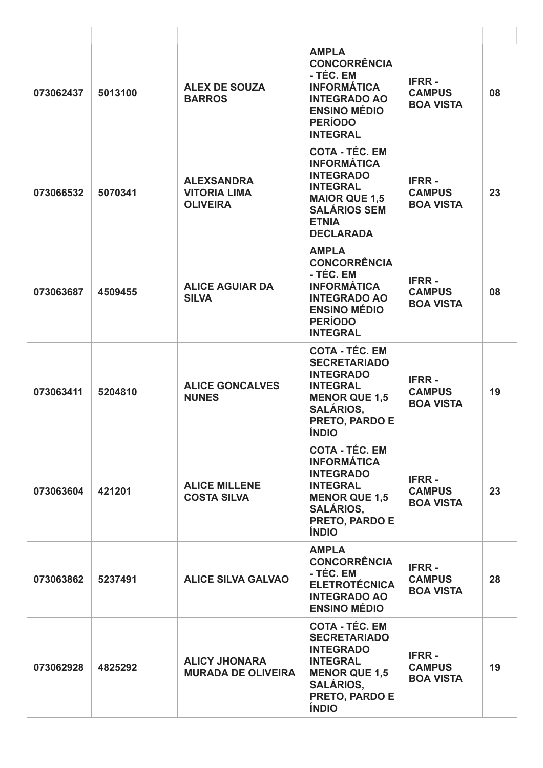| | | | | | |
|---|---|---|---|---|---|
| 073062437 | 5013100 | **ALEX DE SOUZA BARROS** | **AMPLA CONCORRÊNCIA - TÉC. EM INFORMÁTICA INTEGRADO AO ENSINO MÉDIO PERÍODO INTEGRAL** | **IFRR - CAMPUS BOA VISTA** | 08 |
| 073066532 | 5070341 | **ALEXSANDRA VITORIA LIMA OLIVEIRA** | **COTA - TÉC. EM INFORMÁTICA INTEGRADO INTEGRAL MAIOR QUE 1,5 SALÁRIOS SEM ETNIA DECLARADA** | **IFRR - CAMPUS BOA VISTA** | 23 |
| 073063687 | 4509455 | **ALICE AGUIAR DA SILVA** | **AMPLA CONCORRÊNCIA - TÉC. EM INFORMÁTICA INTEGRADO AO ENSINO MÉDIO PERÍODO INTEGRAL** | **IFRR - CAMPUS BOA VISTA** | 08 |
| 073063411 | 5204810 | **ALICE GONCALVES NUNES** | **COTA - TÉC. EM SECRETARIADO INTEGRADO INTEGRAL MENOR QUE 1,5 SALÁRIOS, PRETO, PARDO E ÍNDIO** | **IFRR - CAMPUS BOA VISTA** | 19 |
| 073063604 | 421201 | **ALICE MILLENE COSTA SILVA** | **COTA - TÉC. EM INFORMÁTICA INTEGRADO INTEGRAL MENOR QUE 1,5 SALÁRIOS, PRETO, PARDO E ÍNDIO** | **IFRR - CAMPUS BOA VISTA** | 23 |
| 073063862 | 5237491 | **ALICE SILVA GALVAO** | **AMPLA CONCORRÊNCIA - TÉC. EM ELETROTÉCNICA INTEGRADO AO ENSINO MÉDIO** | **IFRR - CAMPUS BOA VISTA** | 28 |
| 073062928 | 4825292 | **ALICY JHONARA MURADA DE OLIVEIRA** | **COTA - TÉC. EM SECRETARIADO INTEGRADO INTEGRAL MENOR QUE 1,5 SALÁRIOS, PRETO, PARDO E ÍNDIO** | **IFRR - CAMPUS BOA VISTA** | 19 |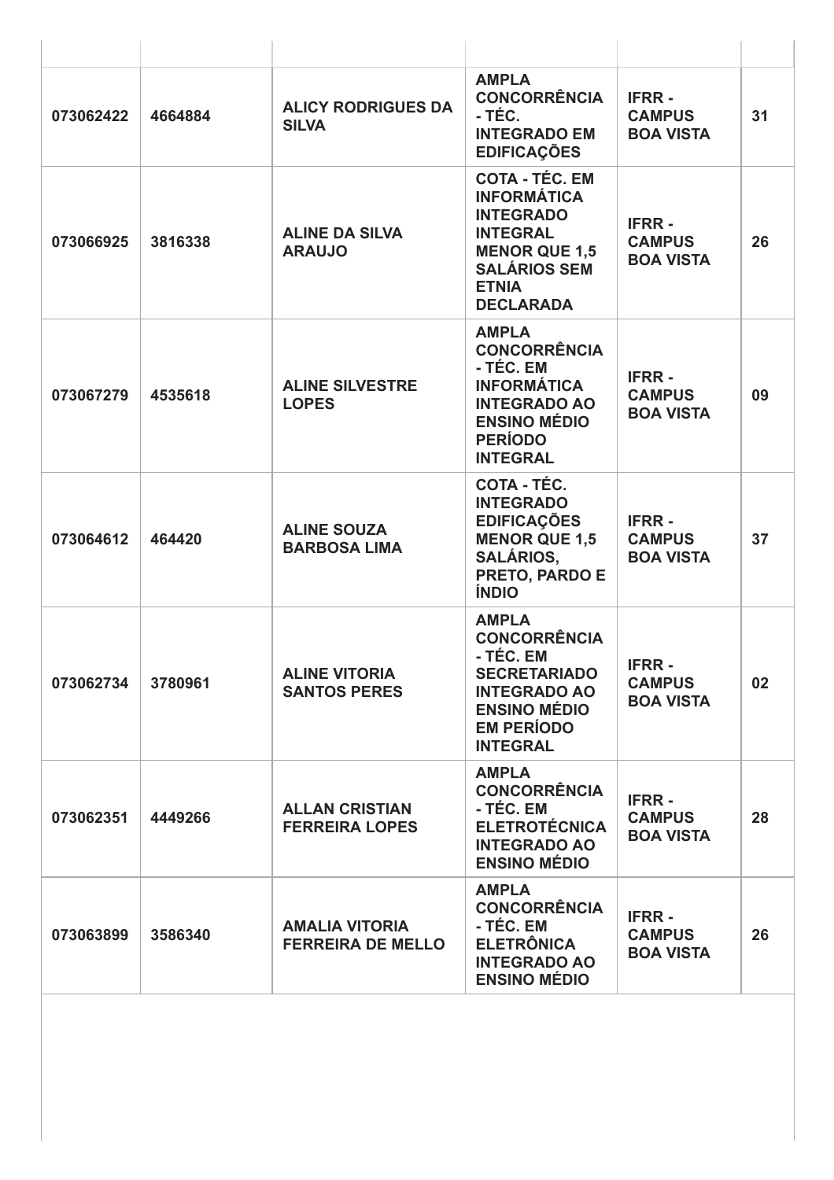| | | | | | |
|---|---|---|---|---|---|
| **073062422** | **4664884** | **ALICY RODRIGUES DA SILVA** | **AMPLA CONCORRÊNCIA - TÉC. INTEGRADO EM EDIFICAÇÕES** | **IFRR - CAMPUS BOA VISTA** | **31** |
| **073066925** | **3816338** | **ALINE DA SILVA ARAUJO** | **COTA - TÉC. EM INFORMÁTICA INTEGRADO INTEGRAL MENOR QUE 1,5 SALÁRIOS SEM ETNIA DECLARADA** | **IFRR - CAMPUS BOA VISTA** | **26** |
| **073067279** | **4535618** | **ALINE SILVESTRE LOPES** | **AMPLA CONCORRÊNCIA - TÉC. EM INFORMÁTICA INTEGRADO AO ENSINO MÉDIO PERÍODO INTEGRAL** | **IFRR - CAMPUS BOA VISTA** | **09** |
| **073064612** | **464420** | **ALINE SOUZA BARBOSA LIMA** | **COTA - TÉC. INTEGRADO EDIFICAÇÕES MENOR QUE 1,5 SALÁRIOS, PRETO, PARDO E ÍNDIO** | **IFRR - CAMPUS BOA VISTA** | **37** |
| **073062734** | **3780961** | **ALINE VITORIA SANTOS PERES** | **AMPLA CONCORRÊNCIA - TÉC. EM SECRETARIADO INTEGRADO AO ENSINO MÉDIO EM PERÍODO INTEGRAL** | **IFRR - CAMPUS BOA VISTA** | **02** |
| **073062351** | **4449266** | **ALLAN CRISTIAN FERREIRA LOPES** | **AMPLA CONCORRÊNCIA - TÉC. EM ELETROTÉCNICA INTEGRADO AO ENSINO MÉDIO** | **IFRR - CAMPUS BOA VISTA** | **28** |
| **073063899** | **3586340** | **AMALIA VITORIA FERREIRA DE MELLO** | **AMPLA CONCORRÊNCIA - TÉC. EM ELETRÔNICA INTEGRADO AO ENSINO MÉDIO** | **IFRR - CAMPUS BOA VISTA** | **26** |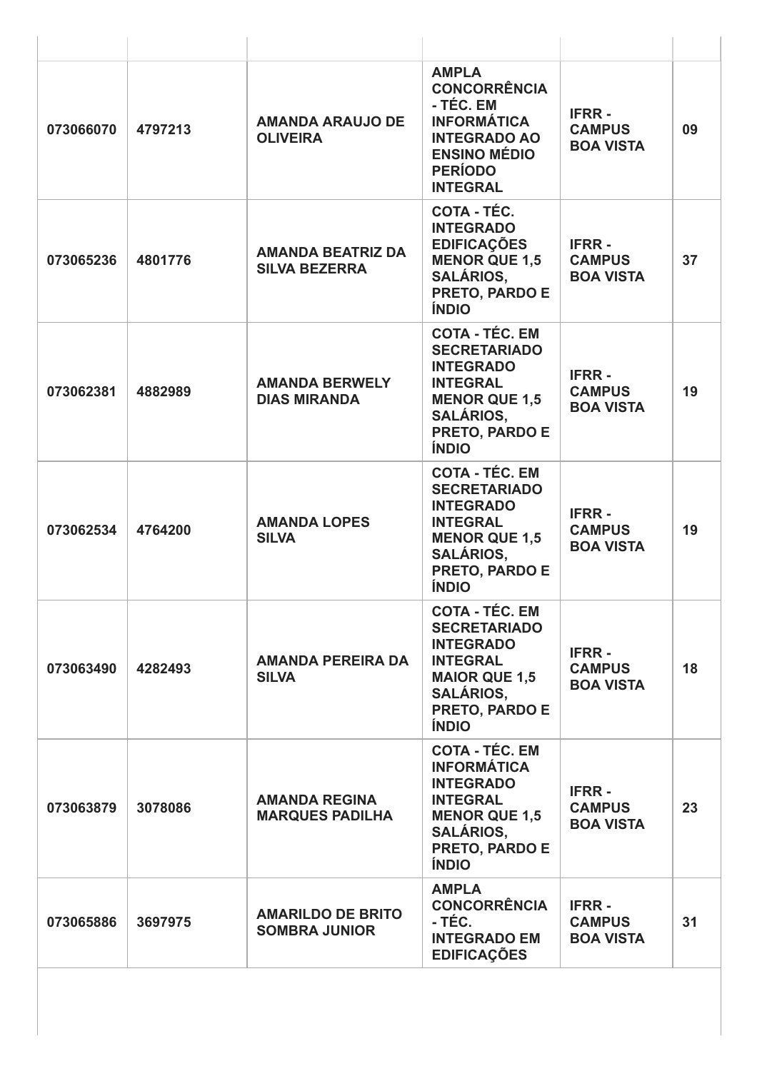| | | | | | |
|---|---|---|---|---|---|
| **073066070** | **4797213** | **AMANDA ARAUJO DE OLIVEIRA** | **AMPLA CONCORRÊNCIA - TÉC. EM INFORMÁTICA INTEGRADO AO ENSINO MÉDIO PERÍODO INTEGRAL** | **IFRR - CAMPUS BOA VISTA** | **09** |
| **073065236** | **4801776** | **AMANDA BEATRIZ DA SILVA BEZERRA** | **COTA - TÉC. INTEGRADO EDIFICAÇÕES MENOR QUE 1,5 SALÁRIOS, PRETO, PARDO E ÍNDIO** | **IFRR - CAMPUS BOA VISTA** | **37** |
| **073062381** | **4882989** | **AMANDA BERWELY DIAS MIRANDA** | **COTA - TÉC. EM SECRETARIADO INTEGRADO INTEGRAL MENOR QUE 1,5 SALÁRIOS, PRETO, PARDO E ÍNDIO** | **IFRR - CAMPUS BOA VISTA** | **19** |
| **073062534** | **4764200** | **AMANDA LOPES SILVA** | **COTA - TÉC. EM SECRETARIADO INTEGRADO INTEGRAL MENOR QUE 1,5 SALÁRIOS, PRETO, PARDO E ÍNDIO** | **IFRR - CAMPUS BOA VISTA** | **19** |
| **073063490** | **4282493** | **AMANDA PEREIRA DA SILVA** | **COTA - TÉC. EM SECRETARIADO INTEGRADO INTEGRAL MAIOR QUE 1,5 SALÁRIOS, PRETO, PARDO E ÍNDIO** | **IFRR - CAMPUS BOA VISTA** | **18** |
| **073063879** | **3078086** | **AMANDA REGINA MARQUES PADILHA** | **COTA - TÉC. EM INFORMÁTICA INTEGRADO INTEGRAL MENOR QUE 1,5 SALÁRIOS, PRETO, PARDO E ÍNDIO** | **IFRR - CAMPUS BOA VISTA** | **23** |
| **073065886** | **3697975** | **AMARILDO DE BRITO SOMBRA JUNIOR** | **AMPLA CONCORRÊNCIA - TÉC. INTEGRADO EM EDIFICAÇÕES** | **IFRR - CAMPUS BOA VISTA** | **31** |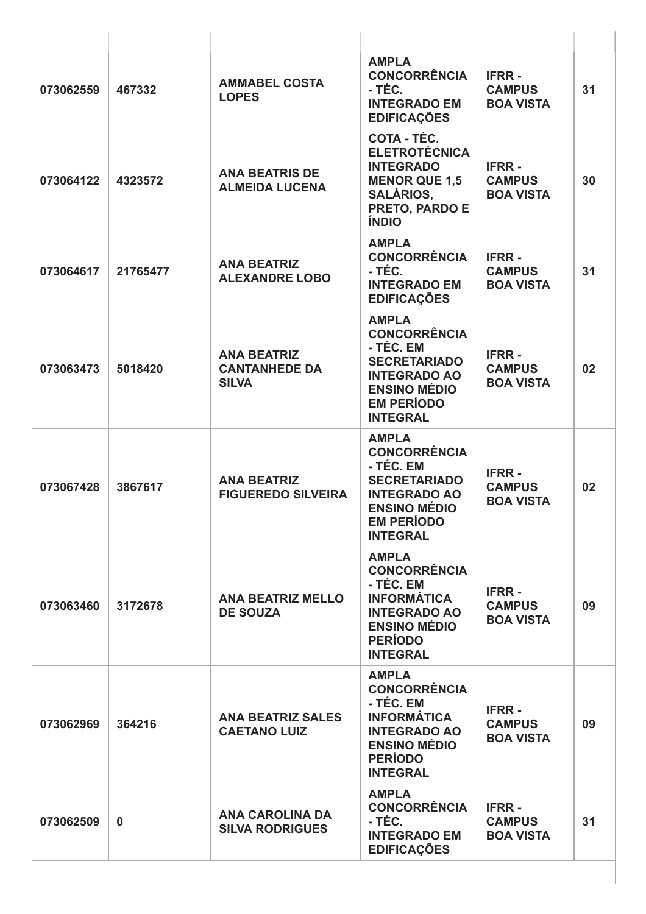| | | | | | |
|---|---|---|---|---|---|
| **073062559** | **467332** | **AMMABEL COSTA LOPES** | **AMPLA CONCORRÊNCIA - TÉC. INTEGRADO EM EDIFICAÇÕES** | **IFRR - CAMPUS BOA VISTA** | **31** |
| **073064122** | **4323572** | **ANA BEATRIS DE ALMEIDA LUCENA** | **COTA - TÉC. ELETROTÉCNICA INTEGRADO MENOR QUE 1,5 SALÁRIOS, PRETO, PARDO E ÍNDIO** | **IFRR - CAMPUS BOA VISTA** | **30** |
| **073064617** | **21765477** | **ANA BEATRIZ ALEXANDRE LOBO** | **AMPLA CONCORRÊNCIA - TÉC. INTEGRADO EM EDIFICAÇÕES** | **IFRR - CAMPUS BOA VISTA** | **31** |
| **073063473** | **5018420** | **ANA BEATRIZ CANTANHEDE DA SILVA** | **AMPLA CONCORRÊNCIA - TÉC. EM SECRETARIADO INTEGRADO AO ENSINO MÉDIO EM PERÍODO INTEGRAL** | **IFRR - CAMPUS BOA VISTA** | **02** |
| **073067428** | **3867617** | **ANA BEATRIZ FIGUEREDO SILVEIRA** | **AMPLA CONCORRÊNCIA - TÉC. EM SECRETARIADO INTEGRADO AO ENSINO MÉDIO EM PERÍODO INTEGRAL** | **IFRR - CAMPUS BOA VISTA** | **02** |
| **073063460** | **3172678** | **ANA BEATRIZ MELLO DE SOUZA** | **AMPLA CONCORRÊNCIA - TÉC. EM INFORMÁTICA INTEGRADO AO ENSINO MÉDIO PERÍODO INTEGRAL** | **IFRR - CAMPUS BOA VISTA** | **09** |
| **073062969** | **364216** | **ANA BEATRIZ SALES CAETANO LUIZ** | **AMPLA CONCORRÊNCIA - TÉC. EM INFORMÁTICA INTEGRADO AO ENSINO MÉDIO PERÍODO INTEGRAL** | **IFRR - CAMPUS BOA VISTA** | **09** |
| **073062509** | **0** | **ANA CAROLINA DA SILVA RODRIGUES** | **AMPLA CONCORRÊNCIA - TÉC. INTEGRADO EM EDIFICAÇÕES** | **IFRR - CAMPUS BOA VISTA** | **31** |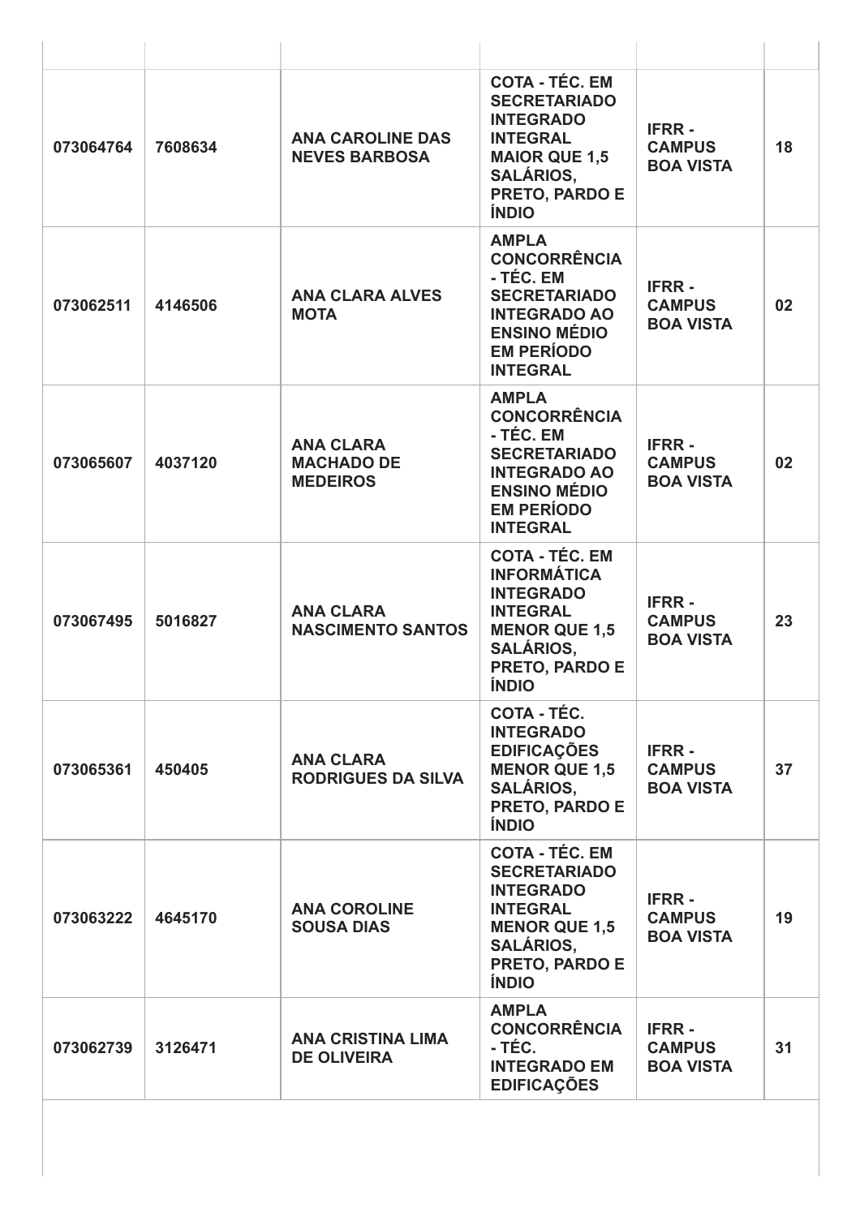| | | | | | |
|---|---|---|---|---|---|
| 073064764 | 7608634 | **ANA CAROLINE DAS NEVES BARBOSA** | **COTA - TÉC. EM SECRETARIADO INTEGRADO INTEGRAL MAIOR QUE 1,5 SALÁRIOS, PRETO, PARDO E ÍNDIO** | **IFRR - CAMPUS BOA VISTA** | **18** |
| 073062511 | 4146506 | **ANA CLARA ALVES MOTA** | **AMPLA CONCORRÊNCIA - TÉC. EM SECRETARIADO INTEGRADO AO ENSINO MÉDIO EM PERÍODO INTEGRAL** | **IFRR - CAMPUS BOA VISTA** | **02** |
| 073065607 | 4037120 | **ANA CLARA MACHADO DE MEDEIROS** | **AMPLA CONCORRÊNCIA - TÉC. EM SECRETARIADO INTEGRADO AO ENSINO MÉDIO EM PERÍODO INTEGRAL** | **IFRR - CAMPUS BOA VISTA** | **02** |
| 073067495 | 5016827 | **ANA CLARA NASCIMENTO SANTOS** | **COTA - TÉC. EM INFORMÁTICA INTEGRADO INTEGRAL MENOR QUE 1,5 SALÁRIOS, PRETO, PARDO E ÍNDIO** | **IFRR - CAMPUS BOA VISTA** | **23** |
| 073065361 | 450405 | **ANA CLARA RODRIGUES DA SILVA** | **COTA - TÉC. INTEGRADO EDIFICAÇÕES MENOR QUE 1,5 SALÁRIOS, PRETO, PARDO E ÍNDIO** | **IFRR - CAMPUS BOA VISTA** | **37** |
| 073063222 | 4645170 | **ANA COROLINE SOUSA DIAS** | **COTA - TÉC. EM SECRETARIADO INTEGRADO INTEGRAL MENOR QUE 1,5 SALÁRIOS, PRETO, PARDO E ÍNDIO** | **IFRR - CAMPUS BOA VISTA** | **19** |
| 073062739 | 3126471 | **ANA CRISTINA LIMA DE OLIVEIRA** | **AMPLA CONCORRÊNCIA - TÉC. INTEGRADO EM EDIFICAÇÕES** | **IFRR - CAMPUS BOA VISTA** | **31** |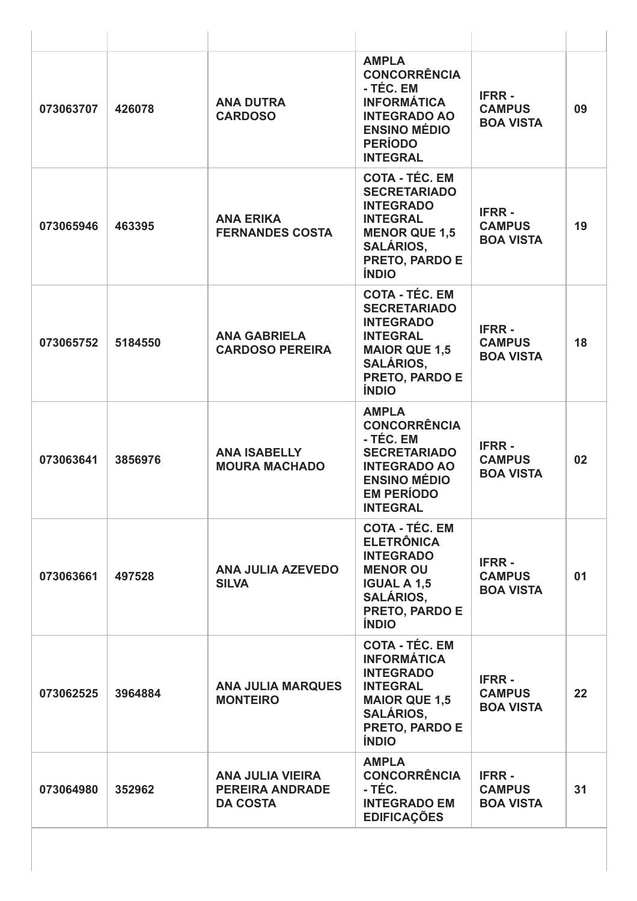| | | | | | |
|---|---|---|---|---|---|
| 073063707 | 426078 | ANA DUTRA CARDOSO | AMPLA CONCORRÊNCIA - TÉC. EM INFORMÁTICA INTEGRADO AO ENSINO MÉDIO PERÍODO INTEGRAL | IFRR - CAMPUS BOA VISTA | 09 |
| 073065946 | 463395 | ANA ERIKA FERNANDES COSTA | COTA - TÉC. EM SECRETARIADO INTEGRADO INTEGRAL MENOR QUE 1,5 SALÁRIOS, PRETO, PARDO E ÍNDIO | IFRR - CAMPUS BOA VISTA | 19 |
| 073065752 | 5184550 | ANA GABRIELA CARDOSO PEREIRA | COTA - TÉC. EM SECRETARIADO INTEGRADO INTEGRAL MAIOR QUE 1,5 SALÁRIOS, PRETO, PARDO E ÍNDIO | IFRR - CAMPUS BOA VISTA | 18 |
| 073063641 | 3856976 | ANA ISABELLY MOURA MACHADO | AMPLA CONCORRÊNCIA - TÉC. EM SECRETARIADO INTEGRADO AO ENSINO MÉDIO EM PERÍODO INTEGRAL | IFRR - CAMPUS BOA VISTA | 02 |
| 073063661 | 497528 | ANA JULIA AZEVEDO SILVA | COTA - TÉC. EM ELETRÔNICA INTEGRADO MENOR OU IGUAL A 1,5 SALÁRIOS, PRETO, PARDO E ÍNDIO | IFRR - CAMPUS BOA VISTA | 01 |
| 073062525 | 3964884 | ANA JULIA MARQUES MONTEIRO | COTA - TÉC. EM INFORMÁTICA INTEGRADO INTEGRAL MAIOR QUE 1,5 SALÁRIOS, PRETO, PARDO E ÍNDIO | IFRR - CAMPUS BOA VISTA | 22 |
| 073064980 | 352962 | ANA JULIA VIEIRA PEREIRA ANDRADE DA COSTA | AMPLA CONCORRÊNCIA - TÉC. INTEGRADO EM EDIFICAÇÕES | IFRR - CAMPUS BOA VISTA | 31 |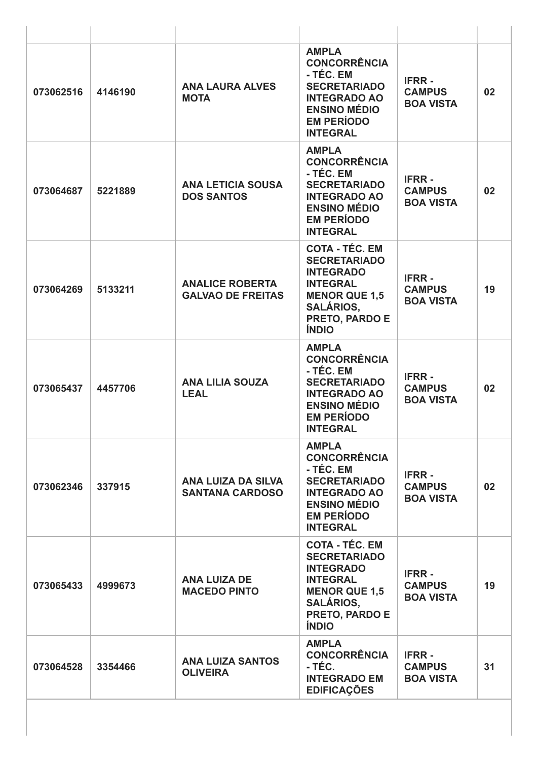| | | | | | |
|---|---|---|---|---|---|
| **073062516** | **4146190** | **ANA LAURA ALVES MOTA** | **AMPLA CONCORRÊNCIA - TÉC. EM SECRETARIADO INTEGRADO AO ENSINO MÉDIO EM PERÍODO INTEGRAL** | **IFRR - CAMPUS BOA VISTA** | **02** |
| **073064687** | **5221889** | **ANA LETICIA SOUSA DOS SANTOS** | **AMPLA CONCORRÊNCIA - TÉC. EM SECRETARIADO INTEGRADO AO ENSINO MÉDIO EM PERÍODO INTEGRAL** | **IFRR - CAMPUS BOA VISTA** | **02** |
| **073064269** | **5133211** | **ANALICE ROBERTA GALVAO DE FREITAS** | **COTA - TÉC. EM SECRETARIADO INTEGRADO INTEGRAL MENOR QUE 1,5 SALÁRIOS, PRETO, PARDO E ÍNDIO** | **IFRR - CAMPUS BOA VISTA** | **19** |
| **073065437** | **4457706** | **ANA LILIA SOUZA LEAL** | **AMPLA CONCORRÊNCIA - TÉC. EM SECRETARIADO INTEGRADO AO ENSINO MÉDIO EM PERÍODO INTEGRAL** | **IFRR - CAMPUS BOA VISTA** | **02** |
| **073062346** | **337915** | **ANA LUIZA DA SILVA SANTANA CARDOSO** | **AMPLA CONCORRÊNCIA - TÉC. EM SECRETARIADO INTEGRADO AO ENSINO MÉDIO EM PERÍODO INTEGRAL** | **IFRR - CAMPUS BOA VISTA** | **02** |
| **073065433** | **4999673** | **ANA LUIZA DE MACEDO PINTO** | **COTA - TÉC. EM SECRETARIADO INTEGRADO INTEGRAL MENOR QUE 1,5 SALÁRIOS, PRETO, PARDO E ÍNDIO** | **IFRR - CAMPUS BOA VISTA** | **19** |
| **073064528** | **3354466** | **ANA LUIZA SANTOS OLIVEIRA** | **AMPLA CONCORRÊNCIA - TÉC. INTEGRADO EM EDIFICAÇÕES** | **IFRR - CAMPUS BOA VISTA** | **31** |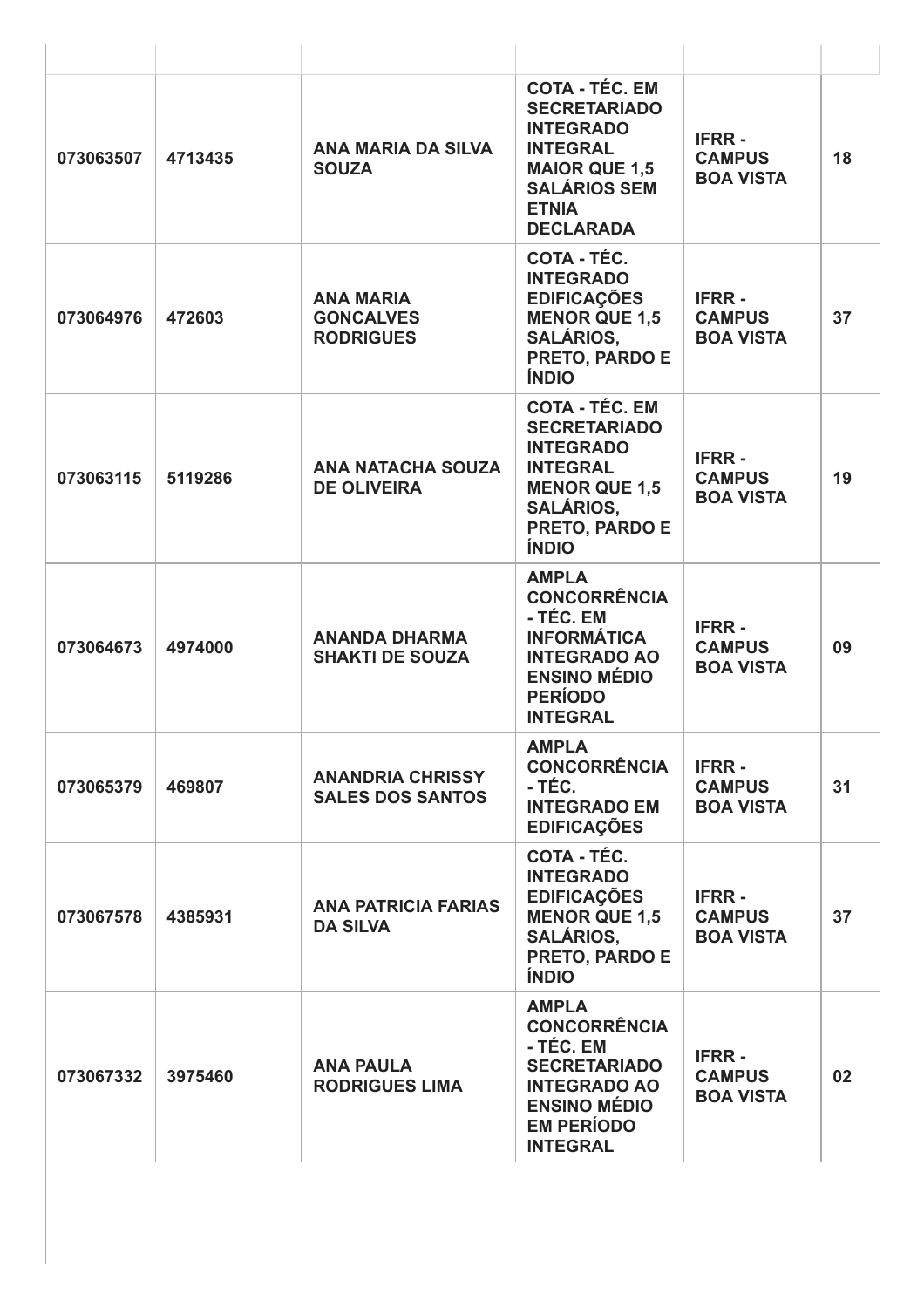| | | | | | |
|---|---|---|---|---|---|
| 073063507 | 4713435 | ANA MARIA DA SILVA SOUZA | COTA - TÉC. EM SECRETARIADO INTEGRADO INTEGRAL MAIOR QUE 1,5 SALÁRIOS SEM ETNIA DECLARADA | IFRR - CAMPUS BOA VISTA | 18 |
| 073064976 | 472603 | ANA MARIA GONCALVES RODRIGUES | COTA - TÉC. INTEGRADO EDIFICAÇÕES MENOR QUE 1,5 SALÁRIOS, PRETO, PARDO E ÍNDIO | IFRR - CAMPUS BOA VISTA | 37 |
| 073063115 | 5119286 | ANA NATACHA SOUZA DE OLIVEIRA | COTA - TÉC. EM SECRETARIADO INTEGRADO INTEGRAL MENOR QUE 1,5 SALÁRIOS, PRETO, PARDO E ÍNDIO | IFRR - CAMPUS BOA VISTA | 19 |
| 073064673 | 4974000 | ANANDA DHARMA SHAKTI DE SOUZA | AMPLA CONCORRÊNCIA - TÉC. EM INFORMÁTICA INTEGRADO AO ENSINO MÉDIO PERÍODO INTEGRAL | IFRR - CAMPUS BOA VISTA | 09 |
| 073065379 | 469807 | ANANDRIA CHRISSY SALES DOS SANTOS | AMPLA CONCORRÊNCIA - TÉC. INTEGRADO EM EDIFICAÇÕES | IFRR - CAMPUS BOA VISTA | 31 |
| 073067578 | 4385931 | ANA PATRICIA FARIAS DA SILVA | COTA - TÉC. INTEGRADO EDIFICAÇÕES MENOR QUE 1,5 SALÁRIOS, PRETO, PARDO E ÍNDIO | IFRR - CAMPUS BOA VISTA | 37 |
| 073067332 | 3975460 | ANA PAULA RODRIGUES LIMA | AMPLA CONCORRÊNCIA - TÉC. EM SECRETARIADO INTEGRADO AO ENSINO MÉDIO EM PERÍODO INTEGRAL | IFRR - CAMPUS BOA VISTA | 02 |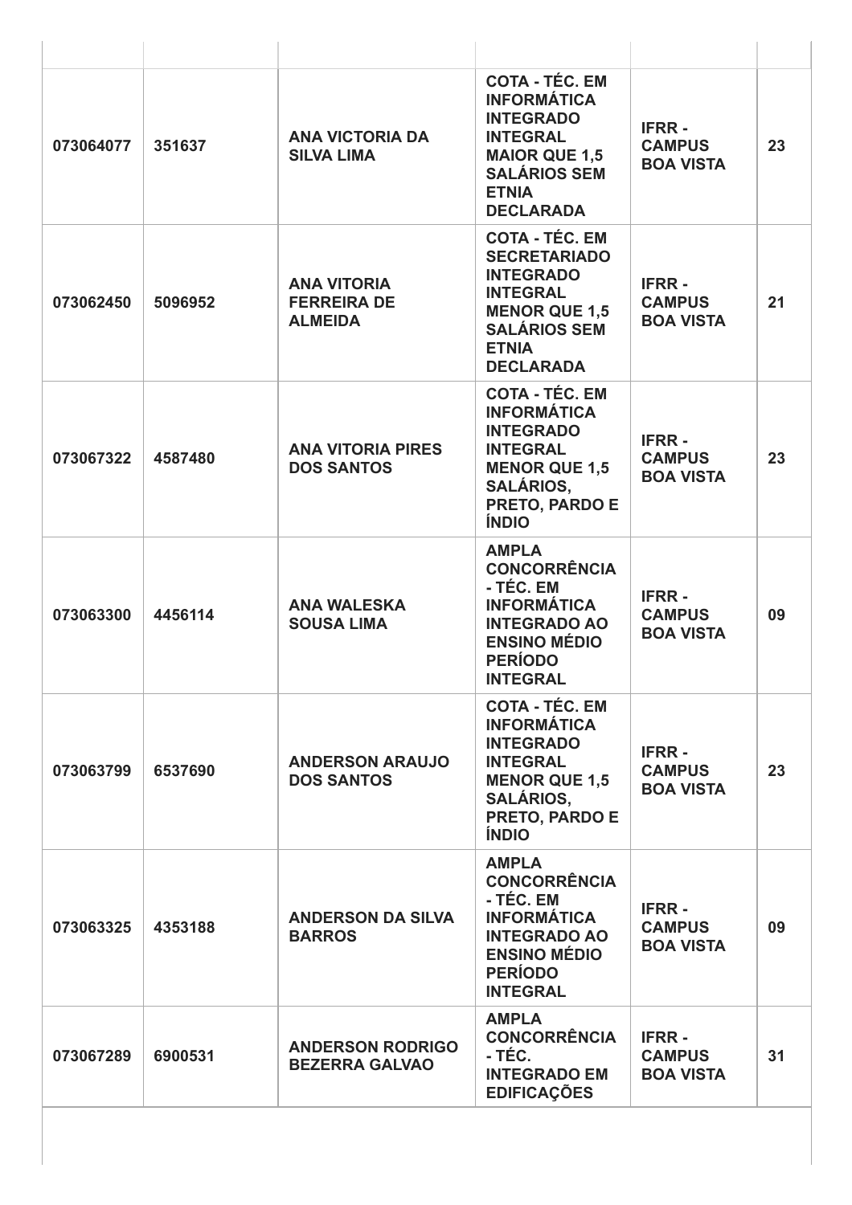| | | | | | |
|---|---|---|---|---|---|
| **073064077** | **351637** | **ANA VICTORIA DA SILVA LIMA** | **COTA - TÉC. EM INFORMÁTICA INTEGRADO INTEGRAL MAIOR QUE 1,5 SALÁRIOS SEM ETNIA DECLARADA** | **IFRR - CAMPUS BOA VISTA** | **23** |
| **073062450** | **5096952** | **ANA VITORIA FERREIRA DE ALMEIDA** | **COTA - TÉC. EM SECRETARIADO INTEGRADO INTEGRAL MENOR QUE 1,5 SALÁRIOS SEM ETNIA DECLARADA** | **IFRR - CAMPUS BOA VISTA** | **21** |
| **073067322** | **4587480** | **ANA VITORIA PIRES DOS SANTOS** | **COTA - TÉC. EM INFORMÁTICA INTEGRADO INTEGRAL MENOR QUE 1,5 SALÁRIOS, PRETO, PARDO E ÍNDIO** | **IFRR - CAMPUS BOA VISTA** | **23** |
| **073063300** | **4456114** | **ANA WALESKA SOUSA LIMA** | **AMPLA CONCORRÊNCIA - TÉC. EM INFORMÁTICA INTEGRADO AO ENSINO MÉDIO PERÍODO INTEGRAL** | **IFRR - CAMPUS BOA VISTA** | **09** |
| **073063799** | **6537690** | **ANDERSON ARAUJO DOS SANTOS** | **COTA - TÉC. EM INFORMÁTICA INTEGRADO INTEGRAL MENOR QUE 1,5 SALÁRIOS, PRETO, PARDO E ÍNDIO** | **IFRR - CAMPUS BOA VISTA** | **23** |
| **073063325** | **4353188** | **ANDERSON DA SILVA BARROS** | **AMPLA CONCORRÊNCIA - TÉC. EM INFORMÁTICA INTEGRADO AO ENSINO MÉDIO PERÍODO INTEGRAL** | **IFRR - CAMPUS BOA VISTA** | **09** |
| **073067289** | **6900531** | **ANDERSON RODRIGO BEZERRA GALVAO** | **AMPLA CONCORRÊNCIA - TÉC. INTEGRADO EM EDIFICAÇÕES** | **IFRR - CAMPUS BOA VISTA** | **31** |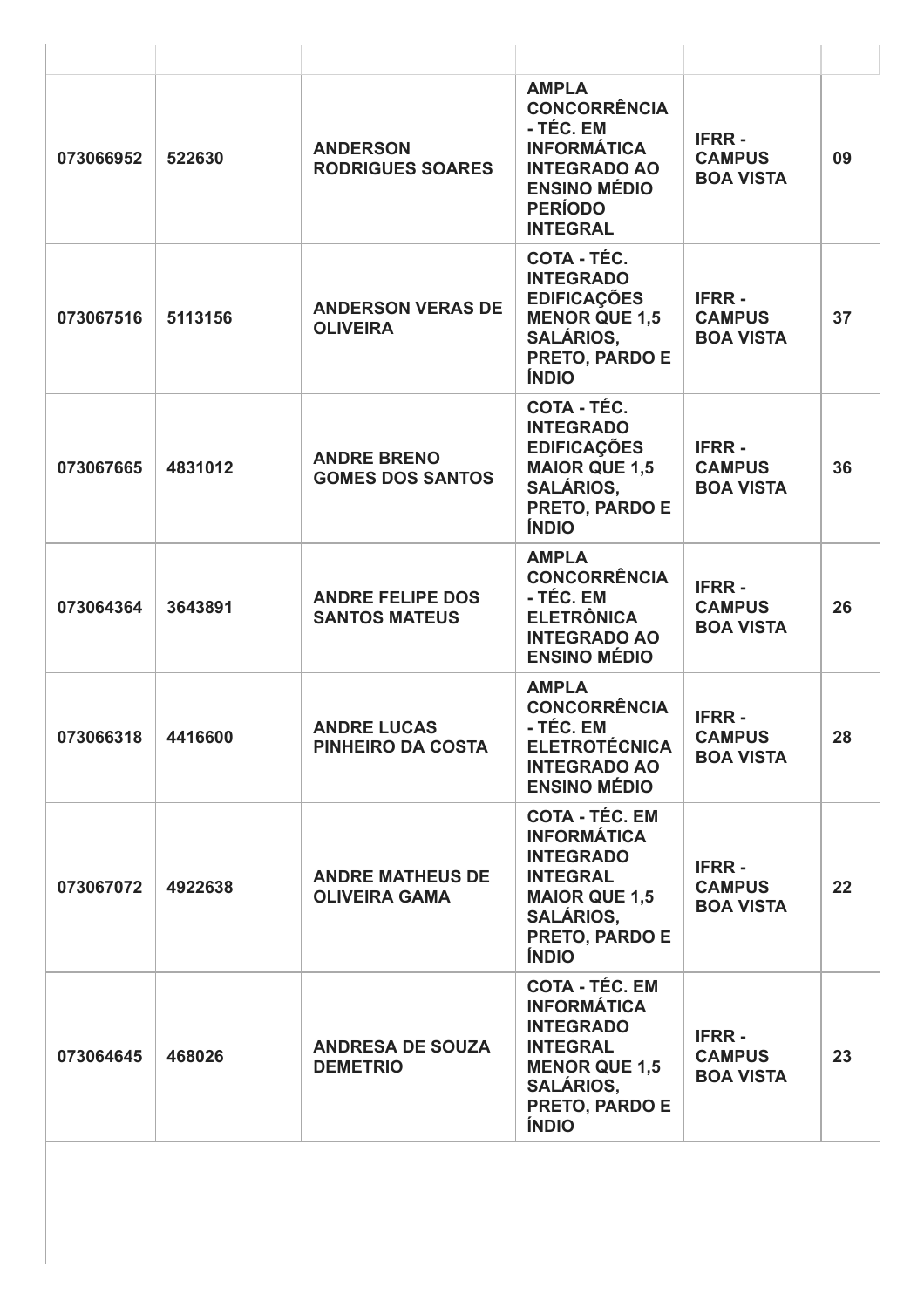| | | | | | |
|---|---|---|---|---|---|
| 073066952 | 522630 | ANDERSON RODRIGUES SOARES | AMPLA CONCORRÊNCIA - TÉC. EM INFORMÁTICA INTEGRADO AO ENSINO MÉDIO PERÍODO INTEGRAL | IFRR - CAMPUS BOA VISTA | 09 |
| 073067516 | 5113156 | ANDERSON VERAS DE OLIVEIRA | COTA - TÉC. INTEGRADO EDIFICAÇÕES MENOR QUE 1,5 SALÁRIOS, PRETO, PARDO E ÍNDIO | IFRR - CAMPUS BOA VISTA | 37 |
| 073067665 | 4831012 | ANDRE BRENO GOMES DOS SANTOS | COTA - TÉC. INTEGRADO EDIFICAÇÕES MAIOR QUE 1,5 SALÁRIOS, PRETO, PARDO E ÍNDIO | IFRR - CAMPUS BOA VISTA | 36 |
| 073064364 | 3643891 | ANDRE FELIPE DOS SANTOS MATEUS | AMPLA CONCORRÊNCIA - TÉC. EM ELETRÔNICA INTEGRADO AO ENSINO MÉDIO | IFRR - CAMPUS BOA VISTA | 26 |
| 073066318 | 4416600 | ANDRE LUCAS PINHEIRO DA COSTA | AMPLA CONCORRÊNCIA - TÉC. EM ELETROTÉCNICA INTEGRADO AO ENSINO MÉDIO | IFRR - CAMPUS BOA VISTA | 28 |
| 073067072 | 4922638 | ANDRE MATHEUS DE OLIVEIRA GAMA | COTA - TÉC. EM INFORMÁTICA INTEGRADO INTEGRAL MAIOR QUE 1,5 SALÁRIOS, PRETO, PARDO E ÍNDIO | IFRR - CAMPUS BOA VISTA | 22 |
| 073064645 | 468026 | ANDRESA DE SOUZA DEMETRIO | COTA - TÉC. EM INFORMÁTICA INTEGRADO INTEGRAL MENOR QUE 1,5 SALÁRIOS, PRETO, PARDO E ÍNDIO | IFRR - CAMPUS BOA VISTA | 23 |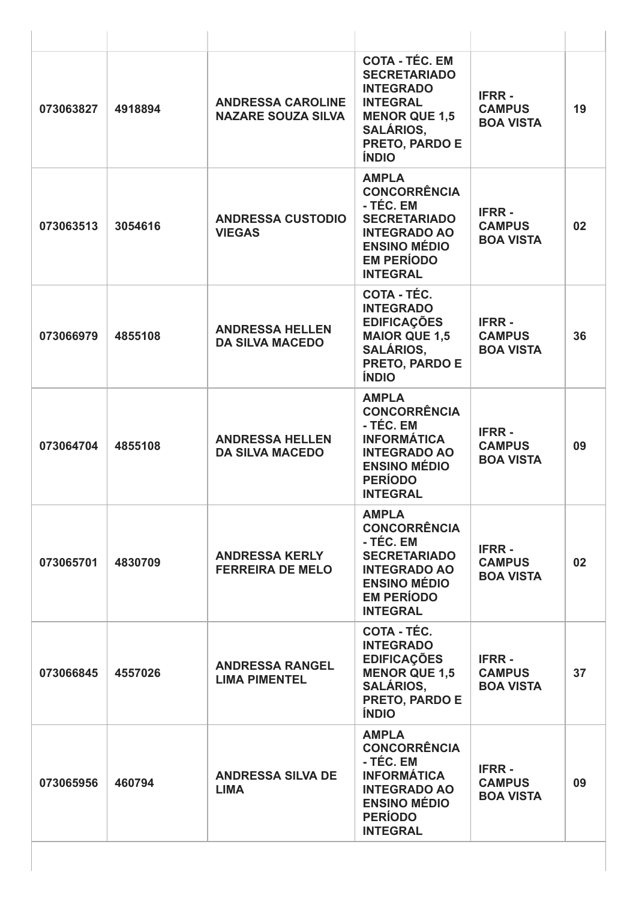| | | | | | |
|---|---|---|---|---|---|
| 073063827 | 4918894 | ANDRESSA CAROLINE NAZARE SOUZA SILVA | COTA - TÉC. EM SECRETARIADO INTEGRADO INTEGRAL MENOR QUE 1,5 SALÁRIOS, PRETO, PARDO E ÍNDIO | IFRR - CAMPUS BOA VISTA | 19 |
| 073063513 | 3054616 | ANDRESSA CUSTODIO VIEGAS | AMPLA CONCORRÊNCIA - TÉC. EM SECRETARIADO INTEGRADO AO ENSINO MÉDIO EM PERÍODO INTEGRAL | IFRR - CAMPUS BOA VISTA | 02 |
| 073066979 | 4855108 | ANDRESSA HELLEN DA SILVA MACEDO | COTA - TÉC. INTEGRADO EDIFICAÇÕES MAIOR QUE 1,5 SALÁRIOS, PRETO, PARDO E ÍNDIO | IFRR - CAMPUS BOA VISTA | 36 |
| 073064704 | 4855108 | ANDRESSA HELLEN DA SILVA MACEDO | AMPLA CONCORRÊNCIA - TÉC. EM INFORMÁTICA INTEGRADO AO ENSINO MÉDIO PERÍODO INTEGRAL | IFRR - CAMPUS BOA VISTA | 09 |
| 073065701 | 4830709 | ANDRESSA KERLY FERREIRA DE MELO | AMPLA CONCORRÊNCIA - TÉC. EM SECRETARIADO INTEGRADO AO ENSINO MÉDIO EM PERÍODO INTEGRAL | IFRR - CAMPUS BOA VISTA | 02 |
| 073066845 | 4557026 | ANDRESSA RANGEL LIMA PIMENTEL | COTA - TÉC. INTEGRADO EDIFICAÇÕES MENOR QUE 1,5 SALÁRIOS, PRETO, PARDO E ÍNDIO | IFRR - CAMPUS BOA VISTA | 37 |
| 073065956 | 460794 | ANDRESSA SILVA DE LIMA | AMPLA CONCORRÊNCIA - TÉC. EM INFORMÁTICA INTEGRADO AO ENSINO MÉDIO PERÍODO INTEGRAL | IFRR - CAMPUS BOA VISTA | 09 |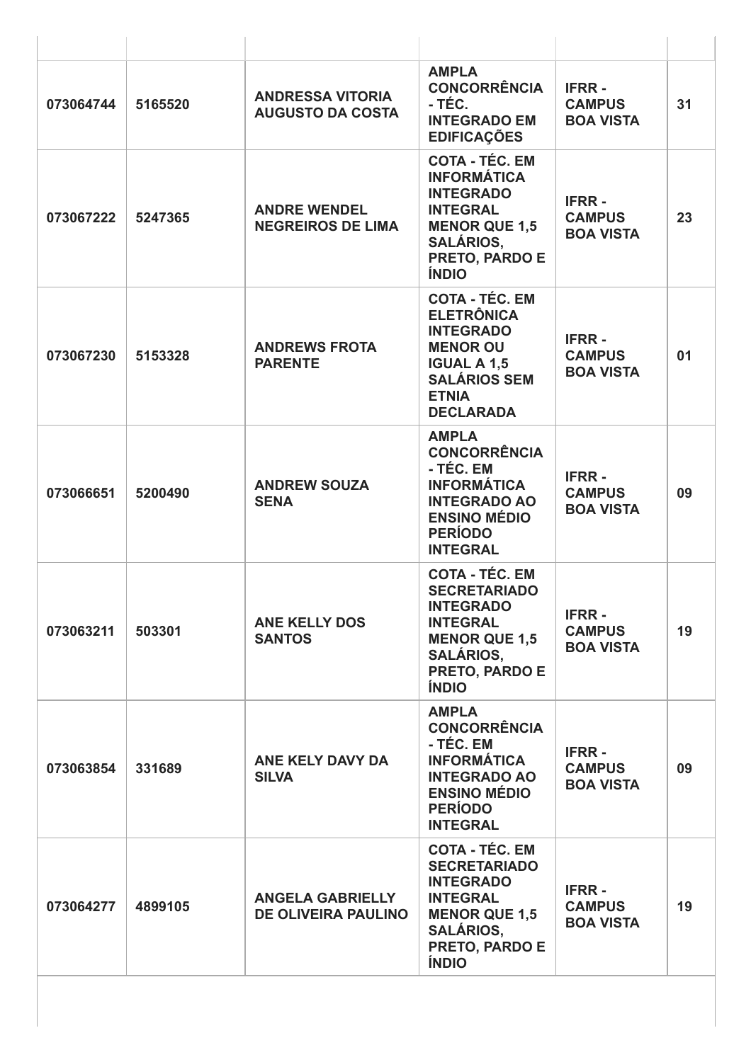| | | | | | |
|---|---|---|---|---|---|
| 073064744 | 5165520 | **ANDRESSA VITORIA AUGUSTO DA COSTA** | **AMPLA CONCORRÊNCIA - TÉC. INTEGRADO EM EDIFICAÇÕES** | **IFRR - CAMPUS BOA VISTA** | **31** |
| 073067222 | 5247365 | **ANDRE WENDEL NEGREIROS DE LIMA** | **COTA - TÉC. EM INFORMÁTICA INTEGRADO INTEGRAL MENOR QUE 1,5 SALÁRIOS, PRETO, PARDO E ÍNDIO** | **IFRR - CAMPUS BOA VISTA** | **23** |
| 073067230 | 5153328 | **ANDREWS FROTA PARENTE** | **COTA - TÉC. EM ELETRÔNICA INTEGRADO MENOR OU IGUAL A 1,5 SALÁRIOS SEM ETNIA DECLARADA** | **IFRR - CAMPUS BOA VISTA** | **01** |
| 073066651 | 5200490 | **ANDREW SOUZA SENA** | **AMPLA CONCORRÊNCIA - TÉC. EM INFORMÁTICA INTEGRADO AO ENSINO MÉDIO PERÍODO INTEGRAL** | **IFRR - CAMPUS BOA VISTA** | **09** |
| 073063211 | 503301 | **ANE KELLY DOS SANTOS** | **COTA - TÉC. EM SECRETARIADO INTEGRADO INTEGRAL MENOR QUE 1,5 SALÁRIOS, PRETO, PARDO E ÍNDIO** | **IFRR - CAMPUS BOA VISTA** | **19** |
| 073063854 | 331689 | ANE KELY DAVY DA SILVA | **AMPLA CONCORRÊNCIA - TÉC. EM INFORMÁTICA INTEGRADO AO ENSINO MÉDIO PERÍODO INTEGRAL** | **IFRR - CAMPUS BOA VISTA** | **09** |
| 073064277 | 4899105 | **ANGELA GABRIELLY DE OLIVEIRA PAULINO** | **COTA - TÉC. EM SECRETARIADO INTEGRADO INTEGRAL MENOR QUE 1,5 SALÁRIOS, PRETO, PARDO E ÍNDIO** | **IFRR - CAMPUS BOA VISTA** | **19** |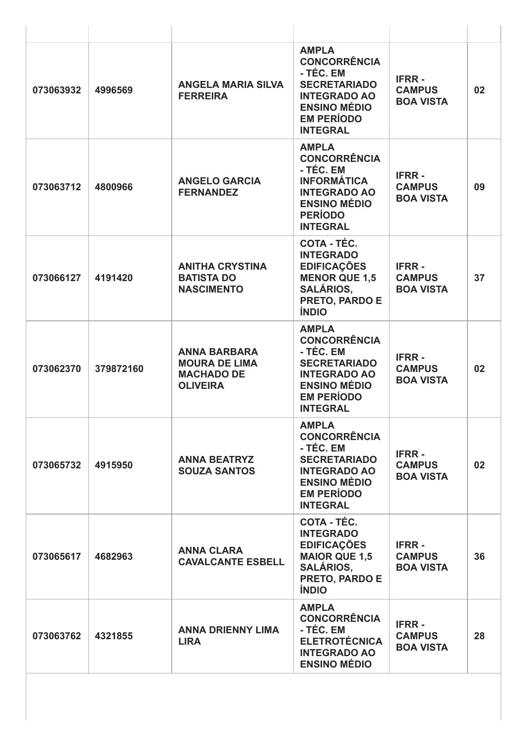| | | | | | |
|---|---|---|---|---|---|
| 073063932 | 4996569 | ANGELA MARIA SILVA FERREIRA | AMPLA CONCORRÊNCIA - TÉC. EM SECRETARIADO INTEGRADO AO ENSINO MÉDIO EM PERÍODO INTEGRAL | IFRR - CAMPUS BOA VISTA | 02 |
| 073063712 | 4800966 | ANGELO GARCIA FERNANDEZ | AMPLA CONCORRÊNCIA - TÉC. EM INFORMÁTICA INTEGRADO AO ENSINO MÉDIO PERÍODO INTEGRAL | IFRR - CAMPUS BOA VISTA | 09 |
| 073066127 | 4191420 | ANITHA CRYSTINA BATISTA DO NASCIMENTO | COTA - TÉC. INTEGRADO EDIFICAÇÕES MENOR QUE 1,5 SALÁRIOS, PRETO, PARDO E ÍNDIO | IFRR - CAMPUS BOA VISTA | 37 |
| 073062370 | 379872160 | ANNA BARBARA MOURA DE LIMA MACHADO DE OLIVEIRA | AMPLA CONCORRÊNCIA - TÉC. EM SECRETARIADO INTEGRADO AO ENSINO MÉDIO EM PERÍODO INTEGRAL | IFRR - CAMPUS BOA VISTA | 02 |
| 073065732 | 4915950 | ANNA BEATRYZ SOUZA SANTOS | AMPLA CONCORRÊNCIA - TÉC. EM SECRETARIADO INTEGRADO AO ENSINO MÉDIO EM PERÍODO INTEGRAL | IFRR - CAMPUS BOA VISTA | 02 |
| 073065617 | 4682963 | ANNA CLARA CAVALCANTE ESBELL | COTA - TÉC. INTEGRADO EDIFICAÇÕES MAIOR QUE 1,5 SALÁRIOS, PRETO, PARDO E ÍNDIO | IFRR - CAMPUS BOA VISTA | 36 |
| 073063762 | 4321855 | ANNA DRIENNY LIMA LIRA | AMPLA CONCORRÊNCIA - TÉC. EM ELETROTÉCNICA INTEGRADO AO ENSINO MÉDIO | IFRR - CAMPUS BOA VISTA | 28 |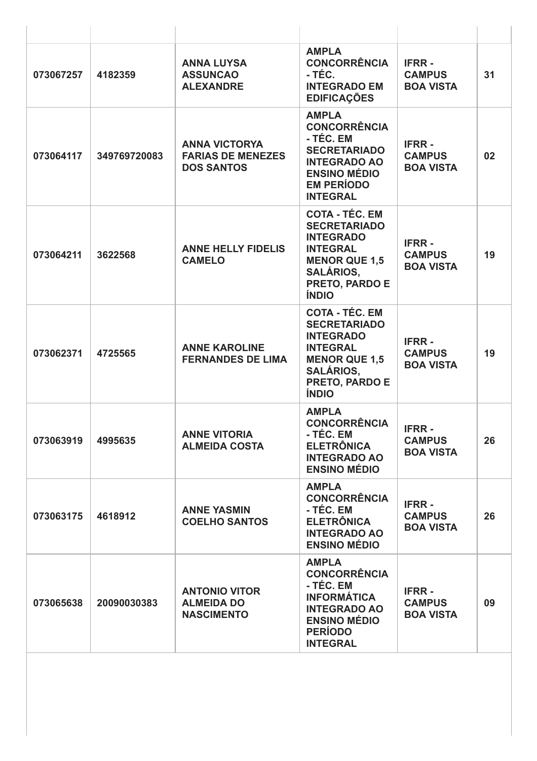| | | | | | |
|---|---|---|---|---|---|
| **073067257** | **4182359** | **ANNA LUYSA ASSUNCAO ALEXANDRE** | **AMPLA CONCORRÊNCIA - TÉC. INTEGRADO EM EDIFICAÇÕES** | **IFRR - CAMPUS BOA VISTA** | **31** |
| **073064117** | **349769720083** | **ANNA VICTORYA FARIAS DE MENEZES DOS SANTOS** | **AMPLA CONCORRÊNCIA - TÉC. EM SECRETARIADO INTEGRADO AO ENSINO MÉDIO EM PERÍODO INTEGRAL** | **IFRR - CAMPUS BOA VISTA** | **02** |
| **073064211** | **3622568** | **ANNE HELLY FIDELIS CAMELO** | **COTA - TÉC. EM SECRETARIADO INTEGRADO INTEGRAL MENOR QUE 1,5 SALÁRIOS, PRETO, PARDO E ÍNDIO** | **IFRR - CAMPUS BOA VISTA** | **19** |
| **073062371** | **4725565** | **ANNE KAROLINE FERNANDES DE LIMA** | **COTA - TÉC. EM SECRETARIADO INTEGRADO INTEGRAL MENOR QUE 1,5 SALÁRIOS, PRETO, PARDO E ÍNDIO** | **IFRR - CAMPUS BOA VISTA** | **19** |
| **073063919** | **4995635** | **ANNE VITORIA ALMEIDA COSTA** | **AMPLA CONCORRÊNCIA - TÉC. EM ELETRÔNICA INTEGRADO AO ENSINO MÉDIO** | **IFRR - CAMPUS BOA VISTA** | **26** |
| **073063175** | **4618912** | **ANNE YASMIN COELHO SANTOS** | **AMPLA CONCORRÊNCIA - TÉC. EM ELETRÔNICA INTEGRADO AO ENSINO MÉDIO** | **IFRR - CAMPUS BOA VISTA** | **26** |
| **073065638** | **20090030383** | **ANTONIO VITOR ALMEIDA DO NASCIMENTO** | **AMPLA CONCORRÊNCIA - TÉC. EM INFORMÁTICA INTEGRADO AO ENSINO MÉDIO PERÍODO INTEGRAL** | **IFRR - CAMPUS BOA VISTA** | **09** |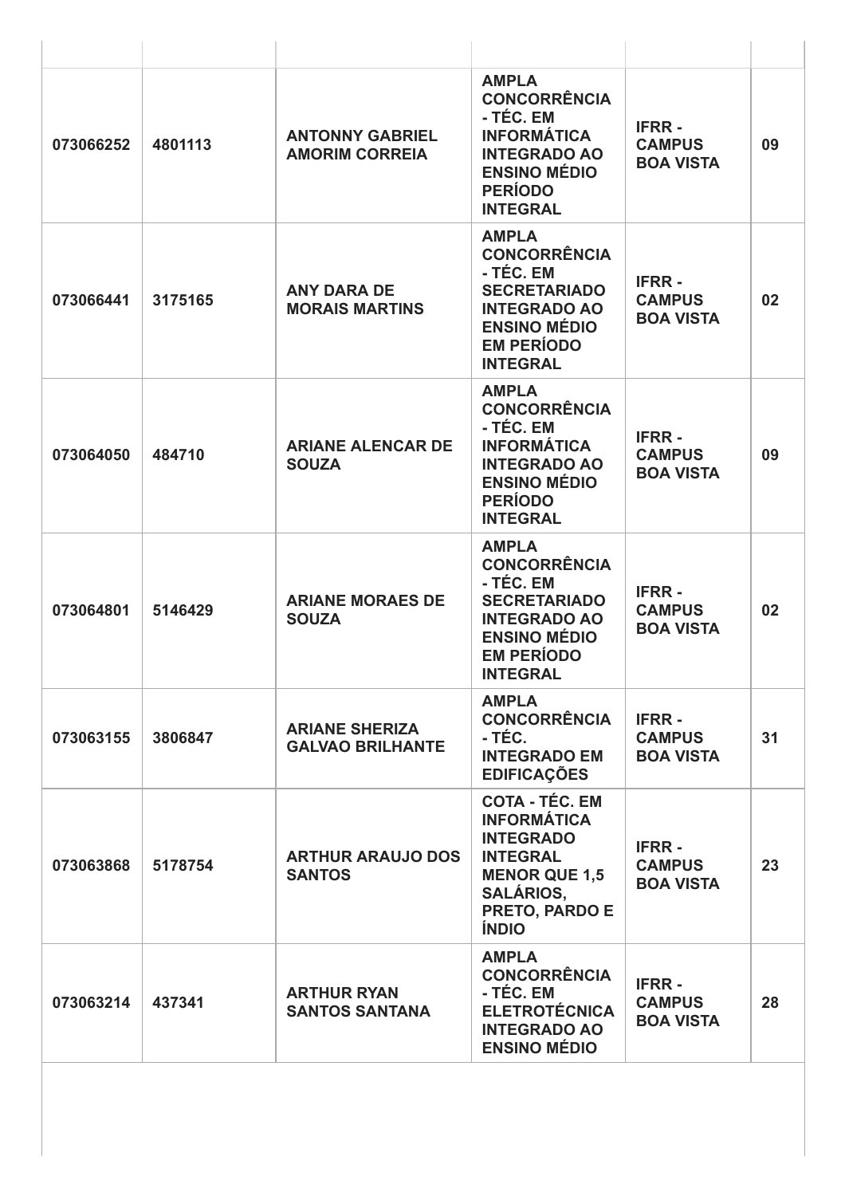| | | | | | |
|---|---|---|---|---|---|
| **073066252** | **4801113** | **ANTONNY GABRIEL AMORIM CORREIA** | **AMPLA CONCORRÊNCIA - TÉC. EM INFORMÁTICA INTEGRADO AO ENSINO MÉDIO PERÍODO INTEGRAL** | **IFRR - CAMPUS BOA VISTA** | **09** |
| **073066441** | **3175165** | **ANY DARA DE MORAIS MARTINS** | **AMPLA CONCORRÊNCIA - TÉC. EM SECRETARIADO INTEGRADO AO ENSINO MÉDIO EM PERÍODO INTEGRAL** | **IFRR - CAMPUS BOA VISTA** | **02** |
| **073064050** | **484710** | **ARIANE ALENCAR DE SOUZA** | **AMPLA CONCORRÊNCIA - TÉC. EM INFORMÁTICA INTEGRADO AO ENSINO MÉDIO PERÍODO INTEGRAL** | **IFRR - CAMPUS BOA VISTA** | **09** |
| **073064801** | **5146429** | **ARIANE MORAES DE SOUZA** | **AMPLA CONCORRÊNCIA - TÉC. EM SECRETARIADO INTEGRADO AO ENSINO MÉDIO EM PERÍODO INTEGRAL** | **IFRR - CAMPUS BOA VISTA** | **02** |
| **073063155** | **3806847** | **ARIANE SHERIZA GALVAO BRILHANTE** | **AMPLA CONCORRÊNCIA - TÉC. INTEGRADO EM EDIFICAÇÕES** | **IFRR - CAMPUS BOA VISTA** | **31** |
| **073063868** | **5178754** | **ARTHUR ARAUJO DOS SANTOS** | **COTA - TÉC. EM INFORMÁTICA INTEGRADO INTEGRAL MENOR QUE 1,5 SALÁRIOS, PRETO, PARDO E ÍNDIO** | **IFRR - CAMPUS BOA VISTA** | **23** |
| **073063214** | **437341** | **ARTHUR RYAN SANTOS SANTANA** | **AMPLA CONCORRÊNCIA - TÉC. EM ELETROTÉCNICA INTEGRADO AO ENSINO MÉDIO** | **IFRR - CAMPUS BOA VISTA** | **28** |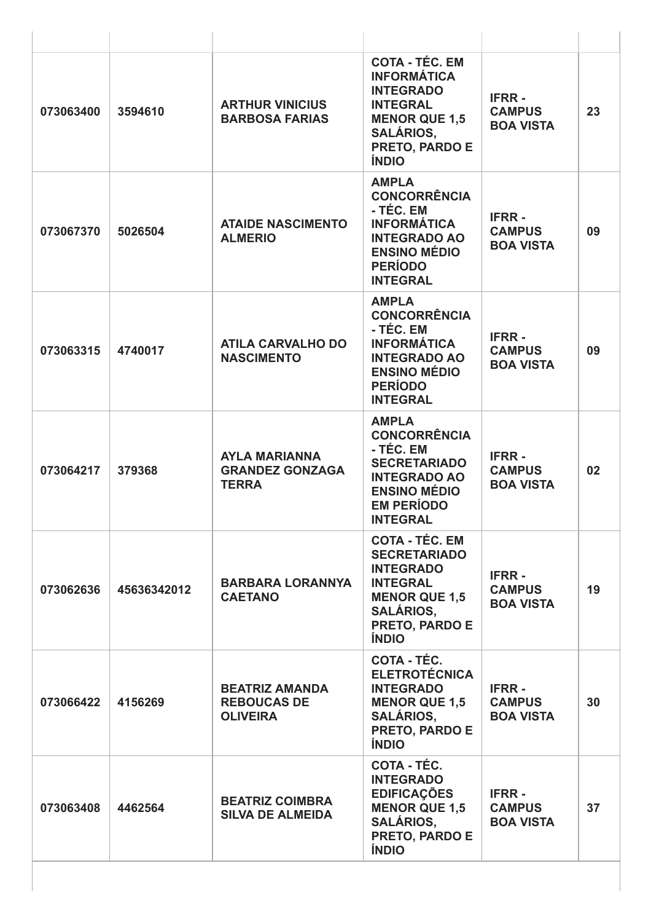| | | | | | |
|---|---|---|---|---|---|
| **073063400** | **3594610** | **ARTHUR VINICIUS BARBOSA FARIAS** | **COTA - TÉC. EM INFORMÁTICA INTEGRADO INTEGRAL MENOR QUE 1,5 SALÁRIOS, PRETO, PARDO E ÍNDIO** | **IFRR - CAMPUS BOA VISTA** | **23** |
| **073067370** | **5026504** | **ATAIDE NASCIMENTO ALMERIO** | **AMPLA CONCORRÊNCIA - TÉC. EM INFORMÁTICA INTEGRADO AO ENSINO MÉDIO PERÍODO INTEGRAL** | **IFRR - CAMPUS BOA VISTA** | **09** |
| **073063315** | **4740017** | **ATILA CARVALHO DO NASCIMENTO** | **AMPLA CONCORRÊNCIA - TÉC. EM INFORMÁTICA INTEGRADO AO ENSINO MÉDIO PERÍODO INTEGRAL** | **IFRR - CAMPUS BOA VISTA** | **09** |
| **073064217** | **379368** | **AYLA MARIANNA GRANDEZ GONZAGA TERRA** | **AMPLA CONCORRÊNCIA - TÉC. EM SECRETARIADO INTEGRADO AO ENSINO MÉDIO EM PERÍODO INTEGRAL** | **IFRR - CAMPUS BOA VISTA** | **02** |
| **073062636** | **45636342012** | **BARBARA LORANNYA CAETANO** | **COTA - TÉC. EM SECRETARIADO INTEGRADO INTEGRAL MENOR QUE 1,5 SALÁRIOS, PRETO, PARDO E ÍNDIO** | **IFRR - CAMPUS BOA VISTA** | **19** |
| **073066422** | **4156269** | **BEATRIZ AMANDA REBOUCAS DE OLIVEIRA** | **COTA - TÉC. ELETROTÉCNICA INTEGRADO MENOR QUE 1,5 SALÁRIOS, PRETO, PARDO E ÍNDIO** | **IFRR - CAMPUS BOA VISTA** | **30** |
| **073063408** | **4462564** | **BEATRIZ COIMBRA SILVA DE ALMEIDA** | **COTA - TÉC. INTEGRADO EDIFICAÇÕES MENOR QUE 1,5 SALÁRIOS, PRETO, PARDO E ÍNDIO** | **IFRR - CAMPUS BOA VISTA** | **37** |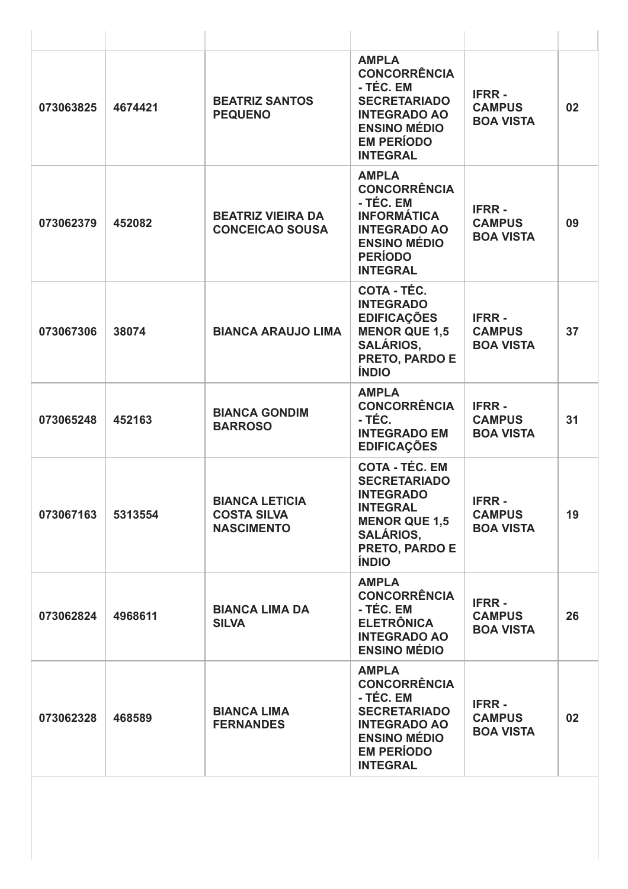| | | | | | |
|---|---|---|---|---|---|
| **073063825** | **4674421** | **BEATRIZ SANTOS PEQUENO** | **AMPLA CONCORRÊNCIA - TÉC. EM SECRETARIADO INTEGRADO AO ENSINO MÉDIO EM PERÍODO INTEGRAL** | **IFRR - CAMPUS BOA VISTA** | **02** |
| **073062379** | **452082** | **BEATRIZ VIEIRA DA CONCEICAO SOUSA** | **AMPLA CONCORRÊNCIA - TÉC. EM INFORMÁTICA INTEGRADO AO ENSINO MÉDIO PERÍODO INTEGRAL** | **IFRR - CAMPUS BOA VISTA** | **09** |
| **073067306** | **38074** | **BIANCA ARAUJO LIMA** | **COTA - TÉC. INTEGRADO EDIFICAÇÕES MENOR QUE 1,5 SALÁRIOS, PRETO, PARDO E ÍNDIO** | **IFRR - CAMPUS BOA VISTA** | **37** |
| **073065248** | **452163** | **BIANCA GONDIM BARROSO** | **AMPLA CONCORRÊNCIA - TÉC. INTEGRADO EM EDIFICAÇÕES** | **IFRR - CAMPUS BOA VISTA** | **31** |
| **073067163** | **5313554** | **BIANCA LETICIA COSTA SILVA NASCIMENTO** | **COTA - TÉC. EM SECRETARIADO INTEGRADO INTEGRAL MENOR QUE 1,5 SALÁRIOS, PRETO, PARDO E ÍNDIO** | **IFRR - CAMPUS BOA VISTA** | **19** |
| **073062824** | **4968611** | **BIANCA LIMA DA SILVA** | **AMPLA CONCORRÊNCIA - TÉC. EM ELETRÔNICA INTEGRADO AO ENSINO MÉDIO** | **IFRR - CAMPUS BOA VISTA** | **26** |
| **073062328** | **468589** | **BIANCA LIMA FERNANDES** | **AMPLA CONCORRÊNCIA - TÉC. EM SECRETARIADO INTEGRADO AO ENSINO MÉDIO EM PERÍODO INTEGRAL** | **IFRR - CAMPUS BOA VISTA** | **02** |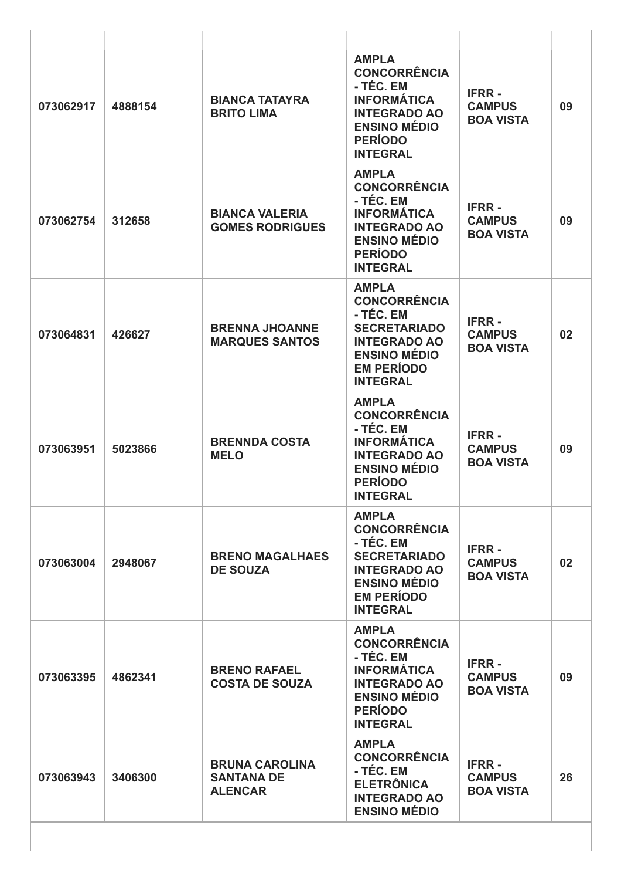| | | | | | |
|---|---|---|---|---|---|
| **073062917** | **4888154** | **BIANCA TATAYRA BRITO LIMA** | **AMPLA CONCORRÊNCIA - TÉC. EM INFORMÁTICA INTEGRADO AO ENSINO MÉDIO PERÍODO INTEGRAL** | **IFRR - CAMPUS BOA VISTA** | **09** |
| **073062754** | **312658** | **BIANCA VALERIA GOMES RODRIGUES** | **AMPLA CONCORRÊNCIA - TÉC. EM INFORMÁTICA INTEGRADO AO ENSINO MÉDIO PERÍODO INTEGRAL** | **IFRR - CAMPUS BOA VISTA** | **09** |
| **073064831** | **426627** | **BRENNA JHOANNE MARQUES SANTOS** | **AMPLA CONCORRÊNCIA - TÉC. EM SECRETARIADO INTEGRADO AO ENSINO MÉDIO EM PERÍODO INTEGRAL** | **IFRR - CAMPUS BOA VISTA** | **02** |
| **073063951** | **5023866** | **BRENNDA COSTA MELO** | **AMPLA CONCORRÊNCIA - TÉC. EM INFORMÁTICA INTEGRADO AO ENSINO MÉDIO PERÍODO INTEGRAL** | **IFRR - CAMPUS BOA VISTA** | **09** |
| **073063004** | **2948067** | **BRENO MAGALHAES DE SOUZA** | **AMPLA CONCORRÊNCIA - TÉC. EM SECRETARIADO INTEGRADO AO ENSINO MÉDIO EM PERÍODO INTEGRAL** | **IFRR - CAMPUS BOA VISTA** | **02** |
| **073063395** | **4862341** | **BRENO RAFAEL COSTA DE SOUZA** | **AMPLA CONCORRÊNCIA - TÉC. EM INFORMÁTICA INTEGRADO AO ENSINO MÉDIO PERÍODO INTEGRAL** | **IFRR - CAMPUS BOA VISTA** | **09** |
| **073063943** | **3406300** | **BRUNA CAROLINA SANTANA DE ALENCAR** | **AMPLA CONCORRÊNCIA - TÉC. EM ELETRÔNICA INTEGRADO AO ENSINO MÉDIO** | **IFRR - CAMPUS BOA VISTA** | **26** |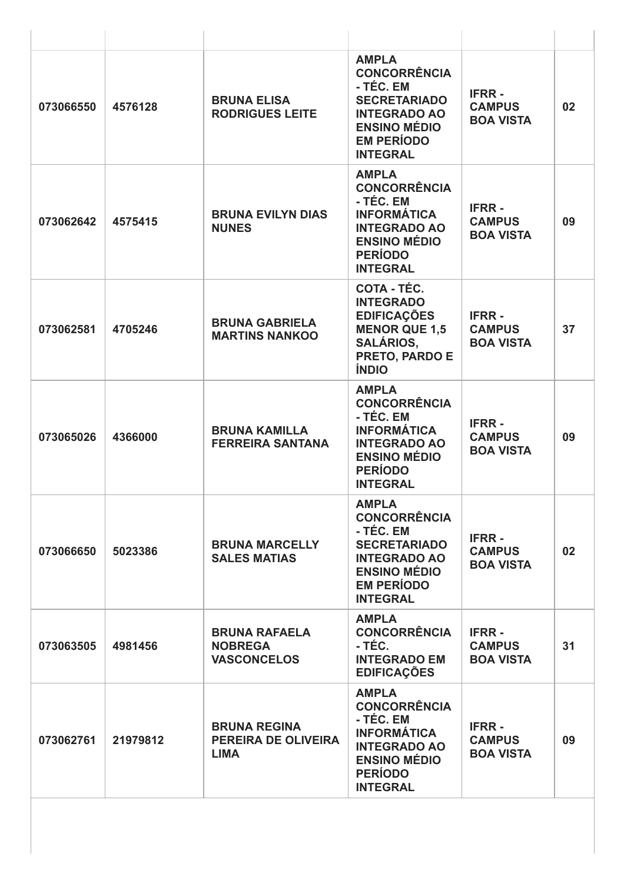| | | | | | |
|---|---|---|---|---|---|
| **073066550** | **4576128** | **BRUNA ELISA RODRIGUES LEITE** | **AMPLA CONCORRÊNCIA - TÉC. EM SECRETARIADO INTEGRADO AO ENSINO MÉDIO EM PERÍODO INTEGRAL** | **IFRR - CAMPUS BOA VISTA** | **02** |
| **073062642** | **4575415** | **BRUNA EVILYN DIAS NUNES** | **AMPLA CONCORRÊNCIA - TÉC. EM INFORMÁTICA INTEGRADO AO ENSINO MÉDIO PERÍODO INTEGRAL** | **IFRR - CAMPUS BOA VISTA** | **09** |
| **073062581** | **4705246** | **BRUNA GABRIELA MARTINS NANKOO** | **COTA - TÉC. INTEGRADO EDIFICAÇÕES MENOR QUE 1,5 SALÁRIOS, PRETO, PARDO E ÍNDIO** | **IFRR - CAMPUS BOA VISTA** | **37** |
| **073065026** | **4366000** | **BRUNA KAMILLA FERREIRA SANTANA** | **AMPLA CONCORRÊNCIA - TÉC. EM INFORMÁTICA INTEGRADO AO ENSINO MÉDIO PERÍODO INTEGRAL** | **IFRR - CAMPUS BOA VISTA** | **09** |
| **073066650** | **5023386** | **BRUNA MARCELLY SALES MATIAS** | **AMPLA CONCORRÊNCIA - TÉC. EM SECRETARIADO INTEGRADO AO ENSINO MÉDIO EM PERÍODO INTEGRAL** | **IFRR - CAMPUS BOA VISTA** | **02** |
| **073063505** | **4981456** | **BRUNA RAFAELA NOBREGA VASCONCELOS** | **AMPLA CONCORRÊNCIA - TÉC. INTEGRADO EM EDIFICAÇÕES** | **IFRR - CAMPUS BOA VISTA** | **31** |
| **073062761** | **21979812** | **BRUNA REGINA PEREIRA DE OLIVEIRA LIMA** | **AMPLA CONCORRÊNCIA - TÉC. EM INFORMÁTICA INTEGRADO AO ENSINO MÉDIO PERÍODO INTEGRAL** | **IFRR - CAMPUS BOA VISTA** | **09** |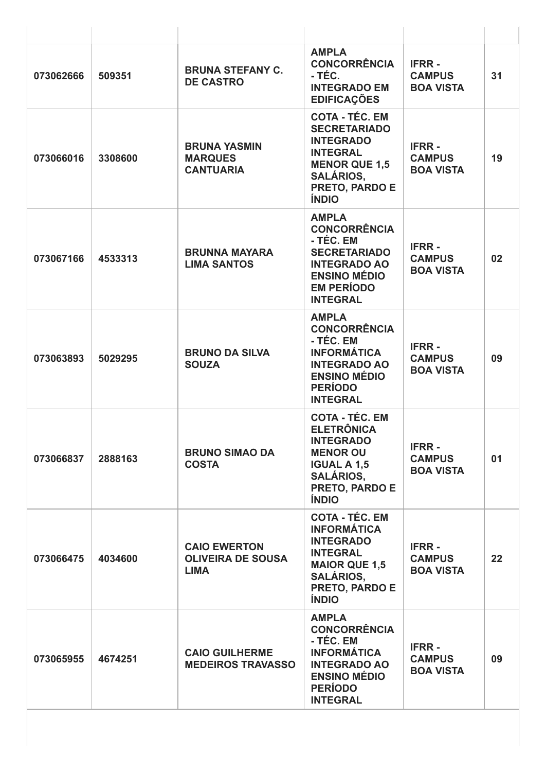| | | | | | |
|---|---|---|---|---|---|
| 073062666 | 509351 | **BRUNA STEFANY C. DE CASTRO** | **AMPLA CONCORRÊNCIA - TÉC. INTEGRADO EM EDIFICAÇÕES** | **IFRR - CAMPUS BOA VISTA** | 31 |
| 073066016 | 3308600 | **BRUNA YASMIN MARQUES CANTUARIA** | **COTA - TÉC. EM SECRETARIADO INTEGRADO INTEGRAL MENOR QUE 1,5 SALÁRIOS, PRETO, PARDO E ÍNDIO** | **IFRR - CAMPUS BOA VISTA** | 19 |
| 073067166 | 4533313 | **BRUNNA MAYARA LIMA SANTOS** | **AMPLA CONCORRÊNCIA - TÉC. EM SECRETARIADO INTEGRADO AO ENSINO MÉDIO EM PERÍODO INTEGRAL** | **IFRR - CAMPUS BOA VISTA** | 02 |
| 073063893 | 5029295 | **BRUNO DA SILVA SOUZA** | **AMPLA CONCORRÊNCIA - TÉC. EM INFORMÁTICA INTEGRADO AO ENSINO MÉDIO PERÍODO INTEGRAL** | **IFRR - CAMPUS BOA VISTA** | 09 |
| 073066837 | 2888163 | **BRUNO SIMAO DA COSTA** | **COTA - TÉC. EM ELETRÔNICA INTEGRADO MENOR OU IGUAL A 1,5 SALÁRIOS, PRETO, PARDO E ÍNDIO** | **IFRR - CAMPUS BOA VISTA** | 01 |
| 073066475 | 4034600 | **CAIO EWERTON OLIVEIRA DE SOUSA LIMA** | **COTA - TÉC. EM INFORMÁTICA INTEGRADO INTEGRAL MAIOR QUE 1,5 SALÁRIOS, PRETO, PARDO E ÍNDIO** | **IFRR - CAMPUS BOA VISTA** | 22 |
| 073065955 | 4674251 | **CAIO GUILHERME MEDEIROS TRAVASSO** | **AMPLA CONCORRÊNCIA - TÉC. EM INFORMÁTICA INTEGRADO AO ENSINO MÉDIO PERÍODO INTEGRAL** | **IFRR - CAMPUS BOA VISTA** | 09 |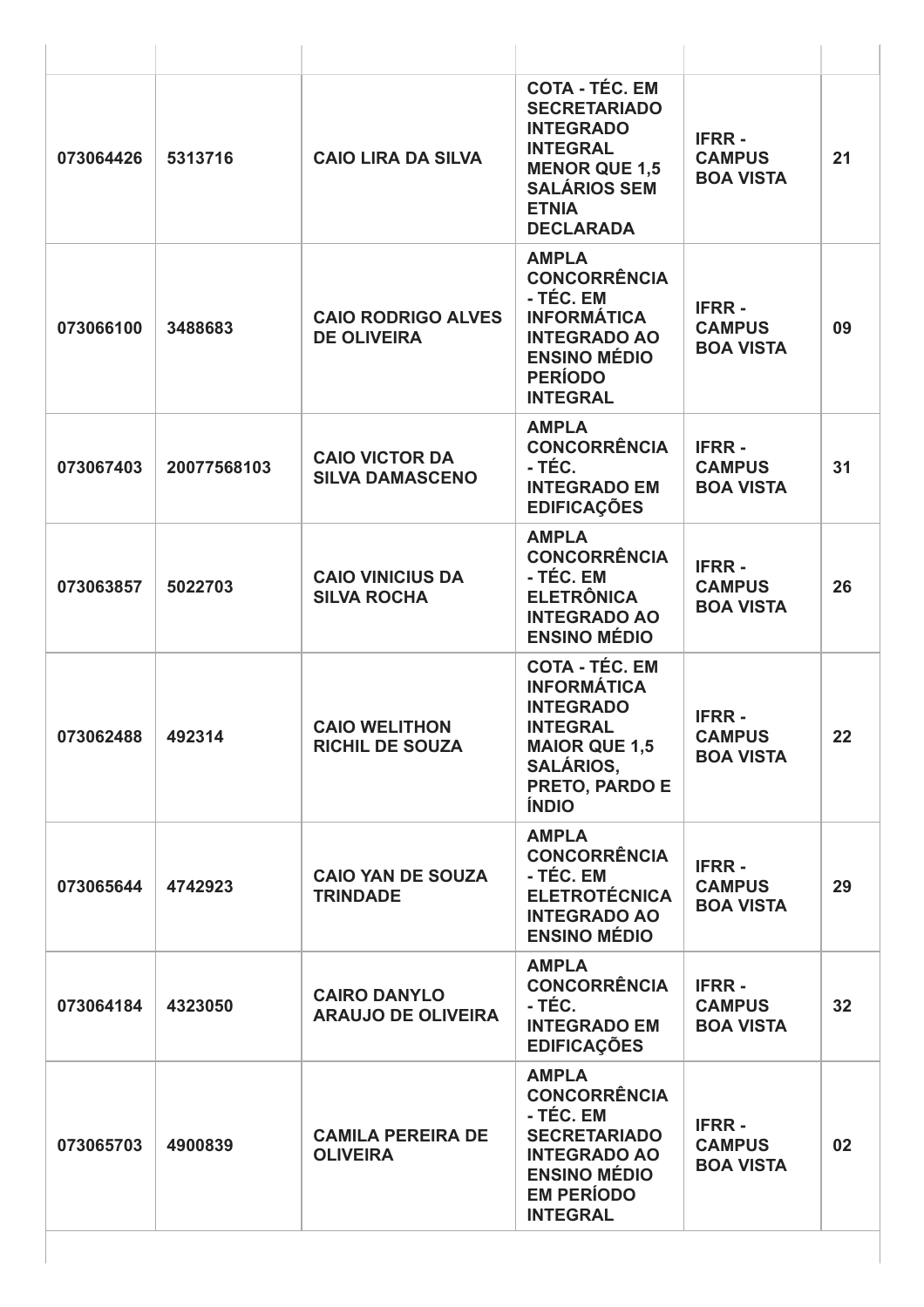| | | | | | |
|---|---|---|---|---|---|
| **073064426** | **5313716** | **CAIO LIRA DA SILVA** | **COTA - TÉC. EM SECRETARIADO INTEGRADO INTEGRAL MENOR QUE 1,5 SALÁRIOS SEM ETNIA DECLARADA** | **IFRR - CAMPUS BOA VISTA** | **21** |
| **073066100** | **3488683** | **CAIO RODRIGO ALVES DE OLIVEIRA** | **AMPLA CONCORRÊNCIA - TÉC. EM INFORMÁTICA INTEGRADO AO ENSINO MÉDIO PERÍODO INTEGRAL** | **IFRR - CAMPUS BOA VISTA** | **09** |
| **073067403** | **20077568103** | **CAIO VICTOR DA SILVA DAMASCENO** | **AMPLA CONCORRÊNCIA - TÉC. INTEGRADO EM EDIFICAÇÕES** | **IFRR - CAMPUS BOA VISTA** | **31** |
| **073063857** | **5022703** | **CAIO VINICIUS DA SILVA ROCHA** | **AMPLA CONCORRÊNCIA - TÉC. EM ELETRÔNICA INTEGRADO AO ENSINO MÉDIO** | **IFRR - CAMPUS BOA VISTA** | **26** |
| **073062488** | **492314** | **CAIO WELITHON RICHIL DE SOUZA** | **COTA - TÉC. EM INFORMÁTICA INTEGRADO INTEGRAL MAIOR QUE 1,5 SALÁRIOS, PRETO, PARDO E ÍNDIO** | **IFRR - CAMPUS BOA VISTA** | **22** |
| **073065644** | **4742923** | **CAIO YAN DE SOUZA TRINDADE** | **AMPLA CONCORRÊNCIA - TÉC. EM ELETROTÉCNICA INTEGRADO AO ENSINO MÉDIO** | **IFRR - CAMPUS BOA VISTA** | **29** |
| **073064184** | **4323050** | **CAIRO DANYLO ARAUJO DE OLIVEIRA** | **AMPLA CONCORRÊNCIA - TÉC. INTEGRADO EM EDIFICAÇÕES** | **IFRR - CAMPUS BOA VISTA** | **32** |
| **073065703** | **4900839** | **CAMILA PEREIRA DE OLIVEIRA** | **AMPLA CONCORRÊNCIA - TÉC. EM SECRETARIADO INTEGRADO AO ENSINO MÉDIO EM PERÍODO INTEGRAL** | **IFRR - CAMPUS BOA VISTA** | **02** |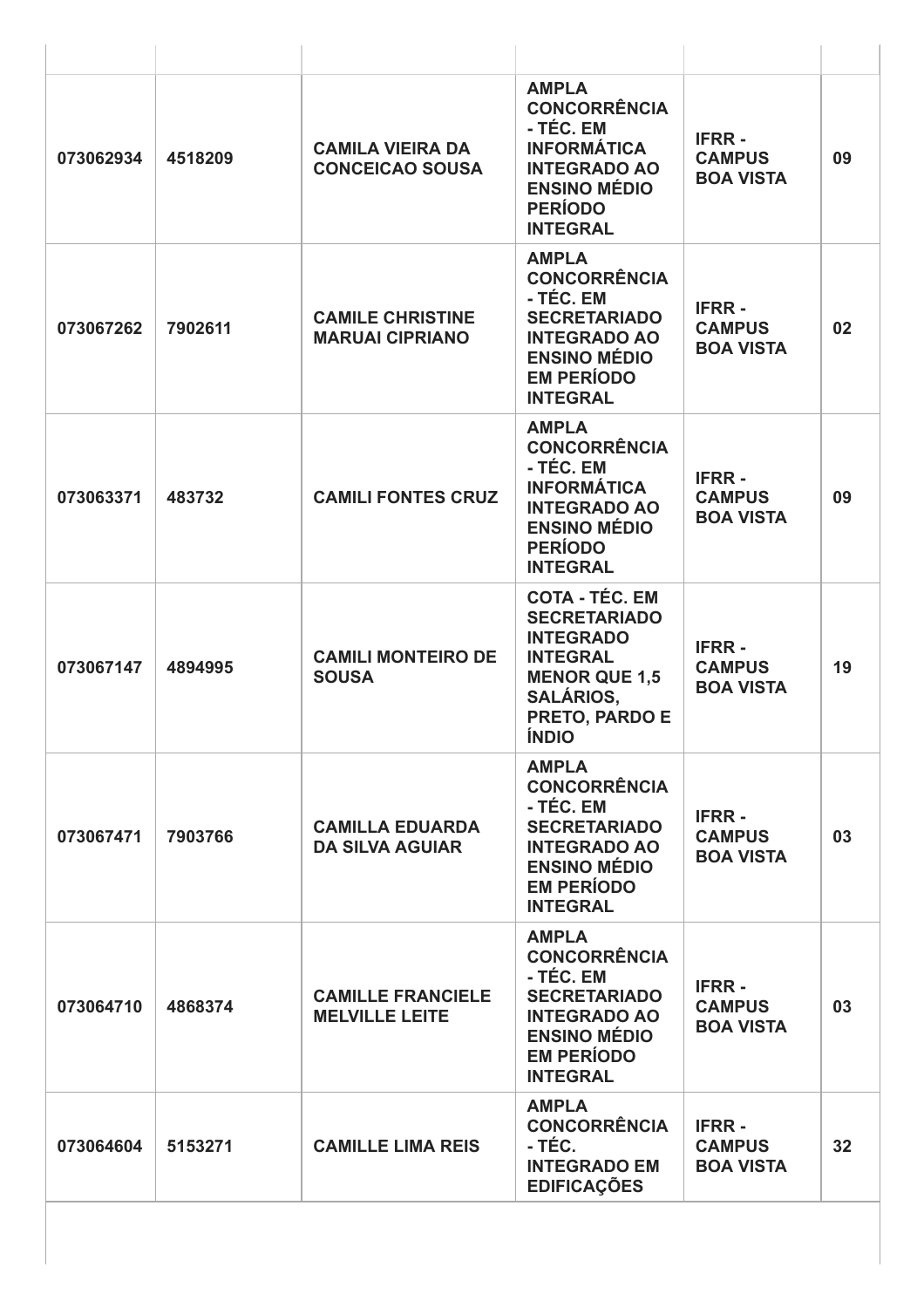| | | | | | |
|---|---|---|---|---|---|
| **073062934** | **4518209** | **CAMILA VIEIRA DA CONCEICAO SOUSA** | **AMPLA CONCORRÊNCIA - TÉC. EM INFORMÁTICA INTEGRADO AO ENSINO MÉDIO PERÍODO INTEGRAL** | **IFRR - CAMPUS BOA VISTA** | **09** |
| **073067262** | **7902611** | **CAMILE CHRISTINE MARUAI CIPRIANO** | **AMPLA CONCORRÊNCIA - TÉC. EM SECRETARIADO INTEGRADO AO ENSINO MÉDIO EM PERÍODO INTEGRAL** | **IFRR - CAMPUS BOA VISTA** | **02** |
| **073063371** | **483732** | **CAMILI FONTES CRUZ** | **AMPLA CONCORRÊNCIA - TÉC. EM INFORMÁTICA INTEGRADO AO ENSINO MÉDIO PERÍODO INTEGRAL** | **IFRR - CAMPUS BOA VISTA** | **09** |
| **073067147** | **4894995** | **CAMILI MONTEIRO DE SOUSA** | **COTA - TÉC. EM SECRETARIADO INTEGRADO INTEGRAL MENOR QUE 1,5 SALÁRIOS, PRETO, PARDO E ÍNDIO** | **IFRR - CAMPUS BOA VISTA** | **19** |
| **073067471** | **7903766** | **CAMILLA EDUARDA DA SILVA AGUIAR** | **AMPLA CONCORRÊNCIA - TÉC. EM SECRETARIADO INTEGRADO AO ENSINO MÉDIO EM PERÍODO INTEGRAL** | **IFRR - CAMPUS BOA VISTA** | **03** |
| **073064710** | **4868374** | **CAMILLE FRANCIELE MELVILLE LEITE** | **AMPLA CONCORRÊNCIA - TÉC. EM SECRETARIADO INTEGRADO AO ENSINO MÉDIO EM PERÍODO INTEGRAL** | **IFRR - CAMPUS BOA VISTA** | **03** |
| **073064604** | **5153271** | **CAMILLE LIMA REIS** | **AMPLA CONCORRÊNCIA - TÉC. INTEGRADO EM EDIFICAÇÕES** | **IFRR - CAMPUS BOA VISTA** | **32** |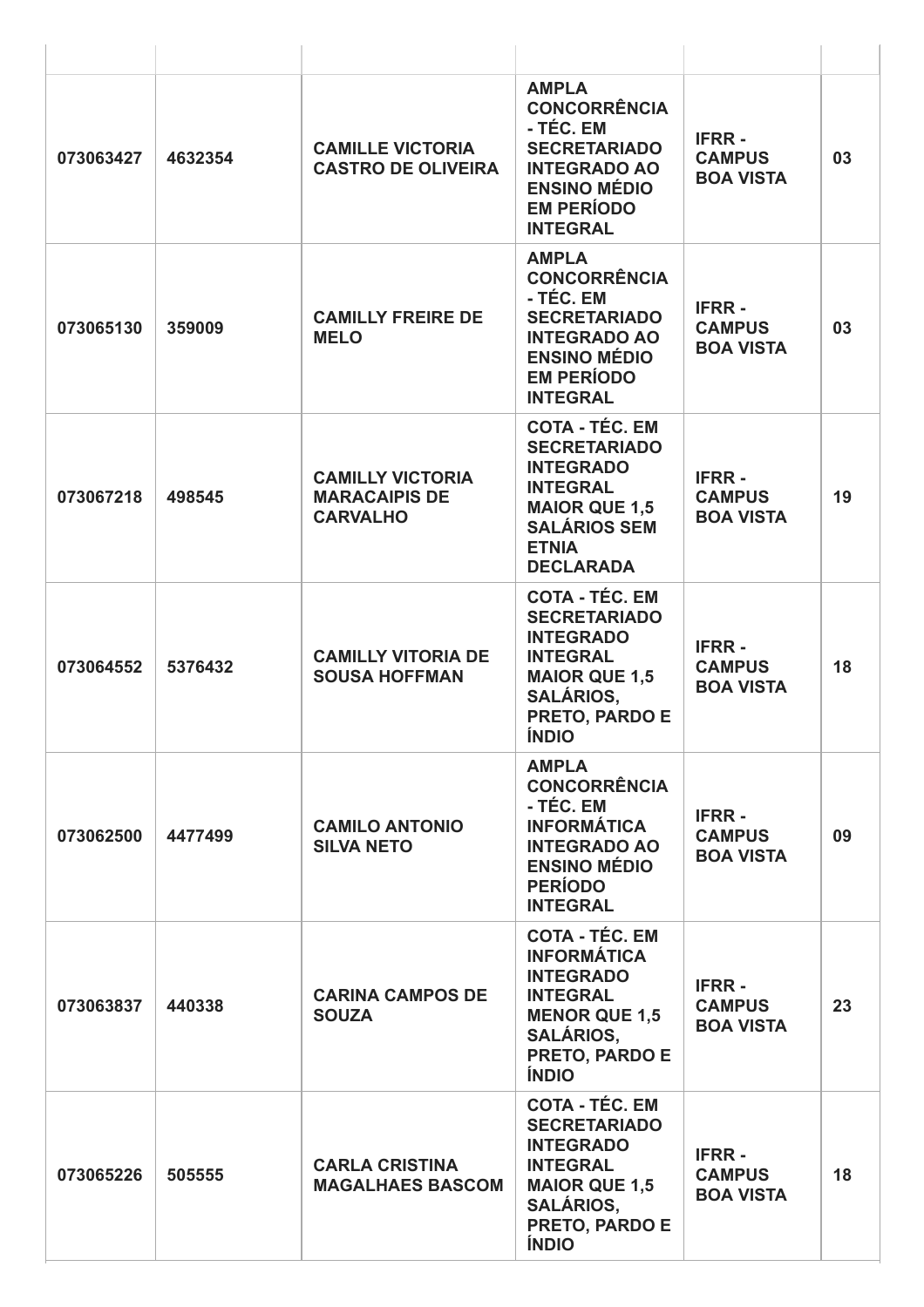| | | | | | |
|---|---|---|---|---|---|
| **073063427** | **4632354** | **CAMILLE VICTORIA CASTRO DE OLIVEIRA** | **AMPLA CONCORRÊNCIA - TÉC. EM SECRETARIADO INTEGRADO AO ENSINO MÉDIO EM PERÍODO INTEGRAL** | **IFRR - CAMPUS BOA VISTA** | **03** |
| **073065130** | **359009** | **CAMILLY FREIRE DE MELO** | **AMPLA CONCORRÊNCIA - TÉC. EM SECRETARIADO INTEGRADO AO ENSINO MÉDIO EM PERÍODO INTEGRAL** | **IFRR - CAMPUS BOA VISTA** | **03** |
| **073067218** | **498545** | **CAMILLY VICTORIA MARACAIPIS DE CARVALHO** | **COTA - TÉC. EM SECRETARIADO INTEGRADO INTEGRAL MAIOR QUE 1,5 SALÁRIOS SEM ETNIA DECLARADA** | **IFRR - CAMPUS BOA VISTA** | **19** |
| **073064552** | **5376432** | **CAMILLY VITORIA DE SOUSA HOFFMAN** | **COTA - TÉC. EM SECRETARIADO INTEGRADO INTEGRAL MAIOR QUE 1,5 SALÁRIOS, PRETO, PARDO E ÍNDIO** | **IFRR - CAMPUS BOA VISTA** | **18** |
| **073062500** | **4477499** | **CAMILO ANTONIO SILVA NETO** | **AMPLA CONCORRÊNCIA - TÉC. EM INFORMÁTICA INTEGRADO AO ENSINO MÉDIO PERÍODO INTEGRAL** | **IFRR - CAMPUS BOA VISTA** | **09** |
| **073063837** | **440338** | **CARINA CAMPOS DE SOUZA** | **COTA - TÉC. EM INFORMÁTICA INTEGRADO INTEGRAL MENOR QUE 1,5 SALÁRIOS, PRETO, PARDO E ÍNDIO** | **IFRR - CAMPUS BOA VISTA** | **23** |
| **073065226** | **505555** | **CARLA CRISTINA MAGALHAES BASCOM** | **COTA - TÉC. EM SECRETARIADO INTEGRADO INTEGRAL MAIOR QUE 1,5 SALÁRIOS, PRETO, PARDO E ÍNDIO** | **IFRR - CAMPUS BOA VISTA** | **18** |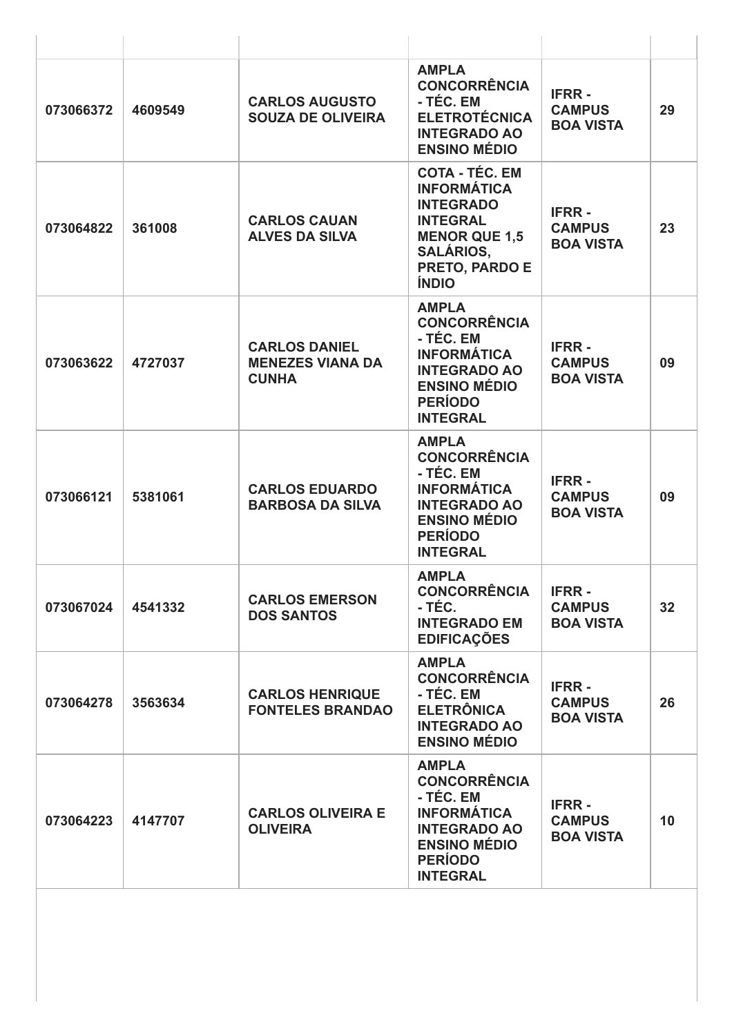| | | | | | |
|---|---|---|---|---|---|
| **073066372** | **4609549** | **CARLOS AUGUSTO SOUZA DE OLIVEIRA** | **AMPLA CONCORRÊNCIA - TÉC. EM ELETROTÉCNICA INTEGRADO AO ENSINO MÉDIO** | **IFRR - CAMPUS BOA VISTA** | **29** |
| **073064822** | **361008** | **CARLOS CAUAN ALVES DA SILVA** | **COTA - TÉC. EM INFORMÁTICA INTEGRADO INTEGRAL MENOR QUE 1,5 SALÁRIOS, PRETO, PARDO E ÍNDIO** | **IFRR - CAMPUS BOA VISTA** | **23** |
| **073063622** | **4727037** | **CARLOS DANIEL MENEZES VIANA DA CUNHA** | **AMPLA CONCORRÊNCIA - TÉC. EM INFORMÁTICA INTEGRADO AO ENSINO MÉDIO PERÍODO INTEGRAL** | **IFRR - CAMPUS BOA VISTA** | **09** |
| **073066121** | **5381061** | **CARLOS EDUARDO BARBOSA DA SILVA** | **AMPLA CONCORRÊNCIA - TÉC. EM INFORMÁTICA INTEGRADO AO ENSINO MÉDIO PERÍODO INTEGRAL** | **IFRR - CAMPUS BOA VISTA** | **09** |
| **073067024** | **4541332** | **CARLOS EMERSON DOS SANTOS** | **AMPLA CONCORRÊNCIA - TÉC. INTEGRADO EM EDIFICAÇÕES** | **IFRR - CAMPUS BOA VISTA** | **32** |
| **073064278** | **3563634** | **CARLOS HENRIQUE FONTELES BRANDAO** | **AMPLA CONCORRÊNCIA - TÉC. EM ELETRÔNICA INTEGRADO AO ENSINO MÉDIO** | **IFRR - CAMPUS BOA VISTA** | **26** |
| **073064223** | **4147707** | **CARLOS OLIVEIRA E OLIVEIRA** | **AMPLA CONCORRÊNCIA - TÉC. EM INFORMÁTICA INTEGRADO AO ENSINO MÉDIO PERÍODO INTEGRAL** | **IFRR - CAMPUS BOA VISTA** | **10** |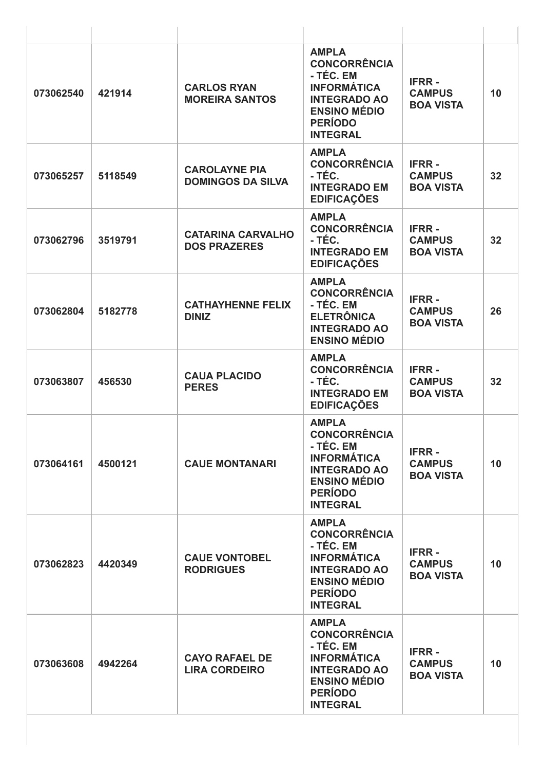| | | | | | |
|---|---|---|---|---|---|
| **073062540** | **421914** | **CARLOS RYAN MOREIRA SANTOS** | **AMPLA CONCORRÊNCIA - TÉC. EM INFORMÁTICA INTEGRADO AO ENSINO MÉDIO PERÍODO INTEGRAL** | **IFRR - CAMPUS BOA VISTA** | **10** |
| **073065257** | **5118549** | **CAROLAYNE PIA DOMINGOS DA SILVA** | **AMPLA CONCORRÊNCIA - TÉC. INTEGRADO EM EDIFICAÇÕES** | **IFRR - CAMPUS BOA VISTA** | **32** |
| **073062796** | **3519791** | **CATARINA CARVALHO DOS PRAZERES** | **AMPLA CONCORRÊNCIA - TÉC. INTEGRADO EM EDIFICAÇÕES** | **IFRR - CAMPUS BOA VISTA** | **32** |
| **073062804** | **5182778** | **CATHAYHENNE FELIX DINIZ** | **AMPLA CONCORRÊNCIA - TÉC. EM ELETRÔNICA INTEGRADO AO ENSINO MÉDIO** | **IFRR - CAMPUS BOA VISTA** | **26** |
| **073063807** | **456530** | **CAUA PLACIDO PERES** | **AMPLA CONCORRÊNCIA - TÉC. INTEGRADO EM EDIFICAÇÕES** | **IFRR - CAMPUS BOA VISTA** | **32** |
| **073064161** | **4500121** | **CAUE MONTANARI** | **AMPLA CONCORRÊNCIA - TÉC. EM INFORMÁTICA INTEGRADO AO ENSINO MÉDIO PERÍODO INTEGRAL** | **IFRR - CAMPUS BOA VISTA** | **10** |
| **073062823** | **4420349** | **CAUE VONTOBEL RODRIGUES** | **AMPLA CONCORRÊNCIA - TÉC. EM INFORMÁTICA INTEGRADO AO ENSINO MÉDIO PERÍODO INTEGRAL** | **IFRR - CAMPUS BOA VISTA** | **10** |
| **073063608** | **4942264** | **CAYO RAFAEL DE LIRA CORDEIRO** | **AMPLA CONCORRÊNCIA - TÉC. EM INFORMÁTICA INTEGRADO AO ENSINO MÉDIO PERÍODO INTEGRAL** | **IFRR - CAMPUS BOA VISTA** | **10** |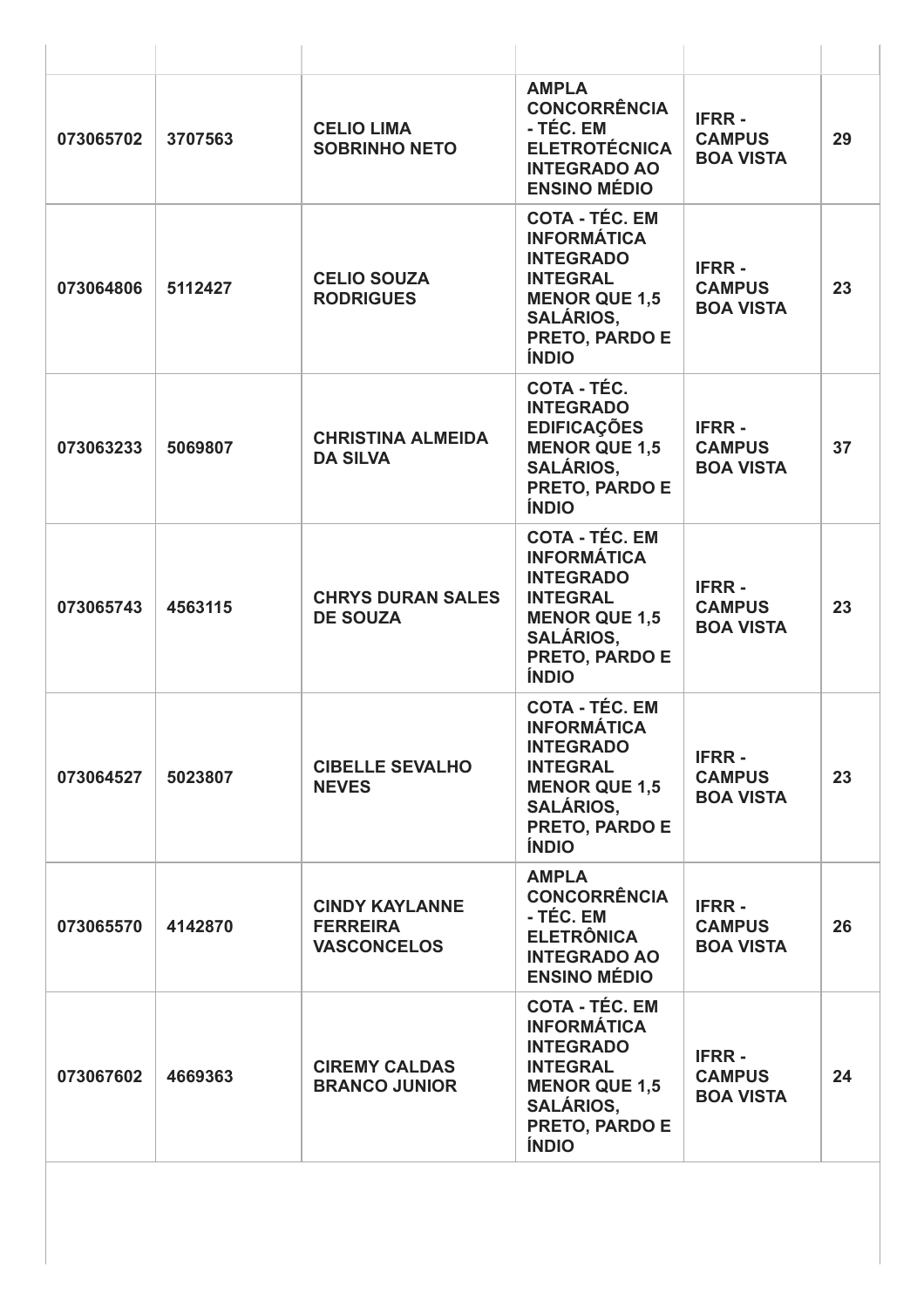| | | | | | |
|---|---|---|---|---|---|
| **073065702** | **3707563** | **CELIO LIMA SOBRINHO NETO** | **AMPLA CONCORRÊNCIA - TÉC. EM ELETROTÉCNICA INTEGRADO AO ENSINO MÉDIO** | **IFRR - CAMPUS BOA VISTA** | **29** |
| **073064806** | **5112427** | **CELIO SOUZA RODRIGUES** | **COTA - TÉC. EM INFORMÁTICA INTEGRADO INTEGRAL MENOR QUE 1,5 SALÁRIOS, PRETO, PARDO E ÍNDIO** | **IFRR - CAMPUS BOA VISTA** | **23** |
| **073063233** | **5069807** | **CHRISTINA ALMEIDA DA SILVA** | **COTA - TÉC. INTEGRADO EDIFICAÇÕES MENOR QUE 1,5 SALÁRIOS, PRETO, PARDO E ÍNDIO** | **IFRR - CAMPUS BOA VISTA** | **37** |
| **073065743** | **4563115** | **CHRYS DURAN SALES DE SOUZA** | **COTA - TÉC. EM INFORMÁTICA INTEGRADO INTEGRAL MENOR QUE 1,5 SALÁRIOS, PRETO, PARDO E ÍNDIO** | **IFRR - CAMPUS BOA VISTA** | **23** |
| **073064527** | **5023807** | **CIBELLE SEVALHO NEVES** | **COTA - TÉC. EM INFORMÁTICA INTEGRADO INTEGRAL MENOR QUE 1,5 SALÁRIOS, PRETO, PARDO E ÍNDIO** | **IFRR - CAMPUS BOA VISTA** | **23** |
| **073065570** | **4142870** | **CINDY KAYLANNE FERREIRA VASCONCELOS** | **AMPLA CONCORRÊNCIA - TÉC. EM ELETRÔNICA INTEGRADO AO ENSINO MÉDIO** | **IFRR - CAMPUS BOA VISTA** | **26** |
| **073067602** | **4669363** | **CIREMY CALDAS BRANCO JUNIOR** | **COTA - TÉC. EM INFORMÁTICA INTEGRADO INTEGRAL MENOR QUE 1,5 SALÁRIOS, PRETO, PARDO E ÍNDIO** | **IFRR - CAMPUS BOA VISTA** | **24** |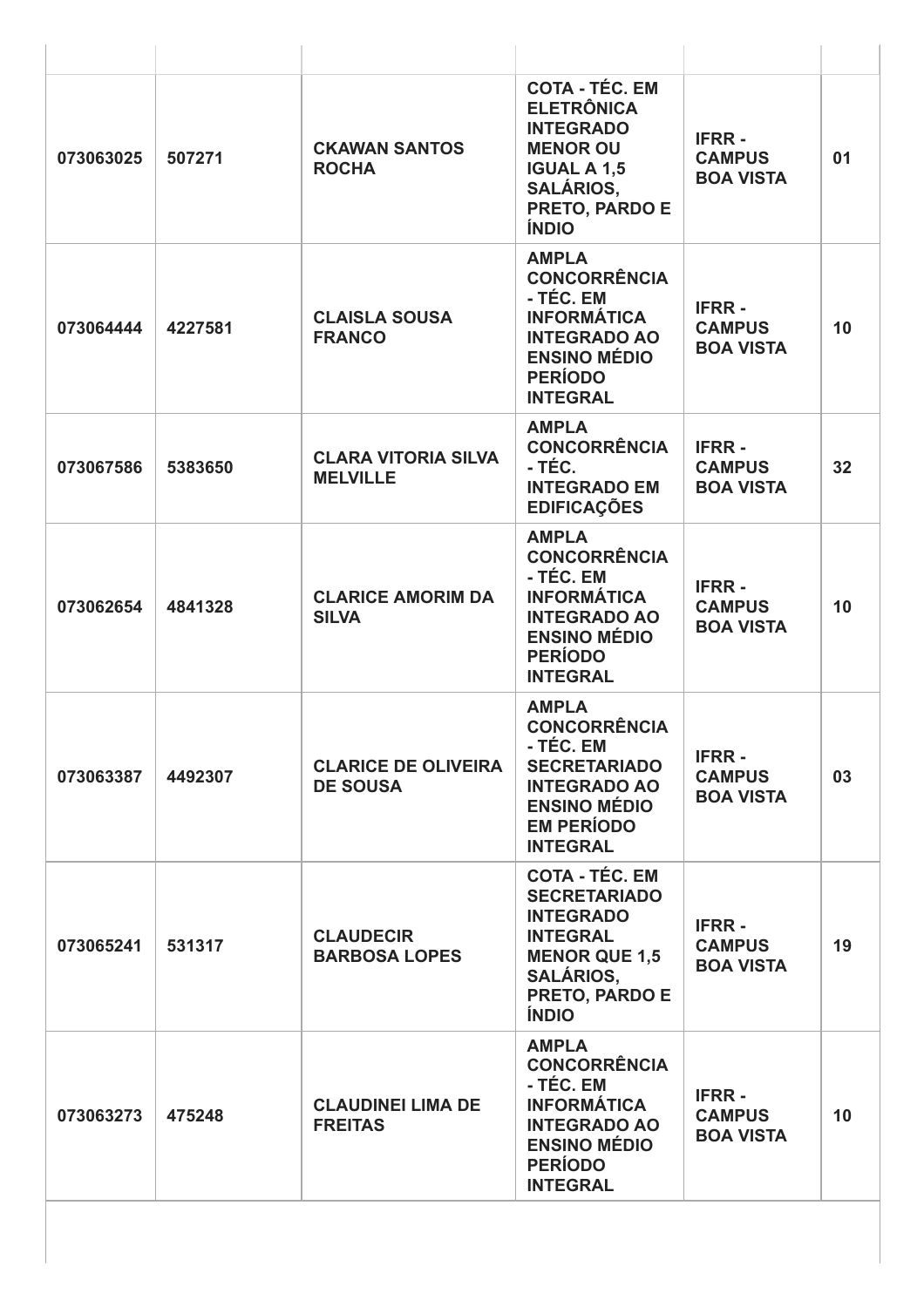| | | | | | |
|---|---|---|---|---|---|
| **073063025** | **507271** | **CKAWAN SANTOS ROCHA** | **COTA - TÉC. EM ELETRÔNICA INTEGRADO MENOR OU IGUAL A 1,5 SALÁRIOS, PRETO, PARDO E ÍNDIO** | **IFRR - CAMPUS BOA VISTA** | **01** |
| **073064444** | **4227581** | **CLAISLA SOUSA FRANCO** | **AMPLA CONCORRÊNCIA - TÉC. EM INFORMÁTICA INTEGRADO AO ENSINO MÉDIO PERÍODO INTEGRAL** | **IFRR - CAMPUS BOA VISTA** | **10** |
| **073067586** | **5383650** | **CLARA VITORIA SILVA MELVILLE** | **AMPLA CONCORRÊNCIA - TÉC. INTEGRADO EM EDIFICAÇÕES** | **IFRR - CAMPUS BOA VISTA** | **32** |
| **073062654** | **4841328** | **CLARICE AMORIM DA SILVA** | **AMPLA CONCORRÊNCIA - TÉC. EM INFORMÁTICA INTEGRADO AO ENSINO MÉDIO PERÍODO INTEGRAL** | **IFRR - CAMPUS BOA VISTA** | **10** |
| **073063387** | **4492307** | **CLARICE DE OLIVEIRA DE SOUSA** | **AMPLA CONCORRÊNCIA - TÉC. EM SECRETARIADO INTEGRADO AO ENSINO MÉDIO EM PERÍODO INTEGRAL** | **IFRR - CAMPUS BOA VISTA** | **03** |
| **073065241** | **531317** | **CLAUDECIR BARBOSA LOPES** | **COTA - TÉC. EM SECRETARIADO INTEGRADO INTEGRAL MENOR QUE 1,5 SALÁRIOS, PRETO, PARDO E ÍNDIO** | **IFRR - CAMPUS BOA VISTA** | **19** |
| **073063273** | **475248** | **CLAUDINEI LIMA DE FREITAS** | **AMPLA CONCORRÊNCIA - TÉC. EM INFORMÁTICA INTEGRADO AO ENSINO MÉDIO PERÍODO INTEGRAL** | **IFRR - CAMPUS BOA VISTA** | **10** |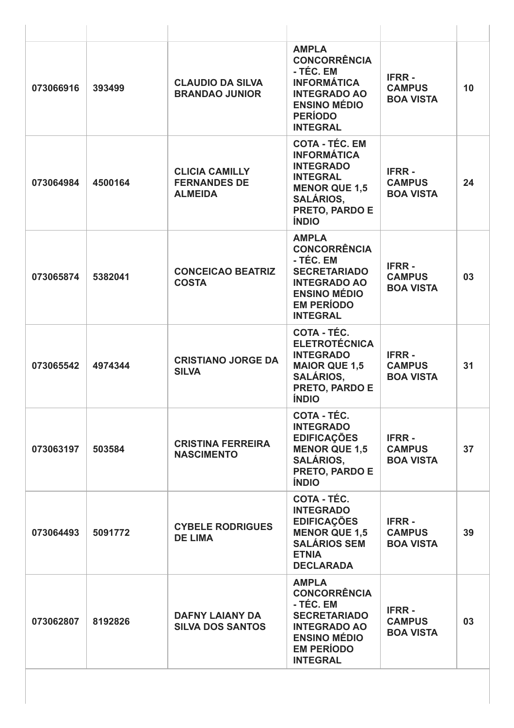| | | | | | |
|---|---|---|---|---|---|
| **073066916** | **393499** | **CLAUDIO DA SILVA BRANDAO JUNIOR** | **AMPLA CONCORRÊNCIA - TÉC. EM INFORMÁTICA INTEGRADO AO ENSINO MÉDIO PERÍODO INTEGRAL** | **IFRR - CAMPUS BOA VISTA** | **10** |
| **073064984** | **4500164** | **CLICIA CAMILLY FERNANDES DE ALMEIDA** | **COTA - TÉC. EM INFORMÁTICA INTEGRADO INTEGRAL MENOR QUE 1,5 SALÁRIOS, PRETO, PARDO E ÍNDIO** | **IFRR - CAMPUS BOA VISTA** | **24** |
| **073065874** | **5382041** | **CONCEICAO BEATRIZ COSTA** | **AMPLA CONCORRÊNCIA - TÉC. EM SECRETARIADO INTEGRADO AO ENSINO MÉDIO EM PERÍODO INTEGRAL** | **IFRR - CAMPUS BOA VISTA** | **03** |
| **073065542** | **4974344** | **CRISTIANO JORGE DA SILVA** | **COTA - TÉC. ELETROTÉCNICA INTEGRADO MAIOR QUE 1,5 SALÁRIOS, PRETO, PARDO E ÍNDIO** | **IFRR - CAMPUS BOA VISTA** | **31** |
| **073063197** | **503584** | **CRISTINA FERREIRA NASCIMENTO** | **COTA - TÉC. INTEGRADO EDIFICAÇÕES MENOR QUE 1,5 SALÁRIOS, PRETO, PARDO E ÍNDIO** | **IFRR - CAMPUS BOA VISTA** | **37** |
| **073064493** | **5091772** | **CYBELE RODRIGUES DE LIMA** | **COTA - TÉC. INTEGRADO EDIFICAÇÕES MENOR QUE 1,5 SALÁRIOS SEM ETNIA DECLARADA** | **IFRR - CAMPUS BOA VISTA** | **39** |
| **073062807** | **8192826** | **DAFNY LAIANY DA SILVA DOS SANTOS** | **AMPLA CONCORRÊNCIA - TÉC. EM SECRETARIADO INTEGRADO AO ENSINO MÉDIO EM PERÍODO INTEGRAL** | **IFRR - CAMPUS BOA VISTA** | **03** |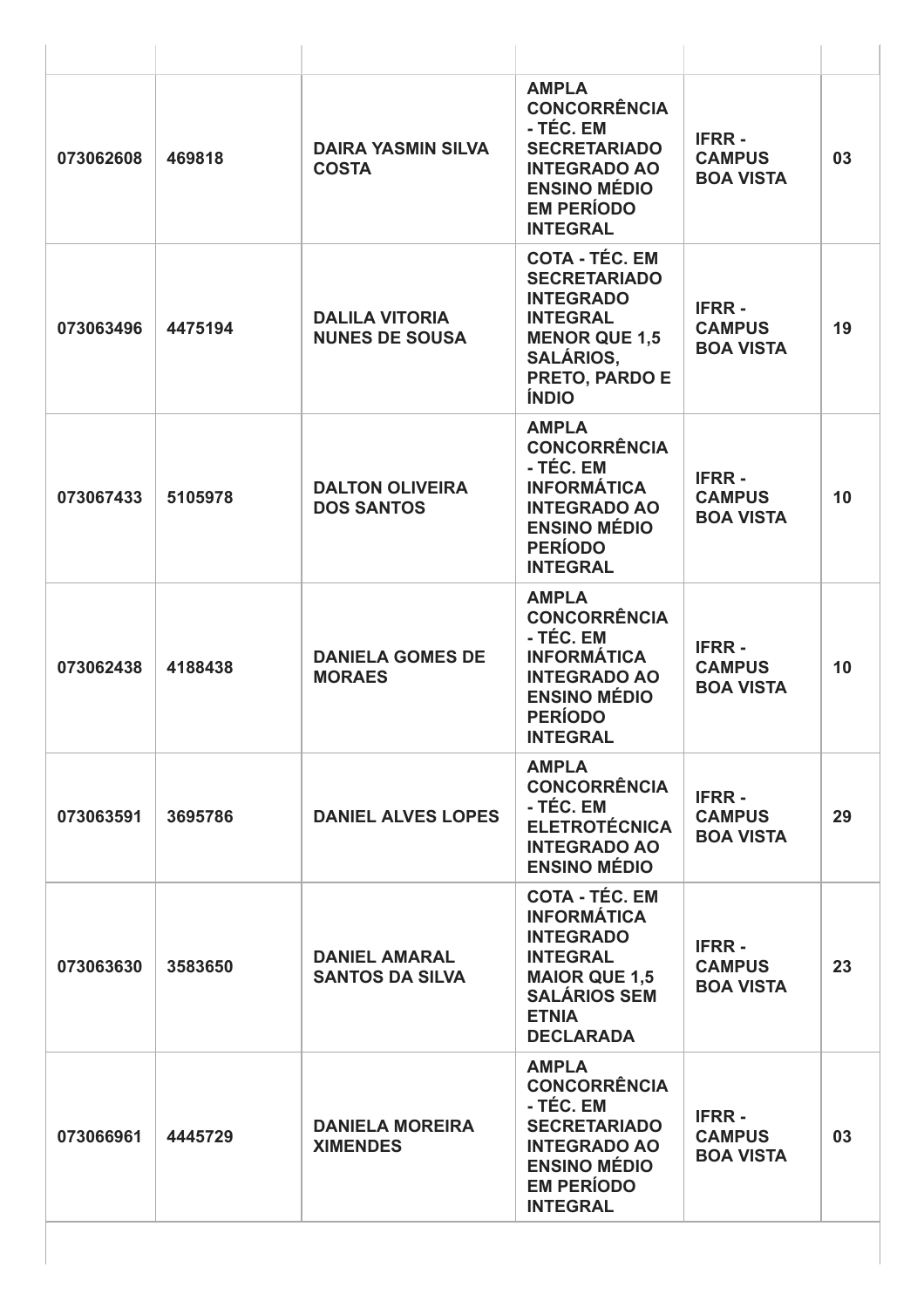| | | | | | |
|---|---|---|---|---|---|
| 073062608 | 469818 | **DAIRA YASMIN SILVA COSTA** | **AMPLA CONCORRÊNCIA - TÉC. EM SECRETARIADO INTEGRADO AO ENSINO MÉDIO EM PERÍODO INTEGRAL** | **IFRR - CAMPUS BOA VISTA** | 03 |
| 073063496 | 4475194 | **DALILA VITORIA NUNES DE SOUSA** | **COTA - TÉC. EM SECRETARIADO INTEGRADO INTEGRAL MENOR QUE 1,5 SALÁRIOS, PRETO, PARDO E ÍNDIO** | **IFRR - CAMPUS BOA VISTA** | 19 |
| 073067433 | 5105978 | **DALTON OLIVEIRA DOS SANTOS** | **AMPLA CONCORRÊNCIA - TÉC. EM INFORMÁTICA INTEGRADO AO ENSINO MÉDIO PERÍODO INTEGRAL** | **IFRR - CAMPUS BOA VISTA** | 10 |
| 073062438 | 4188438 | **DANIELA GOMES DE MORAES** | **AMPLA CONCORRÊNCIA - TÉC. EM INFORMÁTICA INTEGRADO AO ENSINO MÉDIO PERÍODO INTEGRAL** | **IFRR - CAMPUS BOA VISTA** | 10 |
| 073063591 | 3695786 | **DANIEL ALVES LOPES** | **AMPLA CONCORRÊNCIA - TÉC. EM ELETROTÉCNICA INTEGRADO AO ENSINO MÉDIO** | **IFRR - CAMPUS BOA VISTA** | 29 |
| 073063630 | 3583650 | **DANIEL AMARAL SANTOS DA SILVA** | **COTA - TÉC. EM INFORMÁTICA INTEGRADO INTEGRAL MAIOR QUE 1,5 SALÁRIOS SEM ETNIA DECLARADA** | **IFRR - CAMPUS BOA VISTA** | 23 |
| 073066961 | 4445729 | **DANIELA MOREIRA XIMENDES** | **AMPLA CONCORRÊNCIA - TÉC. EM SECRETARIADO INTEGRADO AO ENSINO MÉDIO EM PERÍODO INTEGRAL** | **IFRR - CAMPUS BOA VISTA** | 03 |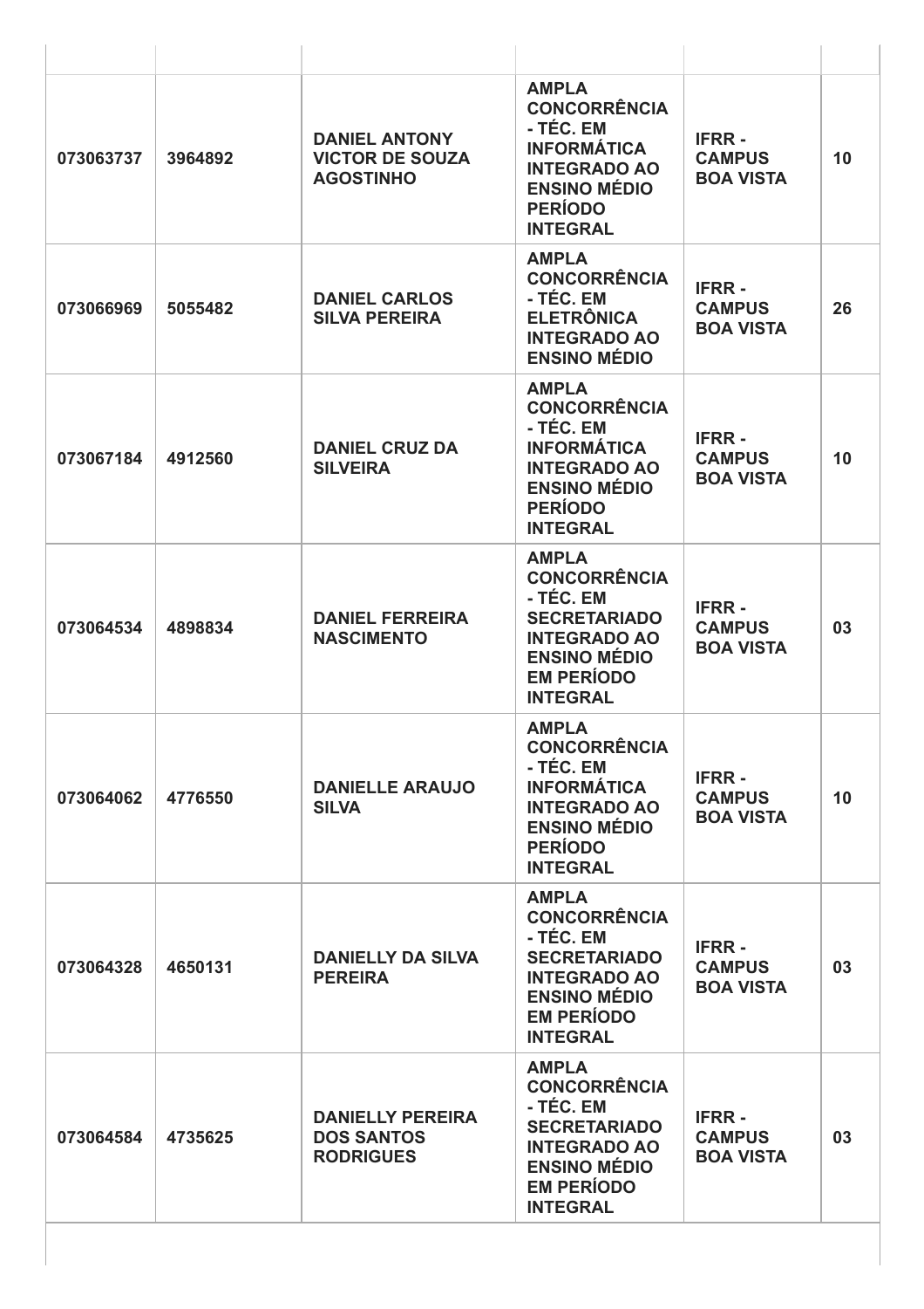| | | | | | |
|---|---|---|---|---|---|
| **073063737** | **3964892** | **DANIEL ANTONY VICTOR DE SOUZA AGOSTINHO** | **AMPLA CONCORRÊNCIA - TÉC. EM INFORMÁTICA INTEGRADO AO ENSINO MÉDIO PERÍODO INTEGRAL** | **IFRR - CAMPUS BOA VISTA** | **10** |
| **073066969** | **5055482** | **DANIEL CARLOS SILVA PEREIRA** | **AMPLA CONCORRÊNCIA - TÉC. EM ELETRÔNICA INTEGRADO AO ENSINO MÉDIO** | **IFRR - CAMPUS BOA VISTA** | **26** |
| **073067184** | **4912560** | **DANIEL CRUZ DA SILVEIRA** | **AMPLA CONCORRÊNCIA - TÉC. EM INFORMÁTICA INTEGRADO AO ENSINO MÉDIO PERÍODO INTEGRAL** | **IFRR - CAMPUS BOA VISTA** | **10** |
| **073064534** | **4898834** | **DANIEL FERREIRA NASCIMENTO** | **AMPLA CONCORRÊNCIA - TÉC. EM SECRETARIADO INTEGRADO AO ENSINO MÉDIO EM PERÍODO INTEGRAL** | **IFRR - CAMPUS BOA VISTA** | **03** |
| **073064062** | **4776550** | **DANIELLE ARAUJO SILVA** | **AMPLA CONCORRÊNCIA - TÉC. EM INFORMÁTICA INTEGRADO AO ENSINO MÉDIO PERÍODO INTEGRAL** | **IFRR - CAMPUS BOA VISTA** | **10** |
| **073064328** | **4650131** | **DANIELLY DA SILVA PEREIRA** | **AMPLA CONCORRÊNCIA - TÉC. EM SECRETARIADO INTEGRADO AO ENSINO MÉDIO EM PERÍODO INTEGRAL** | **IFRR - CAMPUS BOA VISTA** | **03** |
| **073064584** | **4735625** | **DANIELLY PEREIRA DOS SANTOS RODRIGUES** | **AMPLA CONCORRÊNCIA - TÉC. EM SECRETARIADO INTEGRADO AO ENSINO MÉDIO EM PERÍODO INTEGRAL** | **IFRR - CAMPUS BOA VISTA** | **03** |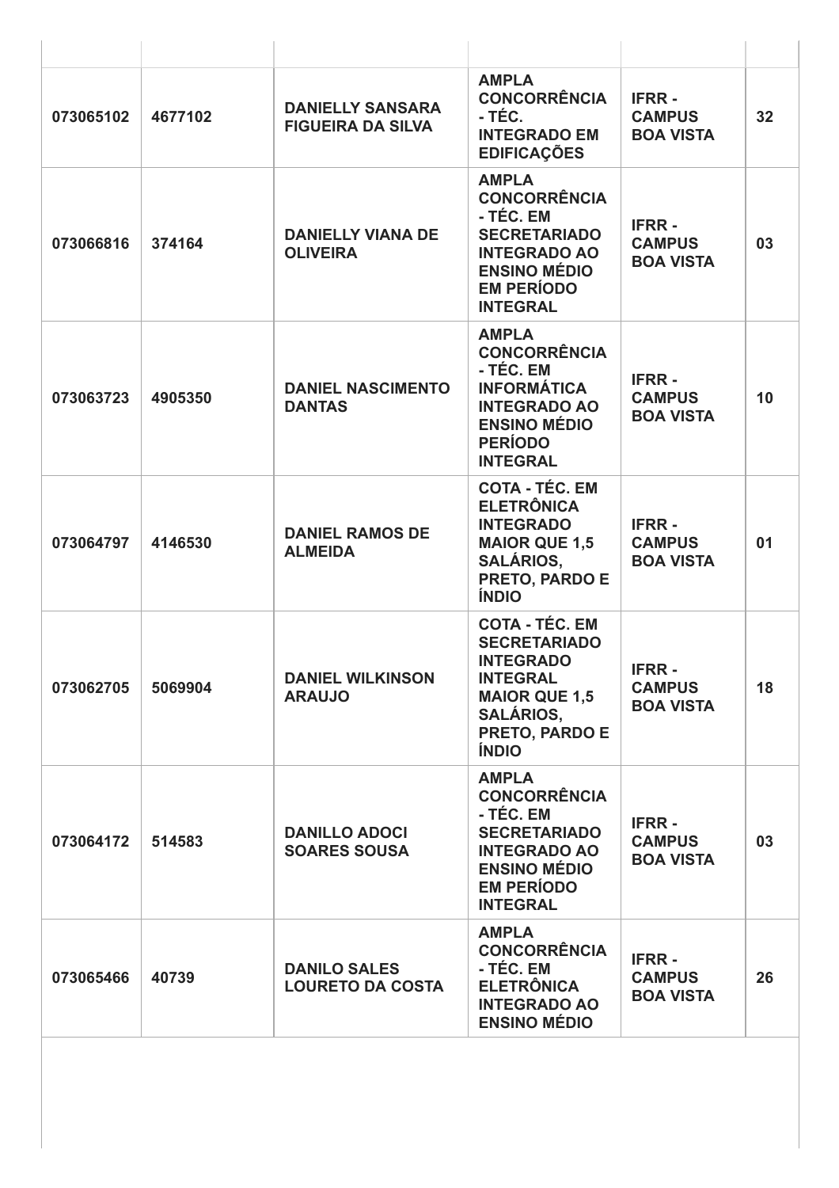| | | | | | |
|---|---|---|---|---|---|
| 073065102 | 4677102 | **DANIELLY SANSARA FIGUEIRA DA SILVA** | **AMPLA CONCORRÊNCIA - TÉC. INTEGRADO EM EDIFICAÇÕES** | **IFRR - CAMPUS BOA VISTA** | 32 |
| 073066816 | 374164 | **DANIELLY VIANA DE OLIVEIRA** | **AMPLA CONCORRÊNCIA - TÉC. EM SECRETARIADO INTEGRADO AO ENSINO MÉDIO EM PERÍODO INTEGRAL** | **IFRR - CAMPUS BOA VISTA** | 03 |
| 073063723 | 4905350 | **DANIEL NASCIMENTO DANTAS** | **AMPLA CONCORRÊNCIA - TÉC. EM INFORMÁTICA INTEGRADO AO ENSINO MÉDIO PERÍODO INTEGRAL** | **IFRR - CAMPUS BOA VISTA** | 10 |
| 073064797 | 4146530 | **DANIEL RAMOS DE ALMEIDA** | **COTA - TÉC. EM ELETRÔNICA INTEGRADO MAIOR QUE 1,5 SALÁRIOS, PRETO, PARDO E ÍNDIO** | **IFRR - CAMPUS BOA VISTA** | 01 |
| 073062705 | 5069904 | **DANIEL WILKINSON ARAUJO** | **COTA - TÉC. EM SECRETARIADO INTEGRADO INTEGRAL MAIOR QUE 1,5 SALÁRIOS, PRETO, PARDO E ÍNDIO** | **IFRR - CAMPUS BOA VISTA** | 18 |
| 073064172 | 514583 | **DANILLO ADOCI SOARES SOUSA** | **AMPLA CONCORRÊNCIA - TÉC. EM SECRETARIADO INTEGRADO AO ENSINO MÉDIO EM PERÍODO INTEGRAL** | **IFRR - CAMPUS BOA VISTA** | 03 |
| 073065466 | 40739 | **DANILO SALES LOURETO DA COSTA** | **AMPLA CONCORRÊNCIA - TÉC. EM ELETRÔNICA INTEGRADO AO ENSINO MÉDIO** | **IFRR - CAMPUS BOA VISTA** | 26 |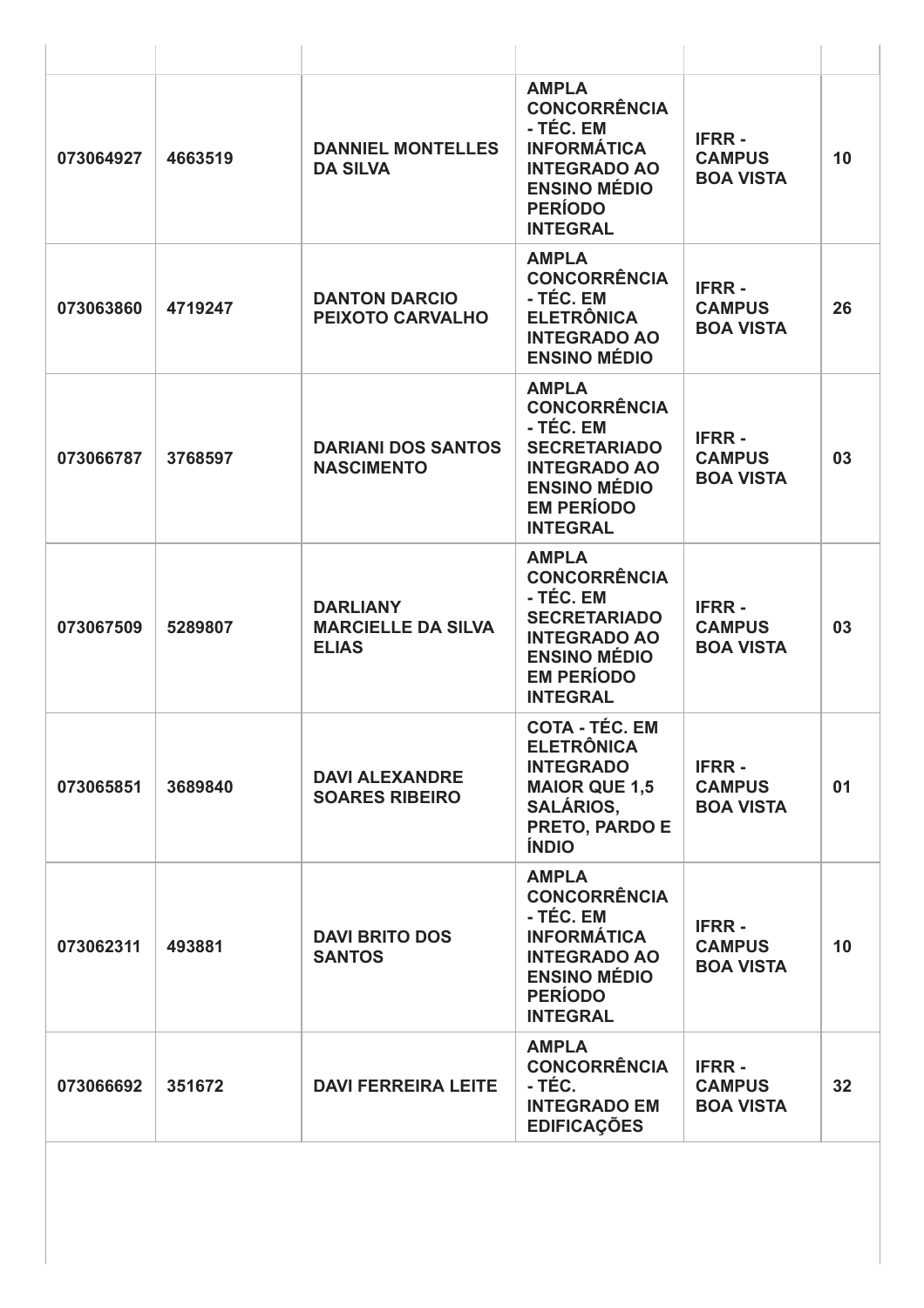| | | | | | |
|---|---|---|---|---|---|
| **073064927** | **4663519** | **DANNIEL MONTELLES DA SILVA** | **AMPLA CONCORRÊNCIA - TÉC. EM INFORMÁTICA INTEGRADO AO ENSINO MÉDIO PERÍODO INTEGRAL** | **IFRR - CAMPUS BOA VISTA** | **10** |
| **073063860** | **4719247** | **DANTON DARCIO PEIXOTO CARVALHO** | **AMPLA CONCORRÊNCIA - TÉC. EM ELETRÔNICA INTEGRADO AO ENSINO MÉDIO** | **IFRR - CAMPUS BOA VISTA** | **26** |
| **073066787** | **3768597** | **DARIANI DOS SANTOS NASCIMENTO** | **AMPLA CONCORRÊNCIA - TÉC. EM SECRETARIADO INTEGRADO AO ENSINO MÉDIO EM PERÍODO INTEGRAL** | **IFRR - CAMPUS BOA VISTA** | **03** |
| **073067509** | **5289807** | **DARLIANY MARCIELLE DA SILVA ELIAS** | **AMPLA CONCORRÊNCIA - TÉC. EM SECRETARIADO INTEGRADO AO ENSINO MÉDIO EM PERÍODO INTEGRAL** | **IFRR - CAMPUS BOA VISTA** | **03** |
| **073065851** | **3689840** | **DAVI ALEXANDRE SOARES RIBEIRO** | **COTA - TÉC. EM ELETRÔNICA INTEGRADO MAIOR QUE 1,5 SALÁRIOS, PRETO, PARDO E ÍNDIO** | **IFRR - CAMPUS BOA VISTA** | **01** |
| **073062311** | **493881** | **DAVI BRITO DOS SANTOS** | **AMPLA CONCORRÊNCIA - TÉC. EM INFORMÁTICA INTEGRADO AO ENSINO MÉDIO PERÍODO INTEGRAL** | **IFRR - CAMPUS BOA VISTA** | **10** |
| **073066692** | **351672** | **DAVI FERREIRA LEITE** | **AMPLA CONCORRÊNCIA - TÉC. INTEGRADO EM EDIFICAÇÕES** | **IFRR - CAMPUS BOA VISTA** | **32** |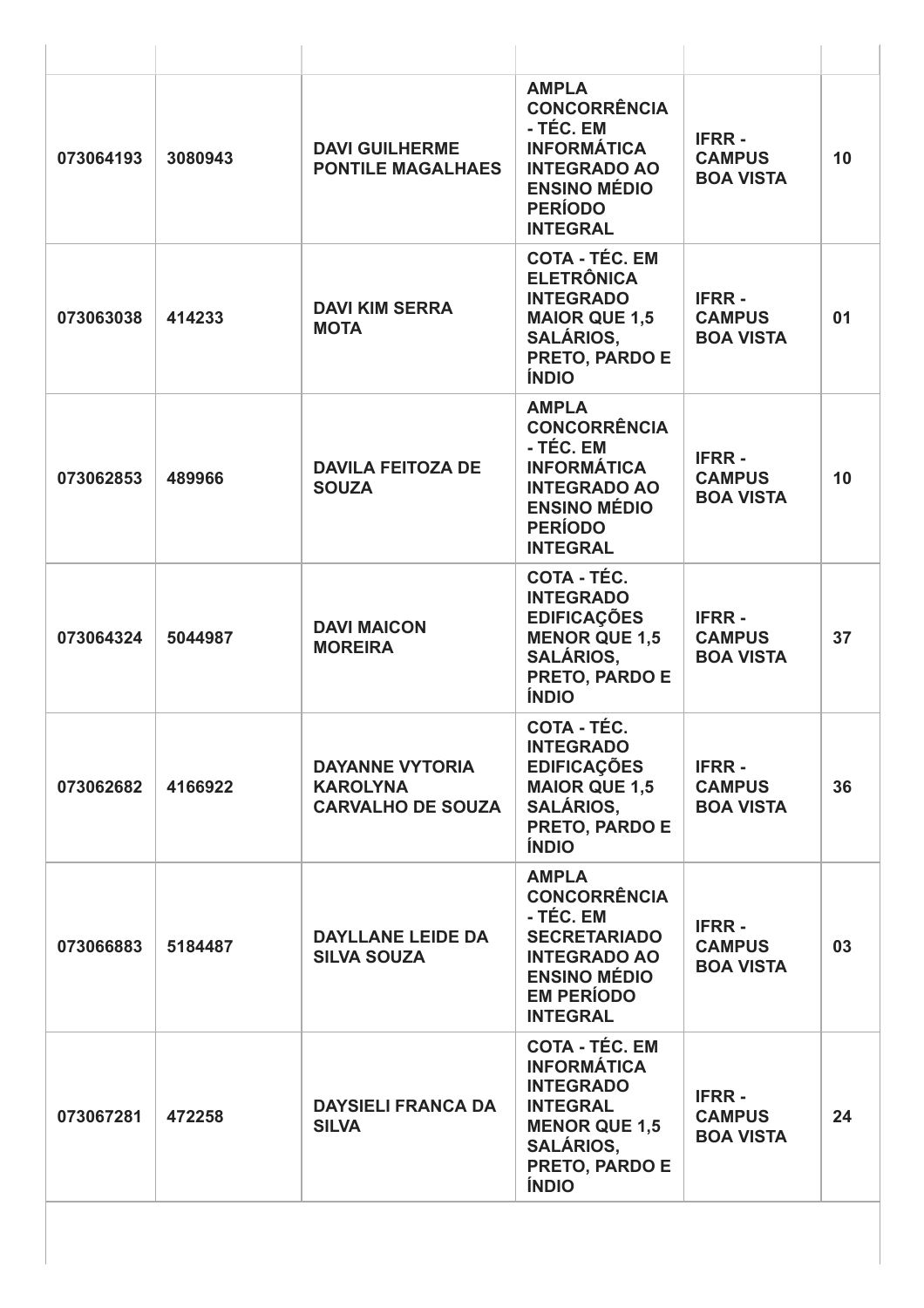| | | | | | |
|---|---|---|---|---|---|
| **073064193** | **3080943** | **DAVI GUILHERME PONTILE MAGALHAES** | **AMPLA CONCORRÊNCIA - TÉC. EM INFORMÁTICA INTEGRADO AO ENSINO MÉDIO PERÍODO INTEGRAL** | **IFRR - CAMPUS BOA VISTA** | **10** |
| **073063038** | **414233** | **DAVI KIM SERRA MOTA** | **COTA - TÉC. EM ELETRÔNICA INTEGRADO MAIOR QUE 1,5 SALÁRIOS, PRETO, PARDO E ÍNDIO** | **IFRR - CAMPUS BOA VISTA** | **01** |
| **073062853** | **489966** | **DAVILA FEITOZA DE SOUZA** | **AMPLA CONCORRÊNCIA - TÉC. EM INFORMÁTICA INTEGRADO AO ENSINO MÉDIO PERÍODO INTEGRAL** | **IFRR - CAMPUS BOA VISTA** | **10** |
| **073064324** | **5044987** | **DAVI MAICON MOREIRA** | **COTA - TÉC. INTEGRADO EDIFICAÇÕES MENOR QUE 1,5 SALÁRIOS, PRETO, PARDO E ÍNDIO** | **IFRR - CAMPUS BOA VISTA** | **37** |
| **073062682** | **4166922** | **DAYANNE VYTORIA KAROLYNA CARVALHO DE SOUZA** | **COTA - TÉC. INTEGRADO EDIFICAÇÕES MAIOR QUE 1,5 SALÁRIOS, PRETO, PARDO E ÍNDIO** | **IFRR - CAMPUS BOA VISTA** | **36** |
| **073066883** | **5184487** | **DAYLLANE LEIDE DA SILVA SOUZA** | **AMPLA CONCORRÊNCIA - TÉC. EM SECRETARIADO INTEGRADO AO ENSINO MÉDIO EM PERÍODO INTEGRAL** | **IFRR - CAMPUS BOA VISTA** | **03** |
| **073067281** | **472258** | **DAYSIELI FRANCA DA SILVA** | **COTA - TÉC. EM INFORMÁTICA INTEGRADO INTEGRAL MENOR QUE 1,5 SALÁRIOS, PRETO, PARDO E ÍNDIO** | **IFRR - CAMPUS BOA VISTA** | **24** |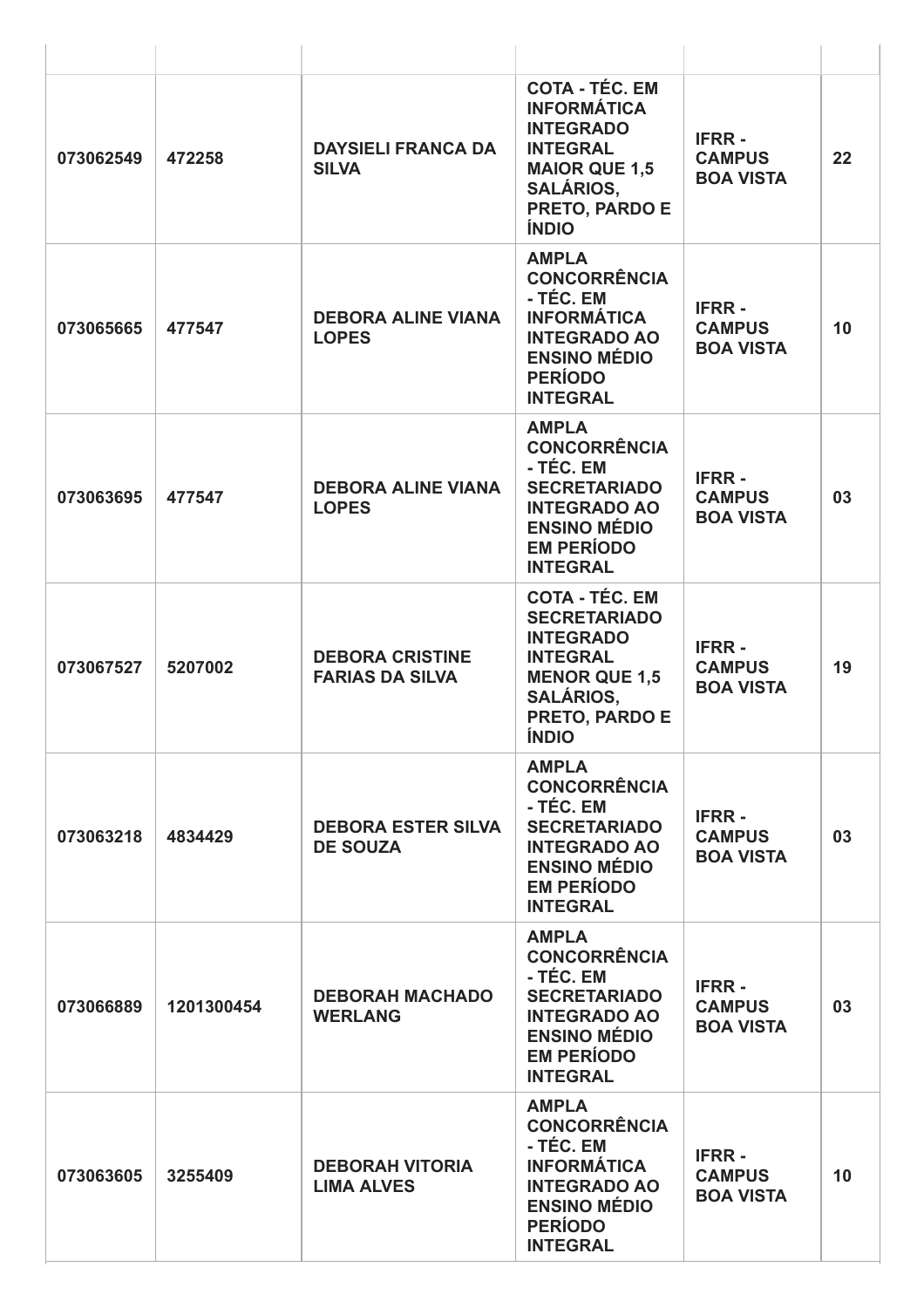| | | | | | |
|---|---|---|---|---|---|
| **073062549** | **472258** | **DAYSIELI FRANCA DA SILVA** | **COTA - TÉC. EM INFORMÁTICA INTEGRADO INTEGRAL MAIOR QUE 1,5 SALÁRIOS, PRETO, PARDO E ÍNDIO** | **IFRR - CAMPUS BOA VISTA** | **22** |
| **073065665** | **477547** | **DEBORA ALINE VIANA LOPES** | **AMPLA CONCORRÊNCIA - TÉC. EM INFORMÁTICA INTEGRADO AO ENSINO MÉDIO PERÍODO INTEGRAL** | **IFRR - CAMPUS BOA VISTA** | **10** |
| **073063695** | **477547** | **DEBORA ALINE VIANA LOPES** | **AMPLA CONCORRÊNCIA - TÉC. EM SECRETARIADO INTEGRADO AO ENSINO MÉDIO EM PERÍODO INTEGRAL** | **IFRR - CAMPUS BOA VISTA** | **03** |
| **073067527** | **5207002** | **DEBORA CRISTINE FARIAS DA SILVA** | **COTA - TÉC. EM SECRETARIADO INTEGRADO INTEGRAL MENOR QUE 1,5 SALÁRIOS, PRETO, PARDO E ÍNDIO** | **IFRR - CAMPUS BOA VISTA** | **19** |
| **073063218** | **4834429** | **DEBORA ESTER SILVA DE SOUZA** | **AMPLA CONCORRÊNCIA - TÉC. EM SECRETARIADO INTEGRADO AO ENSINO MÉDIO EM PERÍODO INTEGRAL** | **IFRR - CAMPUS BOA VISTA** | **03** |
| **073066889** | **1201300454** | **DEBORAH MACHADO WERLANG** | **AMPLA CONCORRÊNCIA - TÉC. EM SECRETARIADO INTEGRADO AO ENSINO MÉDIO EM PERÍODO INTEGRAL** | **IFRR - CAMPUS BOA VISTA** | **03** |
| **073063605** | **3255409** | **DEBORAH VITORIA LIMA ALVES** | **AMPLA CONCORRÊNCIA - TÉC. EM INFORMÁTICA INTEGRADO AO ENSINO MÉDIO PERÍODO INTEGRAL** | **IFRR - CAMPUS BOA VISTA** | **10** |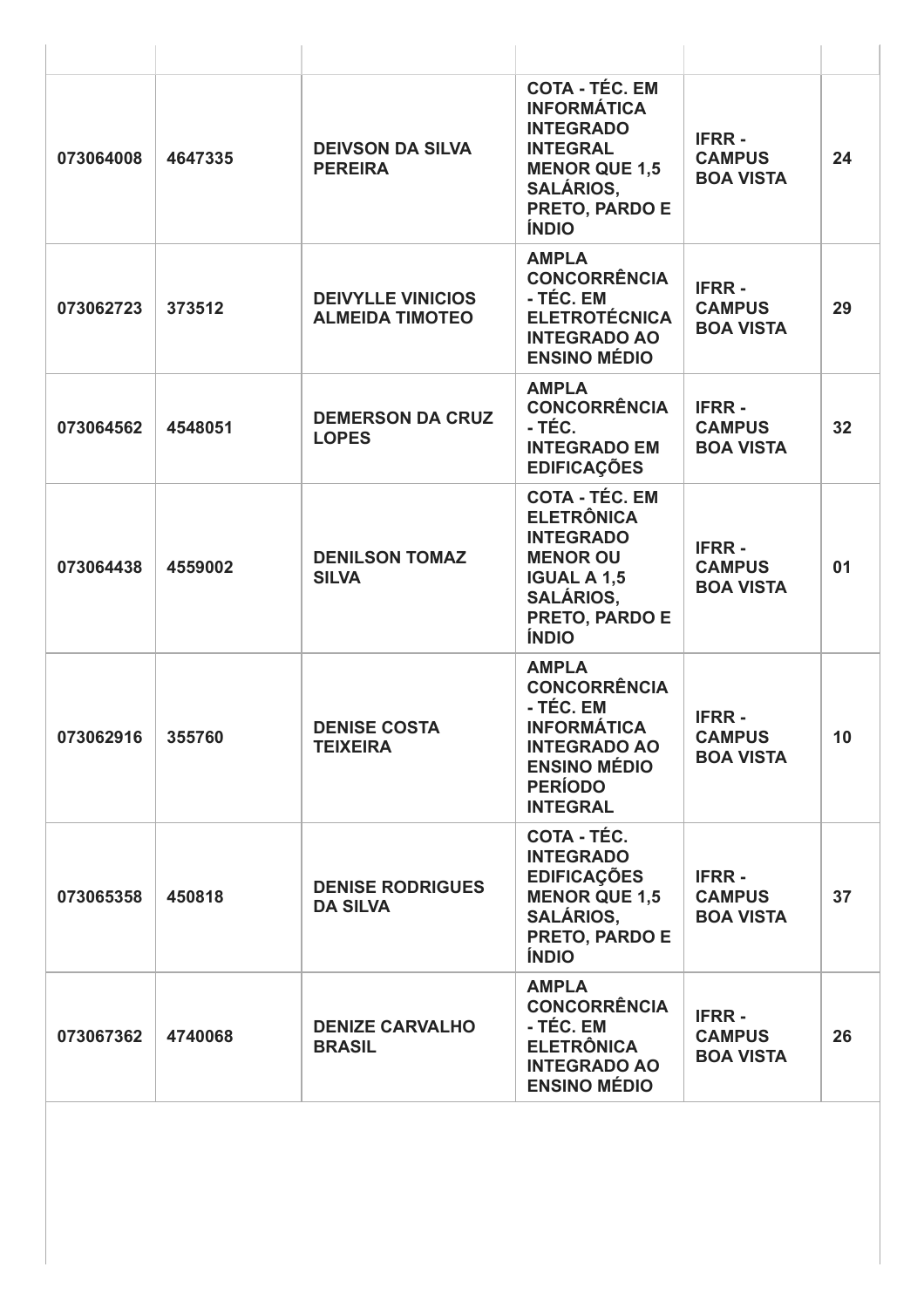| | | | | | |
|---|---|---|---|---|---|
| **073064008** | **4647335** | **DEIVSON DA SILVA PEREIRA** | **COTA - TÉC. EM INFORMÁTICA INTEGRADO INTEGRAL MENOR QUE 1,5 SALÁRIOS, PRETO, PARDO E ÍNDIO** | **IFRR - CAMPUS BOA VISTA** | **24** |
| **073062723** | **373512** | **DEIVYLLE VINICIOS ALMEIDA TIMOTEO** | **AMPLA CONCORRÊNCIA - TÉC. EM ELETROTÉCNICA INTEGRADO AO ENSINO MÉDIO** | **IFRR - CAMPUS BOA VISTA** | **29** |
| **073064562** | **4548051** | **DEMERSON DA CRUZ LOPES** | **AMPLA CONCORRÊNCIA - TÉC. INTEGRADO EM EDIFICAÇÕES** | **IFRR - CAMPUS BOA VISTA** | **32** |
| **073064438** | **4559002** | **DENILSON TOMAZ SILVA** | **COTA - TÉC. EM ELETRÔNICA INTEGRADO MENOR OU IGUAL A 1,5 SALÁRIOS, PRETO, PARDO E ÍNDIO** | **IFRR - CAMPUS BOA VISTA** | **01** |
| **073062916** | **355760** | **DENISE COSTA TEIXEIRA** | **AMPLA CONCORRÊNCIA - TÉC. EM INFORMÁTICA INTEGRADO AO ENSINO MÉDIO PERÍODO INTEGRAL** | **IFRR - CAMPUS BOA VISTA** | **10** |
| **073065358** | **450818** | **DENISE RODRIGUES DA SILVA** | **COTA - TÉC. INTEGRADO EDIFICAÇÕES MENOR QUE 1,5 SALÁRIOS, PRETO, PARDO E ÍNDIO** | **IFRR - CAMPUS BOA VISTA** | **37** |
| **073067362** | **4740068** | **DENIZE CARVALHO BRASIL** | **AMPLA CONCORRÊNCIA - TÉC. EM ELETRÔNICA INTEGRADO AO ENSINO MÉDIO** | **IFRR - CAMPUS BOA VISTA** | **26** |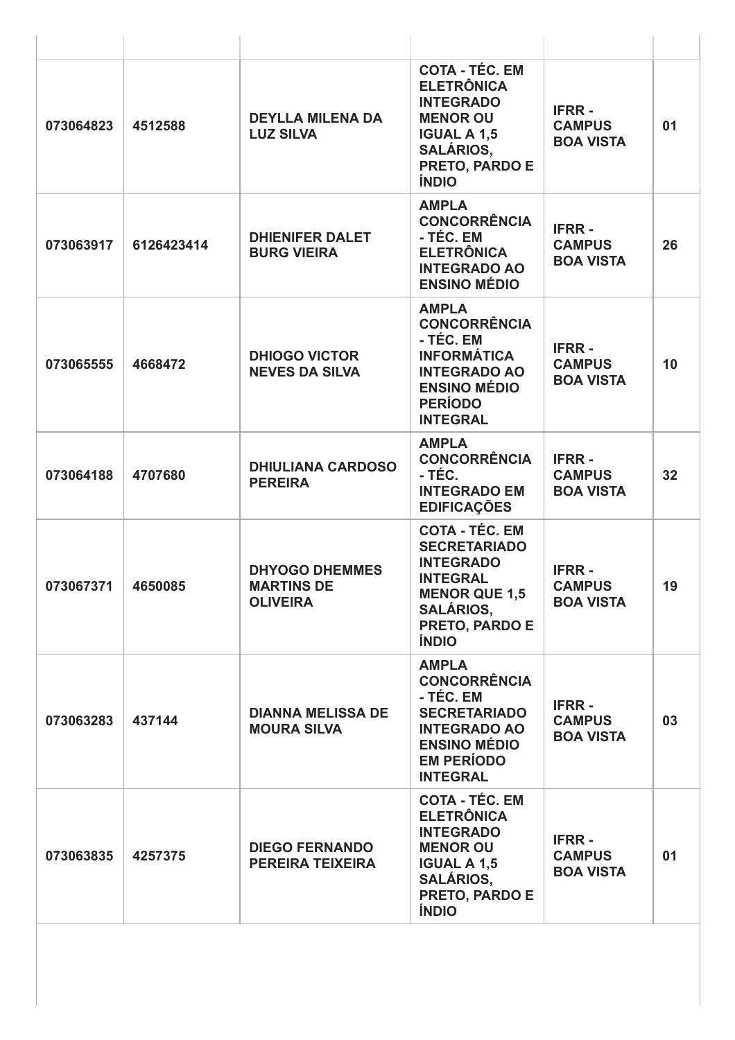| | | | | | |
|---|---|---|---|---|---|
| 073064823 | 4512588 | **DEYLLA MILENA DA LUZ SILVA** | **COTA - TÉC. EM ELETRÔNICA INTEGRADO MENOR OU IGUAL A 1,5 SALÁRIOS, PRETO, PARDO E ÍNDIO** | **IFRR - CAMPUS BOA VISTA** | 01 |
| 073063917 | 6126423414 | **DHIENIFER DALET BURG VIEIRA** | **AMPLA CONCORRÊNCIA - TÉC. EM ELETRÔNICA INTEGRADO AO ENSINO MÉDIO** | **IFRR - CAMPUS BOA VISTA** | 26 |
| 073065555 | 4668472 | **DHIOGO VICTOR NEVES DA SILVA** | **AMPLA CONCORRÊNCIA - TÉC. EM INFORMÁTICA INTEGRADO AO ENSINO MÉDIO PERÍODO INTEGRAL** | **IFRR - CAMPUS BOA VISTA** | 10 |
| 073064188 | 4707680 | **DHIULIANA CARDOSO PEREIRA** | **AMPLA CONCORRÊNCIA - TÉC. INTEGRADO EM EDIFICAÇÕES** | **IFRR - CAMPUS BOA VISTA** | 32 |
| 073067371 | 4650085 | **DHYOGO DHEMMES MARTINS DE OLIVEIRA** | **COTA - TÉC. EM SECRETARIADO INTEGRADO INTEGRAL MENOR QUE 1,5 SALÁRIOS, PRETO, PARDO E ÍNDIO** | **IFRR - CAMPUS BOA VISTA** | 19 |
| 073063283 | 437144 | **DIANNA MELISSA DE MOURA SILVA** | **AMPLA CONCORRÊNCIA - TÉC. EM SECRETARIADO INTEGRADO AO ENSINO MÉDIO EM PERÍODO INTEGRAL** | **IFRR - CAMPUS BOA VISTA** | 03 |
| 073063835 | 4257375 | **DIEGO FERNANDO PEREIRA TEIXEIRA** | **COTA - TÉC. EM ELETRÔNICA INTEGRADO MENOR OU IGUAL A 1,5 SALÁRIOS, PRETO, PARDO E ÍNDIO** | **IFRR - CAMPUS BOA VISTA** | 01 |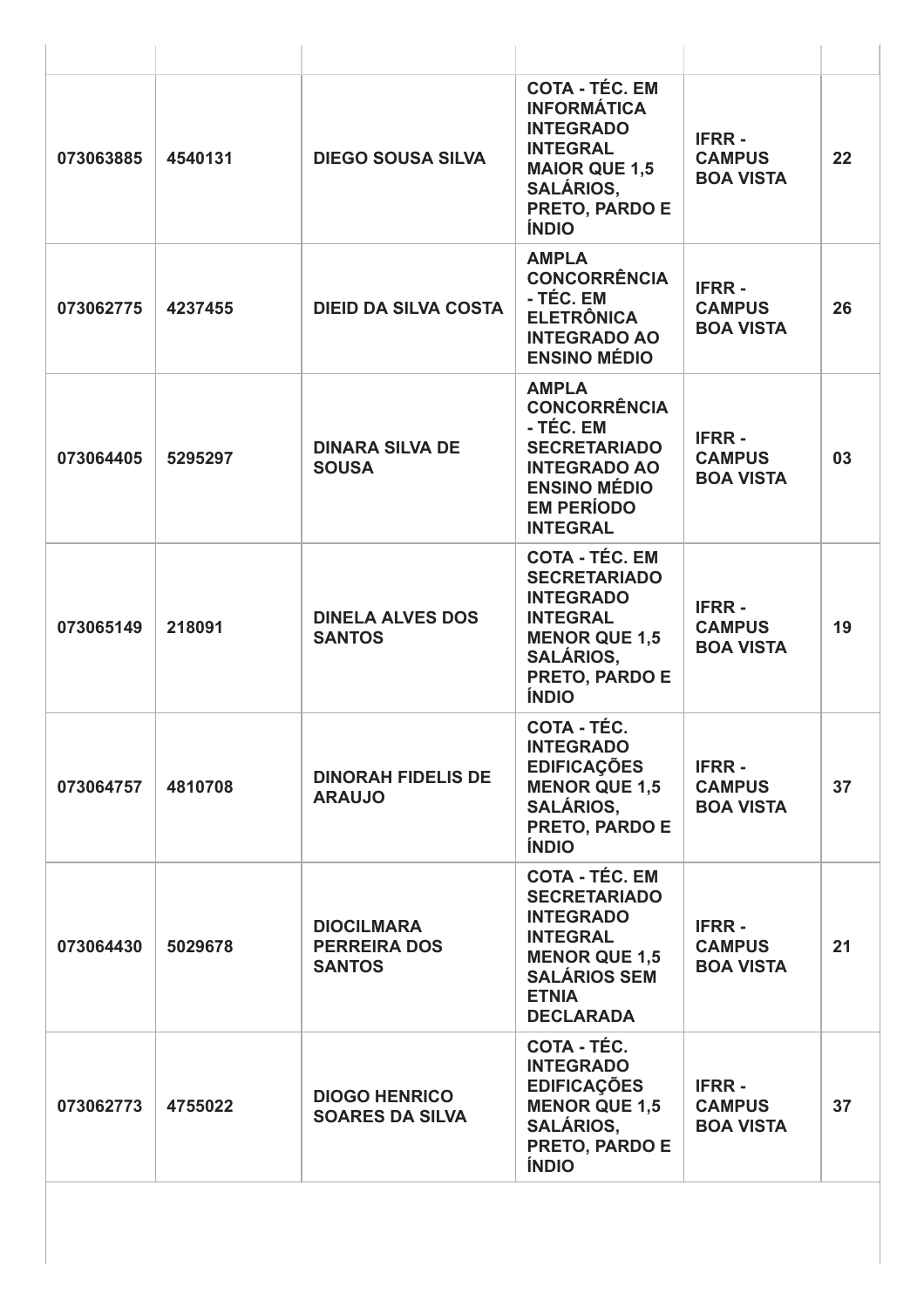| | | | | | |
|---|---|---|---|---|---|
| **073063885** | **4540131** | **DIEGO SOUSA SILVA** | **COTA - TÉC. EM INFORMÁTICA INTEGRADO INTEGRAL MAIOR QUE 1,5 SALÁRIOS, PRETO, PARDO E ÍNDIO** | **IFRR - CAMPUS BOA VISTA** | **22** |
| **073062775** | **4237455** | **DIEID DA SILVA COSTA** | **AMPLA CONCORRÊNCIA - TÉC. EM ELETRÔNICA INTEGRADO AO ENSINO MÉDIO** | **IFRR - CAMPUS BOA VISTA** | **26** |
| **073064405** | **5295297** | **DINARA SILVA DE SOUSA** | **AMPLA CONCORRÊNCIA - TÉC. EM SECRETARIADO INTEGRADO AO ENSINO MÉDIO EM PERÍODO INTEGRAL** | **IFRR - CAMPUS BOA VISTA** | **03** |
| **073065149** | **218091** | **DINELA ALVES DOS SANTOS** | **COTA - TÉC. EM SECRETARIADO INTEGRADO INTEGRAL MENOR QUE 1,5 SALÁRIOS, PRETO, PARDO E ÍNDIO** | **IFRR - CAMPUS BOA VISTA** | **19** |
| **073064757** | **4810708** | **DINORAH FIDELIS DE ARAUJO** | **COTA - TÉC. INTEGRADO EDIFICAÇÕES MENOR QUE 1,5 SALÁRIOS, PRETO, PARDO E ÍNDIO** | **IFRR - CAMPUS BOA VISTA** | **37** |
| **073064430** | **5029678** | **DIOCILMARA PERREIRA DOS SANTOS** | **COTA - TÉC. EM SECRETARIADO INTEGRADO INTEGRAL MENOR QUE 1,5 SALÁRIOS SEM ETNIA DECLARADA** | **IFRR - CAMPUS BOA VISTA** | **21** |
| **073062773** | **4755022** | **DIOGO HENRICO SOARES DA SILVA** | **COTA - TÉC. INTEGRADO EDIFICAÇÕES MENOR QUE 1,5 SALÁRIOS, PRETO, PARDO E ÍNDIO** | **IFRR - CAMPUS BOA VISTA** | **37** |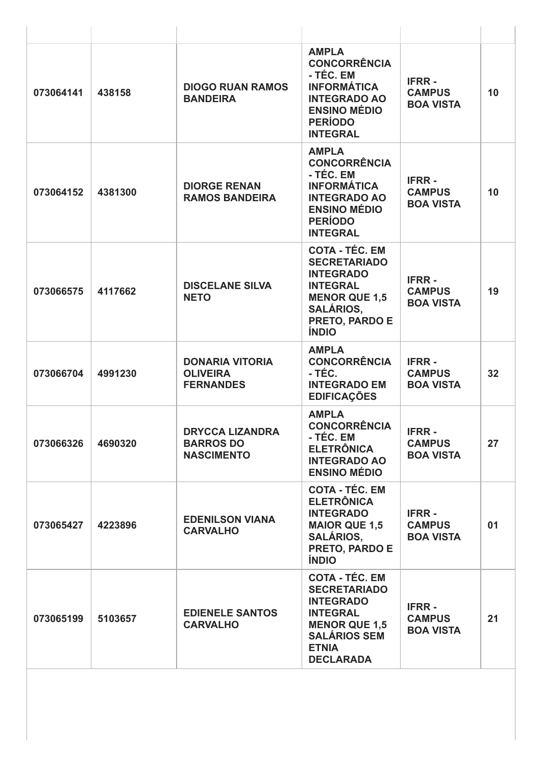| | | | | | |
|---|---|---|---|---|---|
| **073064141** | **438158** | **DIOGO RUAN RAMOS BANDEIRA** | **AMPLA CONCORRÊNCIA - TÉC. EM INFORMÁTICA INTEGRADO AO ENSINO MÉDIO PERÍODO INTEGRAL** | **IFRR - CAMPUS BOA VISTA** | **10** |
| **073064152** | **4381300** | **DIORGE RENAN RAMOS BANDEIRA** | **AMPLA CONCORRÊNCIA - TÉC. EM INFORMÁTICA INTEGRADO AO ENSINO MÉDIO PERÍODO INTEGRAL** | **IFRR - CAMPUS BOA VISTA** | **10** |
| **073066575** | **4117662** | **DISCELANE SILVA NETO** | **COTA - TÉC. EM SECRETARIADO INTEGRADO INTEGRAL MENOR QUE 1,5 SALÁRIOS, PRETO, PARDO E ÍNDIO** | **IFRR - CAMPUS BOA VISTA** | **19** |
| **073066704** | **4991230** | **DONARIA VITORIA OLIVEIRA FERNANDES** | **AMPLA CONCORRÊNCIA - TÉC. INTEGRADO EM EDIFICAÇÕES** | **IFRR - CAMPUS BOA VISTA** | **32** |
| **073066326** | **4690320** | **DRYCCA LIZANDRA BARROS DO NASCIMENTO** | **AMPLA CONCORRÊNCIA - TÉC. EM ELETRÔNICA INTEGRADO AO ENSINO MÉDIO** | **IFRR - CAMPUS BOA VISTA** | **27** |
| **073065427** | **4223896** | **EDENILSON VIANA CARVALHO** | **COTA - TÉC. EM ELETRÔNICA INTEGRADO MAIOR QUE 1,5 SALÁRIOS, PRETO, PARDO E ÍNDIO** | **IFRR - CAMPUS BOA VISTA** | **01** |
| **073065199** | **5103657** | **EDIENELE SANTOS CARVALHO** | **COTA - TÉC. EM SECRETARIADO INTEGRADO INTEGRAL MENOR QUE 1,5 SALÁRIOS SEM ETNIA DECLARADA** | **IFRR - CAMPUS BOA VISTA** | **21** |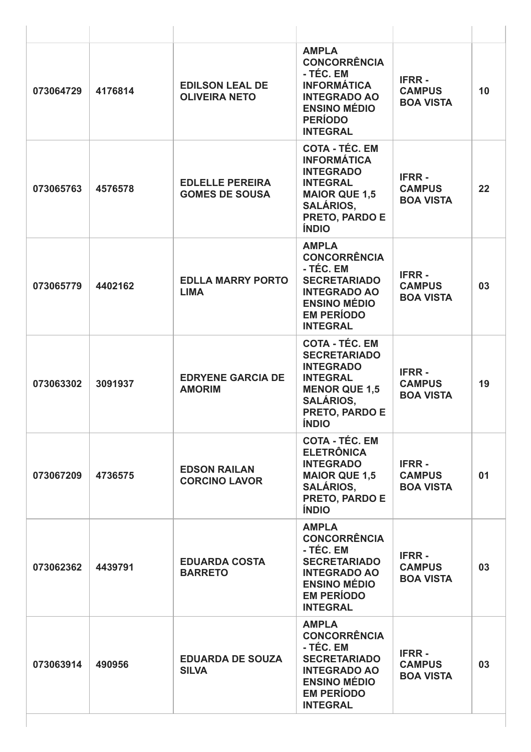| | | | | | |
|---|---|---|---|---|---|
| **073064729** | **4176814** | **EDILSON LEAL DE OLIVEIRA NETO** | **AMPLA CONCORRÊNCIA - TÉC. EM INFORMÁTICA INTEGRADO AO ENSINO MÉDIO PERÍODO INTEGRAL** | **IFRR - CAMPUS BOA VISTA** | **10** |
| **073065763** | **4576578** | **EDLELLE PEREIRA GOMES DE SOUSA** | **COTA - TÉC. EM INFORMÁTICA INTEGRADO INTEGRAL MAIOR QUE 1,5 SALÁRIOS, PRETO, PARDO E ÍNDIO** | **IFRR - CAMPUS BOA VISTA** | **22** |
| **073065779** | **4402162** | **EDLLA MARRY PORTO LIMA** | **AMPLA CONCORRÊNCIA - TÉC. EM SECRETARIADO INTEGRADO AO ENSINO MÉDIO EM PERÍODO INTEGRAL** | **IFRR - CAMPUS BOA VISTA** | **03** |
| **073063302** | **3091937** | **EDRYENE GARCIA DE AMORIM** | **COTA - TÉC. EM SECRETARIADO INTEGRADO INTEGRAL MENOR QUE 1,5 SALÁRIOS, PRETO, PARDO E ÍNDIO** | **IFRR - CAMPUS BOA VISTA** | **19** |
| **073067209** | **4736575** | **EDSON RAILAN CORCINO LAVOR** | **COTA - TÉC. EM ELETRÔNICA INTEGRADO MAIOR QUE 1,5 SALÁRIOS, PRETO, PARDO E ÍNDIO** | **IFRR - CAMPUS BOA VISTA** | **01** |
| **073062362** | **4439791** | **EDUARDA COSTA BARRETO** | **AMPLA CONCORRÊNCIA - TÉC. EM SECRETARIADO INTEGRADO AO ENSINO MÉDIO EM PERÍODO INTEGRAL** | **IFRR - CAMPUS BOA VISTA** | **03** |
| **073063914** | **490956** | **EDUARDA DE SOUZA SILVA** | **AMPLA CONCORRÊNCIA - TÉC. EM SECRETARIADO INTEGRADO AO ENSINO MÉDIO EM PERÍODO INTEGRAL** | **IFRR - CAMPUS BOA VISTA** | **03** |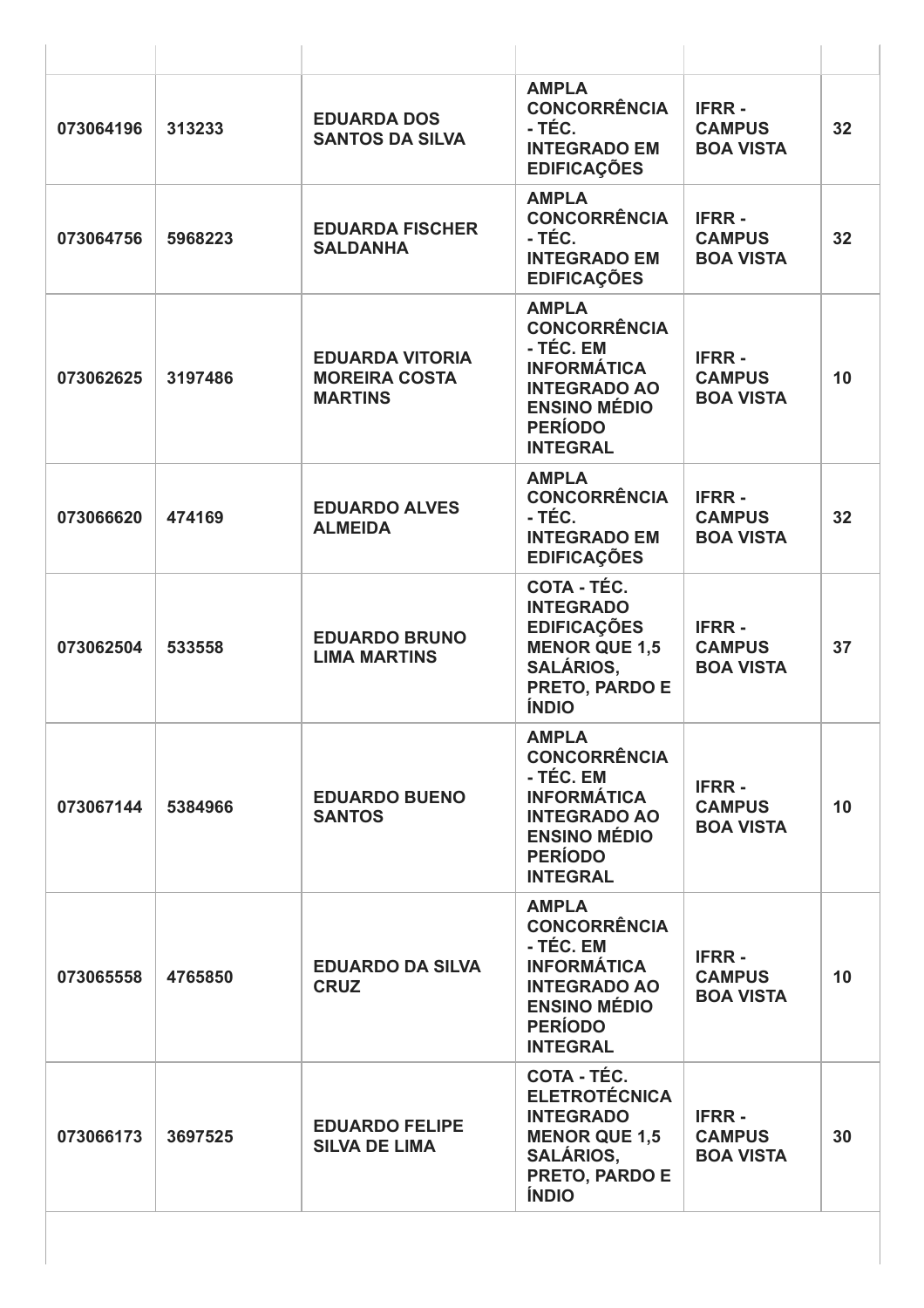| | | | | | |
|---|---|---|---|---|---|
| 073064196 | 313233 | EDUARDA DOS SANTOS DA SILVA | AMPLA CONCORRÊNCIA - TÉC. INTEGRADO EM EDIFICAÇÕES | IFRR - CAMPUS BOA VISTA | 32 |
| 073064756 | 5968223 | EDUARDA FISCHER SALDANHA | AMPLA CONCORRÊNCIA - TÉC. INTEGRADO EM EDIFICAÇÕES | IFRR - CAMPUS BOA VISTA | 32 |
| 073062625 | 3197486 | EDUARDA VITORIA MOREIRA COSTA MARTINS | AMPLA CONCORRÊNCIA - TÉC. EM INFORMÁTICA INTEGRADO AO ENSINO MÉDIO PERÍODO INTEGRAL | IFRR - CAMPUS BOA VISTA | 10 |
| 073066620 | 474169 | EDUARDO ALVES ALMEIDA | AMPLA CONCORRÊNCIA - TÉC. INTEGRADO EM EDIFICAÇÕES | IFRR - CAMPUS BOA VISTA | 32 |
| 073062504 | 533558 | EDUARDO BRUNO LIMA MARTINS | COTA - TÉC. INTEGRADO EDIFICAÇÕES MENOR QUE 1,5 SALÁRIOS, PRETO, PARDO E ÍNDIO | IFRR - CAMPUS BOA VISTA | 37 |
| 073067144 | 5384966 | EDUARDO BUENO SANTOS | AMPLA CONCORRÊNCIA - TÉC. EM INFORMÁTICA INTEGRADO AO ENSINO MÉDIO PERÍODO INTEGRAL | IFRR - CAMPUS BOA VISTA | 10 |
| 073065558 | 4765850 | EDUARDO DA SILVA CRUZ | AMPLA CONCORRÊNCIA - TÉC. EM INFORMÁTICA INTEGRADO AO ENSINO MÉDIO PERÍODO INTEGRAL | IFRR - CAMPUS BOA VISTA | 10 |
| 073066173 | 3697525 | EDUARDO FELIPE SILVA DE LIMA | COTA - TÉC. ELETROTÉCNICA INTEGRADO MENOR QUE 1,5 SALÁRIOS, PRETO, PARDO E ÍNDIO | IFRR - CAMPUS BOA VISTA | 30 |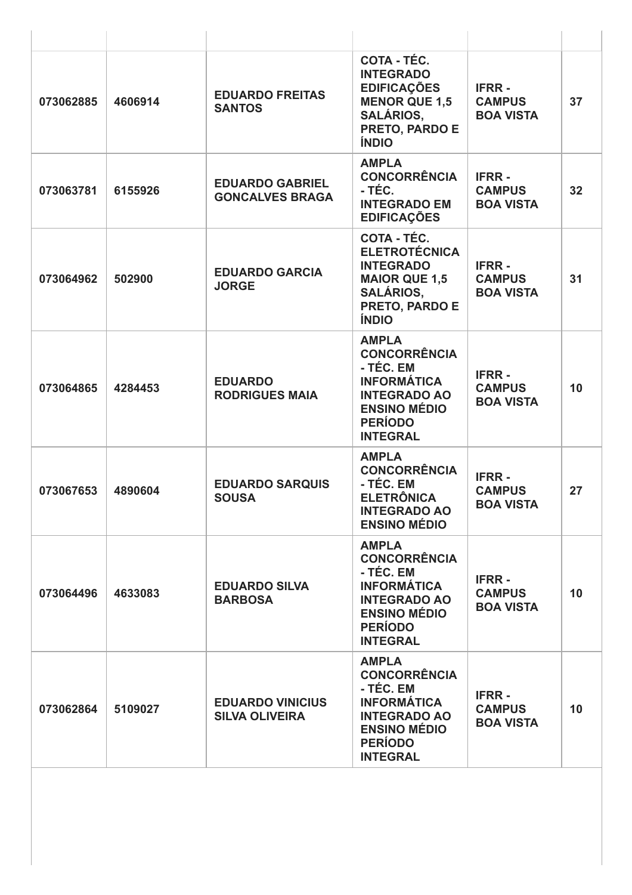| | | | | | |
|---|---|---|---|---|---|
| **073062885** | **4606914** | **EDUARDO FREITAS SANTOS** | **COTA - TÉC. INTEGRADO EDIFICAÇÕES MENOR QUE 1,5 SALÁRIOS, PRETO, PARDO E ÍNDIO** | **IFRR - CAMPUS BOA VISTA** | **37** |
| **073063781** | **6155926** | **EDUARDO GABRIEL GONCALVES BRAGA** | **AMPLA CONCORRÊNCIA - TÉC. INTEGRADO EM EDIFICAÇÕES** | **IFRR - CAMPUS BOA VISTA** | **32** |
| **073064962** | **502900** | **EDUARDO GARCIA JORGE** | **COTA - TÉC. ELETROTÉCNICA INTEGRADO MAIOR QUE 1,5 SALÁRIOS, PRETO, PARDO E ÍNDIO** | **IFRR - CAMPUS BOA VISTA** | **31** |
| **073064865** | **4284453** | **EDUARDO RODRIGUES MAIA** | **AMPLA CONCORRÊNCIA - TÉC. EM INFORMÁTICA INTEGRADO AO ENSINO MÉDIO PERÍODO INTEGRAL** | **IFRR - CAMPUS BOA VISTA** | **10** |
| **073067653** | **4890604** | **EDUARDO SARQUIS SOUSA** | **AMPLA CONCORRÊNCIA - TÉC. EM ELETRÔNICA INTEGRADO AO ENSINO MÉDIO** | **IFRR - CAMPUS BOA VISTA** | **27** |
| **073064496** | **4633083** | **EDUARDO SILVA BARBOSA** | **AMPLA CONCORRÊNCIA - TÉC. EM INFORMÁTICA INTEGRADO AO ENSINO MÉDIO PERÍODO INTEGRAL** | **IFRR - CAMPUS BOA VISTA** | **10** |
| **073062864** | **5109027** | **EDUARDO VINICIUS SILVA OLIVEIRA** | **AMPLA CONCORRÊNCIA - TÉC. EM INFORMÁTICA INTEGRADO AO ENSINO MÉDIO PERÍODO INTEGRAL** | **IFRR - CAMPUS BOA VISTA** | **10** |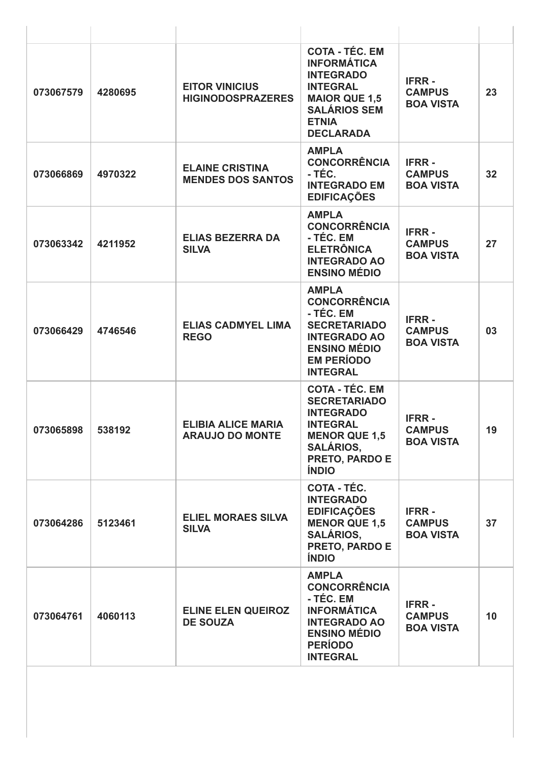| | | | | | |
|---|---|---|---|---|---|
| 073067579 | 4280695 | EITOR VINICIUS HIGINODOSPRAZERES | COTA - TÉC. EM INFORMÁTICA INTEGRADO INTEGRAL MAIOR QUE 1,5 SALÁRIOS SEM ETNIA DECLARADA | IFRR - CAMPUS BOA VISTA | 23 |
| 073066869 | 4970322 | ELAINE CRISTINA MENDES DOS SANTOS | AMPLA CONCORRÊNCIA - TÉC. INTEGRADO EM EDIFICAÇÕES | IFRR - CAMPUS BOA VISTA | 32 |
| 073063342 | 4211952 | ELIAS BEZERRA DA SILVA | AMPLA CONCORRÊNCIA - TÉC. EM ELETRÔNICA INTEGRADO AO ENSINO MÉDIO | IFRR - CAMPUS BOA VISTA | 27 |
| 073066429 | 4746546 | ELIAS CADMYEL LIMA REGO | AMPLA CONCORRÊNCIA - TÉC. EM SECRETARIADO INTEGRADO AO ENSINO MÉDIO EM PERÍODO INTEGRAL | IFRR - CAMPUS BOA VISTA | 03 |
| 073065898 | 538192 | ELIBIA ALICE MARIA ARAUJO DO MONTE | COTA - TÉC. EM SECRETARIADO INTEGRADO INTEGRAL MENOR QUE 1,5 SALÁRIOS, PRETO, PARDO E ÍNDIO | IFRR - CAMPUS BOA VISTA | 19 |
| 073064286 | 5123461 | ELIEL MORAES SILVA SILVA | COTA - TÉC. INTEGRADO EDIFICAÇÕES MENOR QUE 1,5 SALÁRIOS, PRETO, PARDO E ÍNDIO | IFRR - CAMPUS BOA VISTA | 37 |
| 073064761 | 4060113 | ELINE ELEN QUEIROZ DE SOUZA | AMPLA CONCORRÊNCIA - TÉC. EM INFORMÁTICA INTEGRADO AO ENSINO MÉDIO PERÍODO INTEGRAL | IFRR - CAMPUS BOA VISTA | 10 |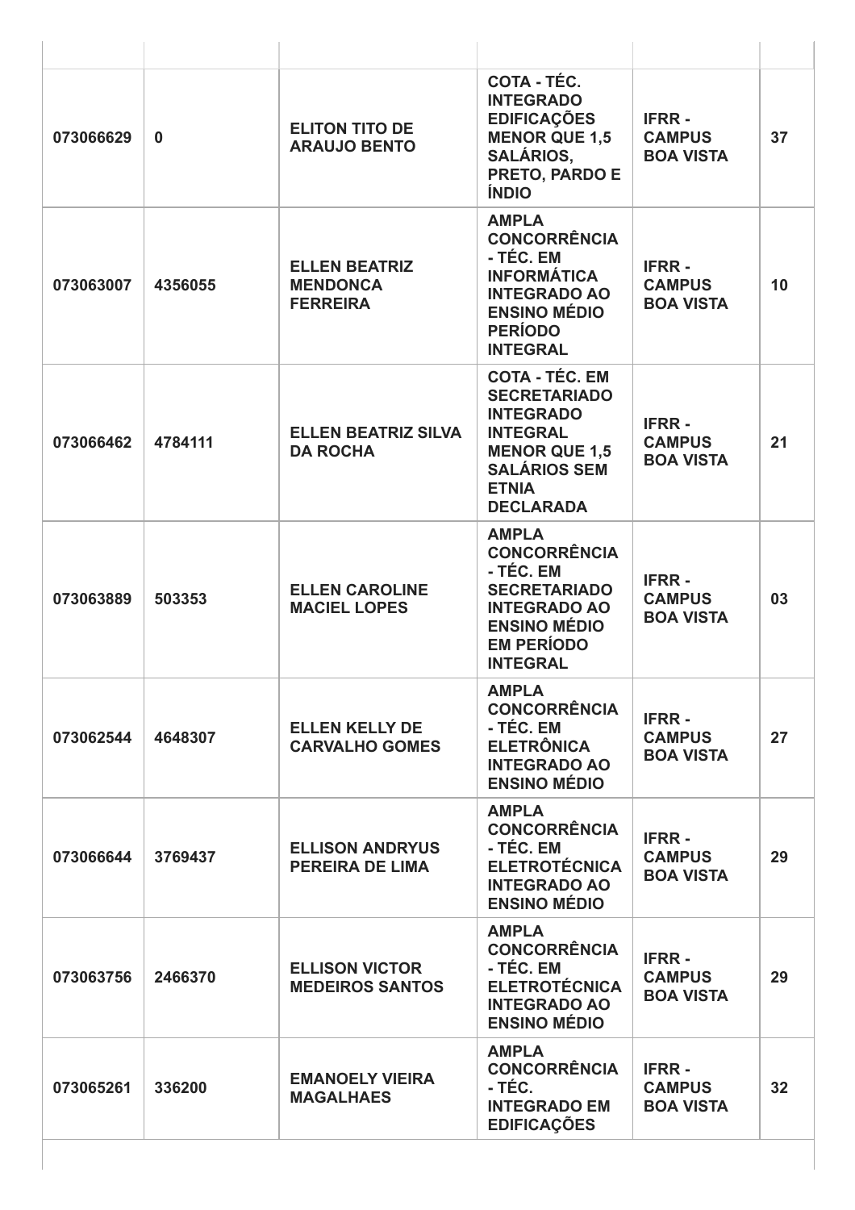|  |  |  |  |  |  |
|---|---|---|---|---|---|
| 073066629 | 0 | ELITON TITO DE ARAUJO BENTO | COTA - TÉC. INTEGRADO EDIFICAÇÕES MENOR QUE 1,5 SALÁRIOS, PRETO, PARDO E ÍNDIO | IFRR - CAMPUS BOA VISTA | 37 |
| 073063007 | 4356055 | ELLEN BEATRIZ MENDONCA FERREIRA | AMPLA CONCORRÊNCIA - TÉC. EM INFORMÁTICA INTEGRADO AO ENSINO MÉDIO PERÍODO INTEGRAL | IFRR - CAMPUS BOA VISTA | 10 |
| 073066462 | 4784111 | ELLEN BEATRIZ SILVA DA ROCHA | COTA - TÉC. EM SECRETARIADO INTEGRADO INTEGRAL MENOR QUE 1,5 SALÁRIOS SEM ETNIA DECLARADA | IFRR - CAMPUS BOA VISTA | 21 |
| 073063889 | 503353 | ELLEN CAROLINE MACIEL LOPES | AMPLA CONCORRÊNCIA - TÉC. EM SECRETARIADO INTEGRADO AO ENSINO MÉDIO EM PERÍODO INTEGRAL | IFRR - CAMPUS BOA VISTA | 03 |
| 073062544 | 4648307 | ELLEN KELLY DE CARVALHO GOMES | AMPLA CONCORRÊNCIA - TÉC. EM ELETRÔNICA INTEGRADO AO ENSINO MÉDIO | IFRR - CAMPUS BOA VISTA | 27 |
| 073066644 | 3769437 | ELLISON ANDRYUS PEREIRA DE LIMA | AMPLA CONCORRÊNCIA - TÉC. EM ELETROTÉCNICA INTEGRADO AO ENSINO MÉDIO | IFRR - CAMPUS BOA VISTA | 29 |
| 073063756 | 2466370 | ELLISON VICTOR MEDEIROS SANTOS | AMPLA CONCORRÊNCIA - TÉC. EM ELETROTÉCNICA INTEGRADO AO ENSINO MÉDIO | IFRR - CAMPUS BOA VISTA | 29 |
| 073065261 | 336200 | EMANOELY VIEIRA MAGALHAES | AMPLA CONCORRÊNCIA - TÉC. INTEGRADO EM EDIFICAÇÕES | IFRR - CAMPUS BOA VISTA | 32 |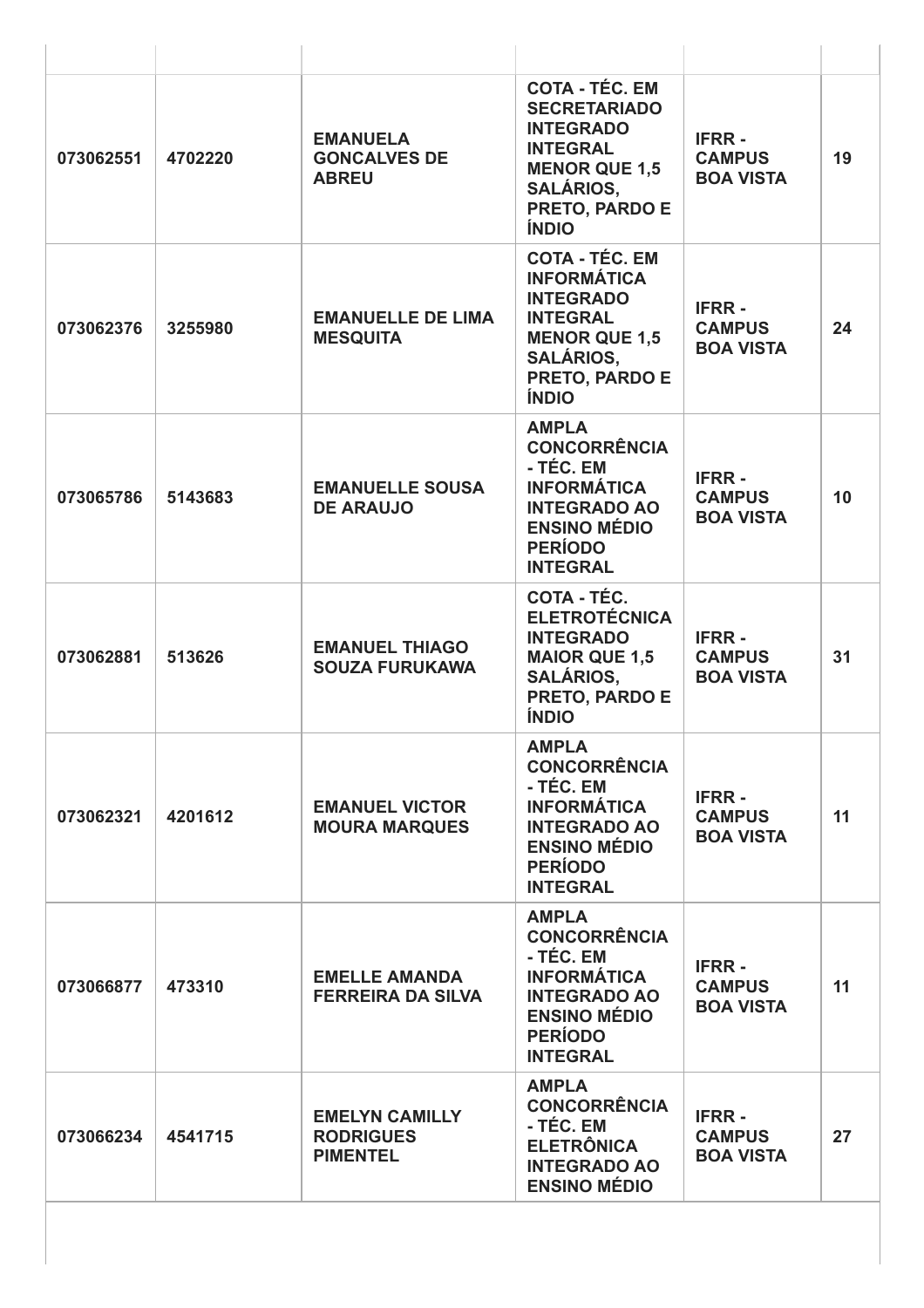| | | | | | |
|---|---|---|---|---|---|
| 073062551 | 4702220 | EMANUELA GONCALVES DE ABREU | COTA - TÉC. EM SECRETARIADO INTEGRADO INTEGRAL MENOR QUE 1,5 SALÁRIOS, PRETO, PARDO E ÍNDIO | IFRR - CAMPUS BOA VISTA | 19 |
| 073062376 | 3255980 | EMANUELLE DE LIMA MESQUITA | COTA - TÉC. EM INFORMÁTICA INTEGRADO INTEGRAL MENOR QUE 1,5 SALÁRIOS, PRETO, PARDO E ÍNDIO | IFRR - CAMPUS BOA VISTA | 24 |
| 073065786 | 5143683 | EMANUELLE SOUSA DE ARAUJO | AMPLA CONCORRÊNCIA - TÉC. EM INFORMÁTICA INTEGRADO AO ENSINO MÉDIO PERÍODO INTEGRAL | IFRR - CAMPUS BOA VISTA | 10 |
| 073062881 | 513626 | EMANUEL THIAGO SOUZA FURUKAWA | COTA - TÉC. ELETROTÉCNICA INTEGRADO MAIOR QUE 1,5 SALÁRIOS, PRETO, PARDO E ÍNDIO | IFRR - CAMPUS BOA VISTA | 31 |
| 073062321 | 4201612 | EMANUEL VICTOR MOURA MARQUES | AMPLA CONCORRÊNCIA - TÉC. EM INFORMÁTICA INTEGRADO AO ENSINO MÉDIO PERÍODO INTEGRAL | IFRR - CAMPUS BOA VISTA | 11 |
| 073066877 | 473310 | EMELLE AMANDA FERREIRA DA SILVA | AMPLA CONCORRÊNCIA - TÉC. EM INFORMÁTICA INTEGRADO AO ENSINO MÉDIO PERÍODO INTEGRAL | IFRR - CAMPUS BOA VISTA | 11 |
| 073066234 | 4541715 | EMELYN CAMILLY RODRIGUES PIMENTEL | AMPLA CONCORRÊNCIA - TÉC. EM ELETRÔNICA INTEGRADO AO ENSINO MÉDIO | IFRR - CAMPUS BOA VISTA | 27 |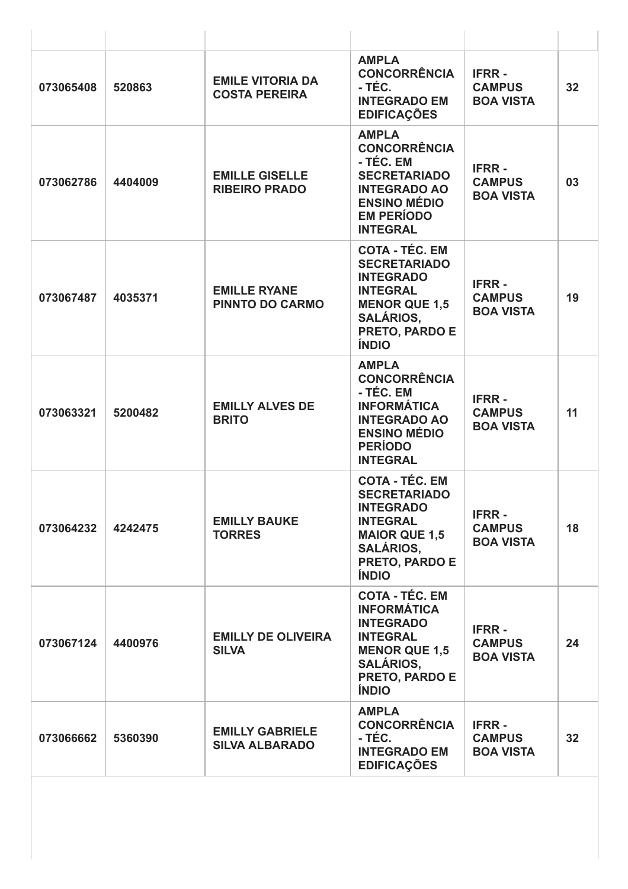| | | | | | |
|---|---|---|---|---|---|
| 073065408 | 520863 | EMILE VITORIA DA COSTA PEREIRA | AMPLA CONCORRÊNCIA - TÉC. INTEGRADO EM EDIFICAÇÕES | IFRR - CAMPUS BOA VISTA | 32 |
| 073062786 | 4404009 | EMILLE GISELLE RIBEIRO PRADO | AMPLA CONCORRÊNCIA - TÉC. EM SECRETARIADO INTEGRADO AO ENSINO MÉDIO EM PERÍODO INTEGRAL | IFRR - CAMPUS BOA VISTA | 03 |
| 073067487 | 4035371 | EMILLE RYANE PINNTO DO CARMO | COTA - TÉC. EM SECRETARIADO INTEGRADO INTEGRAL MENOR QUE 1,5 SALÁRIOS, PRETO, PARDO E ÍNDIO | IFRR - CAMPUS BOA VISTA | 19 |
| 073063321 | 5200482 | EMILLY ALVES DE BRITO | AMPLA CONCORRÊNCIA - TÉC. EM INFORMÁTICA INTEGRADO AO ENSINO MÉDIO PERÍODO INTEGRAL | IFRR - CAMPUS BOA VISTA | 11 |
| 073064232 | 4242475 | EMILLY BAUKE TORRES | COTA - TÉC. EM SECRETARIADO INTEGRADO INTEGRAL MAIOR QUE 1,5 SALÁRIOS, PRETO, PARDO E ÍNDIO | IFRR - CAMPUS BOA VISTA | 18 |
| 073067124 | 4400976 | EMILLY DE OLIVEIRA SILVA | COTA - TÉC. EM INFORMÁTICA INTEGRADO INTEGRAL MENOR QUE 1,5 SALÁRIOS, PRETO, PARDO E ÍNDIO | IFRR - CAMPUS BOA VISTA | 24 |
| 073066662 | 5360390 | EMILLY GABRIELE SILVA ALBARADO | AMPLA CONCORRÊNCIA - TÉC. INTEGRADO EM EDIFICAÇÕES | IFRR - CAMPUS BOA VISTA | 32 |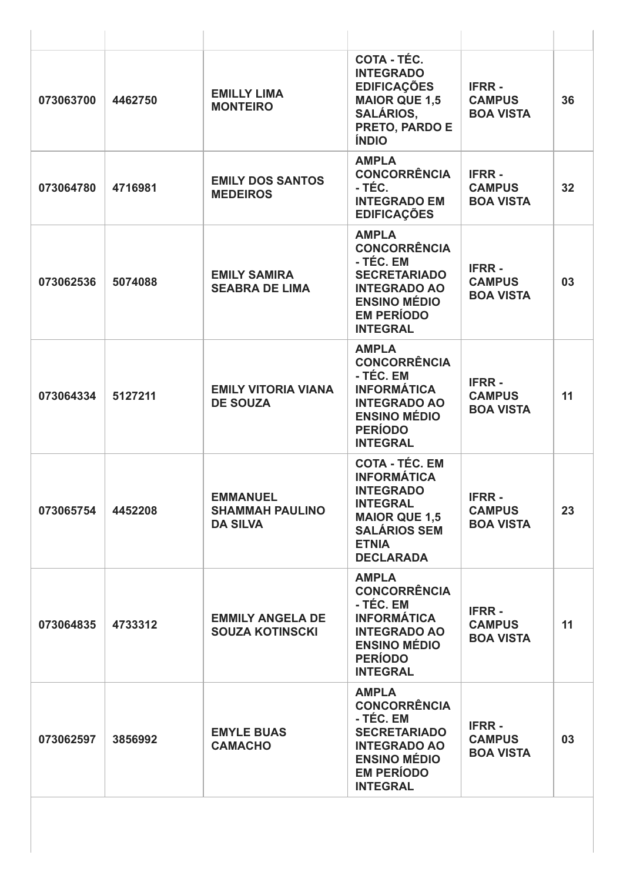| | | | | | |
|---|---|---|---|---|---|
| **073063700** | **4462750** | **EMILLY LIMA MONTEIRO** | **COTA - TÉC. INTEGRADO EDIFICAÇÕES MAIOR QUE 1,5 SALÁRIOS, PRETO, PARDO E ÍNDIO** | **IFRR - CAMPUS BOA VISTA** | **36** |
| **073064780** | **4716981** | **EMILY DOS SANTOS MEDEIROS** | **AMPLA CONCORRÊNCIA - TÉC. INTEGRADO EM EDIFICAÇÕES** | **IFRR - CAMPUS BOA VISTA** | **32** |
| **073062536** | **5074088** | **EMILY SAMIRA SEABRA DE LIMA** | **AMPLA CONCORRÊNCIA - TÉC. EM SECRETARIADO INTEGRADO AO ENSINO MÉDIO EM PERÍODO INTEGRAL** | **IFRR - CAMPUS BOA VISTA** | **03** |
| **073064334** | **5127211** | **EMILY VITORIA VIANA DE SOUZA** | **AMPLA CONCORRÊNCIA - TÉC. EM INFORMÁTICA INTEGRADO AO ENSINO MÉDIO PERÍODO INTEGRAL** | **IFRR - CAMPUS BOA VISTA** | **11** |
| **073065754** | **4452208** | **EMMANUEL SHAMMAH PAULINO DA SILVA** | **COTA - TÉC. EM INFORMÁTICA INTEGRADO INTEGRAL MAIOR QUE 1,5 SALÁRIOS SEM ETNIA DECLARADA** | **IFRR - CAMPUS BOA VISTA** | **23** |
| **073064835** | **4733312** | **EMMILY ANGELA DE SOUZA KOTINSCKI** | **AMPLA CONCORRÊNCIA - TÉC. EM INFORMÁTICA INTEGRADO AO ENSINO MÉDIO PERÍODO INTEGRAL** | **IFRR - CAMPUS BOA VISTA** | **11** |
| **073062597** | **3856992** | **EMYLE BUAS CAMACHO** | **AMPLA CONCORRÊNCIA - TÉC. EM SECRETARIADO INTEGRADO AO ENSINO MÉDIO EM PERÍODO INTEGRAL** | **IFRR - CAMPUS BOA VISTA** | **03** |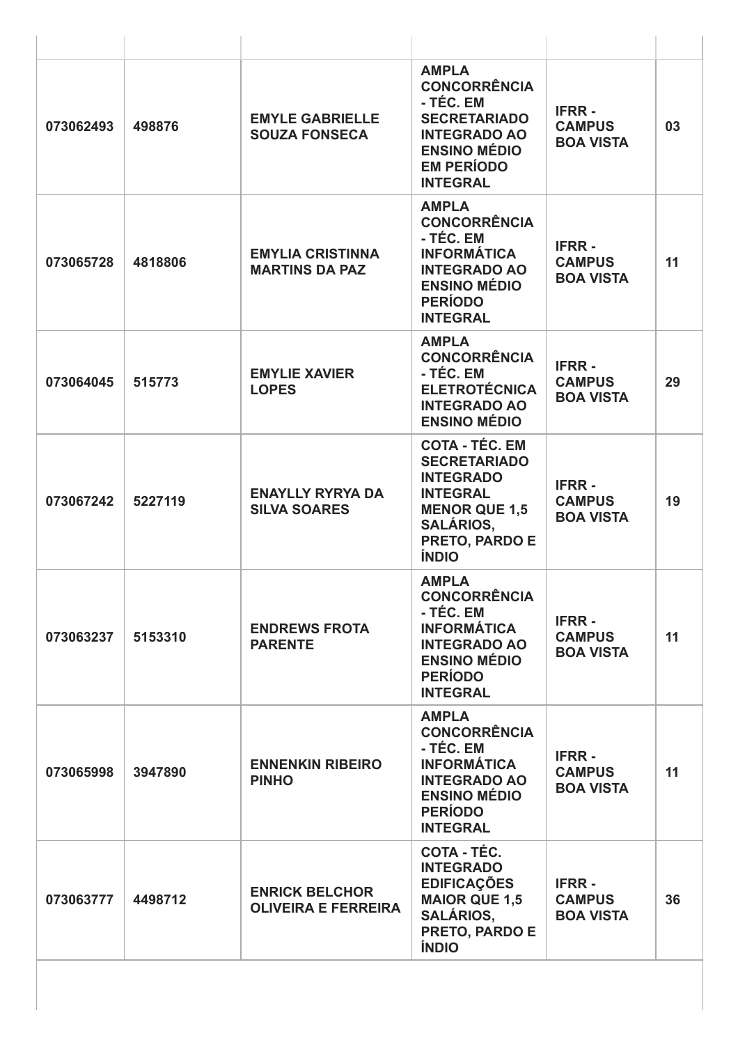| | | | | | |
|---|---|---|---|---|---|
| **073062493** | **498876** | **EMYLE GABRIELLE SOUZA FONSECA** | **AMPLA CONCORRÊNCIA - TÉC. EM SECRETARIADO INTEGRADO AO ENSINO MÉDIO EM PERÍODO INTEGRAL** | **IFRR - CAMPUS BOA VISTA** | **03** |
| **073065728** | **4818806** | **EMYLIA CRISTINNA MARTINS DA PAZ** | **AMPLA CONCORRÊNCIA - TÉC. EM INFORMÁTICA INTEGRADO AO ENSINO MÉDIO PERÍODO INTEGRAL** | **IFRR - CAMPUS BOA VISTA** | **11** |
| **073064045** | **515773** | **EMYLIE XAVIER LOPES** | **AMPLA CONCORRÊNCIA - TÉC. EM ELETROTÉCNICA INTEGRADO AO ENSINO MÉDIO** | **IFRR - CAMPUS BOA VISTA** | **29** |
| **073067242** | **5227119** | **ENAYLLY RYRYA DA SILVA SOARES** | **COTA - TÉC. EM SECRETARIADO INTEGRADO INTEGRAL MENOR QUE 1,5 SALÁRIOS, PRETO, PARDO E ÍNDIO** | **IFRR - CAMPUS BOA VISTA** | **19** |
| **073063237** | **5153310** | **ENDREWS FROTA PARENTE** | **AMPLA CONCORRÊNCIA - TÉC. EM INFORMÁTICA INTEGRADO AO ENSINO MÉDIO PERÍODO INTEGRAL** | **IFRR - CAMPUS BOA VISTA** | **11** |
| **073065998** | **3947890** | **ENNENKIN RIBEIRO PINHO** | **AMPLA CONCORRÊNCIA - TÉC. EM INFORMÁTICA INTEGRADO AO ENSINO MÉDIO PERÍODO INTEGRAL** | **IFRR - CAMPUS BOA VISTA** | **11** |
| **073063777** | **4498712** | **ENRICK BELCHOR OLIVEIRA E FERREIRA** | **COTA - TÉC. INTEGRADO EDIFICAÇÕES MAIOR QUE 1,5 SALÁRIOS, PRETO, PARDO E ÍNDIO** | **IFRR - CAMPUS BOA VISTA** | **36** |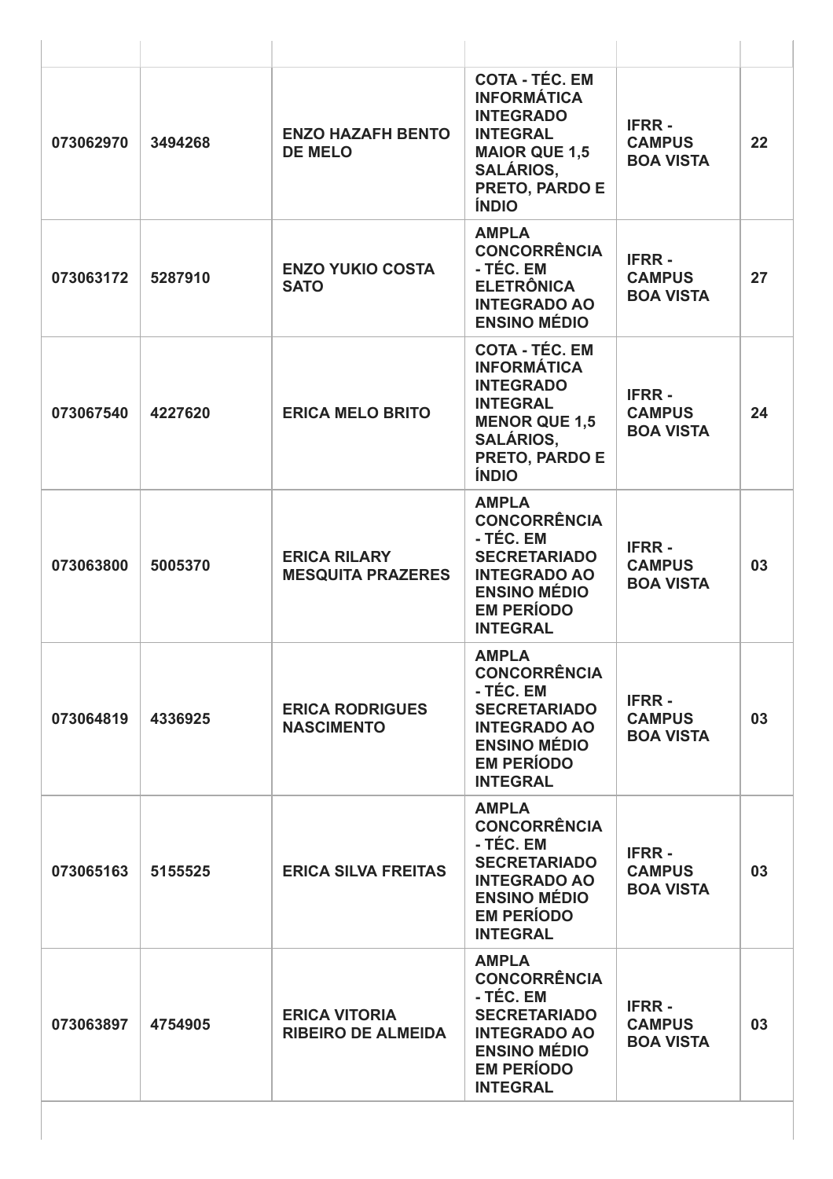| | | | | | |
|---|---|---|---|---|---|
| **073062970** | **3494268** | **ENZO HAZAFH BENTO DE MELO** | **COTA - TÉC. EM INFORMÁTICA INTEGRADO INTEGRAL MAIOR QUE 1,5 SALÁRIOS, PRETO, PARDO E ÍNDIO** | **IFRR - CAMPUS BOA VISTA** | **22** |
| **073063172** | **5287910** | **ENZO YUKIO COSTA SATO** | **AMPLA CONCORRÊNCIA - TÉC. EM ELETRÔNICA INTEGRADO AO ENSINO MÉDIO** | **IFRR - CAMPUS BOA VISTA** | **27** |
| **073067540** | **4227620** | **ERICA MELO BRITO** | **COTA - TÉC. EM INFORMÁTICA INTEGRADO INTEGRAL MENOR QUE 1,5 SALÁRIOS, PRETO, PARDO E ÍNDIO** | **IFRR - CAMPUS BOA VISTA** | **24** |
| **073063800** | **5005370** | **ERICA RILARY MESQUITA PRAZERES** | **AMPLA CONCORRÊNCIA - TÉC. EM SECRETARIADO INTEGRADO AO ENSINO MÉDIO EM PERÍODO INTEGRAL** | **IFRR - CAMPUS BOA VISTA** | **03** |
| **073064819** | **4336925** | **ERICA RODRIGUES NASCIMENTO** | **AMPLA CONCORRÊNCIA - TÉC. EM SECRETARIADO INTEGRADO AO ENSINO MÉDIO EM PERÍODO INTEGRAL** | **IFRR - CAMPUS BOA VISTA** | **03** |
| **073065163** | **5155525** | **ERICA SILVA FREITAS** | **AMPLA CONCORRÊNCIA - TÉC. EM SECRETARIADO INTEGRADO AO ENSINO MÉDIO EM PERÍODO INTEGRAL** | **IFRR - CAMPUS BOA VISTA** | **03** |
| **073063897** | **4754905** | **ERICA VITORIA RIBEIRO DE ALMEIDA** | **AMPLA CONCORRÊNCIA - TÉC. EM SECRETARIADO INTEGRADO AO ENSINO MÉDIO EM PERÍODO INTEGRAL** | **IFRR - CAMPUS BOA VISTA** | **03** |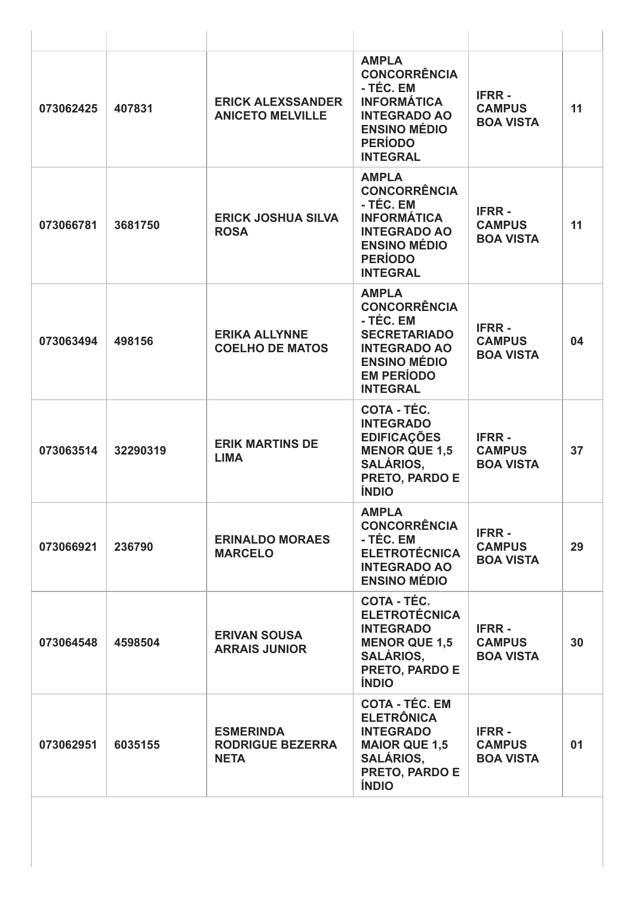| | | | | | |
|---|---|---|---|---|---|
| **073062425** | **407831** | **ERICK ALEXSSANDER ANICETO MELVILLE** | **AMPLA CONCORRÊNCIA - TÉC. EM INFORMÁTICA INTEGRADO AO ENSINO MÉDIO PERÍODO INTEGRAL** | **IFRR - CAMPUS BOA VISTA** | **11** |
| **073066781** | **3681750** | **ERICK JOSHUA SILVA ROSA** | **AMPLA CONCORRÊNCIA - TÉC. EM INFORMÁTICA INTEGRADO AO ENSINO MÉDIO PERÍODO INTEGRAL** | **IFRR - CAMPUS BOA VISTA** | **11** |
| **073063494** | **498156** | **ERIKA ALLYNNE COELHO DE MATOS** | **AMPLA CONCORRÊNCIA - TÉC. EM SECRETARIADO INTEGRADO AO ENSINO MÉDIO EM PERÍODO INTEGRAL** | **IFRR - CAMPUS BOA VISTA** | **04** |
| **073063514** | **32290319** | **ERIK MARTINS DE LIMA** | **COTA - TÉC. INTEGRADO EDIFICAÇÕES MENOR QUE 1,5 SALÁRIOS, PRETO, PARDO E ÍNDIO** | **IFRR - CAMPUS BOA VISTA** | **37** |
| **073066921** | **236790** | **ERINALDO MORAES MARCELO** | **AMPLA CONCORRÊNCIA - TÉC. EM ELETROTÉCNICA INTEGRADO AO ENSINO MÉDIO** | **IFRR - CAMPUS BOA VISTA** | **29** |
| **073064548** | **4598504** | **ERIVAN SOUSA ARRAIS JUNIOR** | **COTA - TÉC. ELETROTÉCNICA INTEGRADO MENOR QUE 1,5 SALÁRIOS, PRETO, PARDO E ÍNDIO** | **IFRR - CAMPUS BOA VISTA** | **30** |
| **073062951** | **6035155** | **ESMERINDA RODRIGUE BEZERRA NETA** | **COTA - TÉC. EM ELETRÔNICA INTEGRADO MAIOR QUE 1,5 SALÁRIOS, PRETO, PARDO E ÍNDIO** | **IFRR - CAMPUS BOA VISTA** | **01** |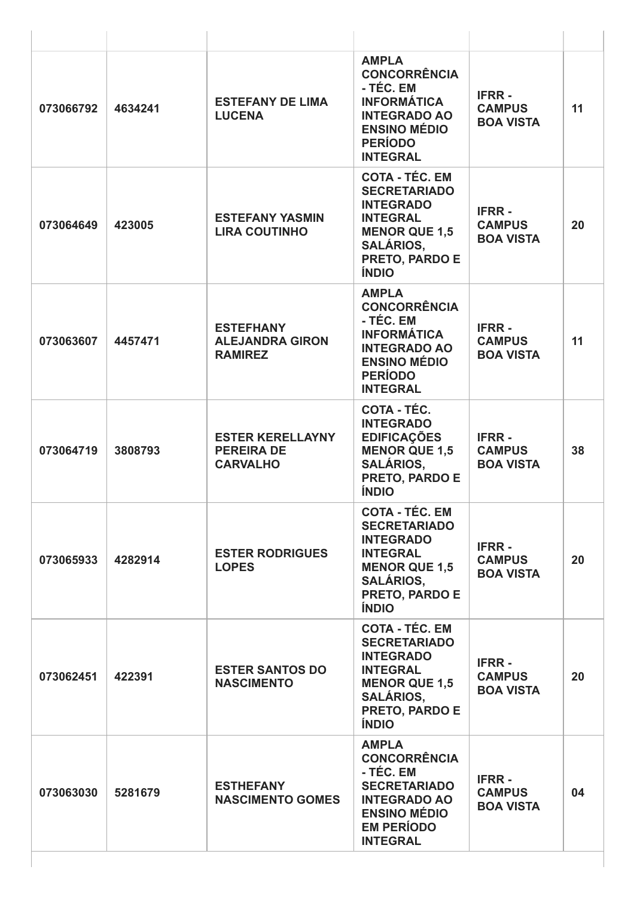| | | | | | |
|---|---|---|---|---|---|
| 073066792 | 4634241 | ESTEFANY DE LIMA LUCENA | AMPLA CONCORRÊNCIA - TÉC. EM INFORMÁTICA INTEGRADO AO ENSINO MÉDIO PERÍODO INTEGRAL | IFRR - CAMPUS BOA VISTA | 11 |
| 073064649 | 423005 | ESTEFANY YASMIN LIRA COUTINHO | COTA - TÉC. EM SECRETARIADO INTEGRADO INTEGRAL MENOR QUE 1,5 SALÁRIOS, PRETO, PARDO E ÍNDIO | IFRR - CAMPUS BOA VISTA | 20 |
| 073063607 | 4457471 | ESTEFHANY ALEJANDRA GIRON RAMIREZ | AMPLA CONCORRÊNCIA - TÉC. EM INFORMÁTICA INTEGRADO AO ENSINO MÉDIO PERÍODO INTEGRAL | IFRR - CAMPUS BOA VISTA | 11 |
| 073064719 | 3808793 | ESTER KERELLAYNY PEREIRA DE CARVALHO | COTA - TÉC. INTEGRADO EDIFICAÇÕES MENOR QUE 1,5 SALÁRIOS, PRETO, PARDO E ÍNDIO | IFRR - CAMPUS BOA VISTA | 38 |
| 073065933 | 4282914 | ESTER RODRIGUES LOPES | COTA - TÉC. EM SECRETARIADO INTEGRADO INTEGRAL MENOR QUE 1,5 SALÁRIOS, PRETO, PARDO E ÍNDIO | IFRR - CAMPUS BOA VISTA | 20 |
| 073062451 | 422391 | ESTER SANTOS DO NASCIMENTO | COTA - TÉC. EM SECRETARIADO INTEGRADO INTEGRAL MENOR QUE 1,5 SALÁRIOS, PRETO, PARDO E ÍNDIO | IFRR - CAMPUS BOA VISTA | 20 |
| 073063030 | 5281679 | ESTHEFANY NASCIMENTO GOMES | AMPLA CONCORRÊNCIA - TÉC. EM SECRETARIADO INTEGRADO AO ENSINO MÉDIO EM PERÍODO INTEGRAL | IFRR - CAMPUS BOA VISTA | 04 |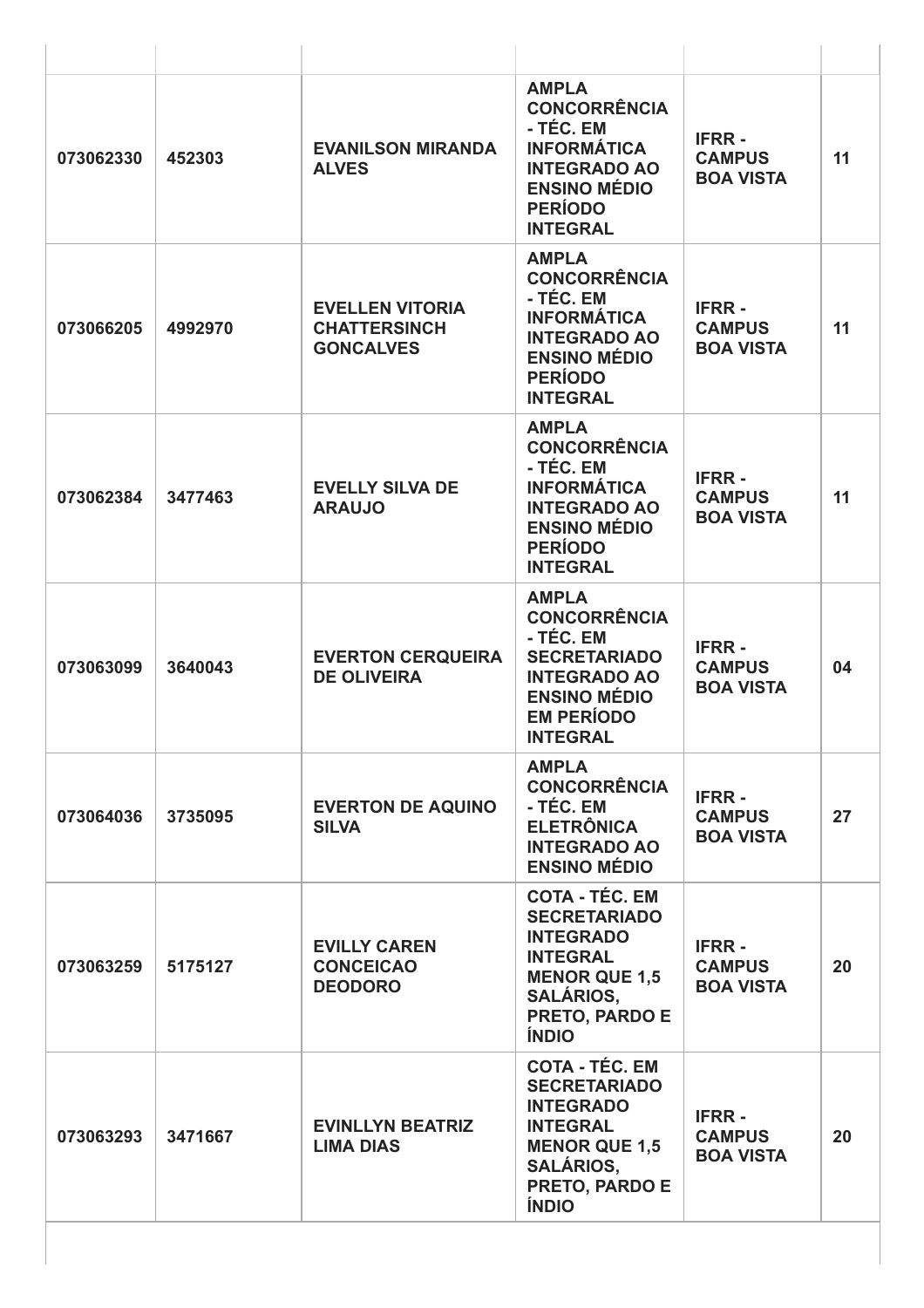| | | | | | |
|---|---|---|---|---|---|
| **073062330** | **452303** | **EVANILSON MIRANDA ALVES** | **AMPLA CONCORRÊNCIA - TÉC. EM INFORMÁTICA INTEGRADO AO ENSINO MÉDIO PERÍODO INTEGRAL** | **IFRR - CAMPUS BOA VISTA** | **11** |
| **073066205** | **4992970** | **EVELLEN VITORIA CHATTERSINCH GONCALVES** | **AMPLA CONCORRÊNCIA - TÉC. EM INFORMÁTICA INTEGRADO AO ENSINO MÉDIO PERÍODO INTEGRAL** | **IFRR - CAMPUS BOA VISTA** | **11** |
| **073062384** | **3477463** | **EVELLY SILVA DE ARAUJO** | **AMPLA CONCORRÊNCIA - TÉC. EM INFORMÁTICA INTEGRADO AO ENSINO MÉDIO PERÍODO INTEGRAL** | **IFRR - CAMPUS BOA VISTA** | **11** |
| **073063099** | **3640043** | **EVERTON CERQUEIRA DE OLIVEIRA** | **AMPLA CONCORRÊNCIA - TÉC. EM SECRETARIADO INTEGRADO AO ENSINO MÉDIO EM PERÍODO INTEGRAL** | **IFRR - CAMPUS BOA VISTA** | **04** |
| **073064036** | **3735095** | **EVERTON DE AQUINO SILVA** | **AMPLA CONCORRÊNCIA - TÉC. EM ELETRÔNICA INTEGRADO AO ENSINO MÉDIO** | **IFRR - CAMPUS BOA VISTA** | **27** |
| **073063259** | **5175127** | **EVILLY CAREN CONCEICAO DEODORO** | **COTA - TÉC. EM SECRETARIADO INTEGRADO INTEGRAL MENOR QUE 1,5 SALÁRIOS, PRETO, PARDO E ÍNDIO** | **IFRR - CAMPUS BOA VISTA** | **20** |
| **073063293** | **3471667** | **EVINLLYN BEATRIZ LIMA DIAS** | **COTA - TÉC. EM SECRETARIADO INTEGRADO INTEGRAL MENOR QUE 1,5 SALÁRIOS, PRETO, PARDO E ÍNDIO** | **IFRR - CAMPUS BOA VISTA** | **20** |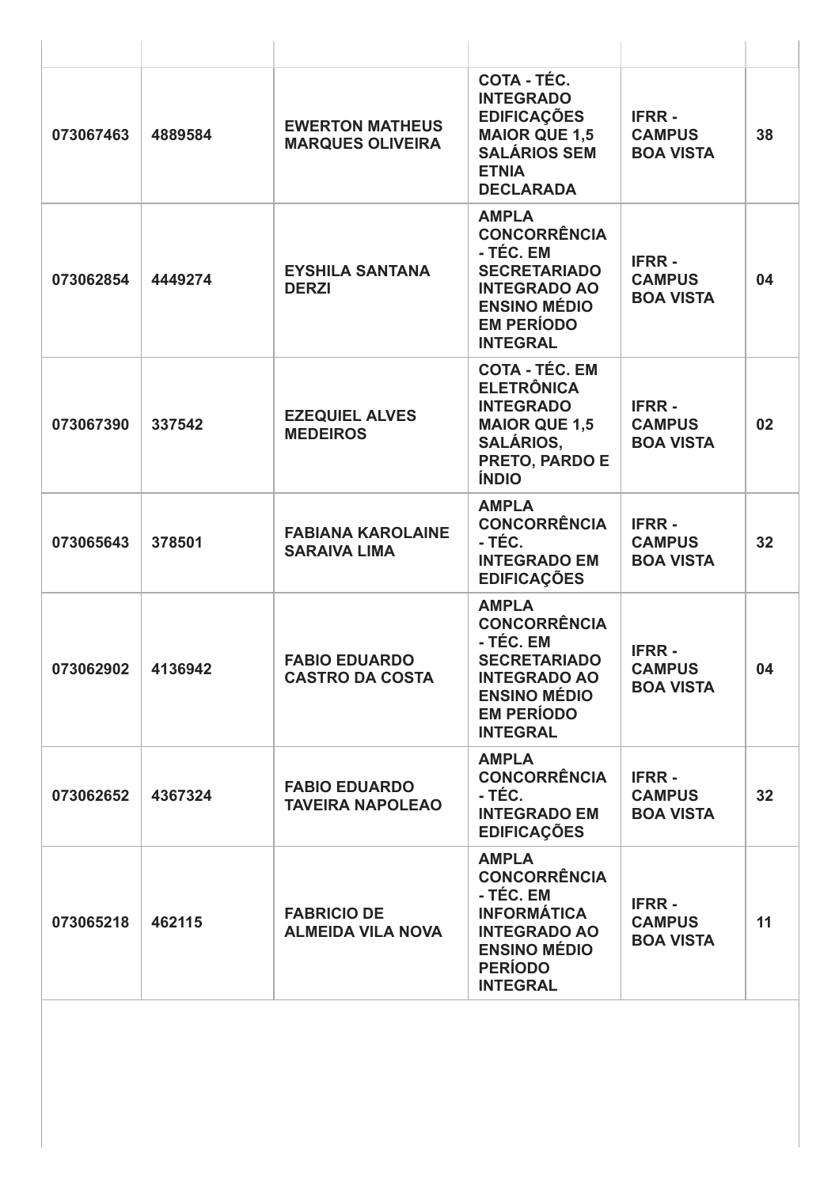| | | | | | |
|---|---|---|---|---|---|
| 073067463 | 4889584 | EWERTON MATHEUS MARQUES OLIVEIRA | COTA - TÉC. INTEGRADO EDIFICAÇÕES MAIOR QUE 1,5 SALÁRIOS SEM ETNIA DECLARADA | IFRR - CAMPUS BOA VISTA | 38 |
| 073062854 | 4449274 | EYSHILA SANTANA DERZI | AMPLA CONCORRÊNCIA - TÉC. EM SECRETARIADO INTEGRADO AO ENSINO MÉDIO EM PERÍODO INTEGRAL | IFRR - CAMPUS BOA VISTA | 04 |
| 073067390 | 337542 | EZEQUIEL ALVES MEDEIROS | COTA - TÉC. EM ELETRÔNICA INTEGRADO MAIOR QUE 1,5 SALÁRIOS, PRETO, PARDO E ÍNDIO | IFRR - CAMPUS BOA VISTA | 02 |
| 073065643 | 378501 | FABIANA KAROLAINE SARAIVA LIMA | AMPLA CONCORRÊNCIA - TÉC. INTEGRADO EM EDIFICAÇÕES | IFRR - CAMPUS BOA VISTA | 32 |
| 073062902 | 4136942 | FABIO EDUARDO CASTRO DA COSTA | AMPLA CONCORRÊNCIA - TÉC. EM SECRETARIADO INTEGRADO AO ENSINO MÉDIO EM PERÍODO INTEGRAL | IFRR - CAMPUS BOA VISTA | 04 |
| 073062652 | 4367324 | FABIO EDUARDO TAVEIRA NAPOLEAO | AMPLA CONCORRÊNCIA - TÉC. INTEGRADO EM EDIFICAÇÕES | IFRR - CAMPUS BOA VISTA | 32 |
| 073065218 | 462115 | FABRICIO DE ALMEIDA VILA NOVA | AMPLA CONCORRÊNCIA - TÉC. EM INFORMÁTICA INTEGRADO AO ENSINO MÉDIO PERÍODO INTEGRAL | IFRR - CAMPUS BOA VISTA | 11 |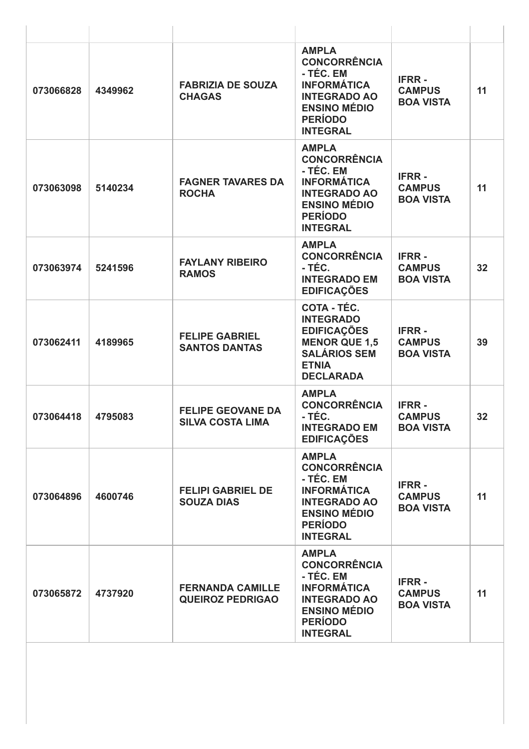| | | | | | |
|---|---|---|---|---|---|
| **073066828** | **4349962** | **FABRIZIA DE SOUZA CHAGAS** | **AMPLA CONCORRÊNCIA - TÉC. EM INFORMÁTICA INTEGRADO AO ENSINO MÉDIO PERÍODO INTEGRAL** | **IFRR - CAMPUS BOA VISTA** | **11** |
| **073063098** | **5140234** | **FAGNER TAVARES DA ROCHA** | **AMPLA CONCORRÊNCIA - TÉC. EM INFORMÁTICA INTEGRADO AO ENSINO MÉDIO PERÍODO INTEGRAL** | **IFRR - CAMPUS BOA VISTA** | **11** |
| **073063974** | **5241596** | **FAYLANY RIBEIRO RAMOS** | **AMPLA CONCORRÊNCIA - TÉC. INTEGRADO EM EDIFICAÇÕES** | **IFRR - CAMPUS BOA VISTA** | **32** |
| **073062411** | **4189965** | **FELIPE GABRIEL SANTOS DANTAS** | **COTA - TÉC. INTEGRADO EDIFICAÇÕES MENOR QUE 1,5 SALÁRIOS SEM ETNIA DECLARADA** | **IFRR - CAMPUS BOA VISTA** | **39** |
| **073064418** | **4795083** | **FELIPE GEOVANE DA SILVA COSTA LIMA** | **AMPLA CONCORRÊNCIA - TÉC. INTEGRADO EM EDIFICAÇÕES** | **IFRR - CAMPUS BOA VISTA** | **32** |
| **073064896** | **4600746** | **FELIPI GABRIEL DE SOUZA DIAS** | **AMPLA CONCORRÊNCIA - TÉC. EM INFORMÁTICA INTEGRADO AO ENSINO MÉDIO PERÍODO INTEGRAL** | **IFRR - CAMPUS BOA VISTA** | **11** |
| **073065872** | **4737920** | **FERNANDA CAMILLE QUEIROZ PEDRIGAO** | **AMPLA CONCORRÊNCIA - TÉC. EM INFORMÁTICA INTEGRADO AO ENSINO MÉDIO PERÍODO INTEGRAL** | **IFRR - CAMPUS BOA VISTA** | **11** |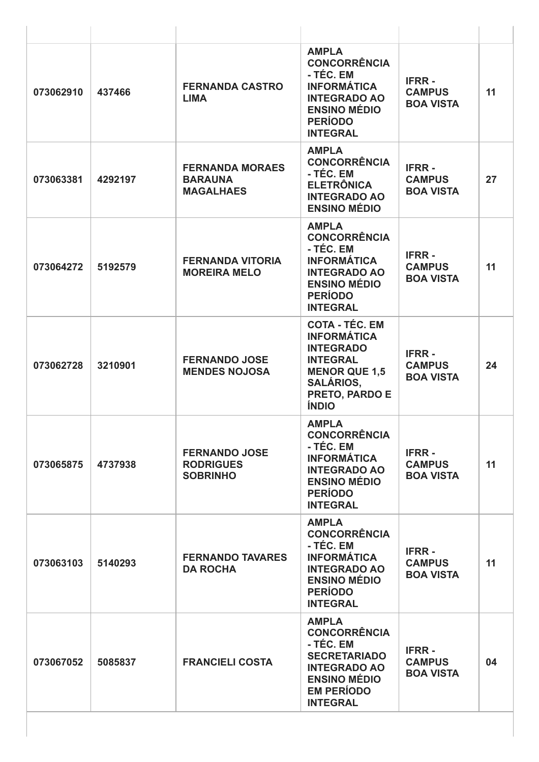| | | | | | |
|---|---|---|---|---|---|
| **073062910** | **437466** | **FERNANDA CASTRO LIMA** | **AMPLA CONCORRÊNCIA - TÉC. EM INFORMÁTICA INTEGRADO AO ENSINO MÉDIO PERÍODO INTEGRAL** | **IFRR - CAMPUS BOA VISTA** | **11** |
| **073063381** | **4292197** | **FERNANDA MORAES BARAUNA MAGALHAES** | **AMPLA CONCORRÊNCIA - TÉC. EM ELETRÔNICA INTEGRADO AO ENSINO MÉDIO** | **IFRR - CAMPUS BOA VISTA** | **27** |
| **073064272** | **5192579** | **FERNANDA VITORIA MOREIRA MELO** | **AMPLA CONCORRÊNCIA - TÉC. EM INFORMÁTICA INTEGRADO AO ENSINO MÉDIO PERÍODO INTEGRAL** | **IFRR - CAMPUS BOA VISTA** | **11** |
| **073062728** | **3210901** | **FERNANDO JOSE MENDES NOJOSA** | **COTA - TÉC. EM INFORMÁTICA INTEGRADO INTEGRAL MENOR QUE 1,5 SALÁRIOS, PRETO, PARDO E ÍNDIO** | **IFRR - CAMPUS BOA VISTA** | **24** |
| **073065875** | **4737938** | **FERNANDO JOSE RODRIGUES SOBRINHO** | **AMPLA CONCORRÊNCIA - TÉC. EM INFORMÁTICA INTEGRADO AO ENSINO MÉDIO PERÍODO INTEGRAL** | **IFRR - CAMPUS BOA VISTA** | **11** |
| **073063103** | **5140293** | **FERNANDO TAVARES DA ROCHA** | **AMPLA CONCORRÊNCIA - TÉC. EM INFORMÁTICA INTEGRADO AO ENSINO MÉDIO PERÍODO INTEGRAL** | **IFRR - CAMPUS BOA VISTA** | **11** |
| **073067052** | **5085837** | **FRANCIELI COSTA** | **AMPLA CONCORRÊNCIA - TÉC. EM SECRETARIADO INTEGRADO AO ENSINO MÉDIO EM PERÍODO INTEGRAL** | **IFRR - CAMPUS BOA VISTA** | **04** |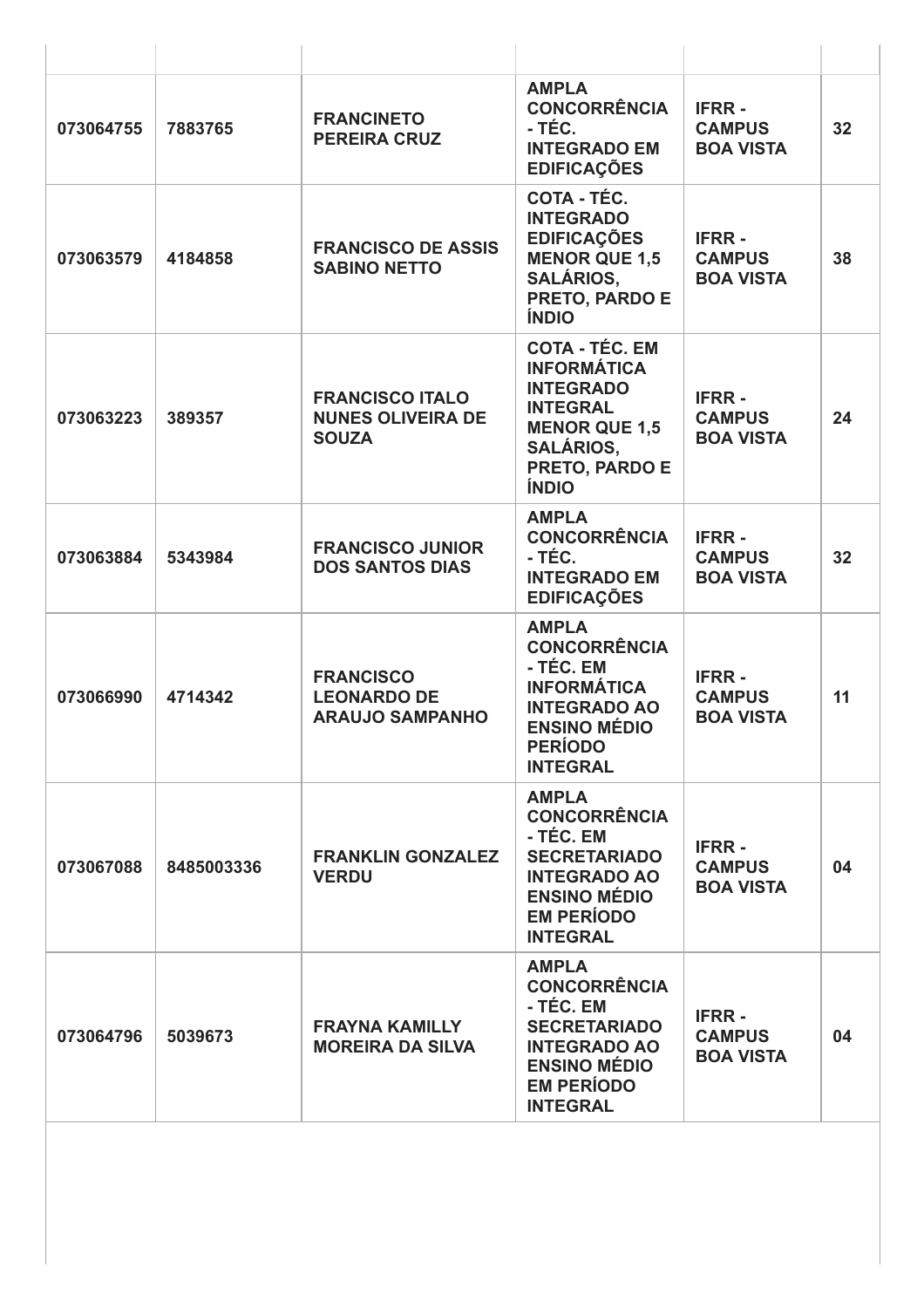| | | | | | |
|---|---|---|---|---|---|
| **073064755** | **7883765** | **FRANCINETO PEREIRA CRUZ** | **AMPLA CONCORRÊNCIA - TÉC. INTEGRADO EM EDIFICAÇÕES** | **IFRR - CAMPUS BOA VISTA** | **32** |
| **073063579** | **4184858** | **FRANCISCO DE ASSIS SABINO NETTO** | **COTA - TÉC. INTEGRADO EDIFICAÇÕES MENOR QUE 1,5 SALÁRIOS, PRETO, PARDO E ÍNDIO** | **IFRR - CAMPUS BOA VISTA** | **38** |
| **073063223** | **389357** | **FRANCISCO ITALO NUNES OLIVEIRA DE SOUZA** | **COTA - TÉC. EM INFORMÁTICA INTEGRADO INTEGRAL MENOR QUE 1,5 SALÁRIOS, PRETO, PARDO E ÍNDIO** | **IFRR - CAMPUS BOA VISTA** | **24** |
| **073063884** | **5343984** | **FRANCISCO JUNIOR DOS SANTOS DIAS** | **AMPLA CONCORRÊNCIA - TÉC. INTEGRADO EM EDIFICAÇÕES** | **IFRR - CAMPUS BOA VISTA** | **32** |
| **073066990** | **4714342** | **FRANCISCO LEONARDO DE ARAUJO SAMPANHO** | **AMPLA CONCORRÊNCIA - TÉC. EM INFORMÁTICA INTEGRADO AO ENSINO MÉDIO PERÍODO INTEGRAL** | **IFRR - CAMPUS BOA VISTA** | **11** |
| **073067088** | **8485003336** | **FRANKLIN GONZALEZ VERDU** | **AMPLA CONCORRÊNCIA - TÉC. EM SECRETARIADO INTEGRADO AO ENSINO MÉDIO EM PERÍODO INTEGRAL** | **IFRR - CAMPUS BOA VISTA** | **04** |
| **073064796** | **5039673** | **FRAYNA KAMILLY MOREIRA DA SILVA** | **AMPLA CONCORRÊNCIA - TÉC. EM SECRETARIADO INTEGRADO AO ENSINO MÉDIO EM PERÍODO INTEGRAL** | **IFRR - CAMPUS BOA VISTA** | **04** |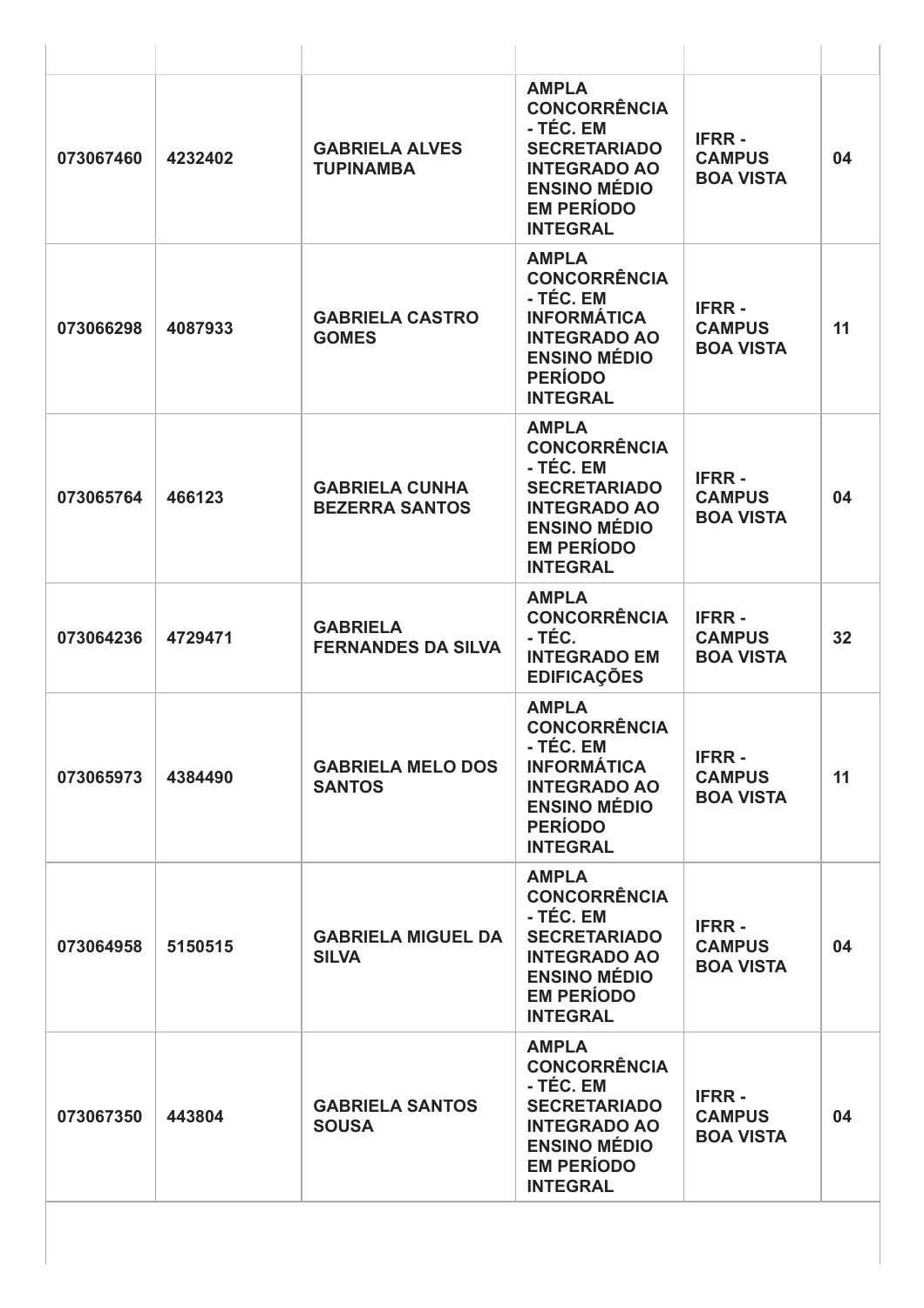| | | | | | |
|---|---|---|---|---|---|
| **073067460** | **4232402** | **GABRIELA ALVES TUPINAMBA** | **AMPLA CONCORRÊNCIA - TÉC. EM SECRETARIADO INTEGRADO AO ENSINO MÉDIO EM PERÍODO INTEGRAL** | **IFRR - CAMPUS BOA VISTA** | **04** |
| **073066298** | **4087933** | **GABRIELA CASTRO GOMES** | **AMPLA CONCORRÊNCIA - TÉC. EM INFORMÁTICA INTEGRADO AO ENSINO MÉDIO PERÍODO INTEGRAL** | **IFRR - CAMPUS BOA VISTA** | **11** |
| **073065764** | **466123** | **GABRIELA CUNHA BEZERRA SANTOS** | **AMPLA CONCORRÊNCIA - TÉC. EM SECRETARIADO INTEGRADO AO ENSINO MÉDIO EM PERÍODO INTEGRAL** | **IFRR - CAMPUS BOA VISTA** | **04** |
| **073064236** | **4729471** | **GABRIELA FERNANDES DA SILVA** | **AMPLA CONCORRÊNCIA - TÉC. INTEGRADO EM EDIFICAÇÕES** | **IFRR - CAMPUS BOA VISTA** | **32** |
| **073065973** | **4384490** | **GABRIELA MELO DOS SANTOS** | **AMPLA CONCORRÊNCIA - TÉC. EM INFORMÁTICA INTEGRADO AO ENSINO MÉDIO PERÍODO INTEGRAL** | **IFRR - CAMPUS BOA VISTA** | **11** |
| **073064958** | **5150515** | **GABRIELA MIGUEL DA SILVA** | **AMPLA CONCORRÊNCIA - TÉC. EM SECRETARIADO INTEGRADO AO ENSINO MÉDIO EM PERÍODO INTEGRAL** | **IFRR - CAMPUS BOA VISTA** | **04** |
| **073067350** | **443804** | **GABRIELA SANTOS SOUSA** | **AMPLA CONCORRÊNCIA - TÉC. EM SECRETARIADO INTEGRADO AO ENSINO MÉDIO EM PERÍODO INTEGRAL** | **IFRR - CAMPUS BOA VISTA** | **04** |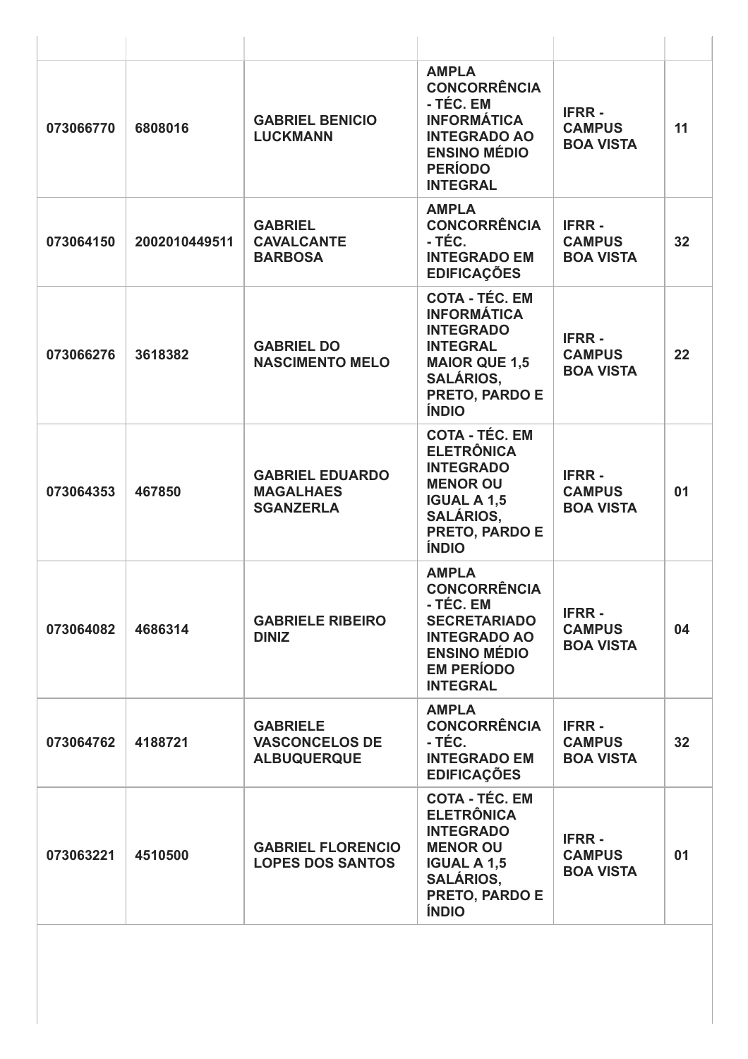| | | | | | |
|---|---|---|---|---|---|
| **073066770** | **6808016** | **GABRIEL BENICIO LUCKMANN** | **AMPLA CONCORRÊNCIA - TÉC. EM INFORMÁTICA INTEGRADO AO ENSINO MÉDIO PERÍODO INTEGRAL** | **IFRR - CAMPUS BOA VISTA** | **11** |
| **073064150** | **2002010449511** | **GABRIEL CAVALCANTE BARBOSA** | **AMPLA CONCORRÊNCIA - TÉC. INTEGRADO EM EDIFICAÇÕES** | **IFRR - CAMPUS BOA VISTA** | **32** |
| **073066276** | **3618382** | **GABRIEL DO NASCIMENTO MELO** | **COTA - TÉC. EM INFORMÁTICA INTEGRADO INTEGRAL MAIOR QUE 1,5 SALÁRIOS, PRETO, PARDO E ÍNDIO** | **IFRR - CAMPUS BOA VISTA** | **22** |
| **073064353** | **467850** | **GABRIEL EDUARDO MAGALHAES SGANZERLA** | **COTA - TÉC. EM ELETRÔNICA INTEGRADO MENOR OU IGUAL A 1,5 SALÁRIOS, PRETO, PARDO E ÍNDIO** | **IFRR - CAMPUS BOA VISTA** | **01** |
| **073064082** | **4686314** | **GABRIELE RIBEIRO DINIZ** | **AMPLA CONCORRÊNCIA - TÉC. EM SECRETARIADO INTEGRADO AO ENSINO MÉDIO EM PERÍODO INTEGRAL** | **IFRR - CAMPUS BOA VISTA** | **04** |
| **073064762** | **4188721** | **GABRIELE VASCONCELOS DE ALBUQUERQUE** | **AMPLA CONCORRÊNCIA - TÉC. INTEGRADO EM EDIFICAÇÕES** | **IFRR - CAMPUS BOA VISTA** | **32** |
| **073063221** | **4510500** | **GABRIEL FLORENCIO LOPES DOS SANTOS** | **COTA - TÉC. EM ELETRÔNICA INTEGRADO MENOR OU IGUAL A 1,5 SALÁRIOS, PRETO, PARDO E ÍNDIO** | **IFRR - CAMPUS BOA VISTA** | **01** |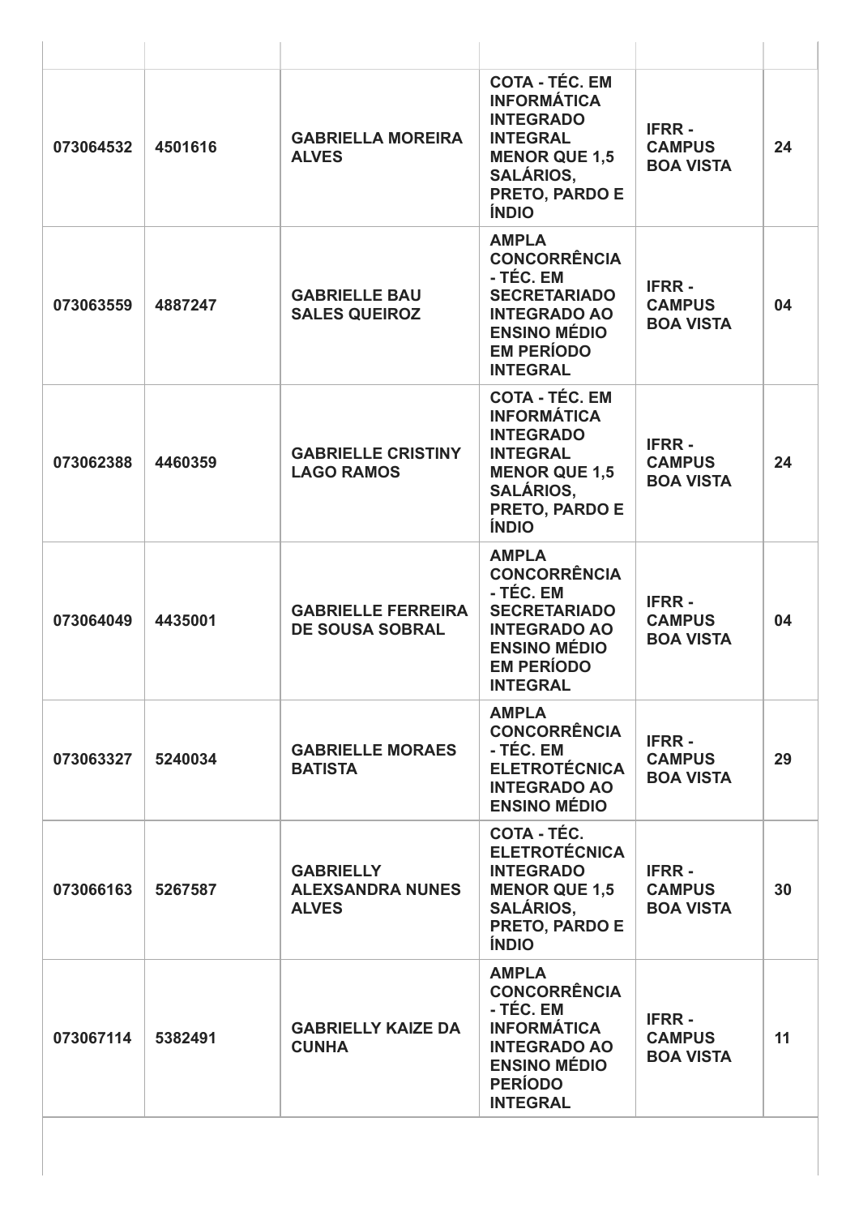| | | | | | |
|---|---|---|---|---|---|
| **073064532** | **4501616** | **GABRIELLA MOREIRA ALVES** | **COTA - TÉC. EM INFORMÁTICA INTEGRADO INTEGRAL MENOR QUE 1,5 SALÁRIOS, PRETO, PARDO E ÍNDIO** | **IFRR - CAMPUS BOA VISTA** | **24** |
| **073063559** | **4887247** | **GABRIELLE BAU SALES QUEIROZ** | **AMPLA CONCORRÊNCIA - TÉC. EM SECRETARIADO INTEGRADO AO ENSINO MÉDIO EM PERÍODO INTEGRAL** | **IFRR - CAMPUS BOA VISTA** | **04** |
| **073062388** | **4460359** | **GABRIELLE CRISTINY LAGO RAMOS** | **COTA - TÉC. EM INFORMÁTICA INTEGRADO INTEGRAL MENOR QUE 1,5 SALÁRIOS, PRETO, PARDO E ÍNDIO** | **IFRR - CAMPUS BOA VISTA** | **24** |
| **073064049** | **4435001** | **GABRIELLE FERREIRA DE SOUSA SOBRAL** | **AMPLA CONCORRÊNCIA - TÉC. EM SECRETARIADO INTEGRADO AO ENSINO MÉDIO EM PERÍODO INTEGRAL** | **IFRR - CAMPUS BOA VISTA** | **04** |
| **073063327** | **5240034** | **GABRIELLE MORAES BATISTA** | **AMPLA CONCORRÊNCIA - TÉC. EM ELETROTÉCNICA INTEGRADO AO ENSINO MÉDIO** | **IFRR - CAMPUS BOA VISTA** | **29** |
| **073066163** | **5267587** | **GABRIELLY ALEXSANDRA NUNES ALVES** | **COTA - TÉC. ELETROTÉCNICA INTEGRADO MENOR QUE 1,5 SALÁRIOS, PRETO, PARDO E ÍNDIO** | **IFRR - CAMPUS BOA VISTA** | **30** |
| **073067114** | **5382491** | **GABRIELLY KAIZE DA CUNHA** | **AMPLA CONCORRÊNCIA - TÉC. EM INFORMÁTICA INTEGRADO AO ENSINO MÉDIO PERÍODO INTEGRAL** | **IFRR - CAMPUS BOA VISTA** | **11** |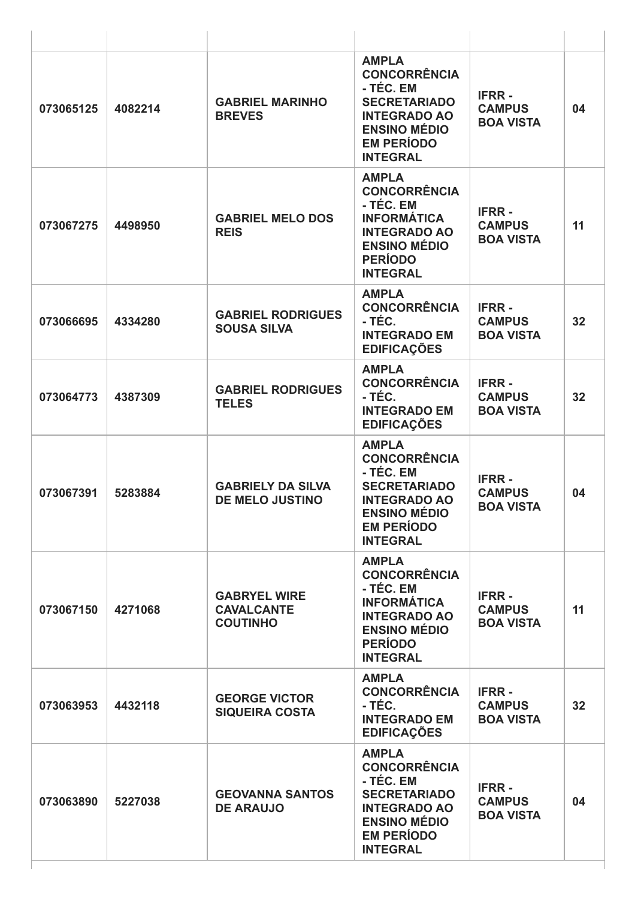| | | | | | |
|---|---|---|---|---|---|
| **073065125** | **4082214** | **GABRIEL MARINHO BREVES** | **AMPLA CONCORRÊNCIA - TÉC. EM SECRETARIADO INTEGRADO AO ENSINO MÉDIO EM PERÍODO INTEGRAL** | **IFRR - CAMPUS BOA VISTA** | **04** |
| **073067275** | **4498950** | **GABRIEL MELO DOS REIS** | **AMPLA CONCORRÊNCIA - TÉC. EM INFORMÁTICA INTEGRADO AO ENSINO MÉDIO PERÍODO INTEGRAL** | **IFRR - CAMPUS BOA VISTA** | **11** |
| **073066695** | **4334280** | **GABRIEL RODRIGUES SOUSA SILVA** | **AMPLA CONCORRÊNCIA - TÉC. INTEGRADO EM EDIFICAÇÕES** | **IFRR - CAMPUS BOA VISTA** | **32** |
| **073064773** | **4387309** | **GABRIEL RODRIGUES TELES** | **AMPLA CONCORRÊNCIA - TÉC. INTEGRADO EM EDIFICAÇÕES** | **IFRR - CAMPUS BOA VISTA** | **32** |
| **073067391** | **5283884** | **GABRIELY DA SILVA DE MELO JUSTINO** | **AMPLA CONCORRÊNCIA - TÉC. EM SECRETARIADO INTEGRADO AO ENSINO MÉDIO EM PERÍODO INTEGRAL** | **IFRR - CAMPUS BOA VISTA** | **04** |
| **073067150** | **4271068** | **GABRYEL WIRE CAVALCANTE COUTINHO** | **AMPLA CONCORRÊNCIA - TÉC. EM INFORMÁTICA INTEGRADO AO ENSINO MÉDIO PERÍODO INTEGRAL** | **IFRR - CAMPUS BOA VISTA** | **11** |
| **073063953** | **4432118** | **GEORGE VICTOR SIQUEIRA COSTA** | **AMPLA CONCORRÊNCIA - TÉC. INTEGRADO EM EDIFICAÇÕES** | **IFRR - CAMPUS BOA VISTA** | **32** |
| **073063890** | **5227038** | **GEOVANNA SANTOS DE ARAUJO** | **AMPLA CONCORRÊNCIA - TÉC. EM SECRETARIADO INTEGRADO AO ENSINO MÉDIO EM PERÍODO INTEGRAL** | **IFRR - CAMPUS BOA VISTA** | **04** |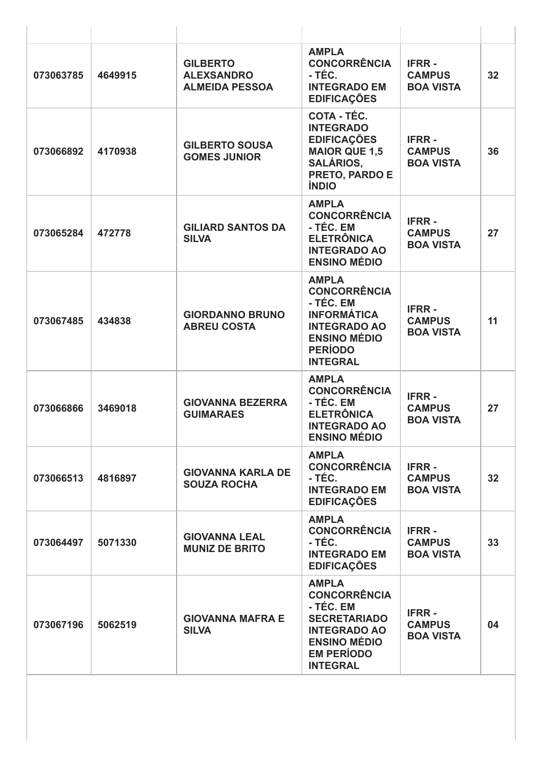| | | | | | |
|---|---|---|---|---|---|
| 073063785 | 4649915 | GILBERTO ALEXSANDRO ALMEIDA PESSOA | AMPLA CONCORRÊNCIA - TÉC. INTEGRADO EM EDIFICAÇÕES | IFRR - CAMPUS BOA VISTA | 32 |
| 073066892 | 4170938 | GILBERTO SOUSA GOMES JUNIOR | COTA - TÉC. INTEGRADO EDIFICAÇÕES MAIOR QUE 1,5 SALÁRIOS, PRETO, PARDO E ÍNDIO | IFRR - CAMPUS BOA VISTA | 36 |
| 073065284 | 472778 | GILIARD SANTOS DA SILVA | AMPLA CONCORRÊNCIA - TÉC. EM ELETRÔNICA INTEGRADO AO ENSINO MÉDIO | IFRR - CAMPUS BOA VISTA | 27 |
| 073067485 | 434838 | GIORDANNO BRUNO ABREU COSTA | AMPLA CONCORRÊNCIA - TÉC. EM INFORMÁTICA INTEGRADO AO ENSINO MÉDIO PERÍODO INTEGRAL | IFRR - CAMPUS BOA VISTA | 11 |
| 073066866 | 3469018 | GIOVANNA BEZERRA GUIMARAES | AMPLA CONCORRÊNCIA - TÉC. EM ELETRÔNICA INTEGRADO AO ENSINO MÉDIO | IFRR - CAMPUS BOA VISTA | 27 |
| 073066513 | 4816897 | GIOVANNA KARLA DE SOUZA ROCHA | AMPLA CONCORRÊNCIA - TÉC. INTEGRADO EM EDIFICAÇÕES | IFRR - CAMPUS BOA VISTA | 32 |
| 073064497 | 5071330 | GIOVANNA LEAL MUNIZ DE BRITO | AMPLA CONCORRÊNCIA - TÉC. INTEGRADO EM EDIFICAÇÕES | IFRR - CAMPUS BOA VISTA | 33 |
| 073067196 | 5062519 | GIOVANNA MAFRA E SILVA | AMPLA CONCORRÊNCIA - TÉC. EM SECRETARIADO INTEGRADO AO ENSINO MÉDIO EM PERÍODO INTEGRAL | IFRR - CAMPUS BOA VISTA | 04 |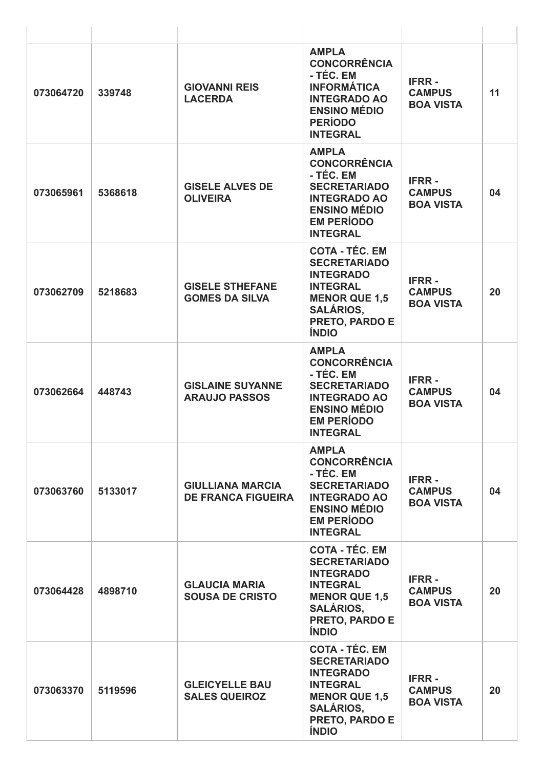| | | | | | |
|---|---|---|---|---|---|
| 073064720 | 339748 | GIOVANNI REIS LACERDA | AMPLA CONCORRÊNCIA - TÉC. EM INFORMÁTICA INTEGRADO AO ENSINO MÉDIO PERÍODO INTEGRAL | IFRR - CAMPUS BOA VISTA | 11 |
| 073065961 | 5368618 | GISELE ALVES DE OLIVEIRA | AMPLA CONCORRÊNCIA - TÉC. EM SECRETARIADO INTEGRADO AO ENSINO MÉDIO EM PERÍODO INTEGRAL | IFRR - CAMPUS BOA VISTA | 04 |
| 073062709 | 5218683 | GISELE STHEFANE GOMES DA SILVA | COTA - TÉC. EM SECRETARIADO INTEGRADO INTEGRAL MENOR QUE 1,5 SALÁRIOS, PRETO, PARDO E ÍNDIO | IFRR - CAMPUS BOA VISTA | 20 |
| 073062664 | 448743 | GISLAINE SUYANNE ARAUJO PASSOS | AMPLA CONCORRÊNCIA - TÉC. EM SECRETARIADO INTEGRADO AO ENSINO MÉDIO EM PERÍODO INTEGRAL | IFRR - CAMPUS BOA VISTA | 04 |
| 073063760 | 5133017 | GIULLIANA MARCIA DE FRANCA FIGUEIRA | AMPLA CONCORRÊNCIA - TÉC. EM SECRETARIADO INTEGRADO AO ENSINO MÉDIO EM PERÍODO INTEGRAL | IFRR - CAMPUS BOA VISTA | 04 |
| 073064428 | 4898710 | GLAUCIA MARIA SOUSA DE CRISTO | COTA - TÉC. EM SECRETARIADO INTEGRADO INTEGRAL MENOR QUE 1,5 SALÁRIOS, PRETO, PARDO E ÍNDIO | IFRR - CAMPUS BOA VISTA | 20 |
| 073063370 | 5119596 | GLEICYELLE BAU SALES QUEIROZ | COTA - TÉC. EM SECRETARIADO INTEGRADO INTEGRAL MENOR QUE 1,5 SALÁRIOS, PRETO, PARDO E ÍNDIO | IFRR - CAMPUS BOA VISTA | 20 |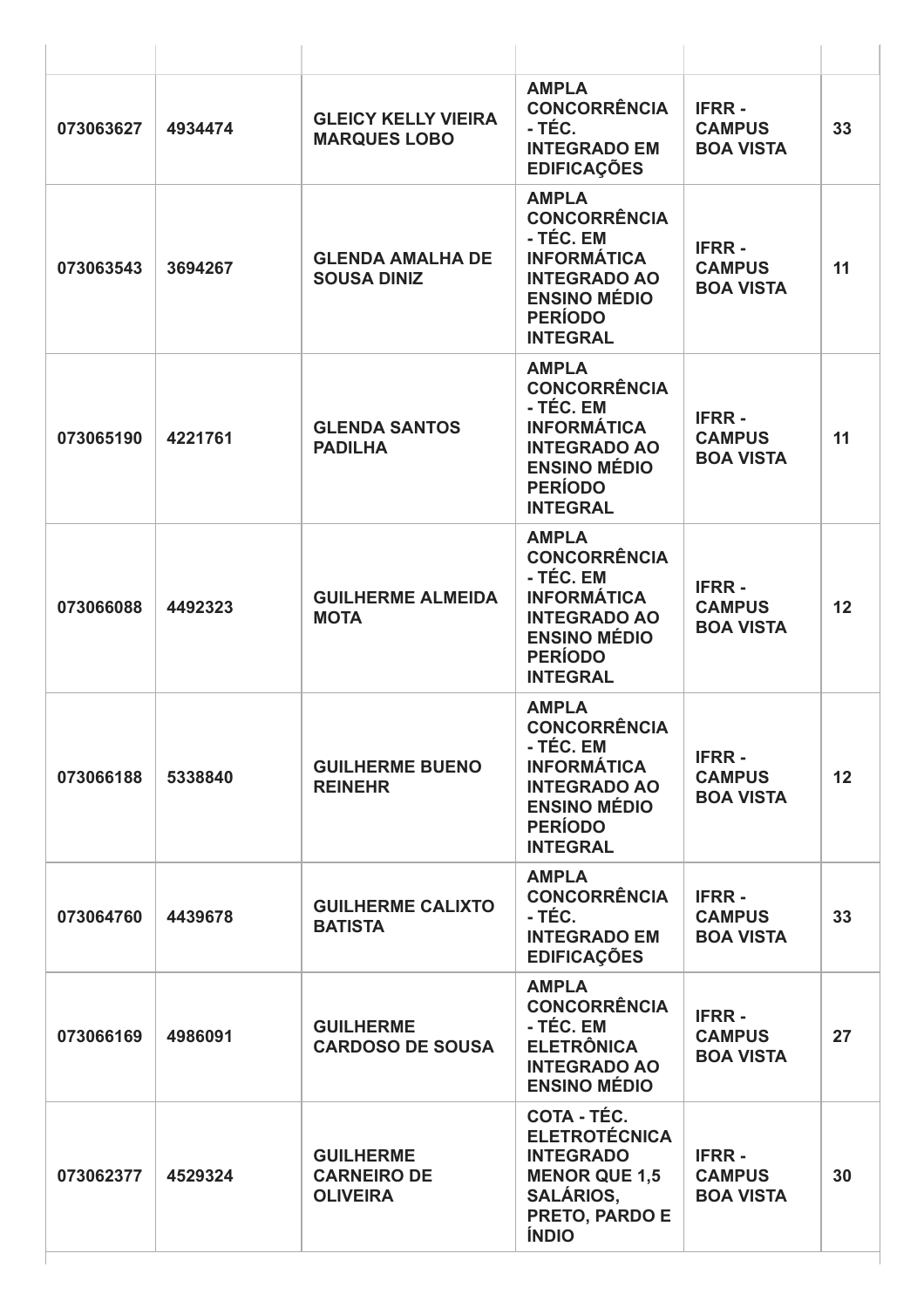| | | | | | |
|---|---|---|---|---|---|
| 073063627 | 4934474 | GLEICY KELLY VIEIRA MARQUES LOBO | AMPLA CONCORRÊNCIA - TÉC. INTEGRADO EM EDIFICAÇÕES | IFRR - CAMPUS BOA VISTA | 33 |
| 073063543 | 3694267 | GLENDA AMALHA DE SOUSA DINIZ | AMPLA CONCORRÊNCIA - TÉC. EM INFORMÁTICA INTEGRADO AO ENSINO MÉDIO PERÍODO INTEGRAL | IFRR - CAMPUS BOA VISTA | 11 |
| 073065190 | 4221761 | GLENDA SANTOS PADILHA | AMPLA CONCORRÊNCIA - TÉC. EM INFORMÁTICA INTEGRADO AO ENSINO MÉDIO PERÍODO INTEGRAL | IFRR - CAMPUS BOA VISTA | 11 |
| 073066088 | 4492323 | GUILHERME ALMEIDA MOTA | AMPLA CONCORRÊNCIA - TÉC. EM INFORMÁTICA INTEGRADO AO ENSINO MÉDIO PERÍODO INTEGRAL | IFRR - CAMPUS BOA VISTA | 12 |
| 073066188 | 5338840 | GUILHERME BUENO REINEHR | AMPLA CONCORRÊNCIA - TÉC. EM INFORMÁTICA INTEGRADO AO ENSINO MÉDIO PERÍODO INTEGRAL | IFRR - CAMPUS BOA VISTA | 12 |
| 073064760 | 4439678 | GUILHERME CALIXTO BATISTA | AMPLA CONCORRÊNCIA - TÉC. INTEGRADO EM EDIFICAÇÕES | IFRR - CAMPUS BOA VISTA | 33 |
| 073066169 | 4986091 | GUILHERME CARDOSO DE SOUSA | AMPLA CONCORRÊNCIA - TÉC. EM ELETRÔNICA INTEGRADO AO ENSINO MÉDIO | IFRR - CAMPUS BOA VISTA | 27 |
| 073062377 | 4529324 | GUILHERME CARNEIRO DE OLIVEIRA | COTA - TÉC. ELETROTÉCNICA INTEGRADO MENOR QUE 1,5 SALÁRIOS, PRETO, PARDO E ÍNDIO | IFRR - CAMPUS BOA VISTA | 30 |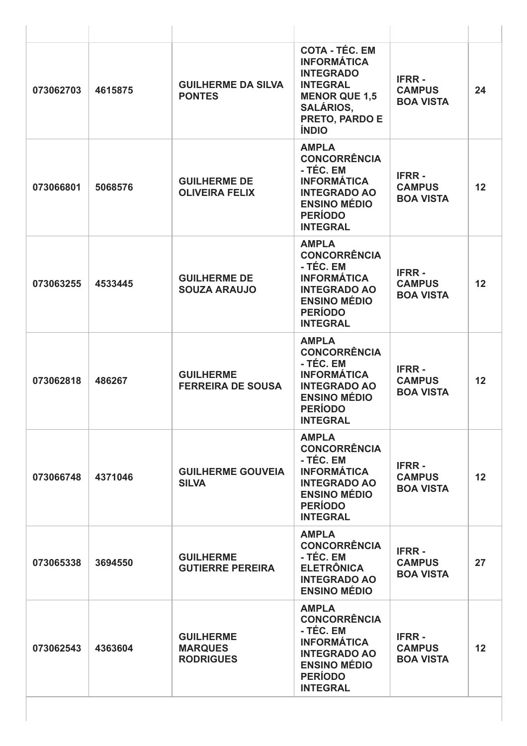| | | | | | |
|---|---|---|---|---|---|
| 073062703 | 4615875 | GUILHERME DA SILVA PONTES | COTA - TÉC. EM INFORMÁTICA INTEGRADO INTEGRAL MENOR QUE 1,5 SALÁRIOS, PRETO, PARDO E ÍNDIO | IFRR - CAMPUS BOA VISTA | 24 |
| 073066801 | 5068576 | GUILHERME DE OLIVEIRA FELIX | AMPLA CONCORRÊNCIA - TÉC. EM INFORMÁTICA INTEGRADO AO ENSINO MÉDIO PERÍODO INTEGRAL | IFRR - CAMPUS BOA VISTA | 12 |
| 073063255 | 4533445 | GUILHERME DE SOUZA ARAUJO | AMPLA CONCORRÊNCIA - TÉC. EM INFORMÁTICA INTEGRADO AO ENSINO MÉDIO PERÍODO INTEGRAL | IFRR - CAMPUS BOA VISTA | 12 |
| 073062818 | 486267 | GUILHERME FERREIRA DE SOUSA | AMPLA CONCORRÊNCIA - TÉC. EM INFORMÁTICA INTEGRADO AO ENSINO MÉDIO PERÍODO INTEGRAL | IFRR - CAMPUS BOA VISTA | 12 |
| 073066748 | 4371046 | GUILHERME GOUVEIA SILVA | AMPLA CONCORRÊNCIA - TÉC. EM INFORMÁTICA INTEGRADO AO ENSINO MÉDIO PERÍODO INTEGRAL | IFRR - CAMPUS BOA VISTA | 12 |
| 073065338 | 3694550 | GUILHERME GUTIERRE PEREIRA | AMPLA CONCORRÊNCIA - TÉC. EM ELETRÔNICA INTEGRADO AO ENSINO MÉDIO | IFRR - CAMPUS BOA VISTA | 27 |
| 073062543 | 4363604 | GUILHERME MARQUES RODRIGUES | AMPLA CONCORRÊNCIA - TÉC. EM INFORMÁTICA INTEGRADO AO ENSINO MÉDIO PERÍODO INTEGRAL | IFRR - CAMPUS BOA VISTA | 12 |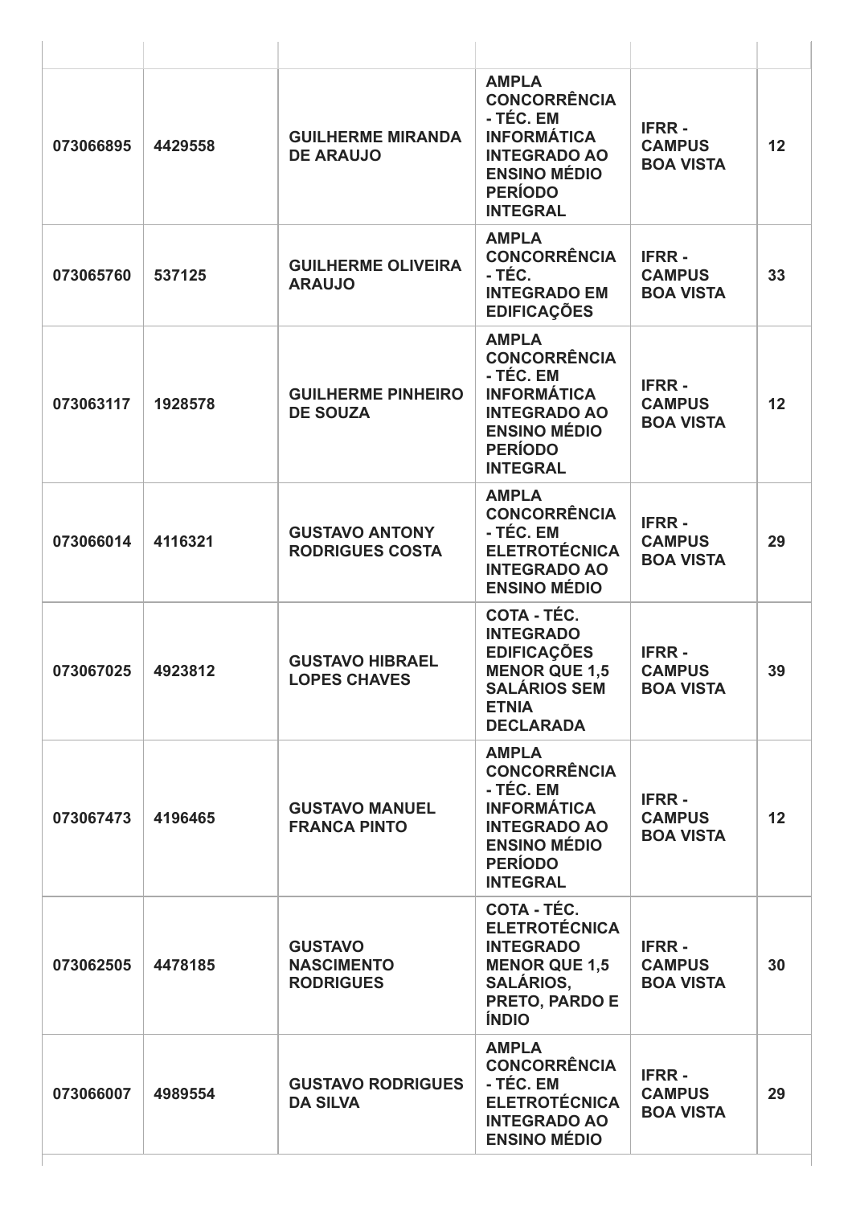| | | | | | |
|---|---|---|---|---|---|
| 073066895 | 4429558 | **GUILHERME MIRANDA DE ARAUJO** | **AMPLA CONCORRÊNCIA - TÉC. EM INFORMÁTICA INTEGRADO AO ENSINO MÉDIO PERÍODO INTEGRAL** | **IFRR - CAMPUS BOA VISTA** | 12 |
| 073065760 | 537125 | **GUILHERME OLIVEIRA ARAUJO** | **AMPLA CONCORRÊNCIA - TÉC. INTEGRADO EM EDIFICAÇÕES** | **IFRR - CAMPUS BOA VISTA** | 33 |
| 073063117 | 1928578 | **GUILHERME PINHEIRO DE SOUZA** | **AMPLA CONCORRÊNCIA - TÉC. EM INFORMÁTICA INTEGRADO AO ENSINO MÉDIO PERÍODO INTEGRAL** | **IFRR - CAMPUS BOA VISTA** | 12 |
| 073066014 | 4116321 | **GUSTAVO ANTONY RODRIGUES COSTA** | **AMPLA CONCORRÊNCIA - TÉC. EM ELETROTÉCNICA INTEGRADO AO ENSINO MÉDIO** | **IFRR - CAMPUS BOA VISTA** | 29 |
| 073067025 | 4923812 | **GUSTAVO HIBRAEL LOPES CHAVES** | **COTA - TÉC. INTEGRADO EDIFICAÇÕES MENOR QUE 1,5 SALÁRIOS SEM ETNIA DECLARADA** | **IFRR - CAMPUS BOA VISTA** | 39 |
| 073067473 | 4196465 | **GUSTAVO MANUEL FRANCA PINTO** | **AMPLA CONCORRÊNCIA - TÉC. EM INFORMÁTICA INTEGRADO AO ENSINO MÉDIO PERÍODO INTEGRAL** | **IFRR - CAMPUS BOA VISTA** | 12 |
| 073062505 | 4478185 | **GUSTAVO NASCIMENTO RODRIGUES** | **COTA - TÉC. ELETROTÉCNICA INTEGRADO MENOR QUE 1,5 SALÁRIOS, PRETO, PARDO E ÍNDIO** | **IFRR - CAMPUS BOA VISTA** | 30 |
| 073066007 | 4989554 | **GUSTAVO RODRIGUES DA SILVA** | **AMPLA CONCORRÊNCIA - TÉC. EM ELETROTÉCNICA INTEGRADO AO ENSINO MÉDIO** | **IFRR - CAMPUS BOA VISTA** | 29 |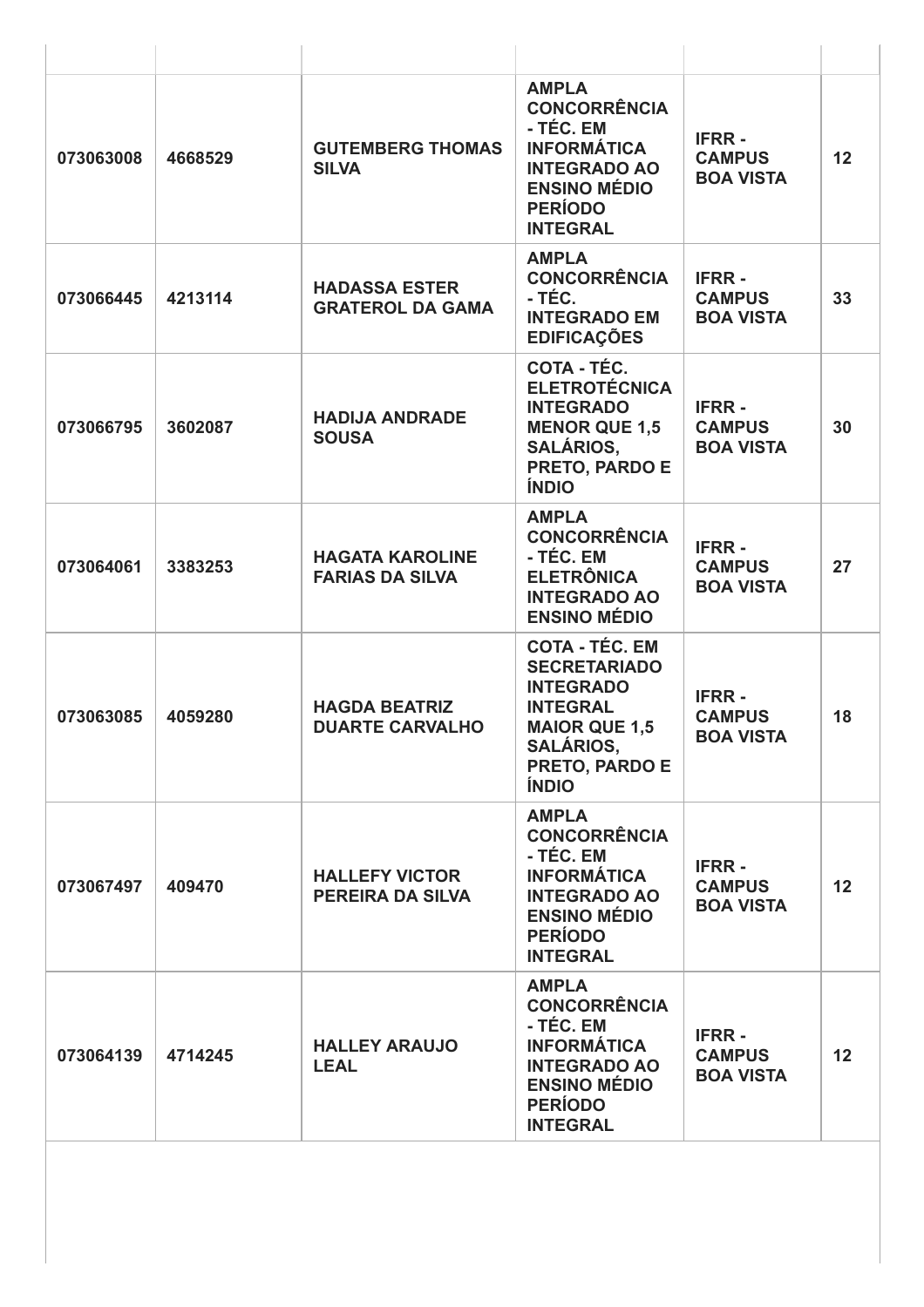| | | | | | |
|---|---|---|---|---|---|
| **073063008** | **4668529** | **GUTEMBERG THOMAS SILVA** | **AMPLA CONCORRÊNCIA - TÉC. EM INFORMÁTICA INTEGRADO AO ENSINO MÉDIO PERÍODO INTEGRAL** | **IFRR - CAMPUS BOA VISTA** | **12** |
| **073066445** | **4213114** | **HADASSA ESTER GRATEROL DA GAMA** | **AMPLA CONCORRÊNCIA - TÉC. INTEGRADO EM EDIFICAÇÕES** | **IFRR - CAMPUS BOA VISTA** | **33** |
| **073066795** | **3602087** | **HADIJA ANDRADE SOUSA** | **COTA - TÉC. ELETROTÉCNICA INTEGRADO MENOR QUE 1,5 SALÁRIOS, PRETO, PARDO E ÍNDIO** | **IFRR - CAMPUS BOA VISTA** | **30** |
| **073064061** | **3383253** | **HAGATA KAROLINE FARIAS DA SILVA** | **AMPLA CONCORRÊNCIA - TÉC. EM ELETRÔNICA INTEGRADO AO ENSINO MÉDIO** | **IFRR - CAMPUS BOA VISTA** | **27** |
| **073063085** | **4059280** | **HAGDA BEATRIZ DUARTE CARVALHO** | **COTA - TÉC. EM SECRETARIADO INTEGRADO INTEGRAL MAIOR QUE 1,5 SALÁRIOS, PRETO, PARDO E ÍNDIO** | **IFRR - CAMPUS BOA VISTA** | **18** |
| **073067497** | **409470** | **HALLEFY VICTOR PEREIRA DA SILVA** | **AMPLA CONCORRÊNCIA - TÉC. EM INFORMÁTICA INTEGRADO AO ENSINO MÉDIO PERÍODO INTEGRAL** | **IFRR - CAMPUS BOA VISTA** | **12** |
| **073064139** | **4714245** | **HALLEY ARAUJO LEAL** | **AMPLA CONCORRÊNCIA - TÉC. EM INFORMÁTICA INTEGRADO AO ENSINO MÉDIO PERÍODO INTEGRAL** | **IFRR - CAMPUS BOA VISTA** | **12** |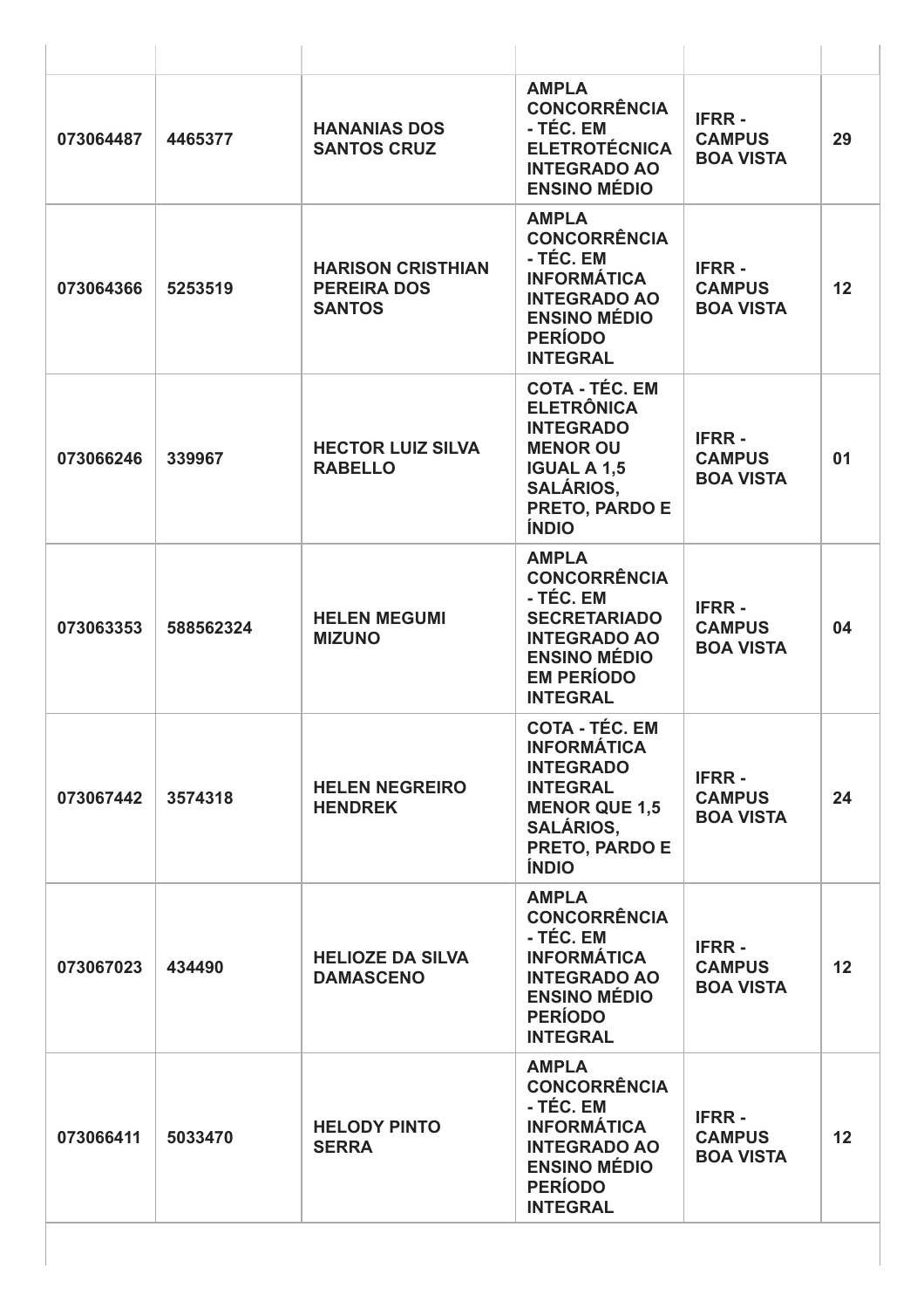| | | | | | |
|---|---|---|---|---|---|
| 073064487 | 4465377 | **HANANIAS DOS SANTOS CRUZ** | **AMPLA CONCORRÊNCIA - TÉC. EM ELETROTÉCNICA INTEGRADO AO ENSINO MÉDIO** | **IFRR - CAMPUS BOA VISTA** | 29 |
| 073064366 | 5253519 | **HARISON CRISTHIAN PEREIRA DOS SANTOS** | **AMPLA CONCORRÊNCIA - TÉC. EM INFORMÁTICA INTEGRADO AO ENSINO MÉDIO PERÍODO INTEGRAL** | **IFRR - CAMPUS BOA VISTA** | 12 |
| 073066246 | 339967 | **HECTOR LUIZ SILVA RABELLO** | **COTA - TÉC. EM ELETRÔNICA INTEGRADO MENOR OU IGUAL A 1,5 SALÁRIOS, PRETO, PARDO E ÍNDIO** | **IFRR - CAMPUS BOA VISTA** | 01 |
| 073063353 | 588562324 | **HELEN MEGUMI MIZUNO** | **AMPLA CONCORRÊNCIA - TÉC. EM SECRETARIADO INTEGRADO AO ENSINO MÉDIO EM PERÍODO INTEGRAL** | **IFRR - CAMPUS BOA VISTA** | 04 |
| 073067442 | 3574318 | **HELEN NEGREIRO HENDREK** | **COTA - TÉC. EM INFORMÁTICA INTEGRADO INTEGRAL MENOR QUE 1,5 SALÁRIOS, PRETO, PARDO E ÍNDIO** | **IFRR - CAMPUS BOA VISTA** | 24 |
| 073067023 | 434490 | **HELIOZE DA SILVA DAMASCENO** | **AMPLA CONCORRÊNCIA - TÉC. EM INFORMÁTICA INTEGRADO AO ENSINO MÉDIO PERÍODO INTEGRAL** | **IFRR - CAMPUS BOA VISTA** | 12 |
| 073066411 | 5033470 | **HELODY PINTO SERRA** | **AMPLA CONCORRÊNCIA - TÉC. EM INFORMÁTICA INTEGRADO AO ENSINO MÉDIO PERÍODO INTEGRAL** | **IFRR - CAMPUS BOA VISTA** | 12 |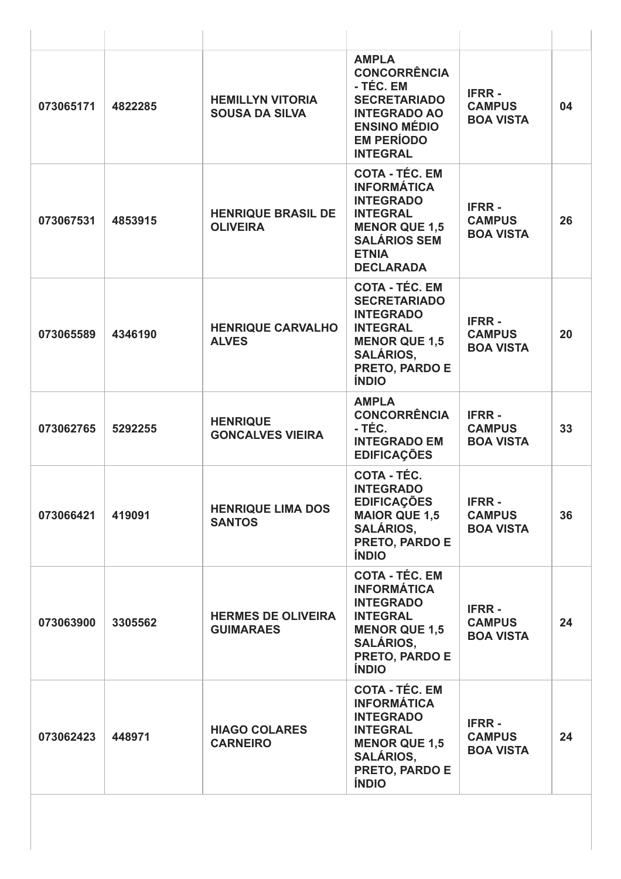| | | | | | |
|---|---|---|---|---|---|
| 073065171 | 4822285 | **HEMILLYN VITORIA SOUSA DA SILVA** | **AMPLA CONCORRÊNCIA - TÉC. EM SECRETARIADO INTEGRADO AO ENSINO MÉDIO EM PERÍODO INTEGRAL** | **IFRR - CAMPUS BOA VISTA** | **04** |
| 073067531 | 4853915 | **HENRIQUE BRASIL DE OLIVEIRA** | **COTA - TÉC. EM INFORMÁTICA INTEGRADO INTEGRAL MENOR QUE 1,5 SALÁRIOS SEM ETNIA DECLARADA** | **IFRR - CAMPUS BOA VISTA** | **26** |
| 073065589 | 4346190 | **HENRIQUE CARVALHO ALVES** | **COTA - TÉC. EM SECRETARIADO INTEGRADO INTEGRAL MENOR QUE 1,5 SALÁRIOS, PRETO, PARDO E ÍNDIO** | **IFRR - CAMPUS BOA VISTA** | **20** |
| 073062765 | 5292255 | **HENRIQUE GONCALVES VIEIRA** | **AMPLA CONCORRÊNCIA - TÉC. INTEGRADO EM EDIFICAÇÕES** | **IFRR - CAMPUS BOA VISTA** | **33** |
| 073066421 | 419091 | **HENRIQUE LIMA DOS SANTOS** | **COTA - TÉC. INTEGRADO EDIFICAÇÕES MAIOR QUE 1,5 SALÁRIOS, PRETO, PARDO E ÍNDIO** | **IFRR - CAMPUS BOA VISTA** | **36** |
| 073063900 | 3305562 | **HERMES DE OLIVEIRA GUIMARAES** | **COTA - TÉC. EM INFORMÁTICA INTEGRADO INTEGRAL MENOR QUE 1,5 SALÁRIOS, PRETO, PARDO E ÍNDIO** | **IFRR - CAMPUS BOA VISTA** | **24** |
| 073062423 | 448971 | **HIAGO COLARES CARNEIRO** | **COTA - TÉC. EM INFORMÁTICA INTEGRADO INTEGRAL MENOR QUE 1,5 SALÁRIOS, PRETO, PARDO E ÍNDIO** | **IFRR - CAMPUS BOA VISTA** | **24** |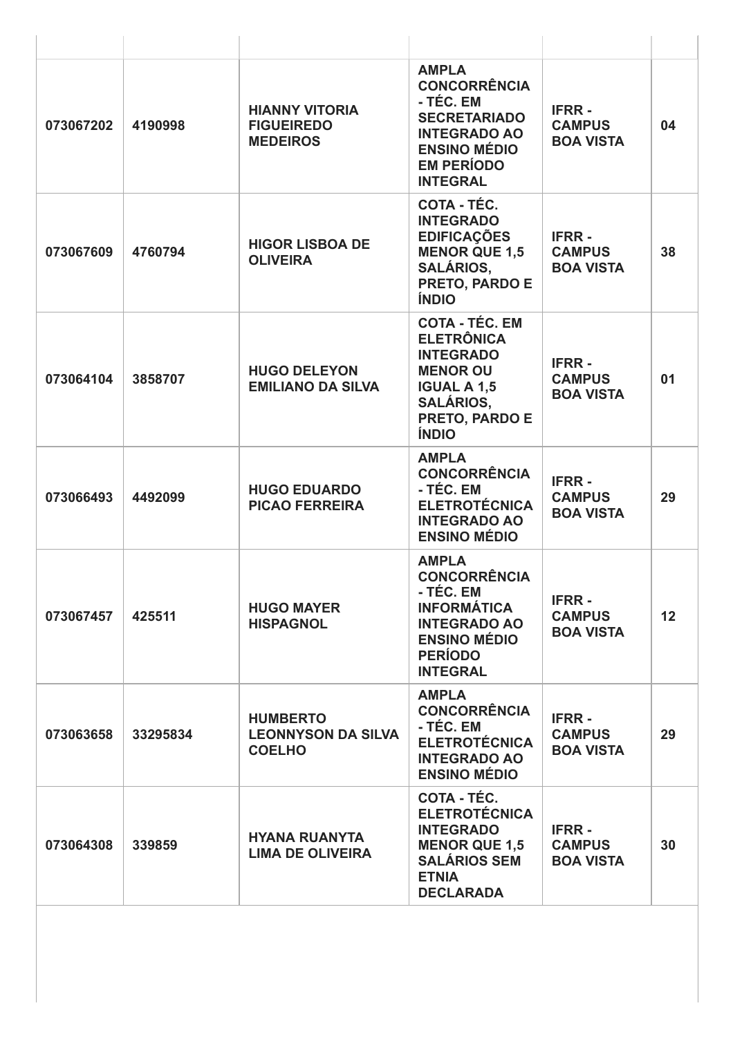| | | | | | |
|---|---|---|---|---|---|
| 073067202 | 4190998 | HIANNY VITORIA FIGUEIREDO MEDEIROS | AMPLA CONCORRÊNCIA - TÉC. EM SECRETARIADO INTEGRADO AO ENSINO MÉDIO EM PERÍODO INTEGRAL | IFRR - CAMPUS BOA VISTA | 04 |
| 073067609 | 4760794 | HIGOR LISBOA DE OLIVEIRA | COTA - TÉC. INTEGRADO EDIFICAÇÕES MENOR QUE 1,5 SALÁRIOS, PRETO, PARDO E ÍNDIO | IFRR - CAMPUS BOA VISTA | 38 |
| 073064104 | 3858707 | HUGO DELEYON EMILIANO DA SILVA | COTA - TÉC. EM ELETRÔNICA INTEGRADO MENOR OU IGUAL A 1,5 SALÁRIOS, PRETO, PARDO E ÍNDIO | IFRR - CAMPUS BOA VISTA | 01 |
| 073066493 | 4492099 | HUGO EDUARDO PICAO FERREIRA | AMPLA CONCORRÊNCIA - TÉC. EM ELETROTÉCNICA INTEGRADO AO ENSINO MÉDIO | IFRR - CAMPUS BOA VISTA | 29 |
| 073067457 | 425511 | HUGO MAYER HISPAGNOL | AMPLA CONCORRÊNCIA - TÉC. EM INFORMÁTICA INTEGRADO AO ENSINO MÉDIO PERÍODO INTEGRAL | IFRR - CAMPUS BOA VISTA | 12 |
| 073063658 | 33295834 | HUMBERTO LEONNYSON DA SILVA COELHO | AMPLA CONCORRÊNCIA - TÉC. EM ELETROTÉCNICA INTEGRADO AO ENSINO MÉDIO | IFRR - CAMPUS BOA VISTA | 29 |
| 073064308 | 339859 | HYANA RUANYTA LIMA DE OLIVEIRA | COTA - TÉC. ELETROTÉCNICA INTEGRADO MENOR QUE 1,5 SALÁRIOS SEM ETNIA DECLARADA | IFRR - CAMPUS BOA VISTA | 30 |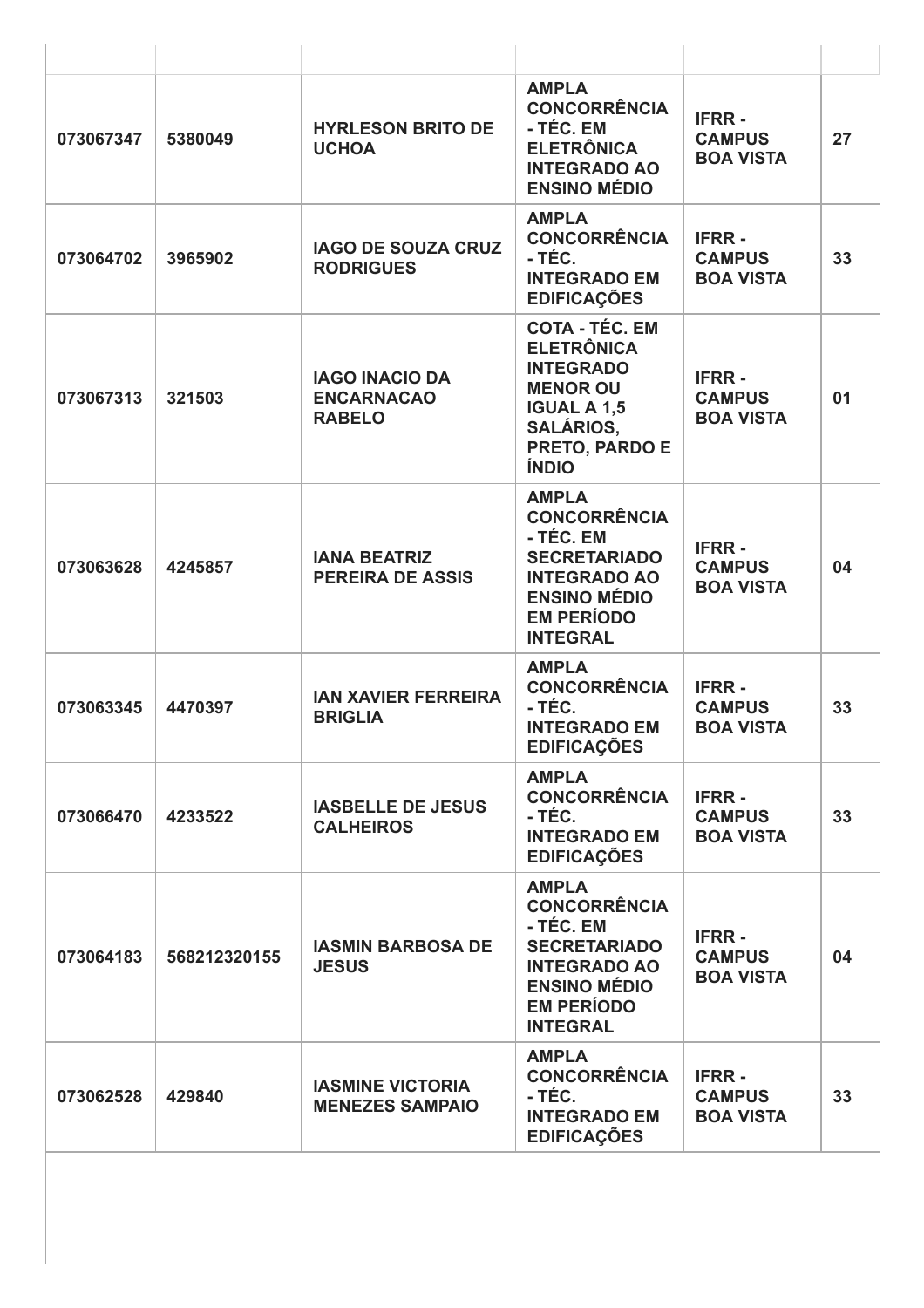| | | | | | |
|---|---|---|---|---|---|
| 073067347 | 5380049 | HYRLESON BRITO DE UCHOA | AMPLA CONCORRÊNCIA - TÉC. EM ELETRÔNICA INTEGRADO AO ENSINO MÉDIO | IFRR - CAMPUS BOA VISTA | 27 |
| 073064702 | 3965902 | IAGO DE SOUZA CRUZ RODRIGUES | AMPLA CONCORRÊNCIA - TÉC. INTEGRADO EM EDIFICAÇÕES | IFRR - CAMPUS BOA VISTA | 33 |
| 073067313 | 321503 | IAGO INACIO DA ENCARNACAO RABELO | COTA - TÉC. EM ELETRÔNICA INTEGRADO MENOR OU IGUAL A 1,5 SALÁRIOS, PRETO, PARDO E ÍNDIO | IFRR - CAMPUS BOA VISTA | 01 |
| 073063628 | 4245857 | IANA BEATRIZ PEREIRA DE ASSIS | AMPLA CONCORRÊNCIA - TÉC. EM SECRETARIADO INTEGRADO AO ENSINO MÉDIO EM PERÍODO INTEGRAL | IFRR - CAMPUS BOA VISTA | 04 |
| 073063345 | 4470397 | IAN XAVIER FERREIRA BRIGLIA | AMPLA CONCORRÊNCIA - TÉC. INTEGRADO EM EDIFICAÇÕES | IFRR - CAMPUS BOA VISTA | 33 |
| 073066470 | 4233522 | IASBELLE DE JESUS CALHEIROS | AMPLA CONCORRÊNCIA - TÉC. INTEGRADO EM EDIFICAÇÕES | IFRR - CAMPUS BOA VISTA | 33 |
| 073064183 | 568212320155 | IASMIN BARBOSA DE JESUS | AMPLA CONCORRÊNCIA - TÉC. EM SECRETARIADO INTEGRADO AO ENSINO MÉDIO EM PERÍODO INTEGRAL | IFRR - CAMPUS BOA VISTA | 04 |
| 073062528 | 429840 | IASMINE VICTORIA MENEZES SAMPAIO | AMPLA CONCORRÊNCIA - TÉC. INTEGRADO EM EDIFICAÇÕES | IFRR - CAMPUS BOA VISTA | 33 |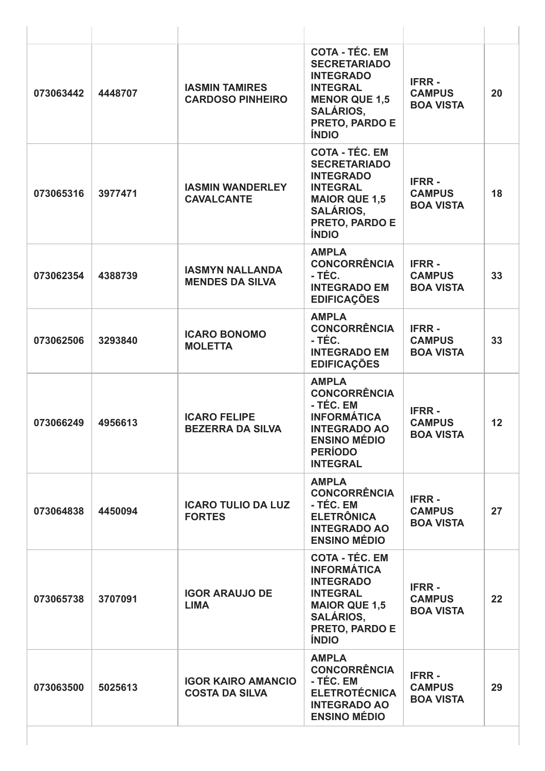| | | | | | |
|---|---|---|---|---|---|
| 073063442 | 4448707 | IASMIN TAMIRES CARDOSO PINHEIRO | COTA - TÉC. EM SECRETARIADO INTEGRADO INTEGRAL MENOR QUE 1,5 SALÁRIOS, PRETO, PARDO E ÍNDIO | IFRR - CAMPUS BOA VISTA | 20 |
| 073065316 | 3977471 | IASMIN WANDERLEY CAVALCANTE | COTA - TÉC. EM SECRETARIADO INTEGRADO INTEGRAL MAIOR QUE 1,5 SALÁRIOS, PRETO, PARDO E ÍNDIO | IFRR - CAMPUS BOA VISTA | 18 |
| 073062354 | 4388739 | IASMYN NALLANDA MENDES DA SILVA | AMPLA CONCORRÊNCIA - TÉC. INTEGRADO EM EDIFICAÇÕES | IFRR - CAMPUS BOA VISTA | 33 |
| 073062506 | 3293840 | ICARO BONOMO MOLETTA | AMPLA CONCORRÊNCIA - TÉC. INTEGRADO EM EDIFICAÇÕES | IFRR - CAMPUS BOA VISTA | 33 |
| 073066249 | 4956613 | ICARO FELIPE BEZERRA DA SILVA | AMPLA CONCORRÊNCIA - TÉC. EM INFORMÁTICA INTEGRADO AO ENSINO MÉDIO PERÍODO INTEGRAL | IFRR - CAMPUS BOA VISTA | 12 |
| 073064838 | 4450094 | ICARO TULIO DA LUZ FORTES | AMPLA CONCORRÊNCIA - TÉC. EM ELETRÔNICA INTEGRADO AO ENSINO MÉDIO | IFRR - CAMPUS BOA VISTA | 27 |
| 073065738 | 3707091 | IGOR ARAUJO DE LIMA | COTA - TÉC. EM INFORMÁTICA INTEGRADO INTEGRAL MAIOR QUE 1,5 SALÁRIOS, PRETO, PARDO E ÍNDIO | IFRR - CAMPUS BOA VISTA | 22 |
| 073063500 | 5025613 | IGOR KAIRO AMANCIO COSTA DA SILVA | AMPLA CONCORRÊNCIA - TÉC. EM ELETROTÉCNICA INTEGRADO AO ENSINO MÉDIO | IFRR - CAMPUS BOA VISTA | 29 |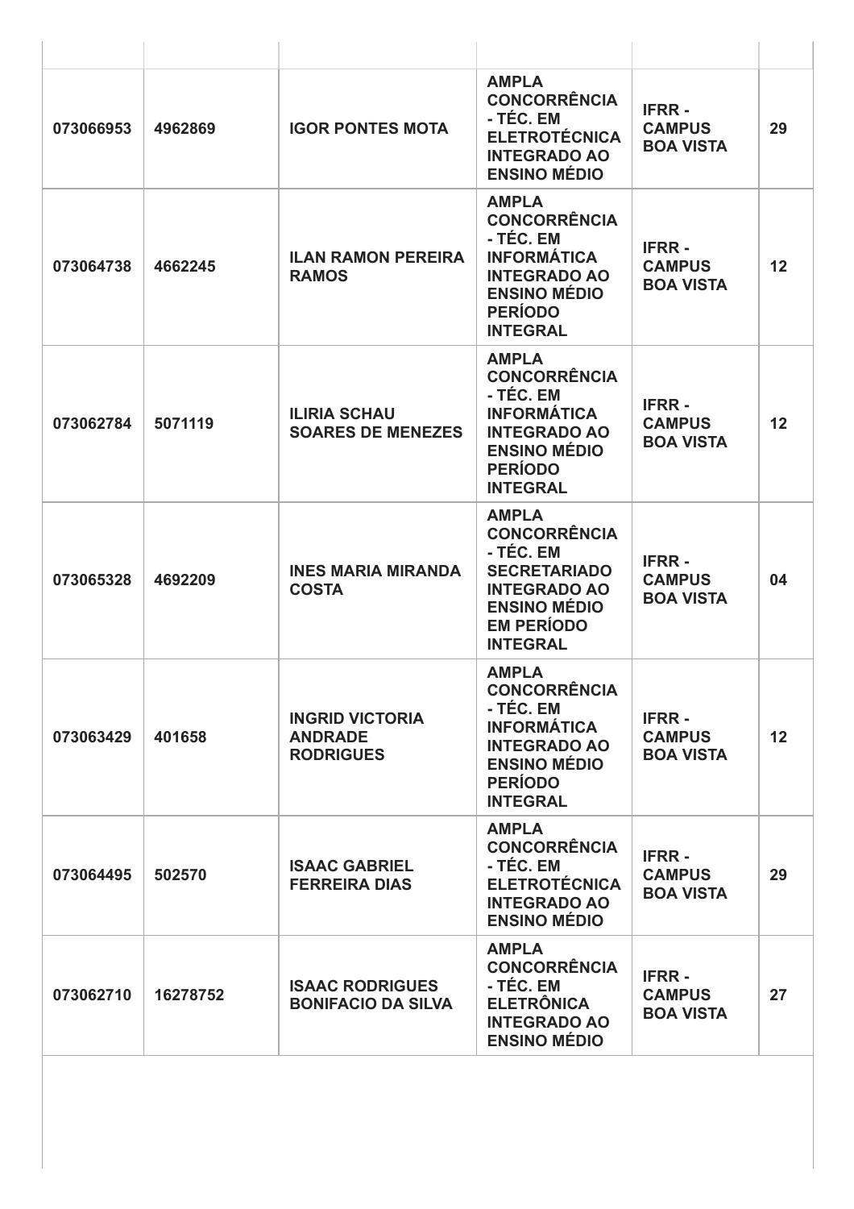| | | | | | |
|---|---|---|---|---|---|
| 073066953 | 4962869 | IGOR PONTES MOTA | AMPLA CONCORRÊNCIA - TÉC. EM ELETROTÉCNICA INTEGRADO AO ENSINO MÉDIO | IFRR - CAMPUS BOA VISTA | 29 |
| 073064738 | 4662245 | ILAN RAMON PEREIRA RAMOS | AMPLA CONCORRÊNCIA - TÉC. EM INFORMÁTICA INTEGRADO AO ENSINO MÉDIO PERÍODO INTEGRAL | IFRR - CAMPUS BOA VISTA | 12 |
| 073062784 | 5071119 | ILIRIA SCHAU SOARES DE MENEZES | AMPLA CONCORRÊNCIA - TÉC. EM INFORMÁTICA INTEGRADO AO ENSINO MÉDIO PERÍODO INTEGRAL | IFRR - CAMPUS BOA VISTA | 12 |
| 073065328 | 4692209 | INES MARIA MIRANDA COSTA | AMPLA CONCORRÊNCIA - TÉC. EM SECRETARIADO INTEGRADO AO ENSINO MÉDIO EM PERÍODO INTEGRAL | IFRR - CAMPUS BOA VISTA | 04 |
| 073063429 | 401658 | INGRID VICTORIA ANDRADE RODRIGUES | AMPLA CONCORRÊNCIA - TÉC. EM INFORMÁTICA INTEGRADO AO ENSINO MÉDIO PERÍODO INTEGRAL | IFRR - CAMPUS BOA VISTA | 12 |
| 073064495 | 502570 | ISAAC GABRIEL FERREIRA DIAS | AMPLA CONCORRÊNCIA - TÉC. EM ELETROTÉCNICA INTEGRADO AO ENSINO MÉDIO | IFRR - CAMPUS BOA VISTA | 29 |
| 073062710 | 16278752 | ISAAC RODRIGUES BONIFACIO DA SILVA | AMPLA CONCORRÊNCIA - TÉC. EM ELETRÔNICA INTEGRADO AO ENSINO MÉDIO | IFRR - CAMPUS BOA VISTA | 27 |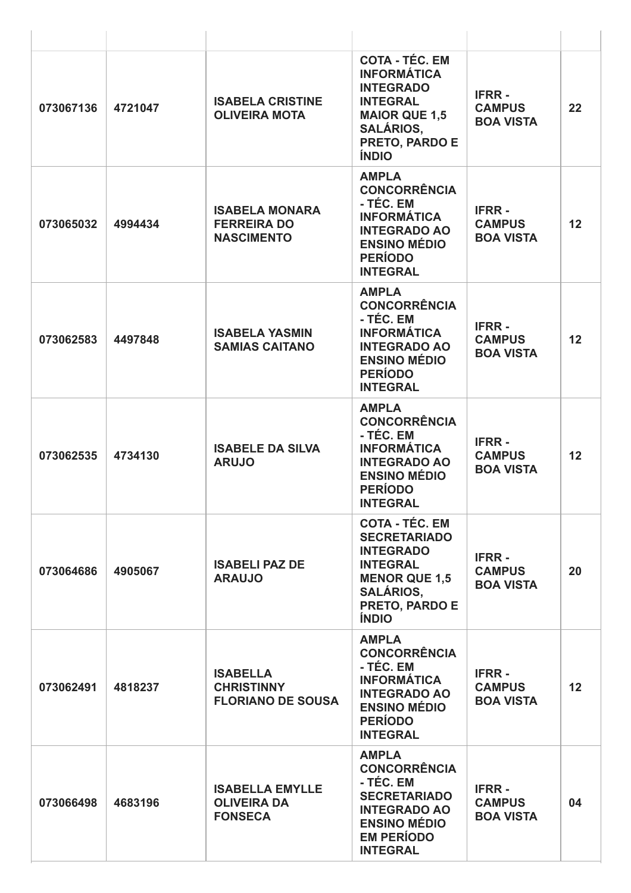| | | | | | |
|---|---|---|---|---|---|
| 073067136 | 4721047 | ISABELA CRISTINE OLIVEIRA MOTA | COTA - TÉC. EM INFORMÁTICA INTEGRADO INTEGRAL MAIOR QUE 1,5 SALÁRIOS, PRETO, PARDO E ÍNDIO | IFRR - CAMPUS BOA VISTA | 22 |
| 073065032 | 4994434 | ISABELA MONARA FERREIRA DO NASCIMENTO | AMPLA CONCORRÊNCIA - TÉC. EM INFORMÁTICA INTEGRADO AO ENSINO MÉDIO PERÍODO INTEGRAL | IFRR - CAMPUS BOA VISTA | 12 |
| 073062583 | 4497848 | ISABELA YASMIN SAMIAS CAITANO | AMPLA CONCORRÊNCIA - TÉC. EM INFORMÁTICA INTEGRADO AO ENSINO MÉDIO PERÍODO INTEGRAL | IFRR - CAMPUS BOA VISTA | 12 |
| 073062535 | 4734130 | ISABELE DA SILVA ARUJO | AMPLA CONCORRÊNCIA - TÉC. EM INFORMÁTICA INTEGRADO AO ENSINO MÉDIO PERÍODO INTEGRAL | IFRR - CAMPUS BOA VISTA | 12 |
| 073064686 | 4905067 | ISABELI PAZ DE ARAUJO | COTA - TÉC. EM SECRETARIADO INTEGRADO INTEGRAL MENOR QUE 1,5 SALÁRIOS, PRETO, PARDO E ÍNDIO | IFRR - CAMPUS BOA VISTA | 20 |
| 073062491 | 4818237 | ISABELLA CHRISTINNY FLORIANO DE SOUSA | AMPLA CONCORRÊNCIA - TÉC. EM INFORMÁTICA INTEGRADO AO ENSINO MÉDIO PERÍODO INTEGRAL | IFRR - CAMPUS BOA VISTA | 12 |
| 073066498 | 4683196 | ISABELLA EMYLLE OLIVEIRA DA FONSECA | AMPLA CONCORRÊNCIA - TÉC. EM SECRETARIADO INTEGRADO AO ENSINO MÉDIO EM PERÍODO INTEGRAL | IFRR - CAMPUS BOA VISTA | 04 |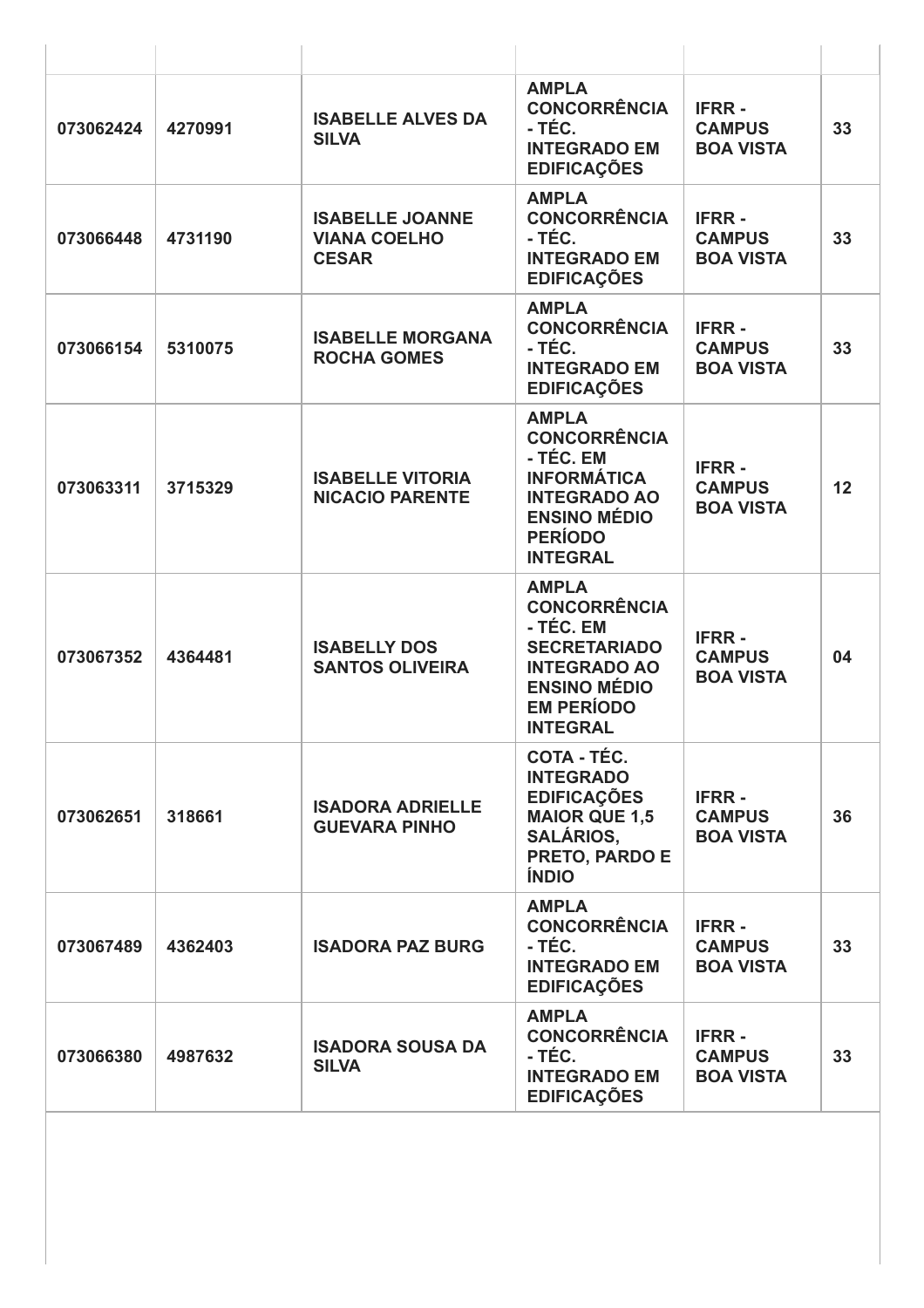| | | | | | |
|---|---|---|---|---|---|
| **073062424** | **4270991** | **ISABELLE ALVES DA SILVA** | **AMPLA CONCORRÊNCIA - TÉC. INTEGRADO EM EDIFICAÇÕES** | **IFRR - CAMPUS BOA VISTA** | **33** |
| **073066448** | **4731190** | **ISABELLE JOANNE VIANA COELHO CESAR** | **AMPLA CONCORRÊNCIA - TÉC. INTEGRADO EM EDIFICAÇÕES** | **IFRR - CAMPUS BOA VISTA** | **33** |
| **073066154** | **5310075** | **ISABELLE MORGANA ROCHA GOMES** | **AMPLA CONCORRÊNCIA - TÉC. INTEGRADO EM EDIFICAÇÕES** | **IFRR - CAMPUS BOA VISTA** | **33** |
| **073063311** | **3715329** | **ISABELLE VITORIA NICACIO PARENTE** | **AMPLA CONCORRÊNCIA - TÉC. EM INFORMÁTICA INTEGRADO AO ENSINO MÉDIO PERÍODO INTEGRAL** | **IFRR - CAMPUS BOA VISTA** | **12** |
| **073067352** | **4364481** | **ISABELLY DOS SANTOS OLIVEIRA** | **AMPLA CONCORRÊNCIA - TÉC. EM SECRETARIADO INTEGRADO AO ENSINO MÉDIO EM PERÍODO INTEGRAL** | **IFRR - CAMPUS BOA VISTA** | **04** |
| **073062651** | **318661** | **ISADORA ADRIELLE GUEVARA PINHO** | **COTA - TÉC. INTEGRADO EDIFICAÇÕES MAIOR QUE 1,5 SALÁRIOS, PRETO, PARDO E ÍNDIO** | **IFRR - CAMPUS BOA VISTA** | **36** |
| **073067489** | **4362403** | **ISADORA PAZ BURG** | **AMPLA CONCORRÊNCIA - TÉC. INTEGRADO EM EDIFICAÇÕES** | **IFRR - CAMPUS BOA VISTA** | **33** |
| **073066380** | **4987632** | **ISADORA SOUSA DA SILVA** | **AMPLA CONCORRÊNCIA - TÉC. INTEGRADO EM EDIFICAÇÕES** | **IFRR - CAMPUS BOA VISTA** | **33** |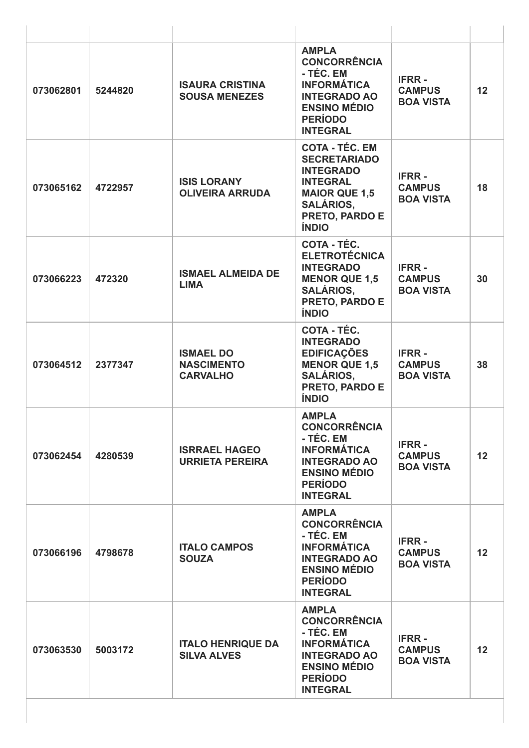| | | | | | |
|---|---|---|---|---|---|
| **073062801** | **5244820** | **ISAURA CRISTINA SOUSA MENEZES** | **AMPLA CONCORRÊNCIA - TÉC. EM INFORMÁTICA INTEGRADO AO ENSINO MÉDIO PERÍODO INTEGRAL** | **IFRR - CAMPUS BOA VISTA** | **12** |
| **073065162** | **4722957** | **ISIS LORANY OLIVEIRA ARRUDA** | **COTA - TÉC. EM SECRETARIADO INTEGRADO INTEGRAL MAIOR QUE 1,5 SALÁRIOS, PRETO, PARDO E ÍNDIO** | **IFRR - CAMPUS BOA VISTA** | **18** |
| **073066223** | **472320** | **ISMAEL ALMEIDA DE LIMA** | **COTA - TÉC. ELETROTÉCNICA INTEGRADO MENOR QUE 1,5 SALÁRIOS, PRETO, PARDO E ÍNDIO** | **IFRR - CAMPUS BOA VISTA** | **30** |
| **073064512** | **2377347** | **ISMAEL DO NASCIMENTO CARVALHO** | **COTA - TÉC. INTEGRADO EDIFICAÇÕES MENOR QUE 1,5 SALÁRIOS, PRETO, PARDO E ÍNDIO** | **IFRR - CAMPUS BOA VISTA** | **38** |
| **073062454** | **4280539** | **ISRRAEL HAGEO URRIETA PEREIRA** | **AMPLA CONCORRÊNCIA - TÉC. EM INFORMÁTICA INTEGRADO AO ENSINO MÉDIO PERÍODO INTEGRAL** | **IFRR - CAMPUS BOA VISTA** | **12** |
| **073066196** | **4798678** | **ITALO CAMPOS SOUZA** | **AMPLA CONCORRÊNCIA - TÉC. EM INFORMÁTICA INTEGRADO AO ENSINO MÉDIO PERÍODO INTEGRAL** | **IFRR - CAMPUS BOA VISTA** | **12** |
| **073063530** | **5003172** | **ITALO HENRIQUE DA SILVA ALVES** | **AMPLA CONCORRÊNCIA - TÉC. EM INFORMÁTICA INTEGRADO AO ENSINO MÉDIO PERÍODO INTEGRAL** | **IFRR - CAMPUS BOA VISTA** | **12** |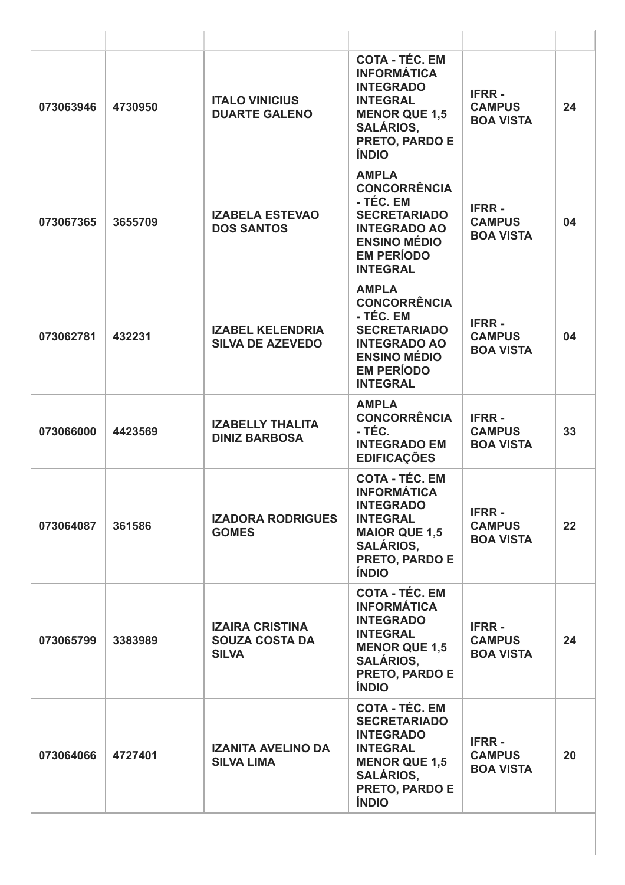| | | | | | |
|---|---|---|---|---|---|
| 073063946 | 4730950 | ITALO VINICIUS DUARTE GALENO | COTA - TÉC. EM INFORMÁTICA INTEGRADO INTEGRAL MENOR QUE 1,5 SALÁRIOS, PRETO, PARDO E ÍNDIO | IFRR - CAMPUS BOA VISTA | 24 |
| 073067365 | 3655709 | IZABELA ESTEVAO DOS SANTOS | AMPLA CONCORRÊNCIA - TÉC. EM SECRETARIADO INTEGRADO AO ENSINO MÉDIO EM PERÍODO INTEGRAL | IFRR - CAMPUS BOA VISTA | 04 |
| 073062781 | 432231 | IZABEL KELENDRIA SILVA DE AZEVEDO | AMPLA CONCORRÊNCIA - TÉC. EM SECRETARIADO INTEGRADO AO ENSINO MÉDIO EM PERÍODO INTEGRAL | IFRR - CAMPUS BOA VISTA | 04 |
| 073066000 | 4423569 | IZABELLY THALITA DINIZ BARBOSA | AMPLA CONCORRÊNCIA - TÉC. INTEGRADO EM EDIFICAÇÕES | IFRR - CAMPUS BOA VISTA | 33 |
| 073064087 | 361586 | IZADORA RODRIGUES GOMES | COTA - TÉC. EM INFORMÁTICA INTEGRADO INTEGRAL MAIOR QUE 1,5 SALÁRIOS, PRETO, PARDO E ÍNDIO | IFRR - CAMPUS BOA VISTA | 22 |
| 073065799 | 3383989 | IZAIRA CRISTINA SOUZA COSTA DA SILVA | COTA - TÉC. EM INFORMÁTICA INTEGRADO INTEGRAL MENOR QUE 1,5 SALÁRIOS, PRETO, PARDO E ÍNDIO | IFRR - CAMPUS BOA VISTA | 24 |
| 073064066 | 4727401 | IZANITA AVELINO DA SILVA LIMA | COTA - TÉC. EM SECRETARIADO INTEGRADO INTEGRAL MENOR QUE 1,5 SALÁRIOS, PRETO, PARDO E ÍNDIO | IFRR - CAMPUS BOA VISTA | 20 |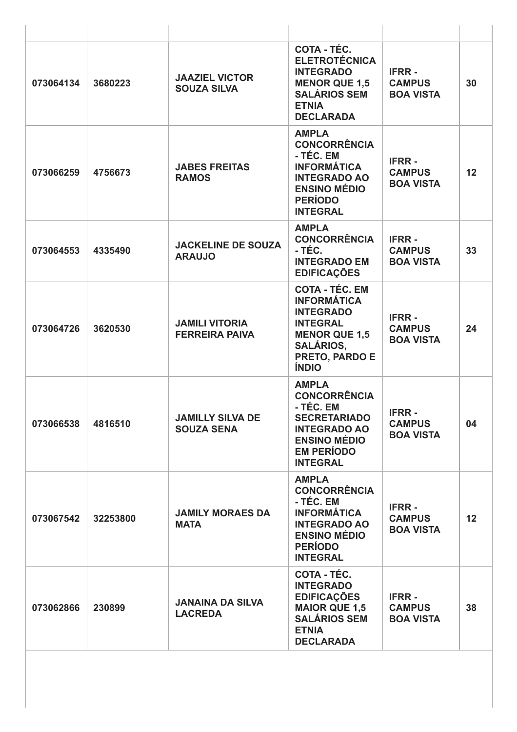| | | | | | |
|---|---|---|---|---|---|
| 073064134 | 3680223 | JAAZIEL VICTOR SOUZA SILVA | COTA - TÉC. ELETROTÉCNICA INTEGRADO MENOR QUE 1,5 SALÁRIOS SEM ETNIA DECLARADA | IFRR - CAMPUS BOA VISTA | 30 |
| 073066259 | 4756673 | JABES FREITAS RAMOS | AMPLA CONCORRÊNCIA - TÉC. EM INFORMÁTICA INTEGRADO AO ENSINO MÉDIO PERÍODO INTEGRAL | IFRR - CAMPUS BOA VISTA | 12 |
| 073064553 | 4335490 | JACKELINE DE SOUZA ARAUJO | AMPLA CONCORRÊNCIA - TÉC. INTEGRADO EM EDIFICAÇÕES | IFRR - CAMPUS BOA VISTA | 33 |
| 073064726 | 3620530 | JAMILI VITORIA FERREIRA PAIVA | COTA - TÉC. EM INFORMÁTICA INTEGRADO INTEGRAL MENOR QUE 1,5 SALÁRIOS, PRETO, PARDO E ÍNDIO | IFRR - CAMPUS BOA VISTA | 24 |
| 073066538 | 4816510 | JAMILLY SILVA DE SOUZA SENA | AMPLA CONCORRÊNCIA - TÉC. EM SECRETARIADO INTEGRADO AO ENSINO MÉDIO EM PERÍODO INTEGRAL | IFRR - CAMPUS BOA VISTA | 04 |
| 073067542 | 32253800 | JAMILY MORAES DA MATA | AMPLA CONCORRÊNCIA - TÉC. EM INFORMÁTICA INTEGRADO AO ENSINO MÉDIO PERÍODO INTEGRAL | IFRR - CAMPUS BOA VISTA | 12 |
| 073062866 | 230899 | JANAINA DA SILVA LACREDA | COTA - TÉC. INTEGRADO EDIFICAÇÕES MAIOR QUE 1,5 SALÁRIOS SEM ETNIA DECLARADA | IFRR - CAMPUS BOA VISTA | 38 |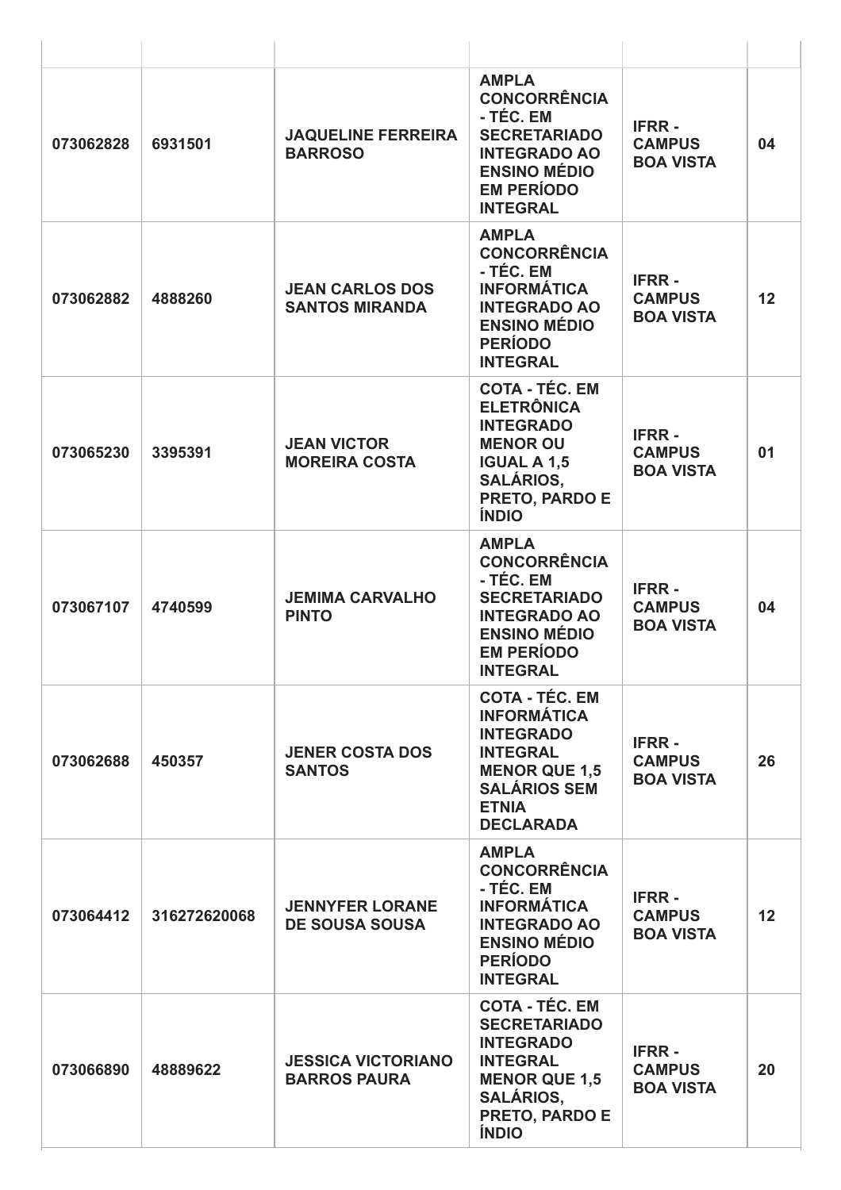| | | | | | |
|---|---|---|---|---|---|
| **073062828** | **6931501** | **JAQUELINE FERREIRA BARROSO** | **AMPLA CONCORRÊNCIA - TÉC. EM SECRETARIADO INTEGRADO AO ENSINO MÉDIO EM PERÍODO INTEGRAL** | **IFRR - CAMPUS BOA VISTA** | **04** |
| **073062882** | **4888260** | **JEAN CARLOS DOS SANTOS MIRANDA** | **AMPLA CONCORRÊNCIA - TÉC. EM INFORMÁTICA INTEGRADO AO ENSINO MÉDIO PERÍODO INTEGRAL** | **IFRR - CAMPUS BOA VISTA** | **12** |
| **073065230** | **3395391** | **JEAN VICTOR MOREIRA COSTA** | **COTA - TÉC. EM ELETRÔNICA INTEGRADO MENOR OU IGUAL A 1,5 SALÁRIOS, PRETO, PARDO E ÍNDIO** | **IFRR - CAMPUS BOA VISTA** | **01** |
| **073067107** | **4740599** | **JEMIMA CARVALHO PINTO** | **AMPLA CONCORRÊNCIA - TÉC. EM SECRETARIADO INTEGRADO AO ENSINO MÉDIO EM PERÍODO INTEGRAL** | **IFRR - CAMPUS BOA VISTA** | **04** |
| **073062688** | **450357** | **JENER COSTA DOS SANTOS** | **COTA - TÉC. EM INFORMÁTICA INTEGRADO INTEGRAL MENOR QUE 1,5 SALÁRIOS SEM ETNIA DECLARADA** | **IFRR - CAMPUS BOA VISTA** | **26** |
| **073064412** | **316272620068** | **JENNYFER LORANE DE SOUSA SOUSA** | **AMPLA CONCORRÊNCIA - TÉC. EM INFORMÁTICA INTEGRADO AO ENSINO MÉDIO PERÍODO INTEGRAL** | **IFRR - CAMPUS BOA VISTA** | **12** |
| **073066890** | **48889622** | **JESSICA VICTORIANO BARROS PAURA** | **COTA - TÉC. EM SECRETARIADO INTEGRADO INTEGRAL MENOR QUE 1,5 SALÁRIOS, PRETO, PARDO E ÍNDIO** | **IFRR - CAMPUS BOA VISTA** | **20** |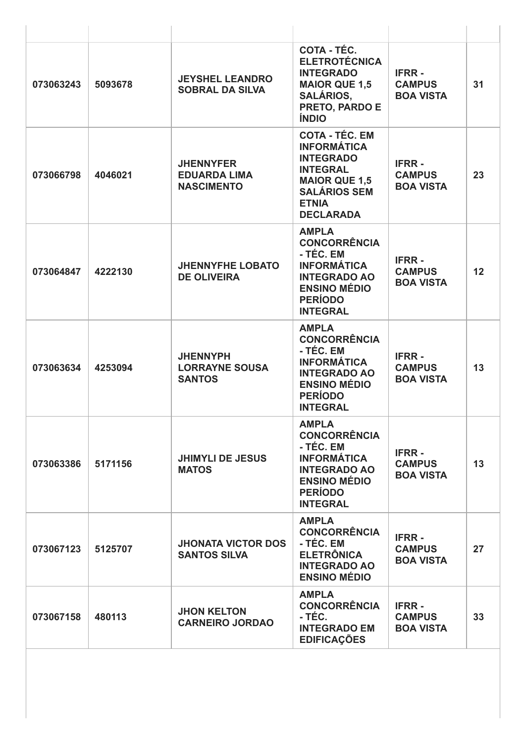| | | | | | |
|---|---|---|---|---|---|
| 073063243 | 5093678 | JEYSHEL LEANDRO SOBRAL DA SILVA | COTA - TÉC. ELETROTÉCNICA INTEGRADO MAIOR QUE 1,5 SALÁRIOS, PRETO, PARDO E ÍNDIO | IFRR - CAMPUS BOA VISTA | 31 |
| 073066798 | 4046021 | JHENNYFER EDUARDA LIMA NASCIMENTO | COTA - TÉC. EM INFORMÁTICA INTEGRADO INTEGRAL MAIOR QUE 1,5 SALÁRIOS SEM ETNIA DECLARADA | IFRR - CAMPUS BOA VISTA | 23 |
| 073064847 | 4222130 | JHENNYFHE LOBATO DE OLIVEIRA | AMPLA CONCORRÊNCIA - TÉC. EM INFORMÁTICA INTEGRADO AO ENSINO MÉDIO PERÍODO INTEGRAL | IFRR - CAMPUS BOA VISTA | 12 |
| 073063634 | 4253094 | JHENNYPH LORRAYNE SOUSA SANTOS | AMPLA CONCORRÊNCIA - TÉC. EM INFORMÁTICA INTEGRADO AO ENSINO MÉDIO PERÍODO INTEGRAL | IFRR - CAMPUS BOA VISTA | 13 |
| 073063386 | 5171156 | JHIMYLI DE JESUS MATOS | AMPLA CONCORRÊNCIA - TÉC. EM INFORMÁTICA INTEGRADO AO ENSINO MÉDIO PERÍODO INTEGRAL | IFRR - CAMPUS BOA VISTA | 13 |
| 073067123 | 5125707 | JHONATA VICTOR DOS SANTOS SILVA | AMPLA CONCORRÊNCIA - TÉC. EM ELETRÔNICA INTEGRADO AO ENSINO MÉDIO | IFRR - CAMPUS BOA VISTA | 27 |
| 073067158 | 480113 | JHON KELTON CARNEIRO JORDAO | AMPLA CONCORRÊNCIA - TÉC. INTEGRADO EM EDIFICAÇÕES | IFRR - CAMPUS BOA VISTA | 33 |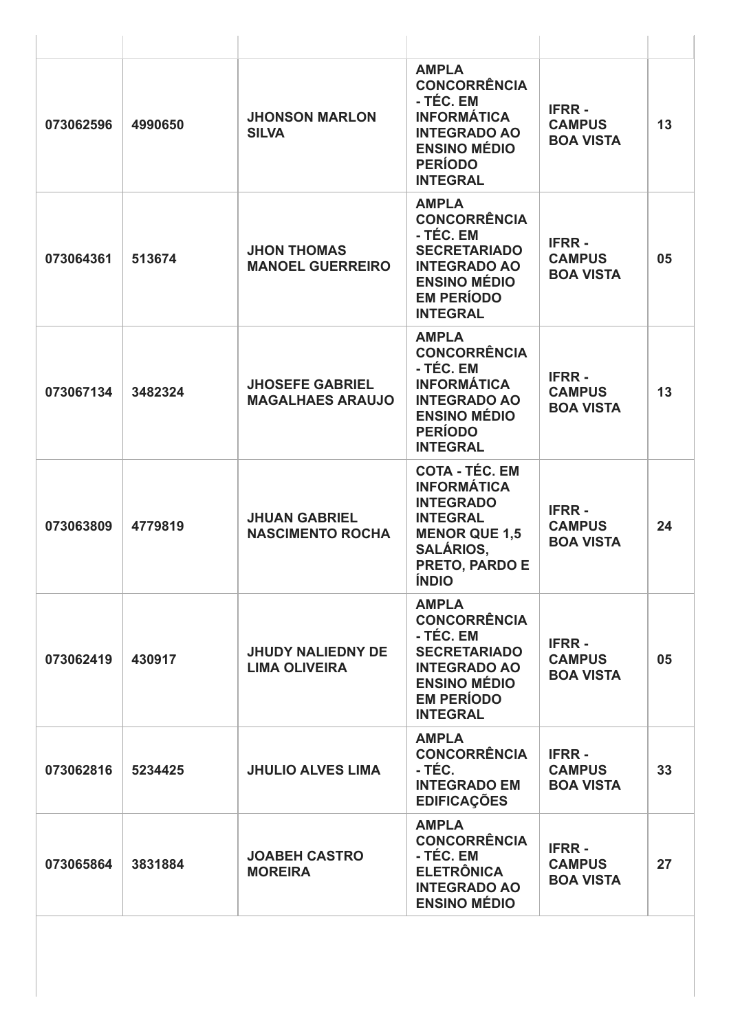| | | | | | |
|---|---|---|---|---|---|
| **073062596** | **4990650** | **JHONSON MARLON SILVA** | **AMPLA CONCORRÊNCIA - TÉC. EM INFORMÁTICA INTEGRADO AO ENSINO MÉDIO PERÍODO INTEGRAL** | **IFRR - CAMPUS BOA VISTA** | **13** |
| **073064361** | **513674** | **JHON THOMAS MANOEL GUERREIRO** | **AMPLA CONCORRÊNCIA - TÉC. EM SECRETARIADO INTEGRADO AO ENSINO MÉDIO EM PERÍODO INTEGRAL** | **IFRR - CAMPUS BOA VISTA** | **05** |
| **073067134** | **3482324** | **JHOSEFE GABRIEL MAGALHAES ARAUJO** | **AMPLA CONCORRÊNCIA - TÉC. EM INFORMÁTICA INTEGRADO AO ENSINO MÉDIO PERÍODO INTEGRAL** | **IFRR - CAMPUS BOA VISTA** | **13** |
| **073063809** | **4779819** | **JHUAN GABRIEL NASCIMENTO ROCHA** | **COTA - TÉC. EM INFORMÁTICA INTEGRADO INTEGRAL MENOR QUE 1,5 SALÁRIOS, PRETO, PARDO E ÍNDIO** | **IFRR - CAMPUS BOA VISTA** | **24** |
| **073062419** | **430917** | **JHUDY NALIEDNY DE LIMA OLIVEIRA** | **AMPLA CONCORRÊNCIA - TÉC. EM SECRETARIADO INTEGRADO AO ENSINO MÉDIO EM PERÍODO INTEGRAL** | **IFRR - CAMPUS BOA VISTA** | **05** |
| **073062816** | **5234425** | **JHULIO ALVES LIMA** | **AMPLA CONCORRÊNCIA - TÉC. INTEGRADO EM EDIFICAÇÕES** | **IFRR - CAMPUS BOA VISTA** | **33** |
| **073065864** | **3831884** | **JOABEH CASTRO MOREIRA** | **AMPLA CONCORRÊNCIA - TÉC. EM ELETRÔNICA INTEGRADO AO ENSINO MÉDIO** | **IFRR - CAMPUS BOA VISTA** | **27** |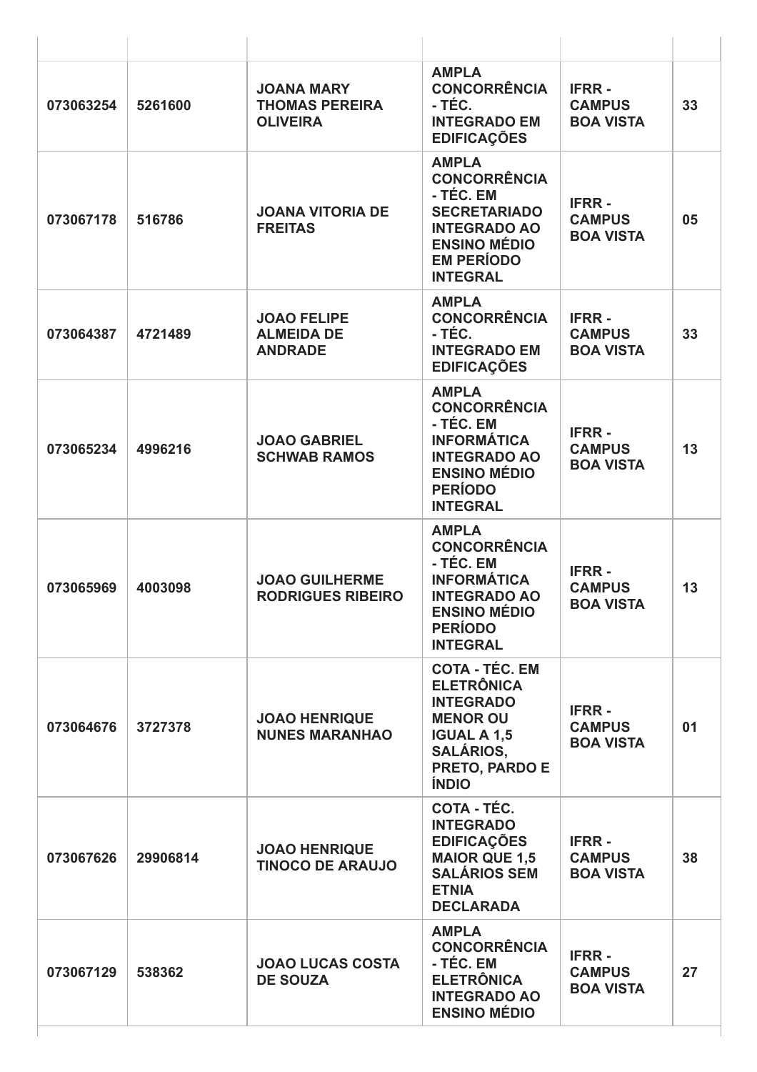| | | | | | |
|---|---|---|---|---|---|
| **073063254** | **5261600** | **JOANA MARY THOMAS PEREIRA OLIVEIRA** | **AMPLA CONCORRÊNCIA - TÉC. INTEGRADO EM EDIFICAÇÕES** | **IFRR - CAMPUS BOA VISTA** | **33** |
| **073067178** | **516786** | **JOANA VITORIA DE FREITAS** | **AMPLA CONCORRÊNCIA - TÉC. EM SECRETARIADO INTEGRADO AO ENSINO MÉDIO EM PERÍODO INTEGRAL** | **IFRR - CAMPUS BOA VISTA** | **05** |
| **073064387** | **4721489** | **JOAO FELIPE ALMEIDA DE ANDRADE** | **AMPLA CONCORRÊNCIA - TÉC. INTEGRADO EM EDIFICAÇÕES** | **IFRR - CAMPUS BOA VISTA** | **33** |
| **073065234** | **4996216** | **JOAO GABRIEL SCHWAB RAMOS** | **AMPLA CONCORRÊNCIA - TÉC. EM INFORMÁTICA INTEGRADO AO ENSINO MÉDIO PERÍODO INTEGRAL** | **IFRR - CAMPUS BOA VISTA** | **13** |
| **073065969** | **4003098** | **JOAO GUILHERME RODRIGUES RIBEIRO** | **AMPLA CONCORRÊNCIA - TÉC. EM INFORMÁTICA INTEGRADO AO ENSINO MÉDIO PERÍODO INTEGRAL** | **IFRR - CAMPUS BOA VISTA** | **13** |
| **073064676** | **3727378** | **JOAO HENRIQUE NUNES MARANHAO** | **COTA - TÉC. EM ELETRÔNICA INTEGRADO MENOR OU IGUAL A 1,5 SALÁRIOS, PRETO, PARDO E ÍNDIO** | **IFRR - CAMPUS BOA VISTA** | **01** |
| **073067626** | **29906814** | **JOAO HENRIQUE TINOCO DE ARAUJO** | **COTA - TÉC. INTEGRADO EDIFICAÇÕES MAIOR QUE 1,5 SALÁRIOS SEM ETNIA DECLARADA** | **IFRR - CAMPUS BOA VISTA** | **38** |
| **073067129** | **538362** | **JOAO LUCAS COSTA DE SOUZA** | **AMPLA CONCORRÊNCIA - TÉC. EM ELETRÔNICA INTEGRADO AO ENSINO MÉDIO** | **IFRR - CAMPUS BOA VISTA** | **27** |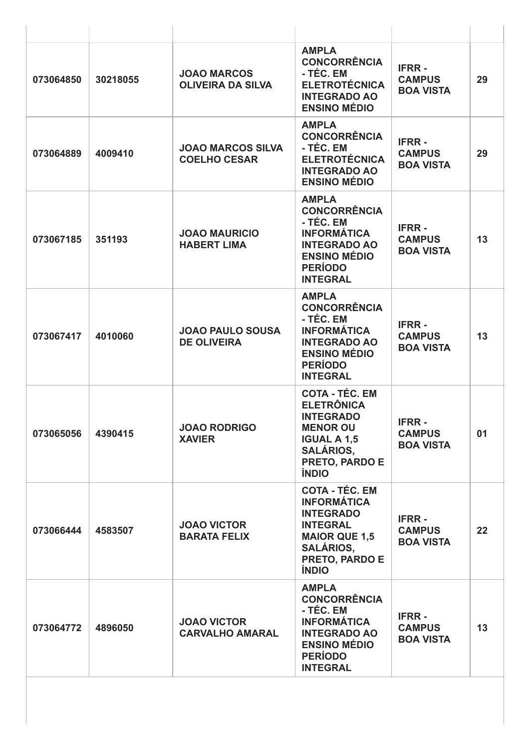| | | | | | |
|---|---|---|---|---|---|
| 073064850 | 30218055 | JOAO MARCOS OLIVEIRA DA SILVA | AMPLA CONCORRÊNCIA - TÉC. EM ELETROTÉCNICA INTEGRADO AO ENSINO MÉDIO | IFRR - CAMPUS BOA VISTA | 29 |
| 073064889 | 4009410 | JOAO MARCOS SILVA COELHO CESAR | AMPLA CONCORRÊNCIA - TÉC. EM ELETROTÉCNICA INTEGRADO AO ENSINO MÉDIO | IFRR - CAMPUS BOA VISTA | 29 |
| 073067185 | 351193 | JOAO MAURICIO HABERT LIMA | AMPLA CONCORRÊNCIA - TÉC. EM INFORMÁTICA INTEGRADO AO ENSINO MÉDIO PERÍODO INTEGRAL | IFRR - CAMPUS BOA VISTA | 13 |
| 073067417 | 4010060 | JOAO PAULO SOUSA DE OLIVEIRA | AMPLA CONCORRÊNCIA - TÉC. EM INFORMÁTICA INTEGRADO AO ENSINO MÉDIO PERÍODO INTEGRAL | IFRR - CAMPUS BOA VISTA | 13 |
| 073065056 | 4390415 | JOAO RODRIGO XAVIER | COTA - TÉC. EM ELETRÔNICA INTEGRADO MENOR OU IGUAL A 1,5 SALÁRIOS, PRETO, PARDO E ÍNDIO | IFRR - CAMPUS BOA VISTA | 01 |
| 073066444 | 4583507 | JOAO VICTOR BARATA FELIX | COTA - TÉC. EM INFORMÁTICA INTEGRADO INTEGRAL MAIOR QUE 1,5 SALÁRIOS, PRETO, PARDO E ÍNDIO | IFRR - CAMPUS BOA VISTA | 22 |
| 073064772 | 4896050 | JOAO VICTOR CARVALHO AMARAL | AMPLA CONCORRÊNCIA - TÉC. EM INFORMÁTICA INTEGRADO AO ENSINO MÉDIO PERÍODO INTEGRAL | IFRR - CAMPUS BOA VISTA | 13 |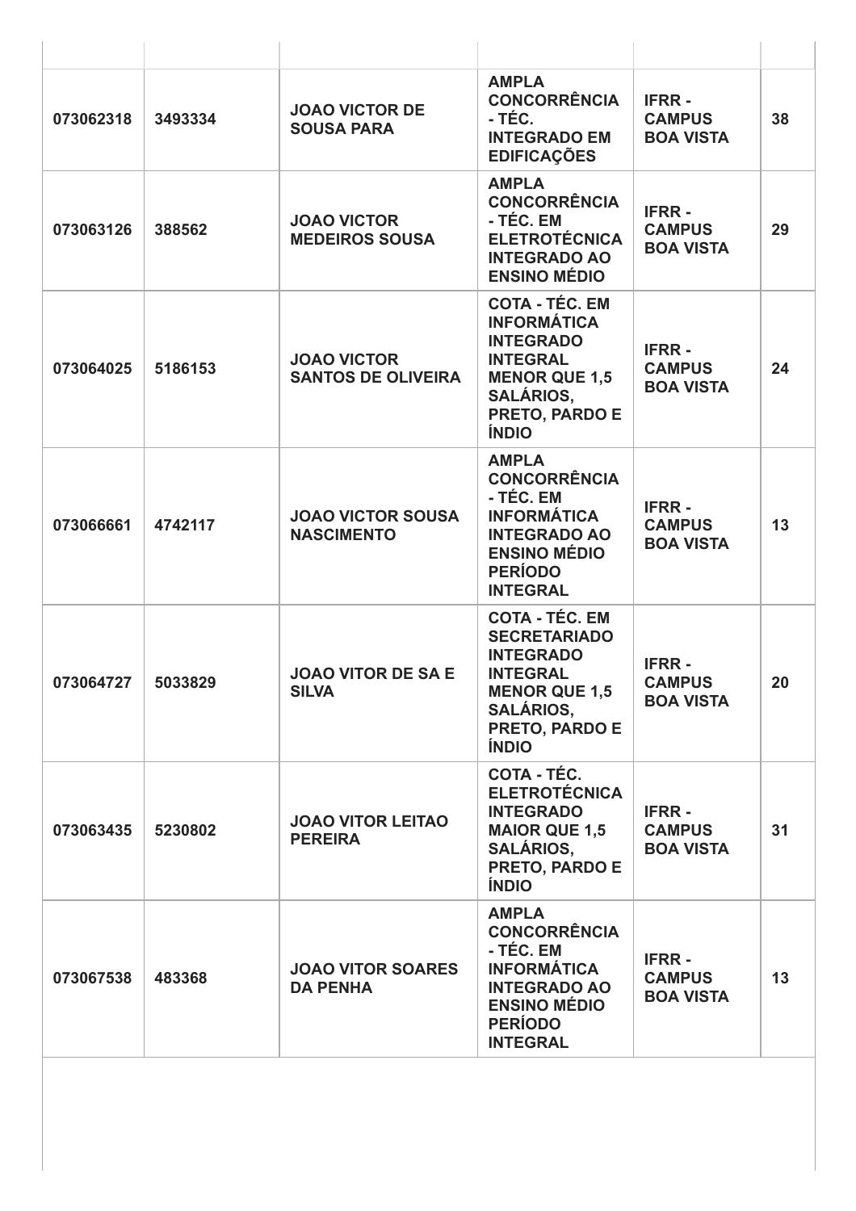| | | | | | |
|---|---|---|---|---|---|
| 073062318 | 3493334 | JOAO VICTOR DE SOUSA PARA | AMPLA CONCORRÊNCIA - TÉC. INTEGRADO EM EDIFICAÇÕES | IFRR - CAMPUS BOA VISTA | 38 |
| 073063126 | 388562 | JOAO VICTOR MEDEIROS SOUSA | AMPLA CONCORRÊNCIA - TÉC. EM ELETROTÉCNICA INTEGRADO AO ENSINO MÉDIO | IFRR - CAMPUS BOA VISTA | 29 |
| 073064025 | 5186153 | JOAO VICTOR SANTOS DE OLIVEIRA | COTA - TÉC. EM INFORMÁTICA INTEGRADO INTEGRAL MENOR QUE 1,5 SALÁRIOS, PRETO, PARDO E ÍNDIO | IFRR - CAMPUS BOA VISTA | 24 |
| 073066661 | 4742117 | JOAO VICTOR SOUSA NASCIMENTO | AMPLA CONCORRÊNCIA - TÉC. EM INFORMÁTICA INTEGRADO AO ENSINO MÉDIO PERÍODO INTEGRAL | IFRR - CAMPUS BOA VISTA | 13 |
| 073064727 | 5033829 | JOAO VITOR DE SA E SILVA | COTA - TÉC. EM SECRETARIADO INTEGRADO INTEGRAL MENOR QUE 1,5 SALÁRIOS, PRETO, PARDO E ÍNDIO | IFRR - CAMPUS BOA VISTA | 20 |
| 073063435 | 5230802 | JOAO VITOR LEITAO PEREIRA | COTA - TÉC. ELETROTÉCNICA INTEGRADO MAIOR QUE 1,5 SALÁRIOS, PRETO, PARDO E ÍNDIO | IFRR - CAMPUS BOA VISTA | 31 |
| 073067538 | 483368 | JOAO VITOR SOARES DA PENHA | AMPLA CONCORRÊNCIA - TÉC. EM INFORMÁTICA INTEGRADO AO ENSINO MÉDIO PERÍODO INTEGRAL | IFRR - CAMPUS BOA VISTA | 13 |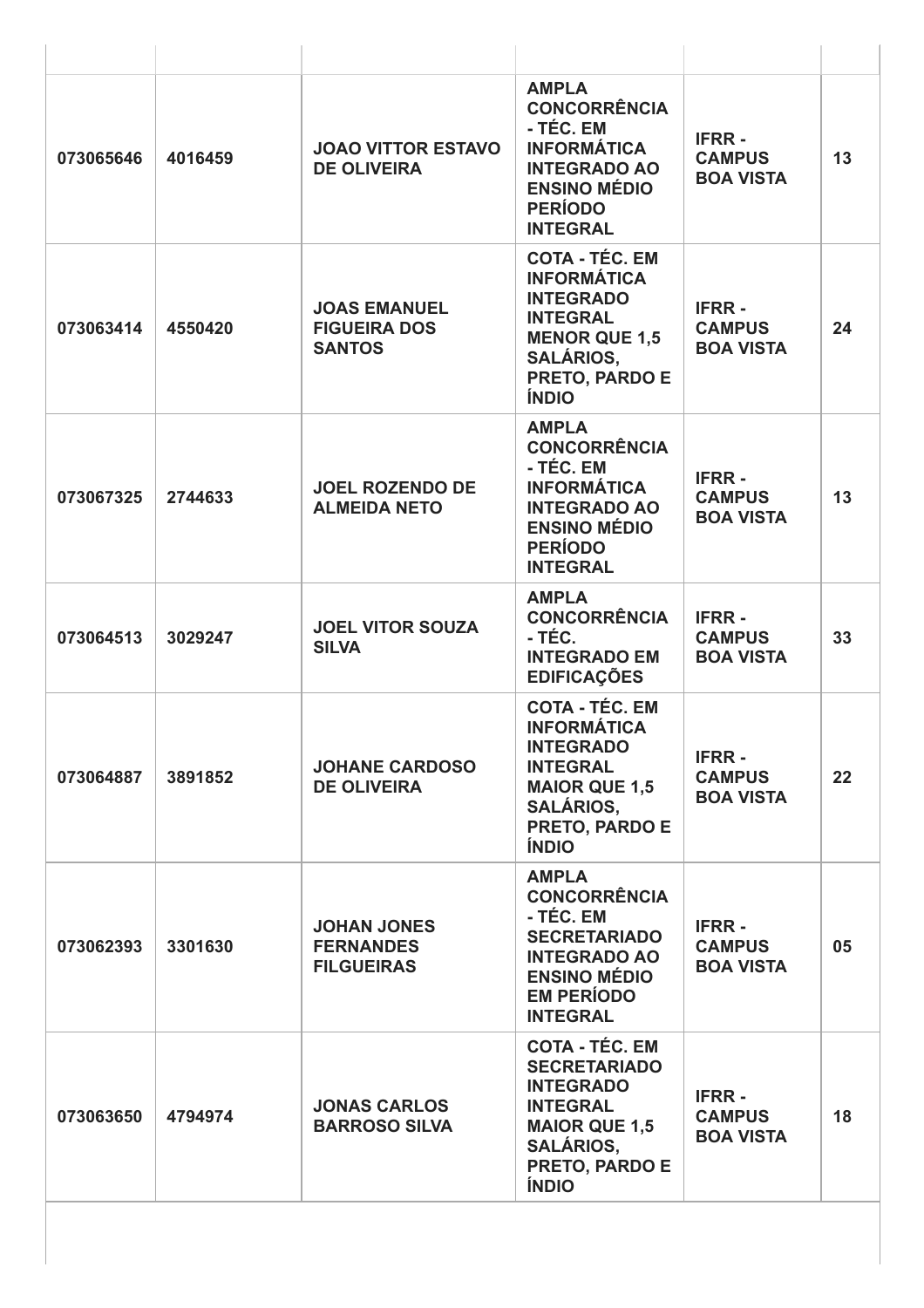| | | | | | |
|---|---|---|---|---|---|
| **073065646** | **4016459** | **JOAO VITTOR ESTAVO DE OLIVEIRA** | **AMPLA CONCORRÊNCIA - TÉC. EM INFORMÁTICA INTEGRADO AO ENSINO MÉDIO PERÍODO INTEGRAL** | **IFRR - CAMPUS BOA VISTA** | **13** |
| **073063414** | **4550420** | **JOAS EMANUEL FIGUEIRA DOS SANTOS** | **COTA - TÉC. EM INFORMÁTICA INTEGRADO INTEGRAL MENOR QUE 1,5 SALÁRIOS, PRETO, PARDO E ÍNDIO** | **IFRR - CAMPUS BOA VISTA** | **24** |
| **073067325** | **2744633** | **JOEL ROZENDO DE ALMEIDA NETO** | **AMPLA CONCORRÊNCIA - TÉC. EM INFORMÁTICA INTEGRADO AO ENSINO MÉDIO PERÍODO INTEGRAL** | **IFRR - CAMPUS BOA VISTA** | **13** |
| **073064513** | **3029247** | **JOEL VITOR SOUZA SILVA** | **AMPLA CONCORRÊNCIA - TÉC. INTEGRADO EM EDIFICAÇÕES** | **IFRR - CAMPUS BOA VISTA** | **33** |
| **073064887** | **3891852** | **JOHANE CARDOSO DE OLIVEIRA** | **COTA - TÉC. EM INFORMÁTICA INTEGRADO INTEGRAL MAIOR QUE 1,5 SALÁRIOS, PRETO, PARDO E ÍNDIO** | **IFRR - CAMPUS BOA VISTA** | **22** |
| **073062393** | **3301630** | **JOHAN JONES FERNANDES FILGUEIRAS** | **AMPLA CONCORRÊNCIA - TÉC. EM SECRETARIADO INTEGRADO AO ENSINO MÉDIO EM PERÍODO INTEGRAL** | **IFRR - CAMPUS BOA VISTA** | **05** |
| **073063650** | **4794974** | **JONAS CARLOS BARROSO SILVA** | **COTA - TÉC. EM SECRETARIADO INTEGRADO INTEGRAL MAIOR QUE 1,5 SALÁRIOS, PRETO, PARDO E ÍNDIO** | **IFRR - CAMPUS BOA VISTA** | **18** |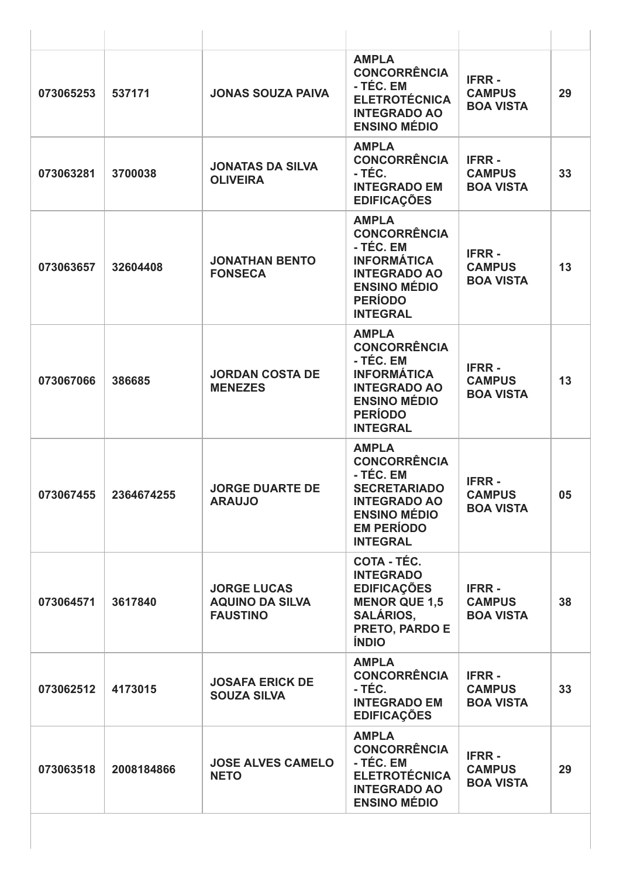| | | | | | |
|---|---|---|---|---|---|
| **073065253** | **537171** | **JONAS SOUZA PAIVA** | **AMPLA CONCORRÊNCIA - TÉC. EM ELETROTÉCNICA INTEGRADO AO ENSINO MÉDIO** | **IFRR - CAMPUS BOA VISTA** | **29** |
| **073063281** | **3700038** | **JONATAS DA SILVA OLIVEIRA** | **AMPLA CONCORRÊNCIA - TÉC. INTEGRADO EM EDIFICAÇÕES** | **IFRR - CAMPUS BOA VISTA** | **33** |
| **073063657** | **32604408** | **JONATHAN BENTO FONSECA** | **AMPLA CONCORRÊNCIA - TÉC. EM INFORMÁTICA INTEGRADO AO ENSINO MÉDIO PERÍODO INTEGRAL** | **IFRR - CAMPUS BOA VISTA** | **13** |
| **073067066** | **386685** | **JORDAN COSTA DE MENEZES** | **AMPLA CONCORRÊNCIA - TÉC. EM INFORMÁTICA INTEGRADO AO ENSINO MÉDIO PERÍODO INTEGRAL** | **IFRR - CAMPUS BOA VISTA** | **13** |
| **073067455** | **2364674255** | **JORGE DUARTE DE ARAUJO** | **AMPLA CONCORRÊNCIA - TÉC. EM SECRETARIADO INTEGRADO AO ENSINO MÉDIO EM PERÍODO INTEGRAL** | **IFRR - CAMPUS BOA VISTA** | **05** |
| **073064571** | **3617840** | **JORGE LUCAS AQUINO DA SILVA FAUSTINO** | **COTA - TÉC. INTEGRADO EDIFICAÇÕES MENOR QUE 1,5 SALÁRIOS, PRETO, PARDO E ÍNDIO** | **IFRR - CAMPUS BOA VISTA** | **38** |
| **073062512** | **4173015** | **JOSAFA ERICK DE SOUZA SILVA** | **AMPLA CONCORRÊNCIA - TÉC. INTEGRADO EM EDIFICAÇÕES** | **IFRR - CAMPUS BOA VISTA** | **33** |
| **073063518** | **2008184866** | **JOSE ALVES CAMELO NETO** | **AMPLA CONCORRÊNCIA - TÉC. EM ELETROTÉCNICA INTEGRADO AO ENSINO MÉDIO** | **IFRR - CAMPUS BOA VISTA** | **29** |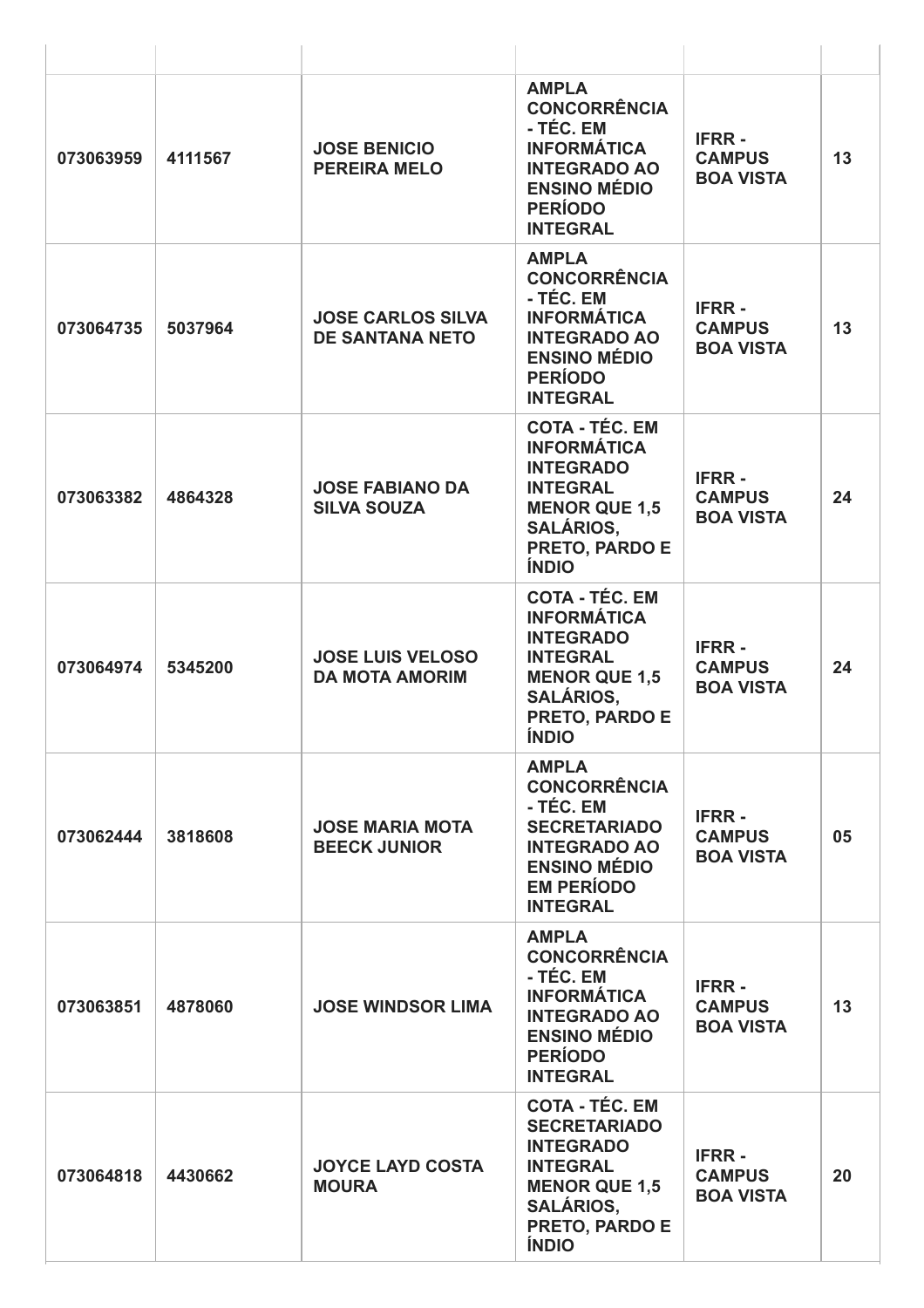| | | | | | |
|---|---|---|---|---|---|
| 073063959 | 4111567 | JOSE BENICIO PEREIRA MELO | AMPLA CONCORRÊNCIA - TÉC. EM INFORMÁTICA INTEGRADO AO ENSINO MÉDIO PERÍODO INTEGRAL | IFRR - CAMPUS BOA VISTA | 13 |
| 073064735 | 5037964 | JOSE CARLOS SILVA DE SANTANA NETO | AMPLA CONCORRÊNCIA - TÉC. EM INFORMÁTICA INTEGRADO AO ENSINO MÉDIO PERÍODO INTEGRAL | IFRR - CAMPUS BOA VISTA | 13 |
| 073063382 | 4864328 | JOSE FABIANO DA SILVA SOUZA | COTA - TÉC. EM INFORMÁTICA INTEGRADO INTEGRAL MENOR QUE 1,5 SALÁRIOS, PRETO, PARDO E ÍNDIO | IFRR - CAMPUS BOA VISTA | 24 |
| 073064974 | 5345200 | JOSE LUIS VELOSO DA MOTA AMORIM | COTA - TÉC. EM INFORMÁTICA INTEGRADO INTEGRAL MENOR QUE 1,5 SALÁRIOS, PRETO, PARDO E ÍNDIO | IFRR - CAMPUS BOA VISTA | 24 |
| 073062444 | 3818608 | JOSE MARIA MOTA BEECK JUNIOR | AMPLA CONCORRÊNCIA - TÉC. EM SECRETARIADO INTEGRADO AO ENSINO MÉDIO EM PERÍODO INTEGRAL | IFRR - CAMPUS BOA VISTA | 05 |
| 073063851 | 4878060 | JOSE WINDSOR LIMA | AMPLA CONCORRÊNCIA - TÉC. EM INFORMÁTICA INTEGRADO AO ENSINO MÉDIO PERÍODO INTEGRAL | IFRR - CAMPUS BOA VISTA | 13 |
| 073064818 | 4430662 | JOYCE LAYD COSTA MOURA | COTA - TÉC. EM SECRETARIADO INTEGRADO INTEGRAL MENOR QUE 1,5 SALÁRIOS, PRETO, PARDO E ÍNDIO | IFRR - CAMPUS BOA VISTA | 20 |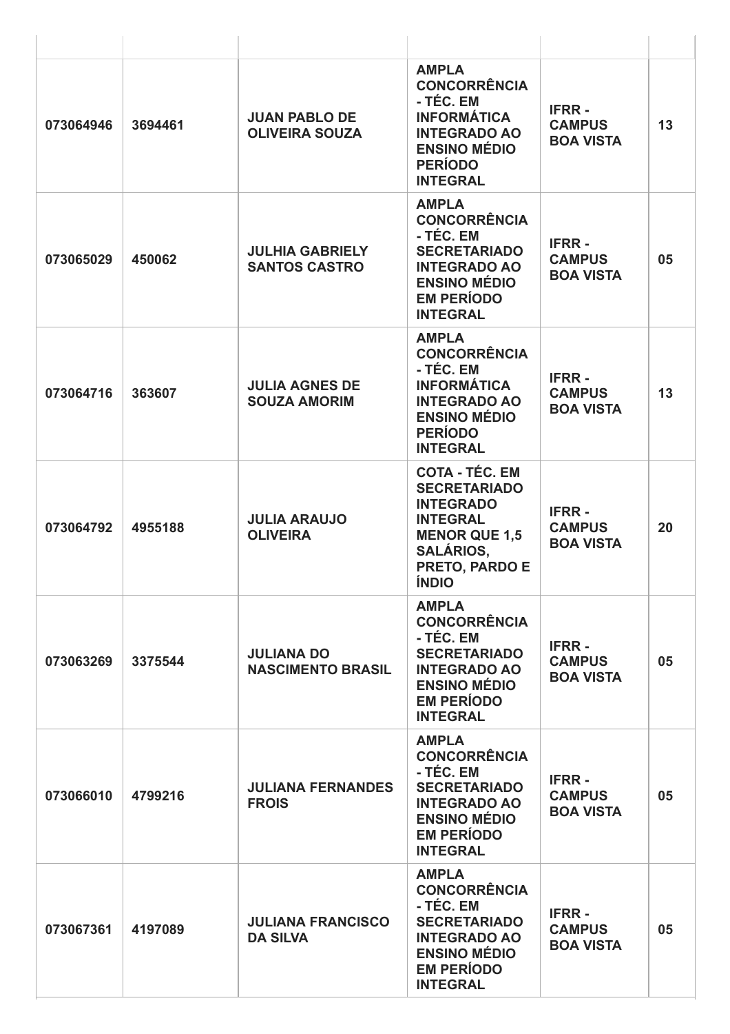| | | | | | |
|---|---|---|---|---|---|
| 073064946 | 3694461 | JUAN PABLO DE OLIVEIRA SOUZA | AMPLA CONCORRÊNCIA - TÉC. EM INFORMÁTICA INTEGRADO AO ENSINO MÉDIO PERÍODO INTEGRAL | IFRR - CAMPUS BOA VISTA | 13 |
| 073065029 | 450062 | JULHIA GABRIELY SANTOS CASTRO | AMPLA CONCORRÊNCIA - TÉC. EM SECRETARIADO INTEGRADO AO ENSINO MÉDIO EM PERÍODO INTEGRAL | IFRR - CAMPUS BOA VISTA | 05 |
| 073064716 | 363607 | JULIA AGNES DE SOUZA AMORIM | AMPLA CONCORRÊNCIA - TÉC. EM INFORMÁTICA INTEGRADO AO ENSINO MÉDIO PERÍODO INTEGRAL | IFRR - CAMPUS BOA VISTA | 13 |
| 073064792 | 4955188 | JULIA ARAUJO OLIVEIRA | COTA - TÉC. EM SECRETARIADO INTEGRADO INTEGRAL MENOR QUE 1,5 SALÁRIOS, PRETO, PARDO E ÍNDIO | IFRR - CAMPUS BOA VISTA | 20 |
| 073063269 | 3375544 | JULIANA DO NASCIMENTO BRASIL | AMPLA CONCORRÊNCIA - TÉC. EM SECRETARIADO INTEGRADO AO ENSINO MÉDIO EM PERÍODO INTEGRAL | IFRR - CAMPUS BOA VISTA | 05 |
| 073066010 | 4799216 | JULIANA FERNANDES FROIS | AMPLA CONCORRÊNCIA - TÉC. EM SECRETARIADO INTEGRADO AO ENSINO MÉDIO EM PERÍODO INTEGRAL | IFRR - CAMPUS BOA VISTA | 05 |
| 073067361 | 4197089 | JULIANA FRANCISCO DA SILVA | AMPLA CONCORRÊNCIA - TÉC. EM SECRETARIADO INTEGRADO AO ENSINO MÉDIO EM PERÍODO INTEGRAL | IFRR - CAMPUS BOA VISTA | 05 |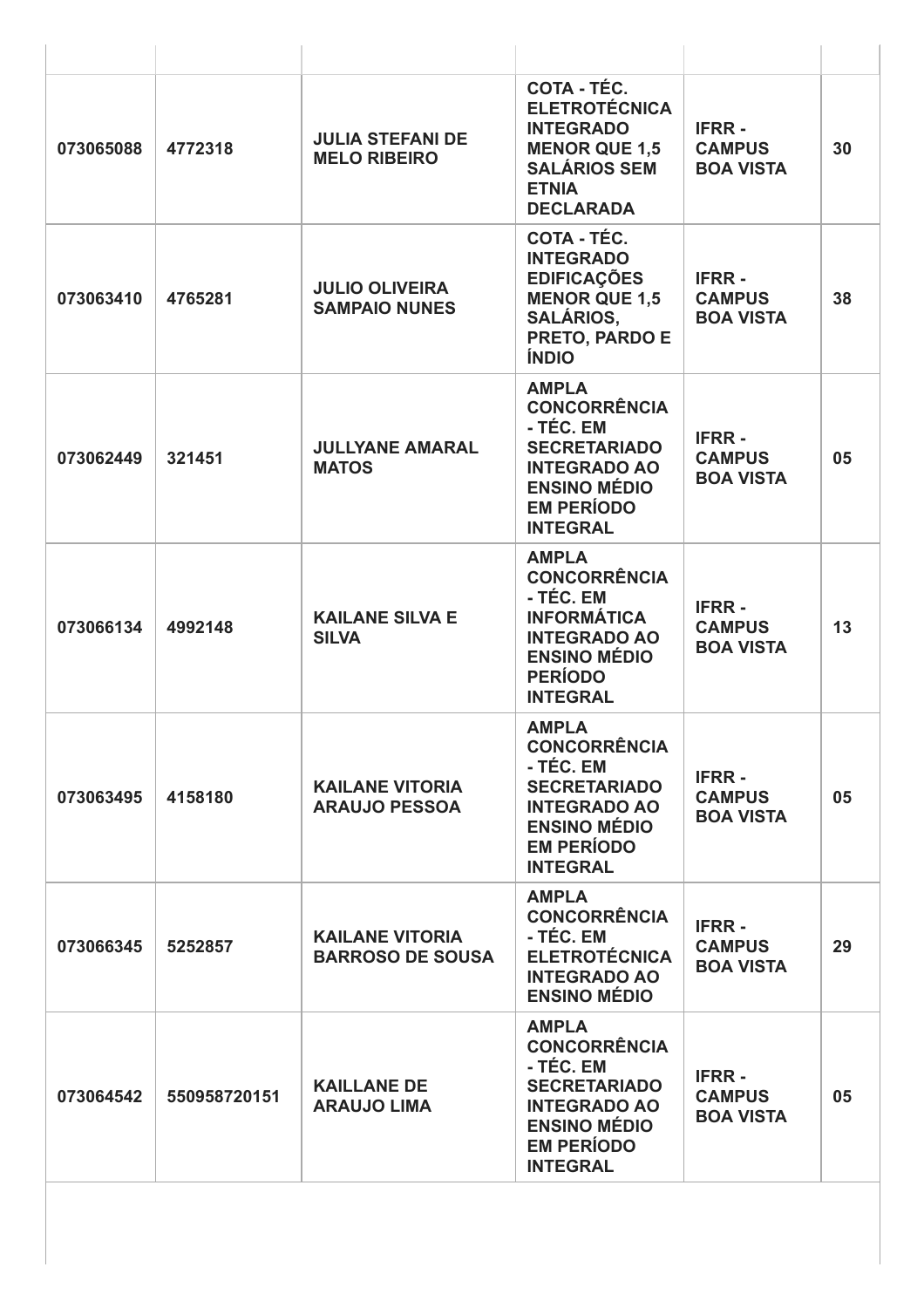| | | | | | |
|---|---|---|---|---|---|
| 073065088 | 4772318 | **JULIA STEFANI DE MELO RIBEIRO** | **COTA - TÉC. ELETROTÉCNICA INTEGRADO MENOR QUE 1,5 SALÁRIOS SEM ETNIA DECLARADA** | **IFRR - CAMPUS BOA VISTA** | 30 |
| 073063410 | 4765281 | **JULIO OLIVEIRA SAMPAIO NUNES** | **COTA - TÉC. INTEGRADO EDIFICAÇÕES MENOR QUE 1,5 SALÁRIOS, PRETO, PARDO E ÍNDIO** | **IFRR - CAMPUS BOA VISTA** | 38 |
| 073062449 | 321451 | **JULLYANE AMARAL MATOS** | **AMPLA CONCORRÊNCIA - TÉC. EM SECRETARIADO INTEGRADO AO ENSINO MÉDIO EM PERÍODO INTEGRAL** | **IFRR - CAMPUS BOA VISTA** | 05 |
| 073066134 | 4992148 | **KAILANE SILVA E SILVA** | **AMPLA CONCORRÊNCIA - TÉC. EM INFORMÁTICA INTEGRADO AO ENSINO MÉDIO PERÍODO INTEGRAL** | **IFRR - CAMPUS BOA VISTA** | 13 |
| 073063495 | 4158180 | **KAILANE VITORIA ARAUJO PESSOA** | **AMPLA CONCORRÊNCIA - TÉC. EM SECRETARIADO INTEGRADO AO ENSINO MÉDIO EM PERÍODO INTEGRAL** | **IFRR - CAMPUS BOA VISTA** | 05 |
| 073066345 | 5252857 | **KAILANE VITORIA BARROSO DE SOUSA** | **AMPLA CONCORRÊNCIA - TÉC. EM ELETROTÉCNICA INTEGRADO AO ENSINO MÉDIO** | **IFRR - CAMPUS BOA VISTA** | 29 |
| 073064542 | 550958720151 | **KAILLANE DE ARAUJO LIMA** | **AMPLA CONCORRÊNCIA - TÉC. EM SECRETARIADO INTEGRADO AO ENSINO MÉDIO EM PERÍODO INTEGRAL** | **IFRR - CAMPUS BOA VISTA** | 05 |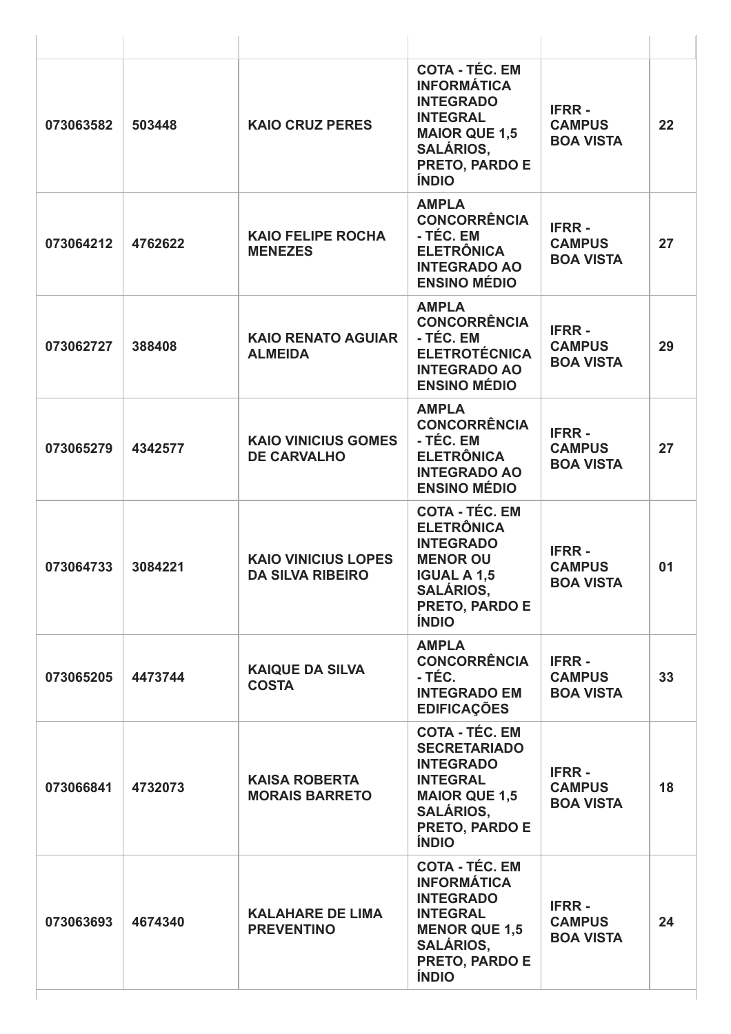| | | | | | |
|---|---|---|---|---|---|
| 073063582 | 503448 | KAIO CRUZ PERES | COTA - TÉC. EM INFORMÁTICA INTEGRADO INTEGRAL MAIOR QUE 1,5 SALÁRIOS, PRETO, PARDO E ÍNDIO | IFRR - CAMPUS BOA VISTA | 22 |
| 073064212 | 4762622 | KAIO FELIPE ROCHA MENEZES | AMPLA CONCORRÊNCIA - TÉC. EM ELETRÔNICA INTEGRADO AO ENSINO MÉDIO | IFRR - CAMPUS BOA VISTA | 27 |
| 073062727 | 388408 | KAIO RENATO AGUIAR ALMEIDA | AMPLA CONCORRÊNCIA - TÉC. EM ELETROTÉCNICA INTEGRADO AO ENSINO MÉDIO | IFRR - CAMPUS BOA VISTA | 29 |
| 073065279 | 4342577 | KAIO VINICIUS GOMES DE CARVALHO | AMPLA CONCORRÊNCIA - TÉC. EM ELETRÔNICA INTEGRADO AO ENSINO MÉDIO | IFRR - CAMPUS BOA VISTA | 27 |
| 073064733 | 3084221 | KAIO VINICIUS LOPES DA SILVA RIBEIRO | COTA - TÉC. EM ELETRÔNICA INTEGRADO MENOR OU IGUAL A 1,5 SALÁRIOS, PRETO, PARDO E ÍNDIO | IFRR - CAMPUS BOA VISTA | 01 |
| 073065205 | 4473744 | KAIQUE DA SILVA COSTA | AMPLA CONCORRÊNCIA - TÉC. INTEGRADO EM EDIFICAÇÕES | IFRR - CAMPUS BOA VISTA | 33 |
| 073066841 | 4732073 | KAISA ROBERTA MORAIS BARRETO | COTA - TÉC. EM SECRETARIADO INTEGRADO INTEGRAL MAIOR QUE 1,5 SALÁRIOS, PRETO, PARDO E ÍNDIO | IFRR - CAMPUS BOA VISTA | 18 |
| 073063693 | 4674340 | KALAHARE DE LIMA PREVENTINO | COTA - TÉC. EM INFORMÁTICA INTEGRADO INTEGRAL MENOR QUE 1,5 SALÁRIOS, PRETO, PARDO E ÍNDIO | IFRR - CAMPUS BOA VISTA | 24 |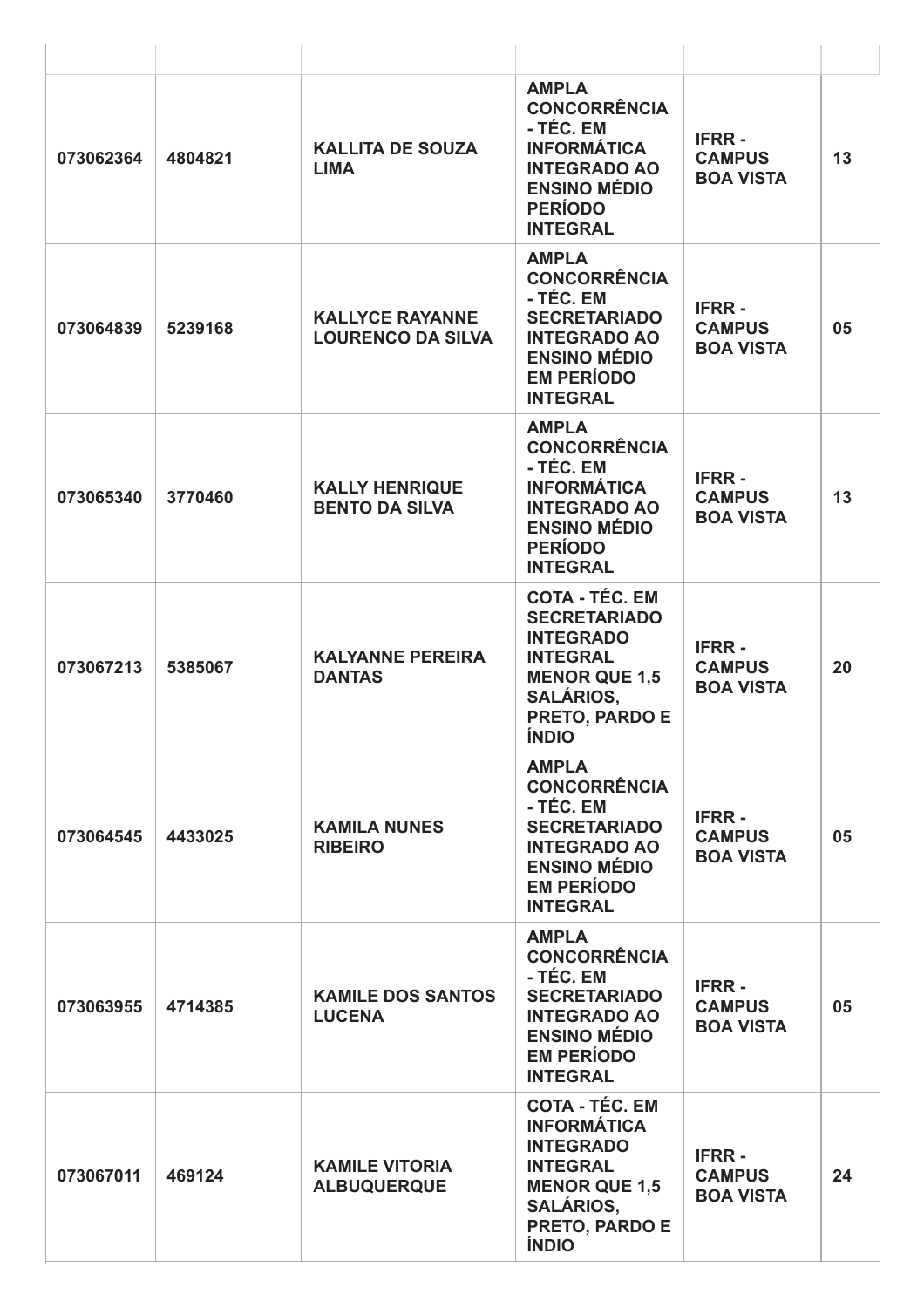| | | | | | |
|---|---|---|---|---|---|
| 073062364 | 4804821 | **KALLITA DE SOUZA LIMA** | **AMPLA CONCORRÊNCIA - TÉC. EM INFORMÁTICA INTEGRADO AO ENSINO MÉDIO PERÍODO INTEGRAL** | **IFRR - CAMPUS BOA VISTA** | 13 |
| 073064839 | 5239168 | **KALLYCE RAYANNE LOURENCO DA SILVA** | **AMPLA CONCORRÊNCIA - TÉC. EM SECRETARIADO INTEGRADO AO ENSINO MÉDIO EM PERÍODO INTEGRAL** | **IFRR - CAMPUS BOA VISTA** | 05 |
| 073065340 | 3770460 | **KALLY HENRIQUE BENTO DA SILVA** | **AMPLA CONCORRÊNCIA - TÉC. EM INFORMÁTICA INTEGRADO AO ENSINO MÉDIO PERÍODO INTEGRAL** | **IFRR - CAMPUS BOA VISTA** | 13 |
| 073067213 | 5385067 | **KALYANNE PEREIRA DANTAS** | **COTA - TÉC. EM SECRETARIADO INTEGRADO INTEGRAL MENOR QUE 1,5 SALÁRIOS, PRETO, PARDO E ÍNDIO** | **IFRR - CAMPUS BOA VISTA** | 20 |
| 073064545 | 4433025 | **KAMILA NUNES RIBEIRO** | **AMPLA CONCORRÊNCIA - TÉC. EM SECRETARIADO INTEGRADO AO ENSINO MÉDIO EM PERÍODO INTEGRAL** | **IFRR - CAMPUS BOA VISTA** | 05 |
| 073063955 | 4714385 | **KAMILE DOS SANTOS LUCENA** | **AMPLA CONCORRÊNCIA - TÉC. EM SECRETARIADO INTEGRADO AO ENSINO MÉDIO EM PERÍODO INTEGRAL** | **IFRR - CAMPUS BOA VISTA** | 05 |
| 073067011 | 469124 | **KAMILE VITORIA ALBUQUERQUE** | **COTA - TÉC. EM INFORMÁTICA INTEGRADO INTEGRAL MENOR QUE 1,5 SALÁRIOS, PRETO, PARDO E ÍNDIO** | **IFRR - CAMPUS BOA VISTA** | 24 |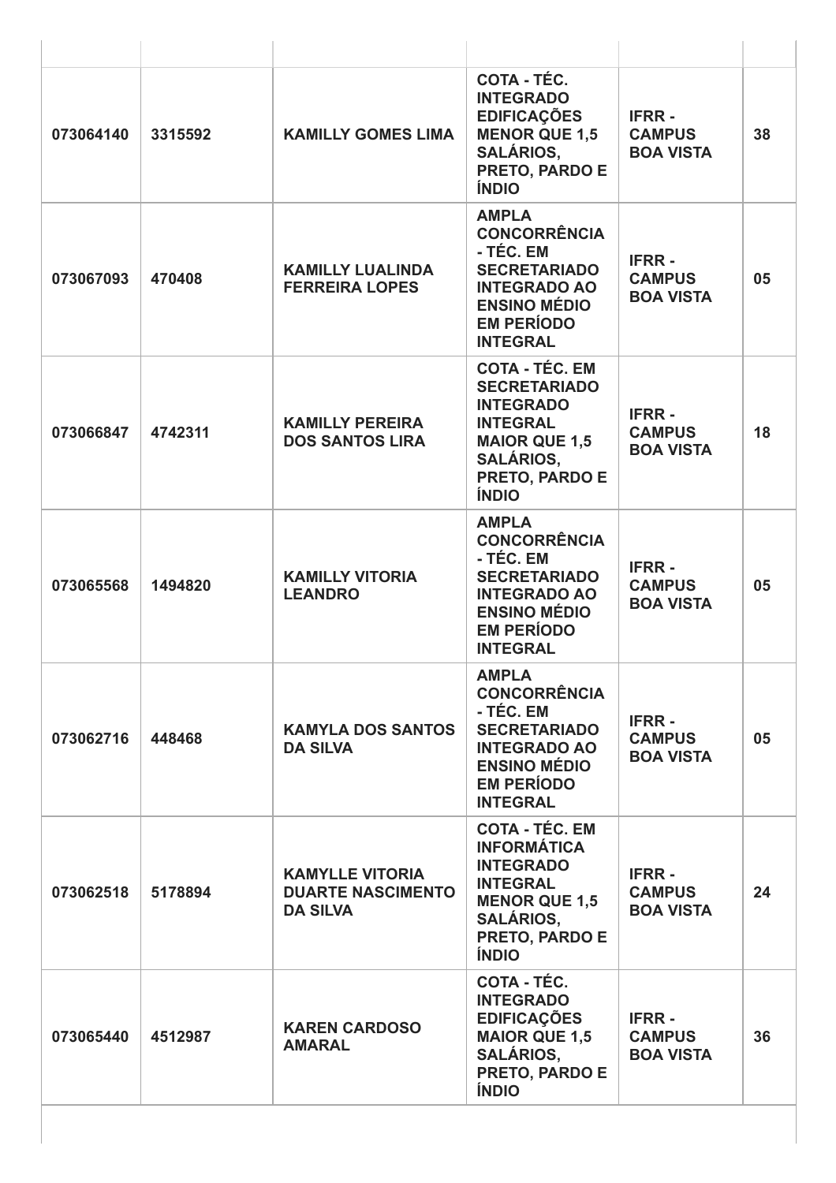| | | | | | |
|---|---|---|---|---|---|
| **073064140** | **3315592** | **KAMILLY GOMES LIMA** | **COTA - TÉC. INTEGRADO EDIFICAÇÕES MENOR QUE 1,5 SALÁRIOS, PRETO, PARDO E ÍNDIO** | **IFRR - CAMPUS BOA VISTA** | **38** |
| **073067093** | **470408** | **KAMILLY LUALINDA FERREIRA LOPES** | **AMPLA CONCORRÊNCIA - TÉC. EM SECRETARIADO INTEGRADO AO ENSINO MÉDIO EM PERÍODO INTEGRAL** | **IFRR - CAMPUS BOA VISTA** | **05** |
| **073066847** | **4742311** | **KAMILLY PEREIRA DOS SANTOS LIRA** | **COTA - TÉC. EM SECRETARIADO INTEGRADO INTEGRAL MAIOR QUE 1,5 SALÁRIOS, PRETO, PARDO E ÍNDIO** | **IFRR - CAMPUS BOA VISTA** | **18** |
| **073065568** | **1494820** | **KAMILLY VITORIA LEANDRO** | **AMPLA CONCORRÊNCIA - TÉC. EM SECRETARIADO INTEGRADO AO ENSINO MÉDIO EM PERÍODO INTEGRAL** | **IFRR - CAMPUS BOA VISTA** | **05** |
| **073062716** | **448468** | **KAMYLA DOS SANTOS DA SILVA** | **AMPLA CONCORRÊNCIA - TÉC. EM SECRETARIADO INTEGRADO AO ENSINO MÉDIO EM PERÍODO INTEGRAL** | **IFRR - CAMPUS BOA VISTA** | **05** |
| **073062518** | **5178894** | **KAMYLLE VITORIA DUARTE NASCIMENTO DA SILVA** | **COTA - TÉC. EM INFORMÁTICA INTEGRADO INTEGRAL MENOR QUE 1,5 SALÁRIOS, PRETO, PARDO E ÍNDIO** | **IFRR - CAMPUS BOA VISTA** | **24** |
| **073065440** | **4512987** | **KAREN CARDOSO AMARAL** | **COTA - TÉC. INTEGRADO EDIFICAÇÕES MAIOR QUE 1,5 SALÁRIOS, PRETO, PARDO E ÍNDIO** | **IFRR - CAMPUS BOA VISTA** | **36** |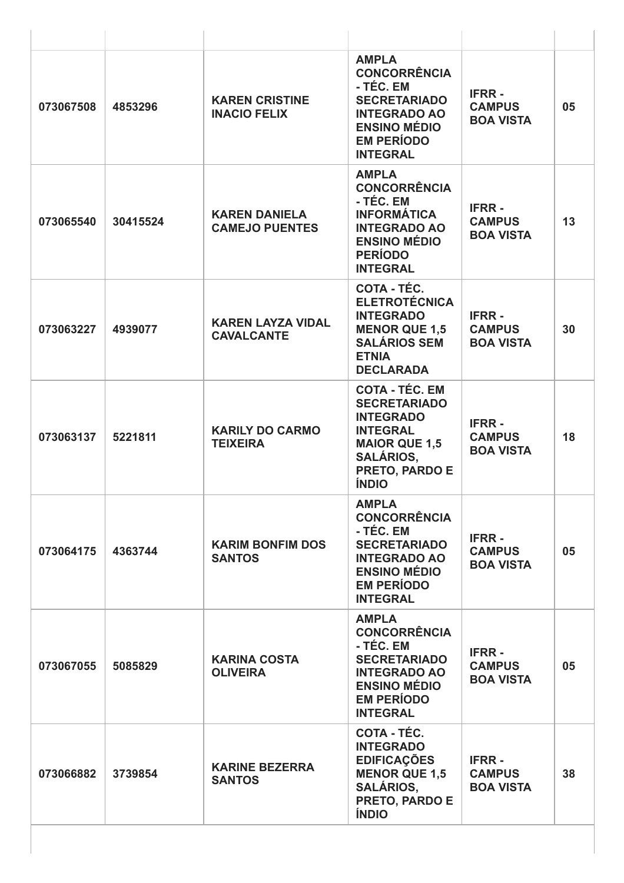| | | | | | |
|---|---|---|---|---|---|
| 073067508 | 4853296 | KAREN CRISTINE INACIO FELIX | AMPLA CONCORRÊNCIA - TÉC. EM SECRETARIADO INTEGRADO AO ENSINO MÉDIO EM PERÍODO INTEGRAL | IFRR - CAMPUS BOA VISTA | 05 |
| 073065540 | 30415524 | KAREN DANIELA CAMEJO PUENTES | AMPLA CONCORRÊNCIA - TÉC. EM INFORMÁTICA INTEGRADO AO ENSINO MÉDIO PERÍODO INTEGRAL | IFRR - CAMPUS BOA VISTA | 13 |
| 073063227 | 4939077 | KAREN LAYZA VIDAL CAVALCANTE | COTA - TÉC. ELETROTÉCNICA INTEGRADO MENOR QUE 1,5 SALÁRIOS SEM ETNIA DECLARADA | IFRR - CAMPUS BOA VISTA | 30 |
| 073063137 | 5221811 | KARILY DO CARMO TEIXEIRA | COTA - TÉC. EM SECRETARIADO INTEGRADO INTEGRAL MAIOR QUE 1,5 SALÁRIOS, PRETO, PARDO E ÍNDIO | IFRR - CAMPUS BOA VISTA | 18 |
| 073064175 | 4363744 | KARIM BONFIM DOS SANTOS | AMPLA CONCORRÊNCIA - TÉC. EM SECRETARIADO INTEGRADO AO ENSINO MÉDIO EM PERÍODO INTEGRAL | IFRR - CAMPUS BOA VISTA | 05 |
| 073067055 | 5085829 | KARINA COSTA OLIVEIRA | AMPLA CONCORRÊNCIA - TÉC. EM SECRETARIADO INTEGRADO AO ENSINO MÉDIO EM PERÍODO INTEGRAL | IFRR - CAMPUS BOA VISTA | 05 |
| 073066882 | 3739854 | KARINE BEZERRA SANTOS | COTA - TÉC. INTEGRADO EDIFICAÇÕES MENOR QUE 1,5 SALÁRIOS, PRETO, PARDO E ÍNDIO | IFRR - CAMPUS BOA VISTA | 38 |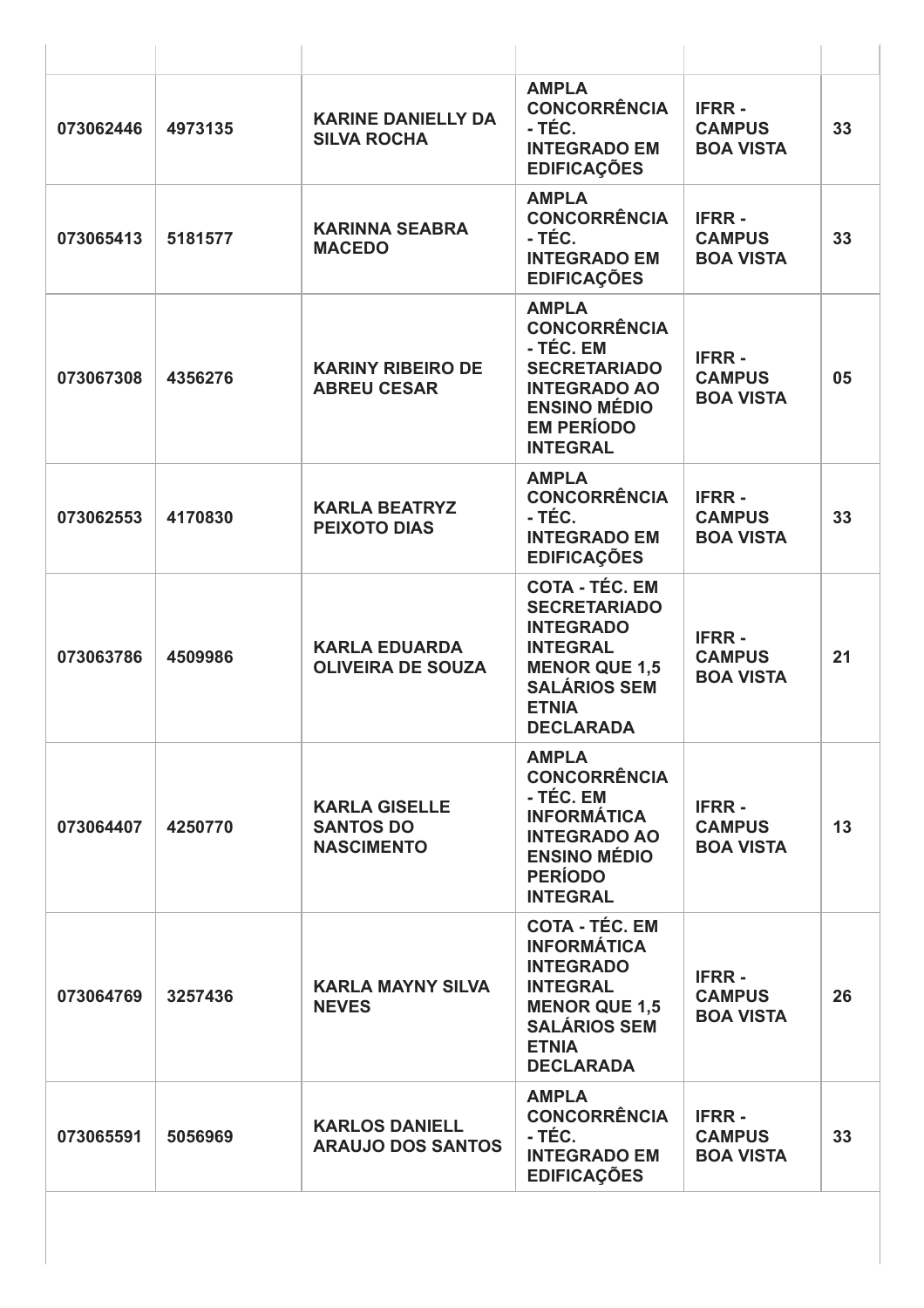|  |  |  |  |  |  |
|---|---|---|---|---|---|
| 073062446 | 4973135 | KARINE DANIELLY DA SILVA ROCHA | AMPLA CONCORRÊNCIA - TÉC. INTEGRADO EM EDIFICAÇÕES | IFRR - CAMPUS BOA VISTA | 33 |
| 073065413 | 5181577 | KARINNA SEABRA MACEDO | AMPLA CONCORRÊNCIA - TÉC. INTEGRADO EM EDIFICAÇÕES | IFRR - CAMPUS BOA VISTA | 33 |
| 073067308 | 4356276 | KARINY RIBEIRO DE ABREU CESAR | AMPLA CONCORRÊNCIA - TÉC. EM SECRETARIADO INTEGRADO AO ENSINO MÉDIO EM PERÍODO INTEGRAL | IFRR - CAMPUS BOA VISTA | 05 |
| 073062553 | 4170830 | KARLA BEATRYZ PEIXOTO DIAS | AMPLA CONCORRÊNCIA - TÉC. INTEGRADO EM EDIFICAÇÕES | IFRR - CAMPUS BOA VISTA | 33 |
| 073063786 | 4509986 | KARLA EDUARDA OLIVEIRA DE SOUZA | COTA - TÉC. EM SECRETARIADO INTEGRADO INTEGRAL MENOR QUE 1,5 SALÁRIOS SEM ETNIA DECLARADA | IFRR - CAMPUS BOA VISTA | 21 |
| 073064407 | 4250770 | KARLA GISELLE SANTOS DO NASCIMENTO | AMPLA CONCORRÊNCIA - TÉC. EM INFORMÁTICA INTEGRADO AO ENSINO MÉDIO PERÍODO INTEGRAL | IFRR - CAMPUS BOA VISTA | 13 |
| 073064769 | 3257436 | KARLA MAYNY SILVA NEVES | COTA - TÉC. EM INFORMÁTICA INTEGRADO INTEGRAL MENOR QUE 1,5 SALÁRIOS SEM ETNIA DECLARADA | IFRR - CAMPUS BOA VISTA | 26 |
| 073065591 | 5056969 | KARLOS DANIELL ARAUJO DOS SANTOS | AMPLA CONCORRÊNCIA - TÉC. INTEGRADO EM EDIFICAÇÕES | IFRR - CAMPUS BOA VISTA | 33 |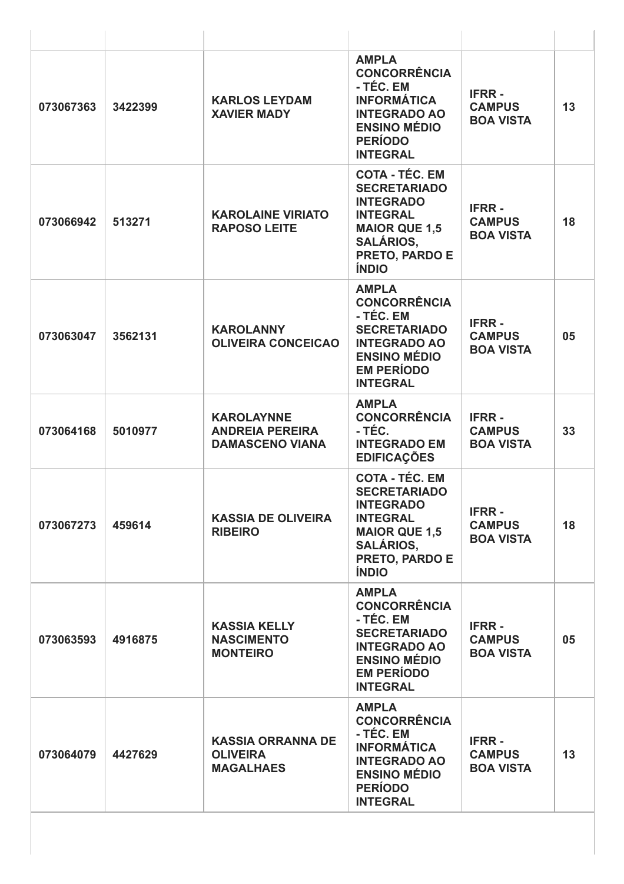| | | | | | |
|---|---|---|---|---|---|
| **073067363** | **3422399** | **KARLOS LEYDAM XAVIER MADY** | **AMPLA CONCORRÊNCIA - TÉC. EM INFORMÁTICA INTEGRADO AO ENSINO MÉDIO PERÍODO INTEGRAL** | **IFRR - CAMPUS BOA VISTA** | **13** |
| **073066942** | **513271** | **KAROLAINE VIRIATO RAPOSO LEITE** | **COTA - TÉC. EM SECRETARIADO INTEGRADO INTEGRAL MAIOR QUE 1,5 SALÁRIOS, PRETO, PARDO E ÍNDIO** | **IFRR - CAMPUS BOA VISTA** | **18** |
| **073063047** | **3562131** | **KAROLANNY OLIVEIRA CONCEICAO** | **AMPLA CONCORRÊNCIA - TÉC. EM SECRETARIADO INTEGRADO AO ENSINO MÉDIO EM PERÍODO INTEGRAL** | **IFRR - CAMPUS BOA VISTA** | **05** |
| **073064168** | **5010977** | **KAROLAYNNE ANDREIA PEREIRA DAMASCENO VIANA** | **AMPLA CONCORRÊNCIA - TÉC. INTEGRADO EM EDIFICAÇÕES** | **IFRR - CAMPUS BOA VISTA** | **33** |
| **073067273** | **459614** | **KASSIA DE OLIVEIRA RIBEIRO** | **COTA - TÉC. EM SECRETARIADO INTEGRADO INTEGRAL MAIOR QUE 1,5 SALÁRIOS, PRETO, PARDO E ÍNDIO** | **IFRR - CAMPUS BOA VISTA** | **18** |
| **073063593** | **4916875** | **KASSIA KELLY NASCIMENTO MONTEIRO** | **AMPLA CONCORRÊNCIA - TÉC. EM SECRETARIADO INTEGRADO AO ENSINO MÉDIO EM PERÍODO INTEGRAL** | **IFRR - CAMPUS BOA VISTA** | **05** |
| **073064079** | **4427629** | **KASSIA ORRANNA DE OLIVEIRA MAGALHAES** | **AMPLA CONCORRÊNCIA - TÉC. EM INFORMÁTICA INTEGRADO AO ENSINO MÉDIO PERÍODO INTEGRAL** | **IFRR - CAMPUS BOA VISTA** | **13** |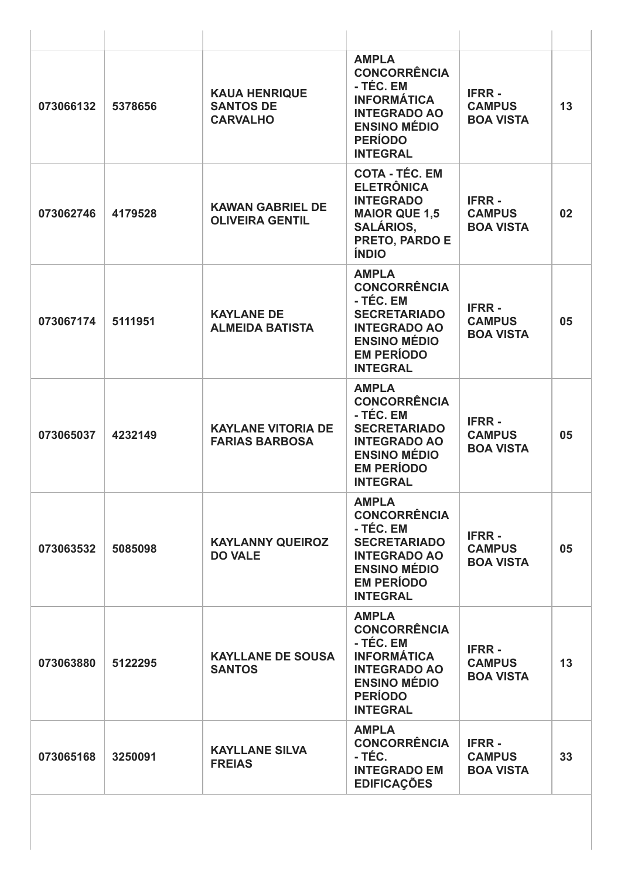| | | | | | |
|---|---|---|---|---|---|
| **073066132** | **5378656** | **KAUA HENRIQUE SANTOS DE CARVALHO** | **AMPLA CONCORRÊNCIA - TÉC. EM INFORMÁTICA INTEGRADO AO ENSINO MÉDIO PERÍODO INTEGRAL** | **IFRR - CAMPUS BOA VISTA** | **13** |
| **073062746** | **4179528** | **KAWAN GABRIEL DE OLIVEIRA GENTIL** | **COTA - TÉC. EM ELETRÔNICA INTEGRADO MAIOR QUE 1,5 SALÁRIOS, PRETO, PARDO E ÍNDIO** | **IFRR - CAMPUS BOA VISTA** | **02** |
| **073067174** | **5111951** | **KAYLANE DE ALMEIDA BATISTA** | **AMPLA CONCORRÊNCIA - TÉC. EM SECRETARIADO INTEGRADO AO ENSINO MÉDIO EM PERÍODO INTEGRAL** | **IFRR - CAMPUS BOA VISTA** | **05** |
| **073065037** | **4232149** | **KAYLANE VITORIA DE FARIAS BARBOSA** | **AMPLA CONCORRÊNCIA - TÉC. EM SECRETARIADO INTEGRADO AO ENSINO MÉDIO EM PERÍODO INTEGRAL** | **IFRR - CAMPUS BOA VISTA** | **05** |
| **073063532** | **5085098** | **KAYLANNY QUEIROZ DO VALE** | **AMPLA CONCORRÊNCIA - TÉC. EM SECRETARIADO INTEGRADO AO ENSINO MÉDIO EM PERÍODO INTEGRAL** | **IFRR - CAMPUS BOA VISTA** | **05** |
| **073063880** | **5122295** | **KAYLLANE DE SOUSA SANTOS** | **AMPLA CONCORRÊNCIA - TÉC. EM INFORMÁTICA INTEGRADO AO ENSINO MÉDIO PERÍODO INTEGRAL** | **IFRR - CAMPUS BOA VISTA** | **13** |
| **073065168** | **3250091** | **KAYLLANE SILVA FREIAS** | **AMPLA CONCORRÊNCIA - TÉC. INTEGRADO EM EDIFICAÇÕES** | **IFRR - CAMPUS BOA VISTA** | **33** |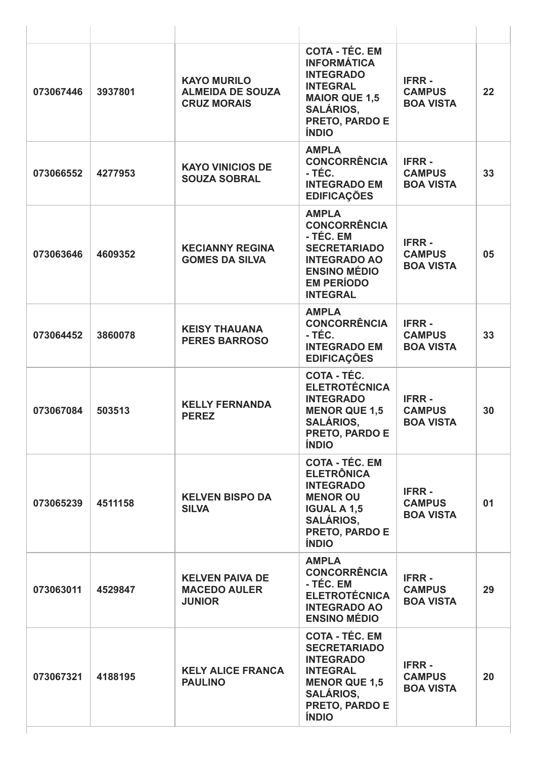| | | | | | |
|---|---|---|---|---|---|
| 073067446 | 3937801 | **KAYO MURILO ALMEIDA DE SOUZA CRUZ MORAIS** | **COTA - TÉC. EM INFORMÁTICA INTEGRADO INTEGRAL MAIOR QUE 1,5 SALÁRIOS, PRETO, PARDO E ÍNDIO** | **IFRR - CAMPUS BOA VISTA** | **22** |
| 073066552 | 4277953 | **KAYO VINICIOS DE SOUZA SOBRAL** | **AMPLA CONCORRÊNCIA - TÉC. INTEGRADO EM EDIFICAÇÕES** | **IFRR - CAMPUS BOA VISTA** | **33** |
| 073063646 | 4609352 | **KECIANNY REGINA GOMES DA SILVA** | **AMPLA CONCORRÊNCIA - TÉC. EM SECRETARIADO INTEGRADO AO ENSINO MÉDIO EM PERÍODO INTEGRAL** | **IFRR - CAMPUS BOA VISTA** | **05** |
| 073064452 | 3860078 | **KEISY THAUANA PERES BARROSO** | **AMPLA CONCORRÊNCIA - TÉC. INTEGRADO EM EDIFICAÇÕES** | **IFRR - CAMPUS BOA VISTA** | **33** |
| 073067084 | 503513 | **KELLY FERNANDA PEREZ** | **COTA - TÉC. ELETROTÉCNICA INTEGRADO MENOR QUE 1,5 SALÁRIOS, PRETO, PARDO E ÍNDIO** | **IFRR - CAMPUS BOA VISTA** | **30** |
| 073065239 | 4511158 | **KELVEN BISPO DA SILVA** | **COTA - TÉC. EM ELETRÔNICA INTEGRADO MENOR OU IGUAL A 1,5 SALÁRIOS, PRETO, PARDO E ÍNDIO** | **IFRR - CAMPUS BOA VISTA** | **01** |
| 073063011 | 4529847 | **KELVEN PAIVA DE MACEDO AULER JUNIOR** | **AMPLA CONCORRÊNCIA - TÉC. EM ELETROTÉCNICA INTEGRADO AO ENSINO MÉDIO** | **IFRR - CAMPUS BOA VISTA** | **29** |
| 073067321 | 4188195 | **KELY ALICE FRANCA PAULINO** | **COTA - TÉC. EM SECRETARIADO INTEGRADO INTEGRAL MENOR QUE 1,5 SALÁRIOS, PRETO, PARDO E ÍNDIO** | **IFRR - CAMPUS BOA VISTA** | **20** |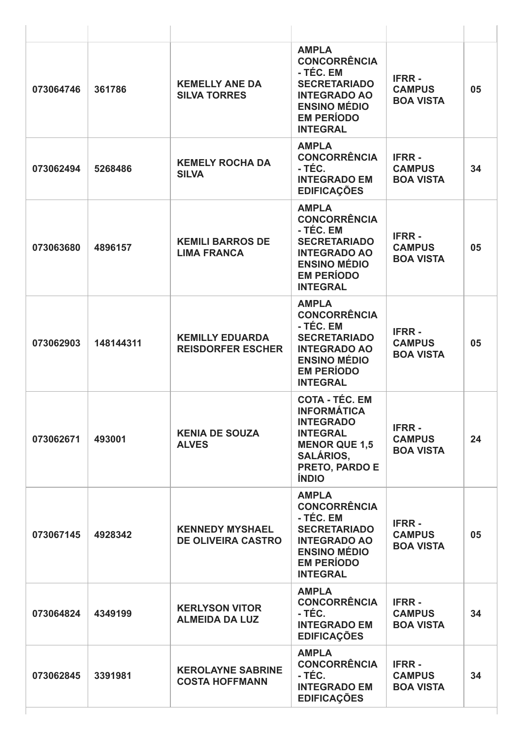| | | | | | |
|---|---|---|---|---|---|
| 073064746 | 361786 | KEMELLY ANE DA SILVA TORRES | AMPLA CONCORRÊNCIA - TÉC. EM SECRETARIADO INTEGRADO AO ENSINO MÉDIO EM PERÍODO INTEGRAL | IFRR - CAMPUS BOA VISTA | 05 |
| 073062494 | 5268486 | KEMELY ROCHA DA SILVA | AMPLA CONCORRÊNCIA - TÉC. INTEGRADO EM EDIFICAÇÕES | IFRR - CAMPUS BOA VISTA | 34 |
| 073063680 | 4896157 | KEMILI BARROS DE LIMA FRANCA | AMPLA CONCORRÊNCIA - TÉC. EM SECRETARIADO INTEGRADO AO ENSINO MÉDIO EM PERÍODO INTEGRAL | IFRR - CAMPUS BOA VISTA | 05 |
| 073062903 | 148144311 | KEMILLY EDUARDA REISDORFER ESCHER | AMPLA CONCORRÊNCIA - TÉC. EM SECRETARIADO INTEGRADO AO ENSINO MÉDIO EM PERÍODO INTEGRAL | IFRR - CAMPUS BOA VISTA | 05 |
| 073062671 | 493001 | KENIA DE SOUZA ALVES | COTA - TÉC. EM INFORMÁTICA INTEGRADO INTEGRAL MENOR QUE 1,5 SALÁRIOS, PRETO, PARDO E ÍNDIO | IFRR - CAMPUS BOA VISTA | 24 |
| 073067145 | 4928342 | KENNEDY MYSHAEL DE OLIVEIRA CASTRO | AMPLA CONCORRÊNCIA - TÉC. EM SECRETARIADO INTEGRADO AO ENSINO MÉDIO EM PERÍODO INTEGRAL | IFRR - CAMPUS BOA VISTA | 05 |
| 073064824 | 4349199 | KERLYSON VITOR ALMEIDA DA LUZ | AMPLA CONCORRÊNCIA - TÉC. INTEGRADO EM EDIFICAÇÕES | IFRR - CAMPUS BOA VISTA | 34 |
| 073062845 | 3391981 | KEROLAYNE SABRINE COSTA HOFFMANN | AMPLA CONCORRÊNCIA - TÉC. INTEGRADO EM EDIFICAÇÕES | IFRR - CAMPUS BOA VISTA | 34 |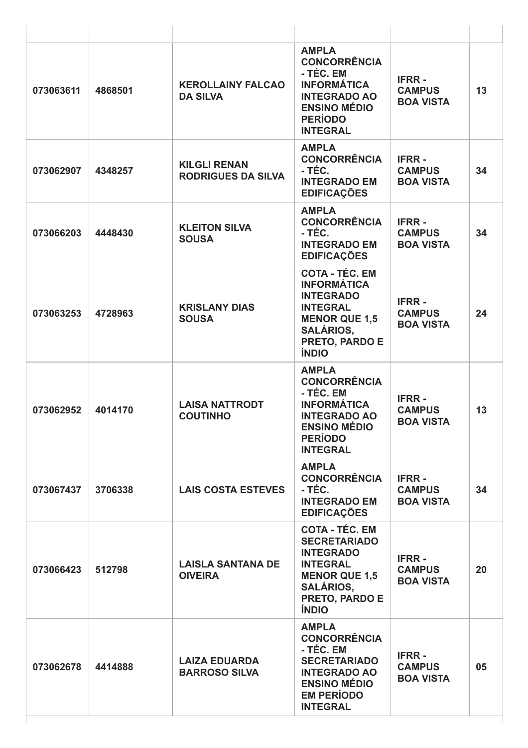| | | | | | |
|---|---|---|---|---|---|
| **073063611** | **4868501** | **KEROLLAINY FALCAO DA SILVA** | **AMPLA CONCORRÊNCIA - TÉC. EM INFORMÁTICA INTEGRADO AO ENSINO MÉDIO PERÍODO INTEGRAL** | **IFRR - CAMPUS BOA VISTA** | **13** |
| **073062907** | **4348257** | **KILGLI RENAN RODRIGUES DA SILVA** | **AMPLA CONCORRÊNCIA - TÉC. INTEGRADO EM EDIFICAÇÕES** | **IFRR - CAMPUS BOA VISTA** | **34** |
| **073066203** | **4448430** | **KLEITON SILVA SOUSA** | **AMPLA CONCORRÊNCIA - TÉC. INTEGRADO EM EDIFICAÇÕES** | **IFRR - CAMPUS BOA VISTA** | **34** |
| **073063253** | **4728963** | **KRISLANY DIAS SOUSA** | **COTA - TÉC. EM INFORMÁTICA INTEGRADO INTEGRAL MENOR QUE 1,5 SALÁRIOS, PRETO, PARDO E ÍNDIO** | **IFRR - CAMPUS BOA VISTA** | **24** |
| **073062952** | **4014170** | **LAISA NATTRODT COUTINHO** | **AMPLA CONCORRÊNCIA - TÉC. EM INFORMÁTICA INTEGRADO AO ENSINO MÉDIO PERÍODO INTEGRAL** | **IFRR - CAMPUS BOA VISTA** | **13** |
| **073067437** | **3706338** | **LAIS COSTA ESTEVES** | **AMPLA CONCORRÊNCIA - TÉC. INTEGRADO EM EDIFICAÇÕES** | **IFRR - CAMPUS BOA VISTA** | **34** |
| **073066423** | **512798** | **LAISLA SANTANA DE OIVEIRA** | **COTA - TÉC. EM SECRETARIADO INTEGRADO INTEGRAL MENOR QUE 1,5 SALÁRIOS, PRETO, PARDO E ÍNDIO** | **IFRR - CAMPUS BOA VISTA** | **20** |
| **073062678** | **4414888** | **LAIZA EDUARDA BARROSO SILVA** | **AMPLA CONCORRÊNCIA - TÉC. EM SECRETARIADO INTEGRADO AO ENSINO MÉDIO EM PERÍODO INTEGRAL** | **IFRR - CAMPUS BOA VISTA** | **05** |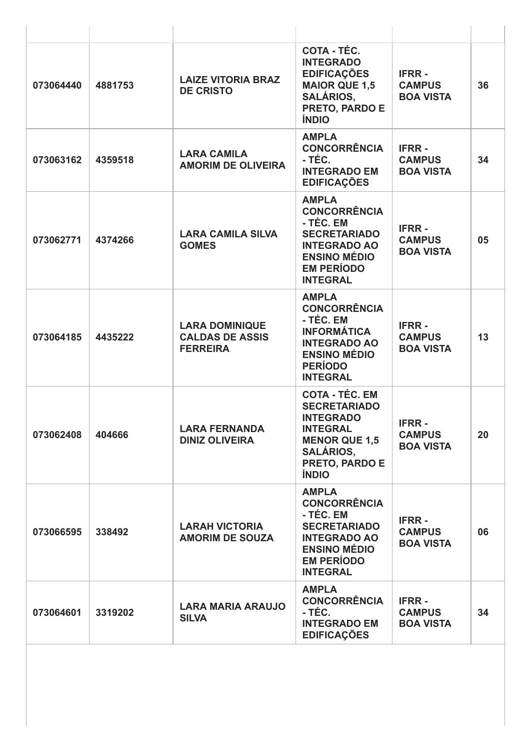| | | | | | |
|---|---|---|---|---|---|
| 073064440 | 4881753 | LAIZE VITORIA BRAZ DE CRISTO | COTA - TÉC. INTEGRADO EDIFICAÇÕES MAIOR QUE 1,5 SALÁRIOS, PRETO, PARDO E ÍNDIO | IFRR - CAMPUS BOA VISTA | 36 |
| 073063162 | 4359518 | LARA CAMILA AMORIM DE OLIVEIRA | AMPLA CONCORRÊNCIA - TÉC. INTEGRADO EM EDIFICAÇÕES | IFRR - CAMPUS BOA VISTA | 34 |
| 073062771 | 4374266 | LARA CAMILA SILVA GOMES | AMPLA CONCORRÊNCIA - TÉC. EM SECRETARIADO INTEGRADO AO ENSINO MÉDIO EM PERÍODO INTEGRAL | IFRR - CAMPUS BOA VISTA | 05 |
| 073064185 | 4435222 | LARA DOMINIQUE CALDAS DE ASSIS FERREIRA | AMPLA CONCORRÊNCIA - TÉC. EM INFORMÁTICA INTEGRADO AO ENSINO MÉDIO PERÍODO INTEGRAL | IFRR - CAMPUS BOA VISTA | 13 |
| 073062408 | 404666 | LARA FERNANDA DINIZ OLIVEIRA | COTA - TÉC. EM SECRETARIADO INTEGRADO INTEGRAL MENOR QUE 1,5 SALÁRIOS, PRETO, PARDO E ÍNDIO | IFRR - CAMPUS BOA VISTA | 20 |
| 073066595 | 338492 | LARAH VICTORIA AMORIM DE SOUZA | AMPLA CONCORRÊNCIA - TÉC. EM SECRETARIADO INTEGRADO AO ENSINO MÉDIO EM PERÍODO INTEGRAL | IFRR - CAMPUS BOA VISTA | 06 |
| 073064601 | 3319202 | LARA MARIA ARAUJO SILVA | AMPLA CONCORRÊNCIA - TÉC. INTEGRADO EM EDIFICAÇÕES | IFRR - CAMPUS BOA VISTA | 34 |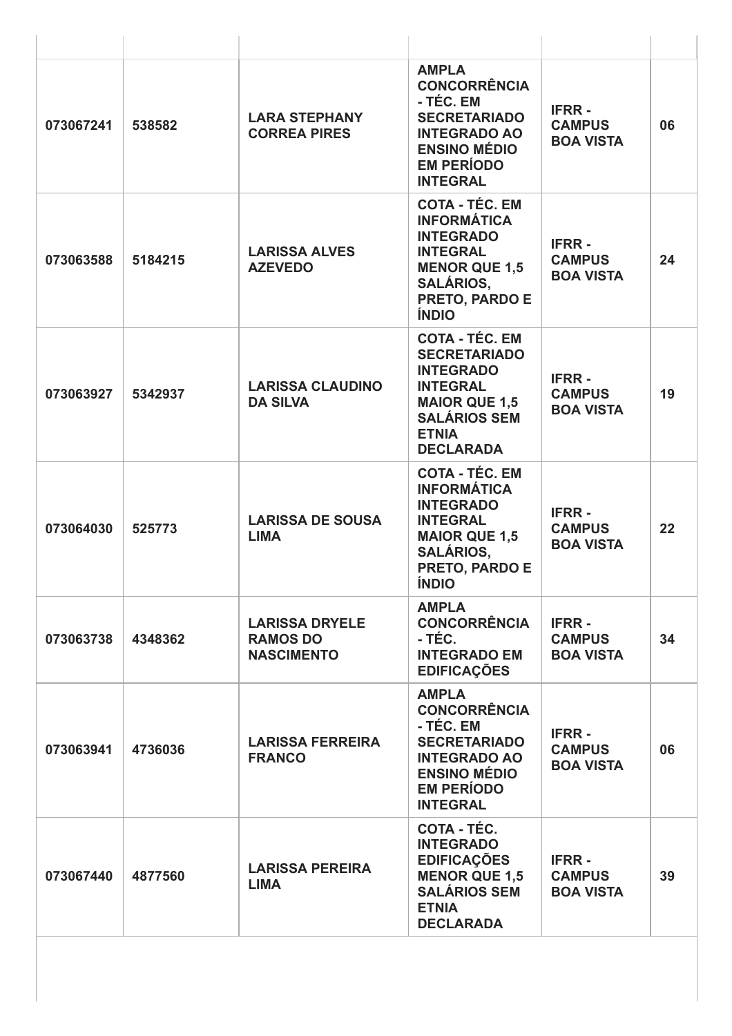| | | | | | |
|---|---|---|---|---|---|
| 073067241 | 538582 | LARA STEPHANY CORREA PIRES | AMPLA CONCORRÊNCIA - TÉC. EM SECRETARIADO INTEGRADO AO ENSINO MÉDIO EM PERÍODO INTEGRAL | IFRR - CAMPUS BOA VISTA | 06 |
| 073063588 | 5184215 | LARISSA ALVES AZEVEDO | COTA - TÉC. EM INFORMÁTICA INTEGRADO INTEGRAL MENOR QUE 1,5 SALÁRIOS, PRETO, PARDO E ÍNDIO | IFRR - CAMPUS BOA VISTA | 24 |
| 073063927 | 5342937 | LARISSA CLAUDINO DA SILVA | COTA - TÉC. EM SECRETARIADO INTEGRADO INTEGRAL MAIOR QUE 1,5 SALÁRIOS SEM ETNIA DECLARADA | IFRR - CAMPUS BOA VISTA | 19 |
| 073064030 | 525773 | LARISSA DE SOUSA LIMA | COTA - TÉC. EM INFORMÁTICA INTEGRADO INTEGRAL MAIOR QUE 1,5 SALÁRIOS, PRETO, PARDO E ÍNDIO | IFRR - CAMPUS BOA VISTA | 22 |
| 073063738 | 4348362 | LARISSA DRYELE RAMOS DO NASCIMENTO | AMPLA CONCORRÊNCIA - TÉC. INTEGRADO EM EDIFICAÇÕES | IFRR - CAMPUS BOA VISTA | 34 |
| 073063941 | 4736036 | LARISSA FERREIRA FRANCO | AMPLA CONCORRÊNCIA - TÉC. EM SECRETARIADO INTEGRADO AO ENSINO MÉDIO EM PERÍODO INTEGRAL | IFRR - CAMPUS BOA VISTA | 06 |
| 073067440 | 4877560 | LARISSA PEREIRA LIMA | COTA - TÉC. INTEGRADO EDIFICAÇÕES MENOR QUE 1,5 SALÁRIOS SEM ETNIA DECLARADA | IFRR - CAMPUS BOA VISTA | 39 |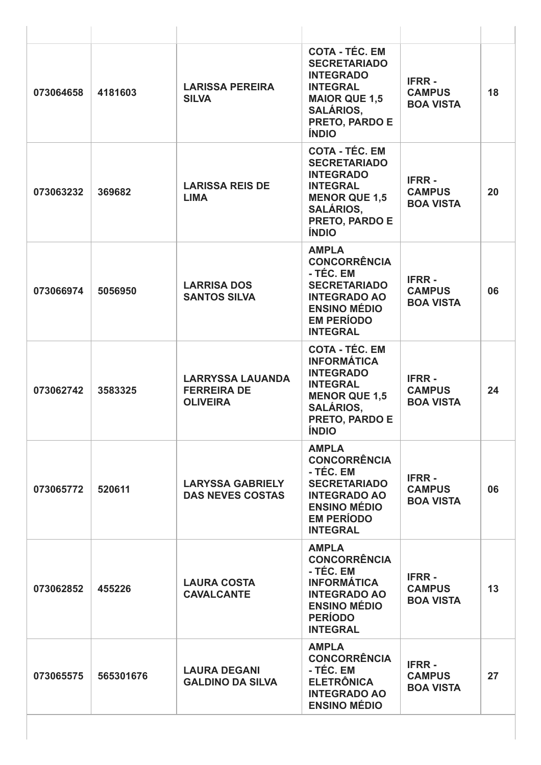| | | | | | |
|---|---|---|---|---|---|
| 073064658 | 4181603 | LARISSA PEREIRA SILVA | COTA - TÉC. EM SECRETARIADO INTEGRADO INTEGRAL MAIOR QUE 1,5 SALÁRIOS, PRETO, PARDO E ÍNDIO | IFRR - CAMPUS BOA VISTA | 18 |
| 073063232 | 369682 | LARISSA REIS DE LIMA | COTA - TÉC. EM SECRETARIADO INTEGRADO INTEGRAL MENOR QUE 1,5 SALÁRIOS, PRETO, PARDO E ÍNDIO | IFRR - CAMPUS BOA VISTA | 20 |
| 073066974 | 5056950 | LARRISA DOS SANTOS SILVA | AMPLA CONCORRÊNCIA - TÉC. EM SECRETARIADO INTEGRADO AO ENSINO MÉDIO EM PERÍODO INTEGRAL | IFRR - CAMPUS BOA VISTA | 06 |
| 073062742 | 3583325 | LARRYSSA LAUANDA FERREIRA DE OLIVEIRA | COTA - TÉC. EM INFORMÁTICA INTEGRADO INTEGRAL MENOR QUE 1,5 SALÁRIOS, PRETO, PARDO E ÍNDIO | IFRR - CAMPUS BOA VISTA | 24 |
| 073065772 | 520611 | LARYSSA GABRIELY DAS NEVES COSTAS | AMPLA CONCORRÊNCIA - TÉC. EM SECRETARIADO INTEGRADO AO ENSINO MÉDIO EM PERÍODO INTEGRAL | IFRR - CAMPUS BOA VISTA | 06 |
| 073062852 | 455226 | LAURA COSTA CAVALCANTE | AMPLA CONCORRÊNCIA - TÉC. EM INFORMÁTICA INTEGRADO AO ENSINO MÉDIO PERÍODO INTEGRAL | IFRR - CAMPUS BOA VISTA | 13 |
| 073065575 | 565301676 | LAURA DEGANI GALDINO DA SILVA | AMPLA CONCORRÊNCIA - TÉC. EM ELETRÔNICA INTEGRADO AO ENSINO MÉDIO | IFRR - CAMPUS BOA VISTA | 27 |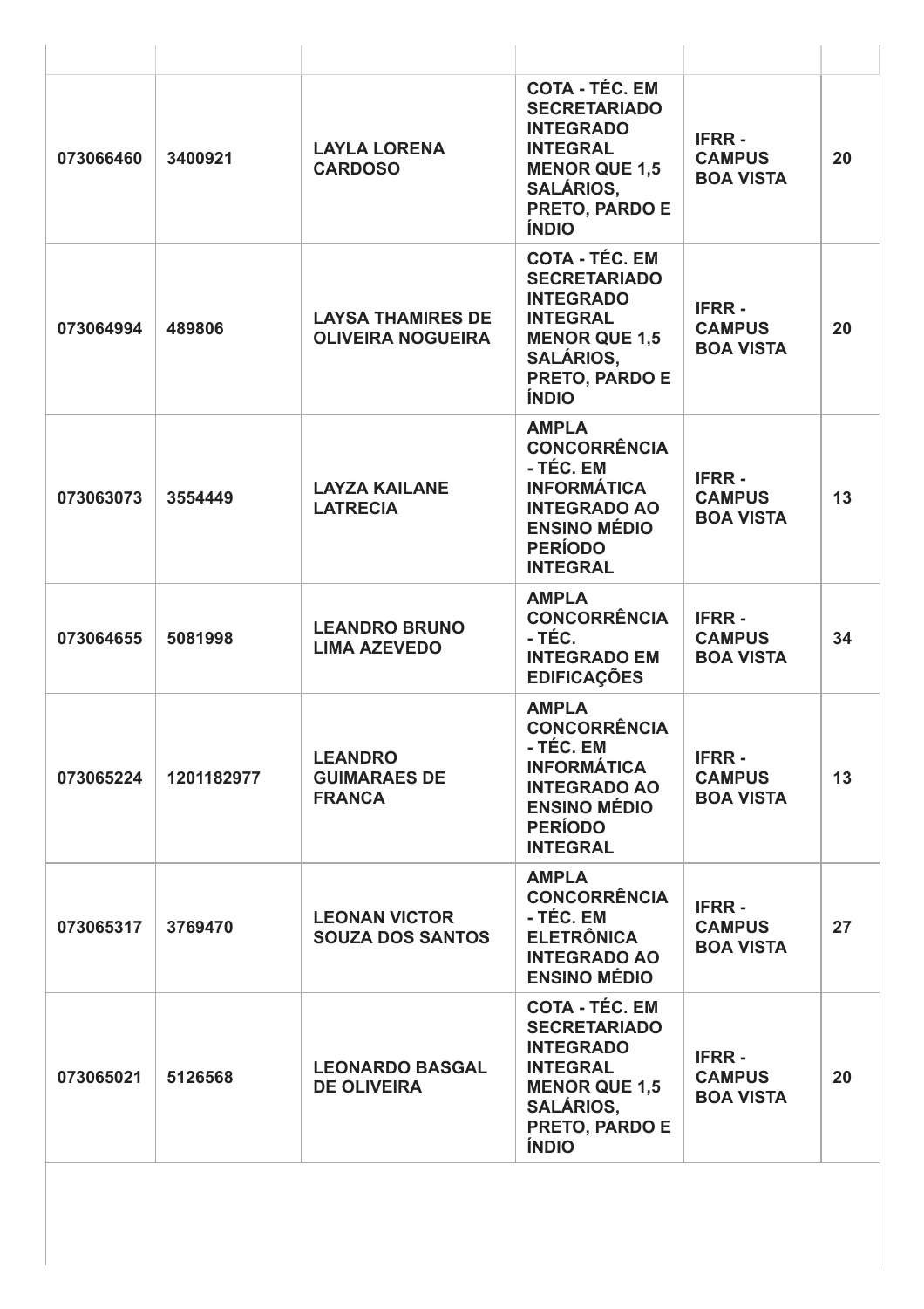| | | | | | |
|---|---|---|---|---|---|
| **073066460** | **3400921** | **LAYLA LORENA CARDOSO** | **COTA - TÉC. EM SECRETARIADO INTEGRADO INTEGRAL MENOR QUE 1,5 SALÁRIOS, PRETO, PARDO E ÍNDIO** | **IFRR - CAMPUS BOA VISTA** | **20** |
| **073064994** | **489806** | **LAYSA THAMIRES DE OLIVEIRA NOGUEIRA** | **COTA - TÉC. EM SECRETARIADO INTEGRADO INTEGRAL MENOR QUE 1,5 SALÁRIOS, PRETO, PARDO E ÍNDIO** | **IFRR - CAMPUS BOA VISTA** | **20** |
| **073063073** | **3554449** | **LAYZA KAILANE LATRECIA** | **AMPLA CONCORRÊNCIA - TÉC. EM INFORMÁTICA INTEGRADO AO ENSINO MÉDIO PERÍODO INTEGRAL** | **IFRR - CAMPUS BOA VISTA** | **13** |
| **073064655** | **5081998** | **LEANDRO BRUNO LIMA AZEVEDO** | **AMPLA CONCORRÊNCIA - TÉC. INTEGRADO EM EDIFICAÇÕES** | **IFRR - CAMPUS BOA VISTA** | **34** |
| **073065224** | **1201182977** | **LEANDRO GUIMARAES DE FRANCA** | **AMPLA CONCORRÊNCIA - TÉC. EM INFORMÁTICA INTEGRADO AO ENSINO MÉDIO PERÍODO INTEGRAL** | **IFRR - CAMPUS BOA VISTA** | **13** |
| **073065317** | **3769470** | **LEONAN VICTOR SOUZA DOS SANTOS** | **AMPLA CONCORRÊNCIA - TÉC. EM ELETRÔNICA INTEGRADO AO ENSINO MÉDIO** | **IFRR - CAMPUS BOA VISTA** | **27** |
| **073065021** | **5126568** | **LEONARDO BASGAL DE OLIVEIRA** | **COTA - TÉC. EM SECRETARIADO INTEGRADO INTEGRAL MENOR QUE 1,5 SALÁRIOS, PRETO, PARDO E ÍNDIO** | **IFRR - CAMPUS BOA VISTA** | **20** |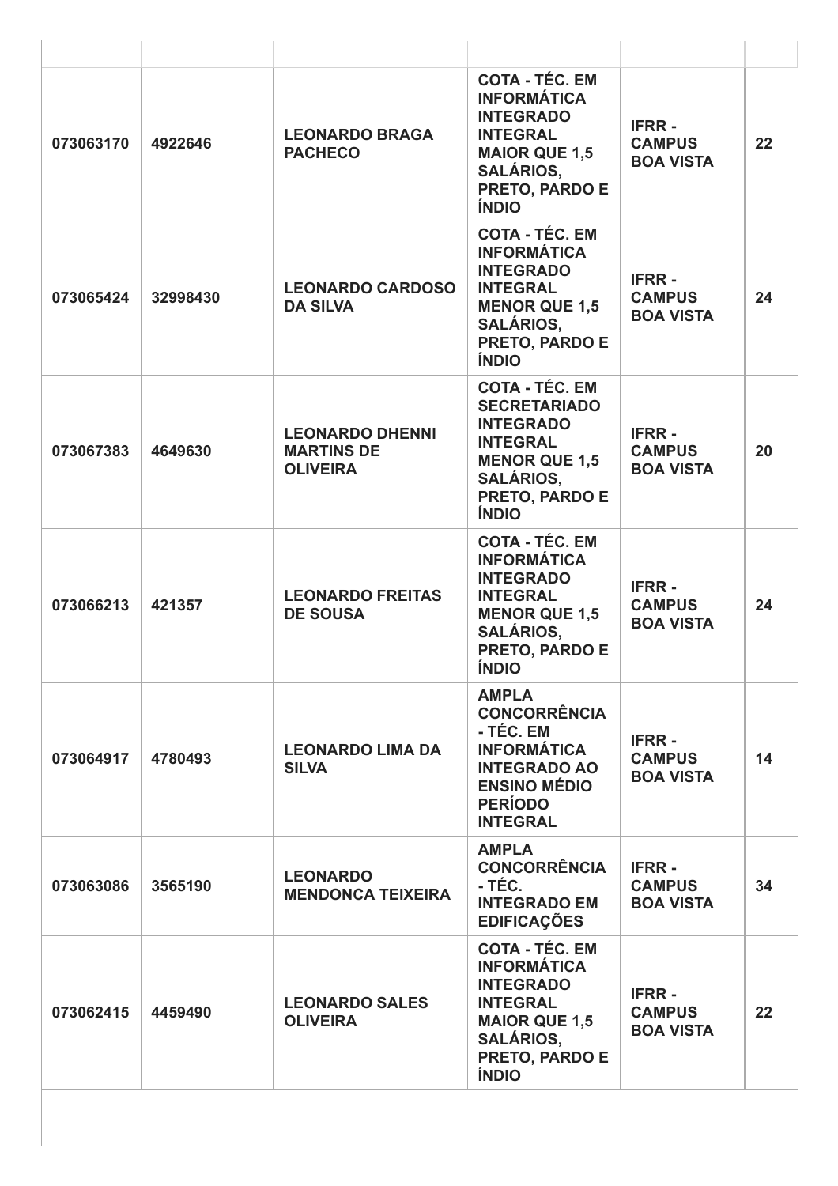| | | | | | |
|---|---|---|---|---|---|
| **073063170** | **4922646** | **LEONARDO BRAGA PACHECO** | **COTA - TÉC. EM INFORMÁTICA INTEGRADO INTEGRAL MAIOR QUE 1,5 SALÁRIOS, PRETO, PARDO E ÍNDIO** | **IFRR - CAMPUS BOA VISTA** | **22** |
| **073065424** | **32998430** | **LEONARDO CARDOSO DA SILVA** | **COTA - TÉC. EM INFORMÁTICA INTEGRADO INTEGRAL MENOR QUE 1,5 SALÁRIOS, PRETO, PARDO E ÍNDIO** | **IFRR - CAMPUS BOA VISTA** | **24** |
| **073067383** | **4649630** | **LEONARDO DHENNI MARTINS DE OLIVEIRA** | **COTA - TÉC. EM SECRETARIADO INTEGRADO INTEGRAL MENOR QUE 1,5 SALÁRIOS, PRETO, PARDO E ÍNDIO** | **IFRR - CAMPUS BOA VISTA** | **20** |
| **073066213** | **421357** | **LEONARDO FREITAS DE SOUSA** | **COTA - TÉC. EM INFORMÁTICA INTEGRADO INTEGRAL MENOR QUE 1,5 SALÁRIOS, PRETO, PARDO E ÍNDIO** | **IFRR - CAMPUS BOA VISTA** | **24** |
| **073064917** | **4780493** | **LEONARDO LIMA DA SILVA** | **AMPLA CONCORRÊNCIA - TÉC. EM INFORMÁTICA INTEGRADO AO ENSINO MÉDIO PERÍODO INTEGRAL** | **IFRR - CAMPUS BOA VISTA** | **14** |
| **073063086** | **3565190** | **LEONARDO MENDONCA TEIXEIRA** | **AMPLA CONCORRÊNCIA - TÉC. INTEGRADO EM EDIFICAÇÕES** | **IFRR - CAMPUS BOA VISTA** | **34** |
| **073062415** | **4459490** | **LEONARDO SALES OLIVEIRA** | **COTA - TÉC. EM INFORMÁTICA INTEGRADO INTEGRAL MAIOR QUE 1,5 SALÁRIOS, PRETO, PARDO E ÍNDIO** | **IFRR - CAMPUS BOA VISTA** | **22** |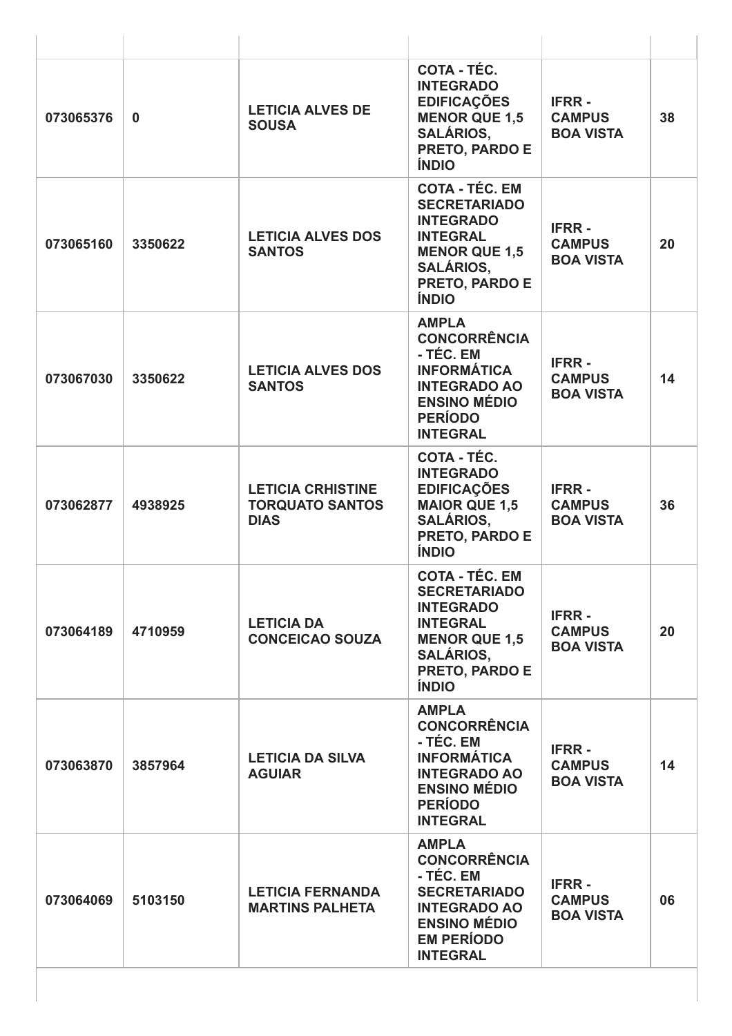| | | | | | |
|---|---|---|---|---|---|
| **073065376** | **0** | **LETICIA ALVES DE SOUSA** | **COTA - TÉC. INTEGRADO EDIFICAÇÕES MENOR QUE 1,5 SALÁRIOS, PRETO, PARDO E ÍNDIO** | **IFRR - CAMPUS BOA VISTA** | **38** |
| **073065160** | **3350622** | **LETICIA ALVES DOS SANTOS** | **COTA - TÉC. EM SECRETARIADO INTEGRADO INTEGRAL MENOR QUE 1,5 SALÁRIOS, PRETO, PARDO E ÍNDIO** | **IFRR - CAMPUS BOA VISTA** | **20** |
| **073067030** | **3350622** | **LETICIA ALVES DOS SANTOS** | **AMPLA CONCORRÊNCIA - TÉC. EM INFORMÁTICA INTEGRADO AO ENSINO MÉDIO PERÍODO INTEGRAL** | **IFRR - CAMPUS BOA VISTA** | **14** |
| **073062877** | **4938925** | **LETICIA CRHISTINE TORQUATO SANTOS DIAS** | **COTA - TÉC. INTEGRADO EDIFICAÇÕES MAIOR QUE 1,5 SALÁRIOS, PRETO, PARDO E ÍNDIO** | **IFRR - CAMPUS BOA VISTA** | **36** |
| **073064189** | **4710959** | **LETICIA DA CONCEICAO SOUZA** | **COTA - TÉC. EM SECRETARIADO INTEGRADO INTEGRAL MENOR QUE 1,5 SALÁRIOS, PRETO, PARDO E ÍNDIO** | **IFRR - CAMPUS BOA VISTA** | **20** |
| **073063870** | **3857964** | **LETICIA DA SILVA AGUIAR** | **AMPLA CONCORRÊNCIA - TÉC. EM INFORMÁTICA INTEGRADO AO ENSINO MÉDIO PERÍODO INTEGRAL** | **IFRR - CAMPUS BOA VISTA** | **14** |
| **073064069** | **5103150** | **LETICIA FERNANDA MARTINS PALHETA** | **AMPLA CONCORRÊNCIA - TÉC. EM SECRETARIADO INTEGRADO AO ENSINO MÉDIO EM PERÍODO INTEGRAL** | **IFRR - CAMPUS BOA VISTA** | **06** |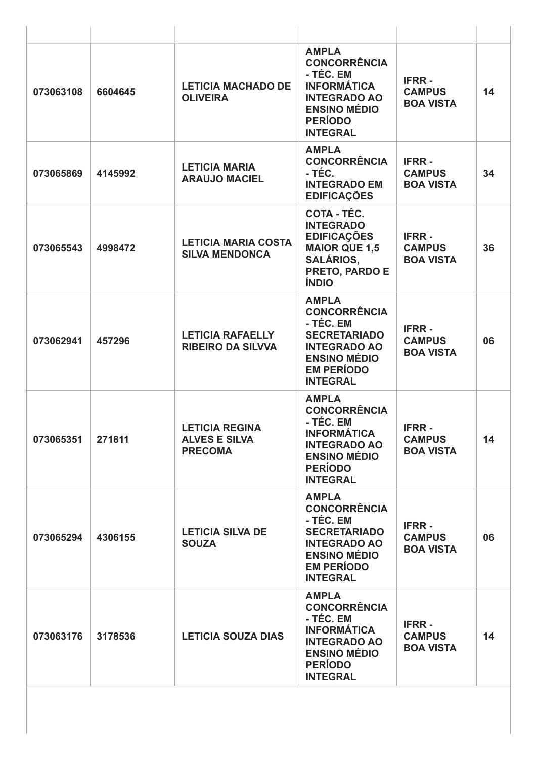| | | | | | |
|---|---|---|---|---|---|
| **073063108** | **6604645** | **LETICIA MACHADO DE OLIVEIRA** | **AMPLA CONCORRÊNCIA - TÉC. EM INFORMÁTICA INTEGRADO AO ENSINO MÉDIO PERÍODO INTEGRAL** | **IFRR - CAMPUS BOA VISTA** | **14** |
| **073065869** | **4145992** | **LETICIA MARIA ARAUJO MACIEL** | **AMPLA CONCORRÊNCIA - TÉC. INTEGRADO EM EDIFICAÇÕES** | **IFRR - CAMPUS BOA VISTA** | **34** |
| **073065543** | **4998472** | **LETICIA MARIA COSTA SILVA MENDONCA** | **COTA - TÉC. INTEGRADO EDIFICAÇÕES MAIOR QUE 1,5 SALÁRIOS, PRETO, PARDO E ÍNDIO** | **IFRR - CAMPUS BOA VISTA** | **36** |
| **073062941** | **457296** | **LETICIA RAFAELLY RIBEIRO DA SILVVA** | **AMPLA CONCORRÊNCIA - TÉC. EM SECRETARIADO INTEGRADO AO ENSINO MÉDIO EM PERÍODO INTEGRAL** | **IFRR - CAMPUS BOA VISTA** | **06** |
| **073065351** | **271811** | **LETICIA REGINA ALVES E SILVA PRECOMA** | **AMPLA CONCORRÊNCIA - TÉC. EM INFORMÁTICA INTEGRADO AO ENSINO MÉDIO PERÍODO INTEGRAL** | **IFRR - CAMPUS BOA VISTA** | **14** |
| **073065294** | **4306155** | **LETICIA SILVA DE SOUZA** | **AMPLA CONCORRÊNCIA - TÉC. EM SECRETARIADO INTEGRADO AO ENSINO MÉDIO EM PERÍODO INTEGRAL** | **IFRR - CAMPUS BOA VISTA** | **06** |
| **073063176** | **3178536** | **LETICIA SOUZA DIAS** | **AMPLA CONCORRÊNCIA - TÉC. EM INFORMÁTICA INTEGRADO AO ENSINO MÉDIO PERÍODO INTEGRAL** | **IFRR - CAMPUS BOA VISTA** | **14** |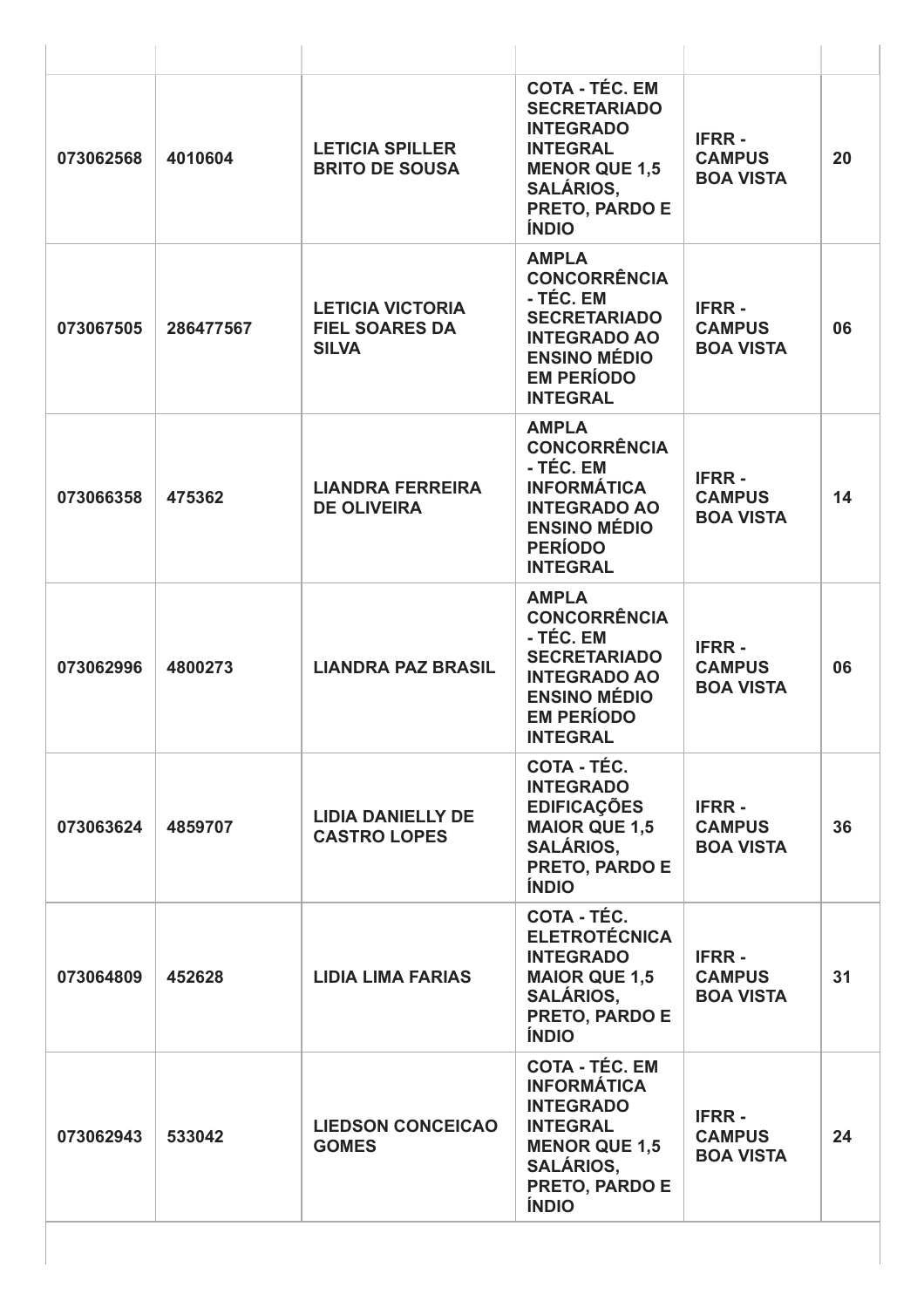| | | | | | |
|---|---|---|---|---|---|
| **073062568** | **4010604** | **LETICIA SPILLER BRITO DE SOUSA** | **COTA - TÉC. EM SECRETARIADO INTEGRADO INTEGRAL MENOR QUE 1,5 SALÁRIOS, PRETO, PARDO E ÍNDIO** | **IFRR - CAMPUS BOA VISTA** | **20** |
| **073067505** | **286477567** | **LETICIA VICTORIA FIEL SOARES DA SILVA** | **AMPLA CONCORRÊNCIA - TÉC. EM SECRETARIADO INTEGRADO AO ENSINO MÉDIO EM PERÍODO INTEGRAL** | **IFRR - CAMPUS BOA VISTA** | **06** |
| **073066358** | **475362** | **LIANDRA FERREIRA DE OLIVEIRA** | **AMPLA CONCORRÊNCIA - TÉC. EM INFORMÁTICA INTEGRADO AO ENSINO MÉDIO PERÍODO INTEGRAL** | **IFRR - CAMPUS BOA VISTA** | **14** |
| **073062996** | **4800273** | **LIANDRA PAZ BRASIL** | **AMPLA CONCORRÊNCIA - TÉC. EM SECRETARIADO INTEGRADO AO ENSINO MÉDIO EM PERÍODO INTEGRAL** | **IFRR - CAMPUS BOA VISTA** | **06** |
| **073063624** | **4859707** | **LIDIA DANIELLY DE CASTRO LOPES** | **COTA - TÉC. INTEGRADO EDIFICAÇÕES MAIOR QUE 1,5 SALÁRIOS, PRETO, PARDO E ÍNDIO** | **IFRR - CAMPUS BOA VISTA** | **36** |
| **073064809** | **452628** | **LIDIA LIMA FARIAS** | **COTA - TÉC. ELETROTÉCNICA INTEGRADO MAIOR QUE 1,5 SALÁRIOS, PRETO, PARDO E ÍNDIO** | **IFRR - CAMPUS BOA VISTA** | **31** |
| **073062943** | **533042** | **LIEDSON CONCEICAO GOMES** | **COTA - TÉC. EM INFORMÁTICA INTEGRADO INTEGRAL MENOR QUE 1,5 SALÁRIOS, PRETO, PARDO E ÍNDIO** | **IFRR - CAMPUS BOA VISTA** | **24** |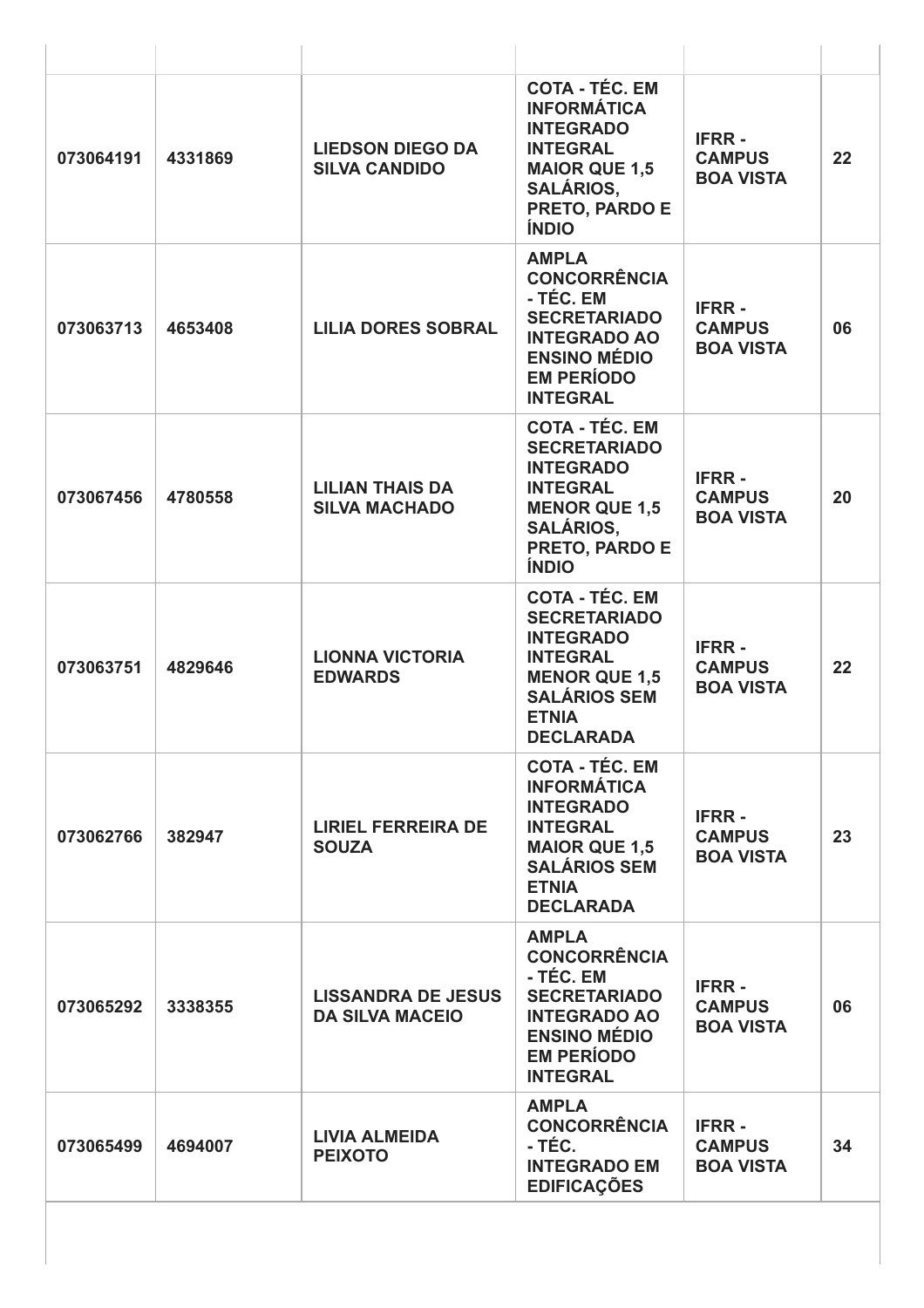| | | | | | |
|---|---|---|---|---|---|
| **073064191** | **4331869** | **LIEDSON DIEGO DA SILVA CANDIDO** | **COTA - TÉC. EM INFORMÁTICA INTEGRADO INTEGRAL MAIOR QUE 1,5 SALÁRIOS, PRETO, PARDO E ÍNDIO** | **IFRR - CAMPUS BOA VISTA** | **22** |
| **073063713** | **4653408** | **LILIA DORES SOBRAL** | **AMPLA CONCORRÊNCIA - TÉC. EM SECRETARIADO INTEGRADO AO ENSINO MÉDIO EM PERÍODO INTEGRAL** | **IFRR - CAMPUS BOA VISTA** | **06** |
| **073067456** | **4780558** | **LILIAN THAIS DA SILVA MACHADO** | **COTA - TÉC. EM SECRETARIADO INTEGRADO INTEGRAL MENOR QUE 1,5 SALÁRIOS, PRETO, PARDO E ÍNDIO** | **IFRR - CAMPUS BOA VISTA** | **20** |
| **073063751** | **4829646** | **LIONNA VICTORIA EDWARDS** | **COTA - TÉC. EM SECRETARIADO INTEGRADO INTEGRAL MENOR QUE 1,5 SALÁRIOS SEM ETNIA DECLARADA** | **IFRR - CAMPUS BOA VISTA** | **22** |
| **073062766** | **382947** | **LIRIEL FERREIRA DE SOUZA** | **COTA - TÉC. EM INFORMÁTICA INTEGRADO INTEGRAL MAIOR QUE 1,5 SALÁRIOS SEM ETNIA DECLARADA** | **IFRR - CAMPUS BOA VISTA** | **23** |
| **073065292** | **3338355** | **LISSANDRA DE JESUS DA SILVA MACEIO** | **AMPLA CONCORRÊNCIA - TÉC. EM SECRETARIADO INTEGRADO AO ENSINO MÉDIO EM PERÍODO INTEGRAL** | **IFRR - CAMPUS BOA VISTA** | **06** |
| **073065499** | **4694007** | **LIVIA ALMEIDA PEIXOTO** | **AMPLA CONCORRÊNCIA - TÉC. INTEGRADO EM EDIFICAÇÕES** | **IFRR - CAMPUS BOA VISTA** | **34** |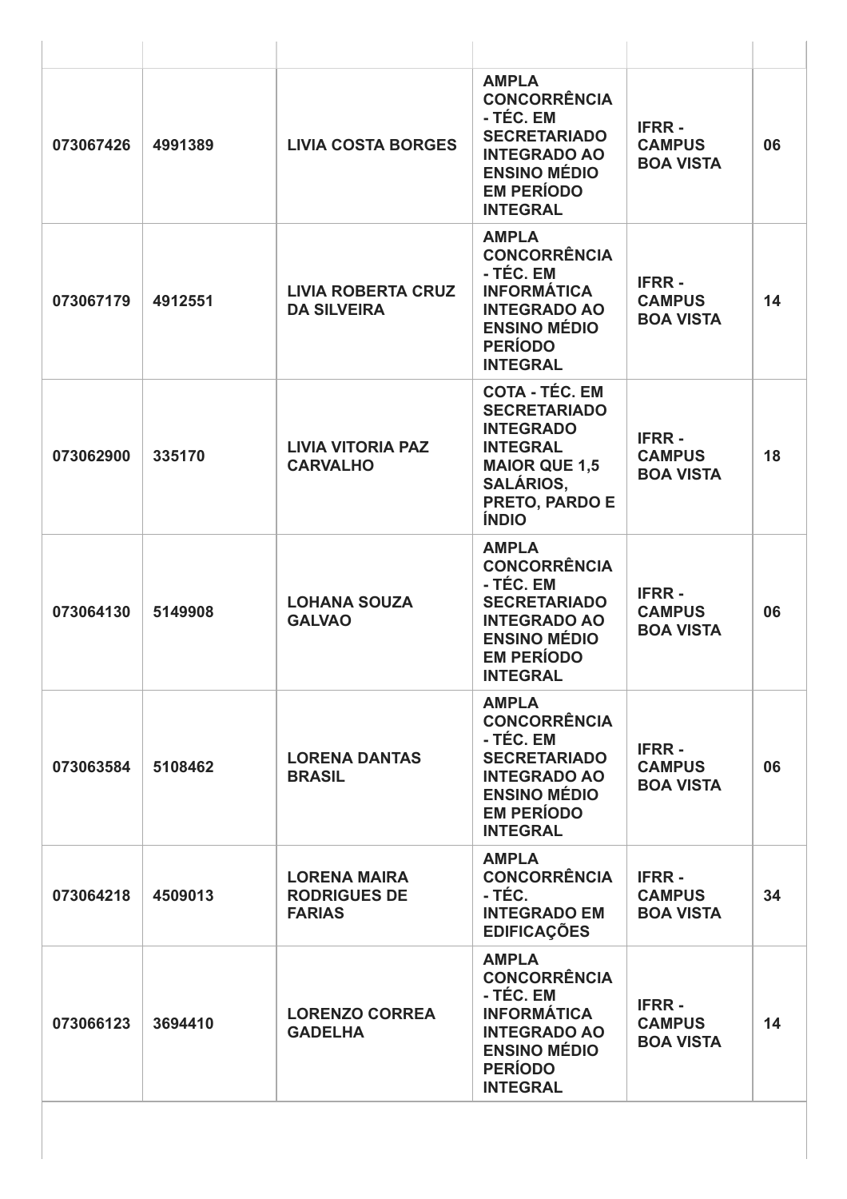| | | | | | |
|---|---|---|---|---|---|
| **073067426** | **4991389** | **LIVIA COSTA BORGES** | **AMPLA CONCORRÊNCIA - TÉC. EM SECRETARIADO INTEGRADO AO ENSINO MÉDIO EM PERÍODO INTEGRAL** | **IFRR - CAMPUS BOA VISTA** | **06** |
| **073067179** | **4912551** | **LIVIA ROBERTA CRUZ DA SILVEIRA** | **AMPLA CONCORRÊNCIA - TÉC. EM INFORMÁTICA INTEGRADO AO ENSINO MÉDIO PERÍODO INTEGRAL** | **IFRR - CAMPUS BOA VISTA** | **14** |
| **073062900** | **335170** | **LIVIA VITORIA PAZ CARVALHO** | **COTA - TÉC. EM SECRETARIADO INTEGRADO INTEGRAL MAIOR QUE 1,5 SALÁRIOS, PRETO, PARDO E ÍNDIO** | **IFRR - CAMPUS BOA VISTA** | **18** |
| **073064130** | **5149908** | **LOHANA SOUZA GALVAO** | **AMPLA CONCORRÊNCIA - TÉC. EM SECRETARIADO INTEGRADO AO ENSINO MÉDIO EM PERÍODO INTEGRAL** | **IFRR - CAMPUS BOA VISTA** | **06** |
| **073063584** | **5108462** | **LORENA DANTAS BRASIL** | **AMPLA CONCORRÊNCIA - TÉC. EM SECRETARIADO INTEGRADO AO ENSINO MÉDIO EM PERÍODO INTEGRAL** | **IFRR - CAMPUS BOA VISTA** | **06** |
| **073064218** | **4509013** | **LORENA MAIRA RODRIGUES DE FARIAS** | **AMPLA CONCORRÊNCIA - TÉC. INTEGRADO EM EDIFICAÇÕES** | **IFRR - CAMPUS BOA VISTA** | **34** |
| **073066123** | **3694410** | **LORENZO CORREA GADELHA** | **AMPLA CONCORRÊNCIA - TÉC. EM INFORMÁTICA INTEGRADO AO ENSINO MÉDIO PERÍODO INTEGRAL** | **IFRR - CAMPUS BOA VISTA** | **14** |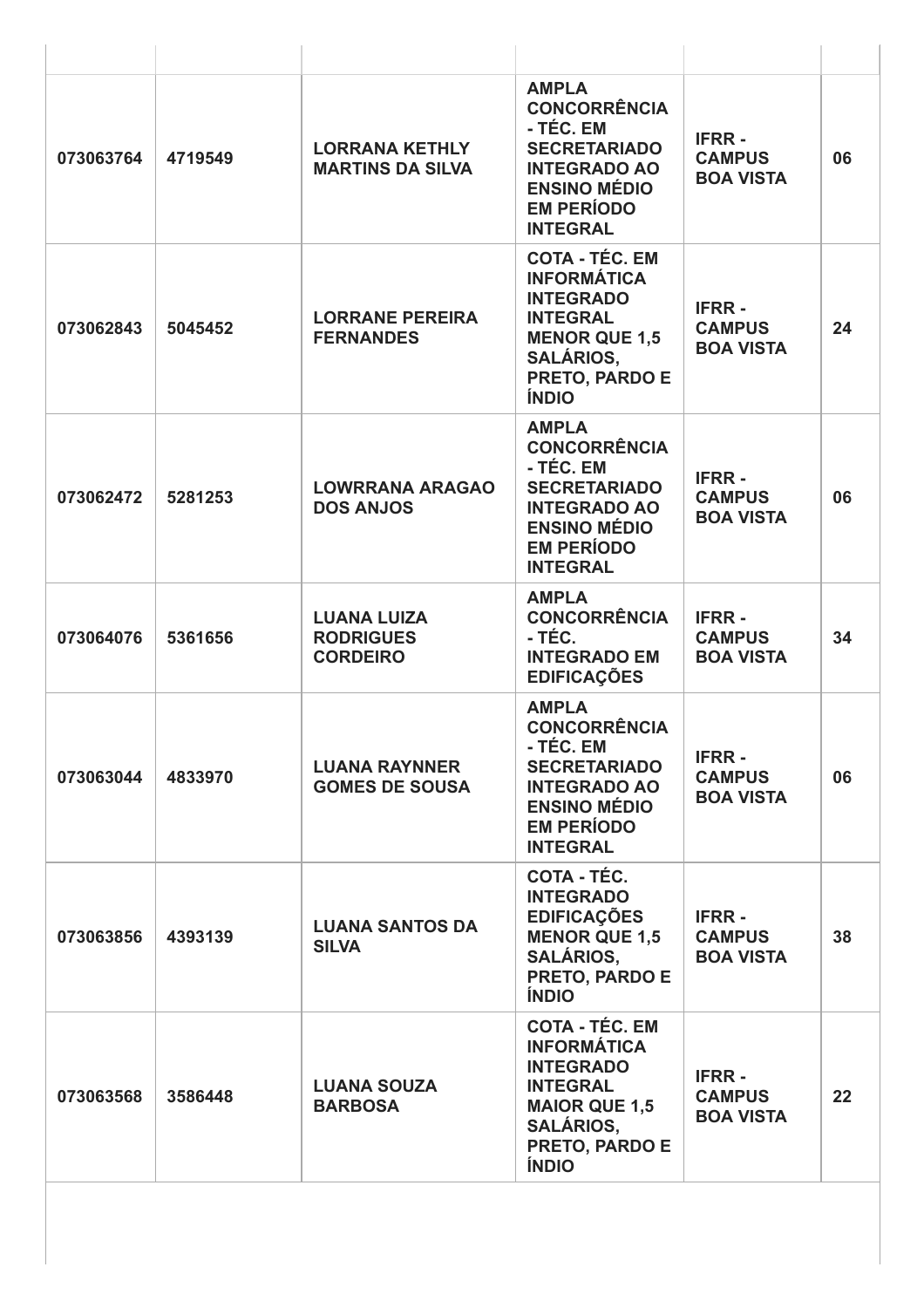| | | | | | |
|---|---|---|---|---|---|
| **073063764** | **4719549** | **LORRANA KETHLY MARTINS DA SILVA** | **AMPLA CONCORRÊNCIA - TÉC. EM SECRETARIADO INTEGRADO AO ENSINO MÉDIO EM PERÍODO INTEGRAL** | **IFRR - CAMPUS BOA VISTA** | **06** |
| **073062843** | **5045452** | **LORRANE PEREIRA FERNANDES** | **COTA - TÉC. EM INFORMÁTICA INTEGRADO INTEGRAL MENOR QUE 1,5 SALÁRIOS, PRETO, PARDO E ÍNDIO** | **IFRR - CAMPUS BOA VISTA** | **24** |
| **073062472** | **5281253** | **LOWRRANA ARAGAO DOS ANJOS** | **AMPLA CONCORRÊNCIA - TÉC. EM SECRETARIADO INTEGRADO AO ENSINO MÉDIO EM PERÍODO INTEGRAL** | **IFRR - CAMPUS BOA VISTA** | **06** |
| **073064076** | **5361656** | **LUANA LUIZA RODRIGUES CORDEIRO** | **AMPLA CONCORRÊNCIA - TÉC. INTEGRADO EM EDIFICAÇÕES** | **IFRR - CAMPUS BOA VISTA** | **34** |
| **073063044** | **4833970** | **LUANA RAYNNER GOMES DE SOUSA** | **AMPLA CONCORRÊNCIA - TÉC. EM SECRETARIADO INTEGRADO AO ENSINO MÉDIO EM PERÍODO INTEGRAL** | **IFRR - CAMPUS BOA VISTA** | **06** |
| **073063856** | **4393139** | **LUANA SANTOS DA SILVA** | **COTA - TÉC. INTEGRADO EDIFICAÇÕES MENOR QUE 1,5 SALÁRIOS, PRETO, PARDO E ÍNDIO** | **IFRR - CAMPUS BOA VISTA** | **38** |
| **073063568** | **3586448** | **LUANA SOUZA BARBOSA** | **COTA - TÉC. EM INFORMÁTICA INTEGRADO INTEGRAL MAIOR QUE 1,5 SALÁRIOS, PRETO, PARDO E ÍNDIO** | **IFRR - CAMPUS BOA VISTA** | **22** |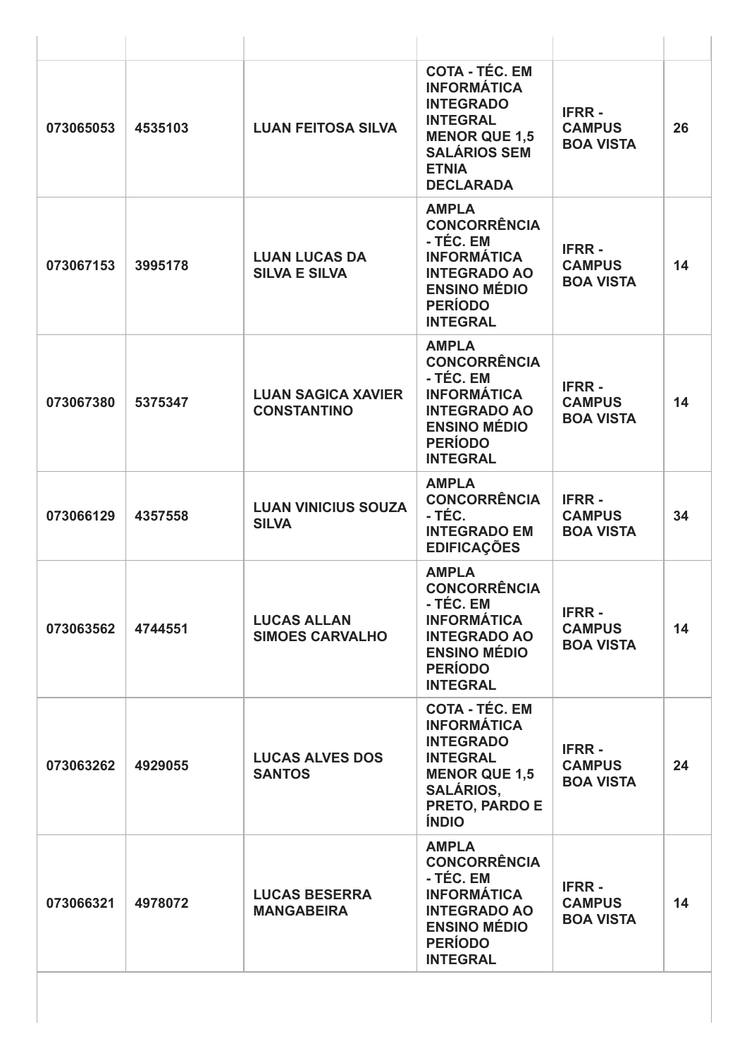| | | | | | |
|---|---|---|---|---|---|
| 073065053 | 4535103 | **LUAN FEITOSA SILVA** | **COTA - TÉC. EM INFORMÁTICA INTEGRADO INTEGRAL MENOR QUE 1,5 SALÁRIOS SEM ETNIA DECLARADA** | **IFRR - CAMPUS BOA VISTA** | 26 |
| 073067153 | 3995178 | **LUAN LUCAS DA SILVA E SILVA** | **AMPLA CONCORRÊNCIA - TÉC. EM INFORMÁTICA INTEGRADO AO ENSINO MÉDIO PERÍODO INTEGRAL** | **IFRR - CAMPUS BOA VISTA** | 14 |
| 073067380 | 5375347 | **LUAN SAGICA XAVIER CONSTANTINO** | **AMPLA CONCORRÊNCIA - TÉC. EM INFORMÁTICA INTEGRADO AO ENSINO MÉDIO PERÍODO INTEGRAL** | **IFRR - CAMPUS BOA VISTA** | 14 |
| 073066129 | 4357558 | **LUAN VINICIUS SOUZA SILVA** | **AMPLA CONCORRÊNCIA - TÉC. INTEGRADO EM EDIFICAÇÕES** | **IFRR - CAMPUS BOA VISTA** | 34 |
| 073063562 | 4744551 | **LUCAS ALLAN SIMOES CARVALHO** | **AMPLA CONCORRÊNCIA - TÉC. EM INFORMÁTICA INTEGRADO AO ENSINO MÉDIO PERÍODO INTEGRAL** | **IFRR - CAMPUS BOA VISTA** | 14 |
| 073063262 | 4929055 | **LUCAS ALVES DOS SANTOS** | **COTA - TÉC. EM INFORMÁTICA INTEGRADO INTEGRAL MENOR QUE 1,5 SALÁRIOS, PRETO, PARDO E ÍNDIO** | **IFRR - CAMPUS BOA VISTA** | 24 |
| 073066321 | 4978072 | **LUCAS BESERRA MANGABEIRA** | **AMPLA CONCORRÊNCIA - TÉC. EM INFORMÁTICA INTEGRADO AO ENSINO MÉDIO PERÍODO INTEGRAL** | **IFRR - CAMPUS BOA VISTA** | 14 |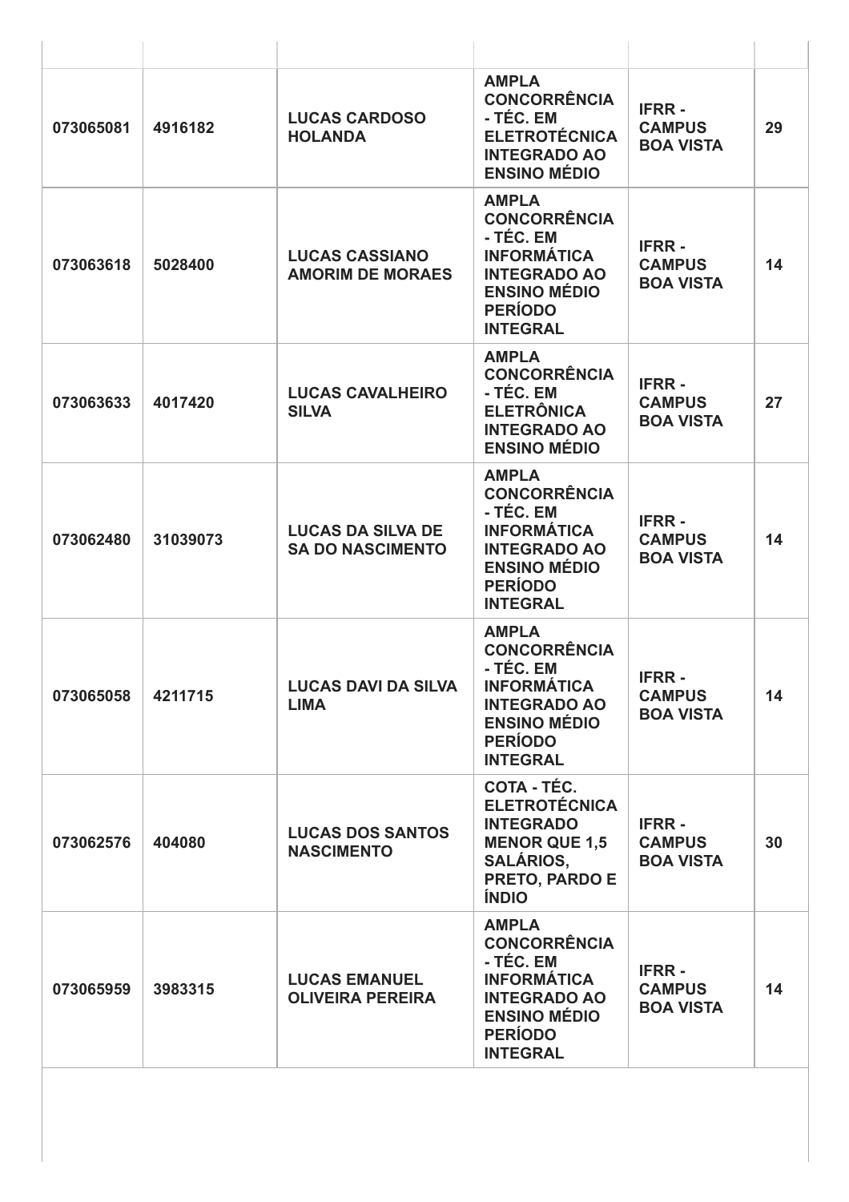| | | | | | |
|---|---|---|---|---|---|
| **073065081** | **4916182** | **LUCAS CARDOSO HOLANDA** | **AMPLA CONCORRÊNCIA - TÉC. EM ELETROTÉCNICA INTEGRADO AO ENSINO MÉDIO** | **IFRR - CAMPUS BOA VISTA** | **29** |
| **073063618** | **5028400** | **LUCAS CASSIANO AMORIM DE MORAES** | **AMPLA CONCORRÊNCIA - TÉC. EM INFORMÁTICA INTEGRADO AO ENSINO MÉDIO PERÍODO INTEGRAL** | **IFRR - CAMPUS BOA VISTA** | **14** |
| **073063633** | **4017420** | **LUCAS CAVALHEIRO SILVA** | **AMPLA CONCORRÊNCIA - TÉC. EM ELETRÔNICA INTEGRADO AO ENSINO MÉDIO** | **IFRR - CAMPUS BOA VISTA** | **27** |
| **073062480** | **31039073** | **LUCAS DA SILVA DE SA DO NASCIMENTO** | **AMPLA CONCORRÊNCIA - TÉC. EM INFORMÁTICA INTEGRADO AO ENSINO MÉDIO PERÍODO INTEGRAL** | **IFRR - CAMPUS BOA VISTA** | **14** |
| **073065058** | **4211715** | **LUCAS DAVI DA SILVA LIMA** | **AMPLA CONCORRÊNCIA - TÉC. EM INFORMÁTICA INTEGRADO AO ENSINO MÉDIO PERÍODO INTEGRAL** | **IFRR - CAMPUS BOA VISTA** | **14** |
| **073062576** | **404080** | **LUCAS DOS SANTOS NASCIMENTO** | **COTA - TÉC. ELETROTÉCNICA INTEGRADO MENOR QUE 1,5 SALÁRIOS, PRETO, PARDO E ÍNDIO** | **IFRR - CAMPUS BOA VISTA** | **30** |
| **073065959** | **3983315** | **LUCAS EMANUEL OLIVEIRA PEREIRA** | **AMPLA CONCORRÊNCIA - TÉC. EM INFORMÁTICA INTEGRADO AO ENSINO MÉDIO PERÍODO INTEGRAL** | **IFRR - CAMPUS BOA VISTA** | **14** |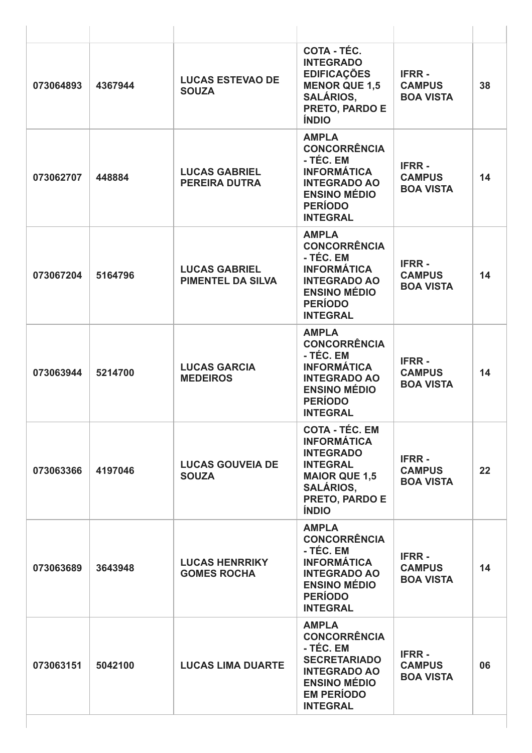| | | | | | |
|---|---|---|---|---|---|
| **073064893** | **4367944** | **LUCAS ESTEVAO DE SOUZA** | **COTA - TÉC. INTEGRADO EDIFICAÇÕES MENOR QUE 1,5 SALÁRIOS, PRETO, PARDO E ÍNDIO** | **IFRR - CAMPUS BOA VISTA** | **38** |
| **073062707** | **448884** | **LUCAS GABRIEL PEREIRA DUTRA** | **AMPLA CONCORRÊNCIA - TÉC. EM INFORMÁTICA INTEGRADO AO ENSINO MÉDIO PERÍODO INTEGRAL** | **IFRR - CAMPUS BOA VISTA** | **14** |
| **073067204** | **5164796** | **LUCAS GABRIEL PIMENTEL DA SILVA** | **AMPLA CONCORRÊNCIA - TÉC. EM INFORMÁTICA INTEGRADO AO ENSINO MÉDIO PERÍODO INTEGRAL** | **IFRR - CAMPUS BOA VISTA** | **14** |
| **073063944** | **5214700** | **LUCAS GARCIA MEDEIROS** | **AMPLA CONCORRÊNCIA - TÉC. EM INFORMÁTICA INTEGRADO AO ENSINO MÉDIO PERÍODO INTEGRAL** | **IFRR - CAMPUS BOA VISTA** | **14** |
| **073063366** | **4197046** | **LUCAS GOUVEIA DE SOUZA** | **COTA - TÉC. EM INFORMÁTICA INTEGRADO INTEGRAL MAIOR QUE 1,5 SALÁRIOS, PRETO, PARDO E ÍNDIO** | **IFRR - CAMPUS BOA VISTA** | **22** |
| **073063689** | **3643948** | **LUCAS HENRRIKY GOMES ROCHA** | **AMPLA CONCORRÊNCIA - TÉC. EM INFORMÁTICA INTEGRADO AO ENSINO MÉDIO PERÍODO INTEGRAL** | **IFRR - CAMPUS BOA VISTA** | **14** |
| **073063151** | **5042100** | **LUCAS LIMA DUARTE** | **AMPLA CONCORRÊNCIA - TÉC. EM SECRETARIADO INTEGRADO AO ENSINO MÉDIO EM PERÍODO INTEGRAL** | **IFRR - CAMPUS BOA VISTA** | **06** |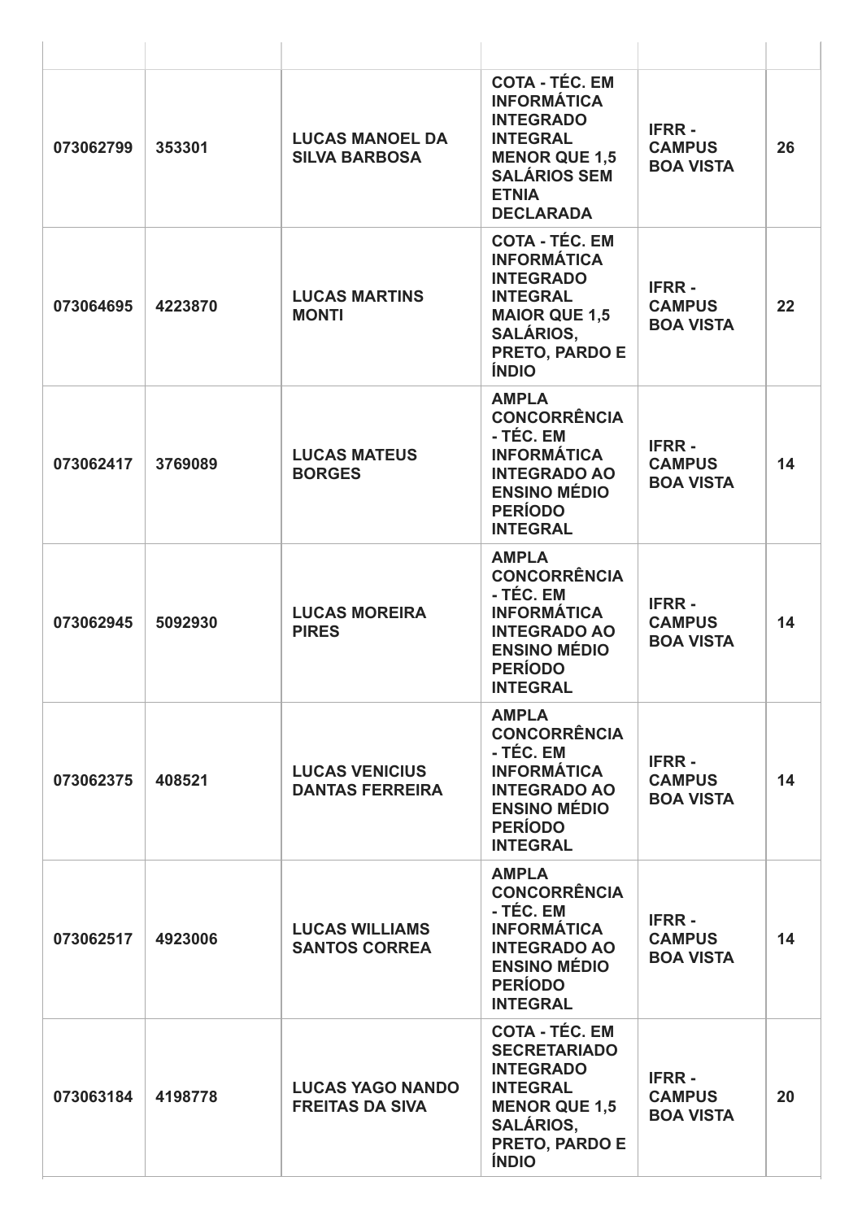| | | | | | |
|---|---|---|---|---|---|
| 073062799 | 353301 | LUCAS MANOEL DA SILVA BARBOSA | COTA - TÉC. EM INFORMÁTICA INTEGRADO INTEGRAL MENOR QUE 1,5 SALÁRIOS SEM ETNIA DECLARADA | IFRR - CAMPUS BOA VISTA | 26 |
| 073064695 | 4223870 | LUCAS MARTINS MONTI | COTA - TÉC. EM INFORMÁTICA INTEGRADO INTEGRAL MAIOR QUE 1,5 SALÁRIOS, PRETO, PARDO E ÍNDIO | IFRR - CAMPUS BOA VISTA | 22 |
| 073062417 | 3769089 | LUCAS MATEUS BORGES | AMPLA CONCORRÊNCIA - TÉC. EM INFORMÁTICA INTEGRADO AO ENSINO MÉDIO PERÍODO INTEGRAL | IFRR - CAMPUS BOA VISTA | 14 |
| 073062945 | 5092930 | LUCAS MOREIRA PIRES | AMPLA CONCORRÊNCIA - TÉC. EM INFORMÁTICA INTEGRADO AO ENSINO MÉDIO PERÍODO INTEGRAL | IFRR - CAMPUS BOA VISTA | 14 |
| 073062375 | 408521 | LUCAS VENICIUS DANTAS FERREIRA | AMPLA CONCORRÊNCIA - TÉC. EM INFORMÁTICA INTEGRADO AO ENSINO MÉDIO PERÍODO INTEGRAL | IFRR - CAMPUS BOA VISTA | 14 |
| 073062517 | 4923006 | LUCAS WILLIAMS SANTOS CORREA | AMPLA CONCORRÊNCIA - TÉC. EM INFORMÁTICA INTEGRADO AO ENSINO MÉDIO PERÍODO INTEGRAL | IFRR - CAMPUS BOA VISTA | 14 |
| 073063184 | 4198778 | LUCAS YAGO NANDO FREITAS DA SIVA | COTA - TÉC. EM SECRETARIADO INTEGRADO INTEGRAL MENOR QUE 1,5 SALÁRIOS, PRETO, PARDO E ÍNDIO | IFRR - CAMPUS BOA VISTA | 20 |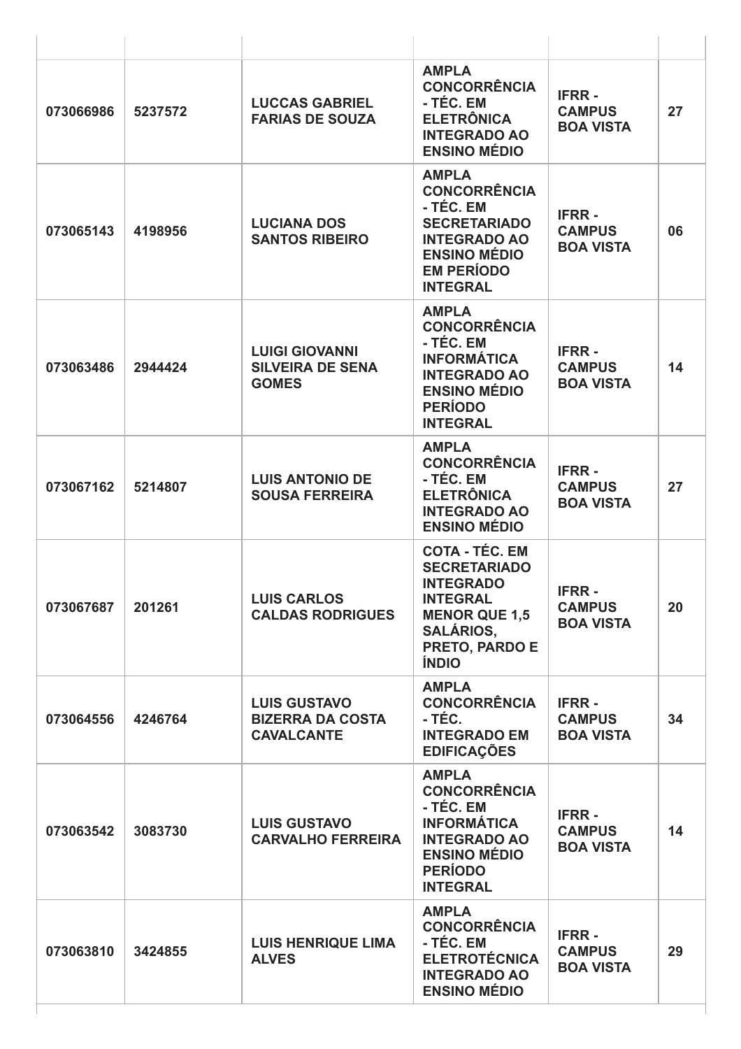| | | | | | |
|---|---|---|---|---|---|
| 073066986 | 5237572 | **LUCCAS GABRIEL FARIAS DE SOUZA** | **AMPLA CONCORRÊNCIA - TÉC. EM ELETRÔNICA INTEGRADO AO ENSINO MÉDIO** | **IFRR - CAMPUS BOA VISTA** | 27 |
| 073065143 | 4198956 | **LUCIANA DOS SANTOS RIBEIRO** | **AMPLA CONCORRÊNCIA - TÉC. EM SECRETARIADO INTEGRADO AO ENSINO MÉDIO EM PERÍODO INTEGRAL** | **IFRR - CAMPUS BOA VISTA** | 06 |
| 073063486 | 2944424 | **LUIGI GIOVANNI SILVEIRA DE SENA GOMES** | **AMPLA CONCORRÊNCIA - TÉC. EM INFORMÁTICA INTEGRADO AO ENSINO MÉDIO PERÍODO INTEGRAL** | **IFRR - CAMPUS BOA VISTA** | 14 |
| 073067162 | 5214807 | **LUIS ANTONIO DE SOUSA FERREIRA** | **AMPLA CONCORRÊNCIA - TÉC. EM ELETRÔNICA INTEGRADO AO ENSINO MÉDIO** | **IFRR - CAMPUS BOA VISTA** | 27 |
| 073067687 | 201261 | **LUIS CARLOS CALDAS RODRIGUES** | **COTA - TÉC. EM SECRETARIADO INTEGRADO INTEGRAL MENOR QUE 1,5 SALÁRIOS, PRETO, PARDO E ÍNDIO** | **IFRR - CAMPUS BOA VISTA** | 20 |
| 073064556 | 4246764 | **LUIS GUSTAVO BIZERRA DA COSTA CAVALCANTE** | **AMPLA CONCORRÊNCIA - TÉC. INTEGRADO EM EDIFICAÇÕES** | **IFRR - CAMPUS BOA VISTA** | 34 |
| 073063542 | 3083730 | **LUIS GUSTAVO CARVALHO FERREIRA** | **AMPLA CONCORRÊNCIA - TÉC. EM INFORMÁTICA INTEGRADO AO ENSINO MÉDIO PERÍODO INTEGRAL** | **IFRR - CAMPUS BOA VISTA** | 14 |
| 073063810 | 3424855 | **LUIS HENRIQUE LIMA ALVES** | **AMPLA CONCORRÊNCIA - TÉC. EM ELETROTÉCNICA INTEGRADO AO ENSINO MÉDIO** | **IFRR - CAMPUS BOA VISTA** | 29 |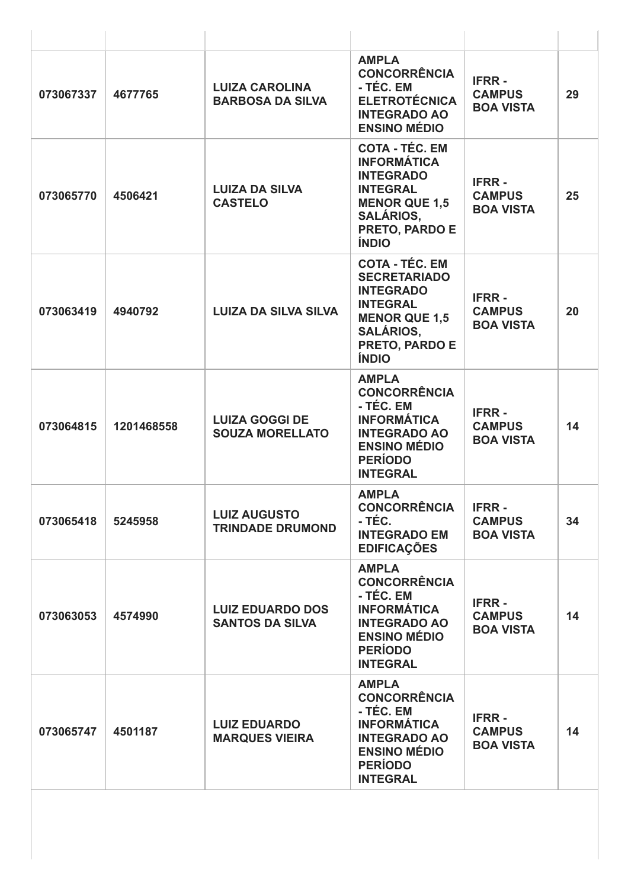|  |  |  |  |  |  |
|---|---|---|---|---|---|
| **073067337** | **4677765** | **LUIZA CAROLINA BARBOSA DA SILVA** | **AMPLA CONCORRÊNCIA - TÉC. EM ELETROTÉCNICA INTEGRADO AO ENSINO MÉDIO** | **IFRR - CAMPUS BOA VISTA** | **29** |
| **073065770** | **4506421** | **LUIZA DA SILVA CASTELO** | **COTA - TÉC. EM INFORMÁTICA INTEGRADO INTEGRAL MENOR QUE 1,5 SALÁRIOS, PRETO, PARDO E ÍNDIO** | **IFRR - CAMPUS BOA VISTA** | **25** |
| **073063419** | **4940792** | **LUIZA DA SILVA SILVA** | **COTA - TÉC. EM SECRETARIADO INTEGRADO INTEGRAL MENOR QUE 1,5 SALÁRIOS, PRETO, PARDO E ÍNDIO** | **IFRR - CAMPUS BOA VISTA** | **20** |
| **073064815** | **1201468558** | **LUIZA GOGGI DE SOUZA MORELLATO** | **AMPLA CONCORRÊNCIA - TÉC. EM INFORMÁTICA INTEGRADO AO ENSINO MÉDIO PERÍODO INTEGRAL** | **IFRR - CAMPUS BOA VISTA** | **14** |
| **073065418** | **5245958** | **LUIZ AUGUSTO TRINDADE DRUMOND** | **AMPLA CONCORRÊNCIA - TÉC. INTEGRADO EM EDIFICAÇÕES** | **IFRR - CAMPUS BOA VISTA** | **34** |
| **073063053** | **4574990** | **LUIZ EDUARDO DOS SANTOS DA SILVA** | **AMPLA CONCORRÊNCIA - TÉC. EM INFORMÁTICA INTEGRADO AO ENSINO MÉDIO PERÍODO INTEGRAL** | **IFRR - CAMPUS BOA VISTA** | **14** |
| **073065747** | **4501187** | **LUIZ EDUARDO MARQUES VIEIRA** | **AMPLA CONCORRÊNCIA - TÉC. EM INFORMÁTICA INTEGRADO AO ENSINO MÉDIO PERÍODO INTEGRAL** | **IFRR - CAMPUS BOA VISTA** | **14** |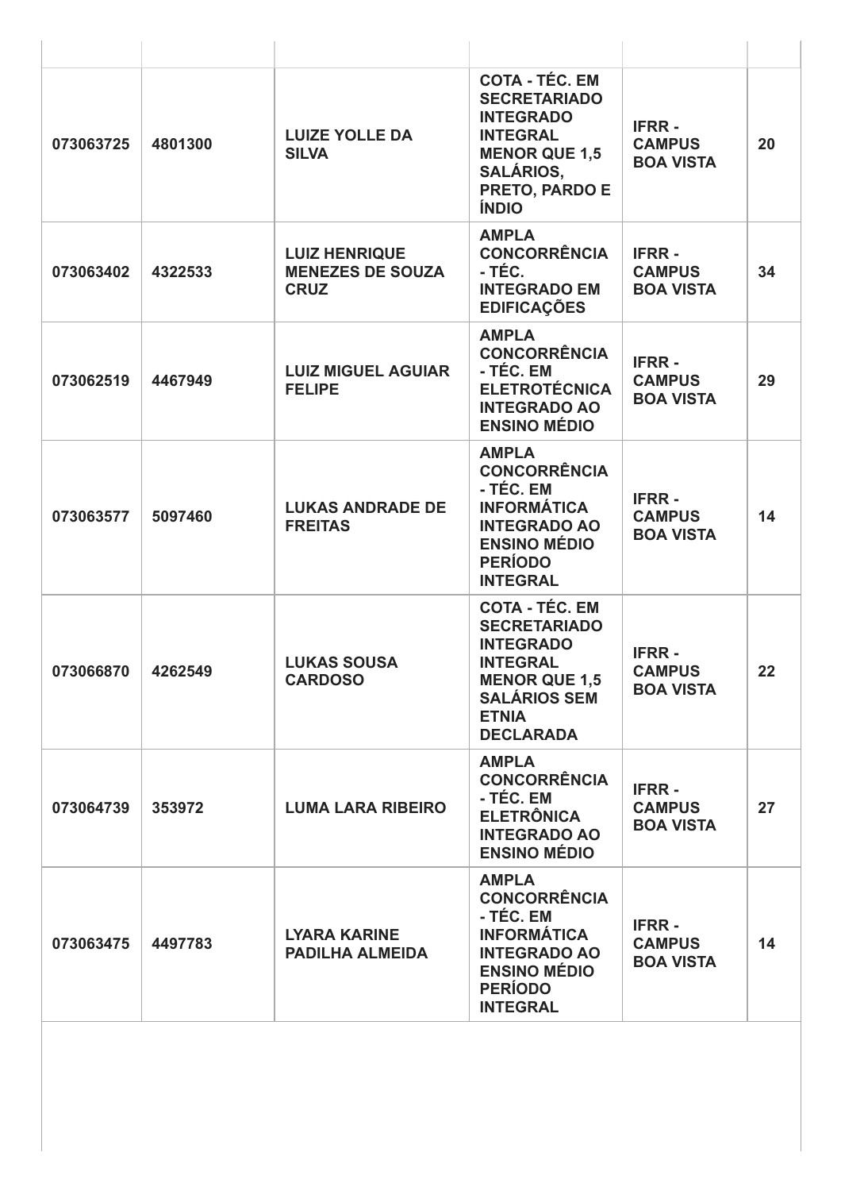| | | | | | |
|---|---|---|---|---|---|
| **073063725** | **4801300** | **LUIZE YOLLE DA SILVA** | **COTA - TÉC. EM SECRETARIADO INTEGRADO INTEGRAL MENOR QUE 1,5 SALÁRIOS, PRETO, PARDO E ÍNDIO** | **IFRR - CAMPUS BOA VISTA** | **20** |
| **073063402** | **4322533** | **LUIZ HENRIQUE MENEZES DE SOUZA CRUZ** | **AMPLA CONCORRÊNCIA - TÉC. INTEGRADO EM EDIFICAÇÕES** | **IFRR - CAMPUS BOA VISTA** | **34** |
| **073062519** | **4467949** | **LUIZ MIGUEL AGUIAR FELIPE** | **AMPLA CONCORRÊNCIA - TÉC. EM ELETROTÉCNICA INTEGRADO AO ENSINO MÉDIO** | **IFRR - CAMPUS BOA VISTA** | **29** |
| **073063577** | **5097460** | **LUKAS ANDRADE DE FREITAS** | **AMPLA CONCORRÊNCIA - TÉC. EM INFORMÁTICA INTEGRADO AO ENSINO MÉDIO PERÍODO INTEGRAL** | **IFRR - CAMPUS BOA VISTA** | **14** |
| **073066870** | **4262549** | **LUKAS SOUSA CARDOSO** | **COTA - TÉC. EM SECRETARIADO INTEGRADO INTEGRAL MENOR QUE 1,5 SALÁRIOS SEM ETNIA DECLARADA** | **IFRR - CAMPUS BOA VISTA** | **22** |
| **073064739** | **353972** | **LUMA LARA RIBEIRO** | **AMPLA CONCORRÊNCIA - TÉC. EM ELETRÔNICA INTEGRADO AO ENSINO MÉDIO** | **IFRR - CAMPUS BOA VISTA** | **27** |
| **073063475** | **4497783** | **LYARA KARINE PADILHA ALMEIDA** | **AMPLA CONCORRÊNCIA - TÉC. EM INFORMÁTICA INTEGRADO AO ENSINO MÉDIO PERÍODO INTEGRAL** | **IFRR - CAMPUS BOA VISTA** | **14** |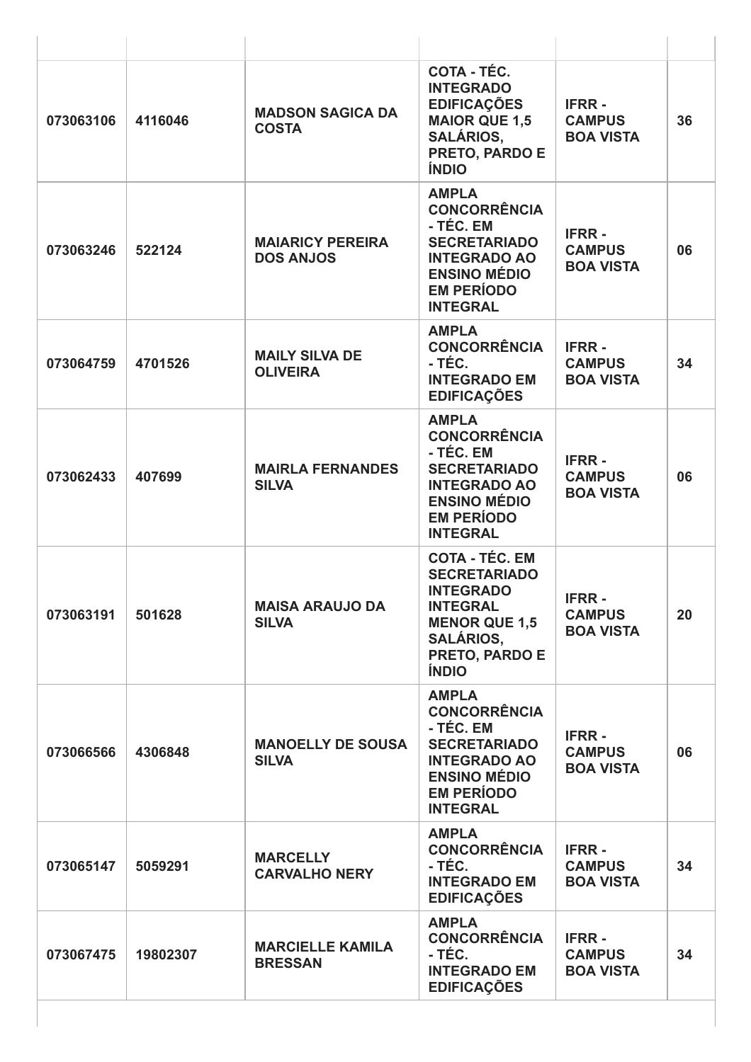| | | | | | |
|---|---|---|---|---|---|
| 073063106 | 4116046 | MADSON SAGICA DA COSTA | COTA - TÉC. INTEGRADO EDIFICAÇÕES MAIOR QUE 1,5 SALÁRIOS, PRETO, PARDO E ÍNDIO | IFRR - CAMPUS BOA VISTA | 36 |
| 073063246 | 522124 | MAIARICY PEREIRA DOS ANJOS | AMPLA CONCORRÊNCIA - TÉC. EM SECRETARIADO INTEGRADO AO ENSINO MÉDIO EM PERÍODO INTEGRAL | IFRR - CAMPUS BOA VISTA | 06 |
| 073064759 | 4701526 | MAILY SILVA DE OLIVEIRA | AMPLA CONCORRÊNCIA - TÉC. INTEGRADO EM EDIFICAÇÕES | IFRR - CAMPUS BOA VISTA | 34 |
| 073062433 | 407699 | MAIRLA FERNANDES SILVA | AMPLA CONCORRÊNCIA - TÉC. EM SECRETARIADO INTEGRADO AO ENSINO MÉDIO EM PERÍODO INTEGRAL | IFRR - CAMPUS BOA VISTA | 06 |
| 073063191 | 501628 | MAISA ARAUJO DA SILVA | COTA - TÉC. EM SECRETARIADO INTEGRADO INTEGRAL MENOR QUE 1,5 SALÁRIOS, PRETO, PARDO E ÍNDIO | IFRR - CAMPUS BOA VISTA | 20 |
| 073066566 | 4306848 | MANOELLY DE SOUSA SILVA | AMPLA CONCORRÊNCIA - TÉC. EM SECRETARIADO INTEGRADO AO ENSINO MÉDIO EM PERÍODO INTEGRAL | IFRR - CAMPUS BOA VISTA | 06 |
| 073065147 | 5059291 | MARCELLY CARVALHO NERY | AMPLA CONCORRÊNCIA - TÉC. INTEGRADO EM EDIFICAÇÕES | IFRR - CAMPUS BOA VISTA | 34 |
| 073067475 | 19802307 | MARCIELLE KAMILA BRESSAN | AMPLA CONCORRÊNCIA - TÉC. INTEGRADO EM EDIFICAÇÕES | IFRR - CAMPUS BOA VISTA | 34 |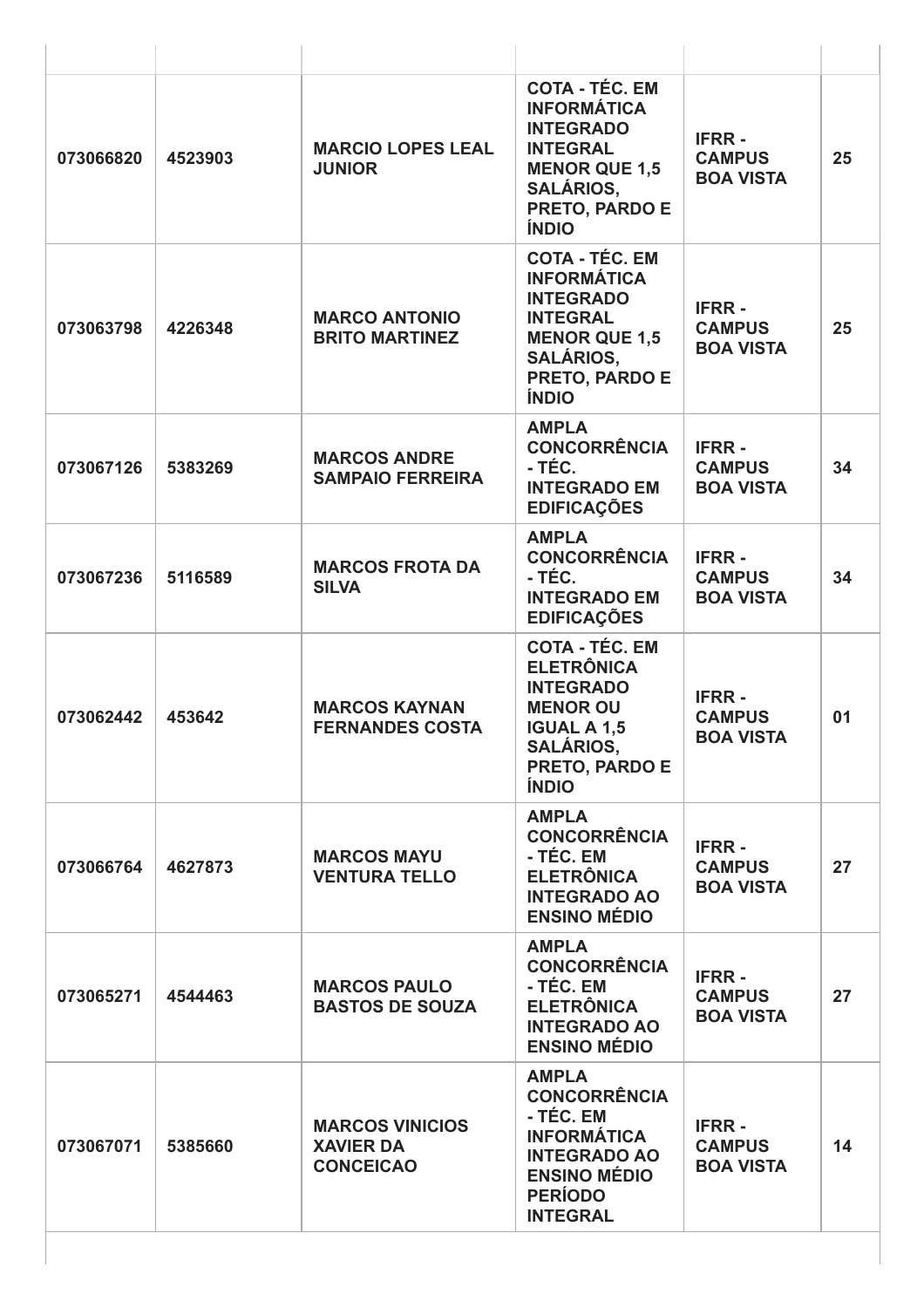| | | | | | |
|---|---|---|---|---|---|
| **073066820** | **4523903** | **MARCIO LOPES LEAL JUNIOR** | **COTA - TÉC. EM INFORMÁTICA INTEGRADO INTEGRAL MENOR QUE 1,5 SALÁRIOS, PRETO, PARDO E ÍNDIO** | **IFRR - CAMPUS BOA VISTA** | **25** |
| **073063798** | **4226348** | **MARCO ANTONIO BRITO MARTINEZ** | **COTA - TÉC. EM INFORMÁTICA INTEGRADO INTEGRAL MENOR QUE 1,5 SALÁRIOS, PRETO, PARDO E ÍNDIO** | **IFRR - CAMPUS BOA VISTA** | **25** |
| **073067126** | **5383269** | **MARCOS ANDRE SAMPAIO FERREIRA** | **AMPLA CONCORRÊNCIA - TÉC. INTEGRADO EM EDIFICAÇÕES** | **IFRR - CAMPUS BOA VISTA** | **34** |
| **073067236** | **5116589** | **MARCOS FROTA DA SILVA** | **AMPLA CONCORRÊNCIA - TÉC. INTEGRADO EM EDIFICAÇÕES** | **IFRR - CAMPUS BOA VISTA** | **34** |
| **073062442** | **453642** | **MARCOS KAYNAN FERNANDES COSTA** | **COTA - TÉC. EM ELETRÔNICA INTEGRADO MENOR OU IGUAL A 1,5 SALÁRIOS, PRETO, PARDO E ÍNDIO** | **IFRR - CAMPUS BOA VISTA** | **01** |
| **073066764** | **4627873** | **MARCOS MAYU VENTURA TELLO** | **AMPLA CONCORRÊNCIA - TÉC. EM ELETRÔNICA INTEGRADO AO ENSINO MÉDIO** | **IFRR - CAMPUS BOA VISTA** | **27** |
| **073065271** | **4544463** | **MARCOS PAULO BASTOS DE SOUZA** | **AMPLA CONCORRÊNCIA - TÉC. EM ELETRÔNICA INTEGRADO AO ENSINO MÉDIO** | **IFRR - CAMPUS BOA VISTA** | **27** |
| **073067071** | **5385660** | **MARCOS VINICIOS XAVIER DA CONCEICAO** | **AMPLA CONCORRÊNCIA - TÉC. EM INFORMÁTICA INTEGRADO AO ENSINO MÉDIO PERÍODO INTEGRAL** | **IFRR - CAMPUS BOA VISTA** | **14** |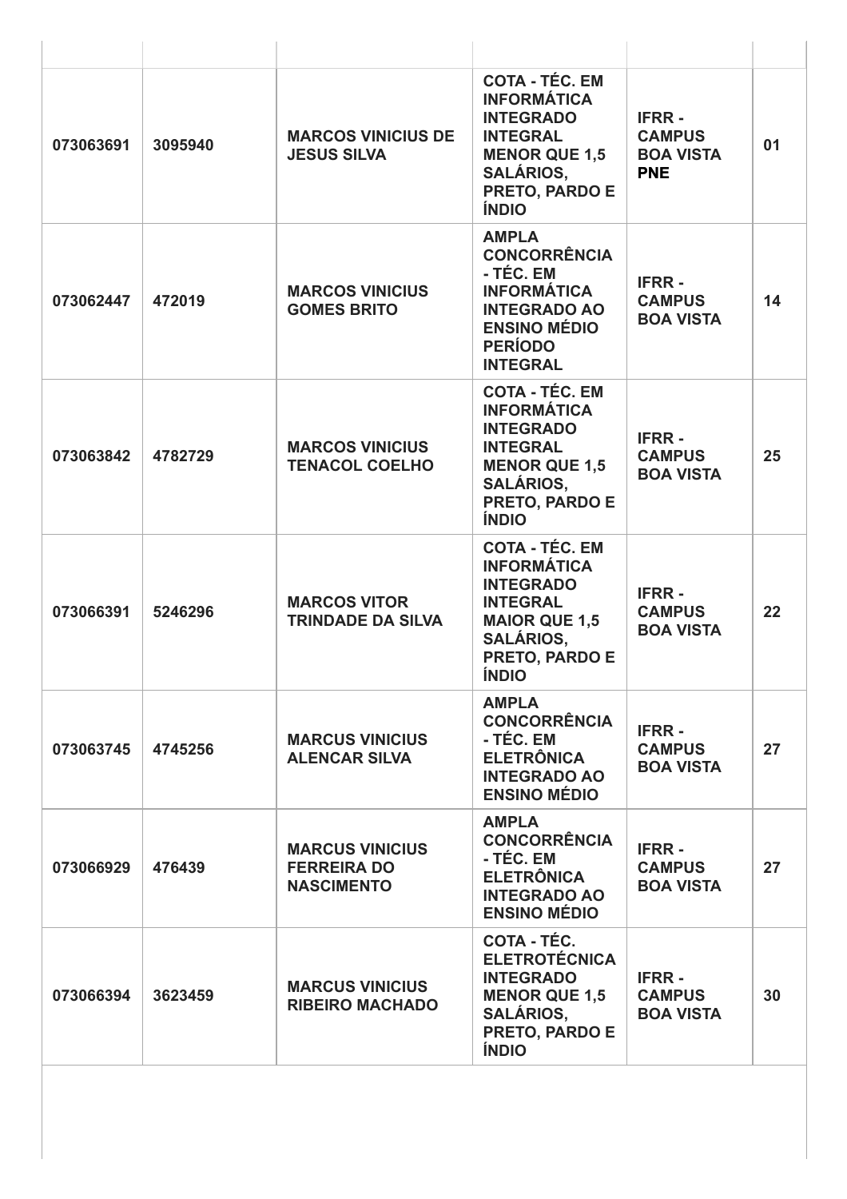| | | | | | |
|---|---|---|---|---|---|
| 073063691 | 3095940 | MARCOS VINICIUS DE JESUS SILVA | COTA - TÉC. EM INFORMÁTICA INTEGRADO INTEGRAL MENOR QUE 1,5 SALÁRIOS, PRETO, PARDO E ÍNDIO | IFRR - CAMPUS BOA VISTA PNE | 01 |
| 073062447 | 472019 | MARCOS VINICIUS GOMES BRITO | AMPLA CONCORRÊNCIA - TÉC. EM INFORMÁTICA INTEGRADO AO ENSINO MÉDIO PERÍODO INTEGRAL | IFRR - CAMPUS BOA VISTA | 14 |
| 073063842 | 4782729 | MARCOS VINICIUS TENACOL COELHO | COTA - TÉC. EM INFORMÁTICA INTEGRADO INTEGRAL MENOR QUE 1,5 SALÁRIOS, PRETO, PARDO E ÍNDIO | IFRR - CAMPUS BOA VISTA | 25 |
| 073066391 | 5246296 | MARCOS VITOR TRINDADE DA SILVA | COTA - TÉC. EM INFORMÁTICA INTEGRADO INTEGRAL MAIOR QUE 1,5 SALÁRIOS, PRETO, PARDO E ÍNDIO | IFRR - CAMPUS BOA VISTA | 22 |
| 073063745 | 4745256 | MARCUS VINICIUS ALENCAR SILVA | AMPLA CONCORRÊNCIA - TÉC. EM ELETRÔNICA INTEGRADO AO ENSINO MÉDIO | IFRR - CAMPUS BOA VISTA | 27 |
| 073066929 | 476439 | MARCUS VINICIUS FERREIRA DO NASCIMENTO | AMPLA CONCORRÊNCIA - TÉC. EM ELETRÔNICA INTEGRADO AO ENSINO MÉDIO | IFRR - CAMPUS BOA VISTA | 27 |
| 073066394 | 3623459 | MARCUS VINICIUS RIBEIRO MACHADO | COTA - TÉC. ELETROTÉCNICA INTEGRADO MENOR QUE 1,5 SALÁRIOS, PRETO, PARDO E ÍNDIO | IFRR - CAMPUS BOA VISTA | 30 |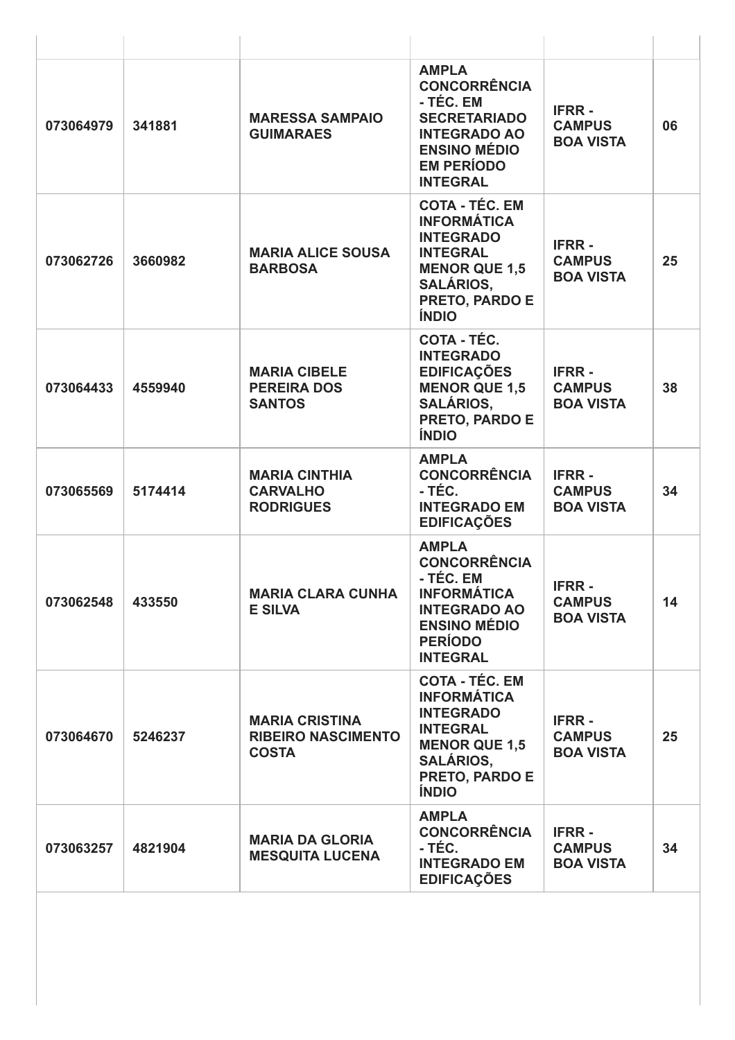| | | | | | |
|---|---|---|---|---|---|
| **073064979** | **341881** | **MARESSA SAMPAIO GUIMARAES** | **AMPLA CONCORRÊNCIA - TÉC. EM SECRETARIADO INTEGRADO AO ENSINO MÉDIO EM PERÍODO INTEGRAL** | **IFRR - CAMPUS BOA VISTA** | **06** |
| **073062726** | **3660982** | **MARIA ALICE SOUSA BARBOSA** | **COTA - TÉC. EM INFORMÁTICA INTEGRADO INTEGRAL MENOR QUE 1,5 SALÁRIOS, PRETO, PARDO E ÍNDIO** | **IFRR - CAMPUS BOA VISTA** | **25** |
| **073064433** | **4559940** | **MARIA CIBELE PEREIRA DOS SANTOS** | **COTA - TÉC. INTEGRADO EDIFICAÇÕES MENOR QUE 1,5 SALÁRIOS, PRETO, PARDO E ÍNDIO** | **IFRR - CAMPUS BOA VISTA** | **38** |
| **073065569** | **5174414** | **MARIA CINTHIA CARVALHO RODRIGUES** | **AMPLA CONCORRÊNCIA - TÉC. INTEGRADO EM EDIFICAÇÕES** | **IFRR - CAMPUS BOA VISTA** | **34** |
| **073062548** | **433550** | **MARIA CLARA CUNHA E SILVA** | **AMPLA CONCORRÊNCIA - TÉC. EM INFORMÁTICA INTEGRADO AO ENSINO MÉDIO PERÍODO INTEGRAL** | **IFRR - CAMPUS BOA VISTA** | **14** |
| **073064670** | **5246237** | **MARIA CRISTINA RIBEIRO NASCIMENTO COSTA** | **COTA - TÉC. EM INFORMÁTICA INTEGRADO INTEGRAL MENOR QUE 1,5 SALÁRIOS, PRETO, PARDO E ÍNDIO** | **IFRR - CAMPUS BOA VISTA** | **25** |
| **073063257** | **4821904** | **MARIA DA GLORIA MESQUITA LUCENA** | **AMPLA CONCORRÊNCIA - TÉC. INTEGRADO EM EDIFICAÇÕES** | **IFRR - CAMPUS BOA VISTA** | **34** |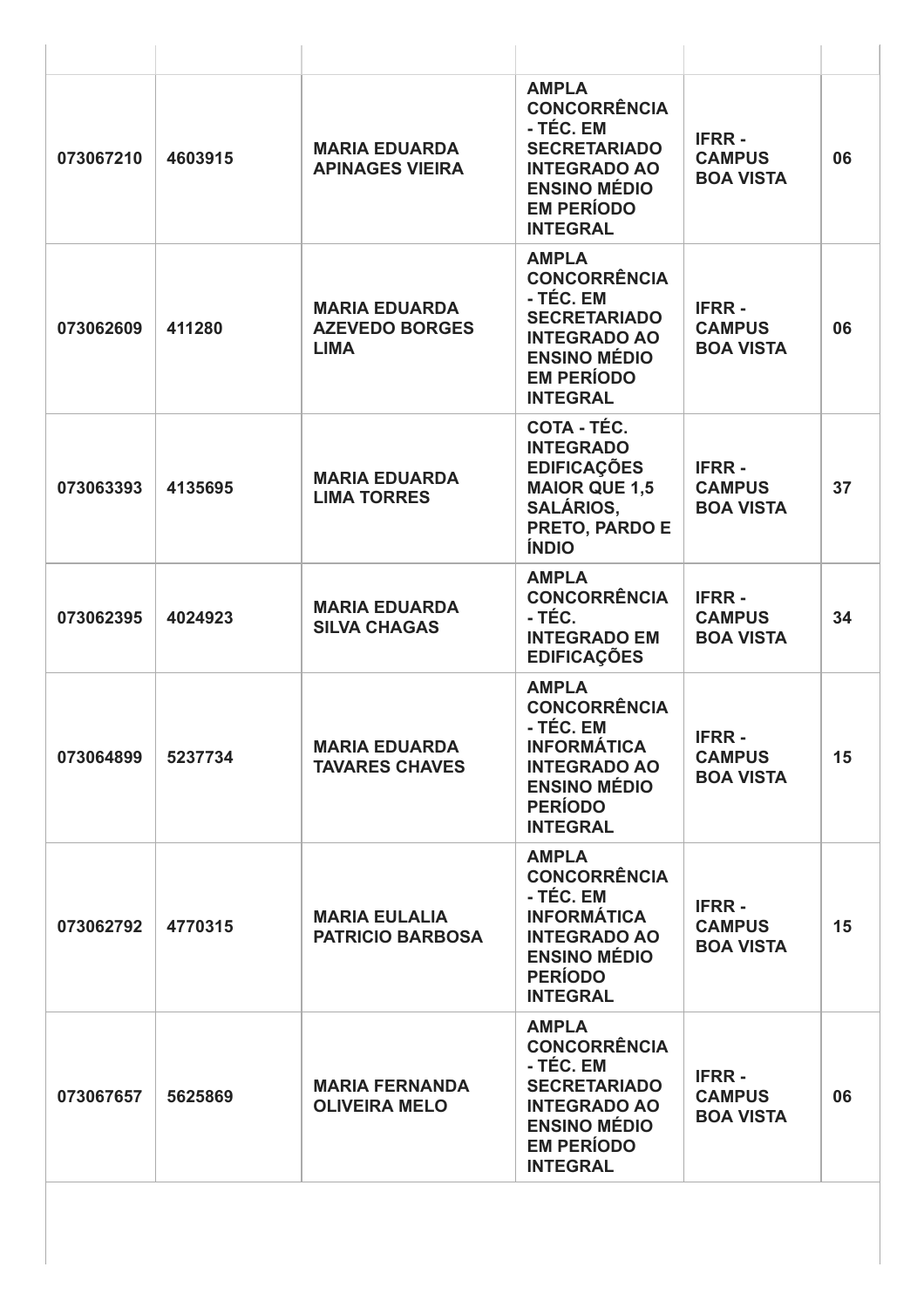| | | | | | |
|---|---|---|---|---|---|
| **073067210** | **4603915** | **MARIA EDUARDA APINAGES VIEIRA** | **AMPLA CONCORRÊNCIA - TÉC. EM SECRETARIADO INTEGRADO AO ENSINO MÉDIO EM PERÍODO INTEGRAL** | **IFRR - CAMPUS BOA VISTA** | **06** |
| **073062609** | **411280** | **MARIA EDUARDA AZEVEDO BORGES LIMA** | **AMPLA CONCORRÊNCIA - TÉC. EM SECRETARIADO INTEGRADO AO ENSINO MÉDIO EM PERÍODO INTEGRAL** | **IFRR - CAMPUS BOA VISTA** | **06** |
| **073063393** | **4135695** | **MARIA EDUARDA LIMA TORRES** | **COTA - TÉC. INTEGRADO EDIFICAÇÕES MAIOR QUE 1,5 SALÁRIOS, PRETO, PARDO E ÍNDIO** | **IFRR - CAMPUS BOA VISTA** | **37** |
| **073062395** | **4024923** | **MARIA EDUARDA SILVA CHAGAS** | **AMPLA CONCORRÊNCIA - TÉC. INTEGRADO EM EDIFICAÇÕES** | **IFRR - CAMPUS BOA VISTA** | **34** |
| **073064899** | **5237734** | **MARIA EDUARDA TAVARES CHAVES** | **AMPLA CONCORRÊNCIA - TÉC. EM INFORMÁTICA INTEGRADO AO ENSINO MÉDIO PERÍODO INTEGRAL** | **IFRR - CAMPUS BOA VISTA** | **15** |
| **073062792** | **4770315** | **MARIA EULALIA PATRICIO BARBOSA** | **AMPLA CONCORRÊNCIA - TÉC. EM INFORMÁTICA INTEGRADO AO ENSINO MÉDIO PERÍODO INTEGRAL** | **IFRR - CAMPUS BOA VISTA** | **15** |
| **073067657** | **5625869** | **MARIA FERNANDA OLIVEIRA MELO** | **AMPLA CONCORRÊNCIA - TÉC. EM SECRETARIADO INTEGRADO AO ENSINO MÉDIO EM PERÍODO INTEGRAL** | **IFRR - CAMPUS BOA VISTA** | **06** |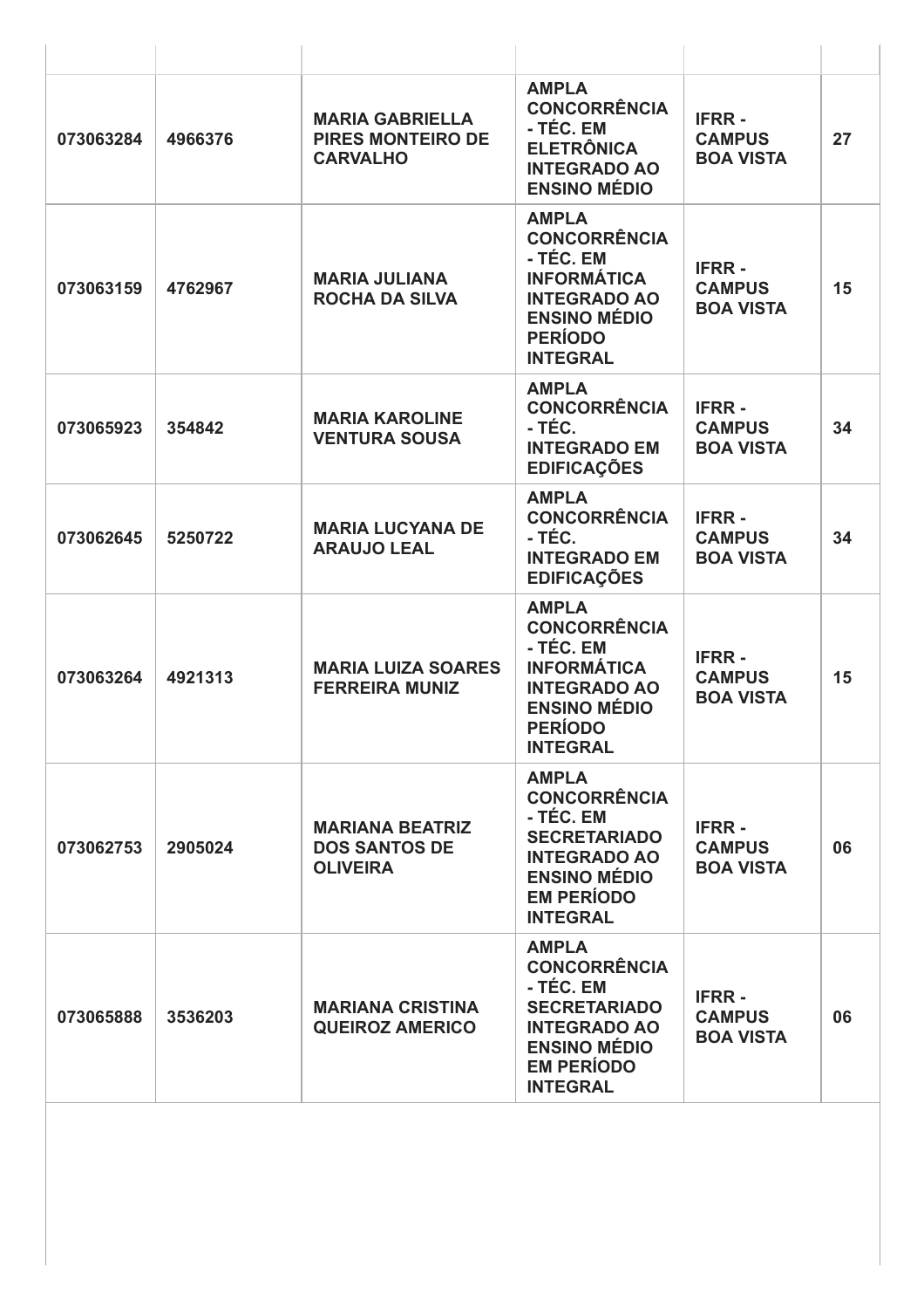| | | | | | |
|---|---|---|---|---|---|
| **073063284** | **4966376** | **MARIA GABRIELLA PIRES MONTEIRO DE CARVALHO** | **AMPLA CONCORRÊNCIA - TÉC. EM ELETRÔNICA INTEGRADO AO ENSINO MÉDIO** | **IFRR - CAMPUS BOA VISTA** | **27** |
| **073063159** | **4762967** | **MARIA JULIANA ROCHA DA SILVA** | **AMPLA CONCORRÊNCIA - TÉC. EM INFORMÁTICA INTEGRADO AO ENSINO MÉDIO PERÍODO INTEGRAL** | **IFRR - CAMPUS BOA VISTA** | **15** |
| **073065923** | **354842** | **MARIA KAROLINE VENTURA SOUSA** | **AMPLA CONCORRÊNCIA - TÉC. INTEGRADO EM EDIFICAÇÕES** | **IFRR - CAMPUS BOA VISTA** | **34** |
| **073062645** | **5250722** | **MARIA LUCYANA DE ARAUJO LEAL** | **AMPLA CONCORRÊNCIA - TÉC. INTEGRADO EM EDIFICAÇÕES** | **IFRR - CAMPUS BOA VISTA** | **34** |
| **073063264** | **4921313** | **MARIA LUIZA SOARES FERREIRA MUNIZ** | **AMPLA CONCORRÊNCIA - TÉC. EM INFORMÁTICA INTEGRADO AO ENSINO MÉDIO PERÍODO INTEGRAL** | **IFRR - CAMPUS BOA VISTA** | **15** |
| **073062753** | **2905024** | **MARIANA BEATRIZ DOS SANTOS DE OLIVEIRA** | **AMPLA CONCORRÊNCIA - TÉC. EM SECRETARIADO INTEGRADO AO ENSINO MÉDIO EM PERÍODO INTEGRAL** | **IFRR - CAMPUS BOA VISTA** | **06** |
| **073065888** | **3536203** | **MARIANA CRISTINA QUEIROZ AMERICO** | **AMPLA CONCORRÊNCIA - TÉC. EM SECRETARIADO INTEGRADO AO ENSINO MÉDIO EM PERÍODO INTEGRAL** | **IFRR - CAMPUS BOA VISTA** | **06** |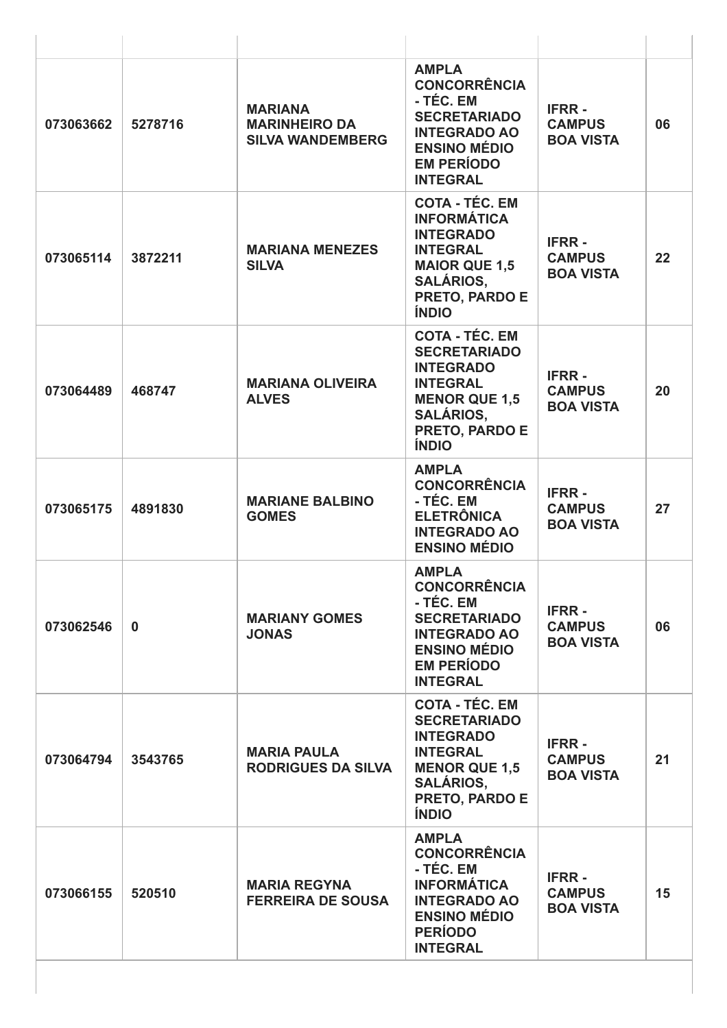| | | | | | |
|---|---|---|---|---|---|
| 073063662 | 5278716 | MARIANA MARINHEIRO DA SILVA WANDEMBERG | AMPLA CONCORRÊNCIA - TÉC. EM SECRETARIADO INTEGRADO AO ENSINO MÉDIO EM PERÍODO INTEGRAL | IFRR - CAMPUS BOA VISTA | 06 |
| 073065114 | 3872211 | MARIANA MENEZES SILVA | COTA - TÉC. EM INFORMÁTICA INTEGRADO INTEGRAL MAIOR QUE 1,5 SALÁRIOS, PRETO, PARDO E ÍNDIO | IFRR - CAMPUS BOA VISTA | 22 |
| 073064489 | 468747 | MARIANA OLIVEIRA ALVES | COTA - TÉC. EM SECRETARIADO INTEGRADO INTEGRAL MENOR QUE 1,5 SALÁRIOS, PRETO, PARDO E ÍNDIO | IFRR - CAMPUS BOA VISTA | 20 |
| 073065175 | 4891830 | MARIANE BALBINO GOMES | AMPLA CONCORRÊNCIA - TÉC. EM ELETRÔNICA INTEGRADO AO ENSINO MÉDIO | IFRR - CAMPUS BOA VISTA | 27 |
| 073062546 | 0 | MARIANY GOMES JONAS | AMPLA CONCORRÊNCIA - TÉC. EM SECRETARIADO INTEGRADO AO ENSINO MÉDIO EM PERÍODO INTEGRAL | IFRR - CAMPUS BOA VISTA | 06 |
| 073064794 | 3543765 | MARIA PAULA RODRIGUES DA SILVA | COTA - TÉC. EM SECRETARIADO INTEGRADO INTEGRAL MENOR QUE 1,5 SALÁRIOS, PRETO, PARDO E ÍNDIO | IFRR - CAMPUS BOA VISTA | 21 |
| 073066155 | 520510 | MARIA REGYNA FERREIRA DE SOUSA | AMPLA CONCORRÊNCIA - TÉC. EM INFORMÁTICA INTEGRADO AO ENSINO MÉDIO PERÍODO INTEGRAL | IFRR - CAMPUS BOA VISTA | 15 |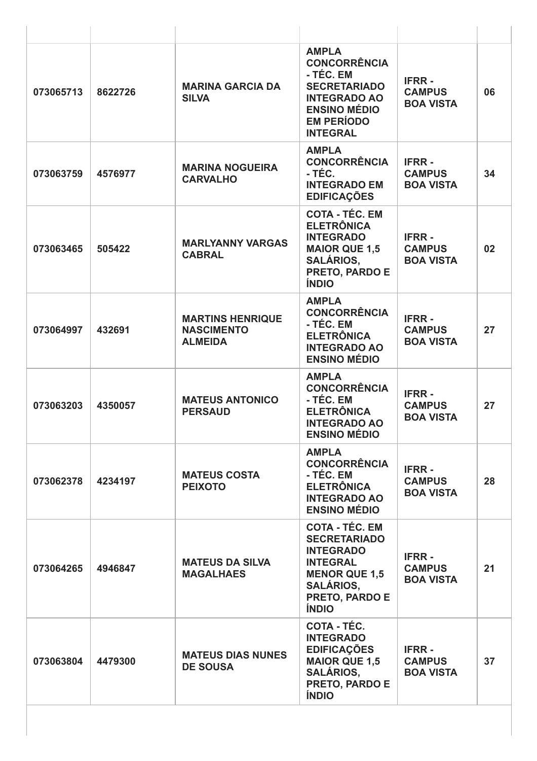| | | | | | |
|---|---|---|---|---|---|
| 073065713 | 8622726 | MARINA GARCIA DA SILVA | AMPLA CONCORRÊNCIA - TÉC. EM SECRETARIADO INTEGRADO AO ENSINO MÉDIO EM PERÍODO INTEGRAL | IFRR - CAMPUS BOA VISTA | 06 |
| 073063759 | 4576977 | MARINA NOGUEIRA CARVALHO | AMPLA CONCORRÊNCIA - TÉC. INTEGRADO EM EDIFICAÇÕES | IFRR - CAMPUS BOA VISTA | 34 |
| 073063465 | 505422 | MARLYANNY VARGAS CABRAL | COTA - TÉC. EM ELETRÔNICA INTEGRADO MAIOR QUE 1,5 SALÁRIOS, PRETO, PARDO E ÍNDIO | IFRR - CAMPUS BOA VISTA | 02 |
| 073064997 | 432691 | MARTINS HENRIQUE NASCIMENTO ALMEIDA | AMPLA CONCORRÊNCIA - TÉC. EM ELETRÔNICA INTEGRADO AO ENSINO MÉDIO | IFRR - CAMPUS BOA VISTA | 27 |
| 073063203 | 4350057 | MATEUS ANTONICO PERSAUD | AMPLA CONCORRÊNCIA - TÉC. EM ELETRÔNICA INTEGRADO AO ENSINO MÉDIO | IFRR - CAMPUS BOA VISTA | 27 |
| 073062378 | 4234197 | MATEUS COSTA PEIXOTO | AMPLA CONCORRÊNCIA - TÉC. EM ELETRÔNICA INTEGRADO AO ENSINO MÉDIO | IFRR - CAMPUS BOA VISTA | 28 |
| 073064265 | 4946847 | MATEUS DA SILVA MAGALHAES | COTA - TÉC. EM SECRETARIADO INTEGRADO INTEGRAL MENOR QUE 1,5 SALÁRIOS, PRETO, PARDO E ÍNDIO | IFRR - CAMPUS BOA VISTA | 21 |
| 073063804 | 4479300 | MATEUS DIAS NUNES DE SOUSA | COTA - TÉC. INTEGRADO EDIFICAÇÕES MAIOR QUE 1,5 SALÁRIOS, PRETO, PARDO E ÍNDIO | IFRR - CAMPUS BOA VISTA | 37 |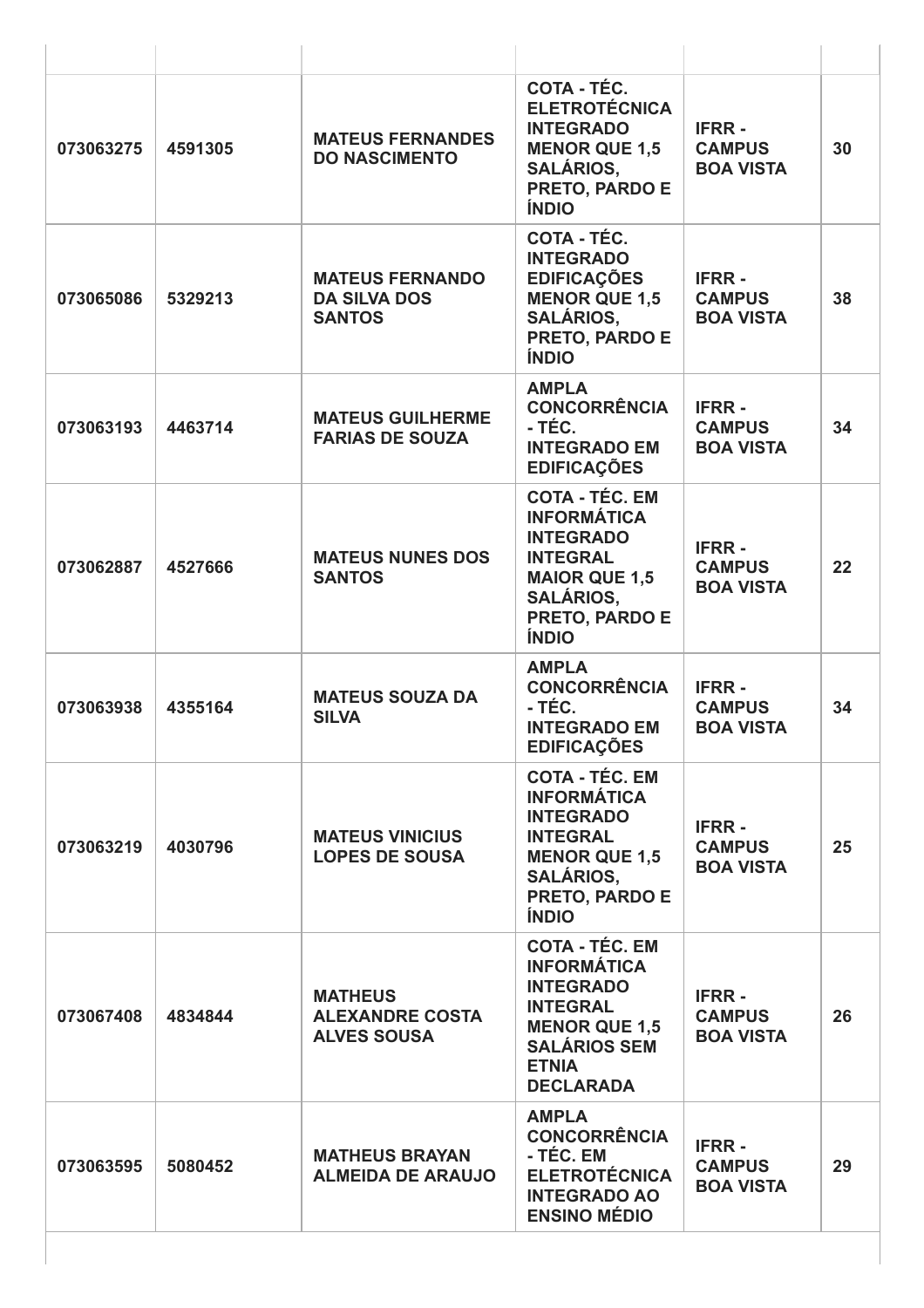| | | | | | |
|---|---|---|---|---|---|
| **073063275** | **4591305** | **MATEUS FERNANDES DO NASCIMENTO** | **COTA - TÉC. ELETROTÉCNICA INTEGRADO MENOR QUE 1,5 SALÁRIOS, PRETO, PARDO E ÍNDIO** | **IFRR - CAMPUS BOA VISTA** | **30** |
| **073065086** | **5329213** | **MATEUS FERNANDO DA SILVA DOS SANTOS** | **COTA - TÉC. INTEGRADO EDIFICAÇÕES MENOR QUE 1,5 SALÁRIOS, PRETO, PARDO E ÍNDIO** | **IFRR - CAMPUS BOA VISTA** | **38** |
| **073063193** | **4463714** | **MATEUS GUILHERME FARIAS DE SOUZA** | **AMPLA CONCORRÊNCIA - TÉC. INTEGRADO EM EDIFICAÇÕES** | **IFRR - CAMPUS BOA VISTA** | **34** |
| **073062887** | **4527666** | **MATEUS NUNES DOS SANTOS** | **COTA - TÉC. EM INFORMÁTICA INTEGRADO INTEGRAL MAIOR QUE 1,5 SALÁRIOS, PRETO, PARDO E ÍNDIO** | **IFRR - CAMPUS BOA VISTA** | **22** |
| **073063938** | **4355164** | **MATEUS SOUZA DA SILVA** | **AMPLA CONCORRÊNCIA - TÉC. INTEGRADO EM EDIFICAÇÕES** | **IFRR - CAMPUS BOA VISTA** | **34** |
| **073063219** | **4030796** | **MATEUS VINICIUS LOPES DE SOUSA** | **COTA - TÉC. EM INFORMÁTICA INTEGRADO INTEGRAL MENOR QUE 1,5 SALÁRIOS, PRETO, PARDO E ÍNDIO** | **IFRR - CAMPUS BOA VISTA** | **25** |
| **073067408** | **4834844** | **MATHEUS ALEXANDRE COSTA ALVES SOUSA** | **COTA - TÉC. EM INFORMÁTICA INTEGRADO INTEGRAL MENOR QUE 1,5 SALÁRIOS SEM ETNIA DECLARADA** | **IFRR - CAMPUS BOA VISTA** | **26** |
| **073063595** | **5080452** | **MATHEUS BRAYAN ALMEIDA DE ARAUJO** | **AMPLA CONCORRÊNCIA - TÉC. EM ELETROTÉCNICA INTEGRADO AO ENSINO MÉDIO** | **IFRR - CAMPUS BOA VISTA** | **29** |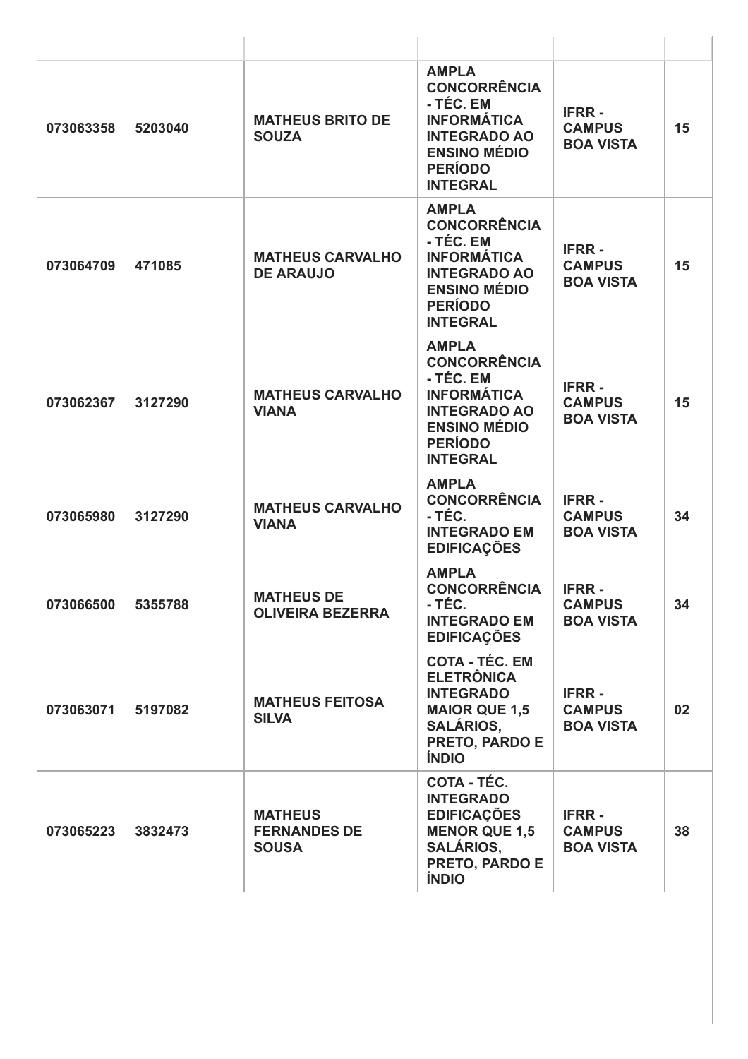| | | | | | |
|---|---|---|---|---|---|
| **073063358** | **5203040** | **MATHEUS BRITO DE SOUZA** | **AMPLA CONCORRÊNCIA - TÉC. EM INFORMÁTICA INTEGRADO AO ENSINO MÉDIO PERÍODO INTEGRAL** | **IFRR - CAMPUS BOA VISTA** | **15** |
| **073064709** | **471085** | **MATHEUS CARVALHO DE ARAUJO** | **AMPLA CONCORRÊNCIA - TÉC. EM INFORMÁTICA INTEGRADO AO ENSINO MÉDIO PERÍODO INTEGRAL** | **IFRR - CAMPUS BOA VISTA** | **15** |
| **073062367** | **3127290** | **MATHEUS CARVALHO VIANA** | **AMPLA CONCORRÊNCIA - TÉC. EM INFORMÁTICA INTEGRADO AO ENSINO MÉDIO PERÍODO INTEGRAL** | **IFRR - CAMPUS BOA VISTA** | **15** |
| **073065980** | **3127290** | **MATHEUS CARVALHO VIANA** | **AMPLA CONCORRÊNCIA - TÉC. INTEGRADO EM EDIFICAÇÕES** | **IFRR - CAMPUS BOA VISTA** | **34** |
| **073066500** | **5355788** | **MATHEUS DE OLIVEIRA BEZERRA** | **AMPLA CONCORRÊNCIA - TÉC. INTEGRADO EM EDIFICAÇÕES** | **IFRR - CAMPUS BOA VISTA** | **34** |
| **073063071** | **5197082** | **MATHEUS FEITOSA SILVA** | **COTA - TÉC. EM ELETRÔNICA INTEGRADO MAIOR QUE 1,5 SALÁRIOS, PRETO, PARDO E ÍNDIO** | **IFRR - CAMPUS BOA VISTA** | **02** |
| **073065223** | **3832473** | **MATHEUS FERNANDES DE SOUSA** | **COTA - TÉC. INTEGRADO EDIFICAÇÕES MENOR QUE 1,5 SALÁRIOS, PRETO, PARDO E ÍNDIO** | **IFRR - CAMPUS BOA VISTA** | **38** |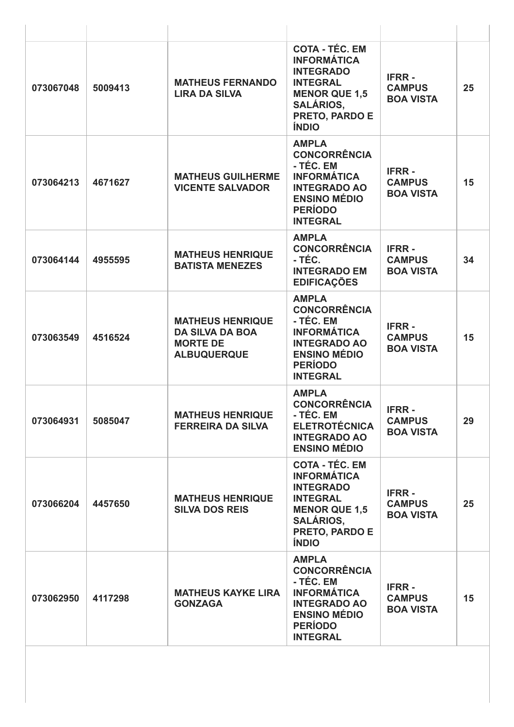| | | | | | |
|---|---|---|---|---|---|
| **073067048** | **5009413** | **MATHEUS FERNANDO LIRA DA SILVA** | **COTA - TÉC. EM INFORMÁTICA INTEGRADO INTEGRAL MENOR QUE 1,5 SALÁRIOS, PRETO, PARDO E ÍNDIO** | **IFRR - CAMPUS BOA VISTA** | **25** |
| **073064213** | **4671627** | **MATHEUS GUILHERME VICENTE SALVADOR** | **AMPLA CONCORRÊNCIA - TÉC. EM INFORMÁTICA INTEGRADO AO ENSINO MÉDIO PERÍODO INTEGRAL** | **IFRR - CAMPUS BOA VISTA** | **15** |
| **073064144** | **4955595** | **MATHEUS HENRIQUE BATISTA MENEZES** | **AMPLA CONCORRÊNCIA - TÉC. INTEGRADO EM EDIFICAÇÕES** | **IFRR - CAMPUS BOA VISTA** | **34** |
| **073063549** | **4516524** | **MATHEUS HENRIQUE DA SILVA DA BOA MORTE DE ALBUQUERQUE** | **AMPLA CONCORRÊNCIA - TÉC. EM INFORMÁTICA INTEGRADO AO ENSINO MÉDIO PERÍODO INTEGRAL** | **IFRR - CAMPUS BOA VISTA** | **15** |
| **073064931** | **5085047** | **MATHEUS HENRIQUE FERREIRA DA SILVA** | **AMPLA CONCORRÊNCIA - TÉC. EM ELETROTÉCNICA INTEGRADO AO ENSINO MÉDIO** | **IFRR - CAMPUS BOA VISTA** | **29** |
| **073066204** | **4457650** | **MATHEUS HENRIQUE SILVA DOS REIS** | **COTA - TÉC. EM INFORMÁTICA INTEGRADO INTEGRAL MENOR QUE 1,5 SALÁRIOS, PRETO, PARDO E ÍNDIO** | **IFRR - CAMPUS BOA VISTA** | **25** |
| **073062950** | **4117298** | **MATHEUS KAYKE LIRA GONZAGA** | **AMPLA CONCORRÊNCIA - TÉC. EM INFORMÁTICA INTEGRADO AO ENSINO MÉDIO PERÍODO INTEGRAL** | **IFRR - CAMPUS BOA VISTA** | **15** |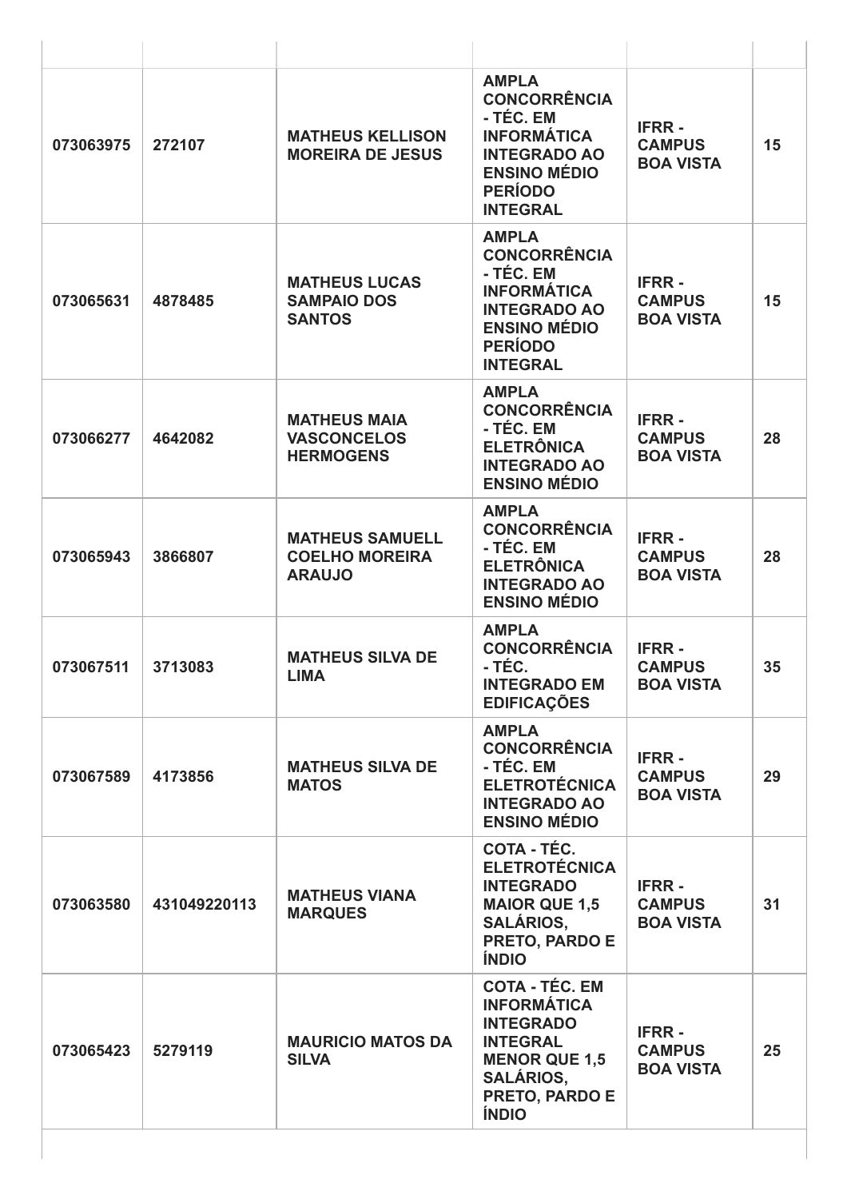| | | | | | |
|---|---|---|---|---|---|
| 073063975 | 272107 | **MATHEUS KELLISON MOREIRA DE JESUS** | **AMPLA CONCORRÊNCIA - TÉC. EM INFORMÁTICA INTEGRADO AO ENSINO MÉDIO PERÍODO INTEGRAL** | **IFRR - CAMPUS BOA VISTA** | **15** |
| 073065631 | 4878485 | **MATHEUS LUCAS SAMPAIO DOS SANTOS** | **AMPLA CONCORRÊNCIA - TÉC. EM INFORMÁTICA INTEGRADO AO ENSINO MÉDIO PERÍODO INTEGRAL** | **IFRR - CAMPUS BOA VISTA** | **15** |
| 073066277 | 4642082 | **MATHEUS MAIA VASCONCELOS HERMOGENS** | **AMPLA CONCORRÊNCIA - TÉC. EM ELETRÔNICA INTEGRADO AO ENSINO MÉDIO** | **IFRR - CAMPUS BOA VISTA** | **28** |
| 073065943 | 3866807 | **MATHEUS SAMUELL COELHO MOREIRA ARAUJO** | **AMPLA CONCORRÊNCIA - TÉC. EM ELETRÔNICA INTEGRADO AO ENSINO MÉDIO** | **IFRR - CAMPUS BOA VISTA** | **28** |
| 073067511 | 3713083 | **MATHEUS SILVA DE LIMA** | **AMPLA CONCORRÊNCIA - TÉC. INTEGRADO EM EDIFICAÇÕES** | **IFRR - CAMPUS BOA VISTA** | **35** |
| 073067589 | 4173856 | **MATHEUS SILVA DE MATOS** | **AMPLA CONCORRÊNCIA - TÉC. EM ELETROTÉCNICA INTEGRADO AO ENSINO MÉDIO** | **IFRR - CAMPUS BOA VISTA** | **29** |
| 073063580 | 431049220113 | **MATHEUS VIANA MARQUES** | **COTA - TÉC. ELETROTÉCNICA INTEGRADO MAIOR QUE 1,5 SALÁRIOS, PRETO, PARDO E ÍNDIO** | **IFRR - CAMPUS BOA VISTA** | **31** |
| 073065423 | 5279119 | **MAURICIO MATOS DA SILVA** | **COTA - TÉC. EM INFORMÁTICA INTEGRADO INTEGRAL MENOR QUE 1,5 SALÁRIOS, PRETO, PARDO E ÍNDIO** | **IFRR - CAMPUS BOA VISTA** | **25** |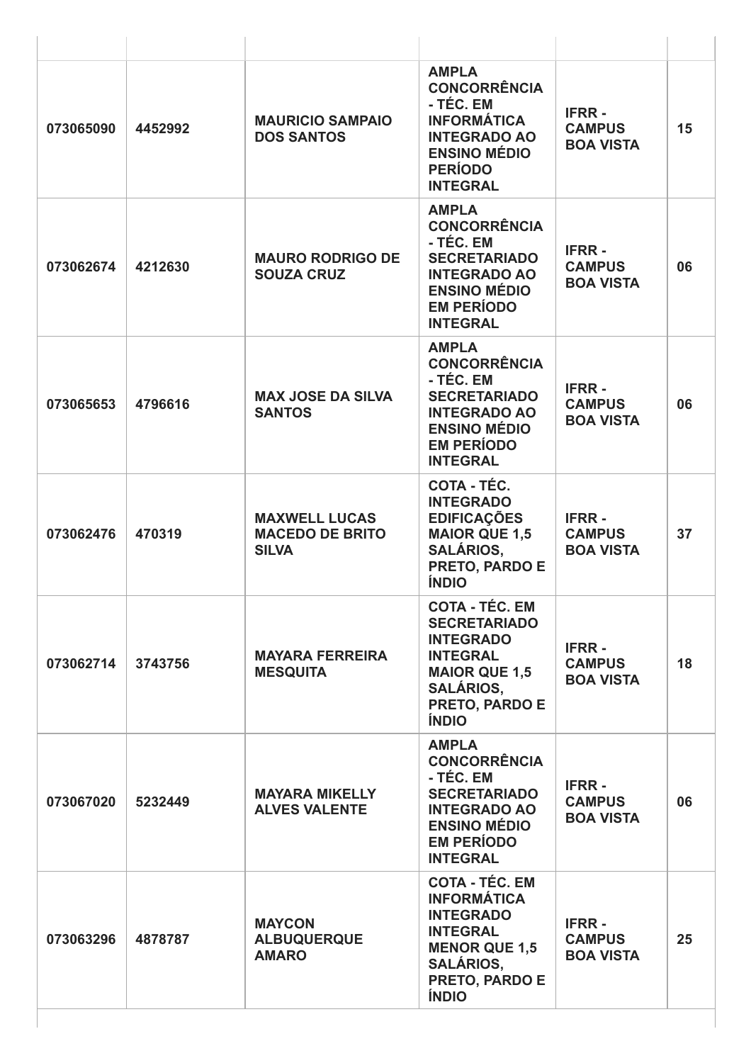| | | | | | |
|---|---|---|---|---|---|
| **073065090** | **4452992** | **MAURICIO SAMPAIO DOS SANTOS** | **AMPLA CONCORRÊNCIA - TÉC. EM INFORMÁTICA INTEGRADO AO ENSINO MÉDIO PERÍODO INTEGRAL** | **IFRR - CAMPUS BOA VISTA** | **15** |
| **073062674** | **4212630** | **MAURO RODRIGO DE SOUZA CRUZ** | **AMPLA CONCORRÊNCIA - TÉC. EM SECRETARIADO INTEGRADO AO ENSINO MÉDIO EM PERÍODO INTEGRAL** | **IFRR - CAMPUS BOA VISTA** | **06** |
| **073065653** | **4796616** | **MAX JOSE DA SILVA SANTOS** | **AMPLA CONCORRÊNCIA - TÉC. EM SECRETARIADO INTEGRADO AO ENSINO MÉDIO EM PERÍODO INTEGRAL** | **IFRR - CAMPUS BOA VISTA** | **06** |
| **073062476** | **470319** | **MAXWELL LUCAS MACEDO DE BRITO SILVA** | **COTA - TÉC. INTEGRADO EDIFICAÇÕES MAIOR QUE 1,5 SALÁRIOS, PRETO, PARDO E ÍNDIO** | **IFRR - CAMPUS BOA VISTA** | **37** |
| **073062714** | **3743756** | **MAYARA FERREIRA MESQUITA** | **COTA - TÉC. EM SECRETARIADO INTEGRADO INTEGRAL MAIOR QUE 1,5 SALÁRIOS, PRETO, PARDO E ÍNDIO** | **IFRR - CAMPUS BOA VISTA** | **18** |
| **073067020** | **5232449** | **MAYARA MIKELLY ALVES VALENTE** | **AMPLA CONCORRÊNCIA - TÉC. EM SECRETARIADO INTEGRADO AO ENSINO MÉDIO EM PERÍODO INTEGRAL** | **IFRR - CAMPUS BOA VISTA** | **06** |
| **073063296** | **4878787** | **MAYCON ALBUQUERQUE AMARO** | **COTA - TÉC. EM INFORMÁTICA INTEGRADO INTEGRAL MENOR QUE 1,5 SALÁRIOS, PRETO, PARDO E ÍNDIO** | **IFRR - CAMPUS BOA VISTA** | **25** |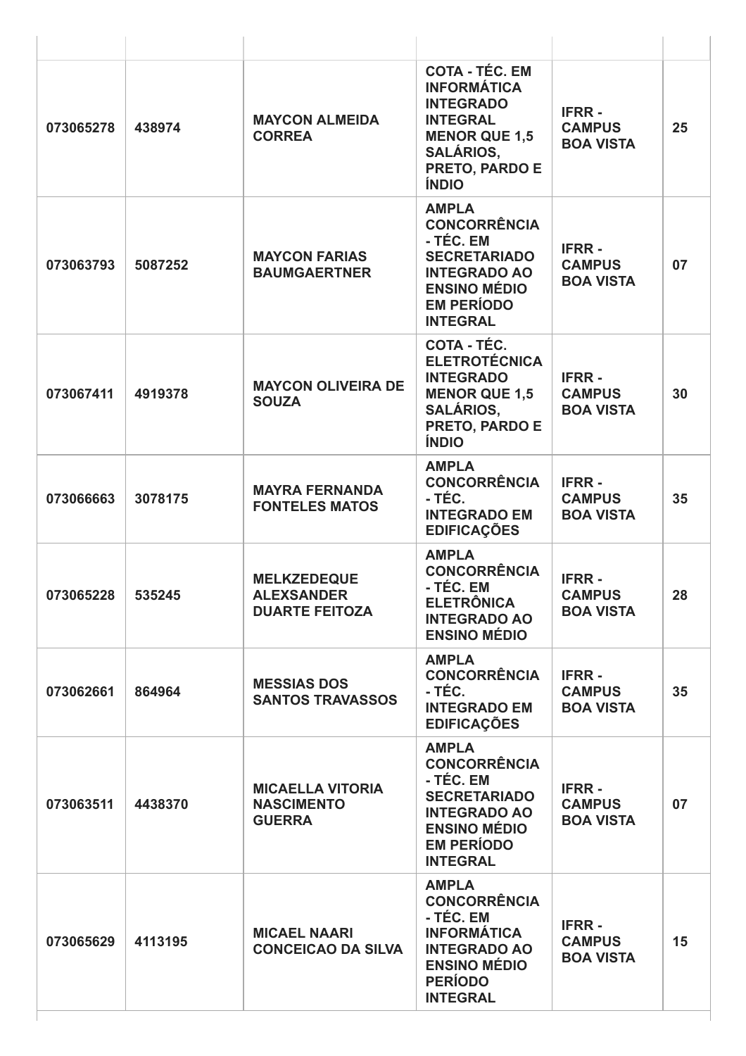| | | | | | |
|---|---|---|---|---|---|
| **073065278** | **438974** | **MAYCON ALMEIDA CORREA** | **COTA - TÉC. EM INFORMÁTICA INTEGRADO INTEGRAL MENOR QUE 1,5 SALÁRIOS, PRETO, PARDO E ÍNDIO** | **IFRR - CAMPUS BOA VISTA** | **25** |
| **073063793** | **5087252** | **MAYCON FARIAS BAUMGAERTNER** | **AMPLA CONCORRÊNCIA - TÉC. EM SECRETARIADO INTEGRADO AO ENSINO MÉDIO EM PERÍODO INTEGRAL** | **IFRR - CAMPUS BOA VISTA** | **07** |
| **073067411** | **4919378** | **MAYCON OLIVEIRA DE SOUZA** | **COTA - TÉC. ELETROTÉCNICA INTEGRADO MENOR QUE 1,5 SALÁRIOS, PRETO, PARDO E ÍNDIO** | **IFRR - CAMPUS BOA VISTA** | **30** |
| **073066663** | **3078175** | **MAYRA FERNANDA FONTELES MATOS** | **AMPLA CONCORRÊNCIA - TÉC. INTEGRADO EM EDIFICAÇÕES** | **IFRR - CAMPUS BOA VISTA** | **35** |
| **073065228** | **535245** | **MELKZEDEQUE ALEXSANDER DUARTE FEITOZA** | **AMPLA CONCORRÊNCIA - TÉC. EM ELETRÔNICA INTEGRADO AO ENSINO MÉDIO** | **IFRR - CAMPUS BOA VISTA** | **28** |
| **073062661** | **864964** | **MESSIAS DOS SANTOS TRAVASSOS** | **AMPLA CONCORRÊNCIA - TÉC. INTEGRADO EM EDIFICAÇÕES** | **IFRR - CAMPUS BOA VISTA** | **35** |
| **073063511** | **4438370** | **MICAELLA VITORIA NASCIMENTO GUERRA** | **AMPLA CONCORRÊNCIA - TÉC. EM SECRETARIADO INTEGRADO AO ENSINO MÉDIO EM PERÍODO INTEGRAL** | **IFRR - CAMPUS BOA VISTA** | **07** |
| **073065629** | **4113195** | **MICAEL NAARI CONCEICAO DA SILVA** | **AMPLA CONCORRÊNCIA - TÉC. EM INFORMÁTICA INTEGRADO AO ENSINO MÉDIO PERÍODO INTEGRAL** | **IFRR - CAMPUS BOA VISTA** | **15** |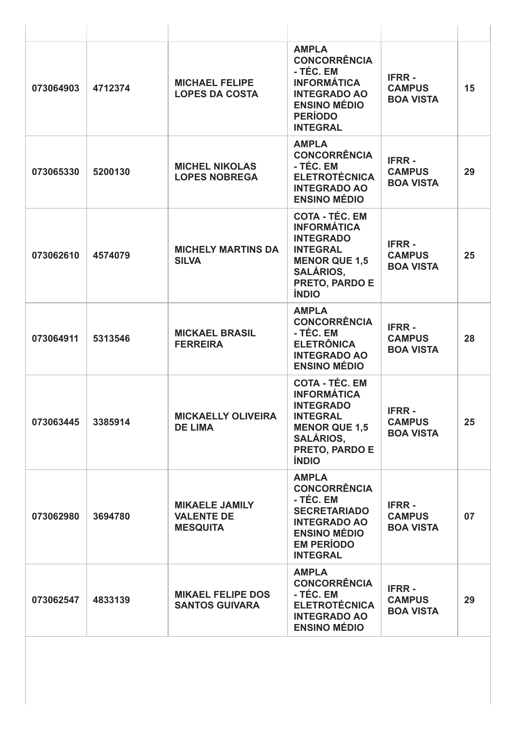| | | | | | |
|---|---|---|---|---|---|
| **073064903** | **4712374** | **MICHAEL FELIPE LOPES DA COSTA** | **AMPLA CONCORRÊNCIA - TÉC. EM INFORMÁTICA INTEGRADO AO ENSINO MÉDIO PERÍODO INTEGRAL** | **IFRR - CAMPUS BOA VISTA** | **15** |
| **073065330** | **5200130** | **MICHEL NIKOLAS LOPES NOBREGA** | **AMPLA CONCORRÊNCIA - TÉC. EM ELETROTÉCNICA INTEGRADO AO ENSINO MÉDIO** | **IFRR - CAMPUS BOA VISTA** | **29** |
| **073062610** | **4574079** | **MICHELY MARTINS DA SILVA** | **COTA - TÉC. EM INFORMÁTICA INTEGRADO INTEGRAL MENOR QUE 1,5 SALÁRIOS, PRETO, PARDO E ÍNDIO** | **IFRR - CAMPUS BOA VISTA** | **25** |
| **073064911** | **5313546** | **MICKAEL BRASIL FERREIRA** | **AMPLA CONCORRÊNCIA - TÉC. EM ELETRÔNICA INTEGRADO AO ENSINO MÉDIO** | **IFRR - CAMPUS BOA VISTA** | **28** |
| **073063445** | **3385914** | **MICKAELLY OLIVEIRA DE LIMA** | **COTA - TÉC. EM INFORMÁTICA INTEGRADO INTEGRAL MENOR QUE 1,5 SALÁRIOS, PRETO, PARDO E ÍNDIO** | **IFRR - CAMPUS BOA VISTA** | **25** |
| **073062980** | **3694780** | **MIKAELE JAMILY VALENTE DE MESQUITA** | **AMPLA CONCORRÊNCIA - TÉC. EM SECRETARIADO INTEGRADO AO ENSINO MÉDIO EM PERÍODO INTEGRAL** | **IFRR - CAMPUS BOA VISTA** | **07** |
| **073062547** | **4833139** | **MIKAEL FELIPE DOS SANTOS GUIVARA** | **AMPLA CONCORRÊNCIA - TÉC. EM ELETROTÉCNICA INTEGRADO AO ENSINO MÉDIO** | **IFRR - CAMPUS BOA VISTA** | **29** |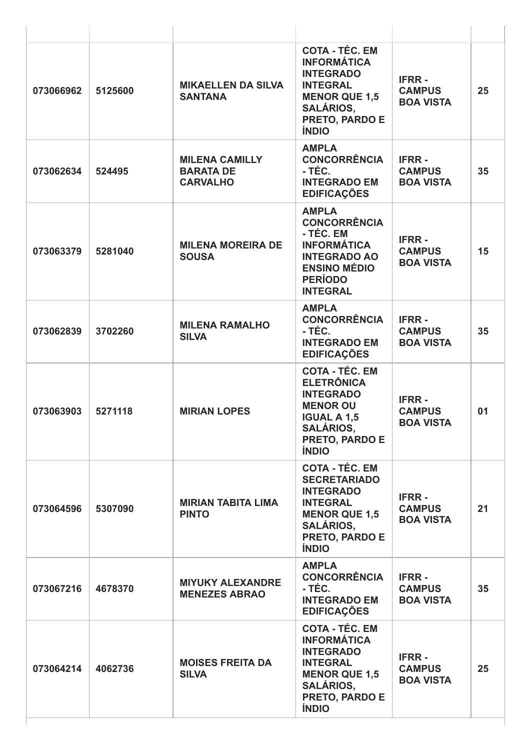| | | | | | |
|---|---|---|---|---|---|
| **073066962** | **5125600** | **MIKAELLEN DA SILVA SANTANA** | **COTA - TÉC. EM INFORMÁTICA INTEGRADO INTEGRAL MENOR QUE 1,5 SALÁRIOS, PRETO, PARDO E ÍNDIO** | **IFRR - CAMPUS BOA VISTA** | **25** |
| **073062634** | **524495** | **MILENA CAMILLY BARATA DE CARVALHO** | **AMPLA CONCORRÊNCIA - TÉC. INTEGRADO EM EDIFICAÇÕES** | **IFRR - CAMPUS BOA VISTA** | **35** |
| **073063379** | **5281040** | **MILENA MOREIRA DE SOUSA** | **AMPLA CONCORRÊNCIA - TÉC. EM INFORMÁTICA INTEGRADO AO ENSINO MÉDIO PERÍODO INTEGRAL** | **IFRR - CAMPUS BOA VISTA** | **15** |
| **073062839** | **3702260** | **MILENA RAMALHO SILVA** | **AMPLA CONCORRÊNCIA - TÉC. INTEGRADO EM EDIFICAÇÕES** | **IFRR - CAMPUS BOA VISTA** | **35** |
| **073063903** | **5271118** | **MIRIAN LOPES** | **COTA - TÉC. EM ELETRÔNICA INTEGRADO MENOR OU IGUAL A 1,5 SALÁRIOS, PRETO, PARDO E ÍNDIO** | **IFRR - CAMPUS BOA VISTA** | **01** |
| **073064596** | **5307090** | **MIRIAN TABITA LIMA PINTO** | **COTA - TÉC. EM SECRETARIADO INTEGRADO INTEGRAL MENOR QUE 1,5 SALÁRIOS, PRETO, PARDO E ÍNDIO** | **IFRR - CAMPUS BOA VISTA** | **21** |
| **073067216** | **4678370** | **MIYUKY ALEXANDRE MENEZES ABRAO** | **AMPLA CONCORRÊNCIA - TÉC. INTEGRADO EM EDIFICAÇÕES** | **IFRR - CAMPUS BOA VISTA** | **35** |
| **073064214** | **4062736** | **MOISES FREITA DA SILVA** | **COTA - TÉC. EM INFORMÁTICA INTEGRADO INTEGRAL MENOR QUE 1,5 SALÁRIOS, PRETO, PARDO E ÍNDIO** | **IFRR - CAMPUS BOA VISTA** | **25** |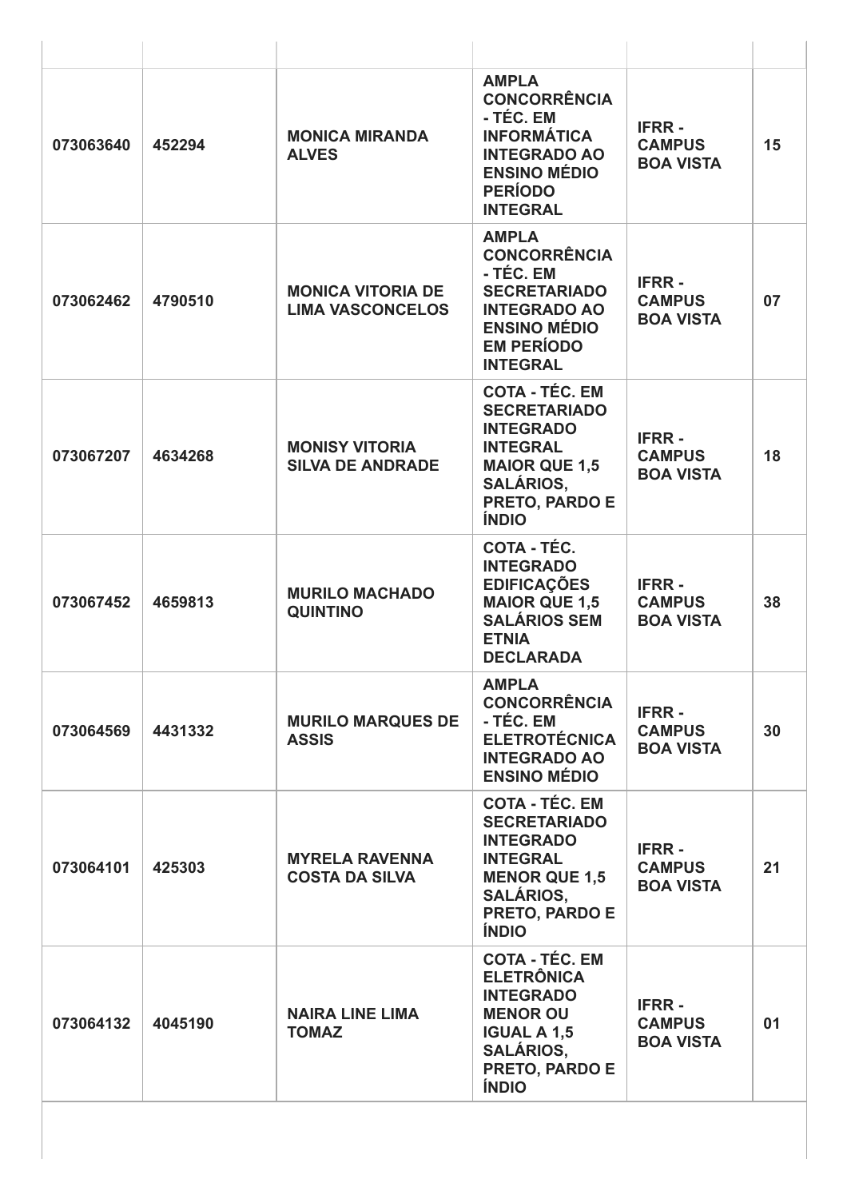| | | | | | |
|---|---|---|---|---|---|
| 073063640 | 452294 | MONICA MIRANDA ALVES | AMPLA CONCORRÊNCIA - TÉC. EM INFORMÁTICA INTEGRADO AO ENSINO MÉDIO PERÍODO INTEGRAL | IFRR - CAMPUS BOA VISTA | 15 |
| 073062462 | 4790510 | MONICA VITORIA DE LIMA VASCONCELOS | AMPLA CONCORRÊNCIA - TÉC. EM SECRETARIADO INTEGRADO AO ENSINO MÉDIO EM PERÍODO INTEGRAL | IFRR - CAMPUS BOA VISTA | 07 |
| 073067207 | 4634268 | MONISY VITORIA SILVA DE ANDRADE | COTA - TÉC. EM SECRETARIADO INTEGRADO INTEGRAL MAIOR QUE 1,5 SALÁRIOS, PRETO, PARDO E ÍNDIO | IFRR - CAMPUS BOA VISTA | 18 |
| 073067452 | 4659813 | MURILO MACHADO QUINTINO | COTA - TÉC. INTEGRADO EDIFICAÇÕES MAIOR QUE 1,5 SALÁRIOS SEM ETNIA DECLARADA | IFRR - CAMPUS BOA VISTA | 38 |
| 073064569 | 4431332 | MURILO MARQUES DE ASSIS | AMPLA CONCORRÊNCIA - TÉC. EM ELETROTÉCNICA INTEGRADO AO ENSINO MÉDIO | IFRR - CAMPUS BOA VISTA | 30 |
| 073064101 | 425303 | MYRELA RAVENNA COSTA DA SILVA | COTA - TÉC. EM SECRETARIADO INTEGRADO INTEGRAL MENOR QUE 1,5 SALÁRIOS, PRETO, PARDO E ÍNDIO | IFRR - CAMPUS BOA VISTA | 21 |
| 073064132 | 4045190 | NAIRA LINE LIMA TOMAZ | COTA - TÉC. EM ELETRÔNICA INTEGRADO MENOR OU IGUAL A 1,5 SALÁRIOS, PRETO, PARDO E ÍNDIO | IFRR - CAMPUS BOA VISTA | 01 |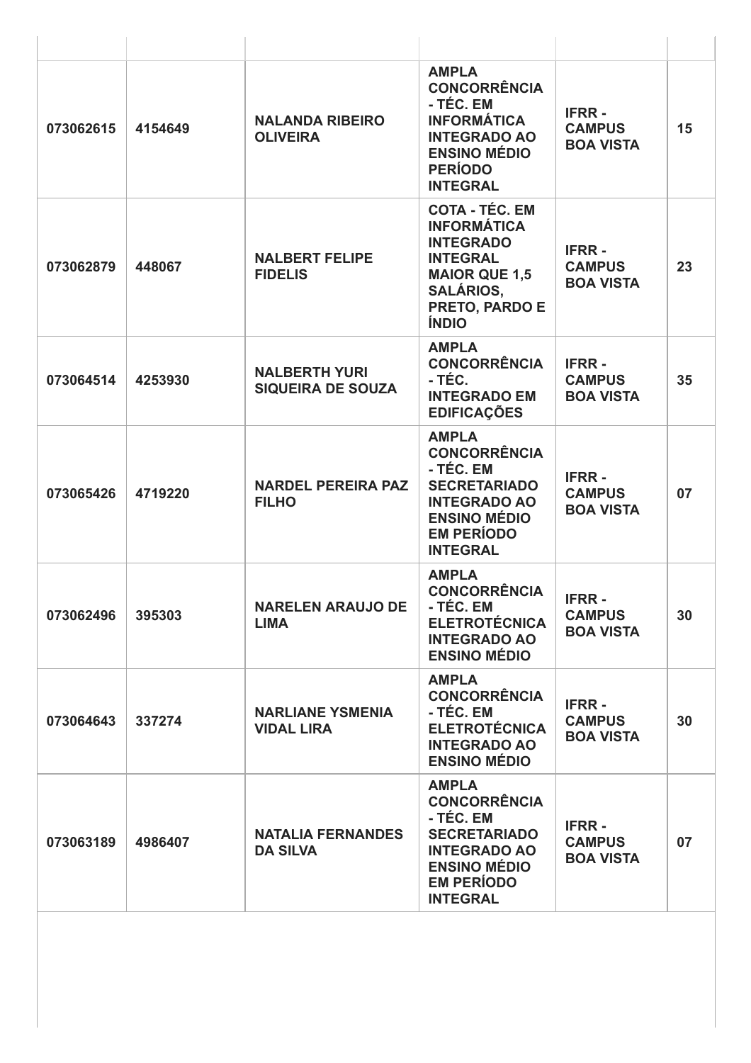| | | | | | |
|---|---|---|---|---|---|
| **073062615** | **4154649** | **NALANDA RIBEIRO OLIVEIRA** | **AMPLA CONCORRÊNCIA - TÉC. EM INFORMÁTICA INTEGRADO AO ENSINO MÉDIO PERÍODO INTEGRAL** | **IFRR - CAMPUS BOA VISTA** | **15** |
| **073062879** | **448067** | **NALBERT FELIPE FIDELIS** | **COTA - TÉC. EM INFORMÁTICA INTEGRADO INTEGRAL MAIOR QUE 1,5 SALÁRIOS, PRETO, PARDO E ÍNDIO** | **IFRR - CAMPUS BOA VISTA** | **23** |
| **073064514** | **4253930** | **NALBERTH YURI SIQUEIRA DE SOUZA** | **AMPLA CONCORRÊNCIA - TÉC. INTEGRADO EM EDIFICAÇÕES** | **IFRR - CAMPUS BOA VISTA** | **35** |
| **073065426** | **4719220** | **NARDEL PEREIRA PAZ FILHO** | **AMPLA CONCORRÊNCIA - TÉC. EM SECRETARIADO INTEGRADO AO ENSINO MÉDIO EM PERÍODO INTEGRAL** | **IFRR - CAMPUS BOA VISTA** | **07** |
| **073062496** | **395303** | **NARELEN ARAUJO DE LIMA** | **AMPLA CONCORRÊNCIA - TÉC. EM ELETROTÉCNICA INTEGRADO AO ENSINO MÉDIO** | **IFRR - CAMPUS BOA VISTA** | **30** |
| **073064643** | **337274** | **NARLIANE YSMENIA VIDAL LIRA** | **AMPLA CONCORRÊNCIA - TÉC. EM ELETROTÉCNICA INTEGRADO AO ENSINO MÉDIO** | **IFRR - CAMPUS BOA VISTA** | **30** |
| **073063189** | **4986407** | **NATALIA FERNANDES DA SILVA** | **AMPLA CONCORRÊNCIA - TÉC. EM SECRETARIADO INTEGRADO AO ENSINO MÉDIO EM PERÍODO INTEGRAL** | **IFRR - CAMPUS BOA VISTA** | **07** |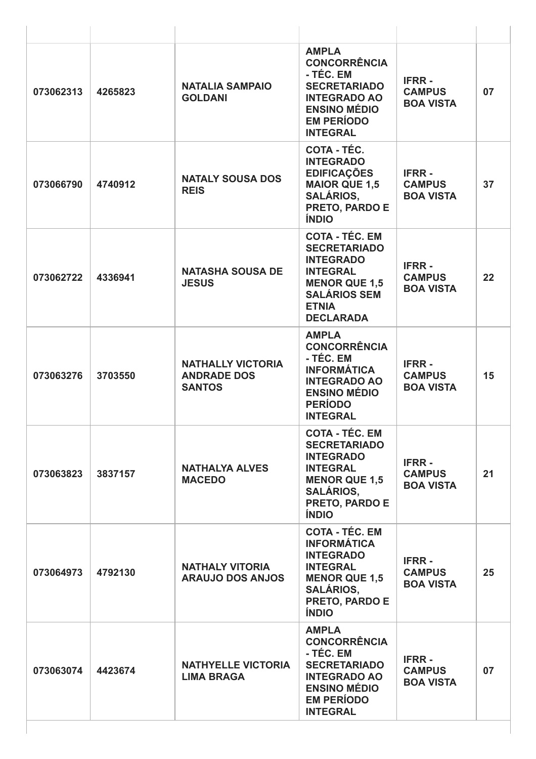| | | | | | |
|---|---|---|---|---|---|
| 073062313 | 4265823 | **NATALIA SAMPAIO GOLDANI** | **AMPLA CONCORRÊNCIA - TÉC. EM SECRETARIADO INTEGRADO AO ENSINO MÉDIO EM PERÍODO INTEGRAL** | **IFRR - CAMPUS BOA VISTA** | **07** |
| 073066790 | 4740912 | **NATALY SOUSA DOS REIS** | **COTA - TÉC. INTEGRADO EDIFICAÇÕES MAIOR QUE 1,5 SALÁRIOS, PRETO, PARDO E ÍNDIO** | **IFRR - CAMPUS BOA VISTA** | **37** |
| 073062722 | 4336941 | **NATASHA SOUSA DE JESUS** | **COTA - TÉC. EM SECRETARIADO INTEGRADO INTEGRAL MENOR QUE 1,5 SALÁRIOS SEM ETNIA DECLARADA** | **IFRR - CAMPUS BOA VISTA** | **22** |
| 073063276 | 3703550 | **NATHALLY VICTORIA ANDRADE DOS SANTOS** | **AMPLA CONCORRÊNCIA - TÉC. EM INFORMÁTICA INTEGRADO AO ENSINO MÉDIO PERÍODO INTEGRAL** | **IFRR - CAMPUS BOA VISTA** | **15** |
| 073063823 | 3837157 | **NATHALYA ALVES MACEDO** | **COTA - TÉC. EM SECRETARIADO INTEGRADO INTEGRAL MENOR QUE 1,5 SALÁRIOS, PRETO, PARDO E ÍNDIO** | **IFRR - CAMPUS BOA VISTA** | **21** |
| 073064973 | 4792130 | **NATHALY VITORIA ARAUJO DOS ANJOS** | **COTA - TÉC. EM INFORMÁTICA INTEGRADO INTEGRAL MENOR QUE 1,5 SALÁRIOS, PRETO, PARDO E ÍNDIO** | **IFRR - CAMPUS BOA VISTA** | **25** |
| 073063074 | 4423674 | **NATHYELLE VICTORIA LIMA BRAGA** | **AMPLA CONCORRÊNCIA - TÉC. EM SECRETARIADO INTEGRADO AO ENSINO MÉDIO EM PERÍODO INTEGRAL** | **IFRR - CAMPUS BOA VISTA** | **07** |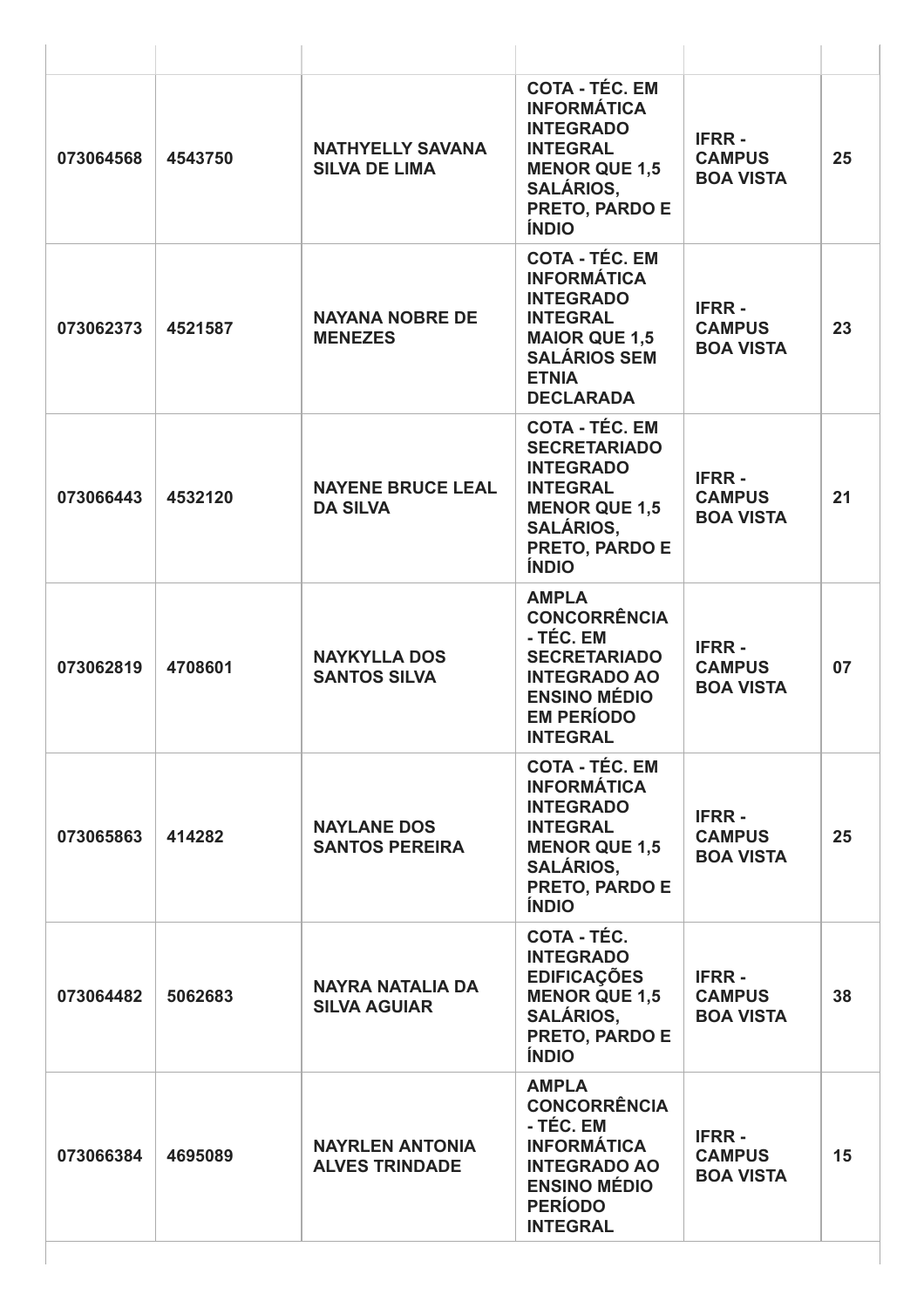| | | | | | |
|---|---|---|---|---|---|
| 073064568 | 4543750 | **NATHYELLY SAVANA SILVA DE LIMA** | **COTA - TÉC. EM INFORMÁTICA INTEGRADO INTEGRAL MENOR QUE 1,5 SALÁRIOS, PRETO, PARDO E ÍNDIO** | **IFRR - CAMPUS BOA VISTA** | **25** |
| 073062373 | 4521587 | **NAYANA NOBRE DE MENEZES** | **COTA - TÉC. EM INFORMÁTICA INTEGRADO INTEGRAL MAIOR QUE 1,5 SALÁRIOS SEM ETNIA DECLARADA** | **IFRR - CAMPUS BOA VISTA** | **23** |
| 073066443 | 4532120 | **NAYENE BRUCE LEAL DA SILVA** | **COTA - TÉC. EM SECRETARIADO INTEGRADO INTEGRAL MENOR QUE 1,5 SALÁRIOS, PRETO, PARDO E ÍNDIO** | **IFRR - CAMPUS BOA VISTA** | **21** |
| 073062819 | 4708601 | **NAYKYLLA DOS SANTOS SILVA** | **AMPLA CONCORRÊNCIA - TÉC. EM SECRETARIADO INTEGRADO AO ENSINO MÉDIO EM PERÍODO INTEGRAL** | **IFRR - CAMPUS BOA VISTA** | **07** |
| 073065863 | 414282 | **NAYLANE DOS SANTOS PEREIRA** | **COTA - TÉC. EM INFORMÁTICA INTEGRADO INTEGRAL MENOR QUE 1,5 SALÁRIOS, PRETO, PARDO E ÍNDIO** | **IFRR - CAMPUS BOA VISTA** | **25** |
| 073064482 | 5062683 | **NAYRA NATALIA DA SILVA AGUIAR** | **COTA - TÉC. INTEGRADO EDIFICAÇÕES MENOR QUE 1,5 SALÁRIOS, PRETO, PARDO E ÍNDIO** | **IFRR - CAMPUS BOA VISTA** | **38** |
| 073066384 | 4695089 | **NAYRLEN ANTONIA ALVES TRINDADE** | **AMPLA CONCORRÊNCIA - TÉC. EM INFORMÁTICA INTEGRADO AO ENSINO MÉDIO PERÍODO INTEGRAL** | **IFRR - CAMPUS BOA VISTA** | **15** |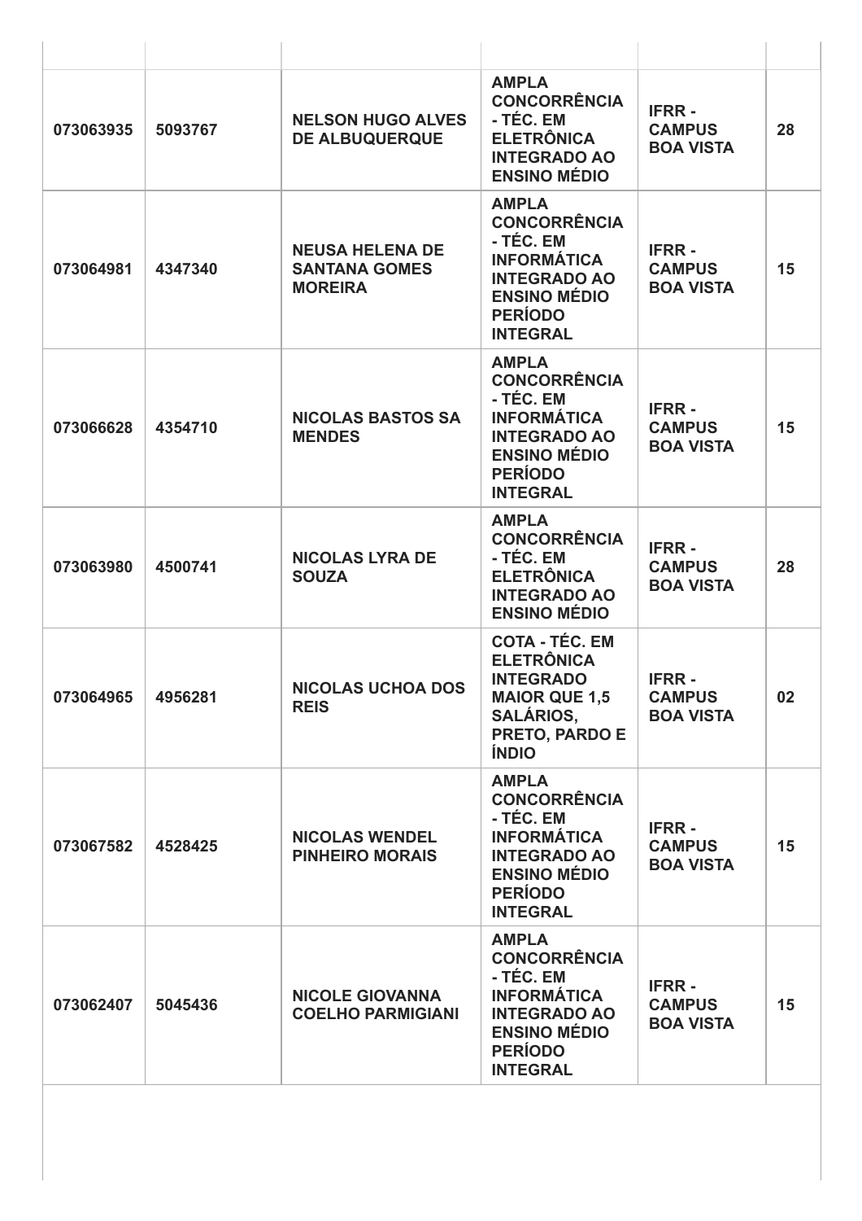| | | | | | |
|---|---|---|---|---|---|
| 073063935 | 5093767 | NELSON HUGO ALVES DE ALBUQUERQUE | AMPLA CONCORRÊNCIA - TÉC. EM ELETRÔNICA INTEGRADO AO ENSINO MÉDIO | IFRR - CAMPUS BOA VISTA | 28 |
| 073064981 | 4347340 | NEUSA HELENA DE SANTANA GOMES MOREIRA | AMPLA CONCORRÊNCIA - TÉC. EM INFORMÁTICA INTEGRADO AO ENSINO MÉDIO PERÍODO INTEGRAL | IFRR - CAMPUS BOA VISTA | 15 |
| 073066628 | 4354710 | NICOLAS BASTOS SA MENDES | AMPLA CONCORRÊNCIA - TÉC. EM INFORMÁTICA INTEGRADO AO ENSINO MÉDIO PERÍODO INTEGRAL | IFRR - CAMPUS BOA VISTA | 15 |
| 073063980 | 4500741 | NICOLAS LYRA DE SOUZA | AMPLA CONCORRÊNCIA - TÉC. EM ELETRÔNICA INTEGRADO AO ENSINO MÉDIO | IFRR - CAMPUS BOA VISTA | 28 |
| 073064965 | 4956281 | NICOLAS UCHOA DOS REIS | COTA - TÉC. EM ELETRÔNICA INTEGRADO MAIOR QUE 1,5 SALÁRIOS, PRETO, PARDO E ÍNDIO | IFRR - CAMPUS BOA VISTA | 02 |
| 073067582 | 4528425 | NICOLAS WENDEL PINHEIRO MORAIS | AMPLA CONCORRÊNCIA - TÉC. EM INFORMÁTICA INTEGRADO AO ENSINO MÉDIO PERÍODO INTEGRAL | IFRR - CAMPUS BOA VISTA | 15 |
| 073062407 | 5045436 | NICOLE GIOVANNA COELHO PARMIGIANI | AMPLA CONCORRÊNCIA - TÉC. EM INFORMÁTICA INTEGRADO AO ENSINO MÉDIO PERÍODO INTEGRAL | IFRR - CAMPUS BOA VISTA | 15 |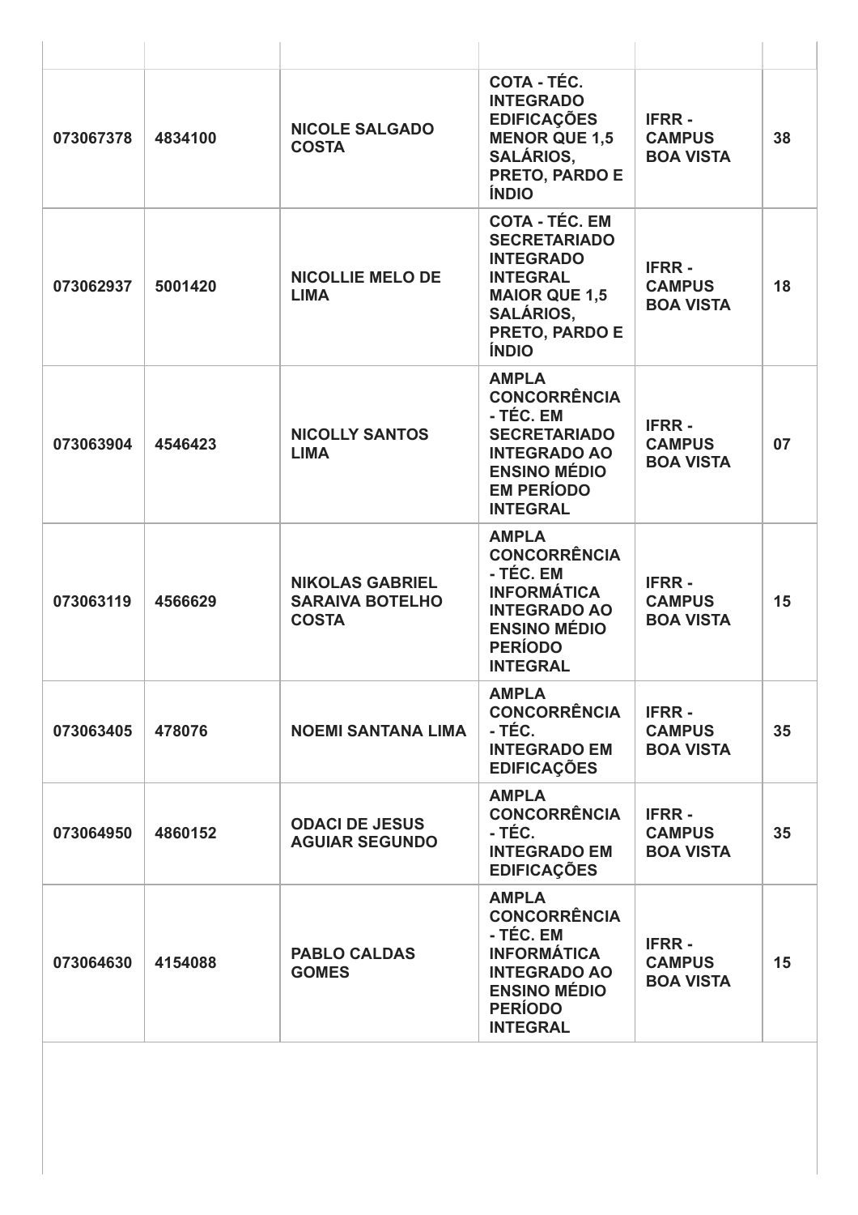| | | | | | |
|---|---|---|---|---|---|
| 073067378 | 4834100 | NICOLE SALGADO COSTA | COTA - TÉC. INTEGRADO EDIFICAÇÕES MENOR QUE 1,5 SALÁRIOS, PRETO, PARDO E ÍNDIO | IFRR - CAMPUS BOA VISTA | 38 |
| 073062937 | 5001420 | NICOLLIE MELO DE LIMA | COTA - TÉC. EM SECRETARIADO INTEGRADO INTEGRAL MAIOR QUE 1,5 SALÁRIOS, PRETO, PARDO E ÍNDIO | IFRR - CAMPUS BOA VISTA | 18 |
| 073063904 | 4546423 | NICOLLY SANTOS LIMA | AMPLA CONCORRÊNCIA - TÉC. EM SECRETARIADO INTEGRADO AO ENSINO MÉDIO EM PERÍODO INTEGRAL | IFRR - CAMPUS BOA VISTA | 07 |
| 073063119 | 4566629 | NIKOLAS GABRIEL SARAIVA BOTELHO COSTA | AMPLA CONCORRÊNCIA - TÉC. EM INFORMÁTICA INTEGRADO AO ENSINO MÉDIO PERÍODO INTEGRAL | IFRR - CAMPUS BOA VISTA | 15 |
| 073063405 | 478076 | NOEMI SANTANA LIMA | AMPLA CONCORRÊNCIA - TÉC. INTEGRADO EM EDIFICAÇÕES | IFRR - CAMPUS BOA VISTA | 35 |
| 073064950 | 4860152 | ODACI DE JESUS AGUIAR SEGUNDO | AMPLA CONCORRÊNCIA - TÉC. INTEGRADO EM EDIFICAÇÕES | IFRR - CAMPUS BOA VISTA | 35 |
| 073064630 | 4154088 | PABLO CALDAS GOMES | AMPLA CONCORRÊNCIA - TÉC. EM INFORMÁTICA INTEGRADO AO ENSINO MÉDIO PERÍODO INTEGRAL | IFRR - CAMPUS BOA VISTA | 15 |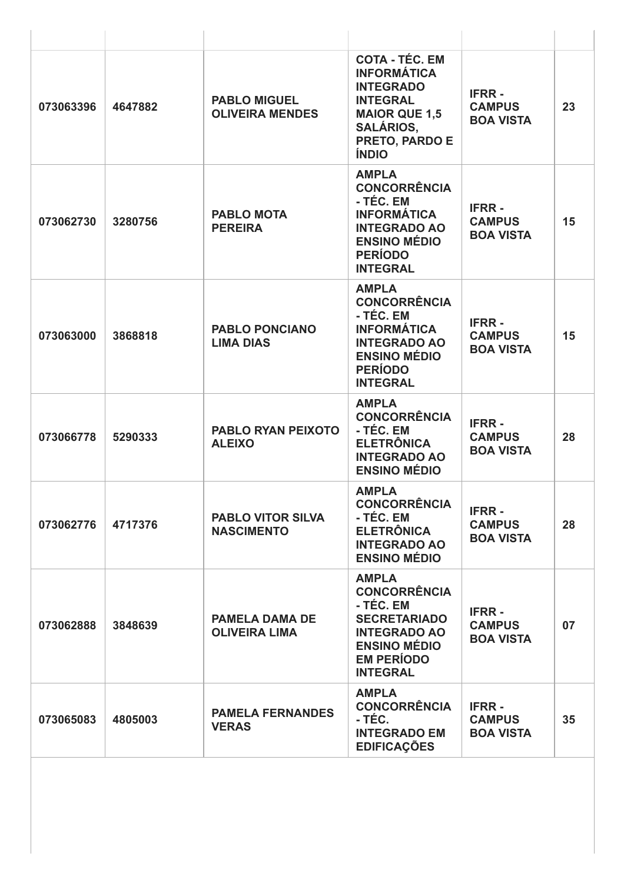| | | | | | |
|---|---|---|---|---|---|
| 073063396 | 4647882 | PABLO MIGUEL OLIVEIRA MENDES | COTA - TÉC. EM INFORMÁTICA INTEGRADO INTEGRAL MAIOR QUE 1,5 SALÁRIOS, PRETO, PARDO E ÍNDIO | IFRR - CAMPUS BOA VISTA | 23 |
| 073062730 | 3280756 | PABLO MOTA PEREIRA | AMPLA CONCORRÊNCIA - TÉC. EM INFORMÁTICA INTEGRADO AO ENSINO MÉDIO PERÍODO INTEGRAL | IFRR - CAMPUS BOA VISTA | 15 |
| 073063000 | 3868818 | PABLO PONCIANO LIMA DIAS | AMPLA CONCORRÊNCIA - TÉC. EM INFORMÁTICA INTEGRADO AO ENSINO MÉDIO PERÍODO INTEGRAL | IFRR - CAMPUS BOA VISTA | 15 |
| 073066778 | 5290333 | PABLO RYAN PEIXOTO ALEIXO | AMPLA CONCORRÊNCIA - TÉC. EM ELETRÔNICA INTEGRADO AO ENSINO MÉDIO | IFRR - CAMPUS BOA VISTA | 28 |
| 073062776 | 4717376 | PABLO VITOR SILVA NASCIMENTO | AMPLA CONCORRÊNCIA - TÉC. EM ELETRÔNICA INTEGRADO AO ENSINO MÉDIO | IFRR - CAMPUS BOA VISTA | 28 |
| 073062888 | 3848639 | PAMELA DAMA DE OLIVEIRA LIMA | AMPLA CONCORRÊNCIA - TÉC. EM SECRETARIADO INTEGRADO AO ENSINO MÉDIO EM PERÍODO INTEGRAL | IFRR - CAMPUS BOA VISTA | 07 |
| 073065083 | 4805003 | PAMELA FERNANDES VERAS | AMPLA CONCORRÊNCIA - TÉC. INTEGRADO EM EDIFICAÇÕES | IFRR - CAMPUS BOA VISTA | 35 |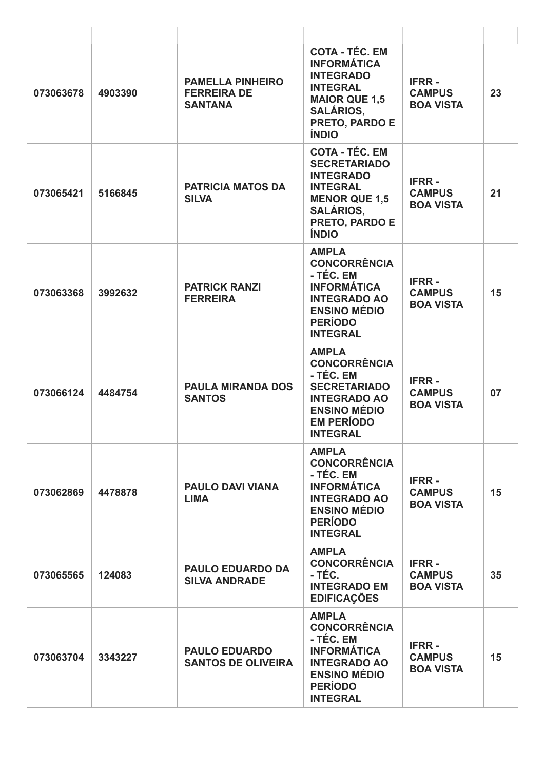| | | | | | |
|---|---|---|---|---|---|
| 073063678 | 4903390 | PAMELLA PINHEIRO FERREIRA DE SANTANA | COTA - TÉC. EM INFORMÁTICA INTEGRADO INTEGRAL MAIOR QUE 1,5 SALÁRIOS, PRETO, PARDO E ÍNDIO | IFRR - CAMPUS BOA VISTA | 23 |
| 073065421 | 5166845 | PATRICIA MATOS DA SILVA | COTA - TÉC. EM SECRETARIADO INTEGRADO INTEGRAL MENOR QUE 1,5 SALÁRIOS, PRETO, PARDO E ÍNDIO | IFRR - CAMPUS BOA VISTA | 21 |
| 073063368 | 3992632 | PATRICK RANZI FERREIRA | AMPLA CONCORRÊNCIA - TÉC. EM INFORMÁTICA INTEGRADO AO ENSINO MÉDIO PERÍODO INTEGRAL | IFRR - CAMPUS BOA VISTA | 15 |
| 073066124 | 4484754 | PAULA MIRANDA DOS SANTOS | AMPLA CONCORRÊNCIA - TÉC. EM SECRETARIADO INTEGRADO AO ENSINO MÉDIO EM PERÍODO INTEGRAL | IFRR - CAMPUS BOA VISTA | 07 |
| 073062869 | 4478878 | PAULO DAVI VIANA LIMA | AMPLA CONCORRÊNCIA - TÉC. EM INFORMÁTICA INTEGRADO AO ENSINO MÉDIO PERÍODO INTEGRAL | IFRR - CAMPUS BOA VISTA | 15 |
| 073065565 | 124083 | PAULO EDUARDO DA SILVA ANDRADE | AMPLA CONCORRÊNCIA - TÉC. INTEGRADO EM EDIFICAÇÕES | IFRR - CAMPUS BOA VISTA | 35 |
| 073063704 | 3343227 | PAULO EDUARDO SANTOS DE OLIVEIRA | AMPLA CONCORRÊNCIA - TÉC. EM INFORMÁTICA INTEGRADO AO ENSINO MÉDIO PERÍODO INTEGRAL | IFRR - CAMPUS BOA VISTA | 15 |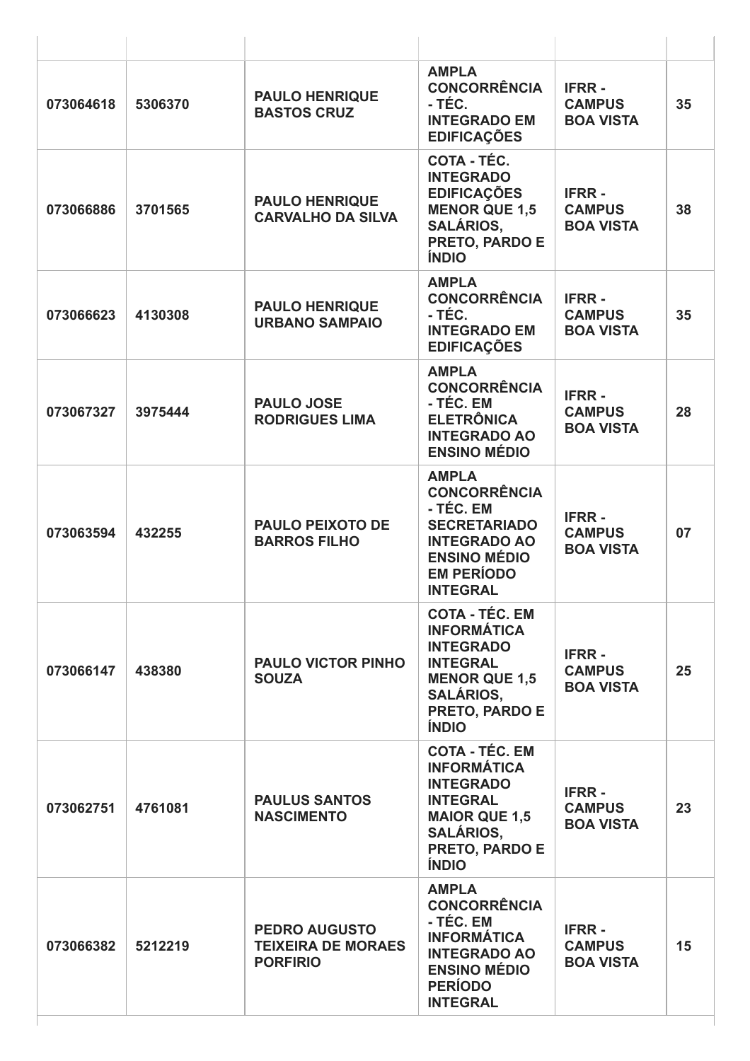| | | | | | |
|---|---|---|---|---|---|
| 073064618 | 5306370 | PAULO HENRIQUE BASTOS CRUZ | AMPLA CONCORRÊNCIA - TÉC. INTEGRADO EM EDIFICAÇÕES | IFRR - CAMPUS BOA VISTA | 35 |
| 073066886 | 3701565 | PAULO HENRIQUE CARVALHO DA SILVA | COTA - TÉC. INTEGRADO EDIFICAÇÕES MENOR QUE 1,5 SALÁRIOS, PRETO, PARDO E ÍNDIO | IFRR - CAMPUS BOA VISTA | 38 |
| 073066623 | 4130308 | PAULO HENRIQUE URBANO SAMPAIO | AMPLA CONCORRÊNCIA - TÉC. INTEGRADO EM EDIFICAÇÕES | IFRR - CAMPUS BOA VISTA | 35 |
| 073067327 | 3975444 | PAULO JOSE RODRIGUES LIMA | AMPLA CONCORRÊNCIA - TÉC. EM ELETRÔNICA INTEGRADO AO ENSINO MÉDIO | IFRR - CAMPUS BOA VISTA | 28 |
| 073063594 | 432255 | PAULO PEIXOTO DE BARROS FILHO | AMPLA CONCORRÊNCIA - TÉC. EM SECRETARIADO INTEGRADO AO ENSINO MÉDIO EM PERÍODO INTEGRAL | IFRR - CAMPUS BOA VISTA | 07 |
| 073066147 | 438380 | PAULO VICTOR PINHO SOUZA | COTA - TÉC. EM INFORMÁTICA INTEGRADO INTEGRAL MENOR QUE 1,5 SALÁRIOS, PRETO, PARDO E ÍNDIO | IFRR - CAMPUS BOA VISTA | 25 |
| 073062751 | 4761081 | PAULUS SANTOS NASCIMENTO | COTA - TÉC. EM INFORMÁTICA INTEGRADO INTEGRAL MAIOR QUE 1,5 SALÁRIOS, PRETO, PARDO E ÍNDIO | IFRR - CAMPUS BOA VISTA | 23 |
| 073066382 | 5212219 | PEDRO AUGUSTO TEIXEIRA DE MORAES PORFIRIO | AMPLA CONCORRÊNCIA - TÉC. EM INFORMÁTICA INTEGRADO AO ENSINO MÉDIO PERÍODO INTEGRAL | IFRR - CAMPUS BOA VISTA | 15 |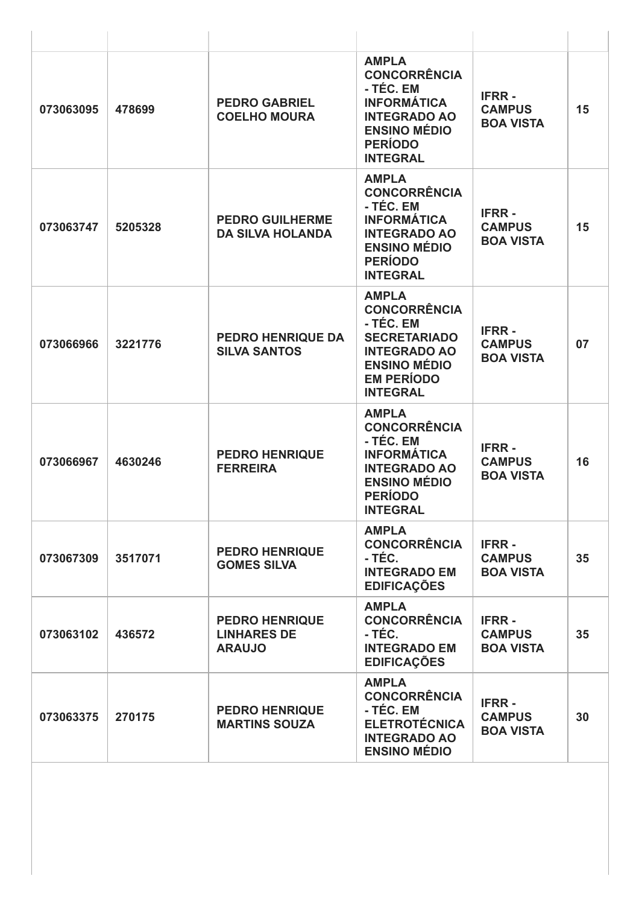| | | | | | |
|---|---|---|---|---|---|
| **073063095** | **478699** | **PEDRO GABRIEL COELHO MOURA** | **AMPLA CONCORRÊNCIA - TÉC. EM INFORMÁTICA INTEGRADO AO ENSINO MÉDIO PERÍODO INTEGRAL** | **IFRR - CAMPUS BOA VISTA** | **15** |
| **073063747** | **5205328** | **PEDRO GUILHERME DA SILVA HOLANDA** | **AMPLA CONCORRÊNCIA - TÉC. EM INFORMÁTICA INTEGRADO AO ENSINO MÉDIO PERÍODO INTEGRAL** | **IFRR - CAMPUS BOA VISTA** | **15** |
| **073066966** | **3221776** | **PEDRO HENRIQUE DA SILVA SANTOS** | **AMPLA CONCORRÊNCIA - TÉC. EM SECRETARIADO INTEGRADO AO ENSINO MÉDIO EM PERÍODO INTEGRAL** | **IFRR - CAMPUS BOA VISTA** | **07** |
| **073066967** | **4630246** | **PEDRO HENRIQUE FERREIRA** | **AMPLA CONCORRÊNCIA - TÉC. EM INFORMÁTICA INTEGRADO AO ENSINO MÉDIO PERÍODO INTEGRAL** | **IFRR - CAMPUS BOA VISTA** | **16** |
| **073067309** | **3517071** | **PEDRO HENRIQUE GOMES SILVA** | **AMPLA CONCORRÊNCIA - TÉC. INTEGRADO EM EDIFICAÇÕES** | **IFRR - CAMPUS BOA VISTA** | **35** |
| **073063102** | **436572** | **PEDRO HENRIQUE LINHARES DE ARAUJO** | **AMPLA CONCORRÊNCIA - TÉC. INTEGRADO EM EDIFICAÇÕES** | **IFRR - CAMPUS BOA VISTA** | **35** |
| **073063375** | **270175** | **PEDRO HENRIQUE MARTINS SOUZA** | **AMPLA CONCORRÊNCIA - TÉC. EM ELETROTÉCNICA INTEGRADO AO ENSINO MÉDIO** | **IFRR - CAMPUS BOA VISTA** | **30** |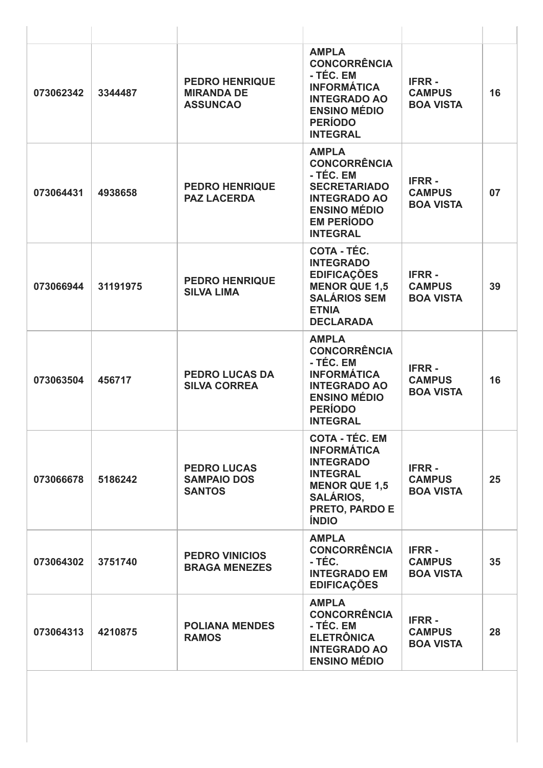| | | | | | |
|---|---|---|---|---|---|
| **073062342** | **3344487** | **PEDRO HENRIQUE MIRANDA DE ASSUNCAO** | **AMPLA CONCORRÊNCIA - TÉC. EM INFORMÁTICA INTEGRADO AO ENSINO MÉDIO PERÍODO INTEGRAL** | **IFRR - CAMPUS BOA VISTA** | **16** |
| **073064431** | **4938658** | **PEDRO HENRIQUE PAZ LACERDA** | **AMPLA CONCORRÊNCIA - TÉC. EM SECRETARIADO INTEGRADO AO ENSINO MÉDIO EM PERÍODO INTEGRAL** | **IFRR - CAMPUS BOA VISTA** | **07** |
| **073066944** | **31191975** | **PEDRO HENRIQUE SILVA LIMA** | **COTA - TÉC. INTEGRADO EDIFICAÇÕES MENOR QUE 1,5 SALÁRIOS SEM ETNIA DECLARADA** | **IFRR - CAMPUS BOA VISTA** | **39** |
| **073063504** | **456717** | **PEDRO LUCAS DA SILVA CORREA** | **AMPLA CONCORRÊNCIA - TÉC. EM INFORMÁTICA INTEGRADO AO ENSINO MÉDIO PERÍODO INTEGRAL** | **IFRR - CAMPUS BOA VISTA** | **16** |
| **073066678** | **5186242** | **PEDRO LUCAS SAMPAIO DOS SANTOS** | **COTA - TÉC. EM INFORMÁTICA INTEGRADO INTEGRAL MENOR QUE 1,5 SALÁRIOS, PRETO, PARDO E ÍNDIO** | **IFRR - CAMPUS BOA VISTA** | **25** |
| **073064302** | **3751740** | **PEDRO VINICIOS BRAGA MENEZES** | **AMPLA CONCORRÊNCIA - TÉC. INTEGRADO EM EDIFICAÇÕES** | **IFRR - CAMPUS BOA VISTA** | **35** |
| **073064313** | **4210875** | **POLIANA MENDES RAMOS** | **AMPLA CONCORRÊNCIA - TÉC. EM ELETRÔNICA INTEGRADO AO ENSINO MÉDIO** | **IFRR - CAMPUS BOA VISTA** | **28** |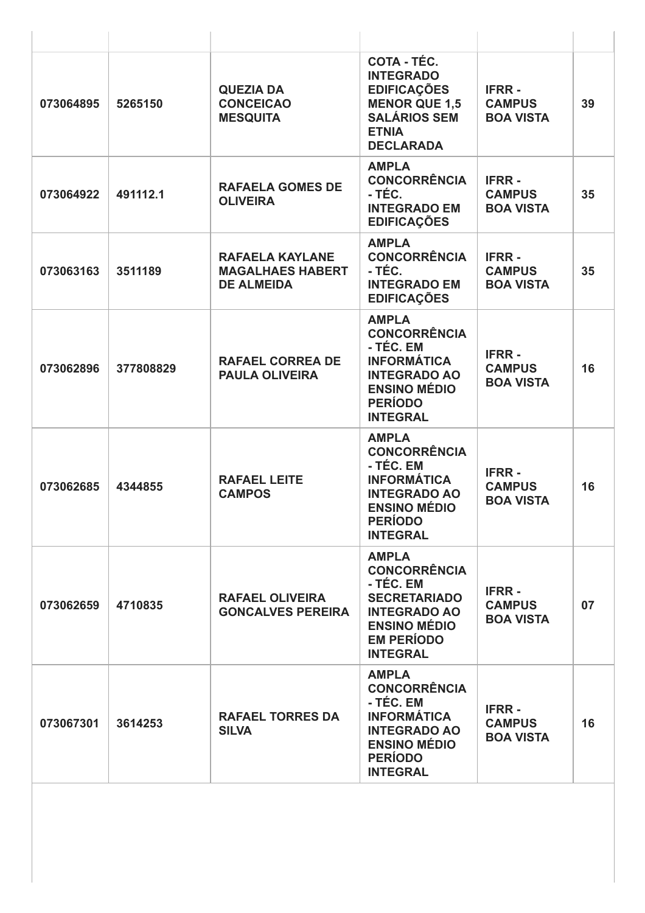| | | | | | |
|---|---|---|---|---|---|
| 073064895 | 5265150 | QUEZIA DA CONCEICAO MESQUITA | COTA - TÉC. INTEGRADO EDIFICAÇÕES MENOR QUE 1,5 SALÁRIOS SEM ETNIA DECLARADA | IFRR - CAMPUS BOA VISTA | 39 |
| 073064922 | 491112.1 | RAFAELA GOMES DE OLIVEIRA | AMPLA CONCORRÊNCIA - TÉC. INTEGRADO EM EDIFICAÇÕES | IFRR - CAMPUS BOA VISTA | 35 |
| 073063163 | 3511189 | RAFAELA KAYLANE MAGALHAES HABERT DE ALMEIDA | AMPLA CONCORRÊNCIA - TÉC. INTEGRADO EM EDIFICAÇÕES | IFRR - CAMPUS BOA VISTA | 35 |
| 073062896 | 377808829 | RAFAEL CORREA DE PAULA OLIVEIRA | AMPLA CONCORRÊNCIA - TÉC. EM INFORMÁTICA INTEGRADO AO ENSINO MÉDIO PERÍODO INTEGRAL | IFRR - CAMPUS BOA VISTA | 16 |
| 073062685 | 4344855 | RAFAEL LEITE CAMPOS | AMPLA CONCORRÊNCIA - TÉC. EM INFORMÁTICA INTEGRADO AO ENSINO MÉDIO PERÍODO INTEGRAL | IFRR - CAMPUS BOA VISTA | 16 |
| 073062659 | 4710835 | RAFAEL OLIVEIRA GONCALVES PEREIRA | AMPLA CONCORRÊNCIA - TÉC. EM SECRETARIADO INTEGRADO AO ENSINO MÉDIO EM PERÍODO INTEGRAL | IFRR - CAMPUS BOA VISTA | 07 |
| 073067301 | 3614253 | RAFAEL TORRES DA SILVA | AMPLA CONCORRÊNCIA - TÉC. EM INFORMÁTICA INTEGRADO AO ENSINO MÉDIO PERÍODO INTEGRAL | IFRR - CAMPUS BOA VISTA | 16 |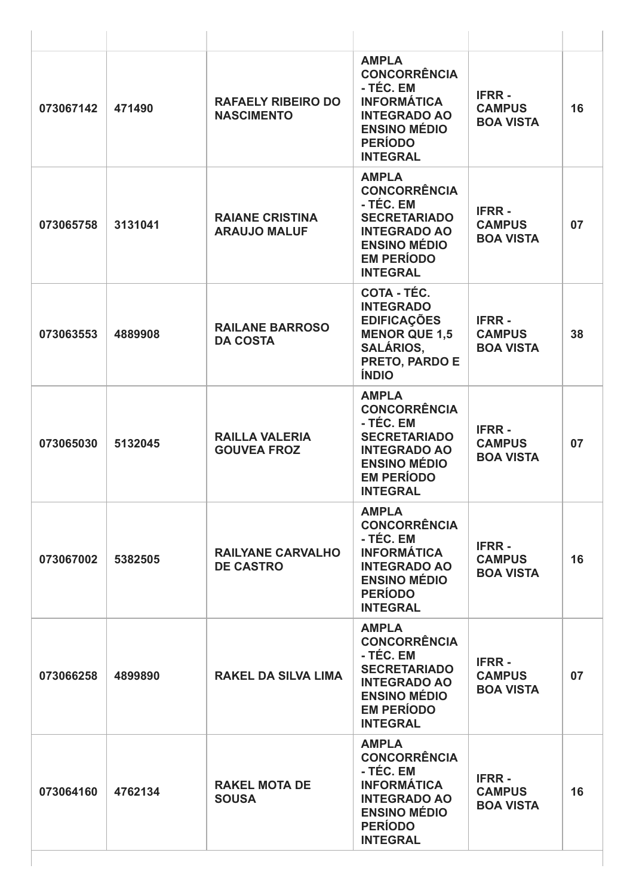| | | | | | |
|---|---|---|---|---|---|
| 073067142 | 471490 | RAFAELY RIBEIRO DO NASCIMENTO | AMPLA CONCORRÊNCIA - TÉC. EM INFORMÁTICA INTEGRADO AO ENSINO MÉDIO PERÍODO INTEGRAL | IFRR - CAMPUS BOA VISTA | 16 |
| 073065758 | 3131041 | RAIANE CRISTINA ARAUJO MALUF | AMPLA CONCORRÊNCIA - TÉC. EM SECRETARIADO INTEGRADO AO ENSINO MÉDIO EM PERÍODO INTEGRAL | IFRR - CAMPUS BOA VISTA | 07 |
| 073063553 | 4889908 | RAILANE BARROSO DA COSTA | COTA - TÉC. INTEGRADO EDIFICAÇÕES MENOR QUE 1,5 SALÁRIOS, PRETO, PARDO E ÍNDIO | IFRR - CAMPUS BOA VISTA | 38 |
| 073065030 | 5132045 | RAILLA VALERIA GOUVEA FROZ | AMPLA CONCORRÊNCIA - TÉC. EM SECRETARIADO INTEGRADO AO ENSINO MÉDIO EM PERÍODO INTEGRAL | IFRR - CAMPUS BOA VISTA | 07 |
| 073067002 | 5382505 | RAILYANE CARVALHO DE CASTRO | AMPLA CONCORRÊNCIA - TÉC. EM INFORMÁTICA INTEGRADO AO ENSINO MÉDIO PERÍODO INTEGRAL | IFRR - CAMPUS BOA VISTA | 16 |
| 073066258 | 4899890 | RAKEL DA SILVA LIMA | AMPLA CONCORRÊNCIA - TÉC. EM SECRETARIADO INTEGRADO AO ENSINO MÉDIO EM PERÍODO INTEGRAL | IFRR - CAMPUS BOA VISTA | 07 |
| 073064160 | 4762134 | RAKEL MOTA DE SOUSA | AMPLA CONCORRÊNCIA - TÉC. EM INFORMÁTICA INTEGRADO AO ENSINO MÉDIO PERÍODO INTEGRAL | IFRR - CAMPUS BOA VISTA | 16 |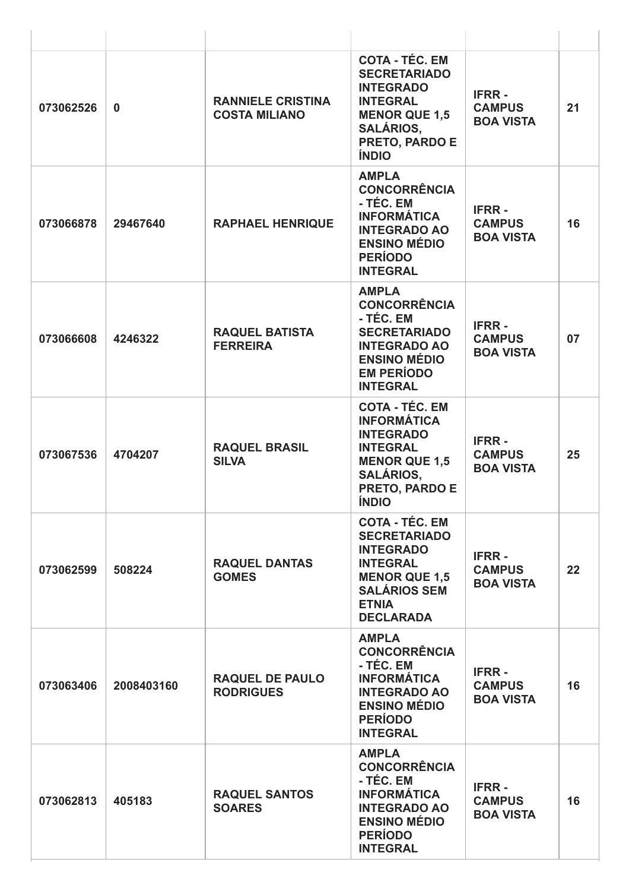| | | | | | |
|---|---|---|---|---|---|
| 073062526 | 0 | RANNIELE CRISTINA COSTA MILIANO | COTA - TÉC. EM SECRETARIADO INTEGRADO INTEGRAL MENOR QUE 1,5 SALÁRIOS, PRETO, PARDO E ÍNDIO | IFRR - CAMPUS BOA VISTA | 21 |
| 073066878 | 29467640 | RAPHAEL HENRIQUE | AMPLA CONCORRÊNCIA - TÉC. EM INFORMÁTICA INTEGRADO AO ENSINO MÉDIO PERÍODO INTEGRAL | IFRR - CAMPUS BOA VISTA | 16 |
| 073066608 | 4246322 | RAQUEL BATISTA FERREIRA | AMPLA CONCORRÊNCIA - TÉC. EM SECRETARIADO INTEGRADO AO ENSINO MÉDIO EM PERÍODO INTEGRAL | IFRR - CAMPUS BOA VISTA | 07 |
| 073067536 | 4704207 | RAQUEL BRASIL SILVA | COTA - TÉC. EM INFORMÁTICA INTEGRADO INTEGRAL MENOR QUE 1,5 SALÁRIOS, PRETO, PARDO E ÍNDIO | IFRR - CAMPUS BOA VISTA | 25 |
| 073062599 | 508224 | RAQUEL DANTAS GOMES | COTA - TÉC. EM SECRETARIADO INTEGRADO INTEGRAL MENOR QUE 1,5 SALÁRIOS SEM ETNIA DECLARADA | IFRR - CAMPUS BOA VISTA | 22 |
| 073063406 | 2008403160 | RAQUEL DE PAULO RODRIGUES | AMPLA CONCORRÊNCIA - TÉC. EM INFORMÁTICA INTEGRADO AO ENSINO MÉDIO PERÍODO INTEGRAL | IFRR - CAMPUS BOA VISTA | 16 |
| 073062813 | 405183 | RAQUEL SANTOS SOARES | AMPLA CONCORRÊNCIA - TÉC. EM INFORMÁTICA INTEGRADO AO ENSINO MÉDIO PERÍODO INTEGRAL | IFRR - CAMPUS BOA VISTA | 16 |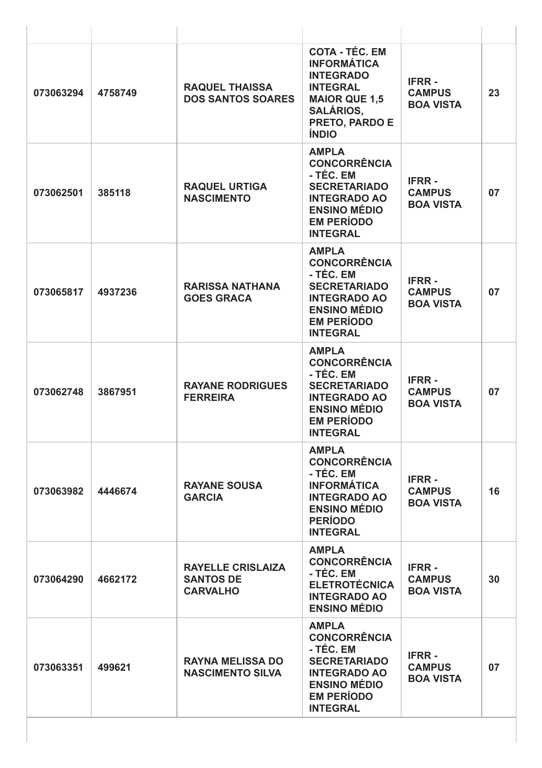| | | | | | |
|---|---|---|---|---|---|
| **073063294** | **4758749** | **RAQUEL THAISSA DOS SANTOS SOARES** | **COTA - TÉC. EM INFORMÁTICA INTEGRADO INTEGRAL MAIOR QUE 1,5 SALÁRIOS, PRETO, PARDO E ÍNDIO** | **IFRR - CAMPUS BOA VISTA** | **23** |
| **073062501** | **385118** | **RAQUEL URTIGA NASCIMENTO** | **AMPLA CONCORRÊNCIA - TÉC. EM SECRETARIADO INTEGRADO AO ENSINO MÉDIO EM PERÍODO INTEGRAL** | **IFRR - CAMPUS BOA VISTA** | **07** |
| **073065817** | **4937236** | **RARISSA NATHANA GOES GRACA** | **AMPLA CONCORRÊNCIA - TÉC. EM SECRETARIADO INTEGRADO AO ENSINO MÉDIO EM PERÍODO INTEGRAL** | **IFRR - CAMPUS BOA VISTA** | **07** |
| **073062748** | **3867951** | **RAYANE RODRIGUES FERREIRA** | **AMPLA CONCORRÊNCIA - TÉC. EM SECRETARIADO INTEGRADO AO ENSINO MÉDIO EM PERÍODO INTEGRAL** | **IFRR - CAMPUS BOA VISTA** | **07** |
| **073063982** | **4446674** | **RAYANE SOUSA GARCIA** | **AMPLA CONCORRÊNCIA - TÉC. EM INFORMÁTICA INTEGRADO AO ENSINO MÉDIO PERÍODO INTEGRAL** | **IFRR - CAMPUS BOA VISTA** | **16** |
| **073064290** | **4662172** | **RAYELLE CRISLAIZA SANTOS DE CARVALHO** | **AMPLA CONCORRÊNCIA - TÉC. EM ELETROTÉCNICA INTEGRADO AO ENSINO MÉDIO** | **IFRR - CAMPUS BOA VISTA** | **30** |
| **073063351** | **499621** | **RAYNA MELISSA DO NASCIMENTO SILVA** | **AMPLA CONCORRÊNCIA - TÉC. EM SECRETARIADO INTEGRADO AO ENSINO MÉDIO EM PERÍODO INTEGRAL** | **IFRR - CAMPUS BOA VISTA** | **07** |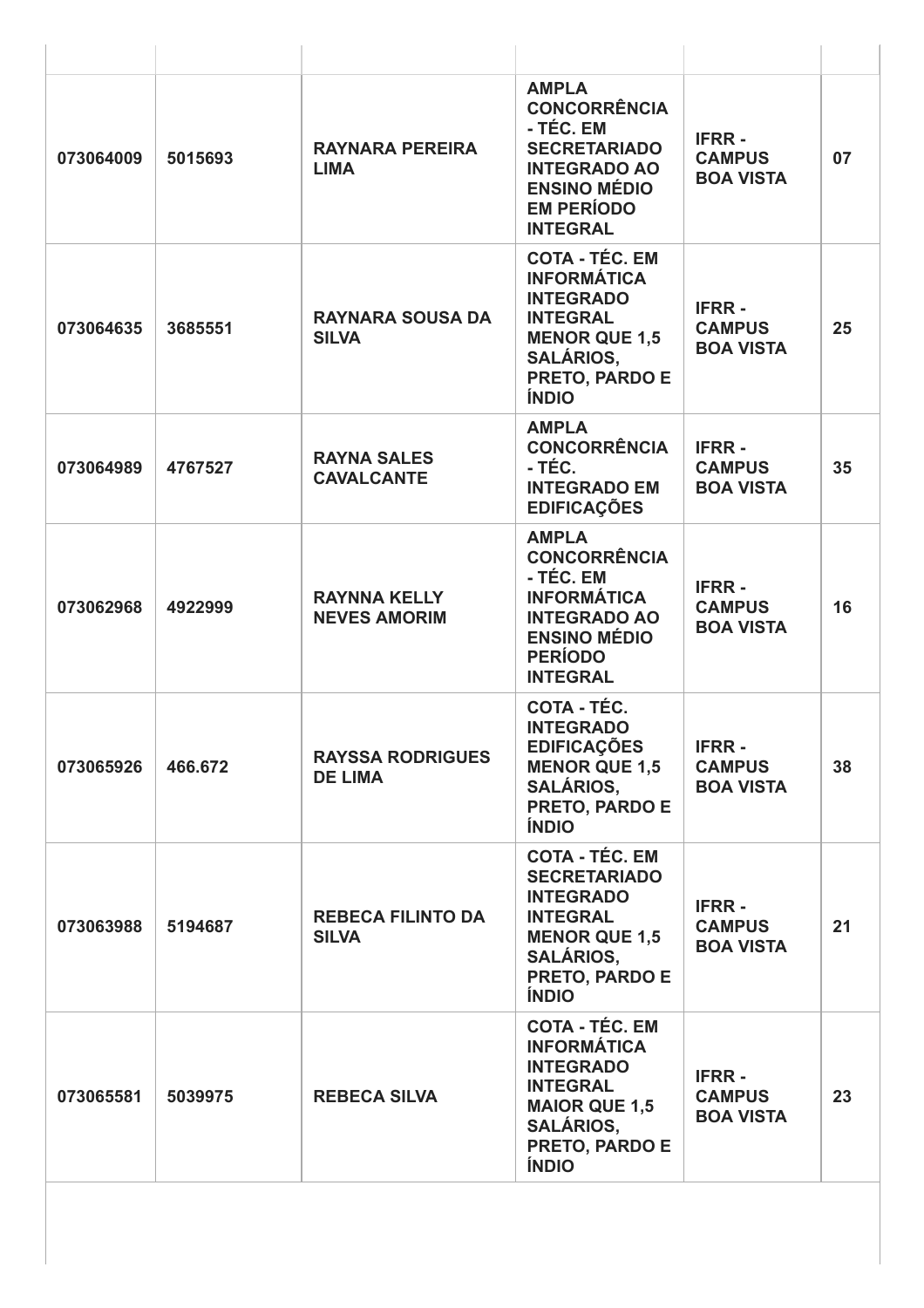| | | | | | |
|---|---|---|---|---|---|
| **073064009** | **5015693** | **RAYNARA PEREIRA LIMA** | **AMPLA CONCORRÊNCIA - TÉC. EM SECRETARIADO INTEGRADO AO ENSINO MÉDIO EM PERÍODO INTEGRAL** | **IFRR - CAMPUS BOA VISTA** | **07** |
| **073064635** | **3685551** | **RAYNARA SOUSA DA SILVA** | **COTA - TÉC. EM INFORMÁTICA INTEGRADO INTEGRAL MENOR QUE 1,5 SALÁRIOS, PRETO, PARDO E ÍNDIO** | **IFRR - CAMPUS BOA VISTA** | **25** |
| **073064989** | **4767527** | **RAYNA SALES CAVALCANTE** | **AMPLA CONCORRÊNCIA - TÉC. INTEGRADO EM EDIFICAÇÕES** | **IFRR - CAMPUS BOA VISTA** | **35** |
| **073062968** | **4922999** | **RAYNNA KELLY NEVES AMORIM** | **AMPLA CONCORRÊNCIA - TÉC. EM INFORMÁTICA INTEGRADO AO ENSINO MÉDIO PERÍODO INTEGRAL** | **IFRR - CAMPUS BOA VISTA** | **16** |
| **073065926** | **466.672** | **RAYSSA RODRIGUES DE LIMA** | **COTA - TÉC. INTEGRADO EDIFICAÇÕES MENOR QUE 1,5 SALÁRIOS, PRETO, PARDO E ÍNDIO** | **IFRR - CAMPUS BOA VISTA** | **38** |
| **073063988** | **5194687** | **REBECA FILINTO DA SILVA** | **COTA - TÉC. EM SECRETARIADO INTEGRADO INTEGRAL MENOR QUE 1,5 SALÁRIOS, PRETO, PARDO E ÍNDIO** | **IFRR - CAMPUS BOA VISTA** | **21** |
| **073065581** | **5039975** | **REBECA SILVA** | **COTA - TÉC. EM INFORMÁTICA INTEGRADO INTEGRAL MAIOR QUE 1,5 SALÁRIOS, PRETO, PARDO E ÍNDIO** | **IFRR - CAMPUS BOA VISTA** | **23** |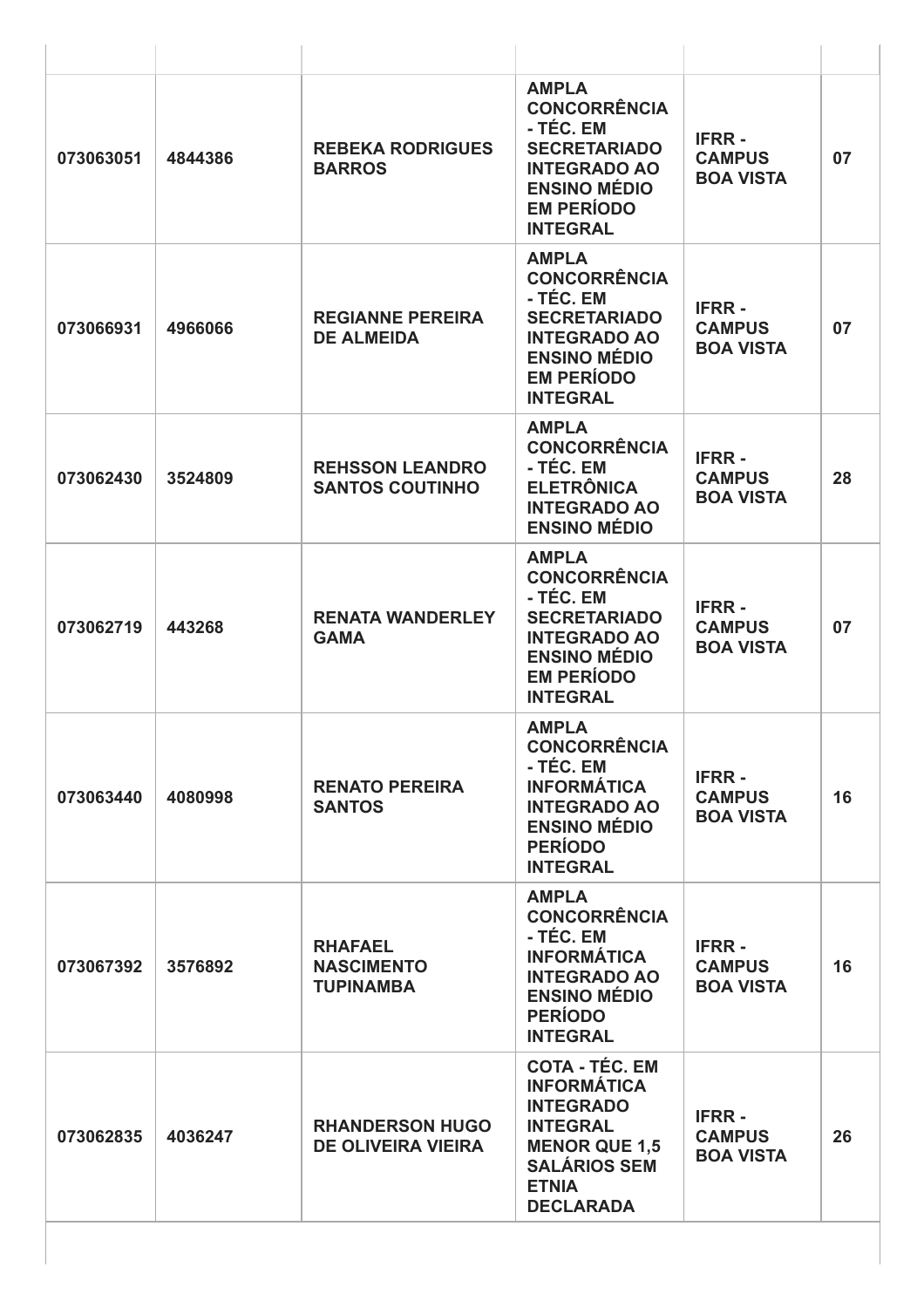| | | | | | |
|---|---|---|---|---|---|
| 073063051 | 4844386 | REBEKA RODRIGUES BARROS | AMPLA CONCORRÊNCIA - TÉC. EM SECRETARIADO INTEGRADO AO ENSINO MÉDIO EM PERÍODO INTEGRAL | IFRR - CAMPUS BOA VISTA | 07 |
| 073066931 | 4966066 | REGIANNE PEREIRA DE ALMEIDA | AMPLA CONCORRÊNCIA - TÉC. EM SECRETARIADO INTEGRADO AO ENSINO MÉDIO EM PERÍODO INTEGRAL | IFRR - CAMPUS BOA VISTA | 07 |
| 073062430 | 3524809 | REHSSON LEANDRO SANTOS COUTINHO | AMPLA CONCORRÊNCIA - TÉC. EM ELETRÔNICA INTEGRADO AO ENSINO MÉDIO | IFRR - CAMPUS BOA VISTA | 28 |
| 073062719 | 443268 | RENATA WANDERLEY GAMA | AMPLA CONCORRÊNCIA - TÉC. EM SECRETARIADO INTEGRADO AO ENSINO MÉDIO EM PERÍODO INTEGRAL | IFRR - CAMPUS BOA VISTA | 07 |
| 073063440 | 4080998 | RENATO PEREIRA SANTOS | AMPLA CONCORRÊNCIA - TÉC. EM INFORMÁTICA INTEGRADO AO ENSINO MÉDIO PERÍODO INTEGRAL | IFRR - CAMPUS BOA VISTA | 16 |
| 073067392 | 3576892 | RHAFAEL NASCIMENTO TUPINAMBA | AMPLA CONCORRÊNCIA - TÉC. EM INFORMÁTICA INTEGRADO AO ENSINO MÉDIO PERÍODO INTEGRAL | IFRR - CAMPUS BOA VISTA | 16 |
| 073062835 | 4036247 | RHANDERSON HUGO DE OLIVEIRA VIEIRA | COTA - TÉC. EM INFORMÁTICA INTEGRADO INTEGRAL MENOR QUE 1,5 SALÁRIOS SEM ETNIA DECLARADA | IFRR - CAMPUS BOA VISTA | 26 |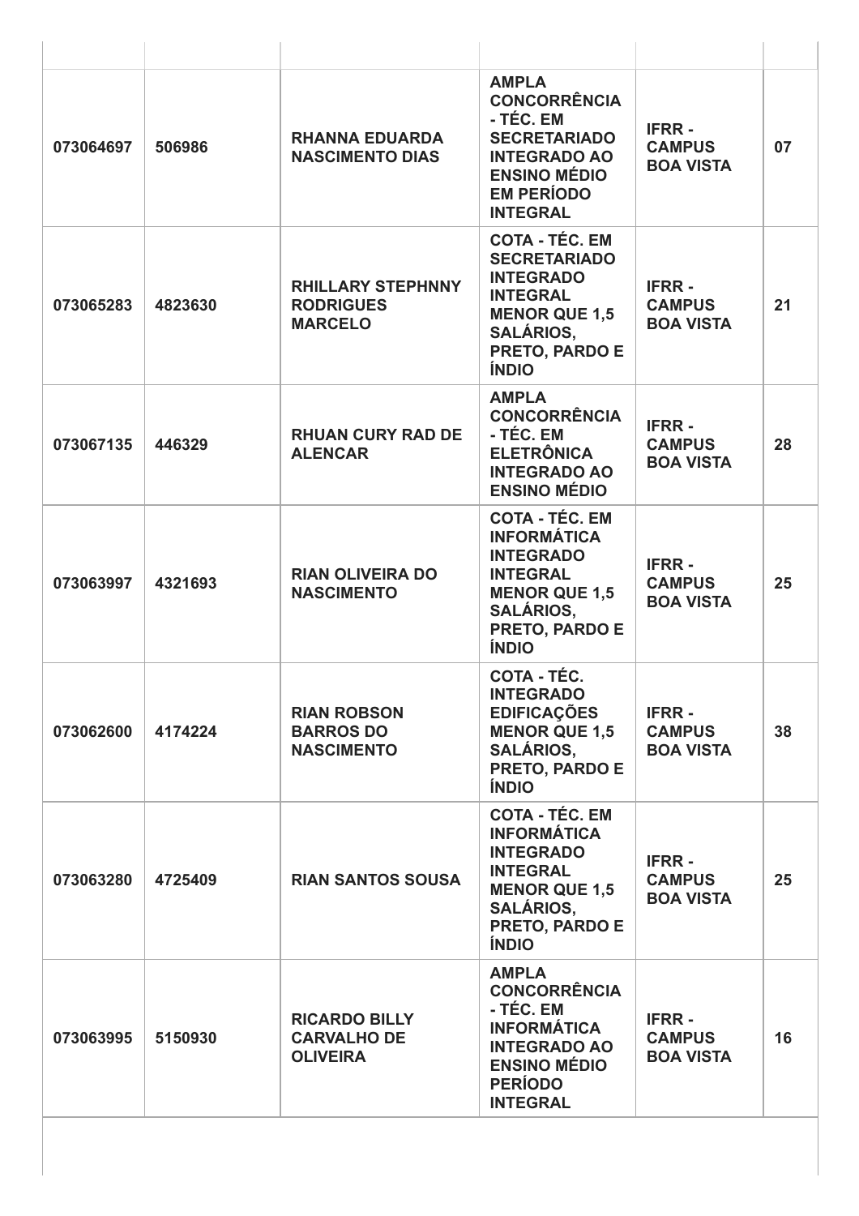| | | | | | |
|---|---|---|---|---|---|
| **073064697** | **506986** | **RHANNA EDUARDA NASCIMENTO DIAS** | **AMPLA CONCORRÊNCIA - TÉC. EM SECRETARIADO INTEGRADO AO ENSINO MÉDIO EM PERÍODO INTEGRAL** | **IFRR - CAMPUS BOA VISTA** | **07** |
| **073065283** | **4823630** | **RHILLARY STEPHNNY RODRIGUES MARCELO** | **COTA - TÉC. EM SECRETARIADO INTEGRADO INTEGRAL MENOR QUE 1,5 SALÁRIOS, PRETO, PARDO E ÍNDIO** | **IFRR - CAMPUS BOA VISTA** | **21** |
| **073067135** | **446329** | **RHUAN CURY RAD DE ALENCAR** | **AMPLA CONCORRÊNCIA - TÉC. EM ELETRÔNICA INTEGRADO AO ENSINO MÉDIO** | **IFRR - CAMPUS BOA VISTA** | **28** |
| **073063997** | **4321693** | **RIAN OLIVEIRA DO NASCIMENTO** | **COTA - TÉC. EM INFORMÁTICA INTEGRADO INTEGRAL MENOR QUE 1,5 SALÁRIOS, PRETO, PARDO E ÍNDIO** | **IFRR - CAMPUS BOA VISTA** | **25** |
| **073062600** | **4174224** | **RIAN ROBSON BARROS DO NASCIMENTO** | **COTA - TÉC. INTEGRADO EDIFICAÇÕES MENOR QUE 1,5 SALÁRIOS, PRETO, PARDO E ÍNDIO** | **IFRR - CAMPUS BOA VISTA** | **38** |
| **073063280** | **4725409** | **RIAN SANTOS SOUSA** | **COTA - TÉC. EM INFORMÁTICA INTEGRADO INTEGRAL MENOR QUE 1,5 SALÁRIOS, PRETO, PARDO E ÍNDIO** | **IFRR - CAMPUS BOA VISTA** | **25** |
| **073063995** | **5150930** | **RICARDO BILLY CARVALHO DE OLIVEIRA** | **AMPLA CONCORRÊNCIA - TÉC. EM INFORMÁTICA INTEGRADO AO ENSINO MÉDIO PERÍODO INTEGRAL** | **IFRR - CAMPUS BOA VISTA** | **16** |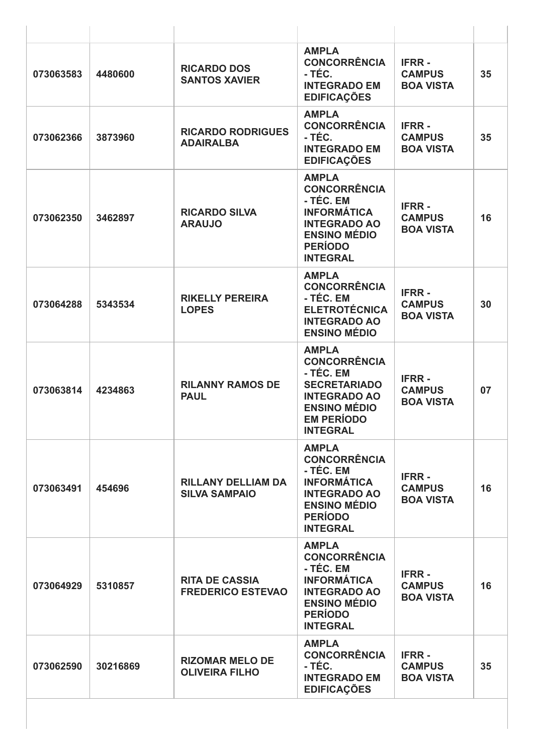| | | | | | |
|---|---|---|---|---|---|
| **073063583** | **4480600** | **RICARDO DOS SANTOS XAVIER** | **AMPLA CONCORRÊNCIA - TÉC. INTEGRADO EM EDIFICAÇÕES** | **IFRR - CAMPUS BOA VISTA** | **35** |
| **073062366** | **3873960** | **RICARDO RODRIGUES ADAIRALBA** | **AMPLA CONCORRÊNCIA - TÉC. INTEGRADO EM EDIFICAÇÕES** | **IFRR - CAMPUS BOA VISTA** | **35** |
| **073062350** | **3462897** | **RICARDO SILVA ARAUJO** | **AMPLA CONCORRÊNCIA - TÉC. EM INFORMÁTICA INTEGRADO AO ENSINO MÉDIO PERÍODO INTEGRAL** | **IFRR - CAMPUS BOA VISTA** | **16** |
| **073064288** | **5343534** | **RIKELLY PEREIRA LOPES** | **AMPLA CONCORRÊNCIA - TÉC. EM ELETROTÉCNICA INTEGRADO AO ENSINO MÉDIO** | **IFRR - CAMPUS BOA VISTA** | **30** |
| **073063814** | **4234863** | **RILANNY RAMOS DE PAUL** | **AMPLA CONCORRÊNCIA - TÉC. EM SECRETARIADO INTEGRADO AO ENSINO MÉDIO EM PERÍODO INTEGRAL** | **IFRR - CAMPUS BOA VISTA** | **07** |
| **073063491** | **454696** | **RILLANY DELLIAM DA SILVA SAMPAIO** | **AMPLA CONCORRÊNCIA - TÉC. EM INFORMÁTICA INTEGRADO AO ENSINO MÉDIO PERÍODO INTEGRAL** | **IFRR - CAMPUS BOA VISTA** | **16** |
| **073064929** | **5310857** | **RITA DE CASSIA FREDERICO ESTEVAO** | **AMPLA CONCORRÊNCIA - TÉC. EM INFORMÁTICA INTEGRADO AO ENSINO MÉDIO PERÍODO INTEGRAL** | **IFRR - CAMPUS BOA VISTA** | **16** |
| **073062590** | **30216869** | **RIZOMAR MELO DE OLIVEIRA FILHO** | **AMPLA CONCORRÊNCIA - TÉC. INTEGRADO EM EDIFICAÇÕES** | **IFRR - CAMPUS BOA VISTA** | **35** |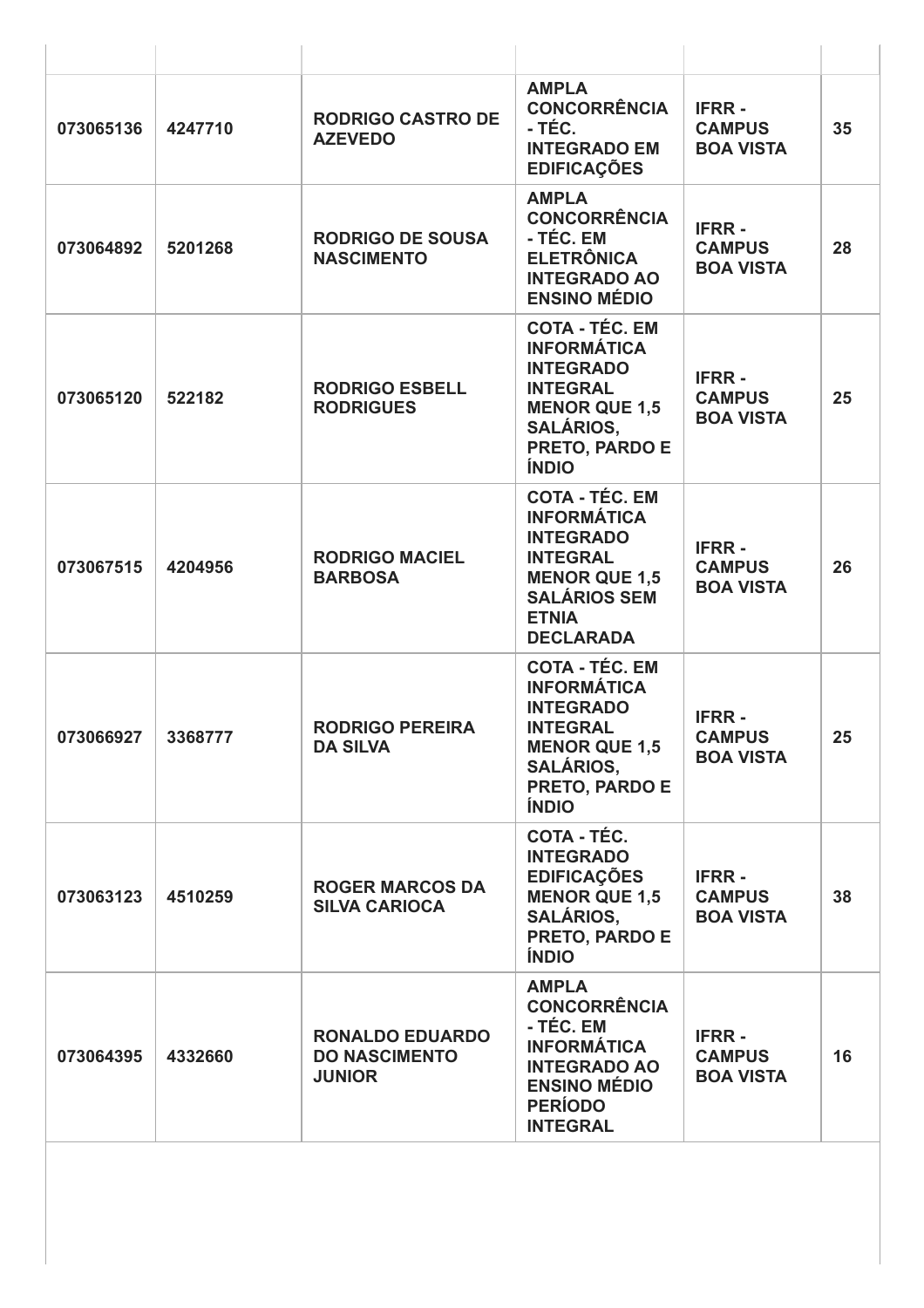| | | | | | |
|---|---|---|---|---|---|
| **073065136** | **4247710** | **RODRIGO CASTRO DE AZEVEDO** | **AMPLA CONCORRÊNCIA - TÉC. INTEGRADO EM EDIFICAÇÕES** | **IFRR - CAMPUS BOA VISTA** | **35** |
| **073064892** | **5201268** | **RODRIGO DE SOUSA NASCIMENTO** | **AMPLA CONCORRÊNCIA - TÉC. EM ELETRÔNICA INTEGRADO AO ENSINO MÉDIO** | **IFRR - CAMPUS BOA VISTA** | **28** |
| **073065120** | **522182** | **RODRIGO ESBELL RODRIGUES** | **COTA - TÉC. EM INFORMÁTICA INTEGRADO INTEGRAL MENOR QUE 1,5 SALÁRIOS, PRETO, PARDO E ÍNDIO** | **IFRR - CAMPUS BOA VISTA** | **25** |
| **073067515** | **4204956** | **RODRIGO MACIEL BARBOSA** | **COTA - TÉC. EM INFORMÁTICA INTEGRADO INTEGRAL MENOR QUE 1,5 SALÁRIOS SEM ETNIA DECLARADA** | **IFRR - CAMPUS BOA VISTA** | **26** |
| **073066927** | **3368777** | **RODRIGO PEREIRA DA SILVA** | **COTA - TÉC. EM INFORMÁTICA INTEGRADO INTEGRAL MENOR QUE 1,5 SALÁRIOS, PRETO, PARDO E ÍNDIO** | **IFRR - CAMPUS BOA VISTA** | **25** |
| **073063123** | **4510259** | **ROGER MARCOS DA SILVA CARIOCA** | **COTA - TÉC. INTEGRADO EDIFICAÇÕES MENOR QUE 1,5 SALÁRIOS, PRETO, PARDO E ÍNDIO** | **IFRR - CAMPUS BOA VISTA** | **38** |
| **073064395** | **4332660** | **RONALDO EDUARDO DO NASCIMENTO JUNIOR** | **AMPLA CONCORRÊNCIA - TÉC. EM INFORMÁTICA INTEGRADO AO ENSINO MÉDIO PERÍODO INTEGRAL** | **IFRR - CAMPUS BOA VISTA** | **16** |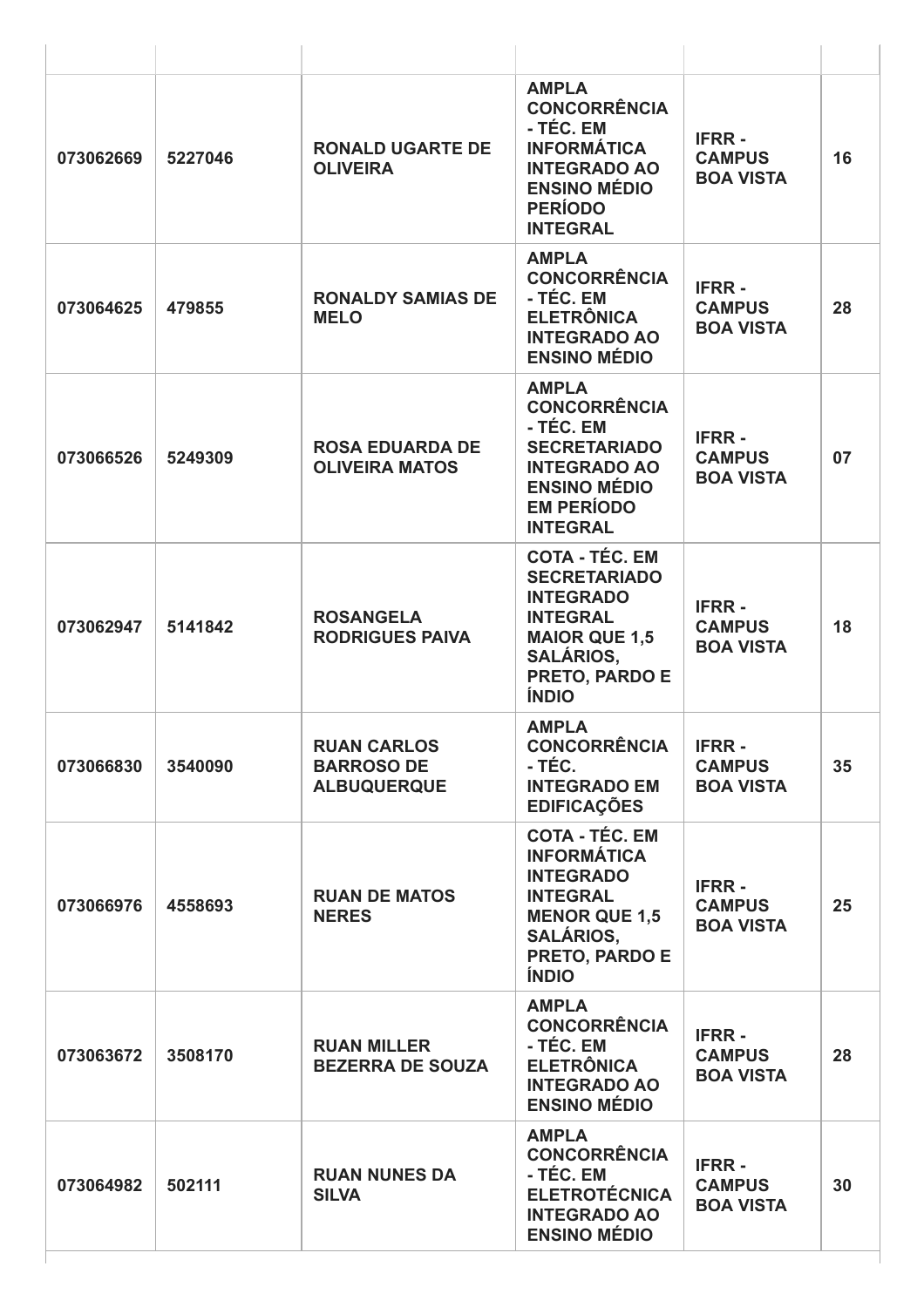| | | | | | |
|---|---|---|---|---|---|
| 073062669 | 5227046 | RONALD UGARTE DE OLIVEIRA | AMPLA CONCORRÊNCIA - TÉC. EM INFORMÁTICA INTEGRADO AO ENSINO MÉDIO PERÍODO INTEGRAL | IFRR - CAMPUS BOA VISTA | 16 |
| 073064625 | 479855 | RONALDY SAMIAS DE MELO | AMPLA CONCORRÊNCIA - TÉC. EM ELETRÔNICA INTEGRADO AO ENSINO MÉDIO | IFRR - CAMPUS BOA VISTA | 28 |
| 073066526 | 5249309 | ROSA EDUARDA DE OLIVEIRA MATOS | AMPLA CONCORRÊNCIA - TÉC. EM SECRETARIADO INTEGRADO AO ENSINO MÉDIO EM PERÍODO INTEGRAL | IFRR - CAMPUS BOA VISTA | 07 |
| 073062947 | 5141842 | ROSANGELA RODRIGUES PAIVA | COTA - TÉC. EM SECRETARIADO INTEGRADO INTEGRAL MAIOR QUE 1,5 SALÁRIOS, PRETO, PARDO E ÍNDIO | IFRR - CAMPUS BOA VISTA | 18 |
| 073066830 | 3540090 | RUAN CARLOS BARROSO DE ALBUQUERQUE | AMPLA CONCORRÊNCIA - TÉC. INTEGRADO EM EDIFICAÇÕES | IFRR - CAMPUS BOA VISTA | 35 |
| 073066976 | 4558693 | RUAN DE MATOS NERES | COTA - TÉC. EM INFORMÁTICA INTEGRADO INTEGRAL MENOR QUE 1,5 SALÁRIOS, PRETO, PARDO E ÍNDIO | IFRR - CAMPUS BOA VISTA | 25 |
| 073063672 | 3508170 | RUAN MILLER BEZERRA DE SOUZA | AMPLA CONCORRÊNCIA - TÉC. EM ELETRÔNICA INTEGRADO AO ENSINO MÉDIO | IFRR - CAMPUS BOA VISTA | 28 |
| 073064982 | 502111 | RUAN NUNES DA SILVA | AMPLA CONCORRÊNCIA - TÉC. EM ELETROTÉCNICA INTEGRADO AO ENSINO MÉDIO | IFRR - CAMPUS BOA VISTA | 30 |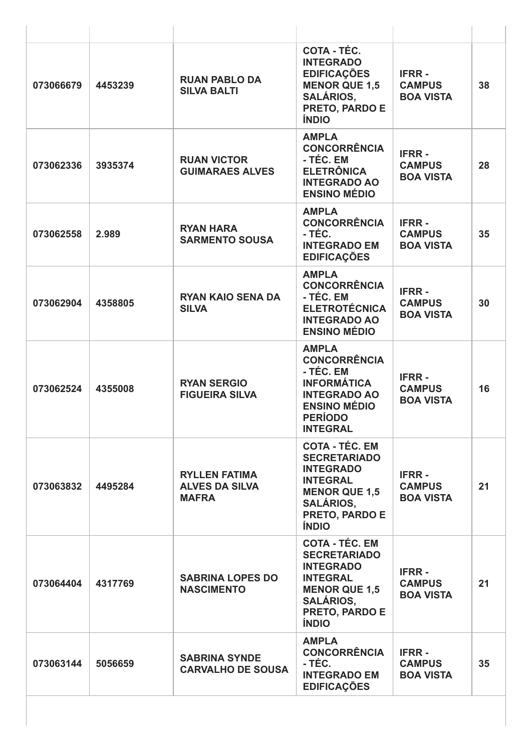| | | | | | |
|---|---|---|---|---|---|
| 073066679 | 4453239 | RUAN PABLO DA SILVA BALTI | COTA - TÉC. INTEGRADO EDIFICAÇÕES MENOR QUE 1,5 SALÁRIOS, PRETO, PARDO E ÍNDIO | IFRR - CAMPUS BOA VISTA | 38 |
| 073062336 | 3935374 | RUAN VICTOR GUIMARAES ALVES | AMPLA CONCORRÊNCIA - TÉC. EM ELETRÔNICA INTEGRADO AO ENSINO MÉDIO | IFRR - CAMPUS BOA VISTA | 28 |
| 073062558 | 2.989 | RYAN HARA SARMENTO SOUSA | AMPLA CONCORRÊNCIA - TÉC. INTEGRADO EM EDIFICAÇÕES | IFRR - CAMPUS BOA VISTA | 35 |
| 073062904 | 4358805 | RYAN KAIO SENA DA SILVA | AMPLA CONCORRÊNCIA - TÉC. EM ELETROTÉCNICA INTEGRADO AO ENSINO MÉDIO | IFRR - CAMPUS BOA VISTA | 30 |
| 073062524 | 4355008 | RYAN SERGIO FIGUEIRA SILVA | AMPLA CONCORRÊNCIA - TÉC. EM INFORMÁTICA INTEGRADO AO ENSINO MÉDIO PERÍODO INTEGRAL | IFRR - CAMPUS BOA VISTA | 16 |
| 073063832 | 4495284 | RYLLEN FATIMA ALVES DA SILVA MAFRA | COTA - TÉC. EM SECRETARIADO INTEGRADO INTEGRAL MENOR QUE 1,5 SALÁRIOS, PRETO, PARDO E ÍNDIO | IFRR - CAMPUS BOA VISTA | 21 |
| 073064404 | 4317769 | SABRINA LOPES DO NASCIMENTO | COTA - TÉC. EM SECRETARIADO INTEGRADO INTEGRAL MENOR QUE 1,5 SALÁRIOS, PRETO, PARDO E ÍNDIO | IFRR - CAMPUS BOA VISTA | 21 |
| 073063144 | 5056659 | SABRINA SYNDE CARVALHO DE SOUSA | AMPLA CONCORRÊNCIA - TÉC. INTEGRADO EM EDIFICAÇÕES | IFRR - CAMPUS BOA VISTA | 35 |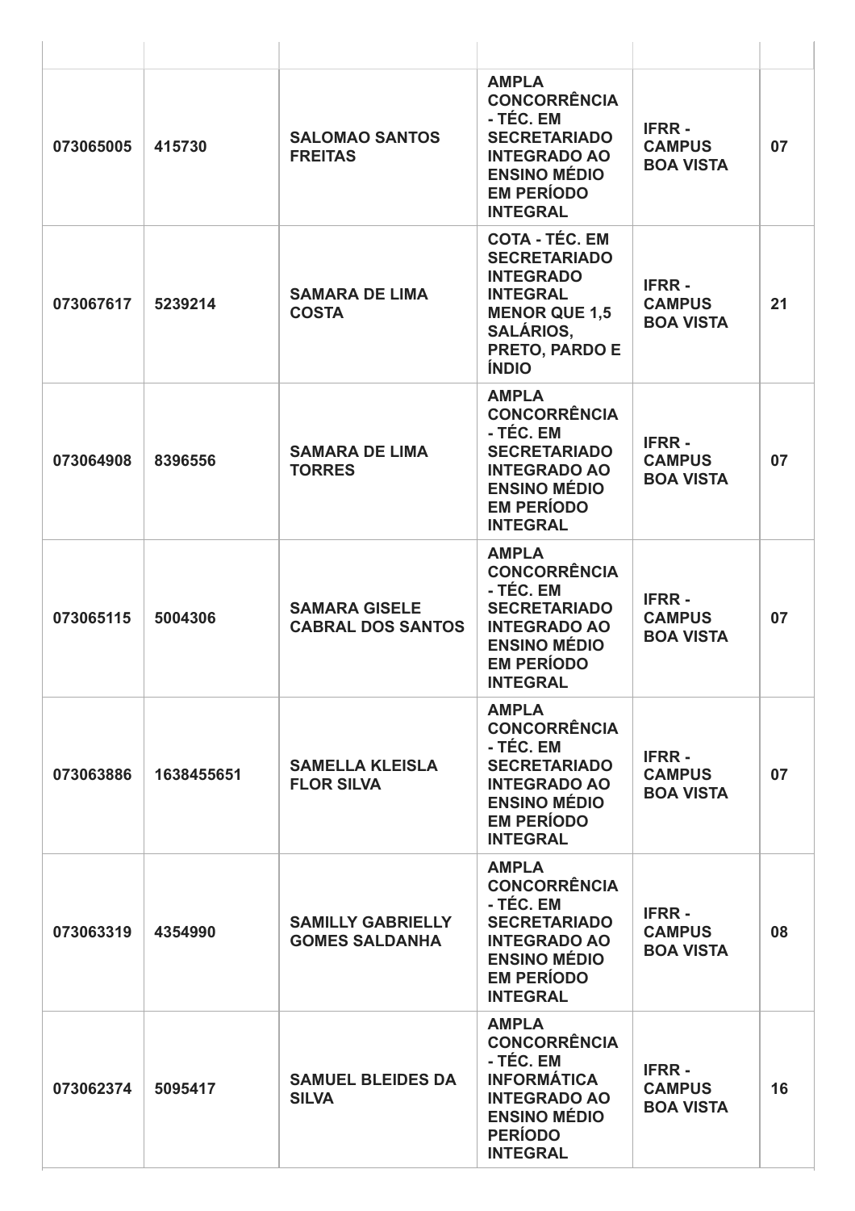| | | | | | |
|---|---|---|---|---|---|
| 073065005 | 415730 | SALOMAO SANTOS FREITAS | AMPLA CONCORRÊNCIA - TÉC. EM SECRETARIADO INTEGRADO AO ENSINO MÉDIO EM PERÍODO INTEGRAL | IFRR - CAMPUS BOA VISTA | 07 |
| 073067617 | 5239214 | SAMARA DE LIMA COSTA | COTA - TÉC. EM SECRETARIADO INTEGRADO INTEGRAL MENOR QUE 1,5 SALÁRIOS, PRETO, PARDO E ÍNDIO | IFRR - CAMPUS BOA VISTA | 21 |
| 073064908 | 8396556 | SAMARA DE LIMA TORRES | AMPLA CONCORRÊNCIA - TÉC. EM SECRETARIADO INTEGRADO AO ENSINO MÉDIO EM PERÍODO INTEGRAL | IFRR - CAMPUS BOA VISTA | 07 |
| 073065115 | 5004306 | SAMARA GISELE CABRAL DOS SANTOS | AMPLA CONCORRÊNCIA - TÉC. EM SECRETARIADO INTEGRADO AO ENSINO MÉDIO EM PERÍODO INTEGRAL | IFRR - CAMPUS BOA VISTA | 07 |
| 073063886 | 1638455651 | SAMELLA KLEISLA FLOR SILVA | AMPLA CONCORRÊNCIA - TÉC. EM SECRETARIADO INTEGRADO AO ENSINO MÉDIO EM PERÍODO INTEGRAL | IFRR - CAMPUS BOA VISTA | 07 |
| 073063319 | 4354990 | SAMILLY GABRIELLY GOMES SALDANHA | AMPLA CONCORRÊNCIA - TÉC. EM SECRETARIADO INTEGRADO AO ENSINO MÉDIO EM PERÍODO INTEGRAL | IFRR - CAMPUS BOA VISTA | 08 |
| 073062374 | 5095417 | SAMUEL BLEIDES DA SILVA | AMPLA CONCORRÊNCIA - TÉC. EM INFORMÁTICA INTEGRADO AO ENSINO MÉDIO PERÍODO INTEGRAL | IFRR - CAMPUS BOA VISTA | 16 |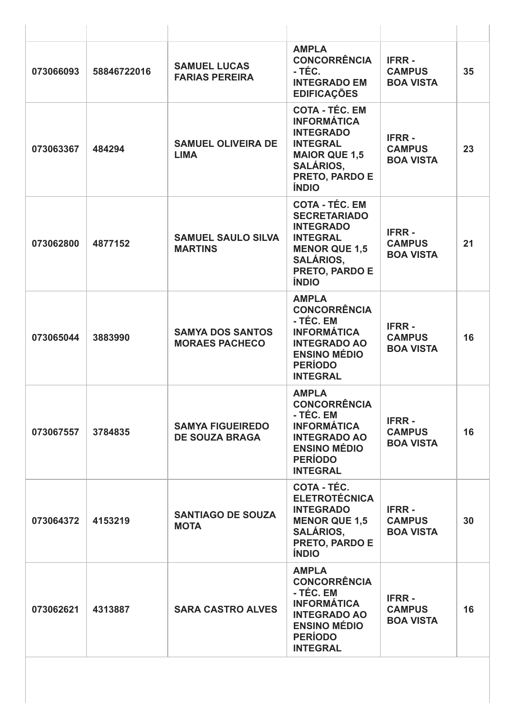| | | | | | |
|---|---|---|---|---|---|
| **073066093** | **58846722016** | **SAMUEL LUCAS FARIAS PEREIRA** | **AMPLA CONCORRÊNCIA - TÉC. INTEGRADO EM EDIFICAÇÕES** | **IFRR - CAMPUS BOA VISTA** | **35** |
| **073063367** | **484294** | **SAMUEL OLIVEIRA DE LIMA** | **COTA - TÉC. EM INFORMÁTICA INTEGRADO INTEGRAL MAIOR QUE 1,5 SALÁRIOS, PRETO, PARDO E ÍNDIO** | **IFRR - CAMPUS BOA VISTA** | **23** |
| **073062800** | **4877152** | **SAMUEL SAULO SILVA MARTINS** | **COTA - TÉC. EM SECRETARIADO INTEGRADO INTEGRAL MENOR QUE 1,5 SALÁRIOS, PRETO, PARDO E ÍNDIO** | **IFRR - CAMPUS BOA VISTA** | **21** |
| **073065044** | **3883990** | **SAMYA DOS SANTOS MORAES PACHECO** | **AMPLA CONCORRÊNCIA - TÉC. EM INFORMÁTICA INTEGRADO AO ENSINO MÉDIO PERÍODO INTEGRAL** | **IFRR - CAMPUS BOA VISTA** | **16** |
| **073067557** | **3784835** | **SAMYA FIGUEIREDO DE SOUZA BRAGA** | **AMPLA CONCORRÊNCIA - TÉC. EM INFORMÁTICA INTEGRADO AO ENSINO MÉDIO PERÍODO INTEGRAL** | **IFRR - CAMPUS BOA VISTA** | **16** |
| **073064372** | **4153219** | **SANTIAGO DE SOUZA MOTA** | **COTA - TÉC. ELETROTÉCNICA INTEGRADO MENOR QUE 1,5 SALÁRIOS, PRETO, PARDO E ÍNDIO** | **IFRR - CAMPUS BOA VISTA** | **30** |
| **073062621** | **4313887** | **SARA CASTRO ALVES** | **AMPLA CONCORRÊNCIA - TÉC. EM INFORMÁTICA INTEGRADO AO ENSINO MÉDIO PERÍODO INTEGRAL** | **IFRR - CAMPUS BOA VISTA** | **16** |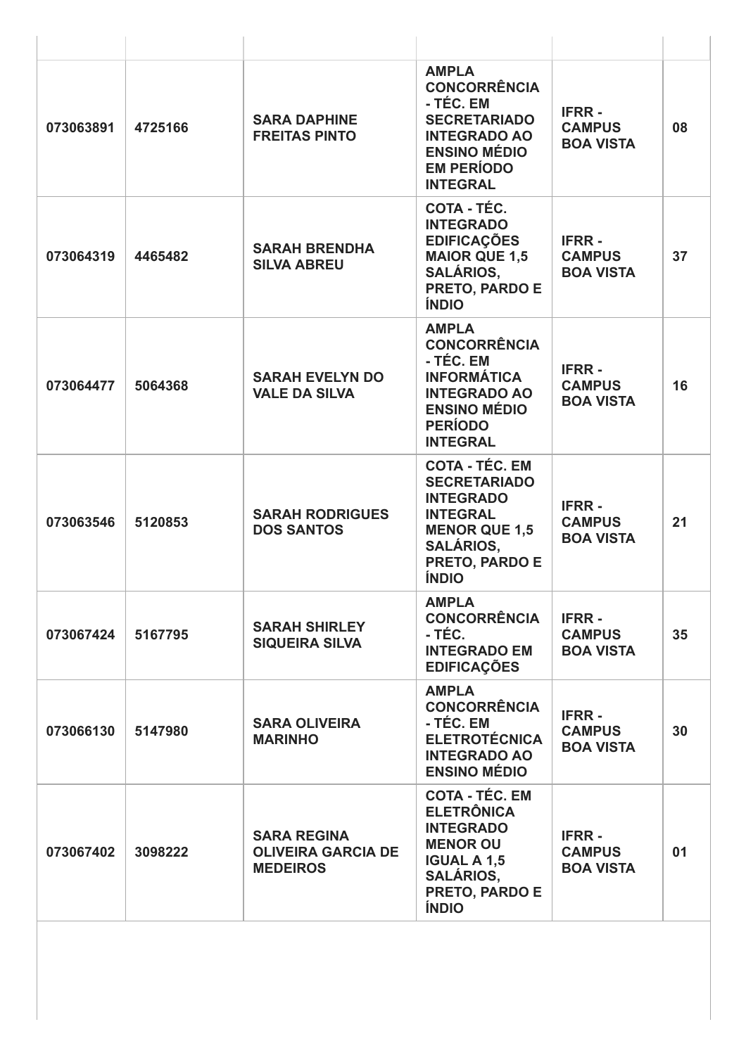| | | | | | |
|---|---|---|---|---|---|
| **073063891** | **4725166** | **SARA DAPHINE FREITAS PINTO** | **AMPLA CONCORRÊNCIA - TÉC. EM SECRETARIADO INTEGRADO AO ENSINO MÉDIO EM PERÍODO INTEGRAL** | **IFRR - CAMPUS BOA VISTA** | **08** |
| **073064319** | **4465482** | **SARAH BRENDHA SILVA ABREU** | **COTA - TÉC. INTEGRADO EDIFICAÇÕES MAIOR QUE 1,5 SALÁRIOS, PRETO, PARDO E ÍNDIO** | **IFRR - CAMPUS BOA VISTA** | **37** |
| **073064477** | **5064368** | **SARAH EVELYN DO VALE DA SILVA** | **AMPLA CONCORRÊNCIA - TÉC. EM INFORMÁTICA INTEGRADO AO ENSINO MÉDIO PERÍODO INTEGRAL** | **IFRR - CAMPUS BOA VISTA** | **16** |
| **073063546** | **5120853** | **SARAH RODRIGUES DOS SANTOS** | **COTA - TÉC. EM SECRETARIADO INTEGRADO INTEGRAL MENOR QUE 1,5 SALÁRIOS, PRETO, PARDO E ÍNDIO** | **IFRR - CAMPUS BOA VISTA** | **21** |
| **073067424** | **5167795** | **SARAH SHIRLEY SIQUEIRA SILVA** | **AMPLA CONCORRÊNCIA - TÉC. INTEGRADO EM EDIFICAÇÕES** | **IFRR - CAMPUS BOA VISTA** | **35** |
| **073066130** | **5147980** | **SARA OLIVEIRA MARINHO** | **AMPLA CONCORRÊNCIA - TÉC. EM ELETROTÉCNICA INTEGRADO AO ENSINO MÉDIO** | **IFRR - CAMPUS BOA VISTA** | **30** |
| **073067402** | **3098222** | **SARA REGINA OLIVEIRA GARCIA DE MEDEIROS** | **COTA - TÉC. EM ELETRÔNICA INTEGRADO MENOR OU IGUAL A 1,5 SALÁRIOS, PRETO, PARDO E ÍNDIO** | **IFRR - CAMPUS BOA VISTA** | **01** |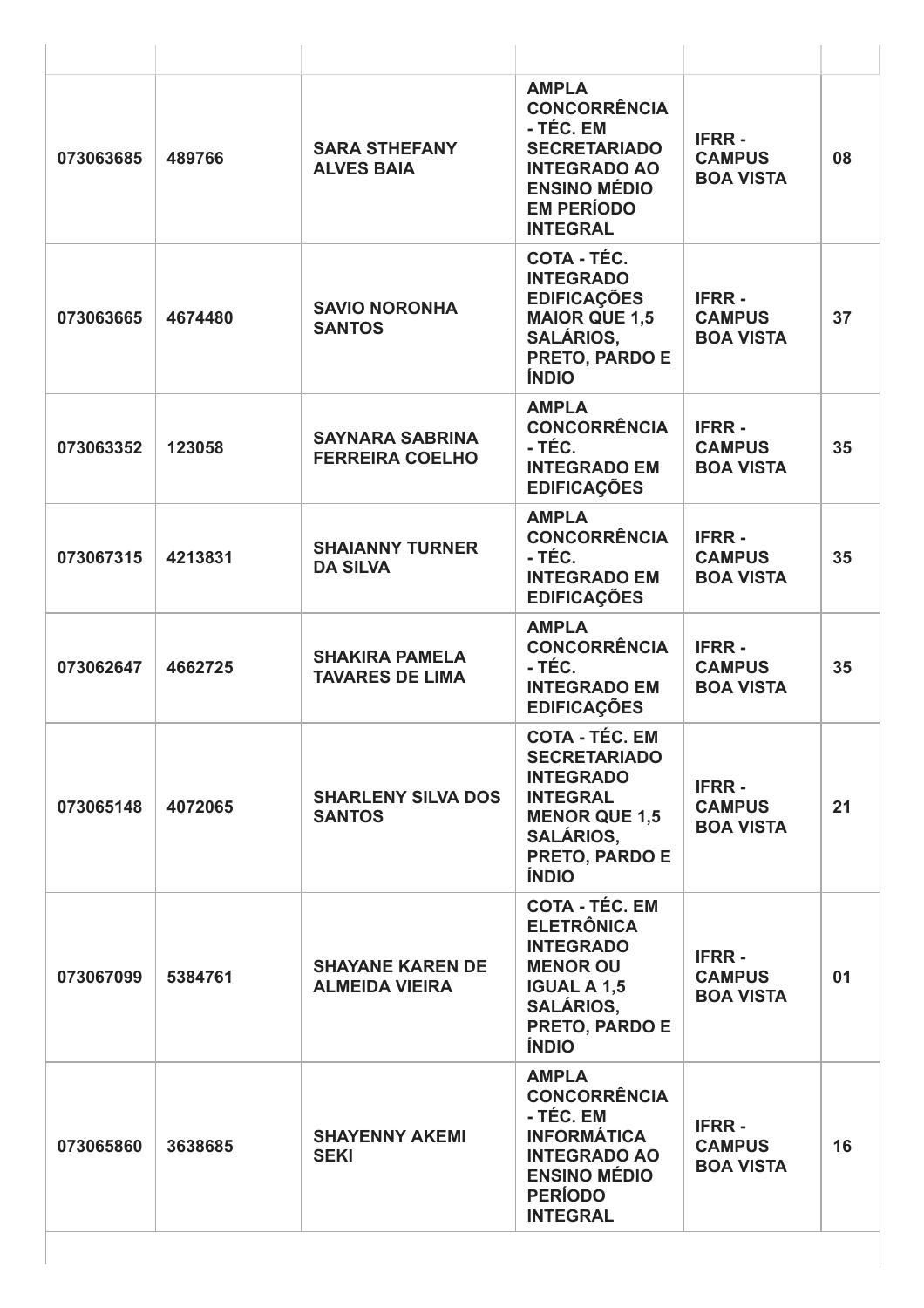| | | | | | |
|---|---|---|---|---|---|
| 073063685 | 489766 | **SARA STHEFANY ALVES BAIA** | **AMPLA CONCORRÊNCIA - TÉC. EM SECRETARIADO INTEGRADO AO ENSINO MÉDIO EM PERÍODO INTEGRAL** | **IFRR - CAMPUS BOA VISTA** | 08 |
| 073063665 | 4674480 | **SAVIO NORONHA SANTOS** | **COTA - TÉC. INTEGRADO EDIFICAÇÕES MAIOR QUE 1,5 SALÁRIOS, PRETO, PARDO E ÍNDIO** | **IFRR - CAMPUS BOA VISTA** | 37 |
| 073063352 | 123058 | **SAYNARA SABRINA FERREIRA COELHO** | **AMPLA CONCORRÊNCIA - TÉC. INTEGRADO EM EDIFICAÇÕES** | **IFRR - CAMPUS BOA VISTA** | 35 |
| 073067315 | 4213831 | **SHAIANNY TURNER DA SILVA** | **AMPLA CONCORRÊNCIA - TÉC. INTEGRADO EM EDIFICAÇÕES** | **IFRR - CAMPUS BOA VISTA** | 35 |
| 073062647 | 4662725 | **SHAKIRA PAMELA TAVARES DE LIMA** | **AMPLA CONCORRÊNCIA - TÉC. INTEGRADO EM EDIFICAÇÕES** | **IFRR - CAMPUS BOA VISTA** | 35 |
| 073065148 | 4072065 | **SHARLENY SILVA DOS SANTOS** | **COTA - TÉC. EM SECRETARIADO INTEGRADO INTEGRAL MENOR QUE 1,5 SALÁRIOS, PRETO, PARDO E ÍNDIO** | **IFRR - CAMPUS BOA VISTA** | 21 |
| 073067099 | 5384761 | **SHAYANE KAREN DE ALMEIDA VIEIRA** | **COTA - TÉC. EM ELETRÔNICA INTEGRADO MENOR OU IGUAL A 1,5 SALÁRIOS, PRETO, PARDO E ÍNDIO** | **IFRR - CAMPUS BOA VISTA** | 01 |
| 073065860 | 3638685 | **SHAYENNY AKEMI SEKI** | **AMPLA CONCORRÊNCIA - TÉC. EM INFORMÁTICA INTEGRADO AO ENSINO MÉDIO PERÍODO INTEGRAL** | **IFRR - CAMPUS BOA VISTA** | 16 |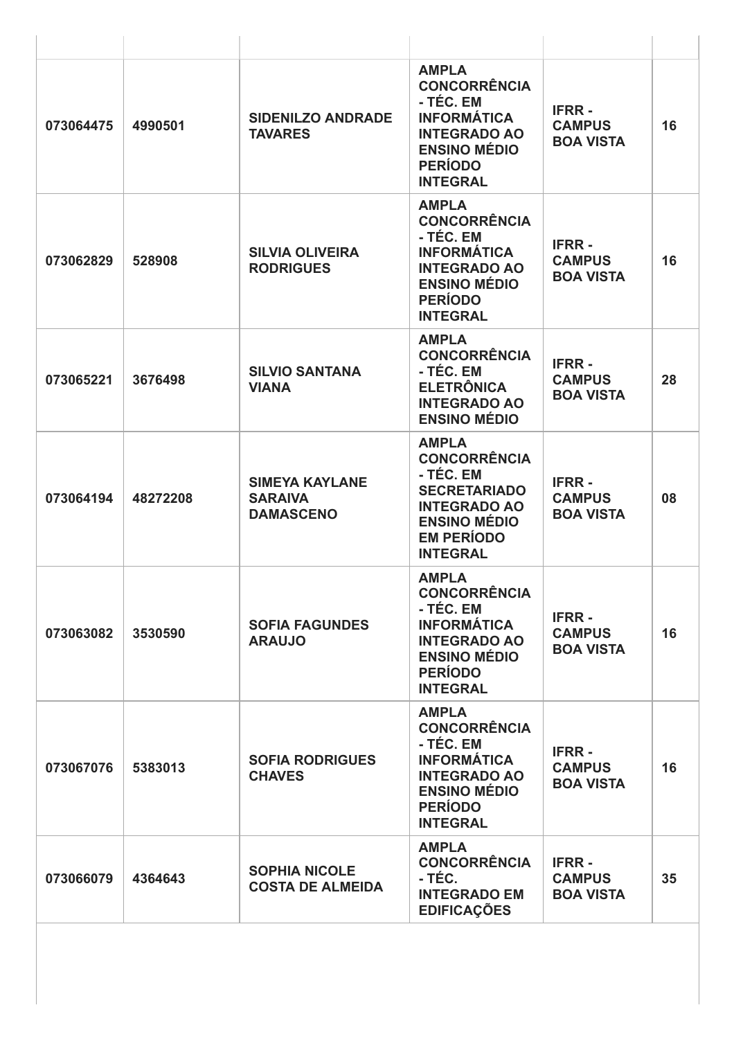| | | | | | |
|---|---|---|---|---|---|
| 073064475 | 4990501 | SIDENILZO ANDRADE TAVARES | AMPLA CONCORRÊNCIA - TÉC. EM INFORMÁTICA INTEGRADO AO ENSINO MÉDIO PERÍODO INTEGRAL | IFRR - CAMPUS BOA VISTA | 16 |
| 073062829 | 528908 | SILVIA OLIVEIRA RODRIGUES | AMPLA CONCORRÊNCIA - TÉC. EM INFORMÁTICA INTEGRADO AO ENSINO MÉDIO PERÍODO INTEGRAL | IFRR - CAMPUS BOA VISTA | 16 |
| 073065221 | 3676498 | SILVIO SANTANA VIANA | AMPLA CONCORRÊNCIA - TÉC. EM ELETRÔNICA INTEGRADO AO ENSINO MÉDIO | IFRR - CAMPUS BOA VISTA | 28 |
| 073064194 | 48272208 | SIMEYA KAYLANE SARAIVA DAMASCENO | AMPLA CONCORRÊNCIA - TÉC. EM SECRETARIADO INTEGRADO AO ENSINO MÉDIO EM PERÍODO INTEGRAL | IFRR - CAMPUS BOA VISTA | 08 |
| 073063082 | 3530590 | SOFIA FAGUNDES ARAUJO | AMPLA CONCORRÊNCIA - TÉC. EM INFORMÁTICA INTEGRADO AO ENSINO MÉDIO PERÍODO INTEGRAL | IFRR - CAMPUS BOA VISTA | 16 |
| 073067076 | 5383013 | SOFIA RODRIGUES CHAVES | AMPLA CONCORRÊNCIA - TÉC. EM INFORMÁTICA INTEGRADO AO ENSINO MÉDIO PERÍODO INTEGRAL | IFRR - CAMPUS BOA VISTA | 16 |
| 073066079 | 4364643 | SOPHIA NICOLE COSTA DE ALMEIDA | AMPLA CONCORRÊNCIA - TÉC. INTEGRADO EM EDIFICAÇÕES | IFRR - CAMPUS BOA VISTA | 35 |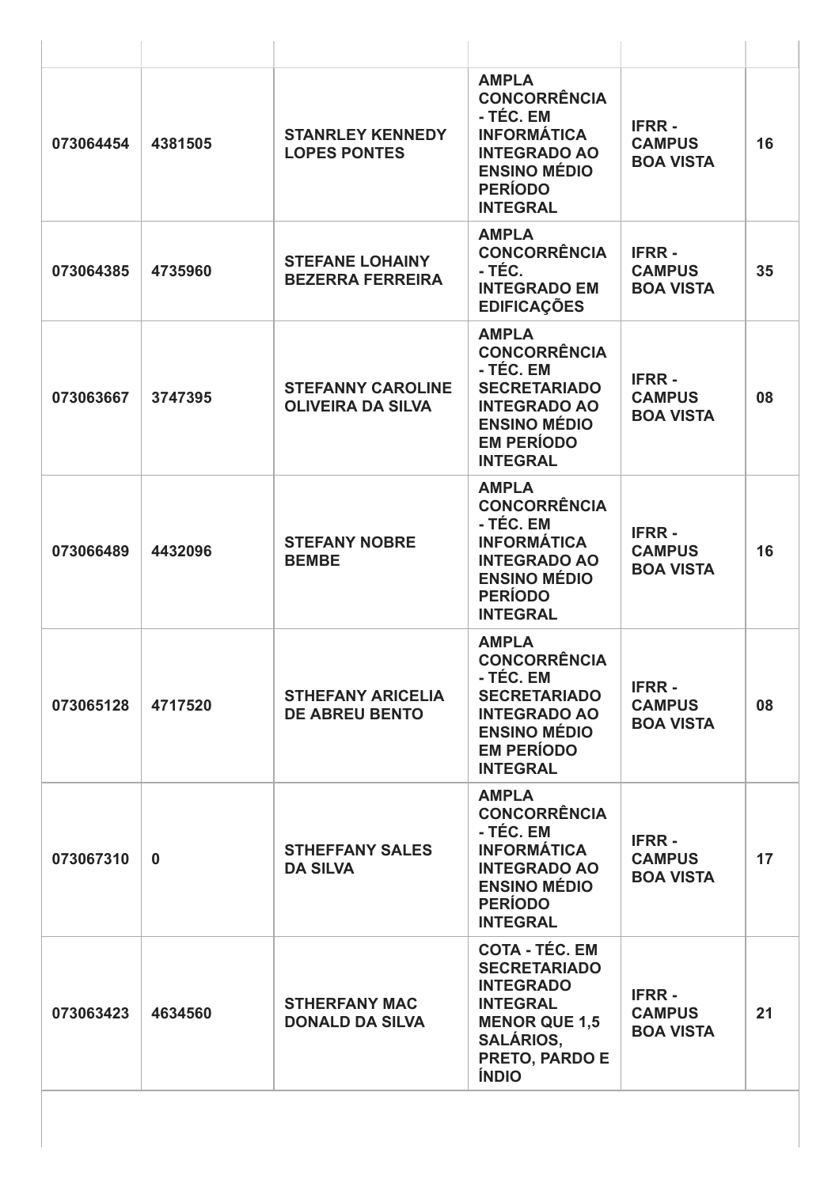| | | | | | |
|---|---|---|---|---|---|
| **073064454** | **4381505** | **STANRLEY KENNEDY LOPES PONTES** | **AMPLA CONCORRÊNCIA - TÉC. EM INFORMÁTICA INTEGRADO AO ENSINO MÉDIO PERÍODO INTEGRAL** | **IFRR - CAMPUS BOA VISTA** | **16** |
| **073064385** | **4735960** | **STEFANE LOHAINY BEZERRA FERREIRA** | **AMPLA CONCORRÊNCIA - TÉC. INTEGRADO EM EDIFICAÇÕES** | **IFRR - CAMPUS BOA VISTA** | **35** |
| **073063667** | **3747395** | **STEFANNY CAROLINE OLIVEIRA DA SILVA** | **AMPLA CONCORRÊNCIA - TÉC. EM SECRETARIADO INTEGRADO AO ENSINO MÉDIO EM PERÍODO INTEGRAL** | **IFRR - CAMPUS BOA VISTA** | **08** |
| **073066489** | **4432096** | **STEFANY NOBRE BEMBE** | **AMPLA CONCORRÊNCIA - TÉC. EM INFORMÁTICA INTEGRADO AO ENSINO MÉDIO PERÍODO INTEGRAL** | **IFRR - CAMPUS BOA VISTA** | **16** |
| **073065128** | **4717520** | **STHEFANY ARICELIA DE ABREU BENTO** | **AMPLA CONCORRÊNCIA - TÉC. EM SECRETARIADO INTEGRADO AO ENSINO MÉDIO EM PERÍODO INTEGRAL** | **IFRR - CAMPUS BOA VISTA** | **08** |
| **073067310** | **0** | **STHEFFANY SALES DA SILVA** | **AMPLA CONCORRÊNCIA - TÉC. EM INFORMÁTICA INTEGRADO AO ENSINO MÉDIO PERÍODO INTEGRAL** | **IFRR - CAMPUS BOA VISTA** | **17** |
| **073063423** | **4634560** | **STHERFANY MAC DONALD DA SILVA** | **COTA - TÉC. EM SECRETARIADO INTEGRADO INTEGRAL MENOR QUE 1,5 SALÁRIOS, PRETO, PARDO E ÍNDIO** | **IFRR - CAMPUS BOA VISTA** | **21** |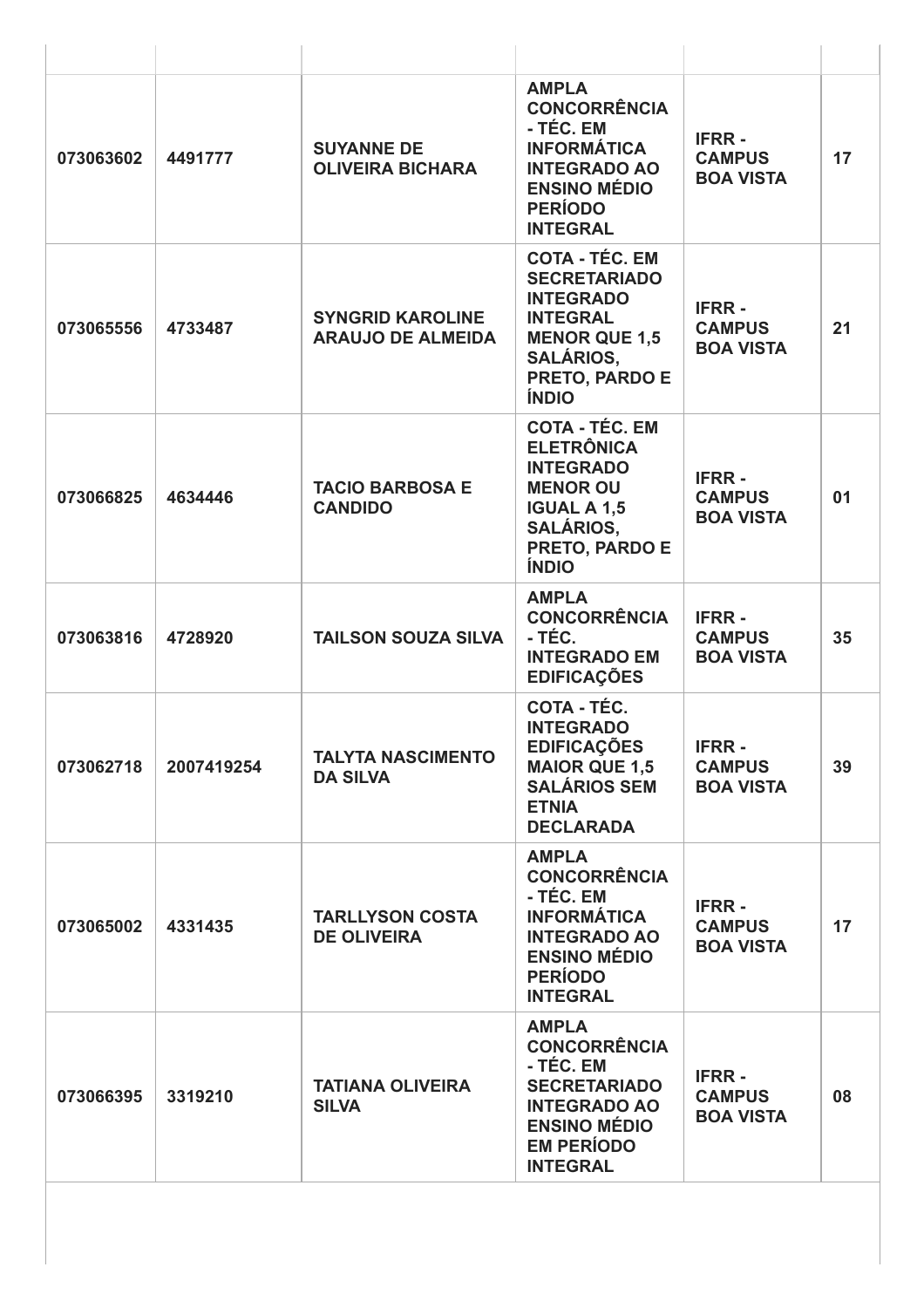| | | | | | |
|---|---|---|---|---|---|
| 073063602 | 4491777 | SUYANNE DE OLIVEIRA BICHARA | AMPLA CONCORRÊNCIA - TÉC. EM INFORMÁTICA INTEGRADO AO ENSINO MÉDIO PERÍODO INTEGRAL | IFRR - CAMPUS BOA VISTA | 17 |
| 073065556 | 4733487 | SYNGRID KAROLINE ARAUJO DE ALMEIDA | COTA - TÉC. EM SECRETARIADO INTEGRADO INTEGRAL MENOR QUE 1,5 SALÁRIOS, PRETO, PARDO E ÍNDIO | IFRR - CAMPUS BOA VISTA | 21 |
| 073066825 | 4634446 | TACIO BARBOSA E CANDIDO | COTA - TÉC. EM ELETRÔNICA INTEGRADO MENOR OU IGUAL A 1,5 SALÁRIOS, PRETO, PARDO E ÍNDIO | IFRR - CAMPUS BOA VISTA | 01 |
| 073063816 | 4728920 | TAILSON SOUZA SILVA | AMPLA CONCORRÊNCIA - TÉC. INTEGRADO EM EDIFICAÇÕES | IFRR - CAMPUS BOA VISTA | 35 |
| 073062718 | 2007419254 | TALYTA NASCIMENTO DA SILVA | COTA - TÉC. INTEGRADO EDIFICAÇÕES MAIOR QUE 1,5 SALÁRIOS SEM ETNIA DECLARADA | IFRR - CAMPUS BOA VISTA | 39 |
| 073065002 | 4331435 | TARLLYSON COSTA DE OLIVEIRA | AMPLA CONCORRÊNCIA - TÉC. EM INFORMÁTICA INTEGRADO AO ENSINO MÉDIO PERÍODO INTEGRAL | IFRR - CAMPUS BOA VISTA | 17 |
| 073066395 | 3319210 | TATIANA OLIVEIRA SILVA | AMPLA CONCORRÊNCIA - TÉC. EM SECRETARIADO INTEGRADO AO ENSINO MÉDIO EM PERÍODO INTEGRAL | IFRR - CAMPUS BOA VISTA | 08 |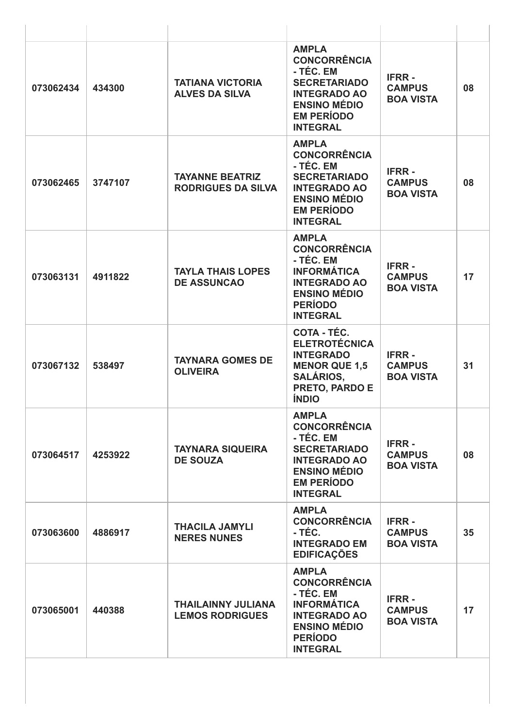| | | | | | |
|---|---|---|---|---|---|
| 073062434 | 434300 | TATIANA VICTORIA ALVES DA SILVA | AMPLA CONCORRÊNCIA - TÉC. EM SECRETARIADO INTEGRADO AO ENSINO MÉDIO EM PERÍODO INTEGRAL | IFRR - CAMPUS BOA VISTA | 08 |
| 073062465 | 3747107 | TAYANNE BEATRIZ RODRIGUES DA SILVA | AMPLA CONCORRÊNCIA - TÉC. EM SECRETARIADO INTEGRADO AO ENSINO MÉDIO EM PERÍODO INTEGRAL | IFRR - CAMPUS BOA VISTA | 08 |
| 073063131 | 4911822 | TAYLA THAIS LOPES DE ASSUNCAO | AMPLA CONCORRÊNCIA - TÉC. EM INFORMÁTICA INTEGRADO AO ENSINO MÉDIO PERÍODO INTEGRAL | IFRR - CAMPUS BOA VISTA | 17 |
| 073067132 | 538497 | TAYNARA GOMES DE OLIVEIRA | COTA - TÉC. ELETROTÉCNICA INTEGRADO MENOR QUE 1,5 SALÁRIOS, PRETO, PARDO E ÍNDIO | IFRR - CAMPUS BOA VISTA | 31 |
| 073064517 | 4253922 | TAYNARA SIQUEIRA DE SOUZA | AMPLA CONCORRÊNCIA - TÉC. EM SECRETARIADO INTEGRADO AO ENSINO MÉDIO EM PERÍODO INTEGRAL | IFRR - CAMPUS BOA VISTA | 08 |
| 073063600 | 4886917 | THACILA JAMYLI NERES NUNES | AMPLA CONCORRÊNCIA - TÉC. INTEGRADO EM EDIFICAÇÕES | IFRR - CAMPUS BOA VISTA | 35 |
| 073065001 | 440388 | THAILAINNY JULIANA LEMOS RODRIGUES | AMPLA CONCORRÊNCIA - TÉC. EM INFORMÁTICA INTEGRADO AO ENSINO MÉDIO PERÍODO INTEGRAL | IFRR - CAMPUS BOA VISTA | 17 |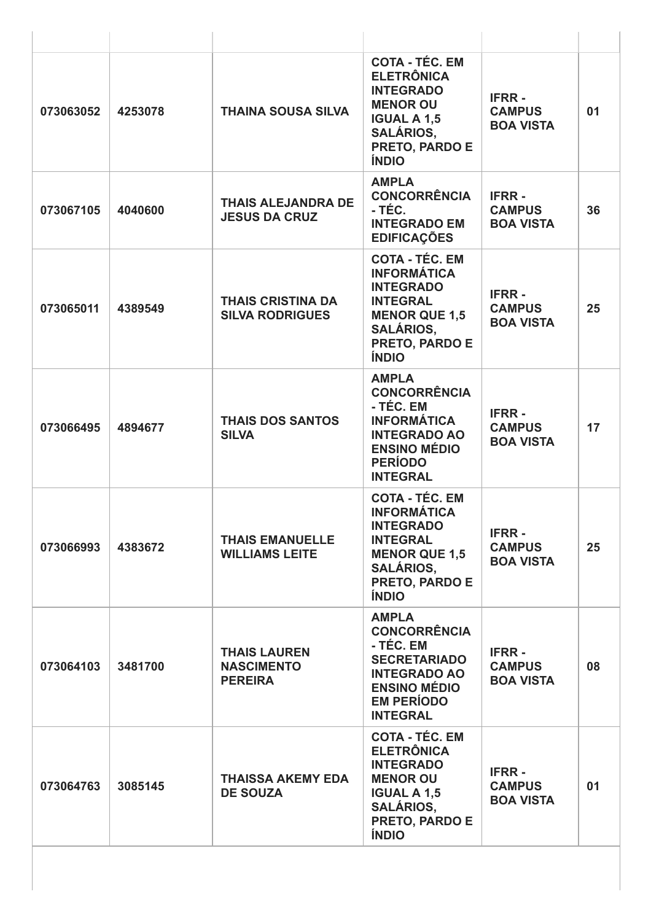| | | | | | |
|---|---|---|---|---|---|
| 073063052 | 4253078 | THAINA SOUSA SILVA | COTA - TÉC. EM ELETRÔNICA INTEGRADO MENOR OU IGUAL A 1,5 SALÁRIOS, PRETO, PARDO E ÍNDIO | IFRR - CAMPUS BOA VISTA | 01 |
| 073067105 | 4040600 | THAIS ALEJANDRA DE JESUS DA CRUZ | AMPLA CONCORRÊNCIA - TÉC. INTEGRADO EM EDIFICAÇÕES | IFRR - CAMPUS BOA VISTA | 36 |
| 073065011 | 4389549 | THAIS CRISTINA DA SILVA RODRIGUES | COTA - TÉC. EM INFORMÁTICA INTEGRADO INTEGRAL MENOR QUE 1,5 SALÁRIOS, PRETO, PARDO E ÍNDIO | IFRR - CAMPUS BOA VISTA | 25 |
| 073066495 | 4894677 | THAIS DOS SANTOS SILVA | AMPLA CONCORRÊNCIA - TÉC. EM INFORMÁTICA INTEGRADO AO ENSINO MÉDIO PERÍODO INTEGRAL | IFRR - CAMPUS BOA VISTA | 17 |
| 073066993 | 4383672 | THAIS EMANUELLE WILLIAMS LEITE | COTA - TÉC. EM INFORMÁTICA INTEGRADO INTEGRAL MENOR QUE 1,5 SALÁRIOS, PRETO, PARDO E ÍNDIO | IFRR - CAMPUS BOA VISTA | 25 |
| 073064103 | 3481700 | THAIS LAUREN NASCIMENTO PEREIRA | AMPLA CONCORRÊNCIA - TÉC. EM SECRETARIADO INTEGRADO AO ENSINO MÉDIO EM PERÍODO INTEGRAL | IFRR - CAMPUS BOA VISTA | 08 |
| 073064763 | 3085145 | THAISSA AKEMY EDA DE SOUZA | COTA - TÉC. EM ELETRÔNICA INTEGRADO MENOR OU IGUAL A 1,5 SALÁRIOS, PRETO, PARDO E ÍNDIO | IFRR - CAMPUS BOA VISTA | 01 |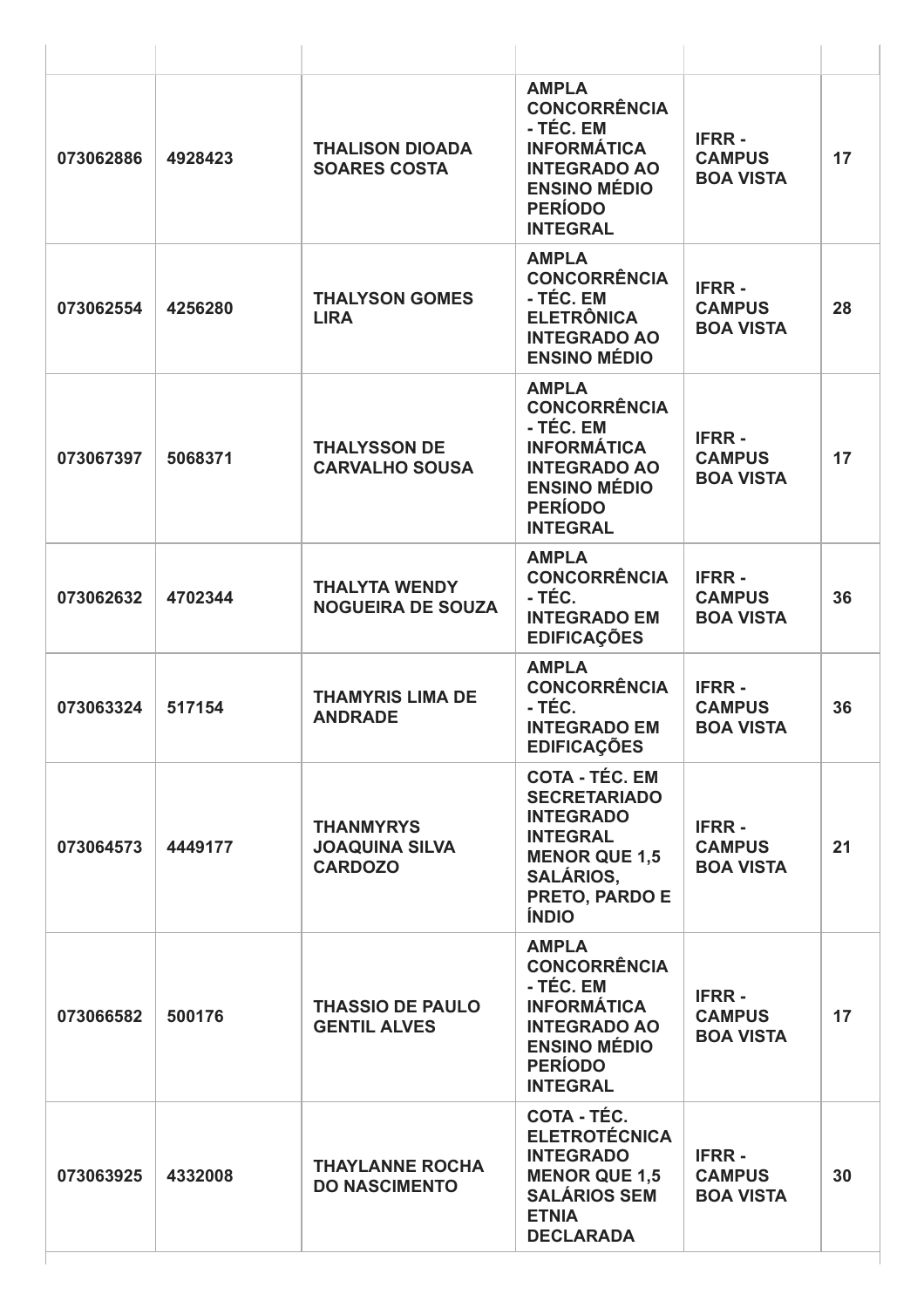| | | | | | |
|---|---|---|---|---|---|
| 073062886 | 4928423 | THALISON DIOADA SOARES COSTA | AMPLA CONCORRÊNCIA - TÉC. EM INFORMÁTICA INTEGRADO AO ENSINO MÉDIO PERÍODO INTEGRAL | IFRR - CAMPUS BOA VISTA | 17 |
| 073062554 | 4256280 | THALYSON GOMES LIRA | AMPLA CONCORRÊNCIA - TÉC. EM ELETRÔNICA INTEGRADO AO ENSINO MÉDIO | IFRR - CAMPUS BOA VISTA | 28 |
| 073067397 | 5068371 | THALYSSON DE CARVALHO SOUSA | AMPLA CONCORRÊNCIA - TÉC. EM INFORMÁTICA INTEGRADO AO ENSINO MÉDIO PERÍODO INTEGRAL | IFRR - CAMPUS BOA VISTA | 17 |
| 073062632 | 4702344 | THALYTA WENDY NOGUEIRA DE SOUZA | AMPLA CONCORRÊNCIA - TÉC. INTEGRADO EM EDIFICAÇÕES | IFRR - CAMPUS BOA VISTA | 36 |
| 073063324 | 517154 | THAMYRIS LIMA DE ANDRADE | AMPLA CONCORRÊNCIA - TÉC. INTEGRADO EM EDIFICAÇÕES | IFRR - CAMPUS BOA VISTA | 36 |
| 073064573 | 4449177 | THANMYRYS JOAQUINA SILVA CARDOZO | COTA - TÉC. EM SECRETARIADO INTEGRADO INTEGRAL MENOR QUE 1,5 SALÁRIOS, PRETO, PARDO E ÍNDIO | IFRR - CAMPUS BOA VISTA | 21 |
| 073066582 | 500176 | THASSIO DE PAULO GENTIL ALVES | AMPLA CONCORRÊNCIA - TÉC. EM INFORMÁTICA INTEGRADO AO ENSINO MÉDIO PERÍODO INTEGRAL | IFRR - CAMPUS BOA VISTA | 17 |
| 073063925 | 4332008 | THAYLANNE ROCHA DO NASCIMENTO | COTA - TÉC. ELETROTÉCNICA INTEGRADO MENOR QUE 1,5 SALÁRIOS SEM ETNIA DECLARADA | IFRR - CAMPUS BOA VISTA | 30 |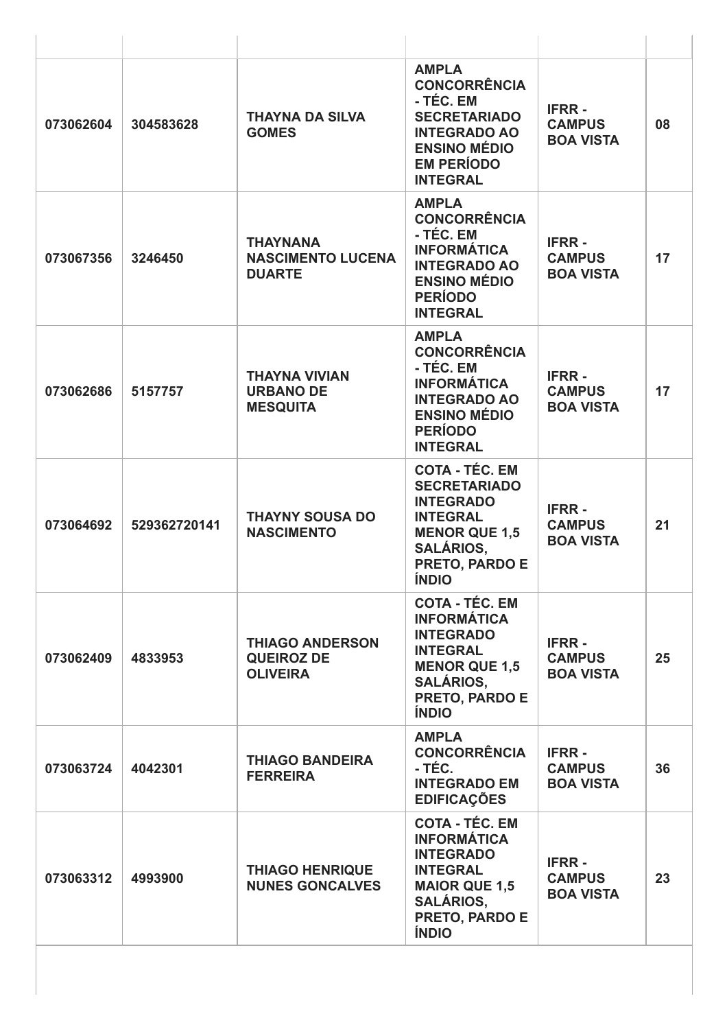| | | | | | |
|---|---|---|---|---|---|
| 073062604 | 304583628 | THAYNA DA SILVA GOMES | AMPLA CONCORRÊNCIA - TÉC. EM SECRETARIADO INTEGRADO AO ENSINO MÉDIO EM PERÍODO INTEGRAL | IFRR - CAMPUS BOA VISTA | 08 |
| 073067356 | 3246450 | THAYNANA NASCIMENTO LUCENA DUARTE | AMPLA CONCORRÊNCIA - TÉC. EM INFORMÁTICA INTEGRADO AO ENSINO MÉDIO PERÍODO INTEGRAL | IFRR - CAMPUS BOA VISTA | 17 |
| 073062686 | 5157757 | THAYNA VIVIAN URBANO DE MESQUITA | AMPLA CONCORRÊNCIA - TÉC. EM INFORMÁTICA INTEGRADO AO ENSINO MÉDIO PERÍODO INTEGRAL | IFRR - CAMPUS BOA VISTA | 17 |
| 073064692 | 529362720141 | THAYNY SOUSA DO NASCIMENTO | COTA - TÉC. EM SECRETARIADO INTEGRADO INTEGRAL MENOR QUE 1,5 SALÁRIOS, PRETO, PARDO E ÍNDIO | IFRR - CAMPUS BOA VISTA | 21 |
| 073062409 | 4833953 | THIAGO ANDERSON QUEIROZ DE OLIVEIRA | COTA - TÉC. EM INFORMÁTICA INTEGRADO INTEGRAL MENOR QUE 1,5 SALÁRIOS, PRETO, PARDO E ÍNDIO | IFRR - CAMPUS BOA VISTA | 25 |
| 073063724 | 4042301 | THIAGO BANDEIRA FERREIRA | AMPLA CONCORRÊNCIA - TÉC. INTEGRADO EM EDIFICAÇÕES | IFRR - CAMPUS BOA VISTA | 36 |
| 073063312 | 4993900 | THIAGO HENRIQUE NUNES GONCALVES | COTA - TÉC. EM INFORMÁTICA INTEGRADO INTEGRAL MAIOR QUE 1,5 SALÁRIOS, PRETO, PARDO E ÍNDIO | IFRR - CAMPUS BOA VISTA | 23 |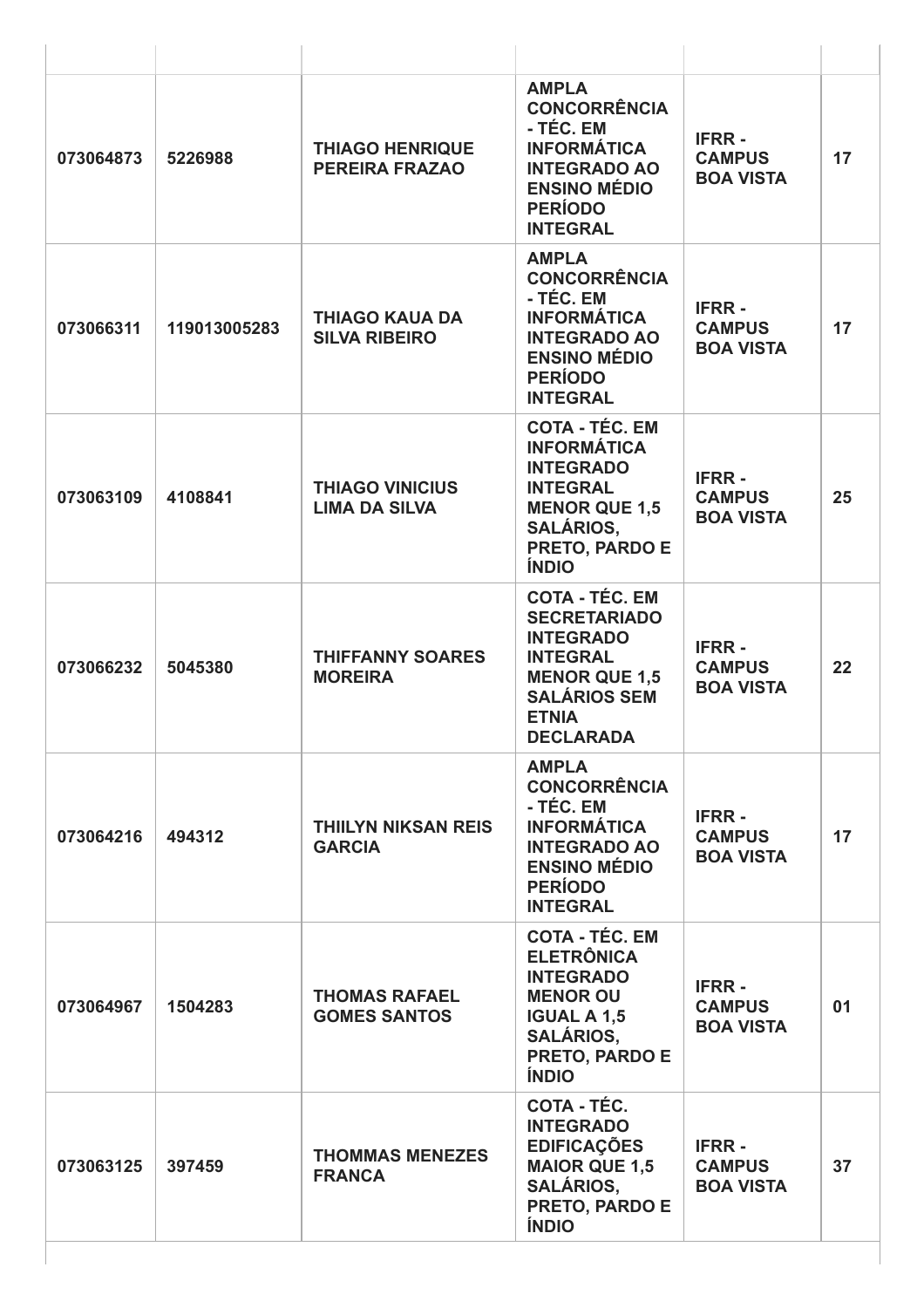| | | | | | |
|---|---|---|---|---|---|
| 073064873 | 5226988 | THIAGO HENRIQUE PEREIRA FRAZAO | AMPLA CONCORRÊNCIA - TÉC. EM INFORMÁTICA INTEGRADO AO ENSINO MÉDIO PERÍODO INTEGRAL | IFRR - CAMPUS BOA VISTA | 17 |
| 073066311 | 119013005283 | THIAGO KAUA DA SILVA RIBEIRO | AMPLA CONCORRÊNCIA - TÉC. EM INFORMÁTICA INTEGRADO AO ENSINO MÉDIO PERÍODO INTEGRAL | IFRR - CAMPUS BOA VISTA | 17 |
| 073063109 | 4108841 | THIAGO VINICIUS LIMA DA SILVA | COTA - TÉC. EM INFORMÁTICA INTEGRADO INTEGRAL MENOR QUE 1,5 SALÁRIOS, PRETO, PARDO E ÍNDIO | IFRR - CAMPUS BOA VISTA | 25 |
| 073066232 | 5045380 | THIFFANNY SOARES MOREIRA | COTA - TÉC. EM SECRETARIADO INTEGRADO INTEGRAL MENOR QUE 1,5 SALÁRIOS SEM ETNIA DECLARADA | IFRR - CAMPUS BOA VISTA | 22 |
| 073064216 | 494312 | THIILYN NIKSAN REIS GARCIA | AMPLA CONCORRÊNCIA - TÉC. EM INFORMÁTICA INTEGRADO AO ENSINO MÉDIO PERÍODO INTEGRAL | IFRR - CAMPUS BOA VISTA | 17 |
| 073064967 | 1504283 | THOMAS RAFAEL GOMES SANTOS | COTA - TÉC. EM ELETRÔNICA INTEGRADO MENOR OU IGUAL A 1,5 SALÁRIOS, PRETO, PARDO E ÍNDIO | IFRR - CAMPUS BOA VISTA | 01 |
| 073063125 | 397459 | THOMMAS MENEZES FRANCA | COTA - TÉC. INTEGRADO EDIFICAÇÕES MAIOR QUE 1,5 SALÁRIOS, PRETO, PARDO E ÍNDIO | IFRR - CAMPUS BOA VISTA | 37 |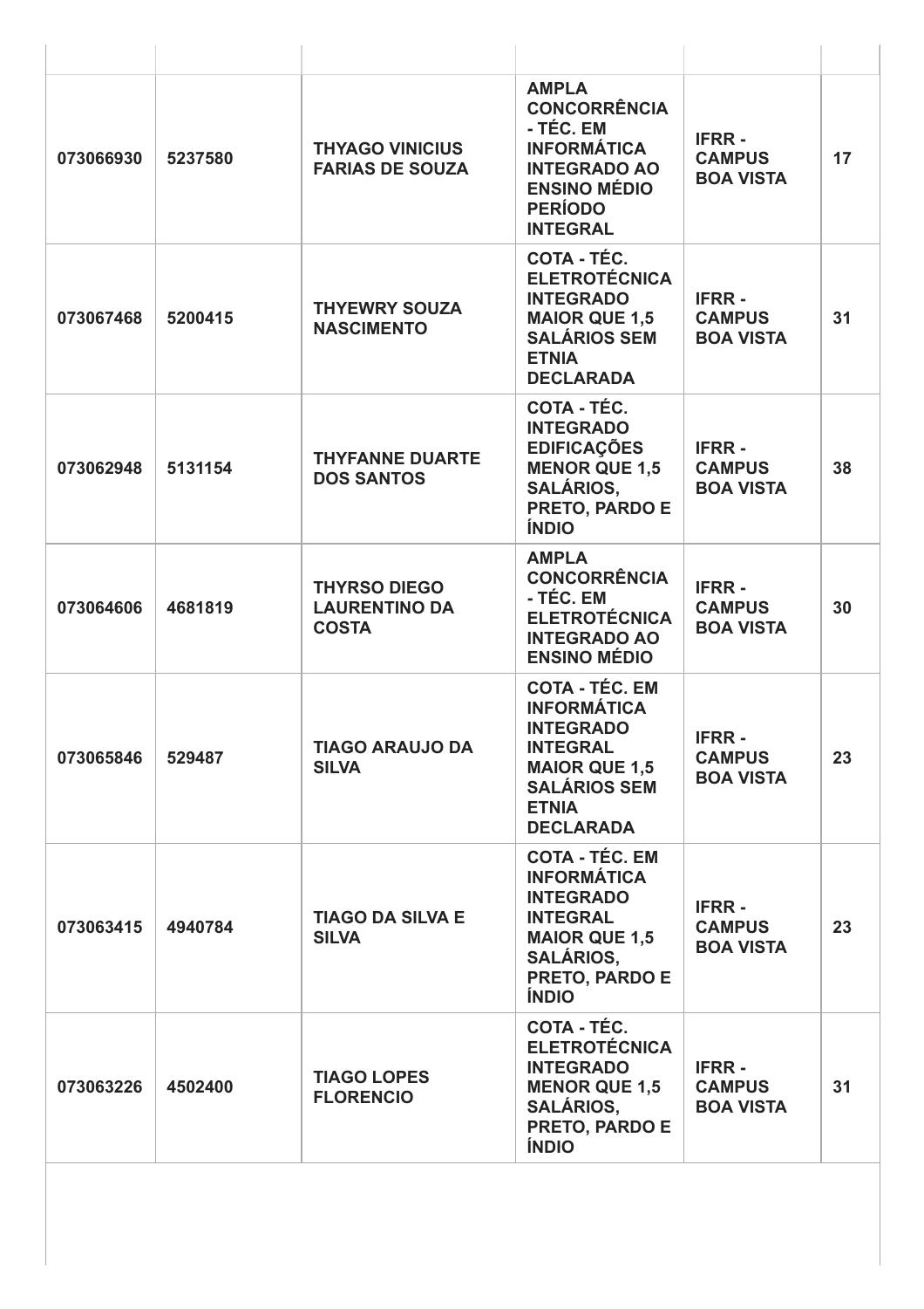| | | | | | |
|---|---|---|---|---|---|
| 073066930 | 5237580 | THYAGO VINICIUS FARIAS DE SOUZA | AMPLA CONCORRÊNCIA - TÉC. EM INFORMÁTICA INTEGRADO AO ENSINO MÉDIO PERÍODO INTEGRAL | IFRR - CAMPUS BOA VISTA | 17 |
| 073067468 | 5200415 | THYEWRY SOUZA NASCIMENTO | COTA - TÉC. ELETROTÉCNICA INTEGRADO MAIOR QUE 1,5 SALÁRIOS SEM ETNIA DECLARADA | IFRR - CAMPUS BOA VISTA | 31 |
| 073062948 | 5131154 | THYFANNE DUARTE DOS SANTOS | COTA - TÉC. INTEGRADO EDIFICAÇÕES MENOR QUE 1,5 SALÁRIOS, PRETO, PARDO E ÍNDIO | IFRR - CAMPUS BOA VISTA | 38 |
| 073064606 | 4681819 | THYRSO DIEGO LAURENTINO DA COSTA | AMPLA CONCORRÊNCIA - TÉC. EM ELETROTÉCNICA INTEGRADO AO ENSINO MÉDIO | IFRR - CAMPUS BOA VISTA | 30 |
| 073065846 | 529487 | TIAGO ARAUJO DA SILVA | COTA - TÉC. EM INFORMÁTICA INTEGRADO INTEGRAL MAIOR QUE 1,5 SALÁRIOS SEM ETNIA DECLARADA | IFRR - CAMPUS BOA VISTA | 23 |
| 073063415 | 4940784 | TIAGO DA SILVA E SILVA | COTA - TÉC. EM INFORMÁTICA INTEGRADO INTEGRAL MAIOR QUE 1,5 SALÁRIOS, PRETO, PARDO E ÍNDIO | IFRR - CAMPUS BOA VISTA | 23 |
| 073063226 | 4502400 | TIAGO LOPES FLORENCIO | COTA - TÉC. ELETROTÉCNICA INTEGRADO MENOR QUE 1,5 SALÁRIOS, PRETO, PARDO E ÍNDIO | IFRR - CAMPUS BOA VISTA | 31 |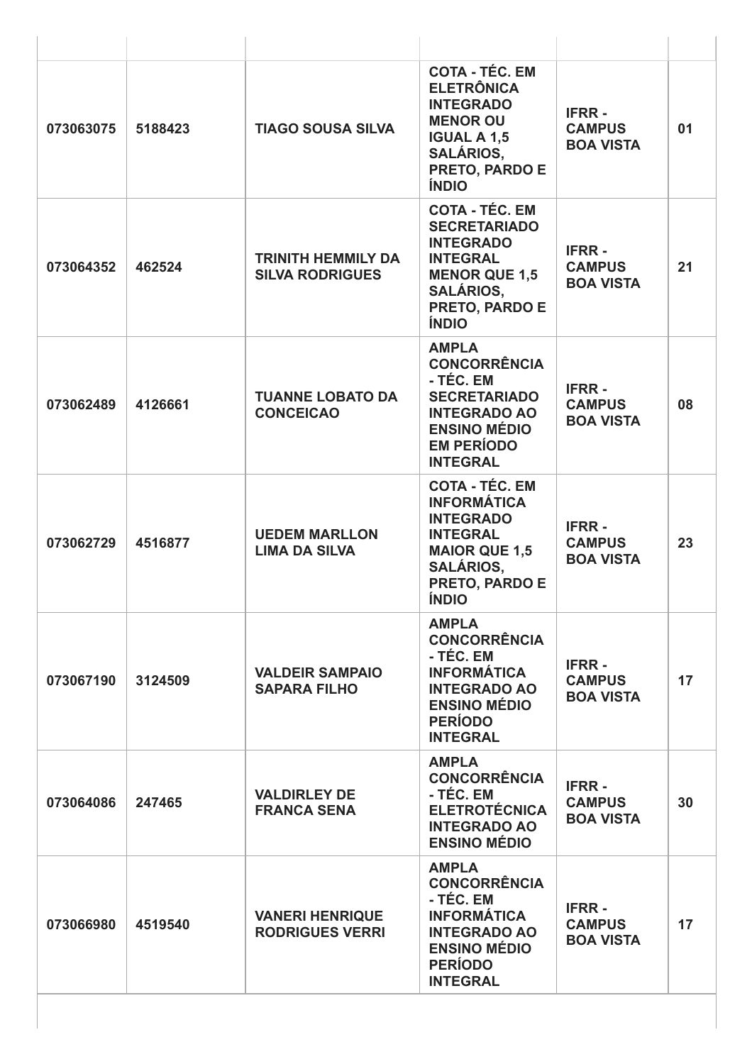| | | | | | |
|---|---|---|---|---|---|
| **073063075** | **5188423** | **TIAGO SOUSA SILVA** | **COTA - TÉC. EM ELETRÔNICA INTEGRADO MENOR OU IGUAL A 1,5 SALÁRIOS, PRETO, PARDO E ÍNDIO** | **IFRR - CAMPUS BOA VISTA** | **01** |
| **073064352** | **462524** | **TRINITH HEMMILY DA SILVA RODRIGUES** | **COTA - TÉC. EM SECRETARIADO INTEGRADO INTEGRAL MENOR QUE 1,5 SALÁRIOS, PRETO, PARDO E ÍNDIO** | **IFRR - CAMPUS BOA VISTA** | **21** |
| **073062489** | **4126661** | **TUANNE LOBATO DA CONCEICAO** | **AMPLA CONCORRÊNCIA - TÉC. EM SECRETARIADO INTEGRADO AO ENSINO MÉDIO EM PERÍODO INTEGRAL** | **IFRR - CAMPUS BOA VISTA** | **08** |
| **073062729** | **4516877** | **UEDEM MARLLON LIMA DA SILVA** | **COTA - TÉC. EM INFORMÁTICA INTEGRADO INTEGRAL MAIOR QUE 1,5 SALÁRIOS, PRETO, PARDO E ÍNDIO** | **IFRR - CAMPUS BOA VISTA** | **23** |
| **073067190** | **3124509** | **VALDEIR SAMPAIO SAPARA FILHO** | **AMPLA CONCORRÊNCIA - TÉC. EM INFORMÁTICA INTEGRADO AO ENSINO MÉDIO PERÍODO INTEGRAL** | **IFRR - CAMPUS BOA VISTA** | **17** |
| **073064086** | **247465** | **VALDIRLEY DE FRANCA SENA** | **AMPLA CONCORRÊNCIA - TÉC. EM ELETROTÉCNICA INTEGRADO AO ENSINO MÉDIO** | **IFRR - CAMPUS BOA VISTA** | **30** |
| **073066980** | **4519540** | **VANERI HENRIQUE RODRIGUES VERRI** | **AMPLA CONCORRÊNCIA - TÉC. EM INFORMÁTICA INTEGRADO AO ENSINO MÉDIO PERÍODO INTEGRAL** | **IFRR - CAMPUS BOA VISTA** | **17** |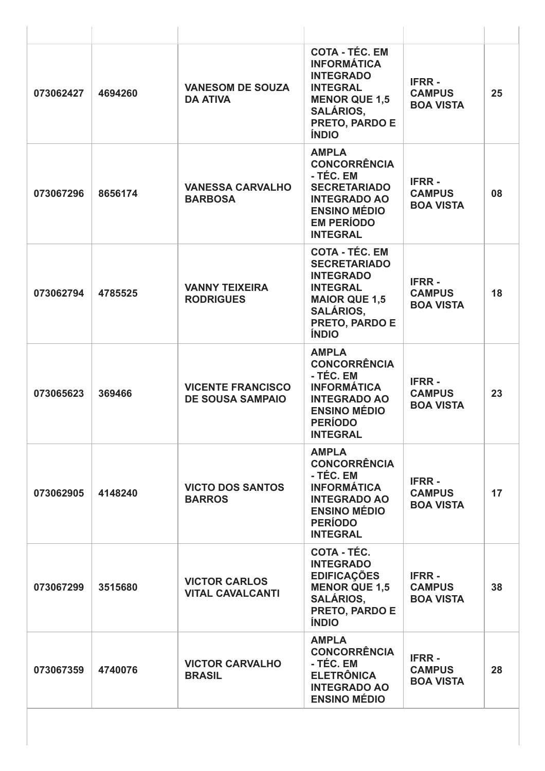| | | | | | |
|---|---|---|---|---|---|
| 073062427 | 4694260 | VANESOM DE SOUZA DA ATIVA | COTA - TÉC. EM INFORMÁTICA INTEGRADO INTEGRAL MENOR QUE 1,5 SALÁRIOS, PRETO, PARDO E ÍNDIO | IFRR - CAMPUS BOA VISTA | 25 |
| 073067296 | 8656174 | VANESSA CARVALHO BARBOSA | AMPLA CONCORRÊNCIA - TÉC. EM SECRETARIADO INTEGRADO AO ENSINO MÉDIO EM PERÍODO INTEGRAL | IFRR - CAMPUS BOA VISTA | 08 |
| 073062794 | 4785525 | VANNY TEIXEIRA RODRIGUES | COTA - TÉC. EM SECRETARIADO INTEGRADO INTEGRAL MAIOR QUE 1,5 SALÁRIOS, PRETO, PARDO E ÍNDIO | IFRR - CAMPUS BOA VISTA | 18 |
| 073065623 | 369466 | VICENTE FRANCISCO DE SOUSA SAMPAIO | AMPLA CONCORRÊNCIA - TÉC. EM INFORMÁTICA INTEGRADO AO ENSINO MÉDIO PERÍODO INTEGRAL | IFRR - CAMPUS BOA VISTA | 23 |
| 073062905 | 4148240 | VICTO DOS SANTOS BARROS | AMPLA CONCORRÊNCIA - TÉC. EM INFORMÁTICA INTEGRADO AO ENSINO MÉDIO PERÍODO INTEGRAL | IFRR - CAMPUS BOA VISTA | 17 |
| 073067299 | 3515680 | VICTOR CARLOS VITAL CAVALCANTI | COTA - TÉC. INTEGRADO EDIFICAÇÕES MENOR QUE 1,5 SALÁRIOS, PRETO, PARDO E ÍNDIO | IFRR - CAMPUS BOA VISTA | 38 |
| 073067359 | 4740076 | VICTOR CARVALHO BRASIL | AMPLA CONCORRÊNCIA - TÉC. EM ELETRÔNICA INTEGRADO AO ENSINO MÉDIO | IFRR - CAMPUS BOA VISTA | 28 |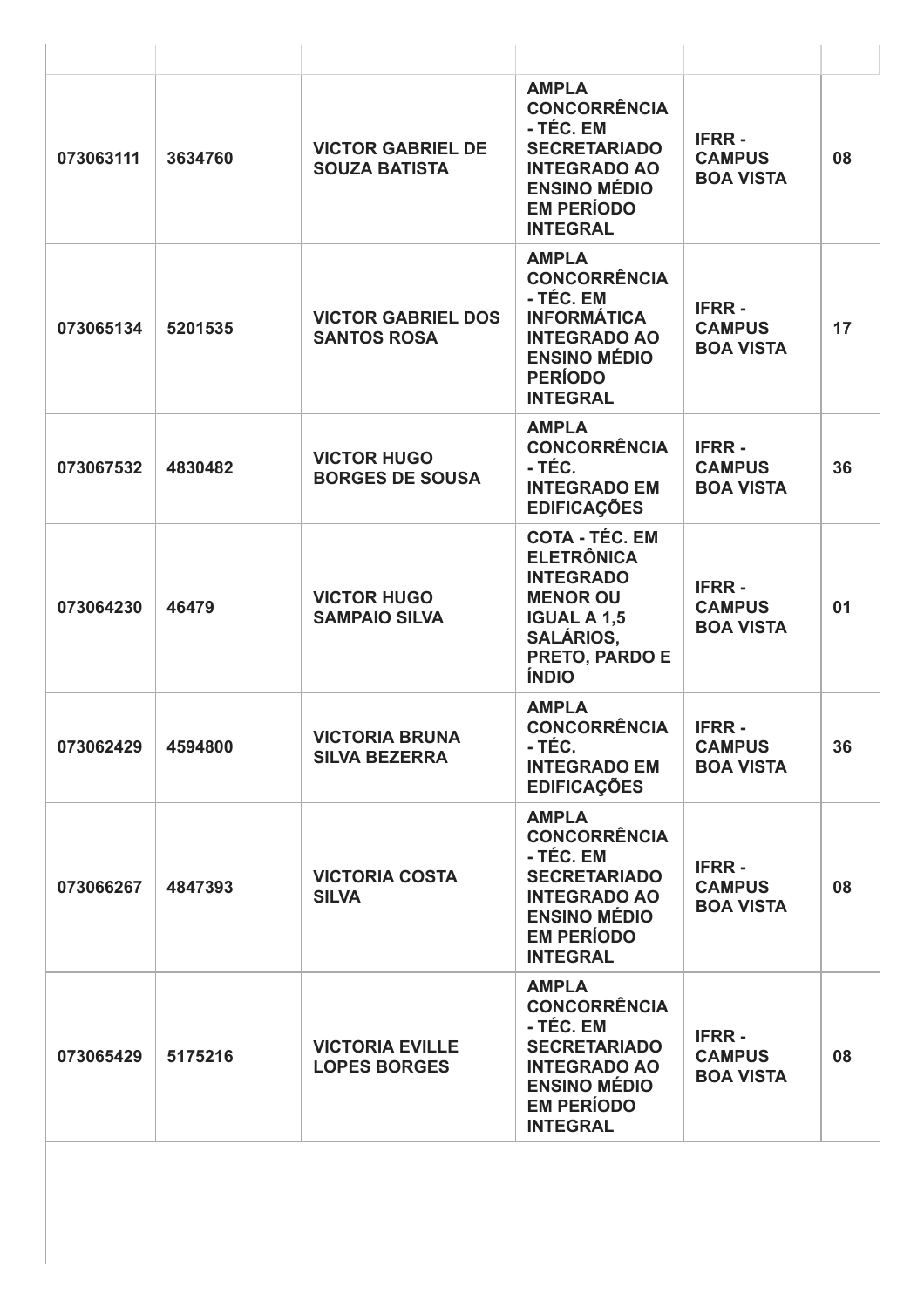| | | | | | |
|---|---|---|---|---|---|
| 073063111 | 3634760 | **VICTOR GABRIEL DE SOUZA BATISTA** | **AMPLA CONCORRÊNCIA - TÉC. EM SECRETARIADO INTEGRADO AO ENSINO MÉDIO EM PERÍODO INTEGRAL** | **IFRR - CAMPUS BOA VISTA** | 08 |
| 073065134 | 5201535 | **VICTOR GABRIEL DOS SANTOS ROSA** | **AMPLA CONCORRÊNCIA - TÉC. EM INFORMÁTICA INTEGRADO AO ENSINO MÉDIO PERÍODO INTEGRAL** | **IFRR - CAMPUS BOA VISTA** | 17 |
| 073067532 | 4830482 | **VICTOR HUGO BORGES DE SOUSA** | **AMPLA CONCORRÊNCIA - TÉC. INTEGRADO EM EDIFICAÇÕES** | **IFRR - CAMPUS BOA VISTA** | 36 |
| 073064230 | 46479 | **VICTOR HUGO SAMPAIO SILVA** | **COTA - TÉC. EM ELETRÔNICA INTEGRADO MENOR OU IGUAL A 1,5 SALÁRIOS, PRETO, PARDO E ÍNDIO** | **IFRR - CAMPUS BOA VISTA** | 01 |
| 073062429 | 4594800 | **VICTORIA BRUNA SILVA BEZERRA** | **AMPLA CONCORRÊNCIA - TÉC. INTEGRADO EM EDIFICAÇÕES** | **IFRR - CAMPUS BOA VISTA** | 36 |
| 073066267 | 4847393 | **VICTORIA COSTA SILVA** | **AMPLA CONCORRÊNCIA - TÉC. EM SECRETARIADO INTEGRADO AO ENSINO MÉDIO EM PERÍODO INTEGRAL** | **IFRR - CAMPUS BOA VISTA** | 08 |
| 073065429 | 5175216 | **VICTORIA EVILLE LOPES BORGES** | **AMPLA CONCORRÊNCIA - TÉC. EM SECRETARIADO INTEGRADO AO ENSINO MÉDIO EM PERÍODO INTEGRAL** | **IFRR - CAMPUS BOA VISTA** | 08 |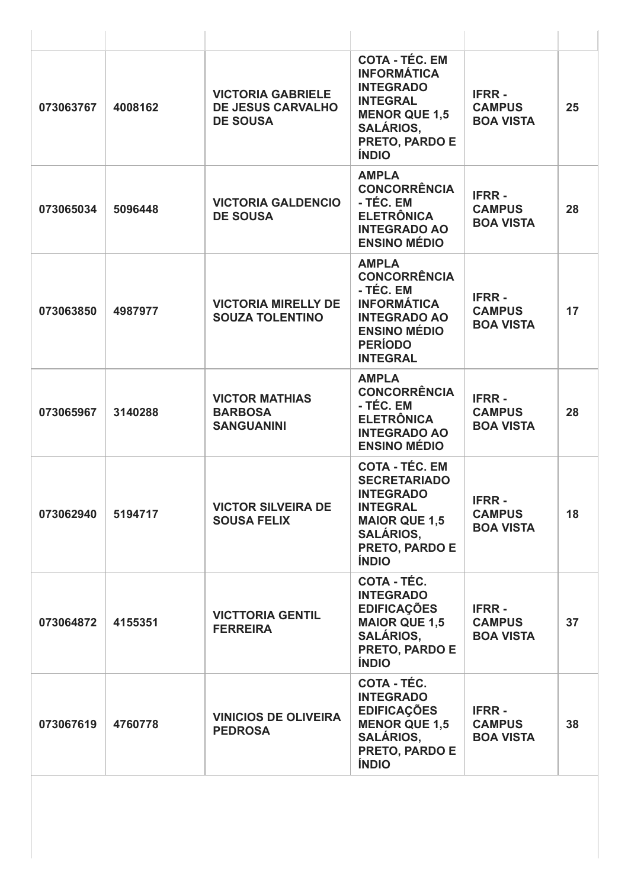| | | | | | |
|---|---|---|---|---|---|
| 073063767 | 4008162 | VICTORIA GABRIELE DE JESUS CARVALHO DE SOUSA | COTA - TÉC. EM INFORMÁTICA INTEGRADO INTEGRAL MENOR QUE 1,5 SALÁRIOS, PRETO, PARDO E ÍNDIO | IFRR - CAMPUS BOA VISTA | 25 |
| 073065034 | 5096448 | VICTORIA GALDENCIO DE SOUSA | AMPLA CONCORRÊNCIA - TÉC. EM ELETRÔNICA INTEGRADO AO ENSINO MÉDIO | IFRR - CAMPUS BOA VISTA | 28 |
| 073063850 | 4987977 | VICTORIA MIRELLY DE SOUZA TOLENTINO | AMPLA CONCORRÊNCIA - TÉC. EM INFORMÁTICA INTEGRADO AO ENSINO MÉDIO PERÍODO INTEGRAL | IFRR - CAMPUS BOA VISTA | 17 |
| 073065967 | 3140288 | VICTOR MATHIAS BARBOSA SANGUANINI | AMPLA CONCORRÊNCIA - TÉC. EM ELETRÔNICA INTEGRADO AO ENSINO MÉDIO | IFRR - CAMPUS BOA VISTA | 28 |
| 073062940 | 5194717 | VICTOR SILVEIRA DE SOUSA FELIX | COTA - TÉC. EM SECRETARIADO INTEGRADO INTEGRAL MAIOR QUE 1,5 SALÁRIOS, PRETO, PARDO E ÍNDIO | IFRR - CAMPUS BOA VISTA | 18 |
| 073064872 | 4155351 | VICTTORIA GENTIL FERREIRA | COTA - TÉC. INTEGRADO EDIFICAÇÕES MAIOR QUE 1,5 SALÁRIOS, PRETO, PARDO E ÍNDIO | IFRR - CAMPUS BOA VISTA | 37 |
| 073067619 | 4760778 | VINICIOS DE OLIVEIRA PEDROSA | COTA - TÉC. INTEGRADO EDIFICAÇÕES MENOR QUE 1,5 SALÁRIOS, PRETO, PARDO E ÍNDIO | IFRR - CAMPUS BOA VISTA | 38 |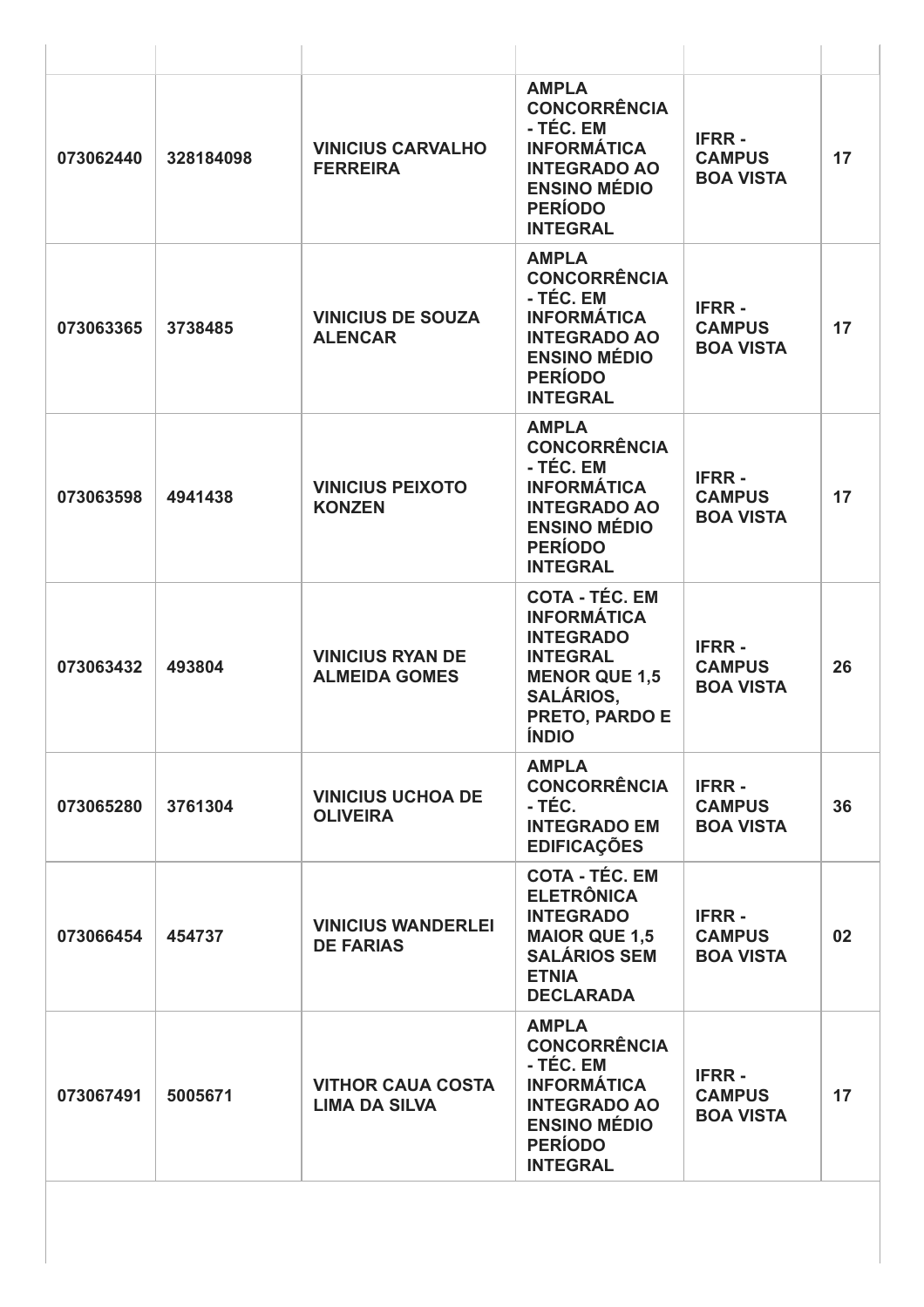| | | | | | |
|---|---|---|---|---|---|
| **073062440** | **328184098** | **VINICIUS CARVALHO FERREIRA** | **AMPLA CONCORRÊNCIA - TÉC. EM INFORMÁTICA INTEGRADO AO ENSINO MÉDIO PERÍODO INTEGRAL** | **IFRR - CAMPUS BOA VISTA** | **17** |
| **073063365** | **3738485** | **VINICIUS DE SOUZA ALENCAR** | **AMPLA CONCORRÊNCIA - TÉC. EM INFORMÁTICA INTEGRADO AO ENSINO MÉDIO PERÍODO INTEGRAL** | **IFRR - CAMPUS BOA VISTA** | **17** |
| **073063598** | **4941438** | **VINICIUS PEIXOTO KONZEN** | **AMPLA CONCORRÊNCIA - TÉC. EM INFORMÁTICA INTEGRADO AO ENSINO MÉDIO PERÍODO INTEGRAL** | **IFRR - CAMPUS BOA VISTA** | **17** |
| **073063432** | **493804** | **VINICIUS RYAN DE ALMEIDA GOMES** | **COTA - TÉC. EM INFORMÁTICA INTEGRADO INTEGRAL MENOR QUE 1,5 SALÁRIOS, PRETO, PARDO E ÍNDIO** | **IFRR - CAMPUS BOA VISTA** | **26** |
| **073065280** | **3761304** | **VINICIUS UCHOA DE OLIVEIRA** | **AMPLA CONCORRÊNCIA - TÉC. INTEGRADO EM EDIFICAÇÕES** | **IFRR - CAMPUS BOA VISTA** | **36** |
| **073066454** | **454737** | **VINICIUS WANDERLEI DE FARIAS** | **COTA - TÉC. EM ELETRÔNICA INTEGRADO MAIOR QUE 1,5 SALÁRIOS SEM ETNIA DECLARADA** | **IFRR - CAMPUS BOA VISTA** | **02** |
| **073067491** | **5005671** | **VITHOR CAUA COSTA LIMA DA SILVA** | **AMPLA CONCORRÊNCIA - TÉC. EM INFORMÁTICA INTEGRADO AO ENSINO MÉDIO PERÍODO INTEGRAL** | **IFRR - CAMPUS BOA VISTA** | **17** |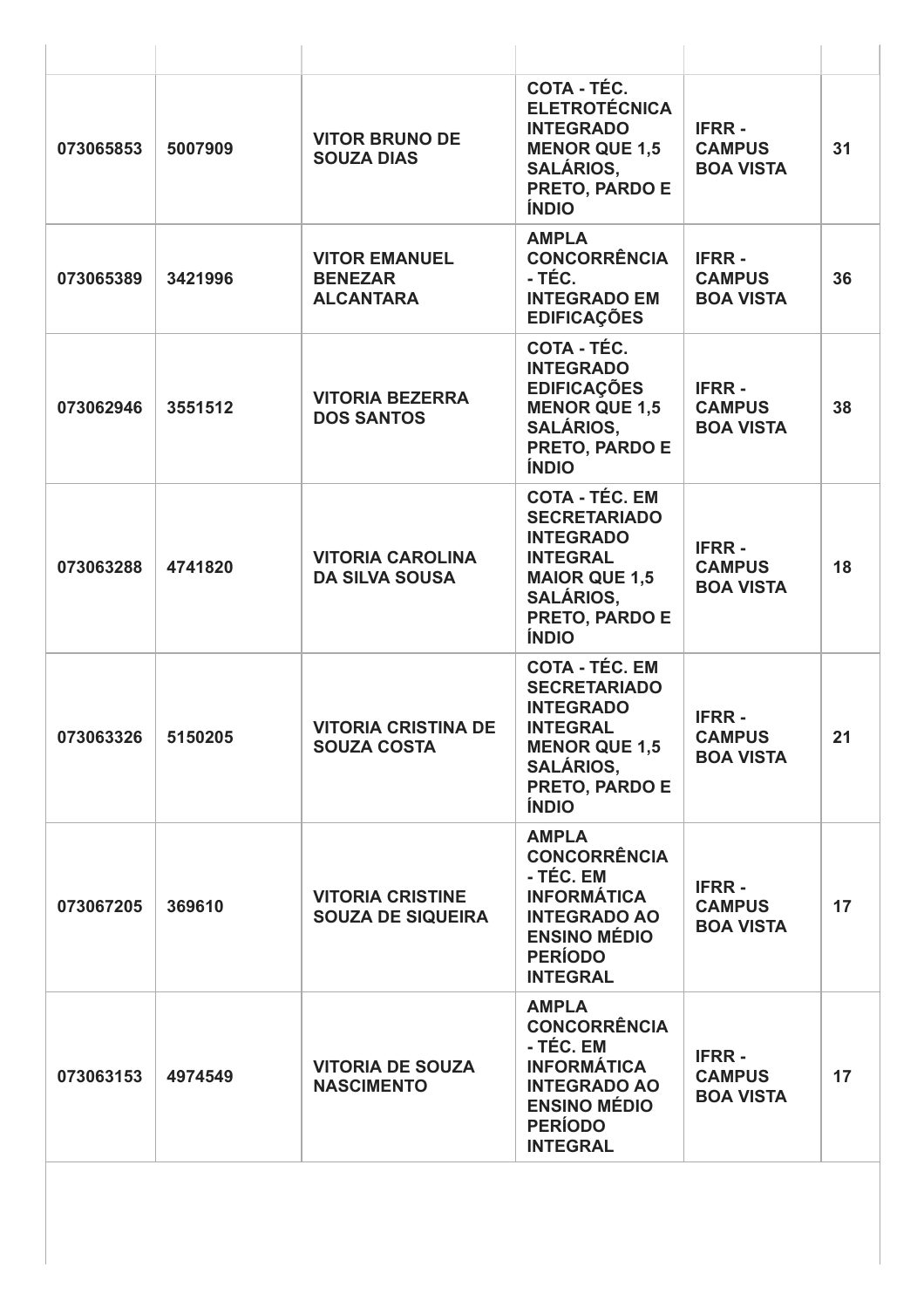| | | | | | |
|---|---|---|---|---|---|
| **073065853** | **5007909** | **VITOR BRUNO DE SOUZA DIAS** | **COTA - TÉC. ELETROTÉCNICA INTEGRADO MENOR QUE 1,5 SALÁRIOS, PRETO, PARDO E ÍNDIO** | **IFRR - CAMPUS BOA VISTA** | **31** |
| **073065389** | **3421996** | **VITOR EMANUEL BENEZAR ALCANTARA** | **AMPLA CONCORRÊNCIA - TÉC. INTEGRADO EM EDIFICAÇÕES** | **IFRR - CAMPUS BOA VISTA** | **36** |
| **073062946** | **3551512** | **VITORIA BEZERRA DOS SANTOS** | **COTA - TÉC. INTEGRADO EDIFICAÇÕES MENOR QUE 1,5 SALÁRIOS, PRETO, PARDO E ÍNDIO** | **IFRR - CAMPUS BOA VISTA** | **38** |
| **073063288** | **4741820** | **VITORIA CAROLINA DA SILVA SOUSA** | **COTA - TÉC. EM SECRETARIADO INTEGRADO INTEGRAL MAIOR QUE 1,5 SALÁRIOS, PRETO, PARDO E ÍNDIO** | **IFRR - CAMPUS BOA VISTA** | **18** |
| **073063326** | **5150205** | **VITORIA CRISTINA DE SOUZA COSTA** | **COTA - TÉC. EM SECRETARIADO INTEGRADO INTEGRAL MENOR QUE 1,5 SALÁRIOS, PRETO, PARDO E ÍNDIO** | **IFRR - CAMPUS BOA VISTA** | **21** |
| **073067205** | **369610** | **VITORIA CRISTINE SOUZA DE SIQUEIRA** | **AMPLA CONCORRÊNCIA - TÉC. EM INFORMÁTICA INTEGRADO AO ENSINO MÉDIO PERÍODO INTEGRAL** | **IFRR - CAMPUS BOA VISTA** | **17** |
| **073063153** | **4974549** | **VITORIA DE SOUZA NASCIMENTO** | **AMPLA CONCORRÊNCIA - TÉC. EM INFORMÁTICA INTEGRADO AO ENSINO MÉDIO PERÍODO INTEGRAL** | **IFRR - CAMPUS BOA VISTA** | **17** |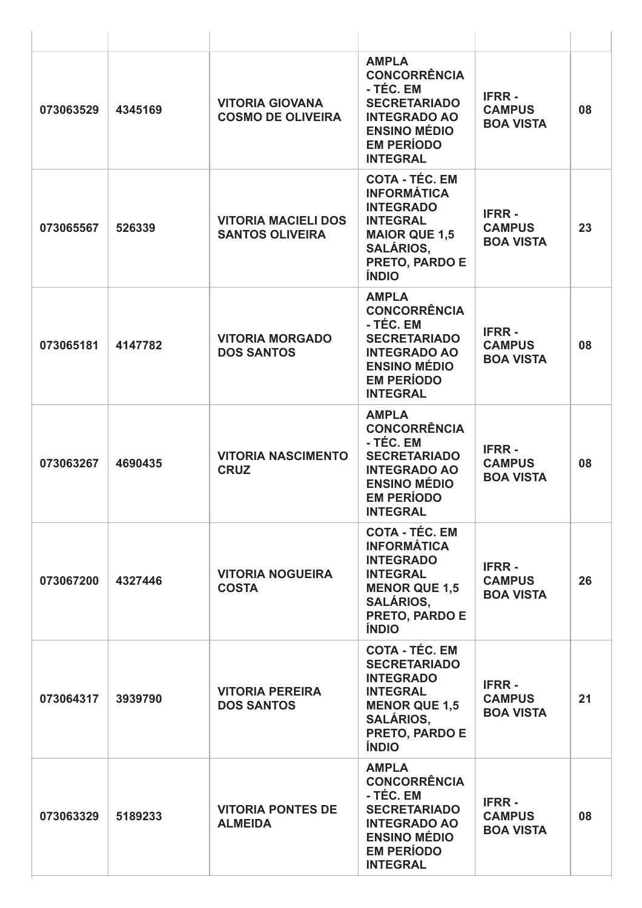| | | | | | |
|---|---|---|---|---|---|
| **073063529** | **4345169** | **VITORIA GIOVANA COSMO DE OLIVEIRA** | **AMPLA CONCORRÊNCIA - TÉC. EM SECRETARIADO INTEGRADO AO ENSINO MÉDIO EM PERÍODO INTEGRAL** | **IFRR - CAMPUS BOA VISTA** | **08** |
| **073065567** | **526339** | **VITORIA MACIELI DOS SANTOS OLIVEIRA** | **COTA - TÉC. EM INFORMÁTICA INTEGRADO INTEGRAL MAIOR QUE 1,5 SALÁRIOS, PRETO, PARDO E ÍNDIO** | **IFRR - CAMPUS BOA VISTA** | **23** |
| **073065181** | **4147782** | **VITORIA MORGADO DOS SANTOS** | **AMPLA CONCORRÊNCIA - TÉC. EM SECRETARIADO INTEGRADO AO ENSINO MÉDIO EM PERÍODO INTEGRAL** | **IFRR - CAMPUS BOA VISTA** | **08** |
| **073063267** | **4690435** | **VITORIA NASCIMENTO CRUZ** | **AMPLA CONCORRÊNCIA - TÉC. EM SECRETARIADO INTEGRADO AO ENSINO MÉDIO EM PERÍODO INTEGRAL** | **IFRR - CAMPUS BOA VISTA** | **08** |
| **073067200** | **4327446** | **VITORIA NOGUEIRA COSTA** | **COTA - TÉC. EM INFORMÁTICA INTEGRADO INTEGRAL MENOR QUE 1,5 SALÁRIOS, PRETO, PARDO E ÍNDIO** | **IFRR - CAMPUS BOA VISTA** | **26** |
| **073064317** | **3939790** | **VITORIA PEREIRA DOS SANTOS** | **COTA - TÉC. EM SECRETARIADO INTEGRADO INTEGRAL MENOR QUE 1,5 SALÁRIOS, PRETO, PARDO E ÍNDIO** | **IFRR - CAMPUS BOA VISTA** | **21** |
| **073063329** | **5189233** | **VITORIA PONTES DE ALMEIDA** | **AMPLA CONCORRÊNCIA - TÉC. EM SECRETARIADO INTEGRADO AO ENSINO MÉDIO EM PERÍODO INTEGRAL** | **IFRR - CAMPUS BOA VISTA** | **08** |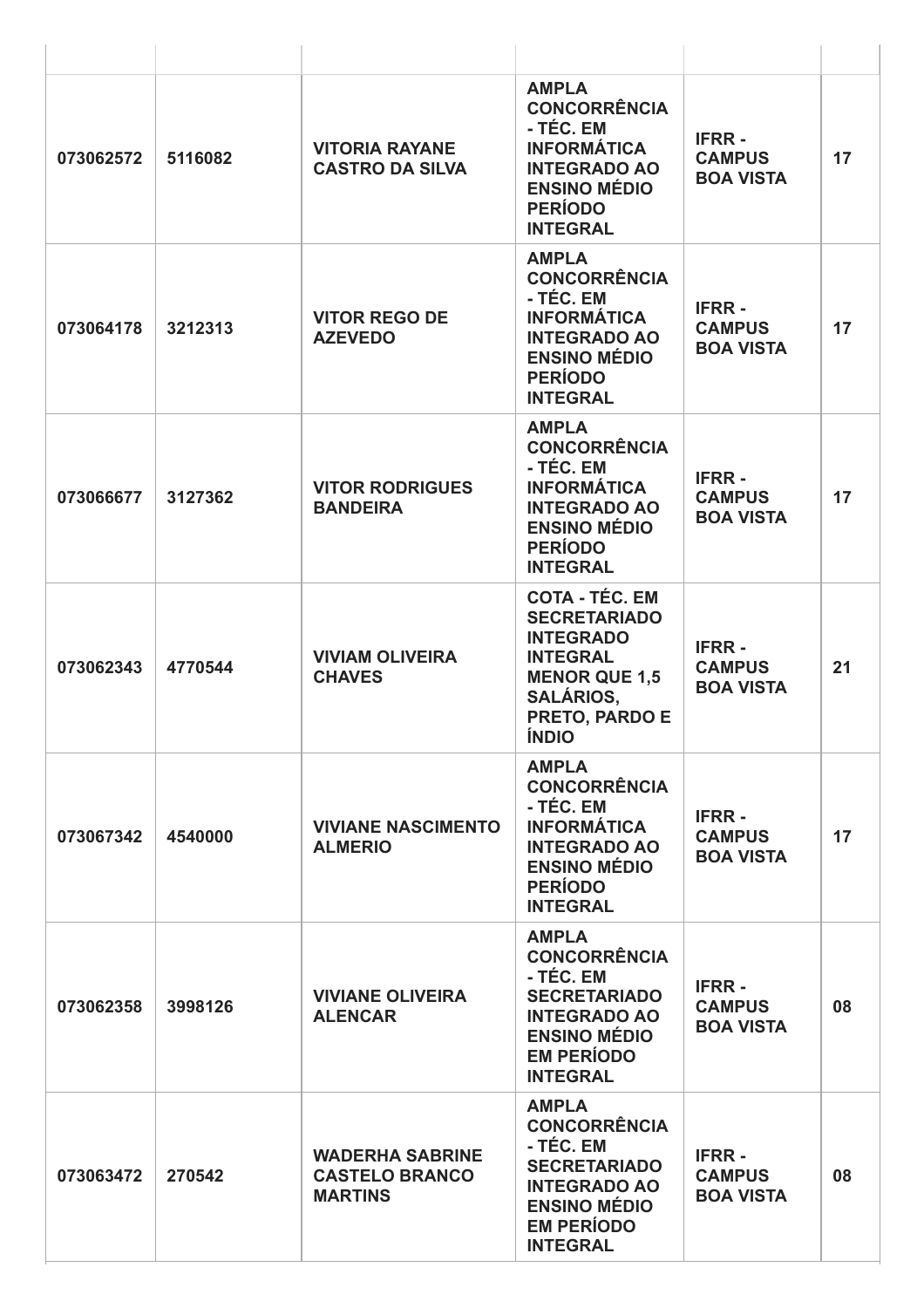| | | | | | |
|---|---|---|---|---|---|
| 073062572 | 5116082 | VITORIA RAYANE CASTRO DA SILVA | AMPLA CONCORRÊNCIA - TÉC. EM INFORMÁTICA INTEGRADO AO ENSINO MÉDIO PERÍODO INTEGRAL | IFRR - CAMPUS BOA VISTA | 17 |
| 073064178 | 3212313 | VITOR REGO DE AZEVEDO | AMPLA CONCORRÊNCIA - TÉC. EM INFORMÁTICA INTEGRADO AO ENSINO MÉDIO PERÍODO INTEGRAL | IFRR - CAMPUS BOA VISTA | 17 |
| 073066677 | 3127362 | VITOR RODRIGUES BANDEIRA | AMPLA CONCORRÊNCIA - TÉC. EM INFORMÁTICA INTEGRADO AO ENSINO MÉDIO PERÍODO INTEGRAL | IFRR - CAMPUS BOA VISTA | 17 |
| 073062343 | 4770544 | VIVIAM OLIVEIRA CHAVES | COTA - TÉC. EM SECRETARIADO INTEGRADO INTEGRAL MENOR QUE 1,5 SALÁRIOS, PRETO, PARDO E ÍNDIO | IFRR - CAMPUS BOA VISTA | 21 |
| 073067342 | 4540000 | VIVIANE NASCIMENTO ALMERIO | AMPLA CONCORRÊNCIA - TÉC. EM INFORMÁTICA INTEGRADO AO ENSINO MÉDIO PERÍODO INTEGRAL | IFRR - CAMPUS BOA VISTA | 17 |
| 073062358 | 3998126 | VIVIANE OLIVEIRA ALENCAR | AMPLA CONCORRÊNCIA - TÉC. EM SECRETARIADO INTEGRADO AO ENSINO MÉDIO EM PERÍODO INTEGRAL | IFRR - CAMPUS BOA VISTA | 08 |
| 073063472 | 270542 | WADERHA SABRINE CASTELO BRANCO MARTINS | AMPLA CONCORRÊNCIA - TÉC. EM SECRETARIADO INTEGRADO AO ENSINO MÉDIO EM PERÍODO INTEGRAL | IFRR - CAMPUS BOA VISTA | 08 |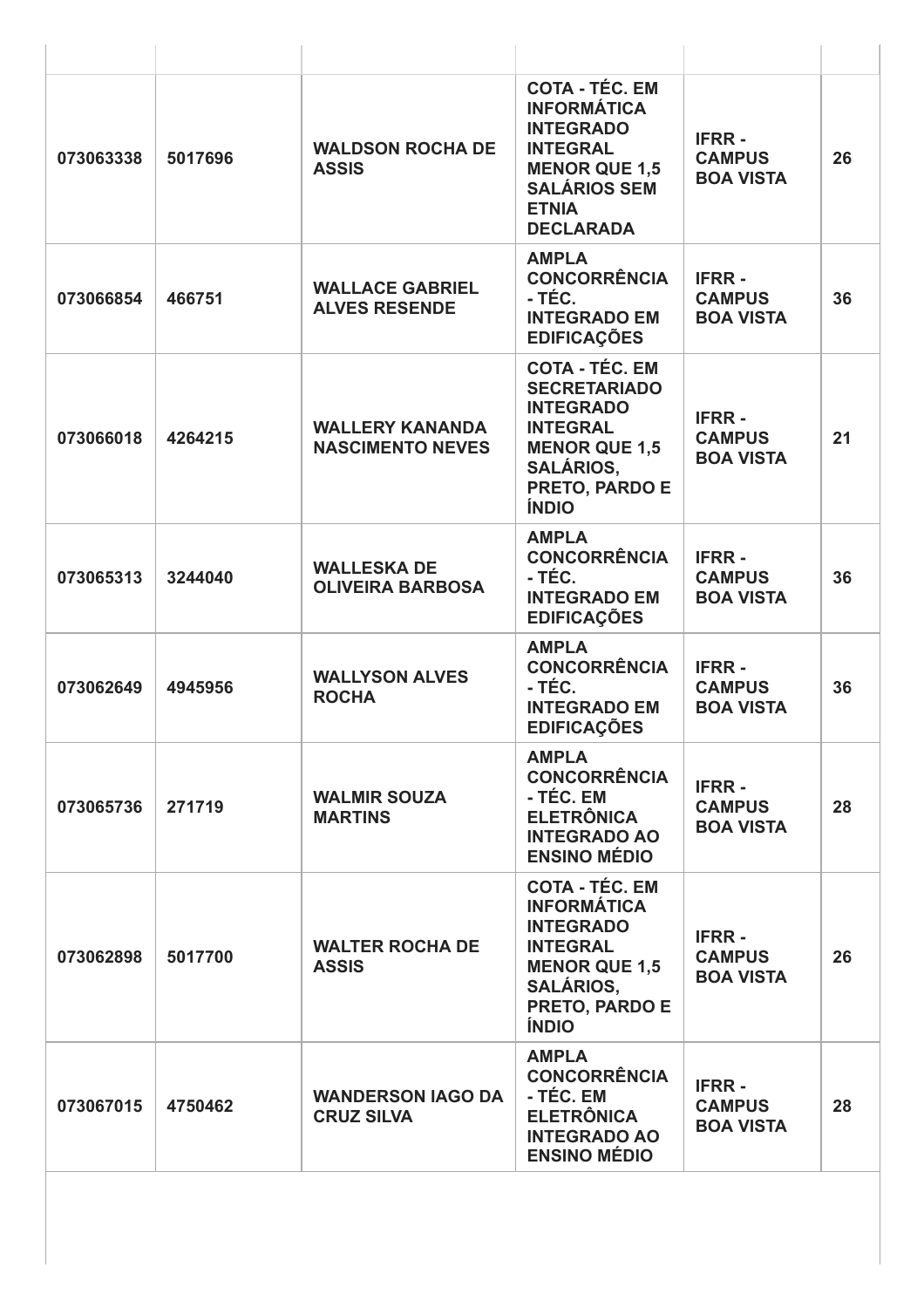| | | | | | |
|---|---|---|---|---|---|
| 073063338 | 5017696 | WALDSON ROCHA DE ASSIS | COTA - TÉC. EM INFORMÁTICA INTEGRADO INTEGRAL MENOR QUE 1,5 SALÁRIOS SEM ETNIA DECLARADA | IFRR - CAMPUS BOA VISTA | 26 |
| 073066854 | 466751 | WALLACE GABRIEL ALVES RESENDE | AMPLA CONCORRÊNCIA - TÉC. INTEGRADO EM EDIFICAÇÕES | IFRR - CAMPUS BOA VISTA | 36 |
| 073066018 | 4264215 | WALLERY KANANDA NASCIMENTO NEVES | COTA - TÉC. EM SECRETARIADO INTEGRADO INTEGRAL MENOR QUE 1,5 SALÁRIOS, PRETO, PARDO E ÍNDIO | IFRR - CAMPUS BOA VISTA | 21 |
| 073065313 | 3244040 | WALLESKA DE OLIVEIRA BARBOSA | AMPLA CONCORRÊNCIA - TÉC. INTEGRADO EM EDIFICAÇÕES | IFRR - CAMPUS BOA VISTA | 36 |
| 073062649 | 4945956 | WALLYSON ALVES ROCHA | AMPLA CONCORRÊNCIA - TÉC. INTEGRADO EM EDIFICAÇÕES | IFRR - CAMPUS BOA VISTA | 36 |
| 073065736 | 271719 | WALMIR SOUZA MARTINS | AMPLA CONCORRÊNCIA - TÉC. EM ELETRÔNICA INTEGRADO AO ENSINO MÉDIO | IFRR - CAMPUS BOA VISTA | 28 |
| 073062898 | 5017700 | WALTER ROCHA DE ASSIS | COTA - TÉC. EM INFORMÁTICA INTEGRADO INTEGRAL MENOR QUE 1,5 SALÁRIOS, PRETO, PARDO E ÍNDIO | IFRR - CAMPUS BOA VISTA | 26 |
| 073067015 | 4750462 | WANDERSON IAGO DA CRUZ SILVA | AMPLA CONCORRÊNCIA - TÉC. EM ELETRÔNICA INTEGRADO AO ENSINO MÉDIO | IFRR - CAMPUS BOA VISTA | 28 |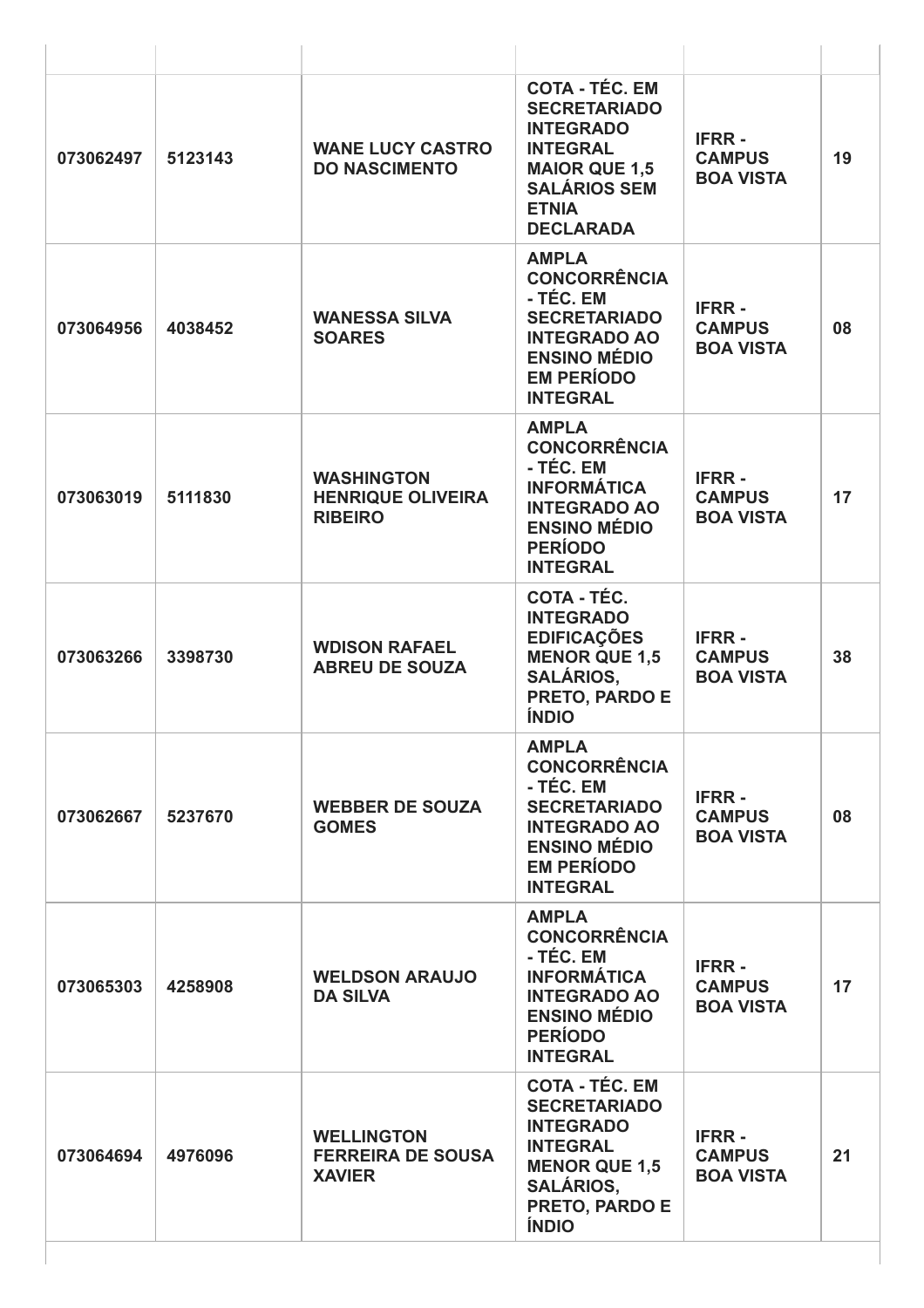| | | | | | |
|---|---|---|---|---|---|
| **073062497** | **5123143** | **WANE LUCY CASTRO DO NASCIMENTO** | **COTA - TÉC. EM SECRETARIADO INTEGRADO INTEGRAL MAIOR QUE 1,5 SALÁRIOS SEM ETNIA DECLARADA** | **IFRR - CAMPUS BOA VISTA** | **19** |
| **073064956** | **4038452** | **WANESSA SILVA SOARES** | **AMPLA CONCORRÊNCIA - TÉC. EM SECRETARIADO INTEGRADO AO ENSINO MÉDIO EM PERÍODO INTEGRAL** | **IFRR - CAMPUS BOA VISTA** | **08** |
| **073063019** | **5111830** | **WASHINGTON HENRIQUE OLIVEIRA RIBEIRO** | **AMPLA CONCORRÊNCIA - TÉC. EM INFORMÁTICA INTEGRADO AO ENSINO MÉDIO PERÍODO INTEGRAL** | **IFRR - CAMPUS BOA VISTA** | **17** |
| **073063266** | **3398730** | **WDISON RAFAEL ABREU DE SOUZA** | **COTA - TÉC. INTEGRADO EDIFICAÇÕES MENOR QUE 1,5 SALÁRIOS, PRETO, PARDO E ÍNDIO** | **IFRR - CAMPUS BOA VISTA** | **38** |
| **073062667** | **5237670** | **WEBBER DE SOUZA GOMES** | **AMPLA CONCORRÊNCIA - TÉC. EM SECRETARIADO INTEGRADO AO ENSINO MÉDIO EM PERÍODO INTEGRAL** | **IFRR - CAMPUS BOA VISTA** | **08** |
| **073065303** | **4258908** | **WELDSON ARAUJO DA SILVA** | **AMPLA CONCORRÊNCIA - TÉC. EM INFORMÁTICA INTEGRADO AO ENSINO MÉDIO PERÍODO INTEGRAL** | **IFRR - CAMPUS BOA VISTA** | **17** |
| **073064694** | **4976096** | **WELLINGTON FERREIRA DE SOUSA XAVIER** | **COTA - TÉC. EM SECRETARIADO INTEGRADO INTEGRAL MENOR QUE 1,5 SALÁRIOS, PRETO, PARDO E ÍNDIO** | **IFRR - CAMPUS BOA VISTA** | **21** |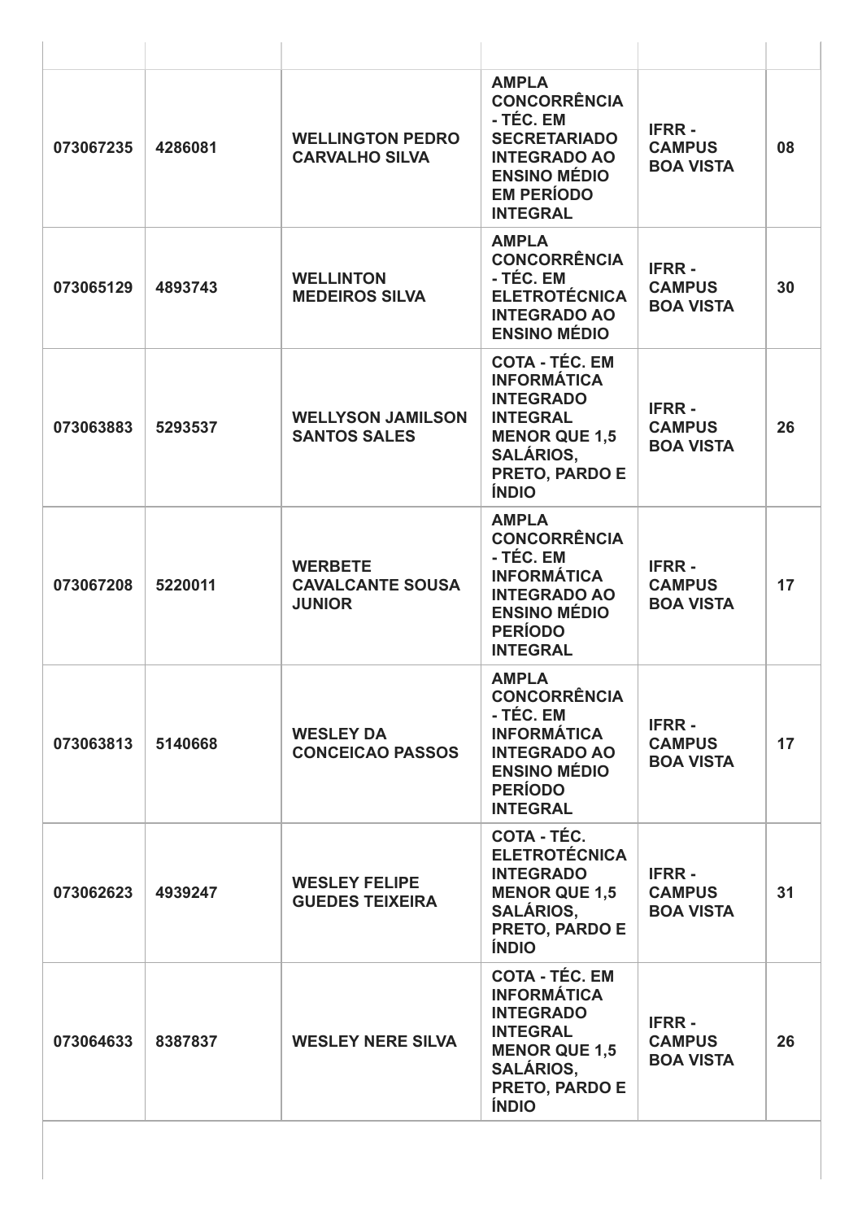| | | | | | |
|---|---|---|---|---|---|
| **073067235** | **4286081** | **WELLINGTON PEDRO CARVALHO SILVA** | **AMPLA CONCORRÊNCIA - TÉC. EM SECRETARIADO INTEGRADO AO ENSINO MÉDIO EM PERÍODO INTEGRAL** | **IFRR - CAMPUS BOA VISTA** | **08** |
| **073065129** | **4893743** | **WELLINTON MEDEIROS SILVA** | **AMPLA CONCORRÊNCIA - TÉC. EM ELETROTÉCNICA INTEGRADO AO ENSINO MÉDIO** | **IFRR - CAMPUS BOA VISTA** | **30** |
| **073063883** | **5293537** | **WELLYSON JAMILSON SANTOS SALES** | **COTA - TÉC. EM INFORMÁTICA INTEGRADO INTEGRAL MENOR QUE 1,5 SALÁRIOS, PRETO, PARDO E ÍNDIO** | **IFRR - CAMPUS BOA VISTA** | **26** |
| **073067208** | **5220011** | **WERBETE CAVALCANTE SOUSA JUNIOR** | **AMPLA CONCORRÊNCIA - TÉC. EM INFORMÁTICA INTEGRADO AO ENSINO MÉDIO PERÍODO INTEGRAL** | **IFRR - CAMPUS BOA VISTA** | **17** |
| **073063813** | **5140668** | **WESLEY DA CONCEICAO PASSOS** | **AMPLA CONCORRÊNCIA - TÉC. EM INFORMÁTICA INTEGRADO AO ENSINO MÉDIO PERÍODO INTEGRAL** | **IFRR - CAMPUS BOA VISTA** | **17** |
| **073062623** | **4939247** | **WESLEY FELIPE GUEDES TEIXEIRA** | **COTA - TÉC. ELETROTÉCNICA INTEGRADO MENOR QUE 1,5 SALÁRIOS, PRETO, PARDO E ÍNDIO** | **IFRR - CAMPUS BOA VISTA** | **31** |
| **073064633** | **8387837** | **WESLEY NERE SILVA** | **COTA - TÉC. EM INFORMÁTICA INTEGRADO INTEGRAL MENOR QUE 1,5 SALÁRIOS, PRETO, PARDO E ÍNDIO** | **IFRR - CAMPUS BOA VISTA** | **26** |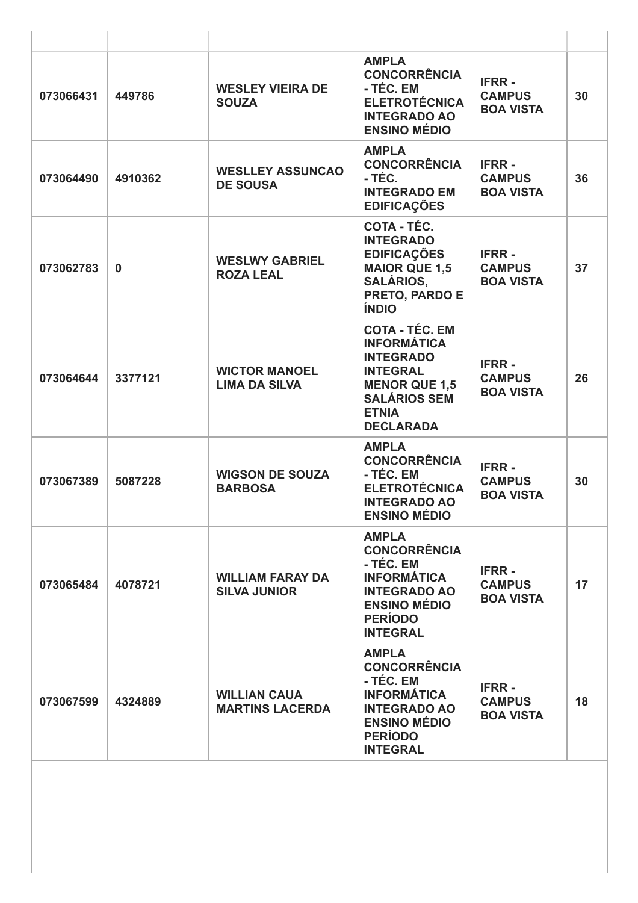| | | | | | |
|---|---|---|---|---|---|
| 073066431 | 449786 | WESLEY VIEIRA DE SOUZA | AMPLA CONCORRÊNCIA - TÉC. EM ELETROTÉCNICA INTEGRADO AO ENSINO MÉDIO | IFRR - CAMPUS BOA VISTA | 30 |
| 073064490 | 4910362 | WESLLEY ASSUNCAO DE SOUSA | AMPLA CONCORRÊNCIA - TÉC. INTEGRADO EM EDIFICAÇÕES | IFRR - CAMPUS BOA VISTA | 36 |
| 073062783 | 0 | WESLWY GABRIEL ROZA LEAL | COTA - TÉC. INTEGRADO EDIFICAÇÕES MAIOR QUE 1,5 SALÁRIOS, PRETO, PARDO E ÍNDIO | IFRR - CAMPUS BOA VISTA | 37 |
| 073064644 | 3377121 | WICTOR MANOEL LIMA DA SILVA | COTA - TÉC. EM INFORMÁTICA INTEGRADO INTEGRAL MENOR QUE 1,5 SALÁRIOS SEM ETNIA DECLARADA | IFRR - CAMPUS BOA VISTA | 26 |
| 073067389 | 5087228 | WIGSON DE SOUZA BARBOSA | AMPLA CONCORRÊNCIA - TÉC. EM ELETROTÉCNICA INTEGRADO AO ENSINO MÉDIO | IFRR - CAMPUS BOA VISTA | 30 |
| 073065484 | 4078721 | WILLIAM FARAY DA SILVA JUNIOR | AMPLA CONCORRÊNCIA - TÉC. EM INFORMÁTICA INTEGRADO AO ENSINO MÉDIO PERÍODO INTEGRAL | IFRR - CAMPUS BOA VISTA | 17 |
| 073067599 | 4324889 | WILLIAN CAUA MARTINS LACERDA | AMPLA CONCORRÊNCIA - TÉC. EM INFORMÁTICA INTEGRADO AO ENSINO MÉDIO PERÍODO INTEGRAL | IFRR - CAMPUS BOA VISTA | 18 |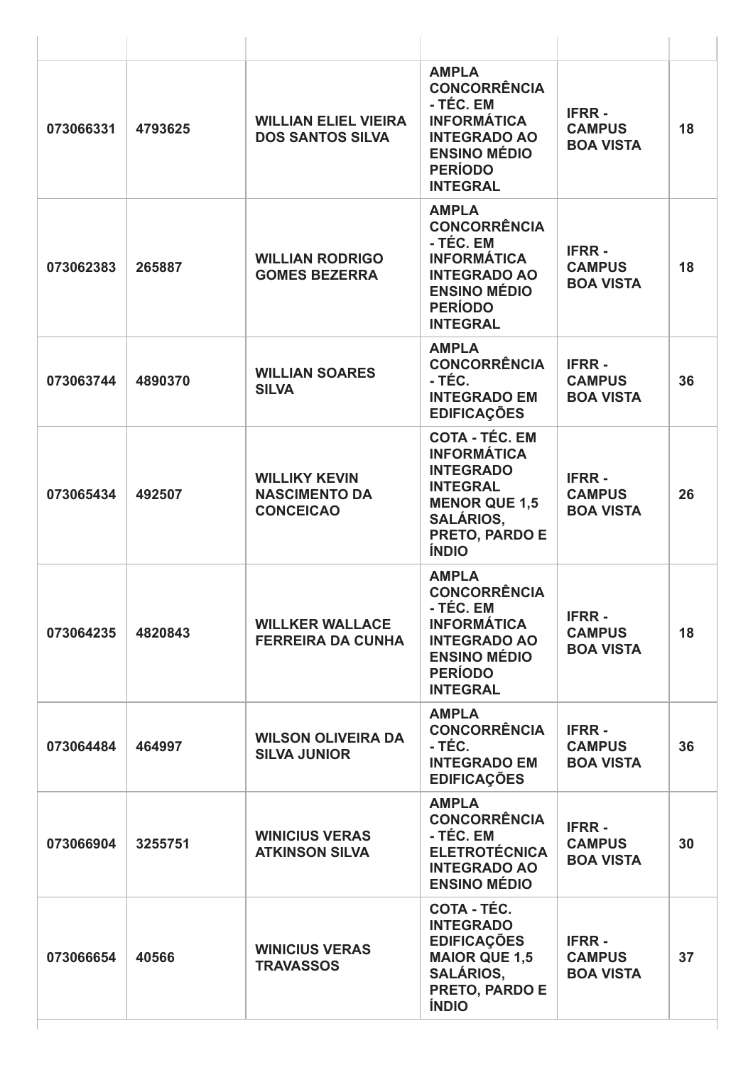| | | | | | |
|---|---|---|---|---|---|
| 073066331 | 4793625 | **WILLIAN ELIEL VIEIRA DOS SANTOS SILVA** | **AMPLA CONCORRÊNCIA - TÉC. EM INFORMÁTICA INTEGRADO AO ENSINO MÉDIO PERÍODO INTEGRAL** | **IFRR - CAMPUS BOA VISTA** | 18 |
| 073062383 | 265887 | **WILLIAN RODRIGO GOMES BEZERRA** | **AMPLA CONCORRÊNCIA - TÉC. EM INFORMÁTICA INTEGRADO AO ENSINO MÉDIO PERÍODO INTEGRAL** | **IFRR - CAMPUS BOA VISTA** | 18 |
| 073063744 | 4890370 | **WILLIAN SOARES SILVA** | **AMPLA CONCORRÊNCIA - TÉC. INTEGRADO EM EDIFICAÇÕES** | **IFRR - CAMPUS BOA VISTA** | 36 |
| 073065434 | 492507 | **WILLIKY KEVIN NASCIMENTO DA CONCEICAO** | **COTA - TÉC. EM INFORMÁTICA INTEGRADO INTEGRAL MENOR QUE 1,5 SALÁRIOS, PRETO, PARDO E ÍNDIO** | **IFRR - CAMPUS BOA VISTA** | 26 |
| 073064235 | 4820843 | **WILLKER WALLACE FERREIRA DA CUNHA** | **AMPLA CONCORRÊNCIA - TÉC. EM INFORMÁTICA INTEGRADO AO ENSINO MÉDIO PERÍODO INTEGRAL** | **IFRR - CAMPUS BOA VISTA** | 18 |
| 073064484 | 464997 | **WILSON OLIVEIRA DA SILVA JUNIOR** | **AMPLA CONCORRÊNCIA - TÉC. INTEGRADO EM EDIFICAÇÕES** | **IFRR - CAMPUS BOA VISTA** | 36 |
| 073066904 | 3255751 | **WINICIUS VERAS ATKINSON SILVA** | **AMPLA CONCORRÊNCIA - TÉC. EM ELETROTÉCNICA INTEGRADO AO ENSINO MÉDIO** | **IFRR - CAMPUS BOA VISTA** | 30 |
| 073066654 | 40566 | **WINICIUS VERAS TRAVASSOS** | **COTA - TÉC. INTEGRADO EDIFICAÇÕES MAIOR QUE 1,5 SALÁRIOS, PRETO, PARDO E ÍNDIO** | **IFRR - CAMPUS BOA VISTA** | 37 |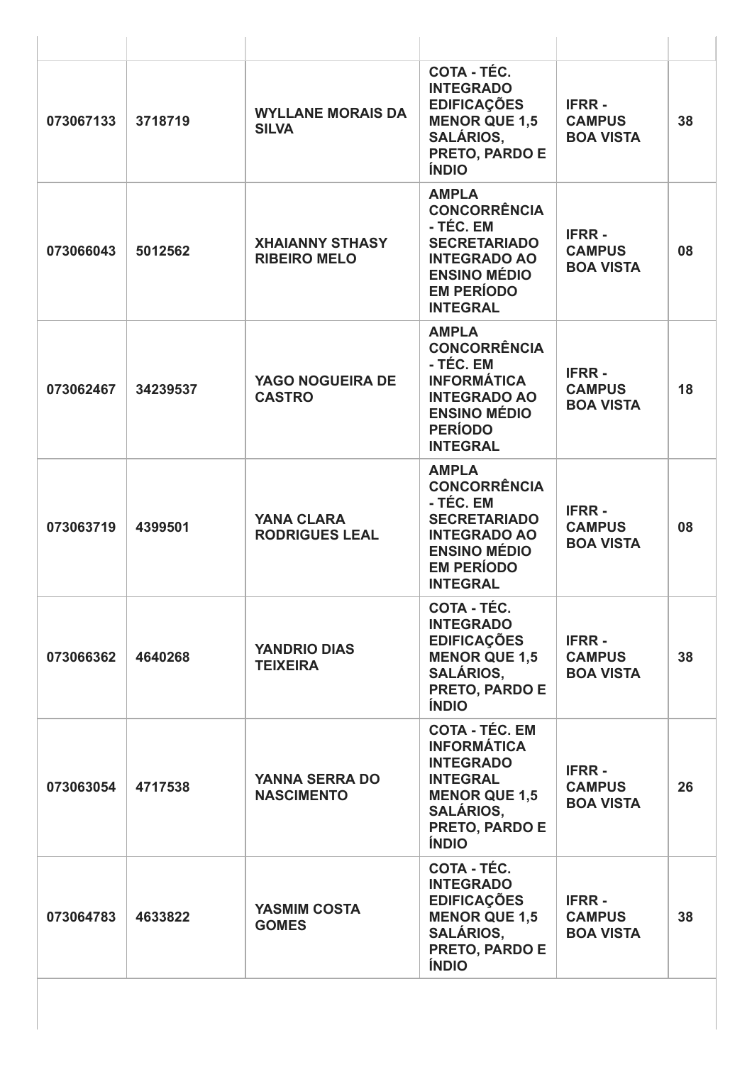| | | | | | |
|---|---|---|---|---|---|
| 073067133 | 3718719 | WYLLANE MORAIS DA SILVA | COTA - TÉC. INTEGRADO EDIFICAÇÕES MENOR QUE 1,5 SALÁRIOS, PRETO, PARDO E ÍNDIO | IFRR - CAMPUS BOA VISTA | 38 |
| 073066043 | 5012562 | XHAIANNY STHASY RIBEIRO MELO | AMPLA CONCORRÊNCIA - TÉC. EM SECRETARIADO INTEGRADO AO ENSINO MÉDIO EM PERÍODO INTEGRAL | IFRR - CAMPUS BOA VISTA | 08 |
| 073062467 | 34239537 | YAGO NOGUEIRA DE CASTRO | AMPLA CONCORRÊNCIA - TÉC. EM INFORMÁTICA INTEGRADO AO ENSINO MÉDIO PERÍODO INTEGRAL | IFRR - CAMPUS BOA VISTA | 18 |
| 073063719 | 4399501 | YANA CLARA RODRIGUES LEAL | AMPLA CONCORRÊNCIA - TÉC. EM SECRETARIADO INTEGRADO AO ENSINO MÉDIO EM PERÍODO INTEGRAL | IFRR - CAMPUS BOA VISTA | 08 |
| 073066362 | 4640268 | YANDRIO DIAS TEIXEIRA | COTA - TÉC. INTEGRADO EDIFICAÇÕES MENOR QUE 1,5 SALÁRIOS, PRETO, PARDO E ÍNDIO | IFRR - CAMPUS BOA VISTA | 38 |
| 073063054 | 4717538 | YANNA SERRA DO NASCIMENTO | COTA - TÉC. EM INFORMÁTICA INTEGRADO INTEGRAL MENOR QUE 1,5 SALÁRIOS, PRETO, PARDO E ÍNDIO | IFRR - CAMPUS BOA VISTA | 26 |
| 073064783 | 4633822 | YASMIM COSTA GOMES | COTA - TÉC. INTEGRADO EDIFICAÇÕES MENOR QUE 1,5 SALÁRIOS, PRETO, PARDO E ÍNDIO | IFRR - CAMPUS BOA VISTA | 38 |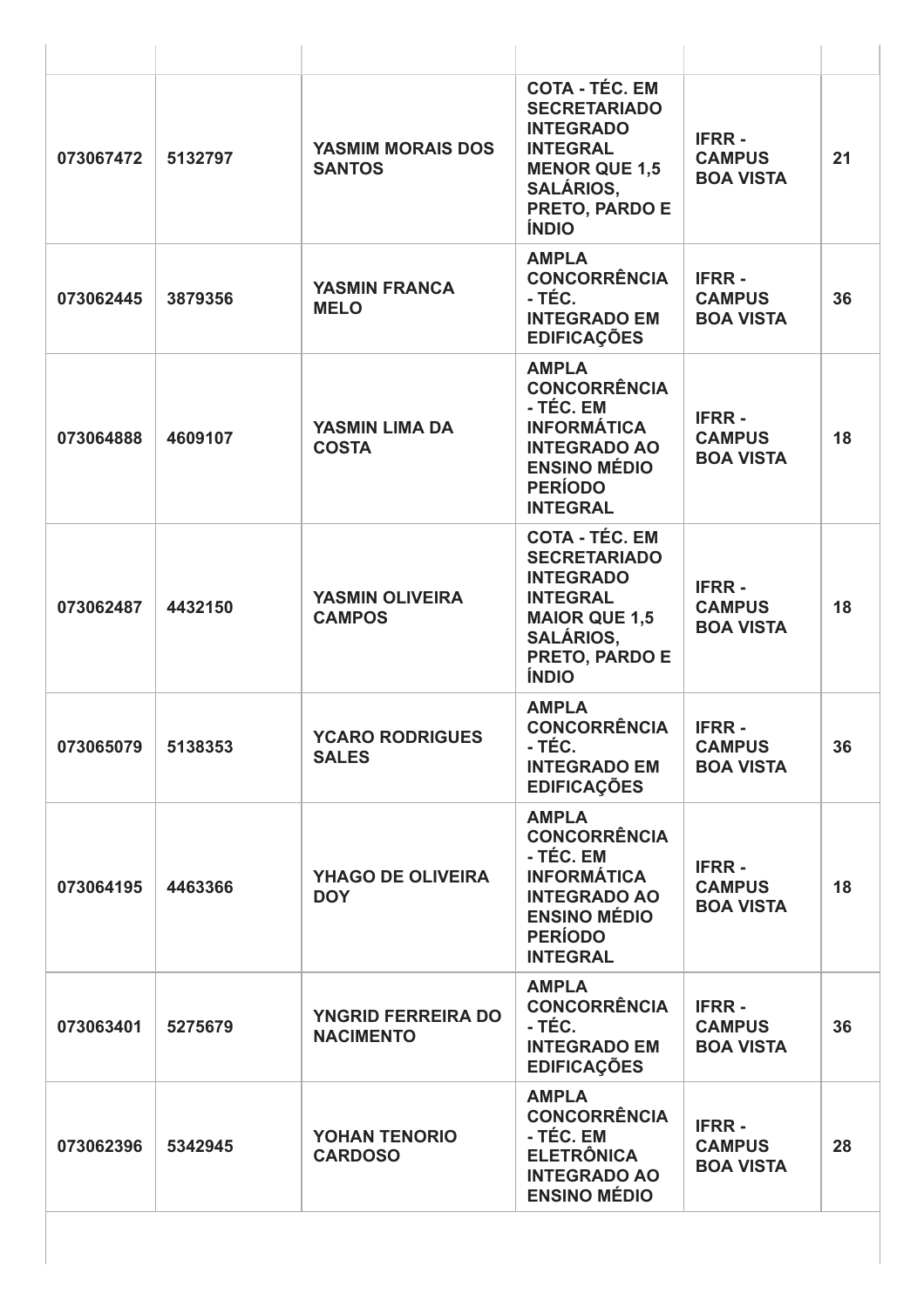| | | | | | |
|---|---|---|---|---|---|
| 073067472 | 5132797 | YASMIM MORAIS DOS SANTOS | COTA - TÉC. EM SECRETARIADO INTEGRADO INTEGRAL MENOR QUE 1,5 SALÁRIOS, PRETO, PARDO E ÍNDIO | IFRR - CAMPUS BOA VISTA | 21 |
| 073062445 | 3879356 | YASMIN FRANCA MELO | AMPLA CONCORRÊNCIA - TÉC. INTEGRADO EM EDIFICAÇÕES | IFRR - CAMPUS BOA VISTA | 36 |
| 073064888 | 4609107 | YASMIN LIMA DA COSTA | AMPLA CONCORRÊNCIA - TÉC. EM INFORMÁTICA INTEGRADO AO ENSINO MÉDIO PERÍODO INTEGRAL | IFRR - CAMPUS BOA VISTA | 18 |
| 073062487 | 4432150 | YASMIN OLIVEIRA CAMPOS | COTA - TÉC. EM SECRETARIADO INTEGRADO INTEGRAL MAIOR QUE 1,5 SALÁRIOS, PRETO, PARDO E ÍNDIO | IFRR - CAMPUS BOA VISTA | 18 |
| 073065079 | 5138353 | YCARO RODRIGUES SALES | AMPLA CONCORRÊNCIA - TÉC. INTEGRADO EM EDIFICAÇÕES | IFRR - CAMPUS BOA VISTA | 36 |
| 073064195 | 4463366 | YHAGO DE OLIVEIRA DOY | AMPLA CONCORRÊNCIA - TÉC. EM INFORMÁTICA INTEGRADO AO ENSINO MÉDIO PERÍODO INTEGRAL | IFRR - CAMPUS BOA VISTA | 18 |
| 073063401 | 5275679 | YNGRID FERREIRA DO NACIMENTO | AMPLA CONCORRÊNCIA - TÉC. INTEGRADO EM EDIFICAÇÕES | IFRR - CAMPUS BOA VISTA | 36 |
| 073062396 | 5342945 | YOHAN TENORIO CARDOSO | AMPLA CONCORRÊNCIA - TÉC. EM ELETRÔNICA INTEGRADO AO ENSINO MÉDIO | IFRR - CAMPUS BOA VISTA | 28 |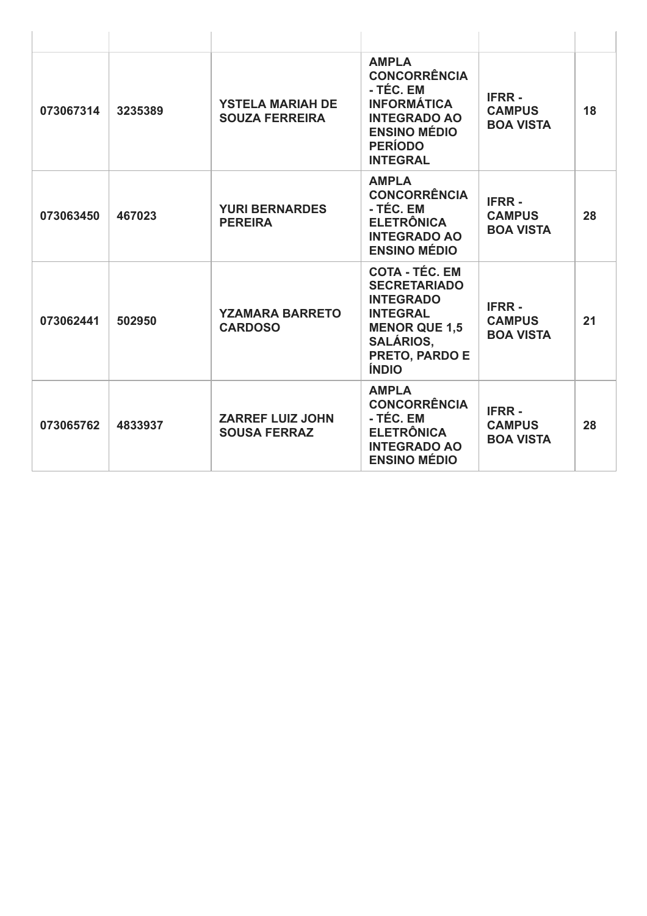| | | | | | |
|---|---|---|---|---|---|
| 073067314 | 3235389 | YSTELA MARIAH DE SOUZA FERREIRA | AMPLA CONCORRÊNCIA - TÉC. EM INFORMÁTICA INTEGRADO AO ENSINO MÉDIO PERÍODO INTEGRAL | IFRR - CAMPUS BOA VISTA | 18 |
| 073063450 | 467023 | YURI BERNARDES PEREIRA | AMPLA CONCORRÊNCIA - TÉC. EM ELETRÔNICA INTEGRADO AO ENSINO MÉDIO | IFRR - CAMPUS BOA VISTA | 28 |
| 073062441 | 502950 | YZAMARA BARRETO CARDOSO | COTA - TÉC. EM SECRETARIADO INTEGRADO INTEGRAL MENOR QUE 1,5 SALÁRIOS, PRETO, PARDO E ÍNDIO | IFRR - CAMPUS BOA VISTA | 21 |
| 073065762 | 4833937 | ZARREF LUIZ JOHN SOUSA FERRAZ | AMPLA CONCORRÊNCIA - TÉC. EM ELETRÔNICA INTEGRADO AO ENSINO MÉDIO | IFRR - CAMPUS BOA VISTA | 28 |